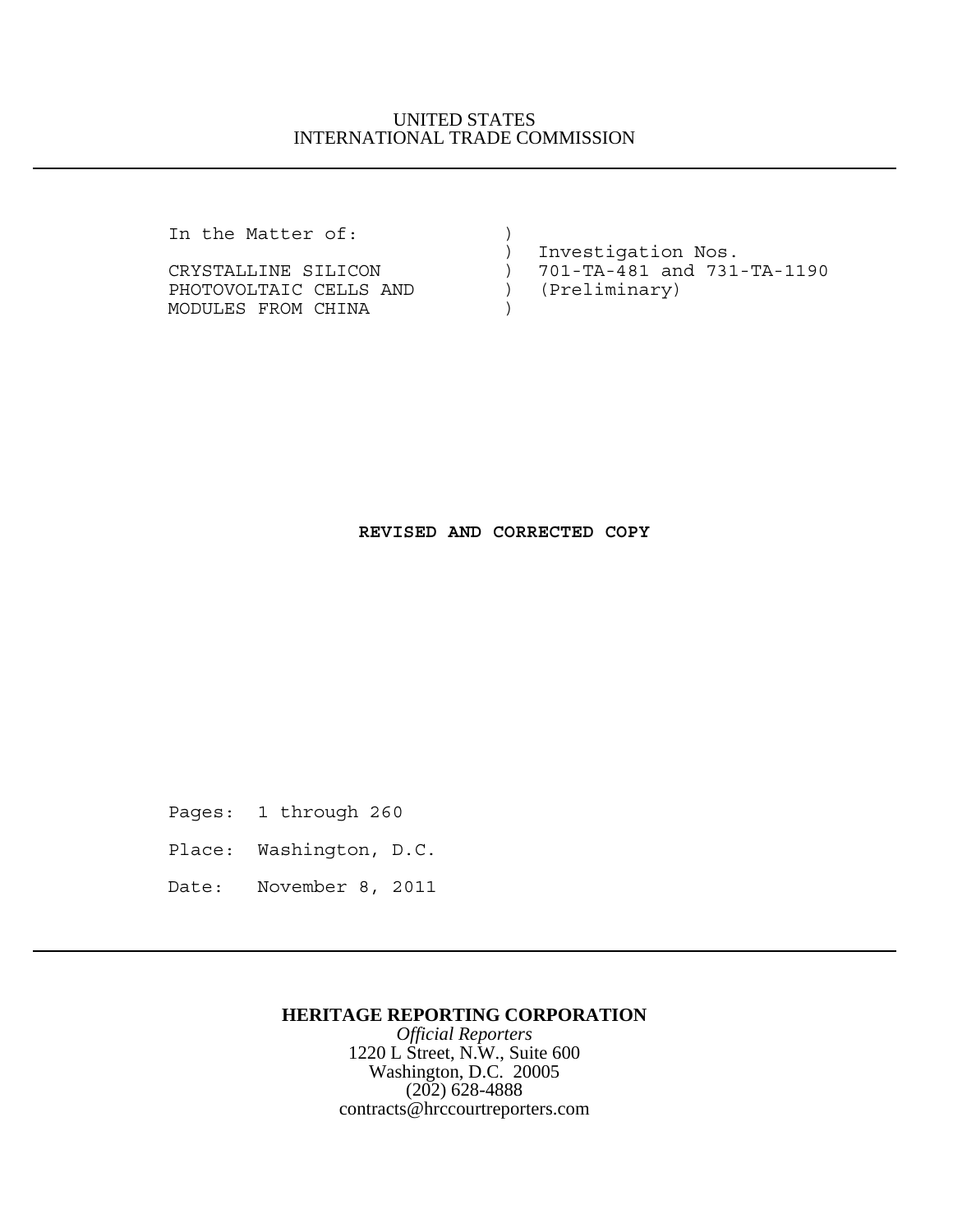UNITED STATES
INTERNATIONAL TRADE COMMISSION

---

```
In the Matter of:                  )
                                   )  Investigation Nos.
CRYSTALLINE SILICON                )  701-TA-481 and 731-TA-1190
PHOTOVOLTAIC CELLS AND             )  (Preliminary)
MODULES FROM CHINA                 )
```

**REVISED AND CORRECTED COPY**

Pages: 1 through 260

Place: Washington, D.C.

Date: November 8, 2011

---

**HERITAGE REPORTING CORPORATION**
*Official Reporters*
1220 L Street, N.W., Suite 600
Washington, D.C. 20005
(202) 628-4888
contracts@hrccourtreporters.com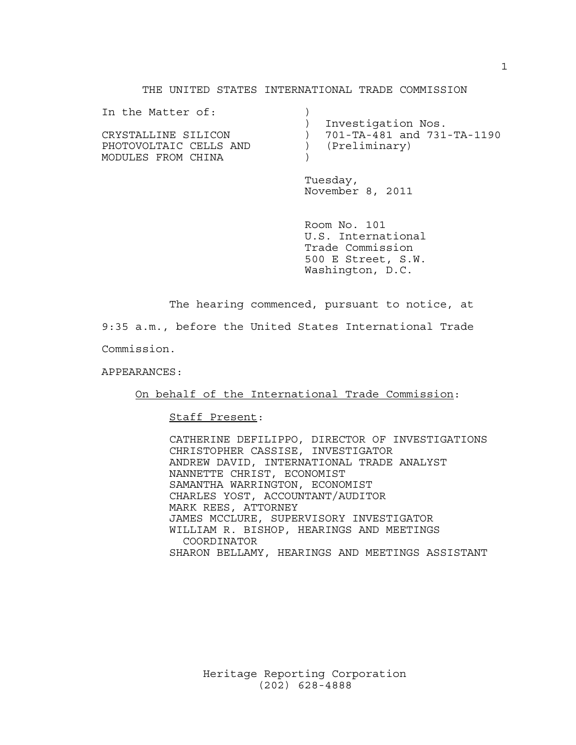THE UNITED STATES INTERNATIONAL TRADE COMMISSION

| | |
|---|---|
| In the Matter of: | ) |
| | ) Investigation Nos. |
| CRYSTALLINE SILICON | ) 701-TA-481 and 731-TA-1190 |
| PHOTOVOLTAIC CELLS AND | ) (Preliminary) |
| MODULES FROM CHINA | ) |

Tuesday,
November 8, 2011

Room No. 101
U.S. International
Trade Commission
500 E Street, S.W.
Washington, D.C.

The hearing commenced, pursuant to notice, at 9:35 a.m., before the United States International Trade Commission.

APPEARANCES:

On behalf of the International Trade Commission:

Staff Present:

CATHERINE DEFILIPPO, DIRECTOR OF INVESTIGATIONS
CHRISTOPHER CASSISE, INVESTIGATOR
ANDREW DAVID, INTERNATIONAL TRADE ANALYST
NANNETTE CHRIST, ECONOMIST
SAMANTHA WARRINGTON, ECONOMIST
CHARLES YOST, ACCOUNTANT/AUDITOR
MARK REES, ATTORNEY
JAMES MCCLURE, SUPERVISORY INVESTIGATOR
WILLIAM R. BISHOP, HEARINGS AND MEETINGS COORDINATOR
SHARON BELLAMY, HEARINGS AND MEETINGS ASSISTANT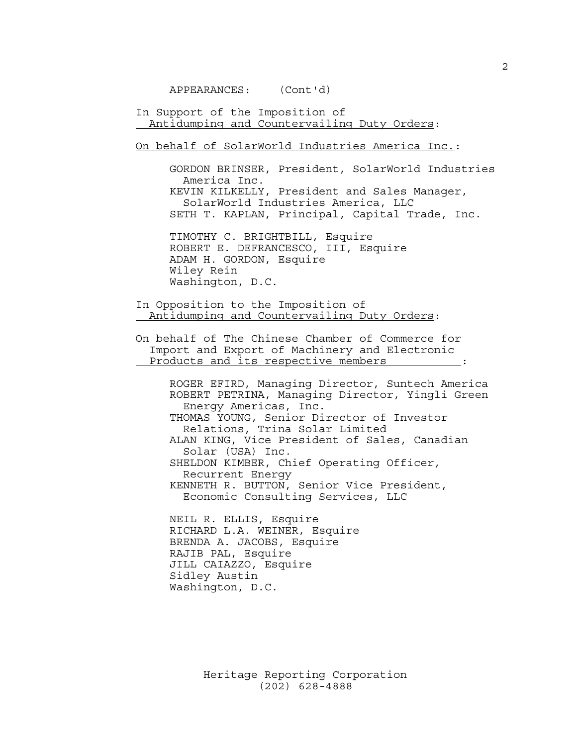APPEARANCES: (Cont'd)

<u>In Support of the Imposition of Antidumping and Countervailing Duty Orders</u>:

<u>On behalf of SolarWorld Industries America Inc.</u>:

GORDON BRINSER, President, SolarWorld Industries America Inc.
KEVIN KILKELLY, President and Sales Manager, SolarWorld Industries America, LLC
SETH T. KAPLAN, Principal, Capital Trade, Inc.

TIMOTHY C. BRIGHTBILL, Esquire
ROBERT E. DEFRANCESCO, III, Esquire
ADAM H. GORDON, Esquire
Wiley Rein
Washington, D.C.

<u>In Opposition to the Imposition of Antidumping and Countervailing Duty Orders</u>:

<u>On behalf of The Chinese Chamber of Commerce for Import and Export of Machinery and Electronic Products and its respective members</u>:

ROGER EFIRD, Managing Director, Suntech America
ROBERT PETRINA, Managing Director, Yingli Green Energy Americas, Inc.
THOMAS YOUNG, Senior Director of Investor Relations, Trina Solar Limited
ALAN KING, Vice President of Sales, Canadian Solar (USA) Inc.
SHELDON KIMBER, Chief Operating Officer, Recurrent Energy
KENNETH R. BUTTON, Senior Vice President, Economic Consulting Services, LLC

NEIL R. ELLIS, Esquire
RICHARD L.A. WEINER, Esquire
BRENDA A. JACOBS, Esquire
RAJIB PAL, Esquire
JILL CAIAZZO, Esquire
Sidley Austin
Washington, D.C.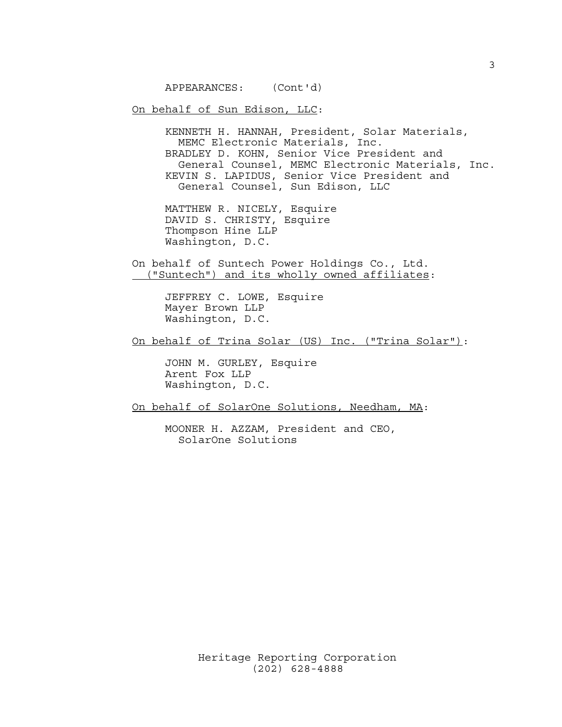APPEARANCES: (Cont'd)

On behalf of Sun Edison, LLC:

KENNETH H. HANNAH, President, Solar Materials, MEMC Electronic Materials, Inc.
BRADLEY D. KOHN, Senior Vice President and General Counsel, MEMC Electronic Materials, Inc.
KEVIN S. LAPIDUS, Senior Vice President and General Counsel, Sun Edison, LLC

MATTHEW R. NICELY, Esquire
DAVID S. CHRISTY, Esquire
Thompson Hine LLP
Washington, D.C.

On behalf of Suntech Power Holdings Co., Ltd. ("Suntech") and its wholly owned affiliates:

JEFFREY C. LOWE, Esquire
Mayer Brown LLP
Washington, D.C.

On behalf of Trina Solar (US) Inc. ("Trina Solar"):

JOHN M. GURLEY, Esquire
Arent Fox LLP
Washington, D.C.

On behalf of SolarOne Solutions, Needham, MA:

MOONER H. AZZAM, President and CEO, SolarOne Solutions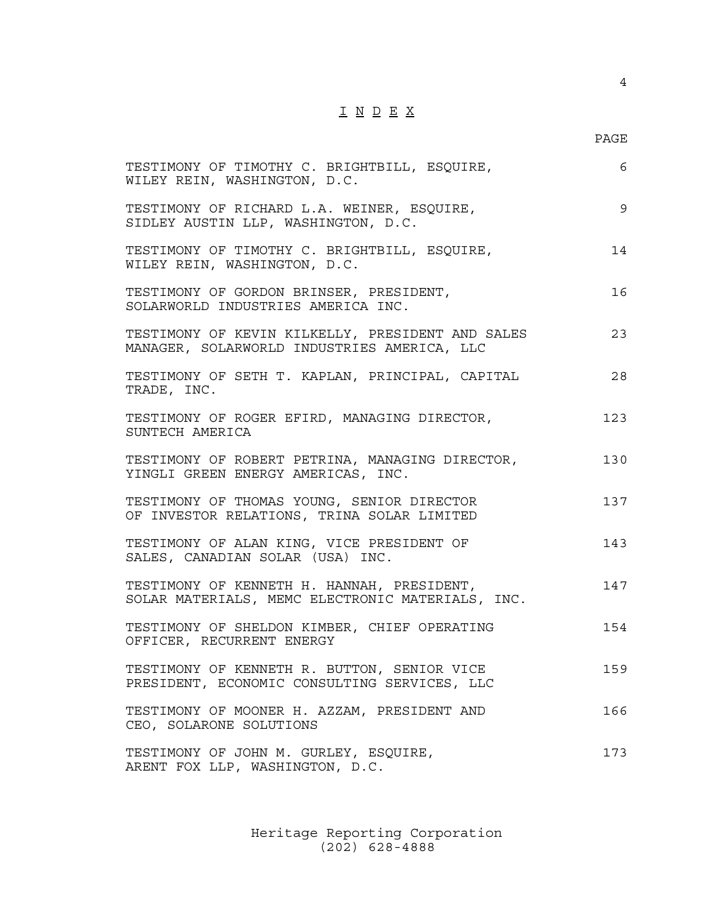# I N D E X

| | PAGE |
|---|---|
| TESTIMONY OF TIMOTHY C. BRIGHTBILL, ESQUIRE, WILEY REIN, WASHINGTON, D.C. | 6 |
| TESTIMONY OF RICHARD L.A. WEINER, ESQUIRE, SIDLEY AUSTIN LLP, WASHINGTON, D.C. | 9 |
| TESTIMONY OF TIMOTHY C. BRIGHTBILL, ESQUIRE, WILEY REIN, WASHINGTON, D.C. | 14 |
| TESTIMONY OF GORDON BRINSER, PRESIDENT, SOLARWORLD INDUSTRIES AMERICA INC. | 16 |
| TESTIMONY OF KEVIN KILKELLY, PRESIDENT AND SALES MANAGER, SOLARWORLD INDUSTRIES AMERICA, LLC | 23 |
| TESTIMONY OF SETH T. KAPLAN, PRINCIPAL, CAPITAL TRADE, INC. | 28 |
| TESTIMONY OF ROGER EFIRD, MANAGING DIRECTOR, SUNTECH AMERICA | 123 |
| TESTIMONY OF ROBERT PETRINA, MANAGING DIRECTOR, YINGLI GREEN ENERGY AMERICAS, INC. | 130 |
| TESTIMONY OF THOMAS YOUNG, SENIOR DIRECTOR OF INVESTOR RELATIONS, TRINA SOLAR LIMITED | 137 |
| TESTIMONY OF ALAN KING, VICE PRESIDENT OF SALES, CANADIAN SOLAR (USA) INC. | 143 |
| TESTIMONY OF KENNETH H. HANNAH, PRESIDENT, SOLAR MATERIALS, MEMC ELECTRONIC MATERIALS, INC. | 147 |
| TESTIMONY OF SHELDON KIMBER, CHIEF OPERATING OFFICER, RECURRENT ENERGY | 154 |
| TESTIMONY OF KENNETH R. BUTTON, SENIOR VICE PRESIDENT, ECONOMIC CONSULTING SERVICES, LLC | 159 |
| TESTIMONY OF MOONER H. AZZAM, PRESIDENT AND CEO, SOLARONE SOLUTIONS | 166 |
| TESTIMONY OF JOHN M. GURLEY, ESQUIRE, ARENT FOX LLP, WASHINGTON, D.C. | 173 |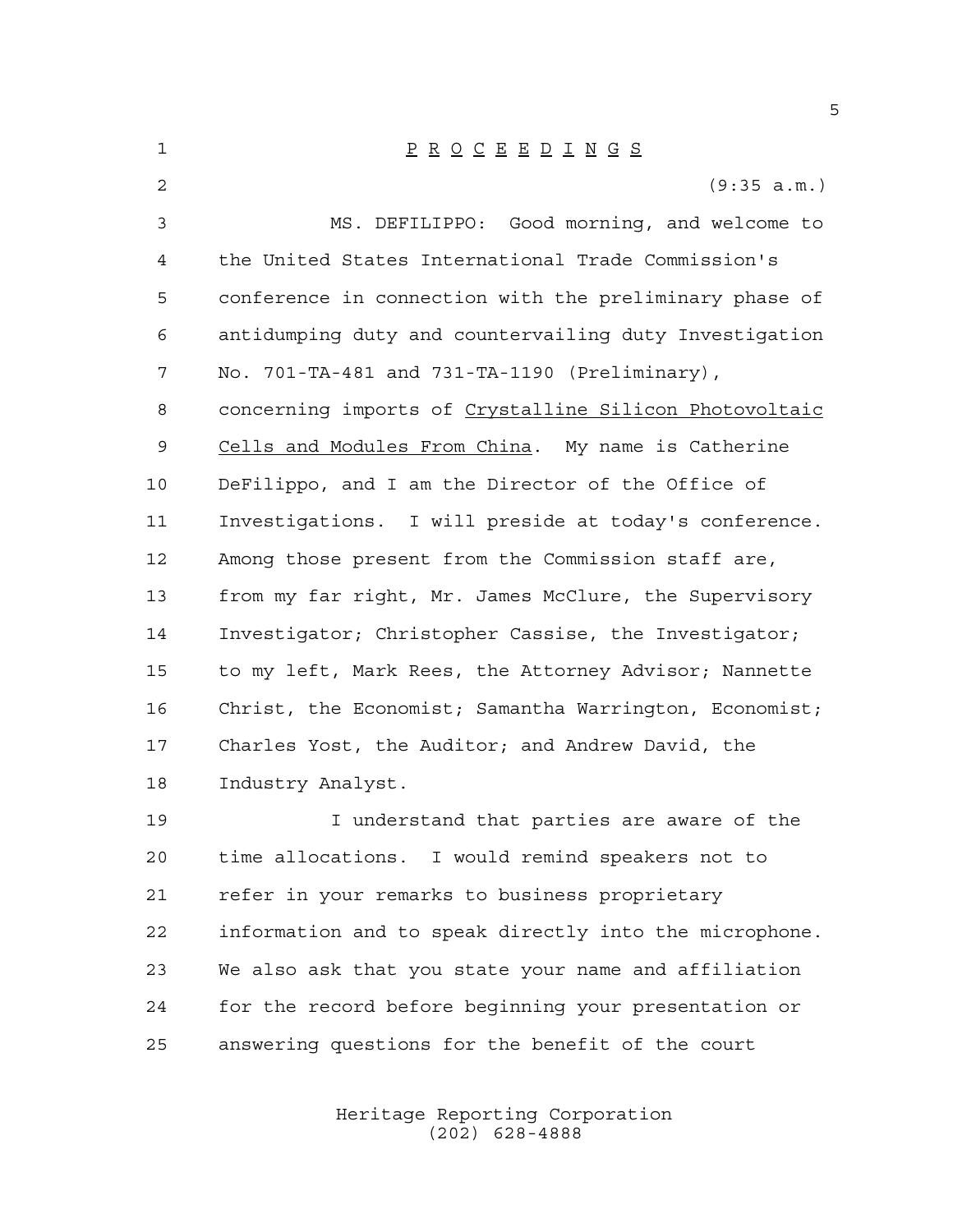# P R O C E E D I N G S

(9:35 a.m.)

MS. DEFILIPPO: Good morning, and welcome to the United States International Trade Commission's conference in connection with the preliminary phase of antidumping duty and countervailing duty Investigation No. 701-TA-481 and 731-TA-1190 (Preliminary), concerning imports of Crystalline Silicon Photovoltaic Cells and Modules From China. My name is Catherine DeFilippo, and I am the Director of the Office of Investigations. I will preside at today's conference. Among those present from the Commission staff are, from my far right, Mr. James McClure, the Supervisory Investigator; Christopher Cassise, the Investigator; to my left, Mark Rees, the Attorney Advisor; Nannette Christ, the Economist; Samantha Warrington, Economist; Charles Yost, the Auditor; and Andrew David, the Industry Analyst.

I understand that parties are aware of the time allocations. I would remind speakers not to refer in your remarks to business proprietary information and to speak directly into the microphone. We also ask that you state your name and affiliation for the record before beginning your presentation or answering questions for the benefit of the court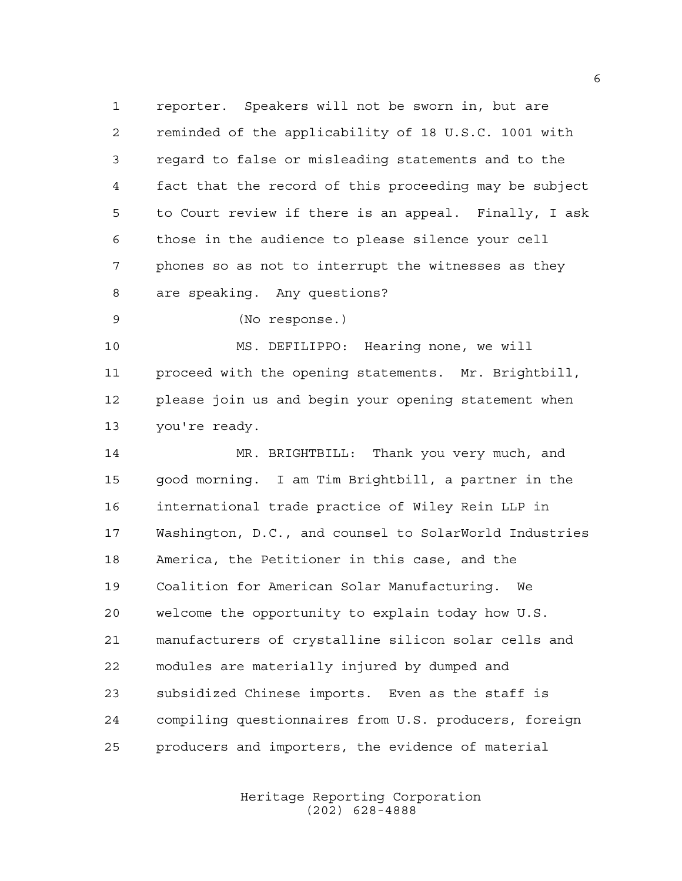reporter. Speakers will not be sworn in, but are reminded of the applicability of 18 U.S.C. 1001 with regard to false or misleading statements and to the fact that the record of this proceeding may be subject to Court review if there is an appeal. Finally, I ask those in the audience to please silence your cell phones so as not to interrupt the witnesses as they are speaking. Any questions?

(No response.)

MS. DEFILIPPO: Hearing none, we will proceed with the opening statements. Mr. Brightbill, please join us and begin your opening statement when you're ready.

MR. BRIGHTBILL: Thank you very much, and good morning. I am Tim Brightbill, a partner in the international trade practice of Wiley Rein LLP in Washington, D.C., and counsel to SolarWorld Industries America, the Petitioner in this case, and the Coalition for American Solar Manufacturing. We welcome the opportunity to explain today how U.S. manufacturers of crystalline silicon solar cells and modules are materially injured by dumped and subsidized Chinese imports. Even as the staff is compiling questionnaires from U.S. producers, foreign producers and importers, the evidence of material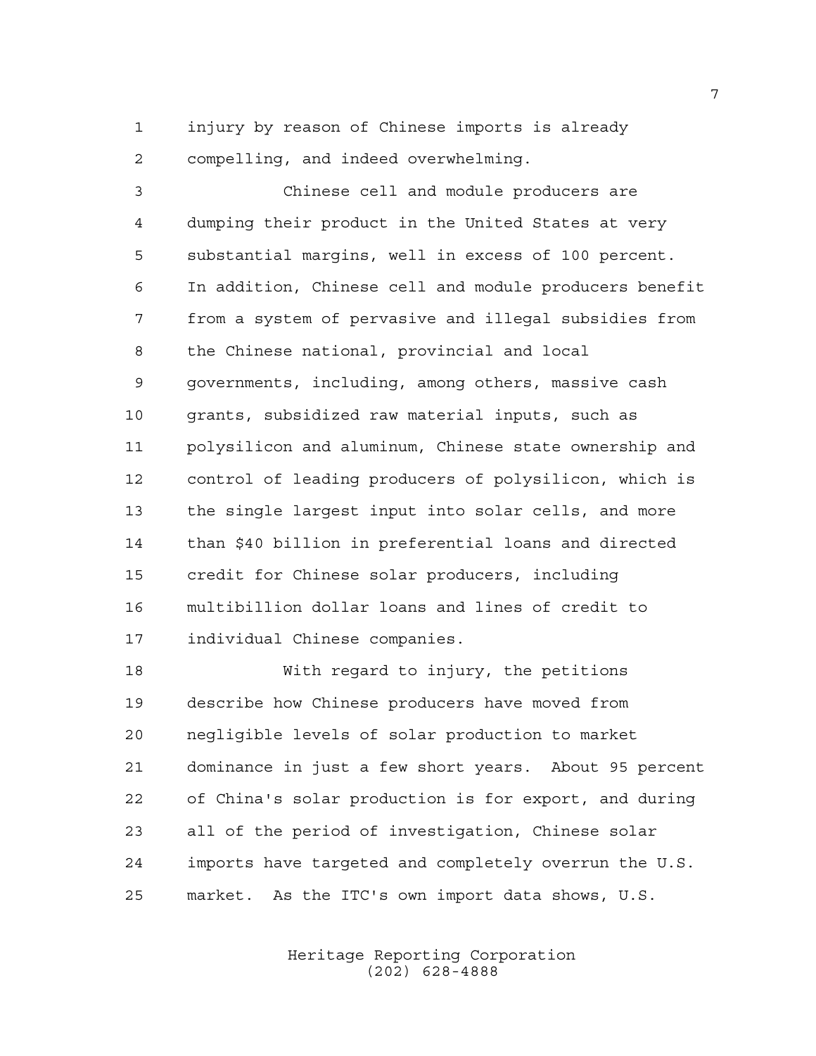injury by reason of Chinese imports is already compelling, and indeed overwhelming.

Chinese cell and module producers are dumping their product in the United States at very substantial margins, well in excess of 100 percent. In addition, Chinese cell and module producers benefit from a system of pervasive and illegal subsidies from the Chinese national, provincial and local governments, including, among others, massive cash grants, subsidized raw material inputs, such as polysilicon and aluminum, Chinese state ownership and control of leading producers of polysilicon, which is the single largest input into solar cells, and more than $40 billion in preferential loans and directed credit for Chinese solar producers, including multibillion dollar loans and lines of credit to individual Chinese companies.

With regard to injury, the petitions describe how Chinese producers have moved from negligible levels of solar production to market dominance in just a few short years. About 95 percent of China's solar production is for export, and during all of the period of investigation, Chinese solar imports have targeted and completely overrun the U.S. market. As the ITC's own import data shows, U.S.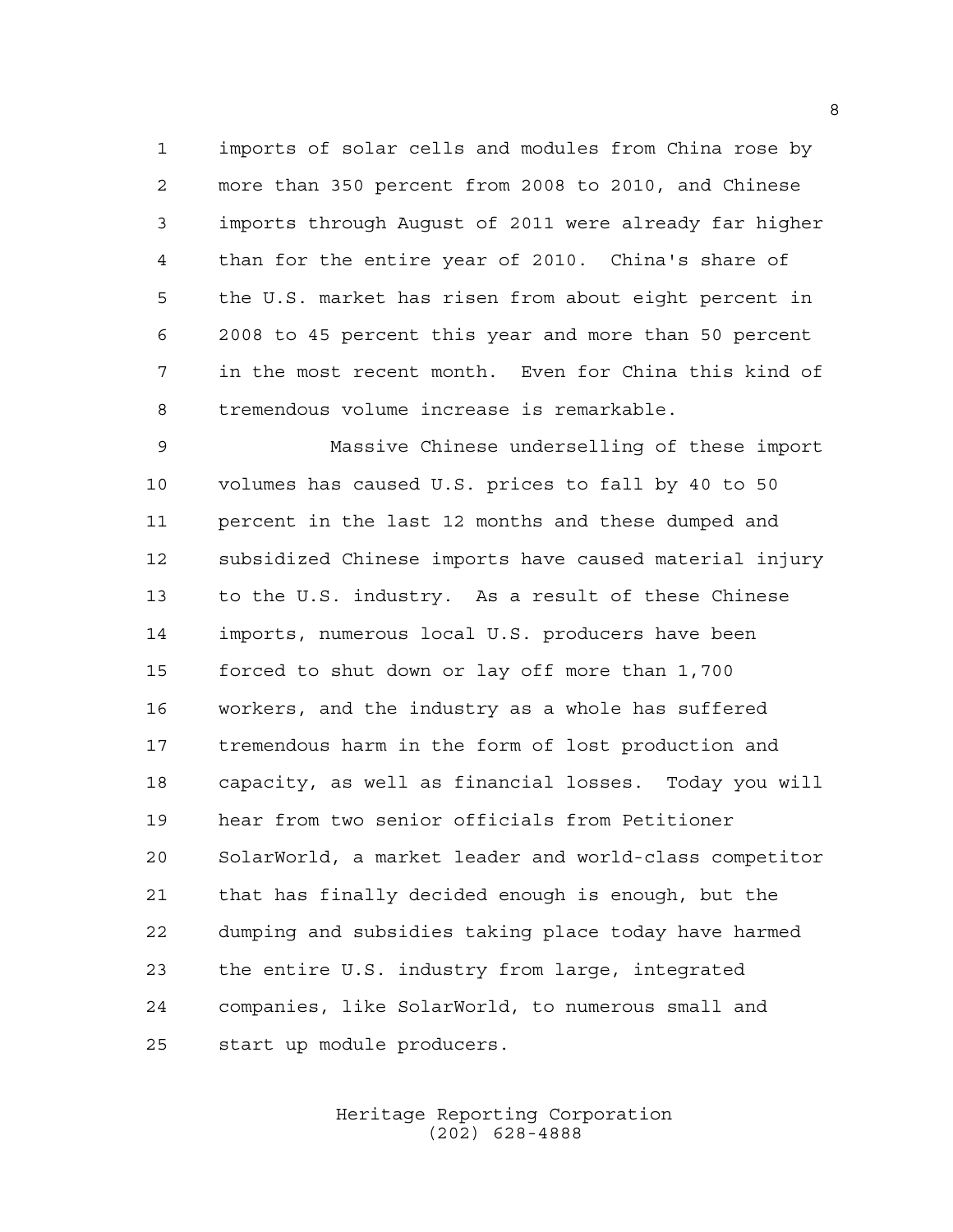imports of solar cells and modules from China rose by more than 350 percent from 2008 to 2010, and Chinese imports through August of 2011 were already far higher than for the entire year of 2010. China's share of the U.S. market has risen from about eight percent in 2008 to 45 percent this year and more than 50 percent in the most recent month. Even for China this kind of tremendous volume increase is remarkable.

Massive Chinese underselling of these import volumes has caused U.S. prices to fall by 40 to 50 percent in the last 12 months and these dumped and subsidized Chinese imports have caused material injury to the U.S. industry. As a result of these Chinese imports, numerous local U.S. producers have been forced to shut down or lay off more than 1,700 workers, and the industry as a whole has suffered tremendous harm in the form of lost production and capacity, as well as financial losses. Today you will hear from two senior officials from Petitioner SolarWorld, a market leader and world-class competitor that has finally decided enough is enough, but the dumping and subsidies taking place today have harmed the entire U.S. industry from large, integrated companies, like SolarWorld, to numerous small and start up module producers.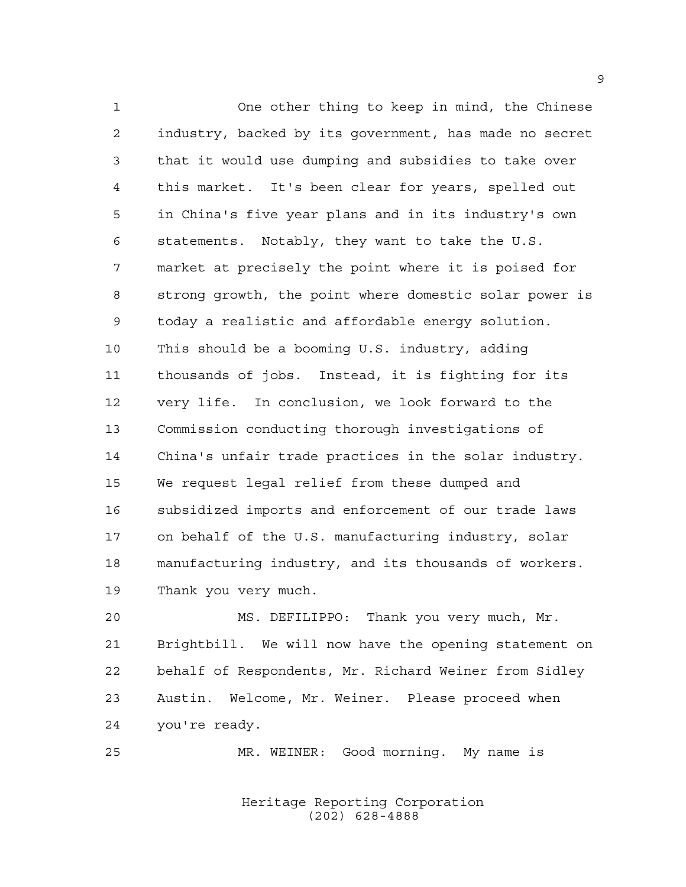One other thing to keep in mind, the Chinese industry, backed by its government, has made no secret that it would use dumping and subsidies to take over this market. It's been clear for years, spelled out in China's five year plans and in its industry's own statements. Notably, they want to take the U.S. market at precisely the point where it is poised for strong growth, the point where domestic solar power is today a realistic and affordable energy solution. This should be a booming U.S. industry, adding thousands of jobs. Instead, it is fighting for its very life. In conclusion, we look forward to the Commission conducting thorough investigations of China's unfair trade practices in the solar industry. We request legal relief from these dumped and subsidized imports and enforcement of our trade laws on behalf of the U.S. manufacturing industry, solar manufacturing industry, and its thousands of workers. Thank you very much.

MS. DEFILIPPO: Thank you very much, Mr. Brightbill. We will now have the opening statement on behalf of Respondents, Mr. Richard Weiner from Sidley Austin. Welcome, Mr. Weiner. Please proceed when you're ready.

MR. WEINER: Good morning. My name is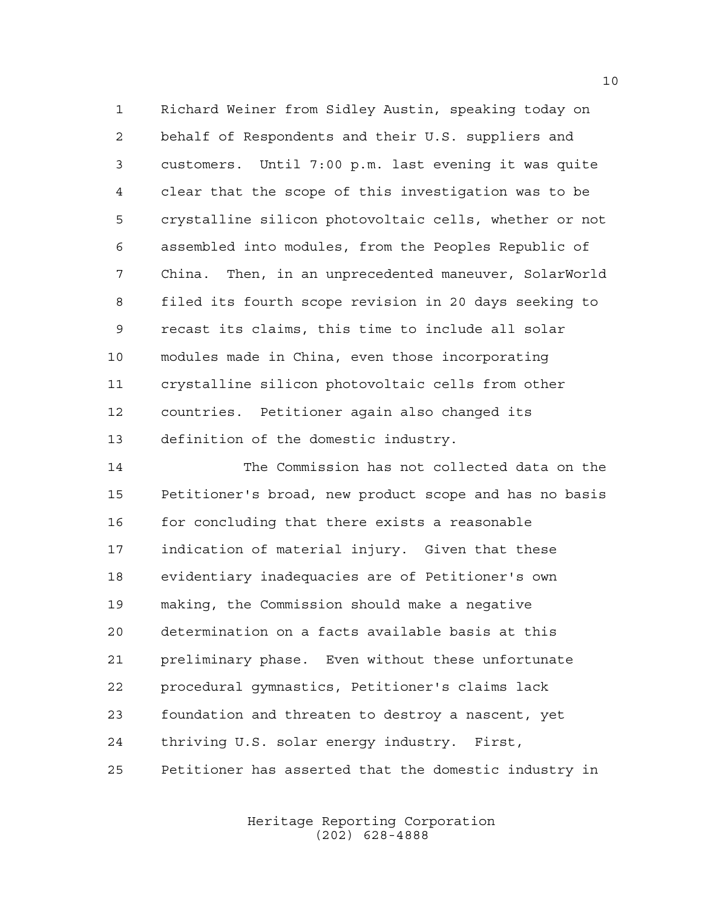Richard Weiner from Sidley Austin, speaking today on behalf of Respondents and their U.S. suppliers and customers. Until 7:00 p.m. last evening it was quite clear that the scope of this investigation was to be crystalline silicon photovoltaic cells, whether or not assembled into modules, from the Peoples Republic of China. Then, in an unprecedented maneuver, SolarWorld filed its fourth scope revision in 20 days seeking to recast its claims, this time to include all solar modules made in China, even those incorporating crystalline silicon photovoltaic cells from other countries. Petitioner again also changed its definition of the domestic industry.

The Commission has not collected data on the Petitioner's broad, new product scope and has no basis for concluding that there exists a reasonable indication of material injury. Given that these evidentiary inadequacies are of Petitioner's own making, the Commission should make a negative determination on a facts available basis at this preliminary phase. Even without these unfortunate procedural gymnastics, Petitioner's claims lack foundation and threaten to destroy a nascent, yet thriving U.S. solar energy industry. First, Petitioner has asserted that the domestic industry in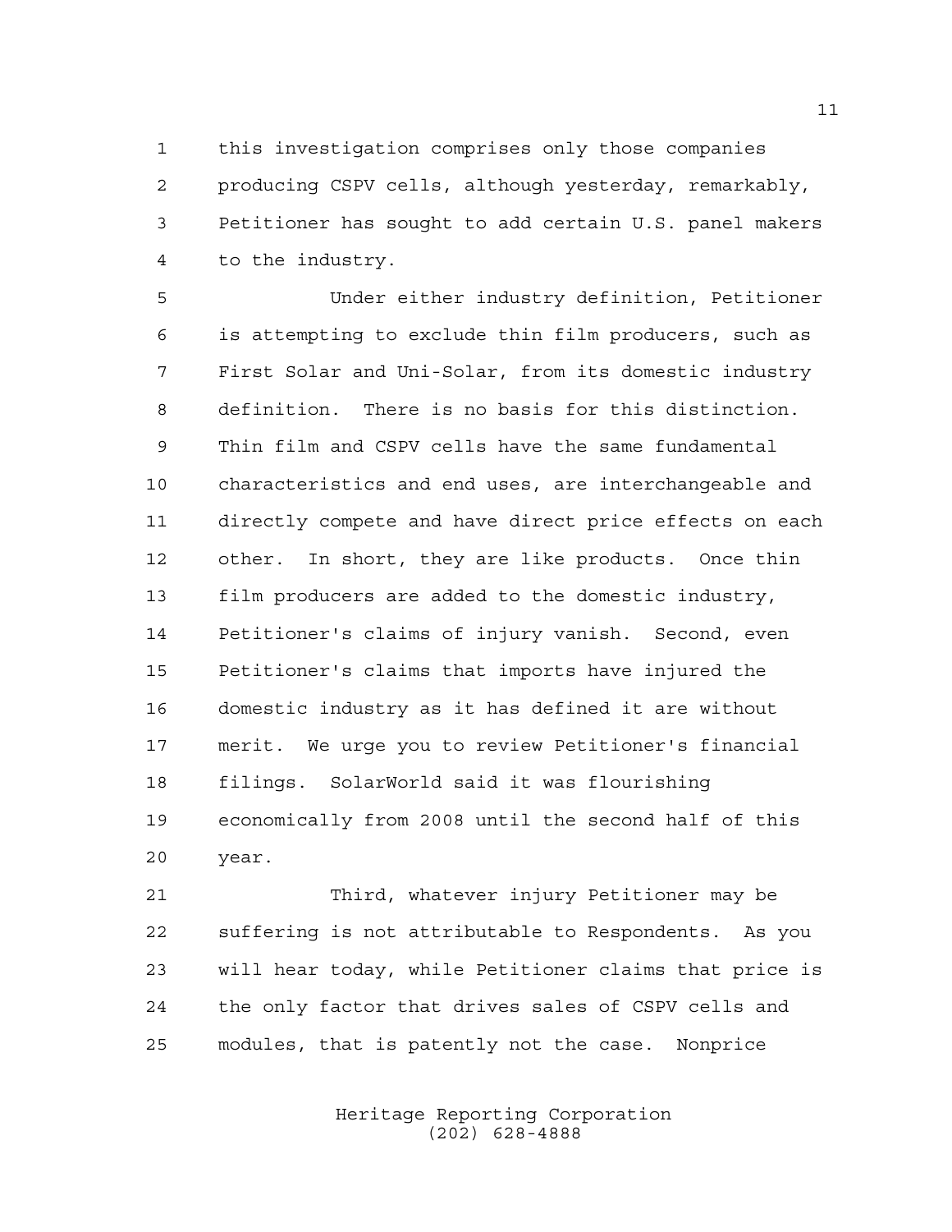this investigation comprises only those companies producing CSPV cells, although yesterday, remarkably, Petitioner has sought to add certain U.S. panel makers to the industry.

Under either industry definition, Petitioner is attempting to exclude thin film producers, such as First Solar and Uni-Solar, from its domestic industry definition. There is no basis for this distinction. Thin film and CSPV cells have the same fundamental characteristics and end uses, are interchangeable and directly compete and have direct price effects on each other. In short, they are like products. Once thin film producers are added to the domestic industry, Petitioner's claims of injury vanish. Second, even Petitioner's claims that imports have injured the domestic industry as it has defined it are without merit. We urge you to review Petitioner's financial filings. SolarWorld said it was flourishing economically from 2008 until the second half of this year.

Third, whatever injury Petitioner may be suffering is not attributable to Respondents. As you will hear today, while Petitioner claims that price is the only factor that drives sales of CSPV cells and modules, that is patently not the case. Nonprice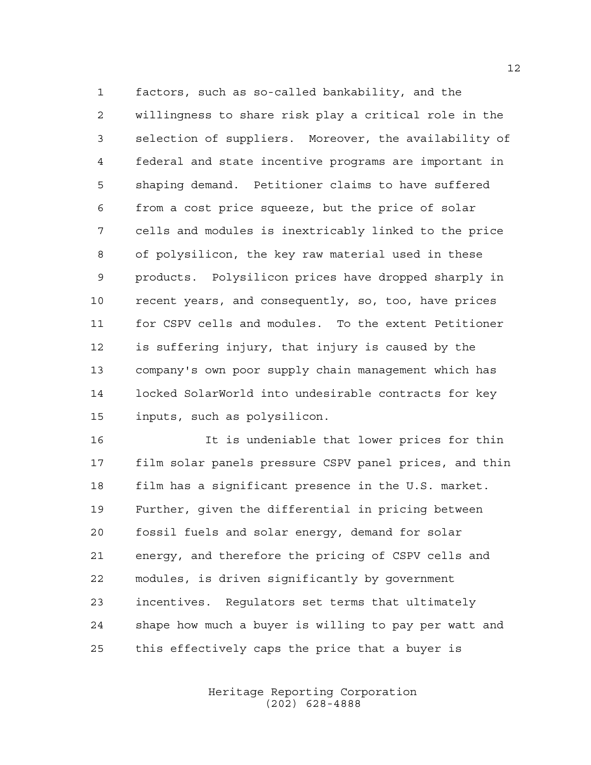factors, such as so-called bankability, and the willingness to share risk play a critical role in the selection of suppliers. Moreover, the availability of federal and state incentive programs are important in shaping demand. Petitioner claims to have suffered from a cost price squeeze, but the price of solar cells and modules is inextricably linked to the price of polysilicon, the key raw material used in these products. Polysilicon prices have dropped sharply in recent years, and consequently, so, too, have prices for CSPV cells and modules. To the extent Petitioner is suffering injury, that injury is caused by the company's own poor supply chain management which has locked SolarWorld into undesirable contracts for key inputs, such as polysilicon.

It is undeniable that lower prices for thin film solar panels pressure CSPV panel prices, and thin film has a significant presence in the U.S. market. Further, given the differential in pricing between fossil fuels and solar energy, demand for solar energy, and therefore the pricing of CSPV cells and modules, is driven significantly by government incentives. Regulators set terms that ultimately shape how much a buyer is willing to pay per watt and this effectively caps the price that a buyer is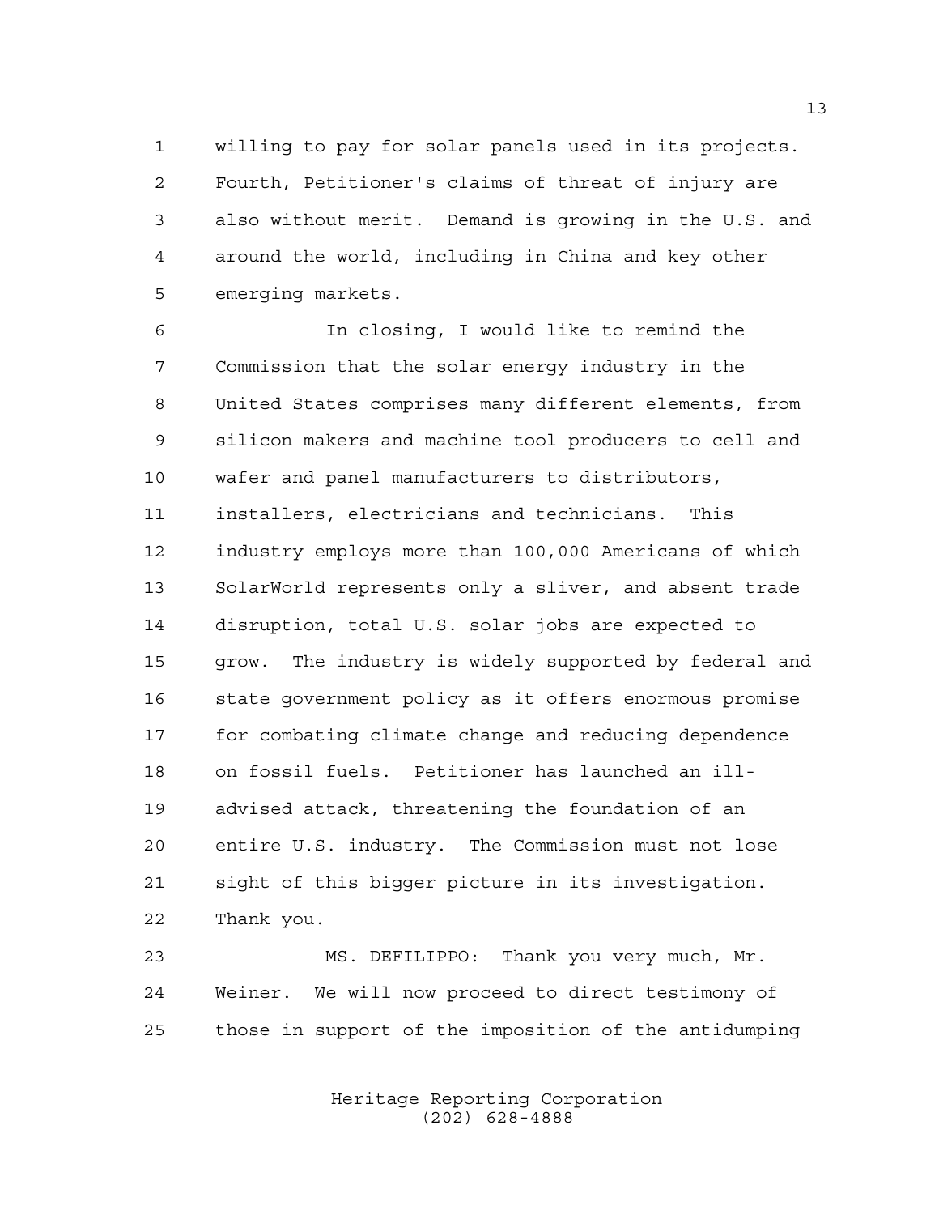willing to pay for solar panels used in its projects. Fourth, Petitioner's claims of threat of injury are also without merit. Demand is growing in the U.S. and around the world, including in China and key other emerging markets.

In closing, I would like to remind the Commission that the solar energy industry in the United States comprises many different elements, from silicon makers and machine tool producers to cell and wafer and panel manufacturers to distributors, installers, electricians and technicians. This industry employs more than 100,000 Americans of which SolarWorld represents only a sliver, and absent trade disruption, total U.S. solar jobs are expected to grow. The industry is widely supported by federal and state government policy as it offers enormous promise for combating climate change and reducing dependence on fossil fuels. Petitioner has launched an ill-advised attack, threatening the foundation of an entire U.S. industry. The Commission must not lose sight of this bigger picture in its investigation. Thank you.

MS. DEFILIPPO: Thank you very much, Mr. Weiner. We will now proceed to direct testimony of those in support of the imposition of the antidumping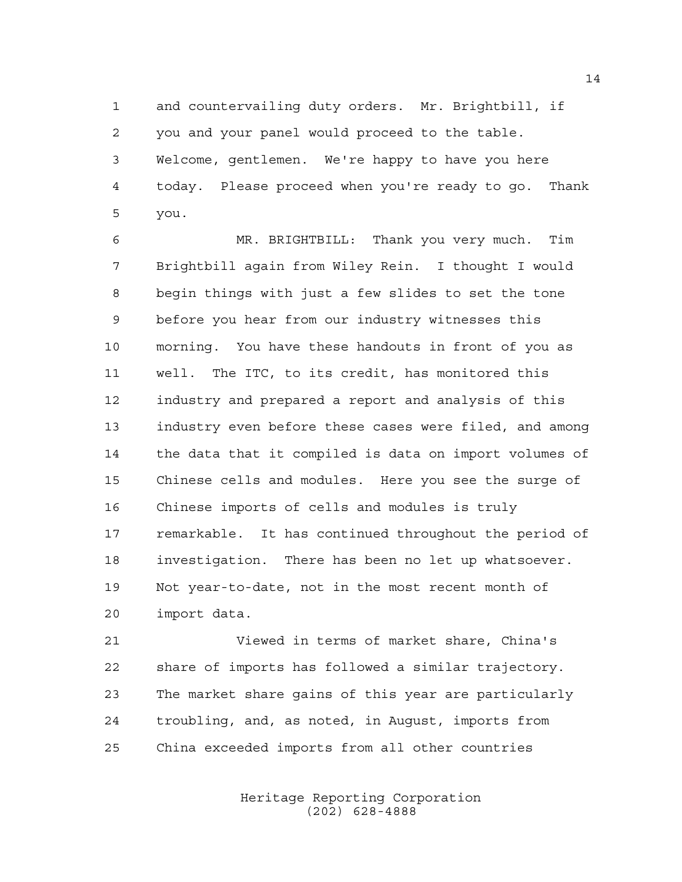and countervailing duty orders. Mr. Brightbill, if you and your panel would proceed to the table. Welcome, gentlemen. We're happy to have you here today. Please proceed when you're ready to go. Thank you.

MR. BRIGHTBILL: Thank you very much. Tim Brightbill again from Wiley Rein. I thought I would begin things with just a few slides to set the tone before you hear from our industry witnesses this morning. You have these handouts in front of you as well. The ITC, to its credit, has monitored this industry and prepared a report and analysis of this industry even before these cases were filed, and among the data that it compiled is data on import volumes of Chinese cells and modules. Here you see the surge of Chinese imports of cells and modules is truly remarkable. It has continued throughout the period of investigation. There has been no let up whatsoever. Not year-to-date, not in the most recent month of import data.

Viewed in terms of market share, China's share of imports has followed a similar trajectory. The market share gains of this year are particularly troubling, and, as noted, in August, imports from China exceeded imports from all other countries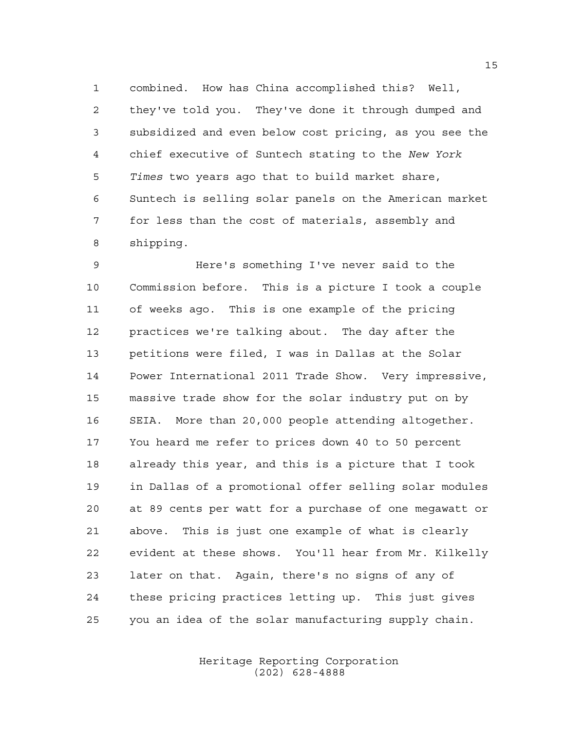combined. How has China accomplished this? Well, they've told you. They've done it through dumped and subsidized and even below cost pricing, as you see the chief executive of Suntech stating to the *New York Times* two years ago that to build market share, Suntech is selling solar panels on the American market for less than the cost of materials, assembly and shipping.

Here's something I've never said to the Commission before. This is a picture I took a couple of weeks ago. This is one example of the pricing practices we're talking about. The day after the petitions were filed, I was in Dallas at the Solar Power International 2011 Trade Show. Very impressive, massive trade show for the solar industry put on by SEIA. More than 20,000 people attending altogether. You heard me refer to prices down 40 to 50 percent already this year, and this is a picture that I took in Dallas of a promotional offer selling solar modules at 89 cents per watt for a purchase of one megawatt or above. This is just one example of what is clearly evident at these shows. You'll hear from Mr. Kilkelly later on that. Again, there's no signs of any of these pricing practices letting up. This just gives you an idea of the solar manufacturing supply chain.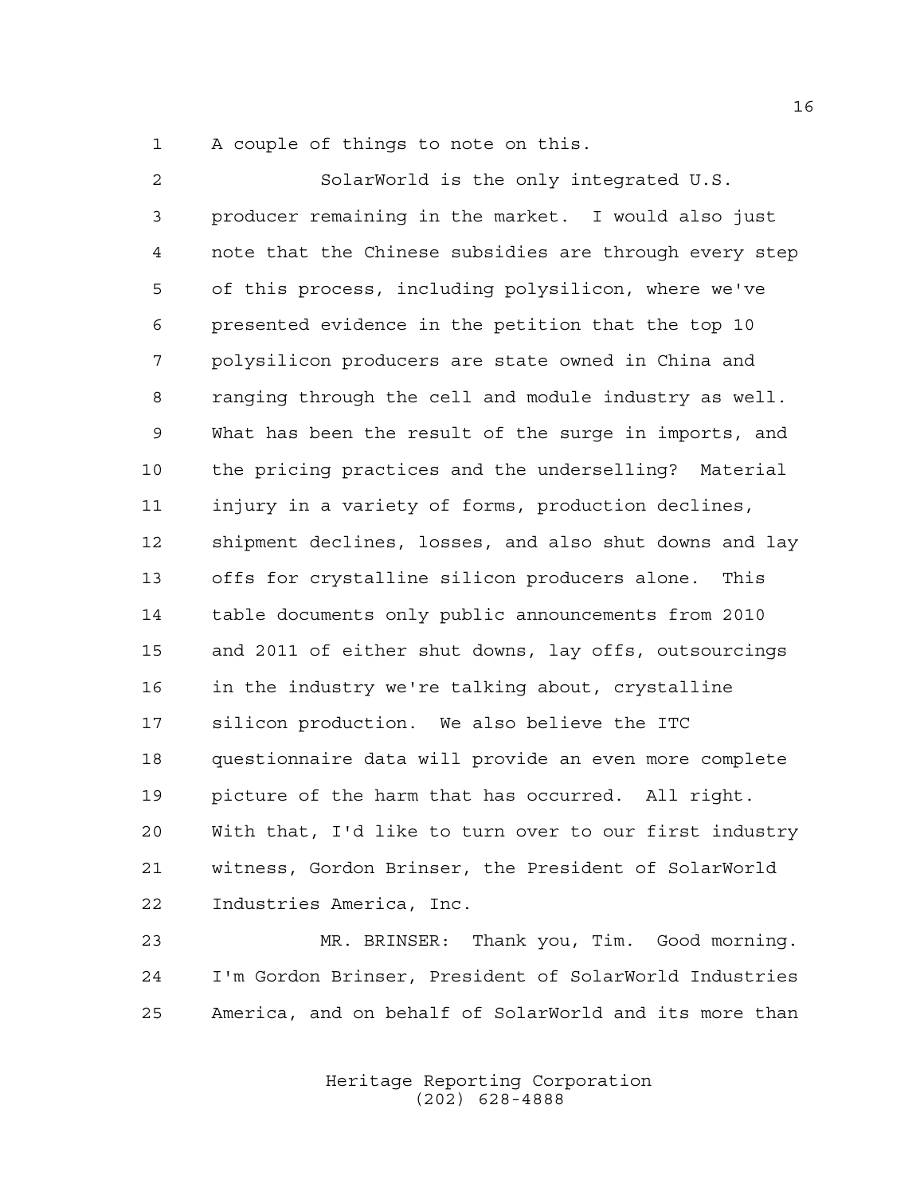A couple of things to note on this.

SolarWorld is the only integrated U.S. producer remaining in the market. I would also just note that the Chinese subsidies are through every step of this process, including polysilicon, where we've presented evidence in the petition that the top 10 polysilicon producers are state owned in China and ranging through the cell and module industry as well. What has been the result of the surge in imports, and the pricing practices and the underselling? Material injury in a variety of forms, production declines, shipment declines, losses, and also shut downs and lay offs for crystalline silicon producers alone. This table documents only public announcements from 2010 and 2011 of either shut downs, lay offs, outsourcings in the industry we're talking about, crystalline silicon production. We also believe the ITC questionnaire data will provide an even more complete picture of the harm that has occurred. All right. With that, I'd like to turn over to our first industry witness, Gordon Brinser, the President of SolarWorld Industries America, Inc.

MR. BRINSER: Thank you, Tim. Good morning. I'm Gordon Brinser, President of SolarWorld Industries America, and on behalf of SolarWorld and its more than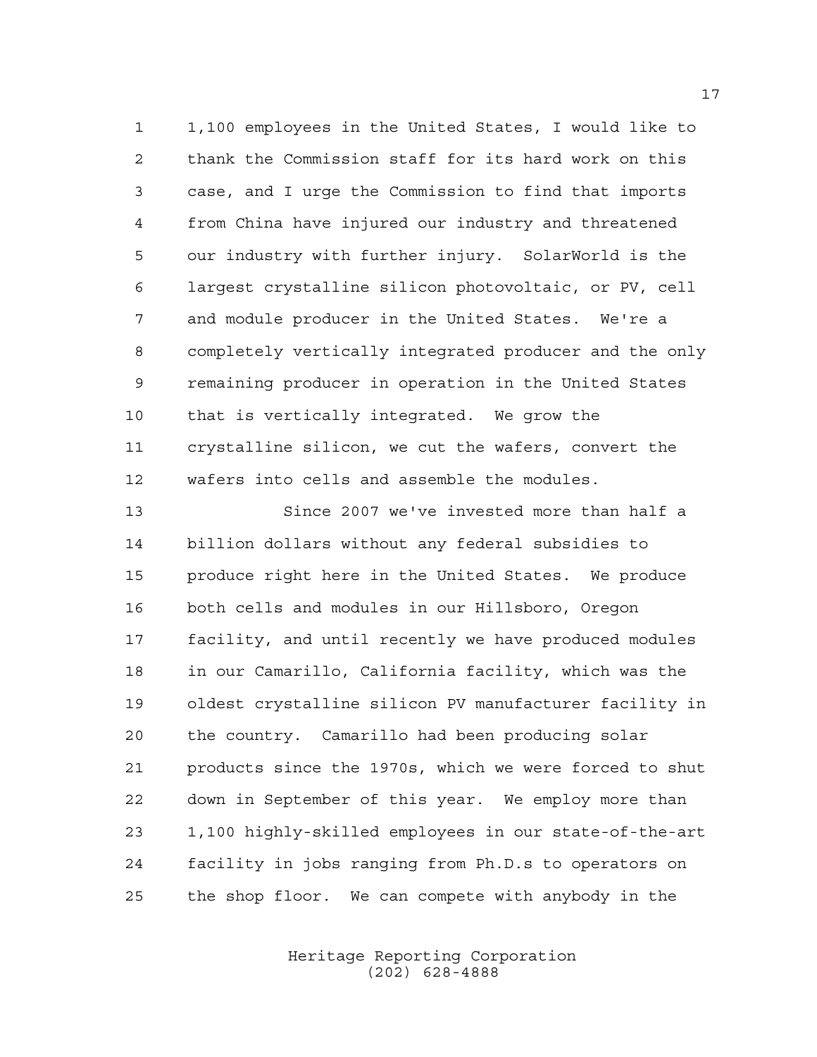1,100 employees in the United States, I would like to thank the Commission staff for its hard work on this case, and I urge the Commission to find that imports from China have injured our industry and threatened our industry with further injury. SolarWorld is the largest crystalline silicon photovoltaic, or PV, cell and module producer in the United States. We're a completely vertically integrated producer and the only remaining producer in operation in the United States that is vertically integrated. We grow the crystalline silicon, we cut the wafers, convert the wafers into cells and assemble the modules.

Since 2007 we've invested more than half a billion dollars without any federal subsidies to produce right here in the United States. We produce both cells and modules in our Hillsboro, Oregon facility, and until recently we have produced modules in our Camarillo, California facility, which was the oldest crystalline silicon PV manufacturer facility in the country. Camarillo had been producing solar products since the 1970s, which we were forced to shut down in September of this year. We employ more than 1,100 highly-skilled employees in our state-of-the-art facility in jobs ranging from Ph.D.s to operators on the shop floor. We can compete with anybody in the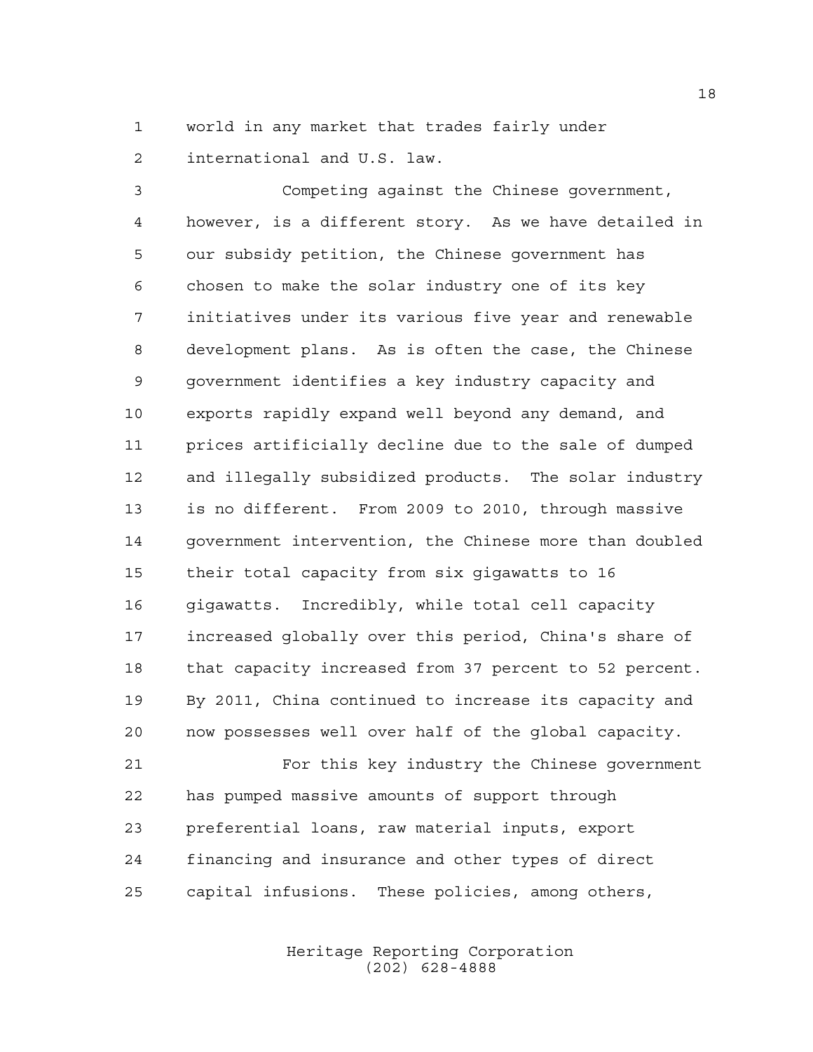world in any market that trades fairly under international and U.S. law.

Competing against the Chinese government, however, is a different story. As we have detailed in our subsidy petition, the Chinese government has chosen to make the solar industry one of its key initiatives under its various five year and renewable development plans. As is often the case, the Chinese government identifies a key industry capacity and exports rapidly expand well beyond any demand, and prices artificially decline due to the sale of dumped and illegally subsidized products. The solar industry is no different. From 2009 to 2010, through massive government intervention, the Chinese more than doubled their total capacity from six gigawatts to 16 gigawatts. Incredibly, while total cell capacity increased globally over this period, China's share of that capacity increased from 37 percent to 52 percent. By 2011, China continued to increase its capacity and now possesses well over half of the global capacity.

For this key industry the Chinese government has pumped massive amounts of support through preferential loans, raw material inputs, export financing and insurance and other types of direct capital infusions. These policies, among others,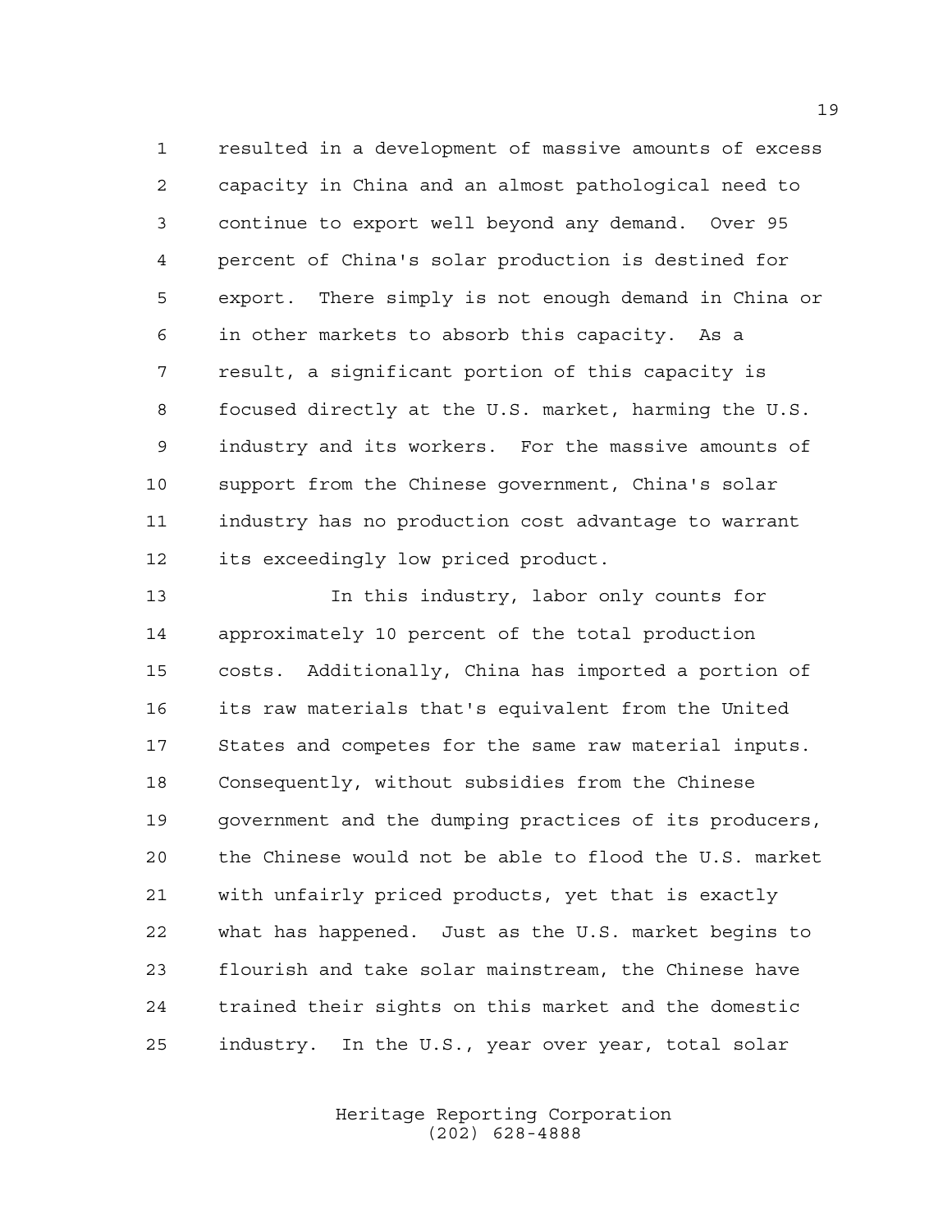resulted in a development of massive amounts of excess capacity in China and an almost pathological need to continue to export well beyond any demand. Over 95 percent of China's solar production is destined for export. There simply is not enough demand in China or in other markets to absorb this capacity. As a result, a significant portion of this capacity is focused directly at the U.S. market, harming the U.S. industry and its workers. For the massive amounts of support from the Chinese government, China's solar industry has no production cost advantage to warrant its exceedingly low priced product.

In this industry, labor only counts for approximately 10 percent of the total production costs. Additionally, China has imported a portion of its raw materials that's equivalent from the United States and competes for the same raw material inputs. Consequently, without subsidies from the Chinese government and the dumping practices of its producers, the Chinese would not be able to flood the U.S. market with unfairly priced products, yet that is exactly what has happened. Just as the U.S. market begins to flourish and take solar mainstream, the Chinese have trained their sights on this market and the domestic industry. In the U.S., year over year, total solar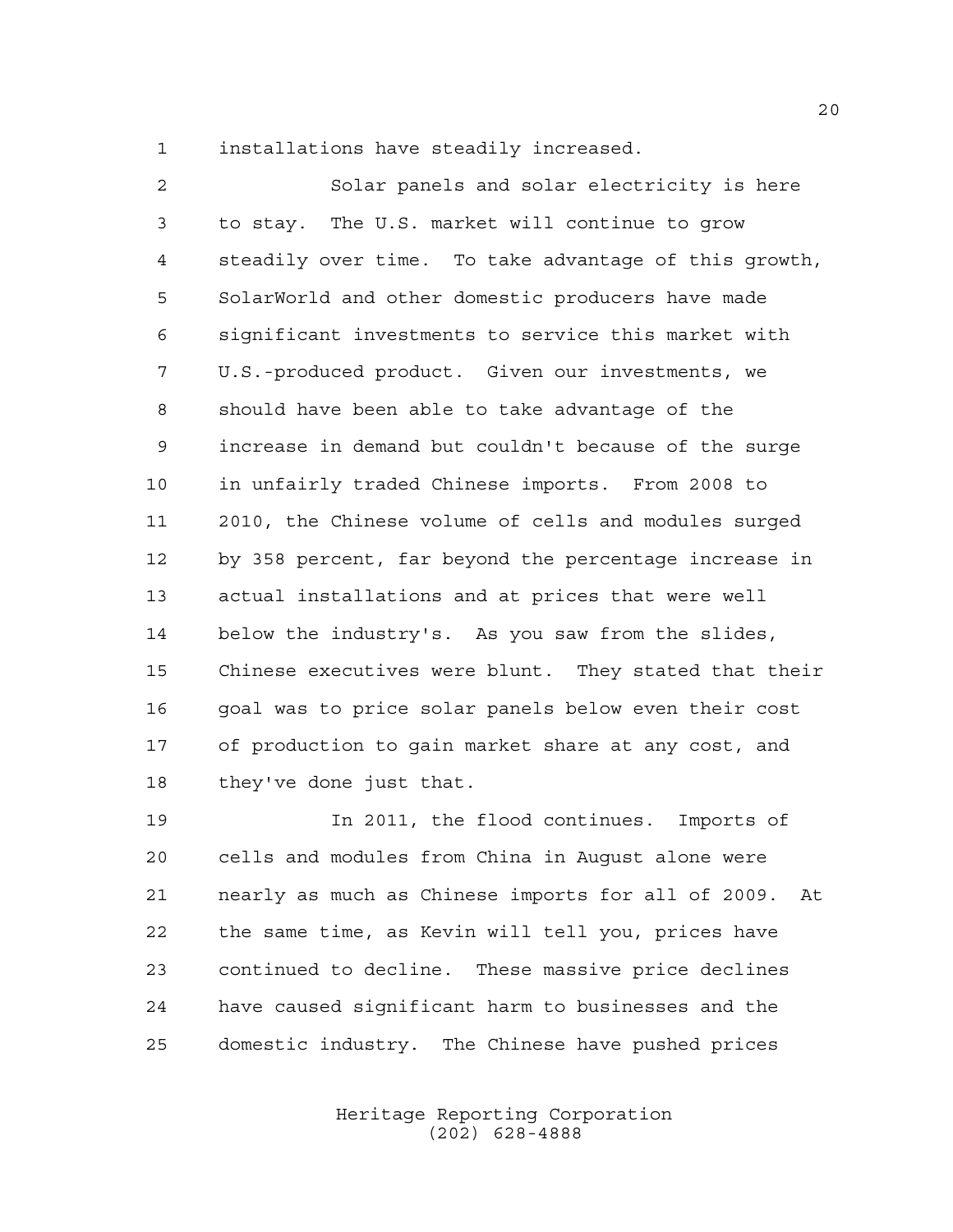installations have steadily increased.

Solar panels and solar electricity is here to stay. The U.S. market will continue to grow steadily over time. To take advantage of this growth, SolarWorld and other domestic producers have made significant investments to service this market with U.S.-produced product. Given our investments, we should have been able to take advantage of the increase in demand but couldn't because of the surge in unfairly traded Chinese imports. From 2008 to 2010, the Chinese volume of cells and modules surged by 358 percent, far beyond the percentage increase in actual installations and at prices that were well below the industry's. As you saw from the slides, Chinese executives were blunt. They stated that their goal was to price solar panels below even their cost of production to gain market share at any cost, and they've done just that.

In 2011, the flood continues. Imports of cells and modules from China in August alone were nearly as much as Chinese imports for all of 2009. At the same time, as Kevin will tell you, prices have continued to decline. These massive price declines have caused significant harm to businesses and the domestic industry. The Chinese have pushed prices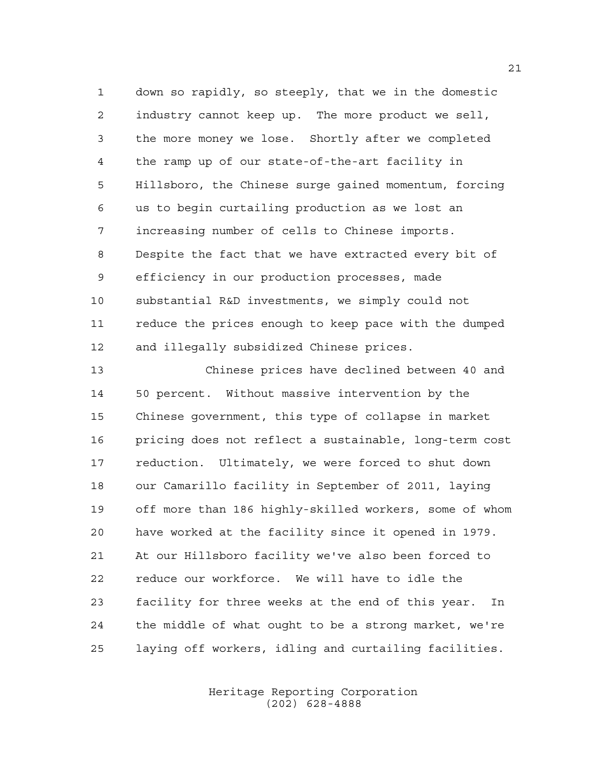down so rapidly, so steeply, that we in the domestic industry cannot keep up. The more product we sell, the more money we lose. Shortly after we completed the ramp up of our state-of-the-art facility in Hillsboro, the Chinese surge gained momentum, forcing us to begin curtailing production as we lost an increasing number of cells to Chinese imports. Despite the fact that we have extracted every bit of efficiency in our production processes, made substantial R&D investments, we simply could not reduce the prices enough to keep pace with the dumped and illegally subsidized Chinese prices.

Chinese prices have declined between 40 and 50 percent. Without massive intervention by the Chinese government, this type of collapse in market pricing does not reflect a sustainable, long-term cost reduction. Ultimately, we were forced to shut down our Camarillo facility in September of 2011, laying off more than 186 highly-skilled workers, some of whom have worked at the facility since it opened in 1979. At our Hillsboro facility we've also been forced to reduce our workforce. We will have to idle the facility for three weeks at the end of this year. In the middle of what ought to be a strong market, we're laying off workers, idling and curtailing facilities.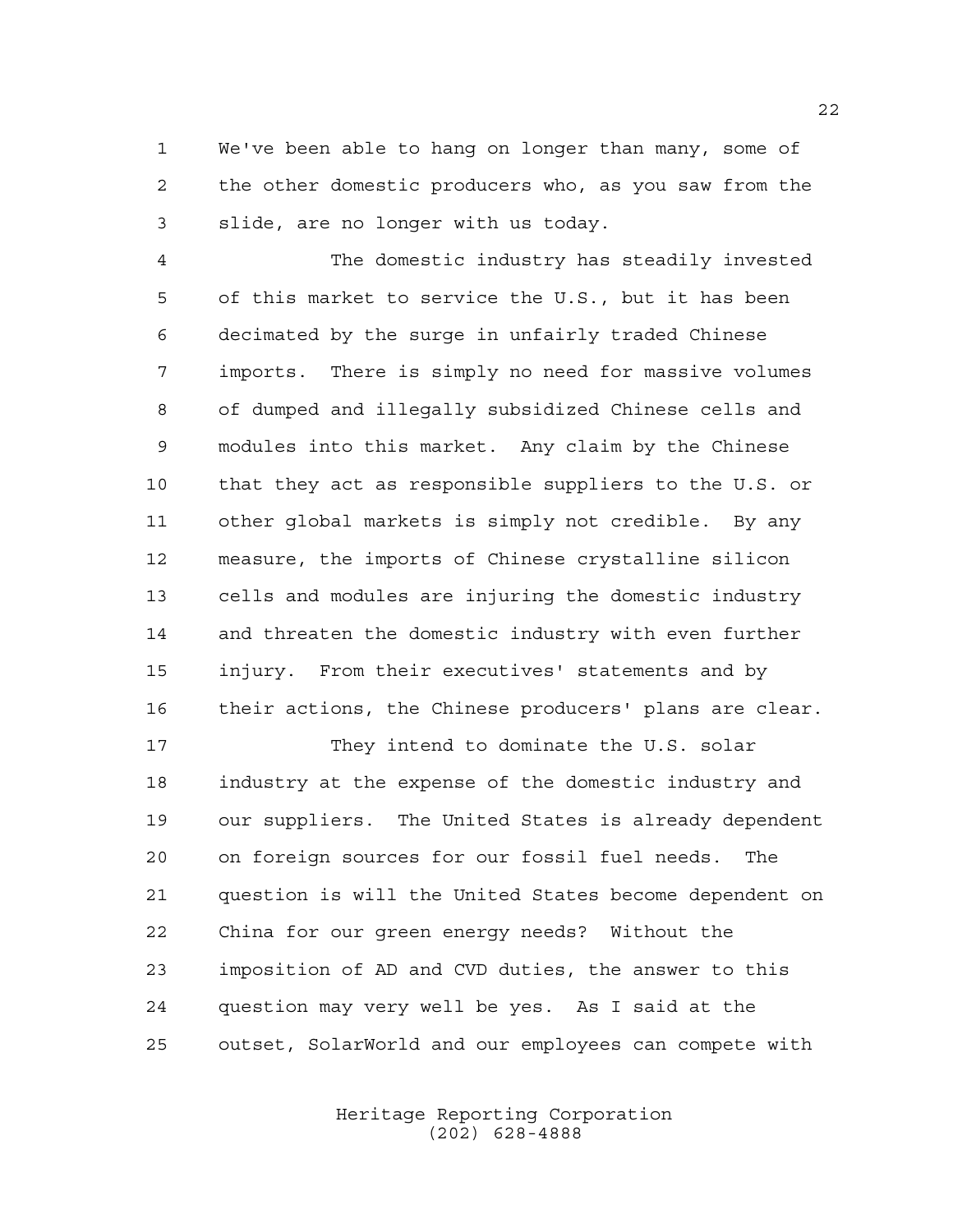We've been able to hang on longer than many, some of the other domestic producers who, as you saw from the slide, are no longer with us today.

The domestic industry has steadily invested of this market to service the U.S., but it has been decimated by the surge in unfairly traded Chinese imports. There is simply no need for massive volumes of dumped and illegally subsidized Chinese cells and modules into this market. Any claim by the Chinese that they act as responsible suppliers to the U.S. or other global markets is simply not credible. By any measure, the imports of Chinese crystalline silicon cells and modules are injuring the domestic industry and threaten the domestic industry with even further injury. From their executives' statements and by their actions, the Chinese producers' plans are clear.

They intend to dominate the U.S. solar industry at the expense of the domestic industry and our suppliers. The United States is already dependent on foreign sources for our fossil fuel needs. The question is will the United States become dependent on China for our green energy needs? Without the imposition of AD and CVD duties, the answer to this question may very well be yes. As I said at the outset, SolarWorld and our employees can compete with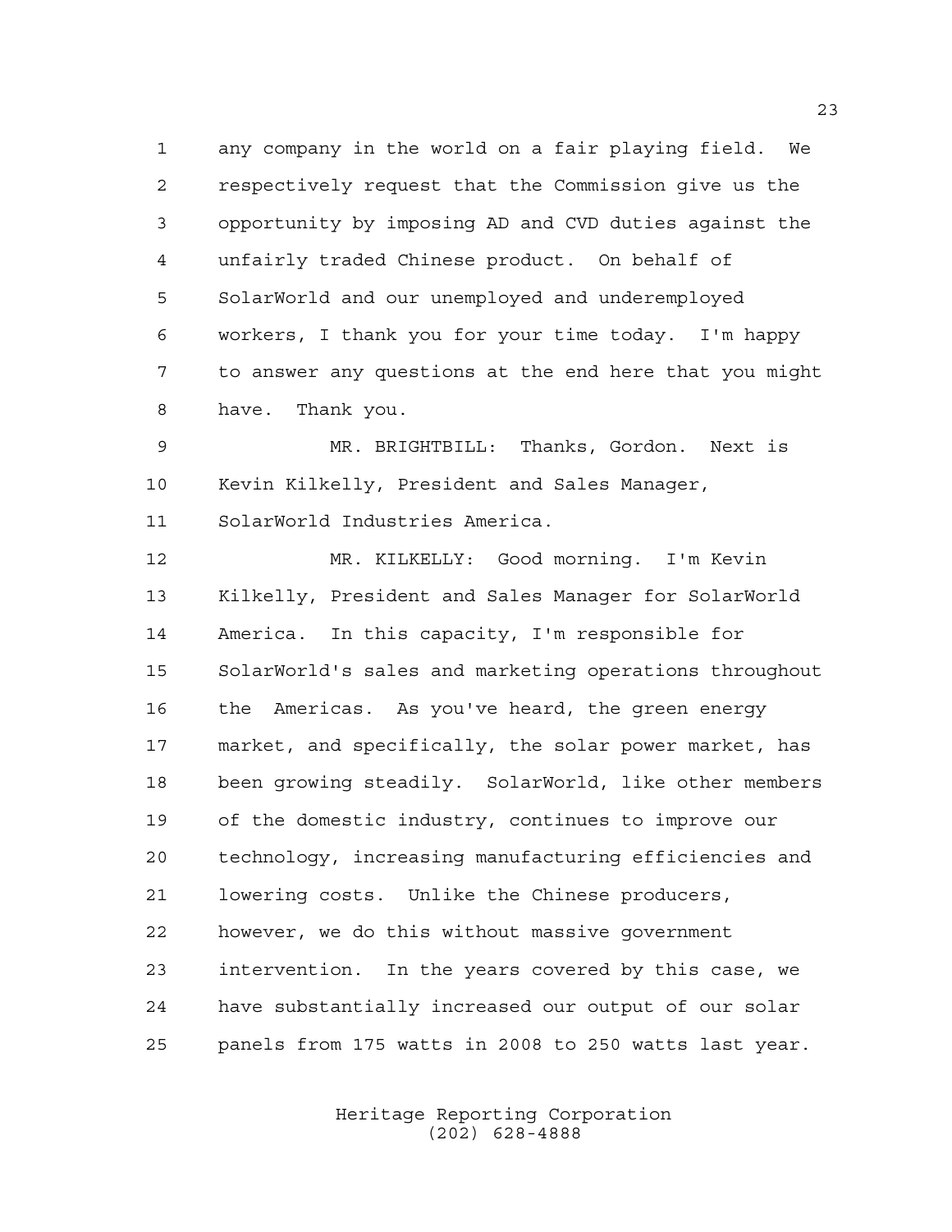any company in the world on a fair playing field. We respectively request that the Commission give us the opportunity by imposing AD and CVD duties against the unfairly traded Chinese product. On behalf of SolarWorld and our unemployed and underemployed workers, I thank you for your time today. I'm happy to answer any questions at the end here that you might have. Thank you.

MR. BRIGHTBILL: Thanks, Gordon. Next is Kevin Kilkelly, President and Sales Manager, SolarWorld Industries America.

MR. KILKELLY: Good morning. I'm Kevin Kilkelly, President and Sales Manager for SolarWorld America. In this capacity, I'm responsible for SolarWorld's sales and marketing operations throughout the Americas. As you've heard, the green energy market, and specifically, the solar power market, has been growing steadily. SolarWorld, like other members of the domestic industry, continues to improve our technology, increasing manufacturing efficiencies and lowering costs. Unlike the Chinese producers, however, we do this without massive government intervention. In the years covered by this case, we have substantially increased our output of our solar panels from 175 watts in 2008 to 250 watts last year.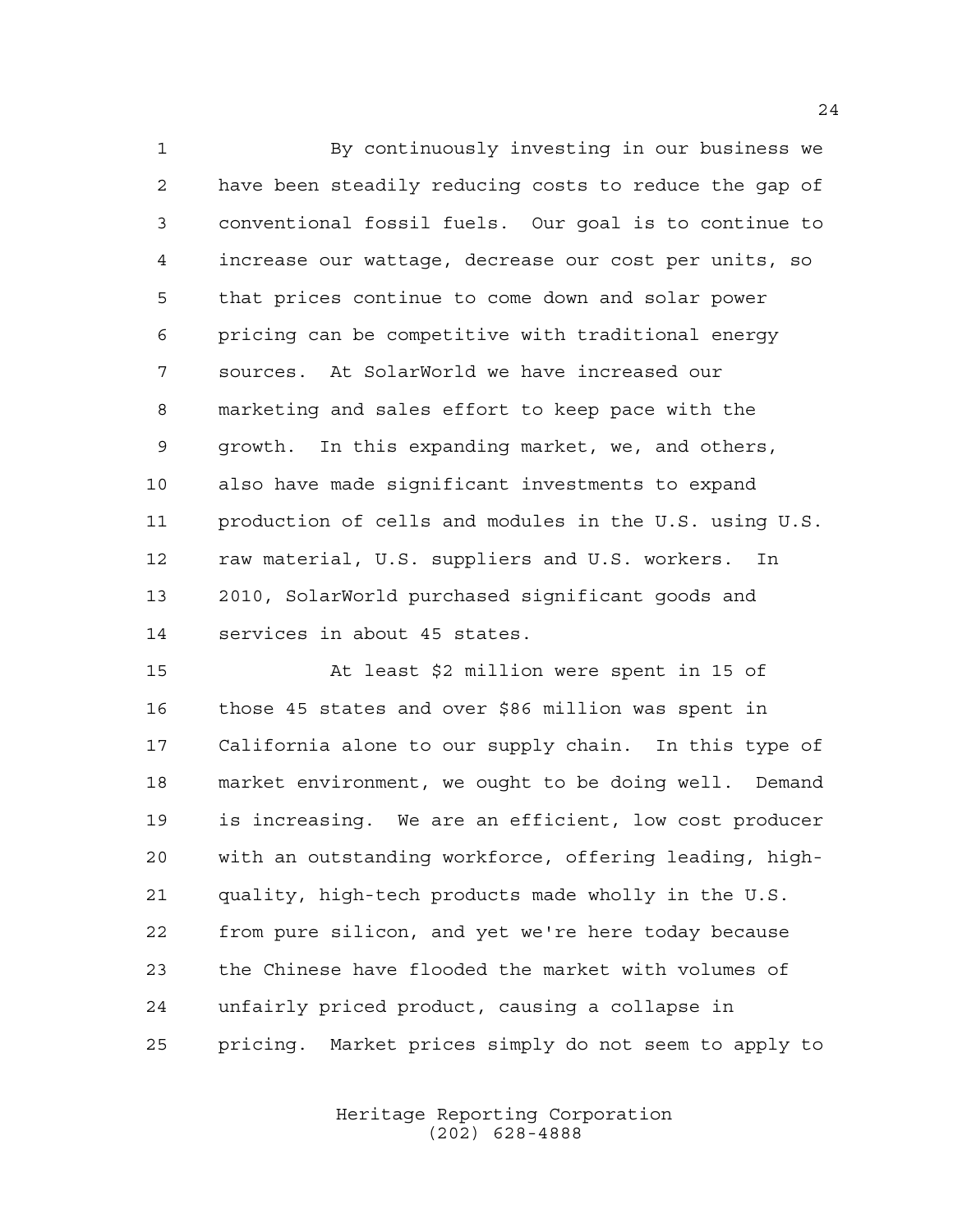By continuously investing in our business we have been steadily reducing costs to reduce the gap of conventional fossil fuels. Our goal is to continue to increase our wattage, decrease our cost per units, so that prices continue to come down and solar power pricing can be competitive with traditional energy sources. At SolarWorld we have increased our marketing and sales effort to keep pace with the growth. In this expanding market, we, and others, also have made significant investments to expand production of cells and modules in the U.S. using U.S. raw material, U.S. suppliers and U.S. workers. In 2010, SolarWorld purchased significant goods and services in about 45 states.

At least $2 million were spent in 15 of those 45 states and over $86 million was spent in California alone to our supply chain. In this type of market environment, we ought to be doing well. Demand is increasing. We are an efficient, low cost producer with an outstanding workforce, offering leading, high-quality, high-tech products made wholly in the U.S. from pure silicon, and yet we're here today because the Chinese have flooded the market with volumes of unfairly priced product, causing a collapse in pricing. Market prices simply do not seem to apply to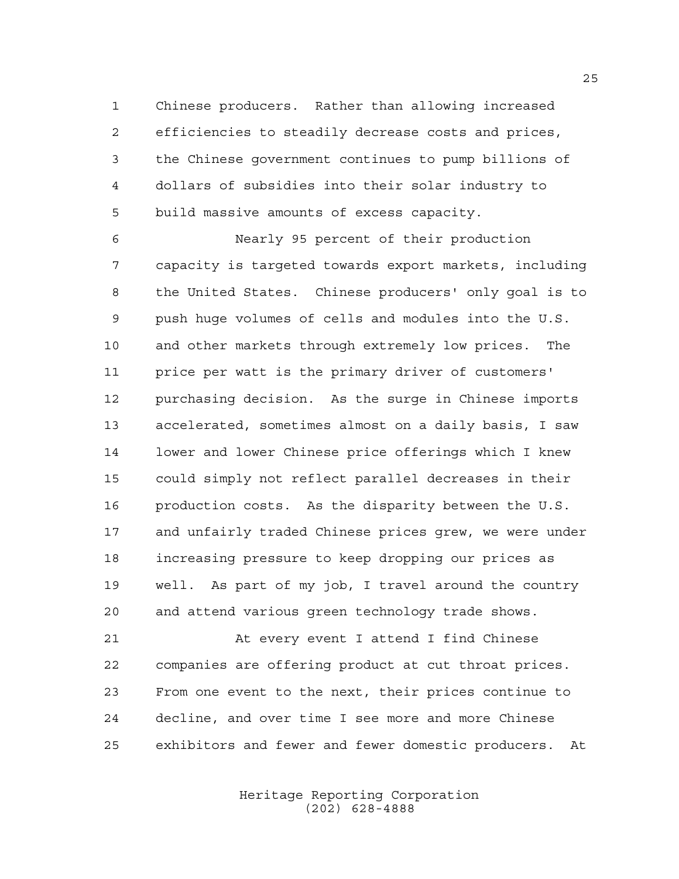Chinese producers. Rather than allowing increased efficiencies to steadily decrease costs and prices, the Chinese government continues to pump billions of dollars of subsidies into their solar industry to build massive amounts of excess capacity.

Nearly 95 percent of their production capacity is targeted towards export markets, including the United States. Chinese producers' only goal is to push huge volumes of cells and modules into the U.S. and other markets through extremely low prices. The price per watt is the primary driver of customers' purchasing decision. As the surge in Chinese imports accelerated, sometimes almost on a daily basis, I saw lower and lower Chinese price offerings which I knew could simply not reflect parallel decreases in their production costs. As the disparity between the U.S. and unfairly traded Chinese prices grew, we were under increasing pressure to keep dropping our prices as well. As part of my job, I travel around the country and attend various green technology trade shows.

At every event I attend I find Chinese companies are offering product at cut throat prices. From one event to the next, their prices continue to decline, and over time I see more and more Chinese exhibitors and fewer and fewer domestic producers. At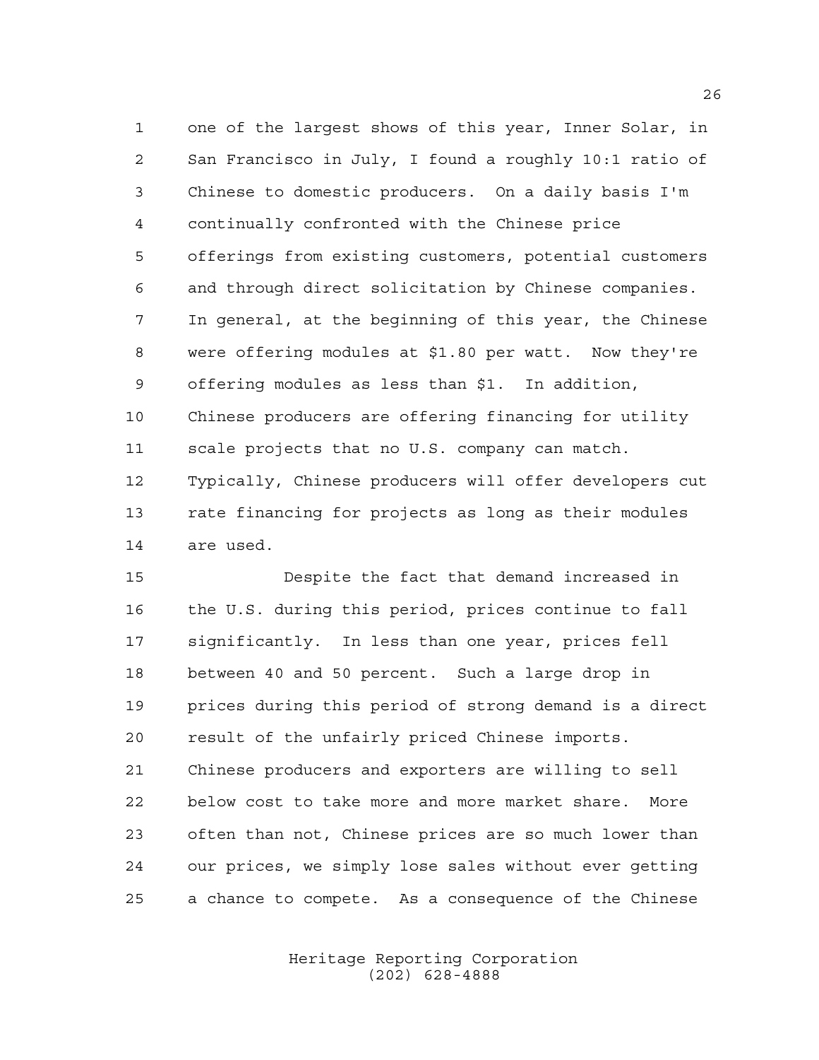one of the largest shows of this year, Inner Solar, in San Francisco in July, I found a roughly 10:1 ratio of Chinese to domestic producers. On a daily basis I'm continually confronted with the Chinese price offerings from existing customers, potential customers and through direct solicitation by Chinese companies. In general, at the beginning of this year, the Chinese were offering modules at $1.80 per watt. Now they're offering modules as less than $1. In addition, Chinese producers are offering financing for utility scale projects that no U.S. company can match. Typically, Chinese producers will offer developers cut rate financing for projects as long as their modules are used.

Despite the fact that demand increased in the U.S. during this period, prices continue to fall significantly. In less than one year, prices fell between 40 and 50 percent. Such a large drop in prices during this period of strong demand is a direct result of the unfairly priced Chinese imports. Chinese producers and exporters are willing to sell below cost to take more and more market share. More often than not, Chinese prices are so much lower than our prices, we simply lose sales without ever getting a chance to compete. As a consequence of the Chinese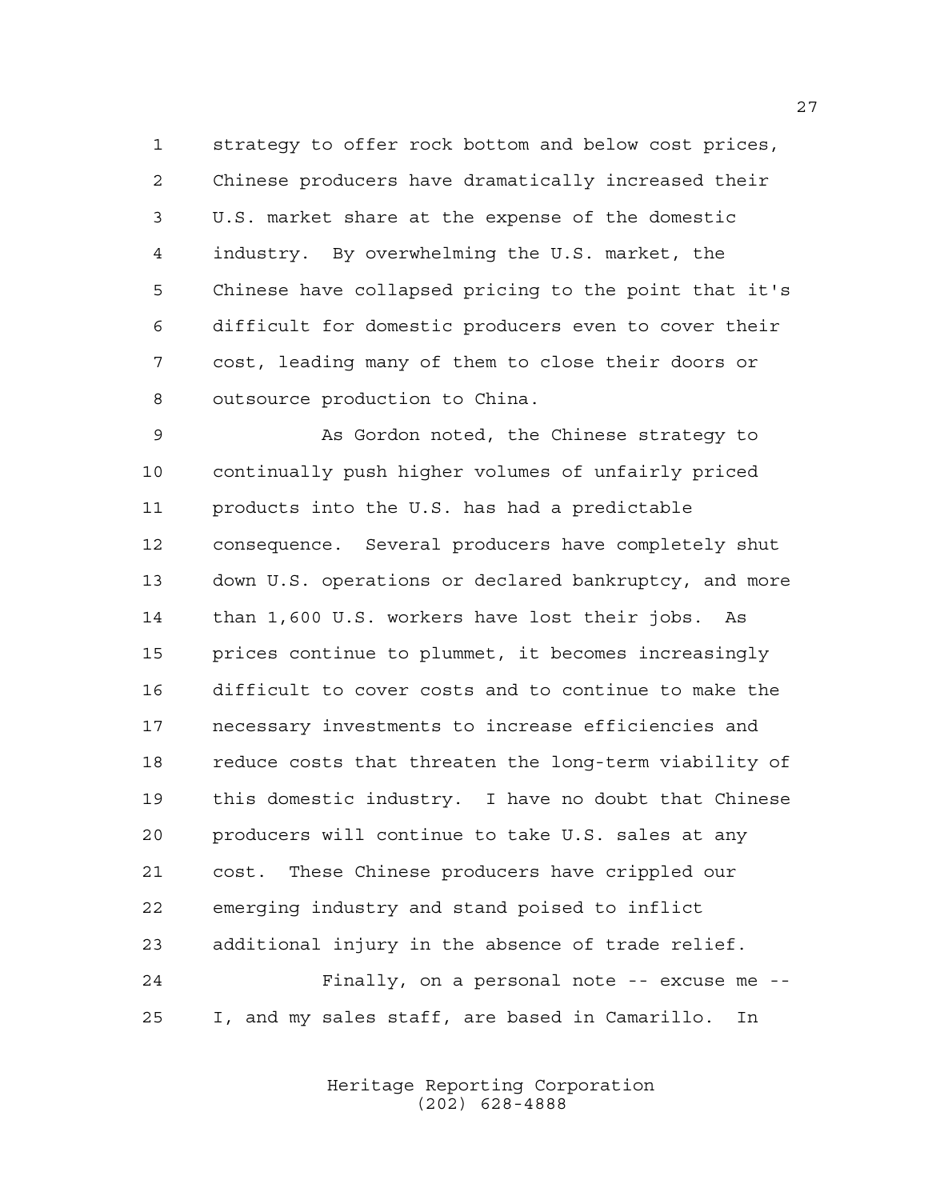strategy to offer rock bottom and below cost prices, Chinese producers have dramatically increased their U.S. market share at the expense of the domestic industry. By overwhelming the U.S. market, the Chinese have collapsed pricing to the point that it's difficult for domestic producers even to cover their cost, leading many of them to close their doors or outsource production to China.

As Gordon noted, the Chinese strategy to continually push higher volumes of unfairly priced products into the U.S. has had a predictable consequence. Several producers have completely shut down U.S. operations or declared bankruptcy, and more than 1,600 U.S. workers have lost their jobs. As prices continue to plummet, it becomes increasingly difficult to cover costs and to continue to make the necessary investments to increase efficiencies and reduce costs that threaten the long-term viability of this domestic industry. I have no doubt that Chinese producers will continue to take U.S. sales at any cost. These Chinese producers have crippled our emerging industry and stand poised to inflict additional injury in the absence of trade relief.

Finally, on a personal note -- excuse me -- I, and my sales staff, are based in Camarillo. In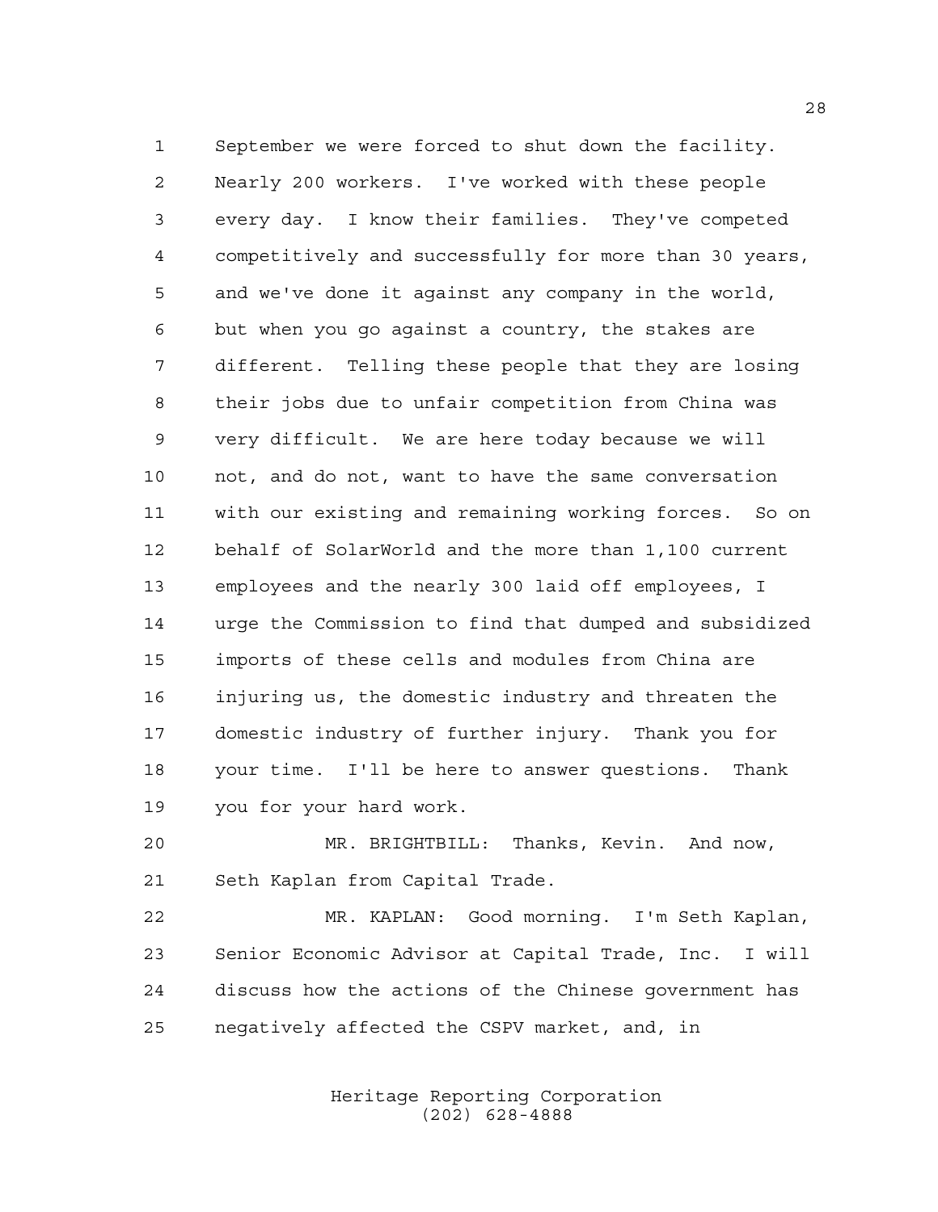September we were forced to shut down the facility. Nearly 200 workers. I've worked with these people every day. I know their families. They've competed competitively and successfully for more than 30 years, and we've done it against any company in the world, but when you go against a country, the stakes are different. Telling these people that they are losing their jobs due to unfair competition from China was very difficult. We are here today because we will not, and do not, want to have the same conversation with our existing and remaining working forces. So on behalf of SolarWorld and the more than 1,100 current employees and the nearly 300 laid off employees, I urge the Commission to find that dumped and subsidized imports of these cells and modules from China are injuring us, the domestic industry and threaten the domestic industry of further injury. Thank you for your time. I'll be here to answer questions. Thank you for your hard work.

MR. BRIGHTBILL: Thanks, Kevin. And now, Seth Kaplan from Capital Trade.

MR. KAPLAN: Good morning. I'm Seth Kaplan, Senior Economic Advisor at Capital Trade, Inc. I will discuss how the actions of the Chinese government has negatively affected the CSPV market, and, in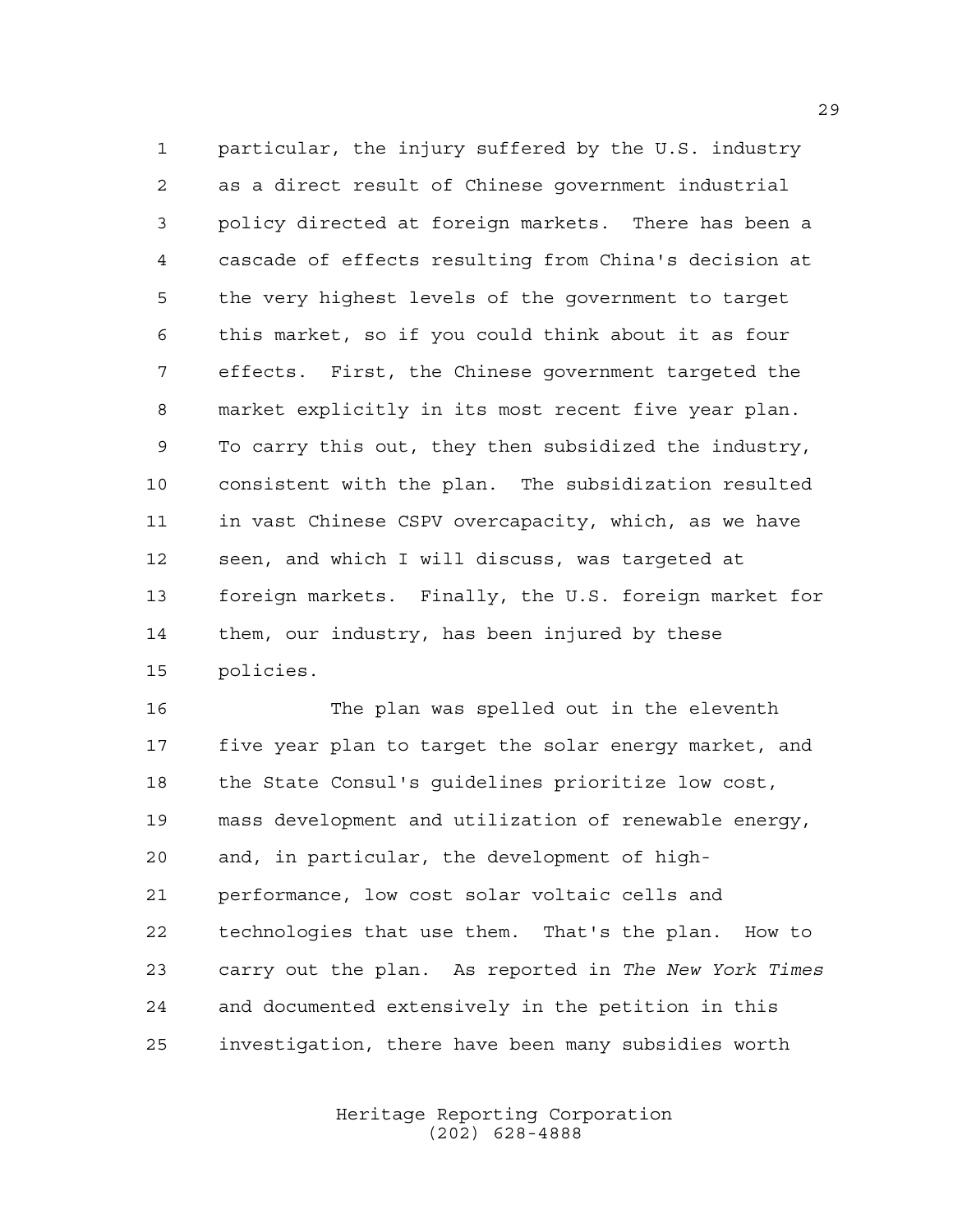particular, the injury suffered by the U.S. industry as a direct result of Chinese government industrial policy directed at foreign markets. There has been a cascade of effects resulting from China's decision at the very highest levels of the government to target this market, so if you could think about it as four effects. First, the Chinese government targeted the market explicitly in its most recent five year plan. To carry this out, they then subsidized the industry, consistent with the plan. The subsidization resulted in vast Chinese CSPV overcapacity, which, as we have seen, and which I will discuss, was targeted at foreign markets. Finally, the U.S. foreign market for them, our industry, has been injured by these policies.

The plan was spelled out in the eleventh five year plan to target the solar energy market, and the State Consul's guidelines prioritize low cost, mass development and utilization of renewable energy, and, in particular, the development of high-performance, low cost solar voltaic cells and technologies that use them. That's the plan. How to carry out the plan. As reported in *The New York Times* and documented extensively in the petition in this investigation, there have been many subsidies worth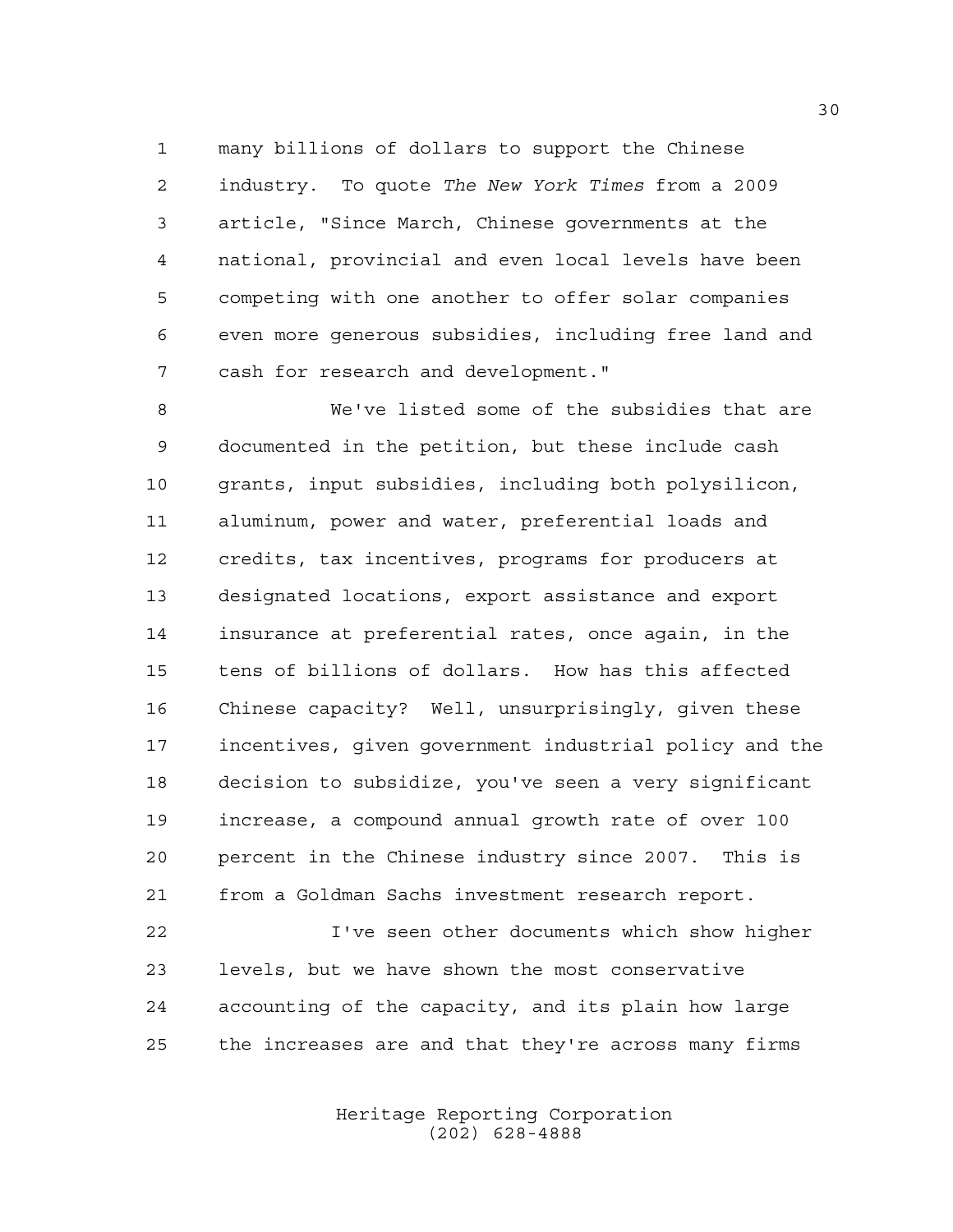many billions of dollars to support the Chinese industry. To quote *The New York Times* from a 2009 article, "Since March, Chinese governments at the national, provincial and even local levels have been competing with one another to offer solar companies even more generous subsidies, including free land and cash for research and development."

We've listed some of the subsidies that are documented in the petition, but these include cash grants, input subsidies, including both polysilicon, aluminum, power and water, preferential loads and credits, tax incentives, programs for producers at designated locations, export assistance and export insurance at preferential rates, once again, in the tens of billions of dollars. How has this affected Chinese capacity? Well, unsurprisingly, given these incentives, given government industrial policy and the decision to subsidize, you've seen a very significant increase, a compound annual growth rate of over 100 percent in the Chinese industry since 2007. This is from a Goldman Sachs investment research report.

I've seen other documents which show higher levels, but we have shown the most conservative accounting of the capacity, and its plain how large the increases are and that they're across many firms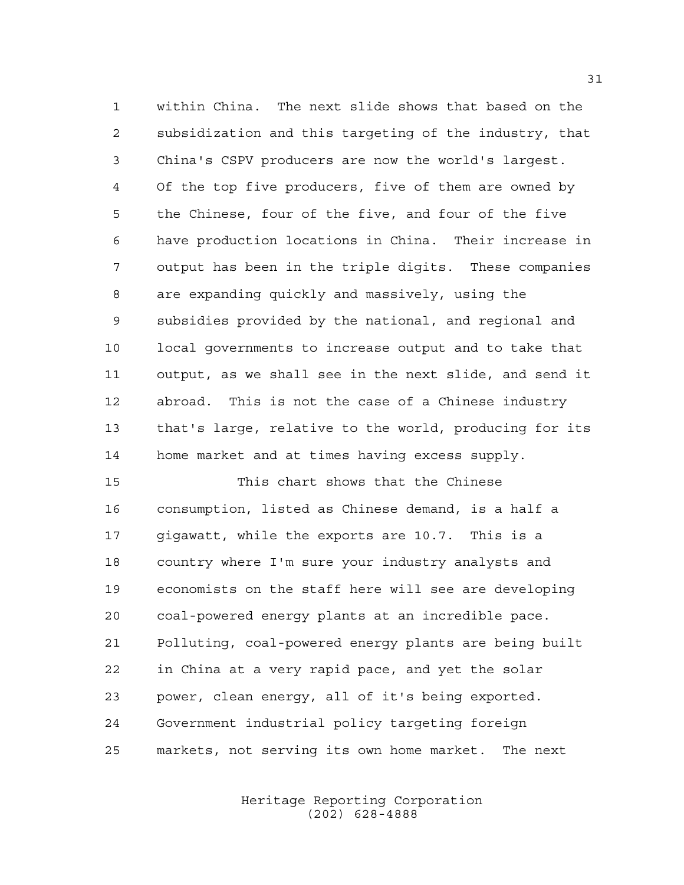within China. The next slide shows that based on the subsidization and this targeting of the industry, that China's CSPV producers are now the world's largest. Of the top five producers, five of them are owned by the Chinese, four of the five, and four of the five have production locations in China. Their increase in output has been in the triple digits. These companies are expanding quickly and massively, using the subsidies provided by the national, and regional and local governments to increase output and to take that output, as we shall see in the next slide, and send it abroad. This is not the case of a Chinese industry that's large, relative to the world, producing for its home market and at times having excess supply.

This chart shows that the Chinese consumption, listed as Chinese demand, is a half a gigawatt, while the exports are 10.7. This is a country where I'm sure your industry analysts and economists on the staff here will see are developing coal-powered energy plants at an incredible pace. Polluting, coal-powered energy plants are being built in China at a very rapid pace, and yet the solar power, clean energy, all of it's being exported. Government industrial policy targeting foreign markets, not serving its own home market. The next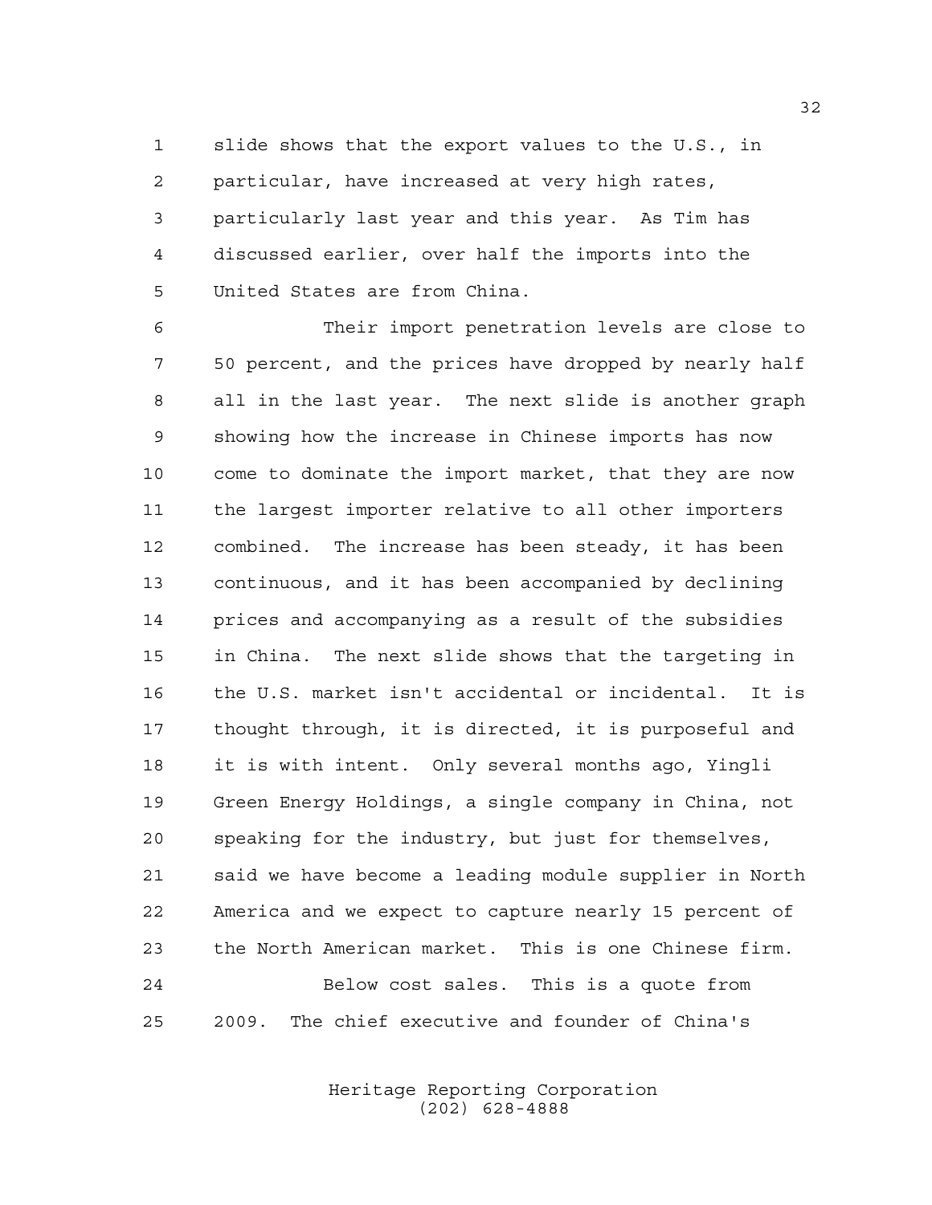slide shows that the export values to the U.S., in particular, have increased at very high rates, particularly last year and this year. As Tim has discussed earlier, over half the imports into the United States are from China.

Their import penetration levels are close to 50 percent, and the prices have dropped by nearly half all in the last year. The next slide is another graph showing how the increase in Chinese imports has now come to dominate the import market, that they are now the largest importer relative to all other importers combined. The increase has been steady, it has been continuous, and it has been accompanied by declining prices and accompanying as a result of the subsidies in China. The next slide shows that the targeting in the U.S. market isn't accidental or incidental. It is thought through, it is directed, it is purposeful and it is with intent. Only several months ago, Yingli Green Energy Holdings, a single company in China, not speaking for the industry, but just for themselves, said we have become a leading module supplier in North America and we expect to capture nearly 15 percent of the North American market. This is one Chinese firm.

Below cost sales. This is a quote from 2009. The chief executive and founder of China's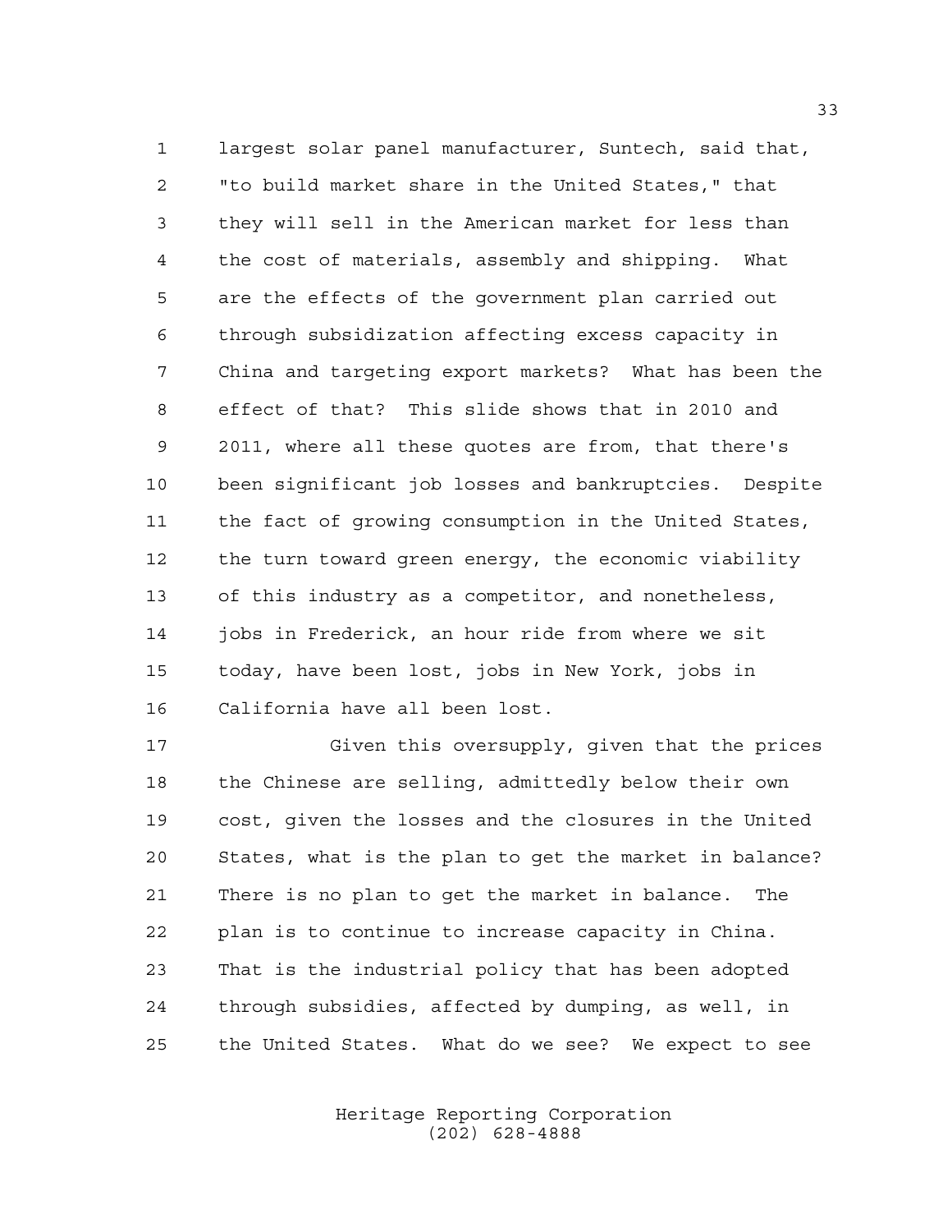largest solar panel manufacturer, Suntech, said that, "to build market share in the United States," that they will sell in the American market for less than the cost of materials, assembly and shipping. What are the effects of the government plan carried out through subsidization affecting excess capacity in China and targeting export markets? What has been the effect of that? This slide shows that in 2010 and 2011, where all these quotes are from, that there's been significant job losses and bankruptcies. Despite the fact of growing consumption in the United States, the turn toward green energy, the economic viability of this industry as a competitor, and nonetheless, jobs in Frederick, an hour ride from where we sit today, have been lost, jobs in New York, jobs in California have all been lost.

Given this oversupply, given that the prices the Chinese are selling, admittedly below their own cost, given the losses and the closures in the United States, what is the plan to get the market in balance? There is no plan to get the market in balance. The plan is to continue to increase capacity in China. That is the industrial policy that has been adopted through subsidies, affected by dumping, as well, in the United States. What do we see? We expect to see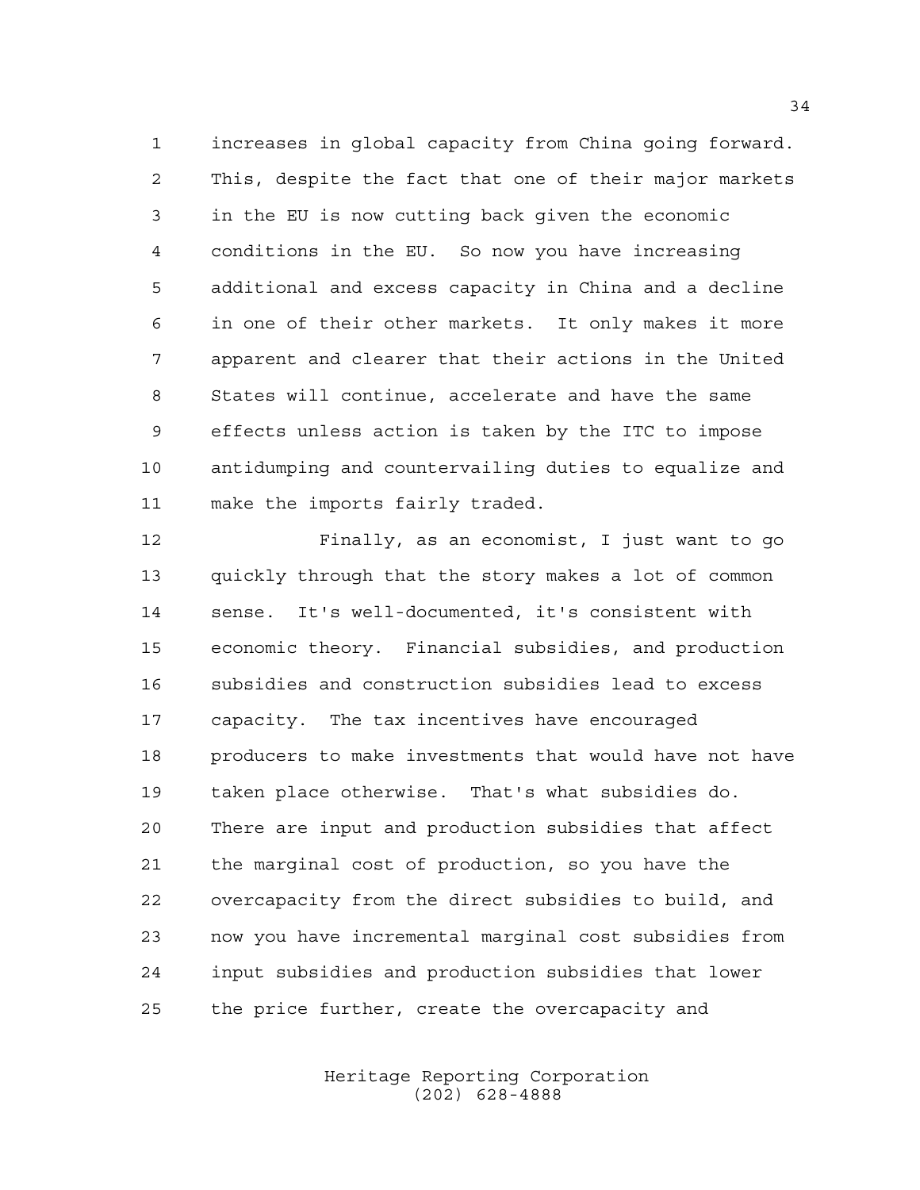increases in global capacity from China going forward. This, despite the fact that one of their major markets in the EU is now cutting back given the economic conditions in the EU. So now you have increasing additional and excess capacity in China and a decline in one of their other markets. It only makes it more apparent and clearer that their actions in the United States will continue, accelerate and have the same effects unless action is taken by the ITC to impose antidumping and countervailing duties to equalize and make the imports fairly traded.

Finally, as an economist, I just want to go quickly through that the story makes a lot of common sense. It's well-documented, it's consistent with economic theory. Financial subsidies, and production subsidies and construction subsidies lead to excess capacity. The tax incentives have encouraged producers to make investments that would have not have taken place otherwise. That's what subsidies do. There are input and production subsidies that affect the marginal cost of production, so you have the overcapacity from the direct subsidies to build, and now you have incremental marginal cost subsidies from input subsidies and production subsidies that lower the price further, create the overcapacity and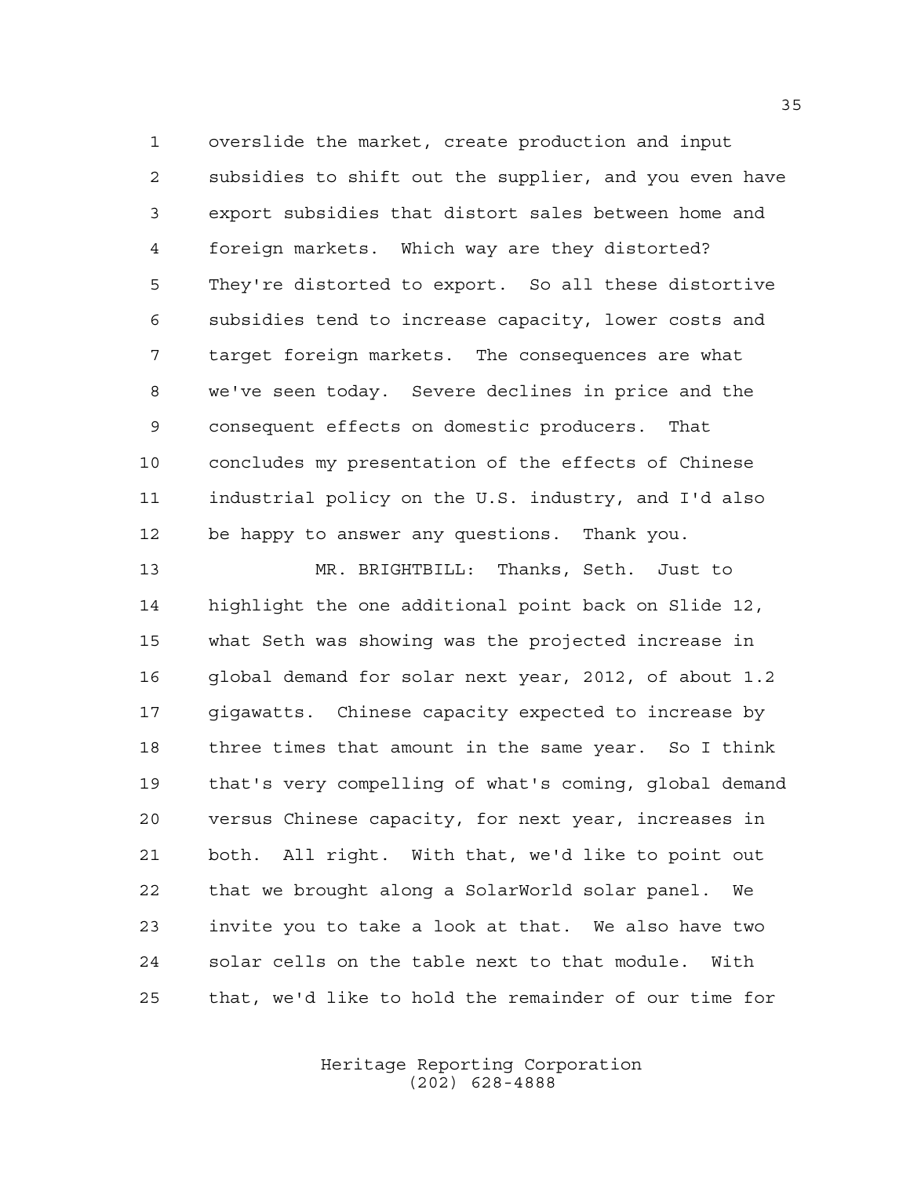overslide the market, create production and input subsidies to shift out the supplier, and you even have export subsidies that distort sales between home and foreign markets. Which way are they distorted? They're distorted to export. So all these distortive subsidies tend to increase capacity, lower costs and target foreign markets. The consequences are what we've seen today. Severe declines in price and the consequent effects on domestic producers. That concludes my presentation of the effects of Chinese industrial policy on the U.S. industry, and I'd also be happy to answer any questions. Thank you.

MR. BRIGHTBILL: Thanks, Seth. Just to highlight the one additional point back on Slide 12, what Seth was showing was the projected increase in global demand for solar next year, 2012, of about 1.2 gigawatts. Chinese capacity expected to increase by three times that amount in the same year. So I think that's very compelling of what's coming, global demand versus Chinese capacity, for next year, increases in both. All right. With that, we'd like to point out that we brought along a SolarWorld solar panel. We invite you to take a look at that. We also have two solar cells on the table next to that module. With that, we'd like to hold the remainder of our time for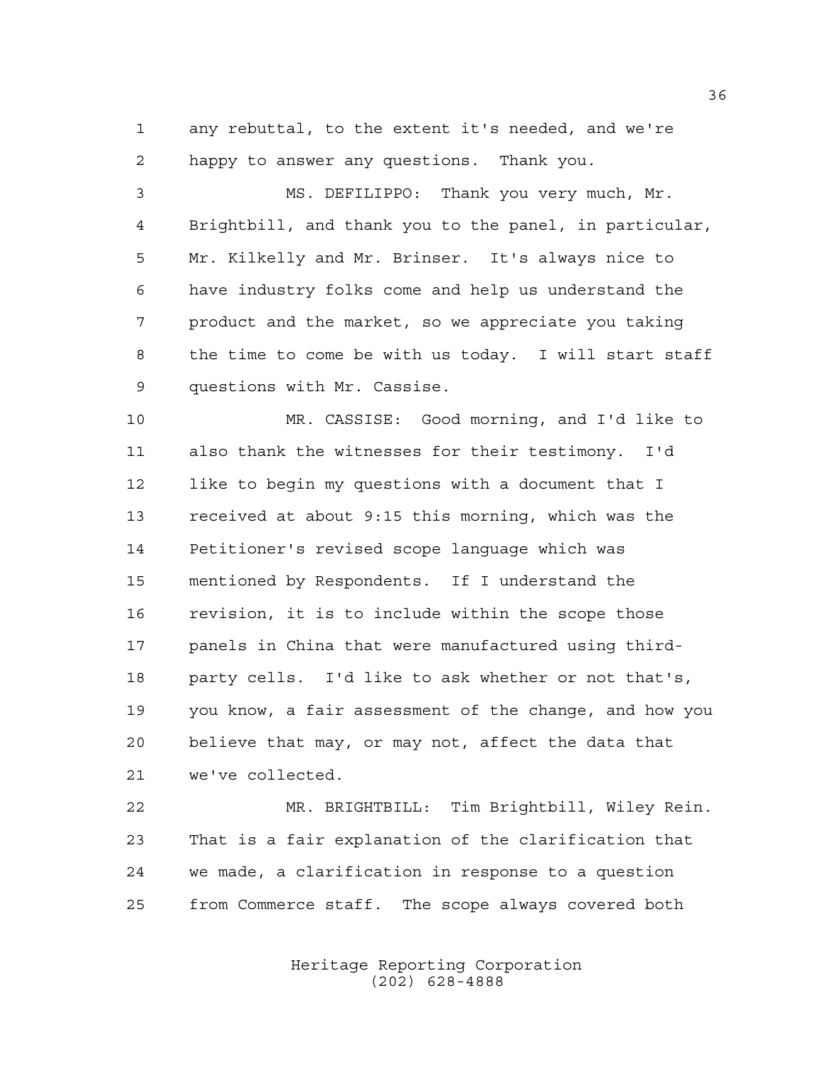any rebuttal, to the extent it's needed, and we're happy to answer any questions. Thank you.

MS. DEFILIPPO: Thank you very much, Mr. Brightbill, and thank you to the panel, in particular, Mr. Kilkelly and Mr. Brinser. It's always nice to have industry folks come and help us understand the product and the market, so we appreciate you taking the time to come be with us today. I will start staff questions with Mr. Cassise.

MR. CASSISE: Good morning, and I'd like to also thank the witnesses for their testimony. I'd like to begin my questions with a document that I received at about 9:15 this morning, which was the Petitioner's revised scope language which was mentioned by Respondents. If I understand the revision, it is to include within the scope those panels in China that were manufactured using third-party cells. I'd like to ask whether or not that's, you know, a fair assessment of the change, and how you believe that may, or may not, affect the data that we've collected.

MR. BRIGHTBILL: Tim Brightbill, Wiley Rein. That is a fair explanation of the clarification that we made, a clarification in response to a question from Commerce staff. The scope always covered both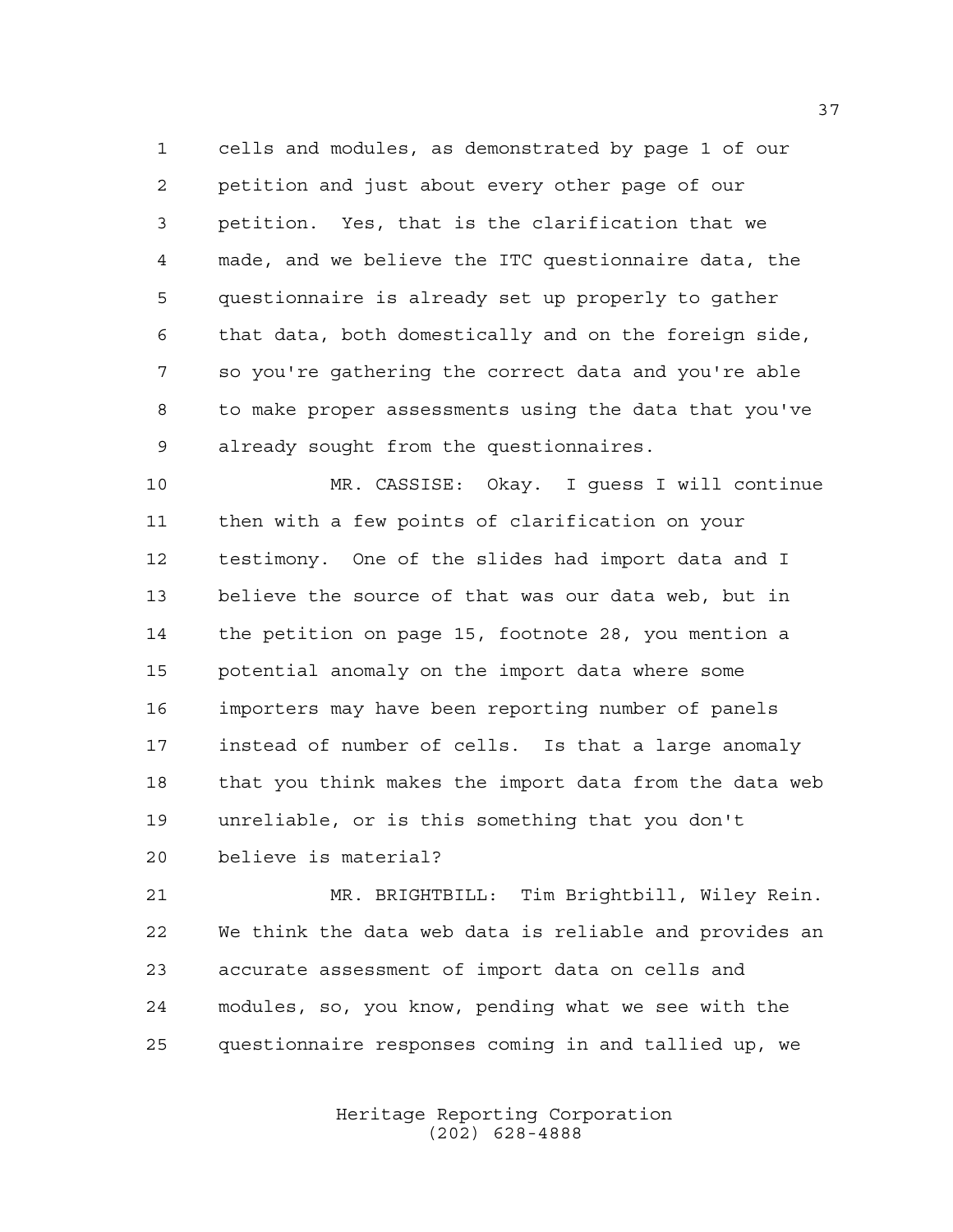cells and modules, as demonstrated by page 1 of our petition and just about every other page of our petition. Yes, that is the clarification that we made, and we believe the ITC questionnaire data, the questionnaire is already set up properly to gather that data, both domestically and on the foreign side, so you're gathering the correct data and you're able to make proper assessments using the data that you've already sought from the questionnaires.

MR. CASSISE: Okay. I guess I will continue then with a few points of clarification on your testimony. One of the slides had import data and I believe the source of that was our data web, but in the petition on page 15, footnote 28, you mention a potential anomaly on the import data where some importers may have been reporting number of panels instead of number of cells. Is that a large anomaly that you think makes the import data from the data web unreliable, or is this something that you don't believe is material?

MR. BRIGHTBILL: Tim Brightbill, Wiley Rein. We think the data web data is reliable and provides an accurate assessment of import data on cells and modules, so, you know, pending what we see with the questionnaire responses coming in and tallied up, we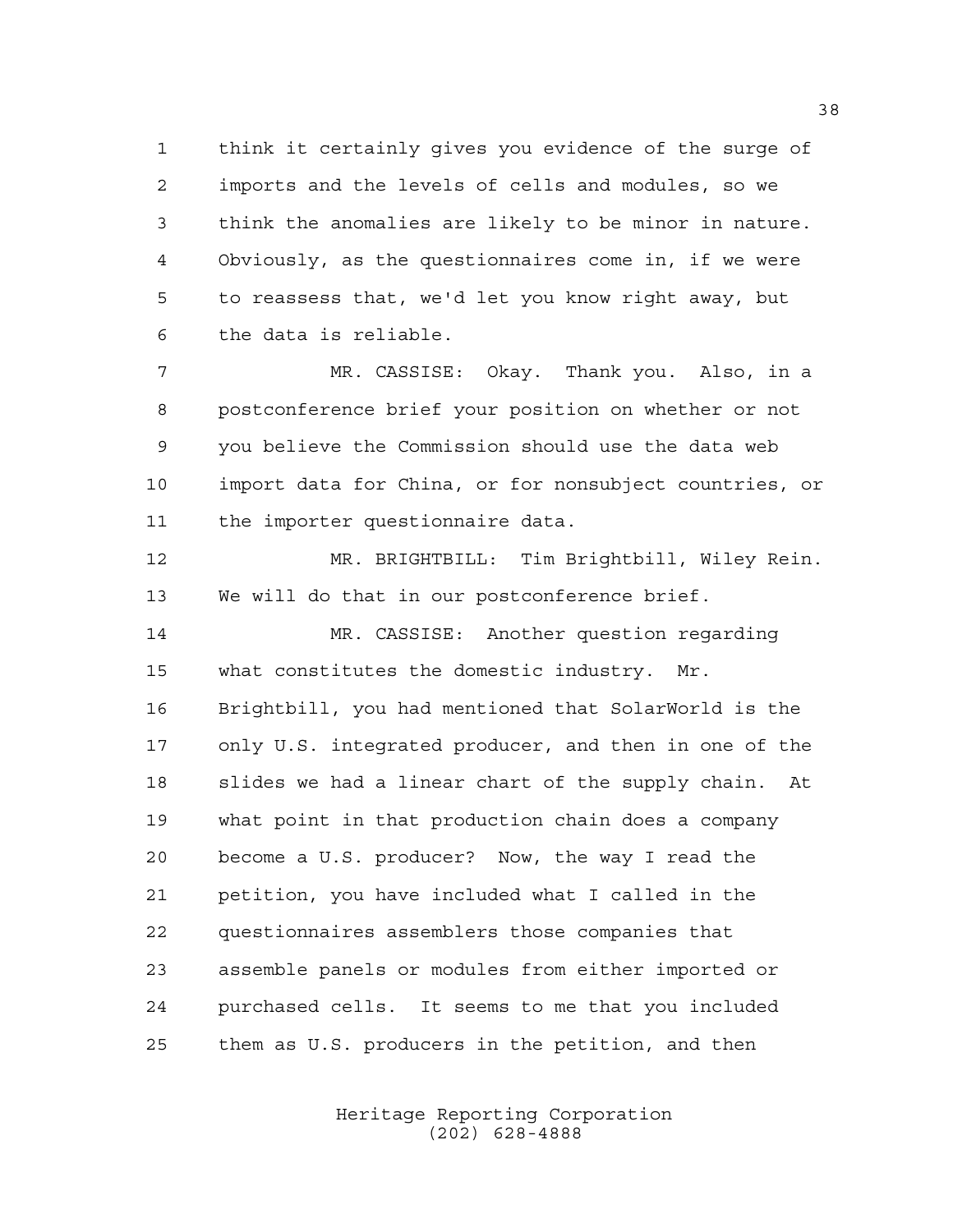think it certainly gives you evidence of the surge of imports and the levels of cells and modules, so we think the anomalies are likely to be minor in nature. Obviously, as the questionnaires come in, if we were to reassess that, we'd let you know right away, but the data is reliable.

MR. CASSISE: Okay. Thank you. Also, in a postconference brief your position on whether or not you believe the Commission should use the data web import data for China, or for nonsubject countries, or the importer questionnaire data.

MR. BRIGHTBILL: Tim Brightbill, Wiley Rein. We will do that in our postconference brief.

MR. CASSISE: Another question regarding what constitutes the domestic industry. Mr. Brightbill, you had mentioned that SolarWorld is the only U.S. integrated producer, and then in one of the slides we had a linear chart of the supply chain. At what point in that production chain does a company become a U.S. producer? Now, the way I read the petition, you have included what I called in the questionnaires assemblers those companies that assemble panels or modules from either imported or purchased cells. It seems to me that you included them as U.S. producers in the petition, and then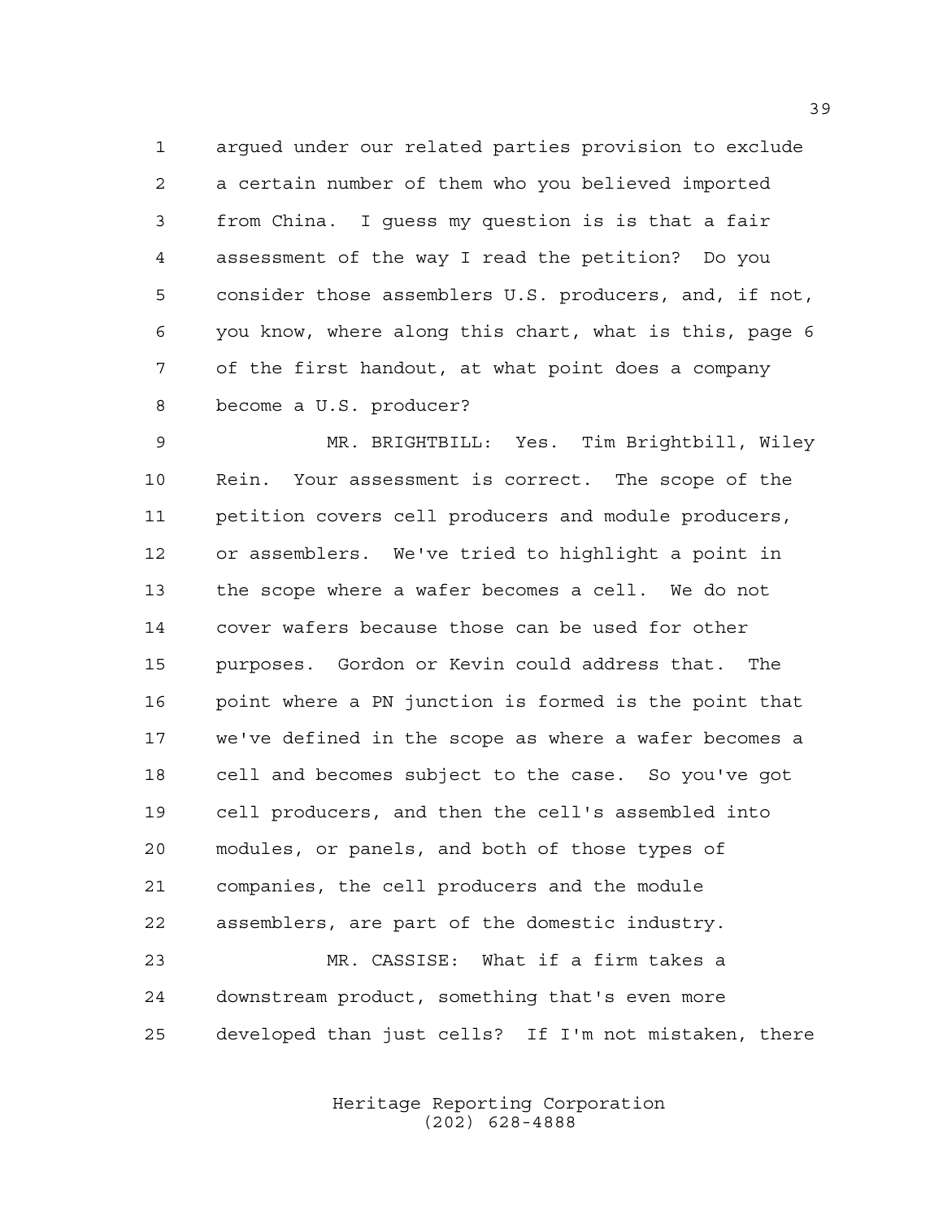argued under our related parties provision to exclude a certain number of them who you believed imported from China. I guess my question is is that a fair assessment of the way I read the petition? Do you consider those assemblers U.S. producers, and, if not, you know, where along this chart, what is this, page 6 of the first handout, at what point does a company become a U.S. producer?

MR. BRIGHTBILL: Yes. Tim Brightbill, Wiley Rein. Your assessment is correct. The scope of the petition covers cell producers and module producers, or assemblers. We've tried to highlight a point in the scope where a wafer becomes a cell. We do not cover wafers because those can be used for other purposes. Gordon or Kevin could address that. The point where a PN junction is formed is the point that we've defined in the scope as where a wafer becomes a cell and becomes subject to the case. So you've got cell producers, and then the cell's assembled into modules, or panels, and both of those types of companies, the cell producers and the module assemblers, are part of the domestic industry.

MR. CASSISE: What if a firm takes a downstream product, something that's even more developed than just cells? If I'm not mistaken, there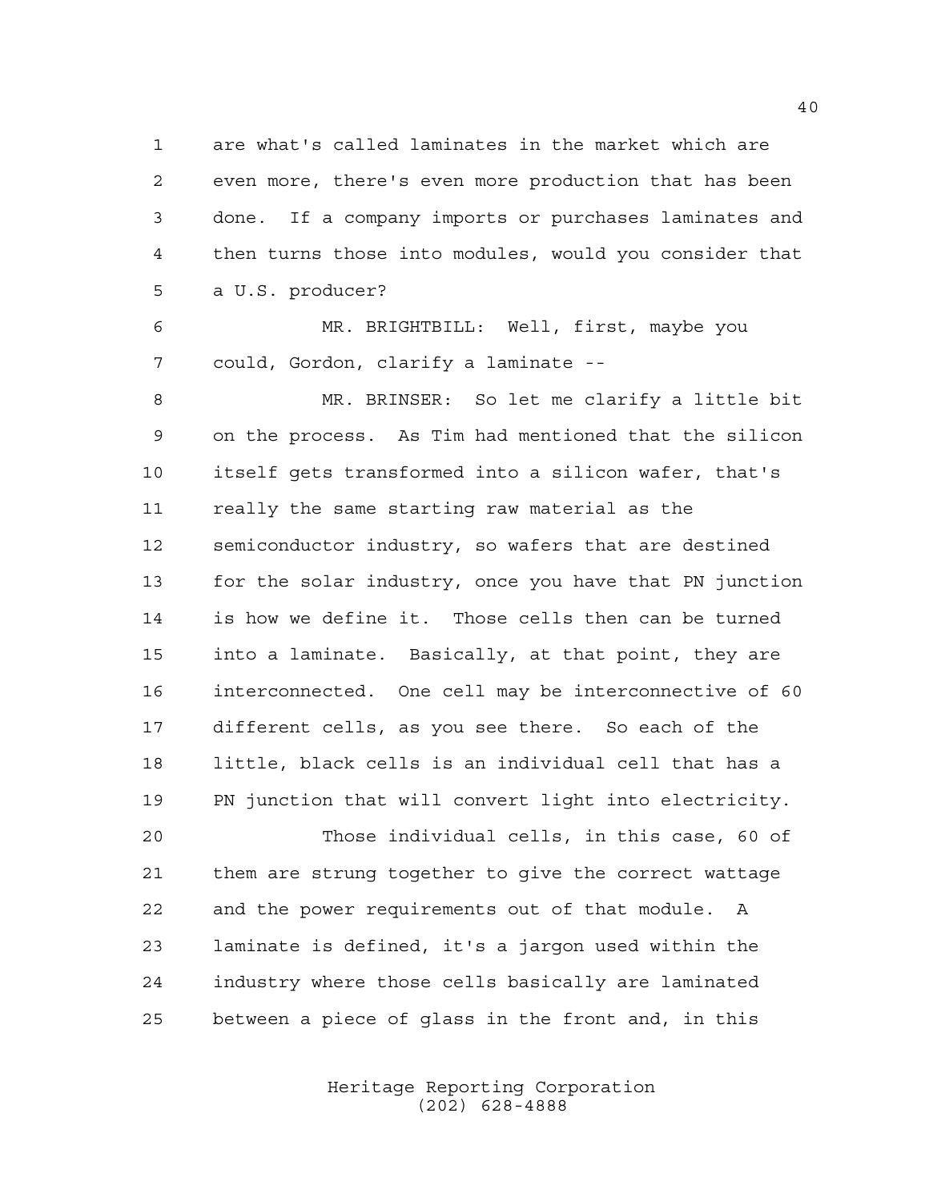are what's called laminates in the market which are even more, there's even more production that has been done. If a company imports or purchases laminates and then turns those into modules, would you consider that a U.S. producer?

MR. BRIGHTBILL: Well, first, maybe you could, Gordon, clarify a laminate --

MR. BRINSER: So let me clarify a little bit on the process. As Tim had mentioned that the silicon itself gets transformed into a silicon wafer, that's really the same starting raw material as the semiconductor industry, so wafers that are destined for the solar industry, once you have that PN junction is how we define it. Those cells then can be turned into a laminate. Basically, at that point, they are interconnected. One cell may be interconnective of 60 different cells, as you see there. So each of the little, black cells is an individual cell that has a PN junction that will convert light into electricity.

Those individual cells, in this case, 60 of them are strung together to give the correct wattage and the power requirements out of that module. A laminate is defined, it's a jargon used within the industry where those cells basically are laminated between a piece of glass in the front and, in this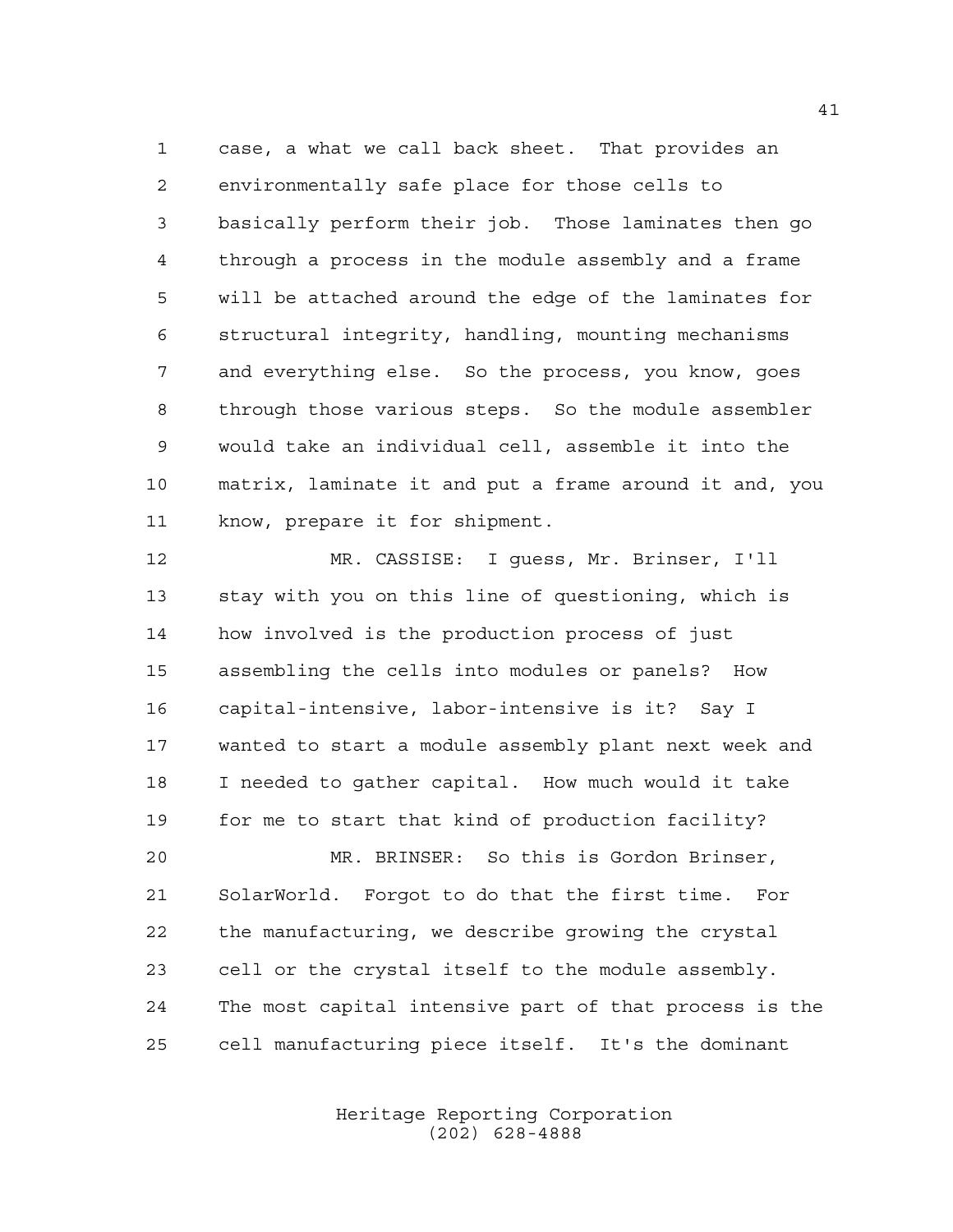case, a what we call back sheet. That provides an environmentally safe place for those cells to basically perform their job. Those laminates then go through a process in the module assembly and a frame will be attached around the edge of the laminates for structural integrity, handling, mounting mechanisms and everything else. So the process, you know, goes through those various steps. So the module assembler would take an individual cell, assemble it into the matrix, laminate it and put a frame around it and, you know, prepare it for shipment.

MR. CASSISE: I guess, Mr. Brinser, I'll stay with you on this line of questioning, which is how involved is the production process of just assembling the cells into modules or panels? How capital-intensive, labor-intensive is it? Say I wanted to start a module assembly plant next week and I needed to gather capital. How much would it take for me to start that kind of production facility?

MR. BRINSER: So this is Gordon Brinser, SolarWorld. Forgot to do that the first time. For the manufacturing, we describe growing the crystal cell or the crystal itself to the module assembly. The most capital intensive part of that process is the cell manufacturing piece itself. It's the dominant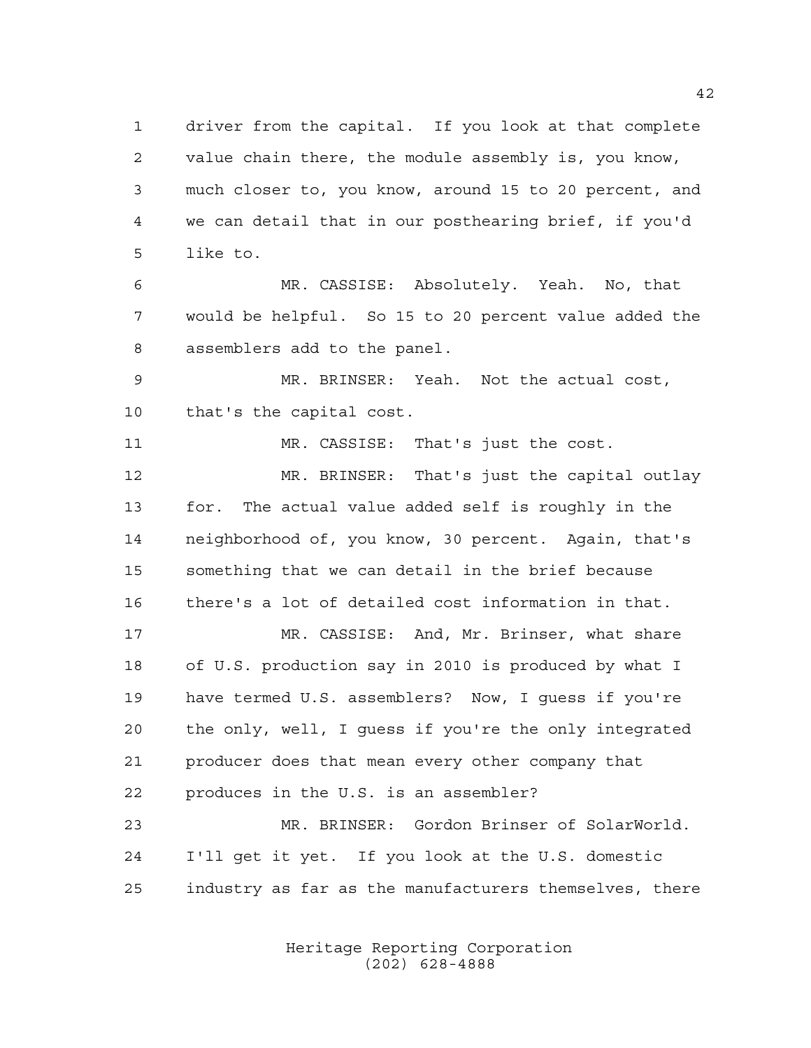driver from the capital. If you look at that complete value chain there, the module assembly is, you know, much closer to, you know, around 15 to 20 percent, and we can detail that in our posthearing brief, if you'd like to.

MR. CASSISE: Absolutely. Yeah. No, that would be helpful. So 15 to 20 percent value added the assemblers add to the panel.

MR. BRINSER: Yeah. Not the actual cost, that's the capital cost.

MR. CASSISE: That's just the cost.

MR. BRINSER: That's just the capital outlay for. The actual value added self is roughly in the neighborhood of, you know, 30 percent. Again, that's something that we can detail in the brief because there's a lot of detailed cost information in that.

MR. CASSISE: And, Mr. Brinser, what share of U.S. production say in 2010 is produced by what I have termed U.S. assemblers? Now, I guess if you're the only, well, I guess if you're the only integrated producer does that mean every other company that produces in the U.S. is an assembler?

MR. BRINSER: Gordon Brinser of SolarWorld. I'll get it yet. If you look at the U.S. domestic industry as far as the manufacturers themselves, there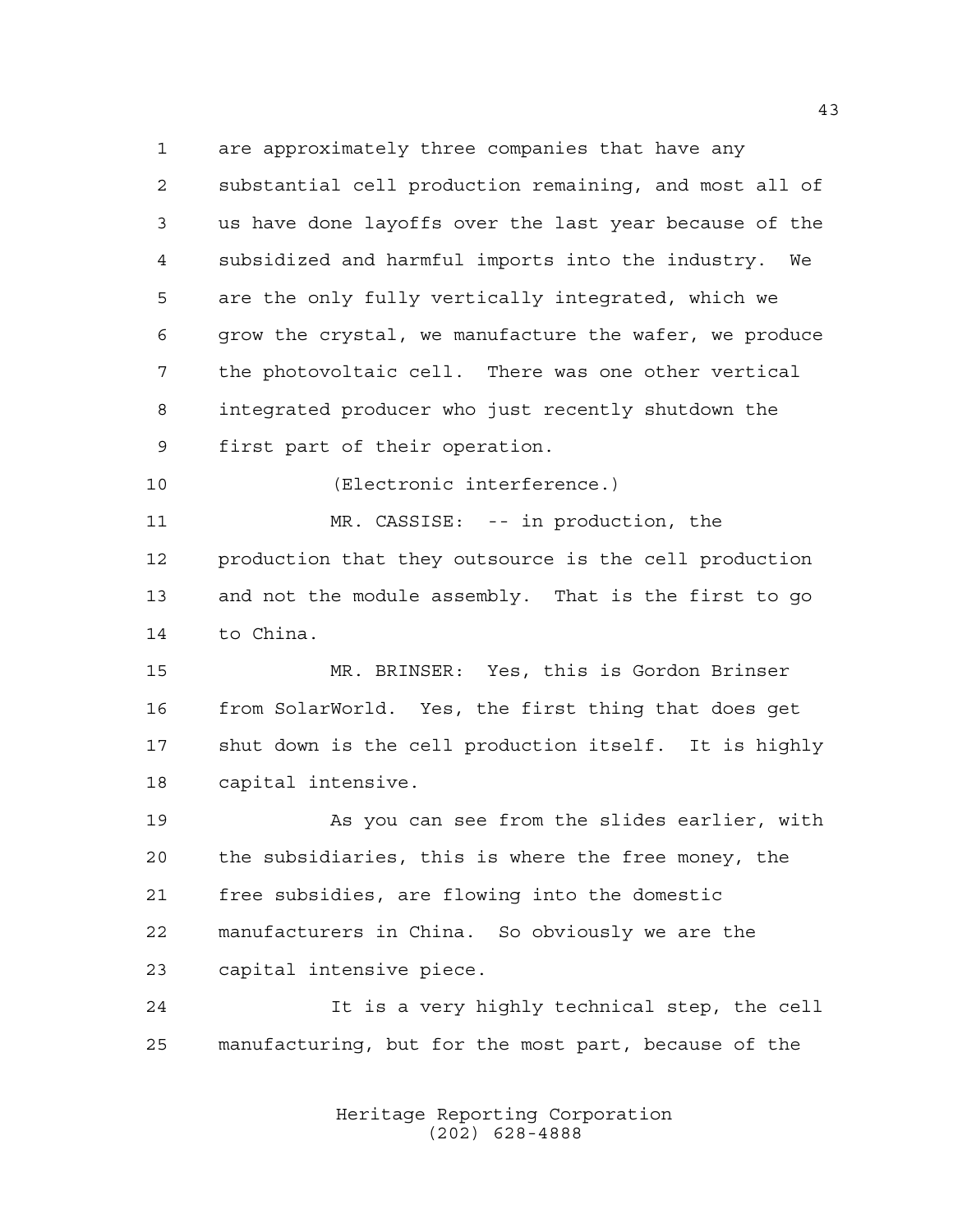are approximately three companies that have any substantial cell production remaining, and most all of us have done layoffs over the last year because of the subsidized and harmful imports into the industry. We are the only fully vertically integrated, which we grow the crystal, we manufacture the wafer, we produce the photovoltaic cell. There was one other vertical integrated producer who just recently shutdown the first part of their operation.

(Electronic interference.)

MR. CASSISE: -- in production, the production that they outsource is the cell production and not the module assembly. That is the first to go to China.

MR. BRINSER: Yes, this is Gordon Brinser from SolarWorld. Yes, the first thing that does get shut down is the cell production itself. It is highly capital intensive.

As you can see from the slides earlier, with the subsidiaries, this is where the free money, the free subsidies, are flowing into the domestic manufacturers in China. So obviously we are the capital intensive piece.

It is a very highly technical step, the cell manufacturing, but for the most part, because of the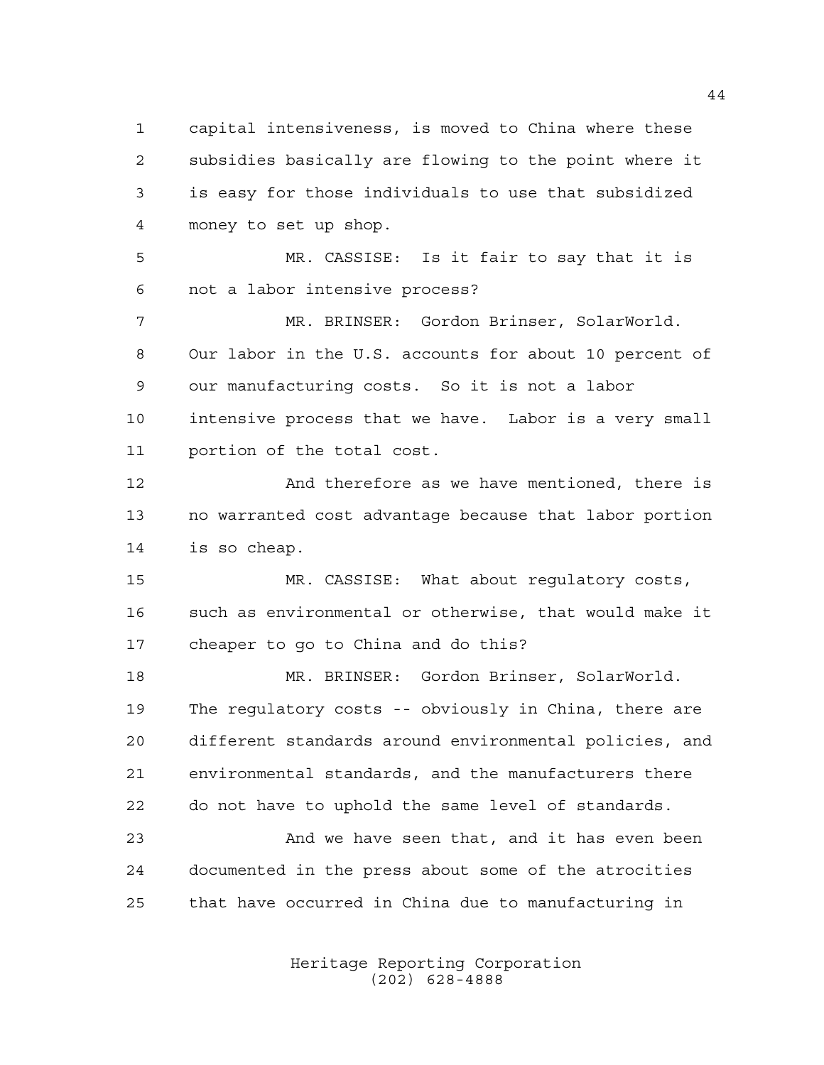capital intensiveness, is moved to China where these subsidies basically are flowing to the point where it is easy for those individuals to use that subsidized money to set up shop.

MR. CASSISE: Is it fair to say that it is not a labor intensive process?

MR. BRINSER: Gordon Brinser, SolarWorld. Our labor in the U.S. accounts for about 10 percent of our manufacturing costs. So it is not a labor intensive process that we have. Labor is a very small portion of the total cost.

And therefore as we have mentioned, there is no warranted cost advantage because that labor portion is so cheap.

MR. CASSISE: What about regulatory costs, such as environmental or otherwise, that would make it cheaper to go to China and do this?

MR. BRINSER: Gordon Brinser, SolarWorld. The regulatory costs -- obviously in China, there are different standards around environmental policies, and environmental standards, and the manufacturers there do not have to uphold the same level of standards.

And we have seen that, and it has even been documented in the press about some of the atrocities that have occurred in China due to manufacturing in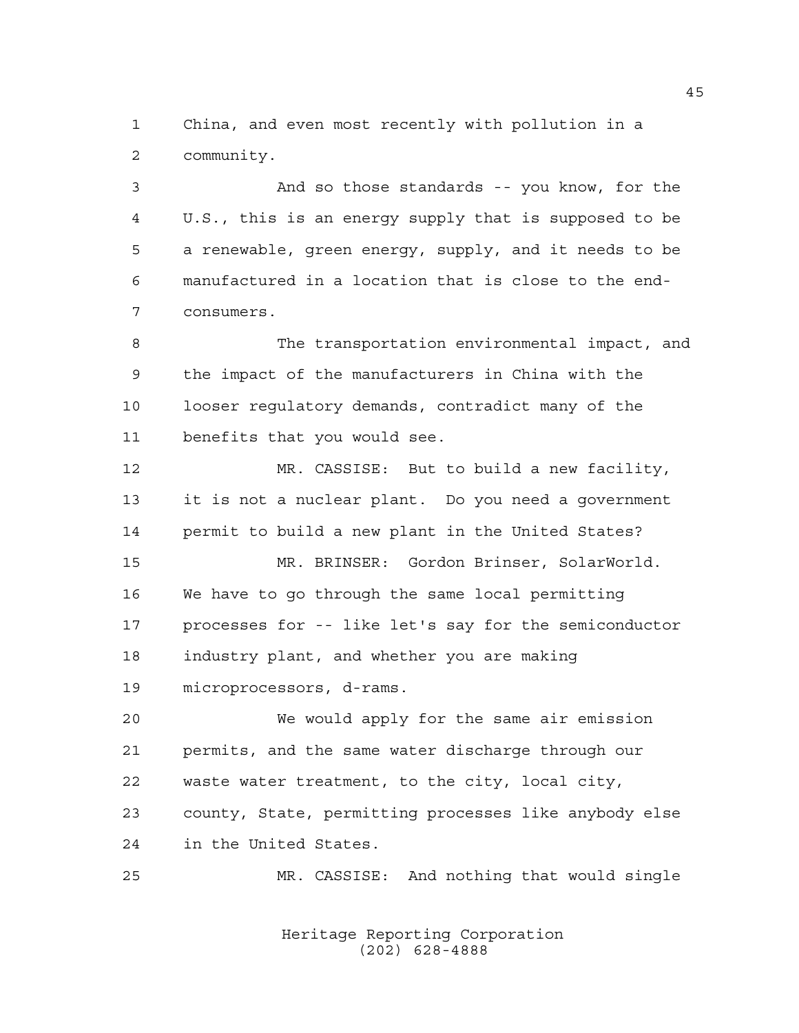China, and even most recently with pollution in a community.

And so those standards -- you know, for the U.S., this is an energy supply that is supposed to be a renewable, green energy, supply, and it needs to be manufactured in a location that is close to the end-consumers.

The transportation environmental impact, and the impact of the manufacturers in China with the looser regulatory demands, contradict many of the benefits that you would see.

MR. CASSISE: But to build a new facility, it is not a nuclear plant. Do you need a government permit to build a new plant in the United States?

MR. BRINSER: Gordon Brinser, SolarWorld. We have to go through the same local permitting processes for -- like let's say for the semiconductor industry plant, and whether you are making microprocessors, d-rams.

We would apply for the same air emission permits, and the same water discharge through our waste water treatment, to the city, local city, county, State, permitting processes like anybody else in the United States.

MR. CASSISE: And nothing that would single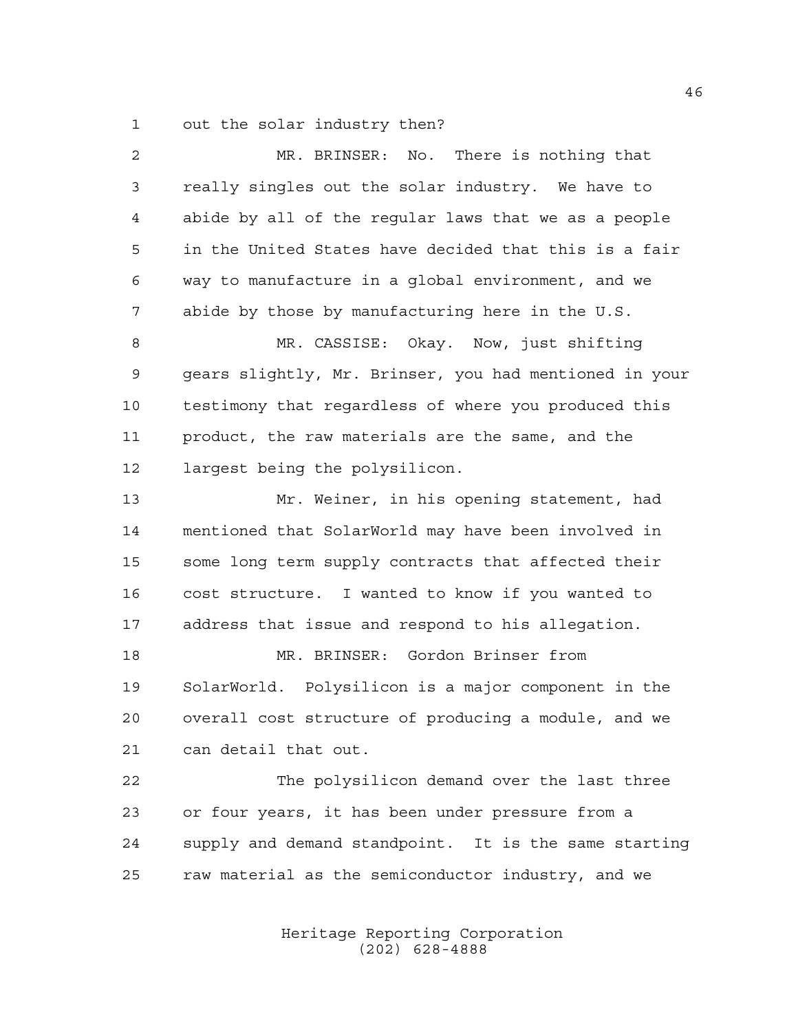out the solar industry then?

MR. BRINSER: No. There is nothing that really singles out the solar industry. We have to abide by all of the regular laws that we as a people in the United States have decided that this is a fair way to manufacture in a global environment, and we abide by those by manufacturing here in the U.S.

MR. CASSISE: Okay. Now, just shifting gears slightly, Mr. Brinser, you had mentioned in your testimony that regardless of where you produced this product, the raw materials are the same, and the largest being the polysilicon.

Mr. Weiner, in his opening statement, had mentioned that SolarWorld may have been involved in some long term supply contracts that affected their cost structure. I wanted to know if you wanted to address that issue and respond to his allegation.

MR. BRINSER: Gordon Brinser from SolarWorld. Polysilicon is a major component in the overall cost structure of producing a module, and we can detail that out.

The polysilicon demand over the last three or four years, it has been under pressure from a supply and demand standpoint. It is the same starting raw material as the semiconductor industry, and we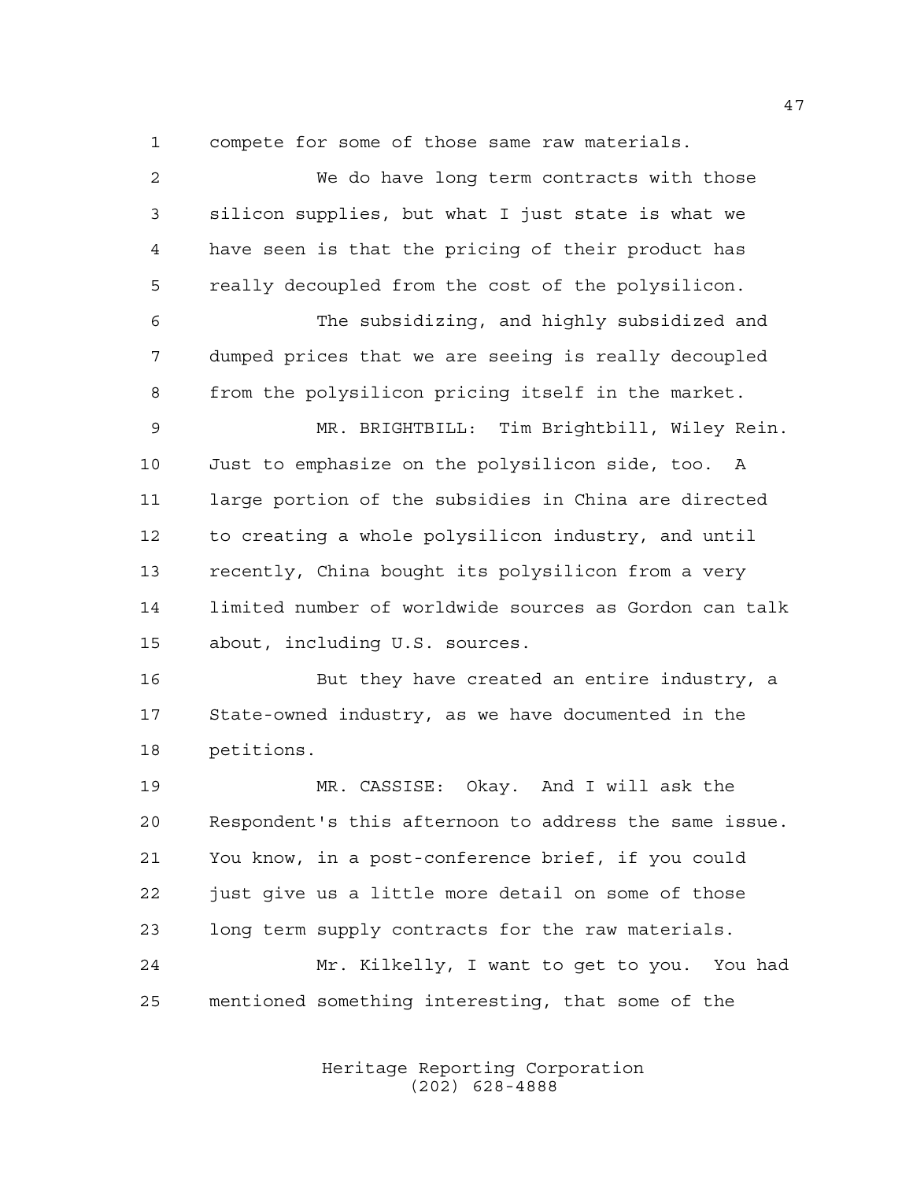compete for some of those same raw materials.

We do have long term contracts with those silicon supplies, but what I just state is what we have seen is that the pricing of their product has really decoupled from the cost of the polysilicon.

The subsidizing, and highly subsidized and dumped prices that we are seeing is really decoupled from the polysilicon pricing itself in the market.

MR. BRIGHTBILL: Tim Brightbill, Wiley Rein. Just to emphasize on the polysilicon side, too. A large portion of the subsidies in China are directed to creating a whole polysilicon industry, and until recently, China bought its polysilicon from a very limited number of worldwide sources as Gordon can talk about, including U.S. sources.

But they have created an entire industry, a State-owned industry, as we have documented in the petitions.

MR. CASSISE: Okay. And I will ask the Respondent's this afternoon to address the same issue. You know, in a post-conference brief, if you could just give us a little more detail on some of those long term supply contracts for the raw materials.

Mr. Kilkelly, I want to get to you. You had mentioned something interesting, that some of the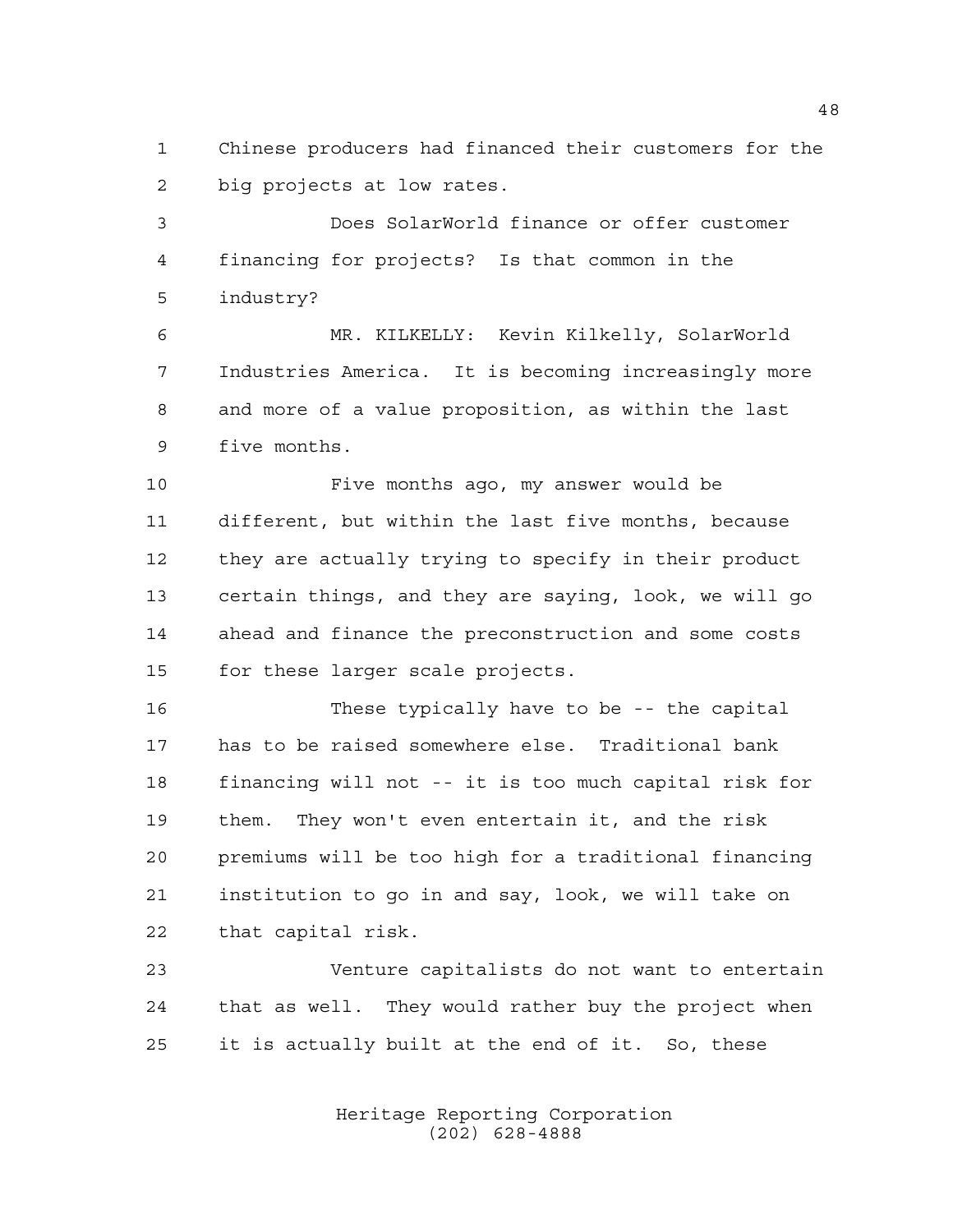Chinese producers had financed their customers for the big projects at low rates.

Does SolarWorld finance or offer customer financing for projects? Is that common in the industry?

MR. KILKELLY: Kevin Kilkelly, SolarWorld Industries America. It is becoming increasingly more and more of a value proposition, as within the last five months.

Five months ago, my answer would be different, but within the last five months, because they are actually trying to specify in their product certain things, and they are saying, look, we will go ahead and finance the preconstruction and some costs for these larger scale projects.

These typically have to be -- the capital has to be raised somewhere else. Traditional bank financing will not -- it is too much capital risk for them. They won't even entertain it, and the risk premiums will be too high for a traditional financing institution to go in and say, look, we will take on that capital risk.

Venture capitalists do not want to entertain that as well. They would rather buy the project when it is actually built at the end of it. So, these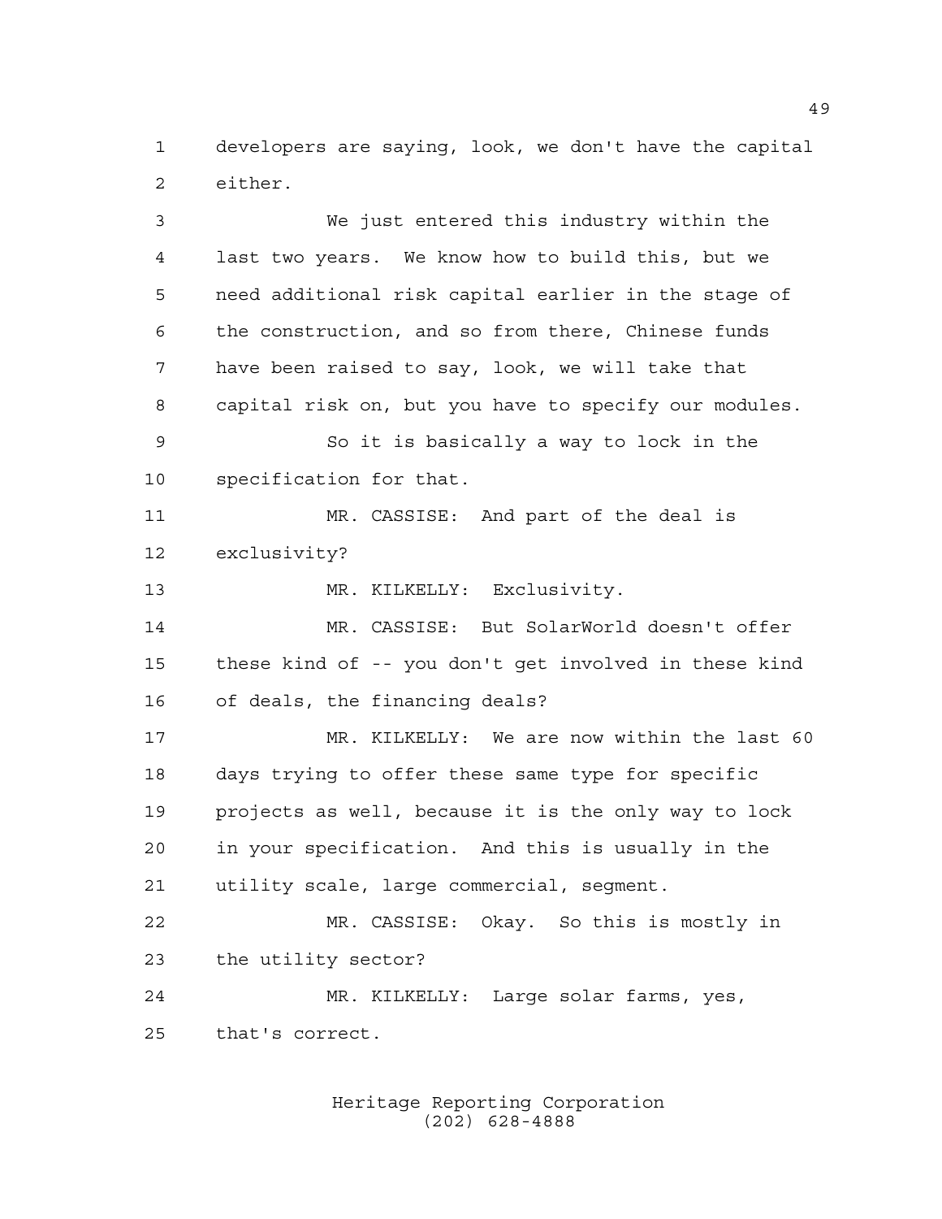developers are saying, look, we don't have the capital either.

We just entered this industry within the last two years. We know how to build this, but we need additional risk capital earlier in the stage of the construction, and so from there, Chinese funds have been raised to say, look, we will take that capital risk on, but you have to specify our modules.

So it is basically a way to lock in the specification for that.

MR. CASSISE: And part of the deal is exclusivity?

MR. KILKELLY: Exclusivity.

MR. CASSISE: But SolarWorld doesn't offer these kind of -- you don't get involved in these kind of deals, the financing deals?

MR. KILKELLY: We are now within the last 60 days trying to offer these same type for specific projects as well, because it is the only way to lock in your specification. And this is usually in the utility scale, large commercial, segment.

MR. CASSISE: Okay. So this is mostly in the utility sector?

MR. KILKELLY: Large solar farms, yes, that's correct.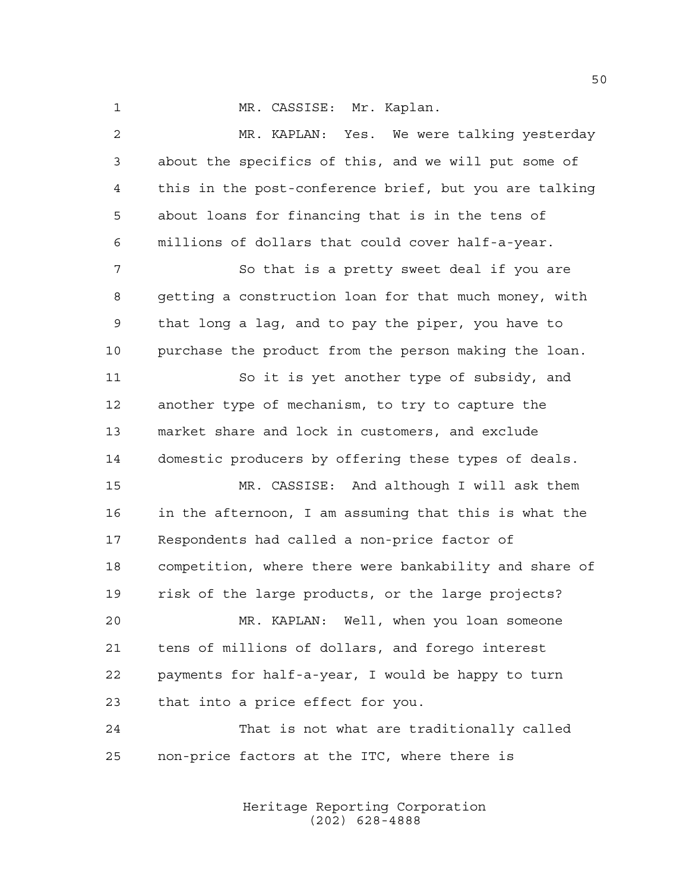MR. CASSISE: Mr. Kaplan.

MR. KAPLAN: Yes. We were talking yesterday about the specifics of this, and we will put some of this in the post-conference brief, but you are talking about loans for financing that is in the tens of millions of dollars that could cover half-a-year.

So that is a pretty sweet deal if you are getting a construction loan for that much money, with that long a lag, and to pay the piper, you have to purchase the product from the person making the loan.

So it is yet another type of subsidy, and another type of mechanism, to try to capture the market share and lock in customers, and exclude domestic producers by offering these types of deals.

MR. CASSISE: And although I will ask them in the afternoon, I am assuming that this is what the Respondents had called a non-price factor of competition, where there were bankability and share of risk of the large products, or the large projects?

MR. KAPLAN: Well, when you loan someone tens of millions of dollars, and forego interest payments for half-a-year, I would be happy to turn that into a price effect for you.

That is not what are traditionally called non-price factors at the ITC, where there is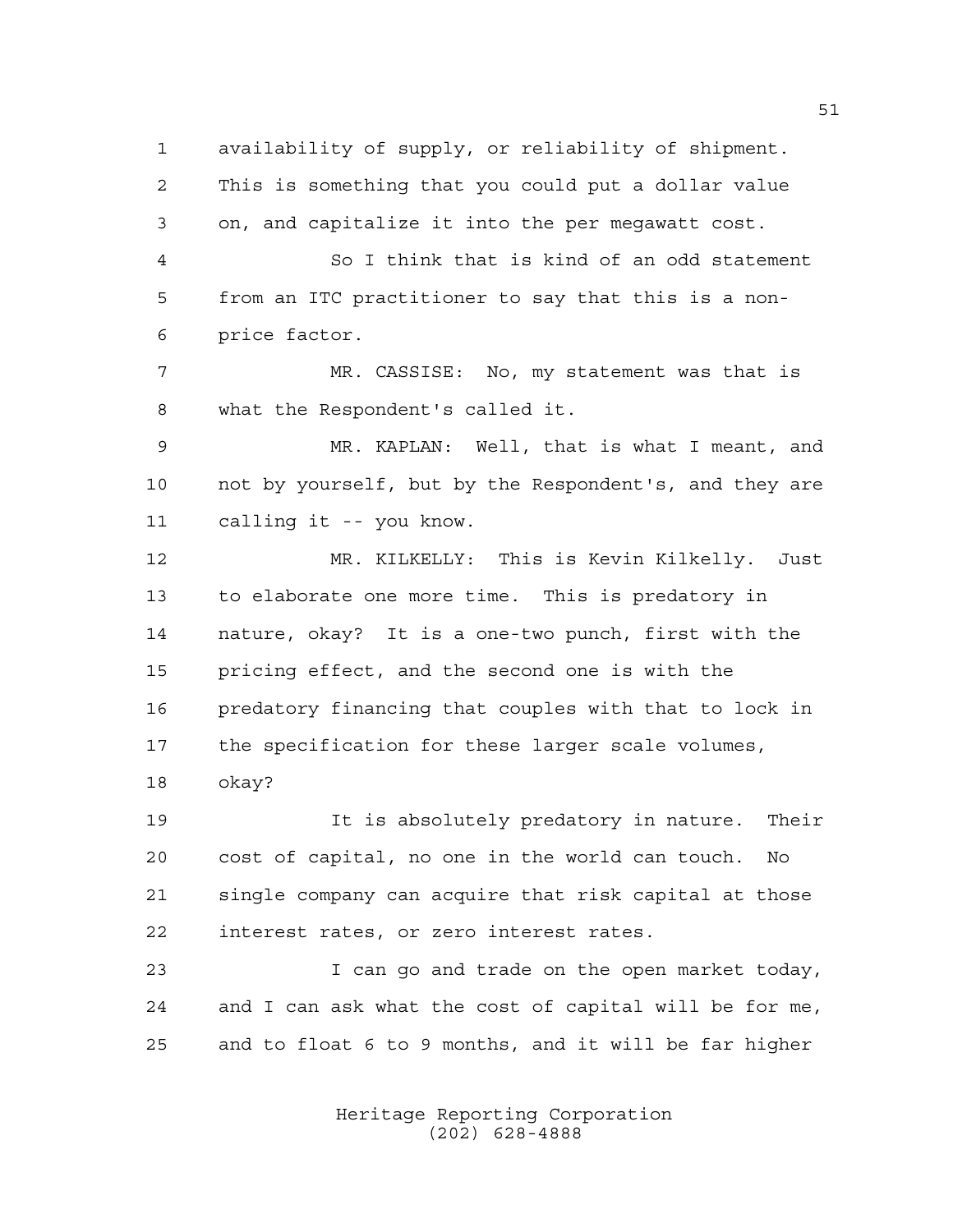availability of supply, or reliability of shipment. This is something that you could put a dollar value on, and capitalize it into the per megawatt cost.

So I think that is kind of an odd statement from an ITC practitioner to say that this is a non-price factor.

MR. CASSISE: No, my statement was that is what the Respondent's called it.

MR. KAPLAN: Well, that is what I meant, and not by yourself, but by the Respondent's, and they are calling it -- you know.

MR. KILKELLY: This is Kevin Kilkelly. Just to elaborate one more time. This is predatory in nature, okay? It is a one-two punch, first with the pricing effect, and the second one is with the predatory financing that couples with that to lock in the specification for these larger scale volumes, okay?

It is absolutely predatory in nature. Their cost of capital, no one in the world can touch. No single company can acquire that risk capital at those interest rates, or zero interest rates.

I can go and trade on the open market today, and I can ask what the cost of capital will be for me, and to float 6 to 9 months, and it will be far higher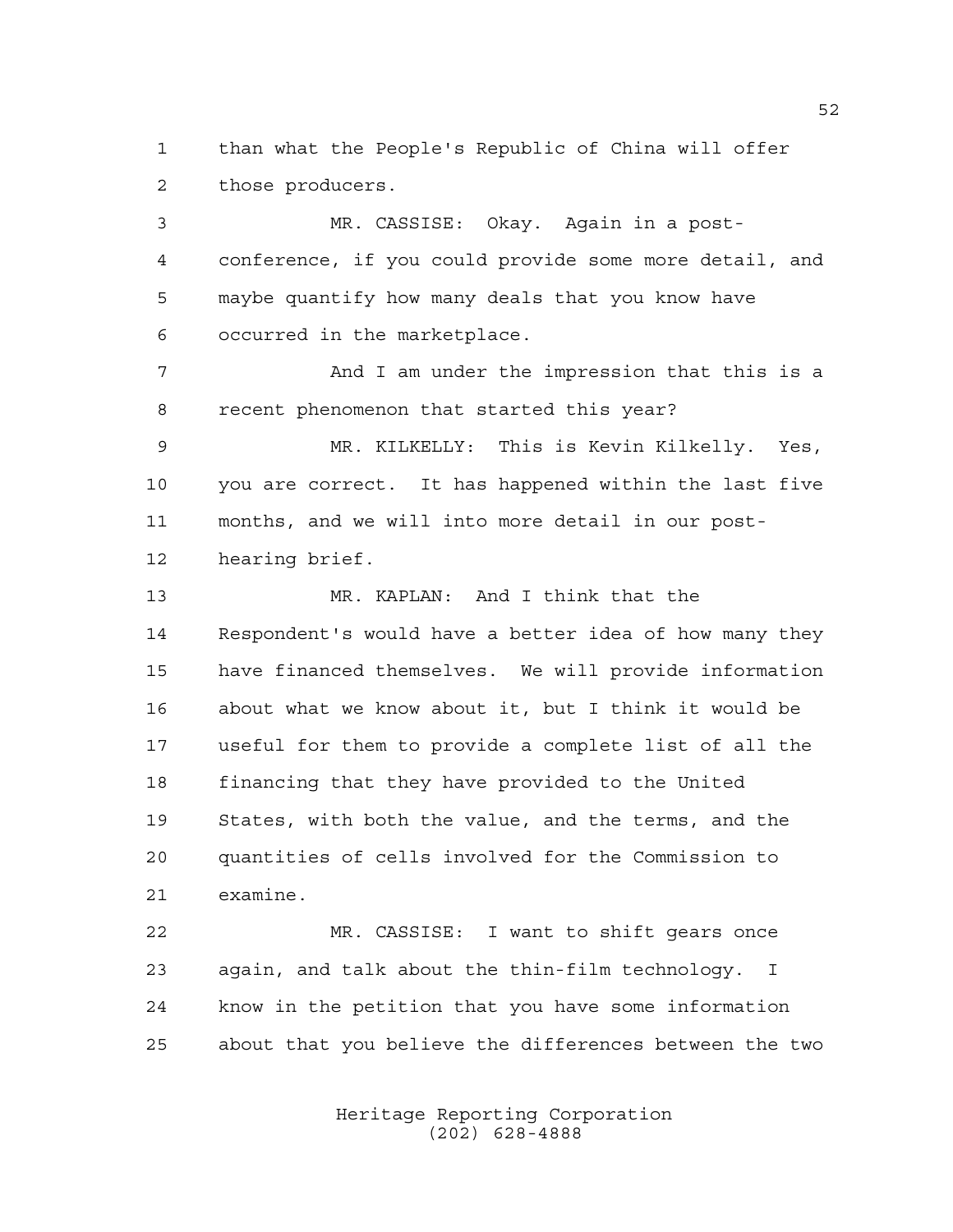than what the People's Republic of China will offer those producers.

MR. CASSISE: Okay. Again in a post-conference, if you could provide some more detail, and maybe quantify how many deals that you know have occurred in the marketplace.

And I am under the impression that this is a recent phenomenon that started this year?

MR. KILKELLY: This is Kevin Kilkelly. Yes, you are correct. It has happened within the last five months, and we will into more detail in our post-hearing brief.

MR. KAPLAN: And I think that the Respondent's would have a better idea of how many they have financed themselves. We will provide information about what we know about it, but I think it would be useful for them to provide a complete list of all the financing that they have provided to the United States, with both the value, and the terms, and the quantities of cells involved for the Commission to examine.

MR. CASSISE: I want to shift gears once again, and talk about the thin-film technology. I know in the petition that you have some information about that you believe the differences between the two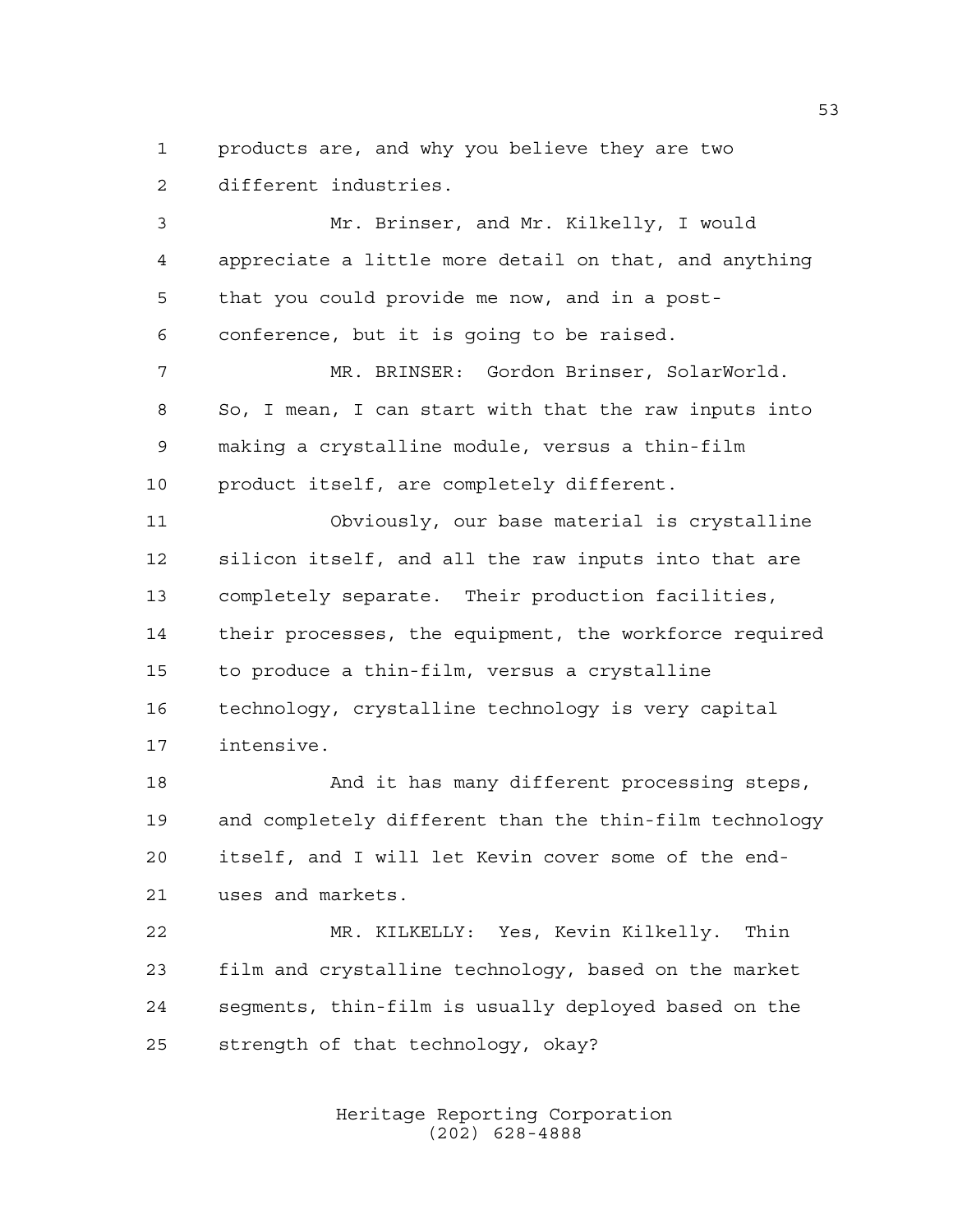products are, and why you believe they are two different industries.

Mr. Brinser, and Mr. Kilkelly, I would appreciate a little more detail on that, and anything that you could provide me now, and in a post-conference, but it is going to be raised.

MR. BRINSER: Gordon Brinser, SolarWorld. So, I mean, I can start with that the raw inputs into making a crystalline module, versus a thin-film product itself, are completely different.

Obviously, our base material is crystalline silicon itself, and all the raw inputs into that are completely separate. Their production facilities, their processes, the equipment, the workforce required to produce a thin-film, versus a crystalline technology, crystalline technology is very capital intensive.

And it has many different processing steps, and completely different than the thin-film technology itself, and I will let Kevin cover some of the end-uses and markets.

MR. KILKELLY: Yes, Kevin Kilkelly. Thin film and crystalline technology, based on the market segments, thin-film is usually deployed based on the strength of that technology, okay?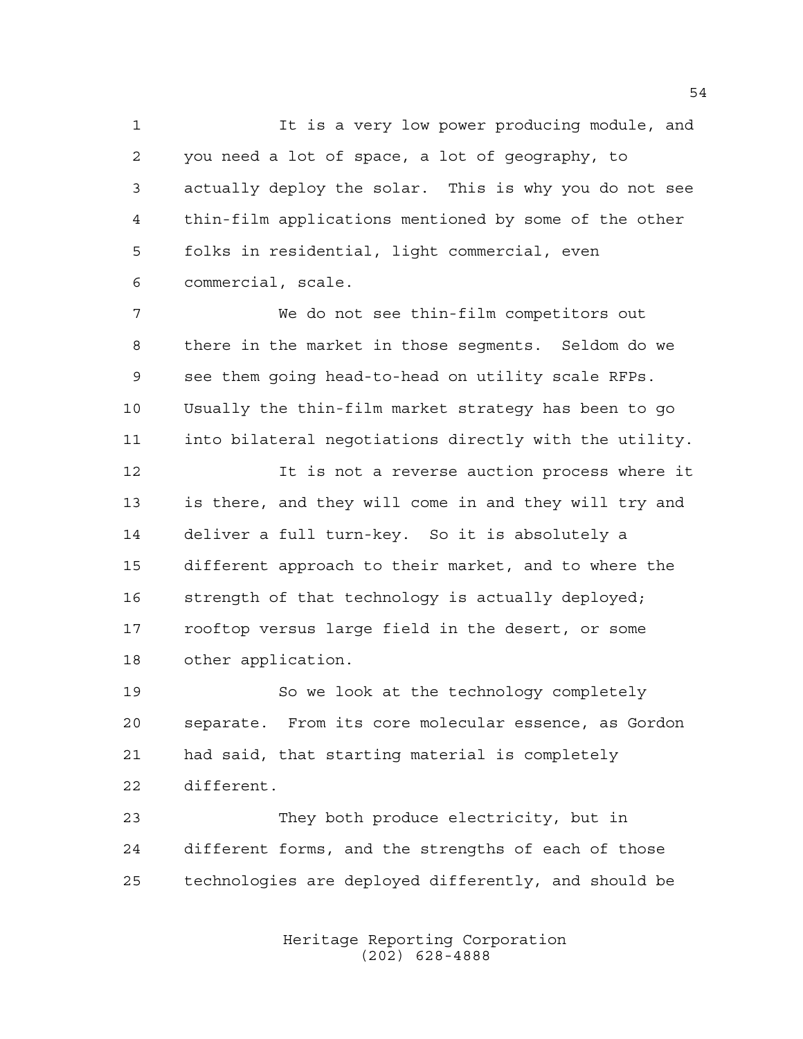It is a very low power producing module, and you need a lot of space, a lot of geography, to actually deploy the solar. This is why you do not see thin-film applications mentioned by some of the other folks in residential, light commercial, even commercial, scale.

We do not see thin-film competitors out there in the market in those segments. Seldom do we see them going head-to-head on utility scale RFPs. Usually the thin-film market strategy has been to go into bilateral negotiations directly with the utility.

It is not a reverse auction process where it is there, and they will come in and they will try and deliver a full turn-key. So it is absolutely a different approach to their market, and to where the strength of that technology is actually deployed; rooftop versus large field in the desert, or some other application.

So we look at the technology completely separate. From its core molecular essence, as Gordon had said, that starting material is completely different.

They both produce electricity, but in different forms, and the strengths of each of those technologies are deployed differently, and should be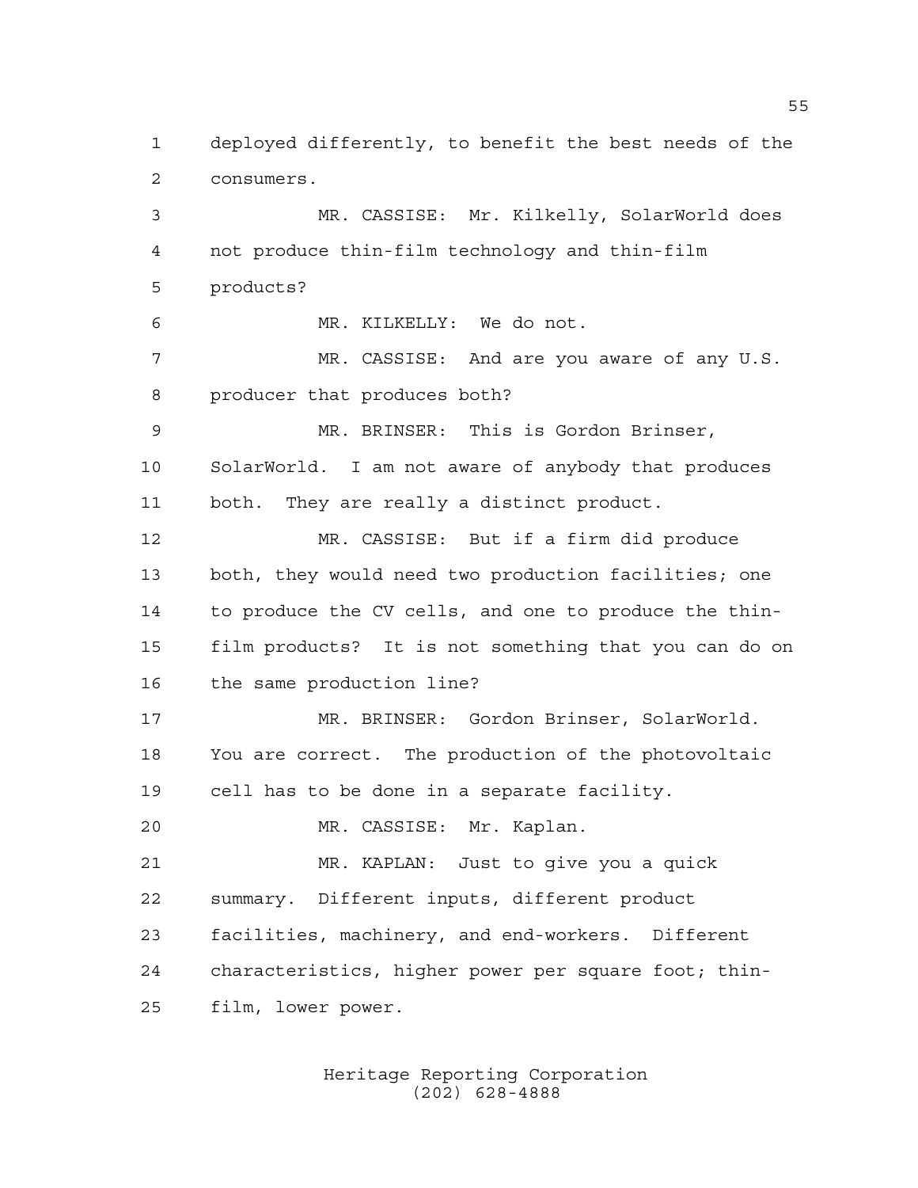deployed differently, to benefit the best needs of the consumers.

MR. CASSISE: Mr. Kilkelly, SolarWorld does not produce thin-film technology and thin-film products?

MR. KILKELLY: We do not.

MR. CASSISE: And are you aware of any U.S. producer that produces both?

MR. BRINSER: This is Gordon Brinser, SolarWorld. I am not aware of anybody that produces both. They are really a distinct product.

MR. CASSISE: But if a firm did produce both, they would need two production facilities; one to produce the CV cells, and one to produce the thin-film products? It is not something that you can do on the same production line?

MR. BRINSER: Gordon Brinser, SolarWorld. You are correct. The production of the photovoltaic cell has to be done in a separate facility.

MR. CASSISE: Mr. Kaplan.

MR. KAPLAN: Just to give you a quick summary. Different inputs, different product facilities, machinery, and end-workers. Different characteristics, higher power per square foot; thin-film, lower power.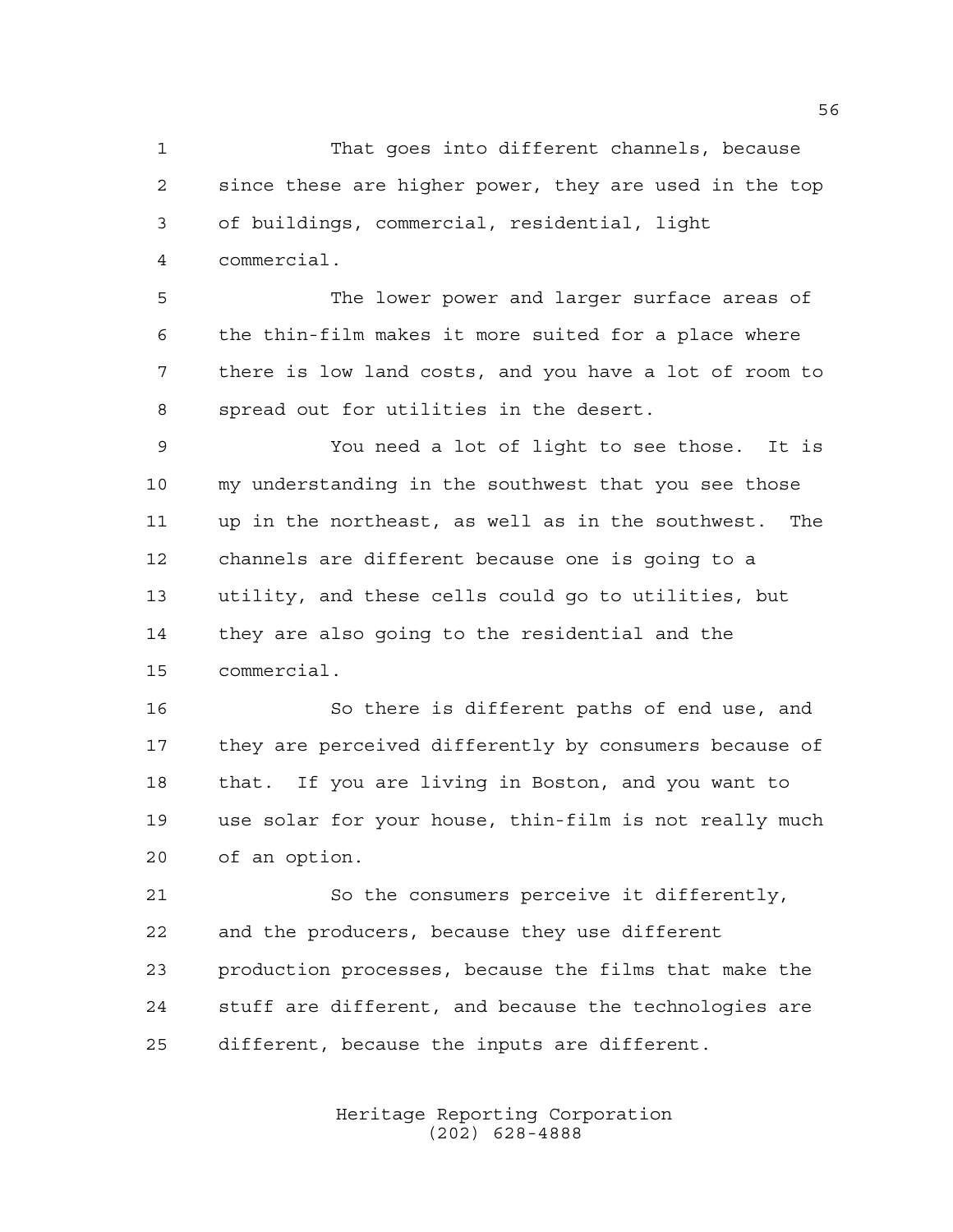That goes into different channels, because since these are higher power, they are used in the top of buildings, commercial, residential, light commercial.

The lower power and larger surface areas of the thin-film makes it more suited for a place where there is low land costs, and you have a lot of room to spread out for utilities in the desert.

You need a lot of light to see those. It is my understanding in the southwest that you see those up in the northeast, as well as in the southwest. The channels are different because one is going to a utility, and these cells could go to utilities, but they are also going to the residential and the commercial.

So there is different paths of end use, and they are perceived differently by consumers because of that. If you are living in Boston, and you want to use solar for your house, thin-film is not really much of an option.

So the consumers perceive it differently, and the producers, because they use different production processes, because the films that make the stuff are different, and because the technologies are different, because the inputs are different.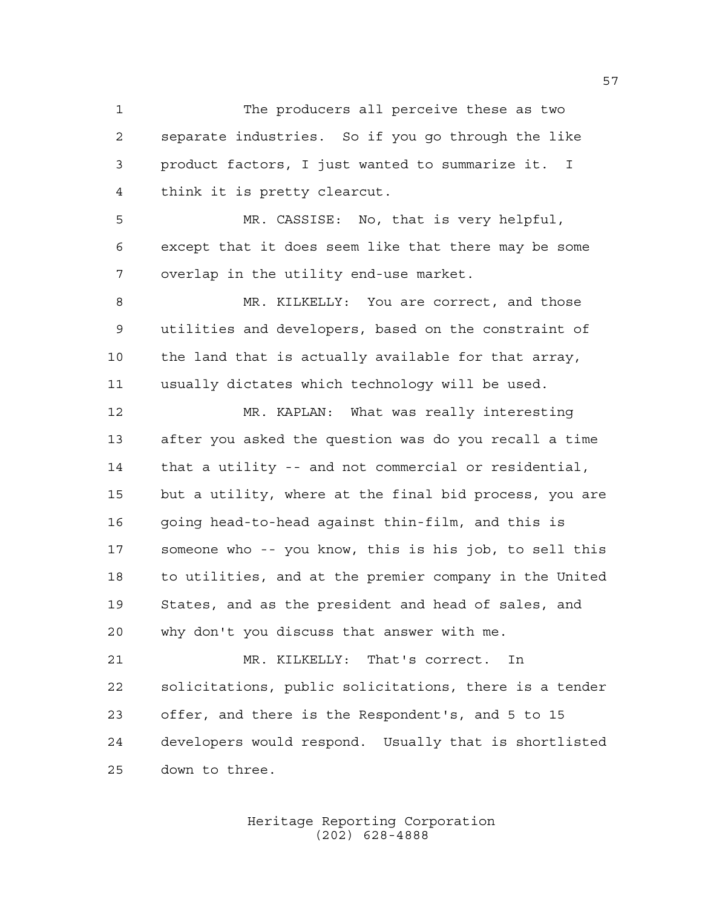The producers all perceive these as two separate industries. So if you go through the like product factors, I just wanted to summarize it. I think it is pretty clearcut.

MR. CASSISE: No, that is very helpful, except that it does seem like that there may be some overlap in the utility end-use market.

MR. KILKELLY: You are correct, and those utilities and developers, based on the constraint of the land that is actually available for that array, usually dictates which technology will be used.

MR. KAPLAN: What was really interesting after you asked the question was do you recall a time that a utility -- and not commercial or residential, but a utility, where at the final bid process, you are going head-to-head against thin-film, and this is someone who -- you know, this is his job, to sell this to utilities, and at the premier company in the United States, and as the president and head of sales, and why don't you discuss that answer with me.

MR. KILKELLY: That's correct. In solicitations, public solicitations, there is a tender offer, and there is the Respondent's, and 5 to 15 developers would respond. Usually that is shortlisted down to three.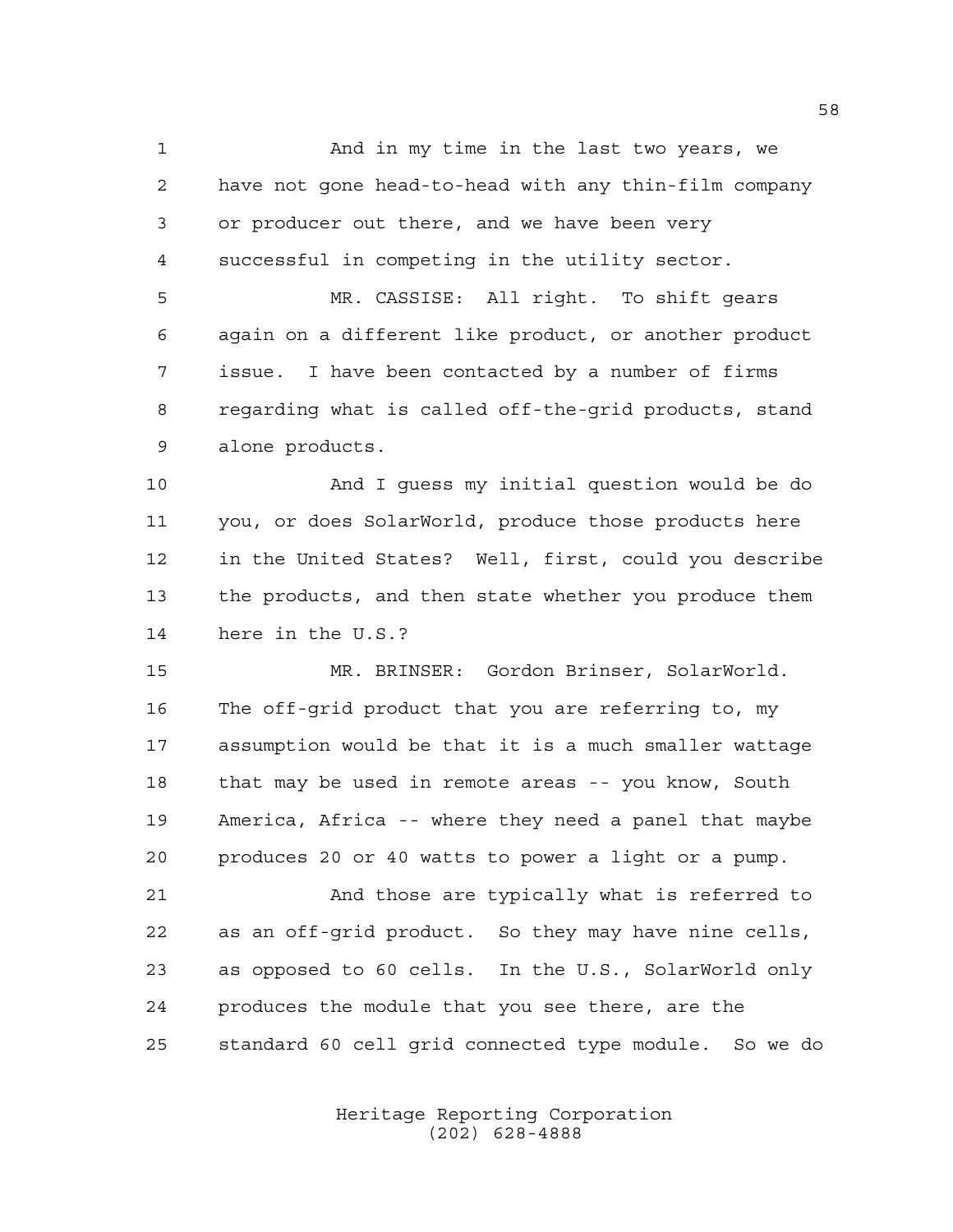And in my time in the last two years, we have not gone head-to-head with any thin-film company or producer out there, and we have been very successful in competing in the utility sector.

MR. CASSISE: All right. To shift gears again on a different like product, or another product issue. I have been contacted by a number of firms regarding what is called off-the-grid products, stand alone products.

And I guess my initial question would be do you, or does SolarWorld, produce those products here in the United States? Well, first, could you describe the products, and then state whether you produce them here in the U.S.?

MR. BRINSER: Gordon Brinser, SolarWorld. The off-grid product that you are referring to, my assumption would be that it is a much smaller wattage that may be used in remote areas -- you know, South America, Africa -- where they need a panel that maybe produces 20 or 40 watts to power a light or a pump.

And those are typically what is referred to as an off-grid product. So they may have nine cells, as opposed to 60 cells. In the U.S., SolarWorld only produces the module that you see there, are the standard 60 cell grid connected type module. So we do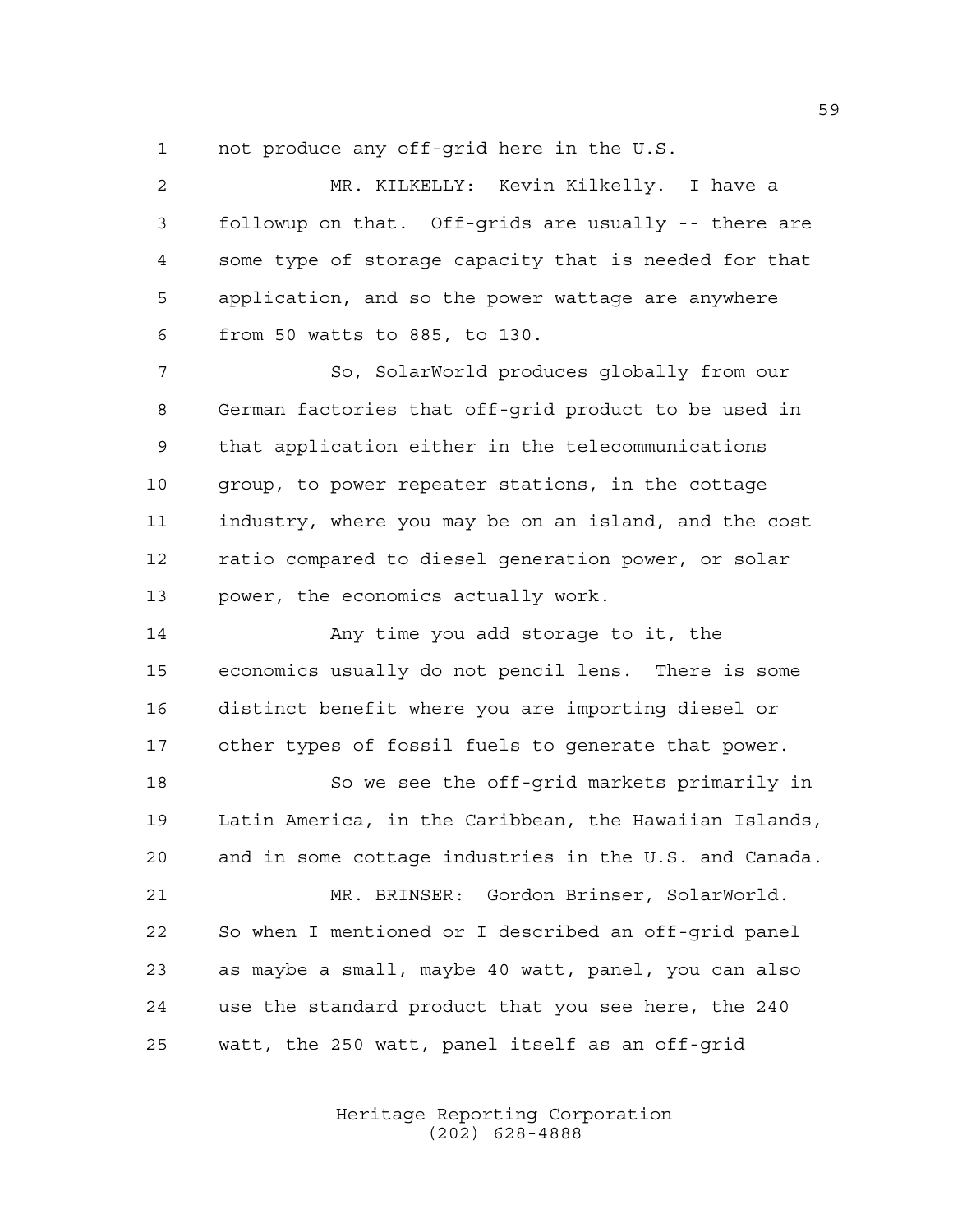not produce any off-grid here in the U.S.

MR. KILKELLY: Kevin Kilkelly. I have a followup on that. Off-grids are usually -- there are some type of storage capacity that is needed for that application, and so the power wattage are anywhere from 50 watts to 885, to 130.

So, SolarWorld produces globally from our German factories that off-grid product to be used in that application either in the telecommunications group, to power repeater stations, in the cottage industry, where you may be on an island, and the cost ratio compared to diesel generation power, or solar power, the economics actually work.

Any time you add storage to it, the economics usually do not pencil lens. There is some distinct benefit where you are importing diesel or other types of fossil fuels to generate that power.

So we see the off-grid markets primarily in Latin America, in the Caribbean, the Hawaiian Islands, and in some cottage industries in the U.S. and Canada.

MR. BRINSER: Gordon Brinser, SolarWorld. So when I mentioned or I described an off-grid panel as maybe a small, maybe 40 watt, panel, you can also use the standard product that you see here, the 240 watt, the 250 watt, panel itself as an off-grid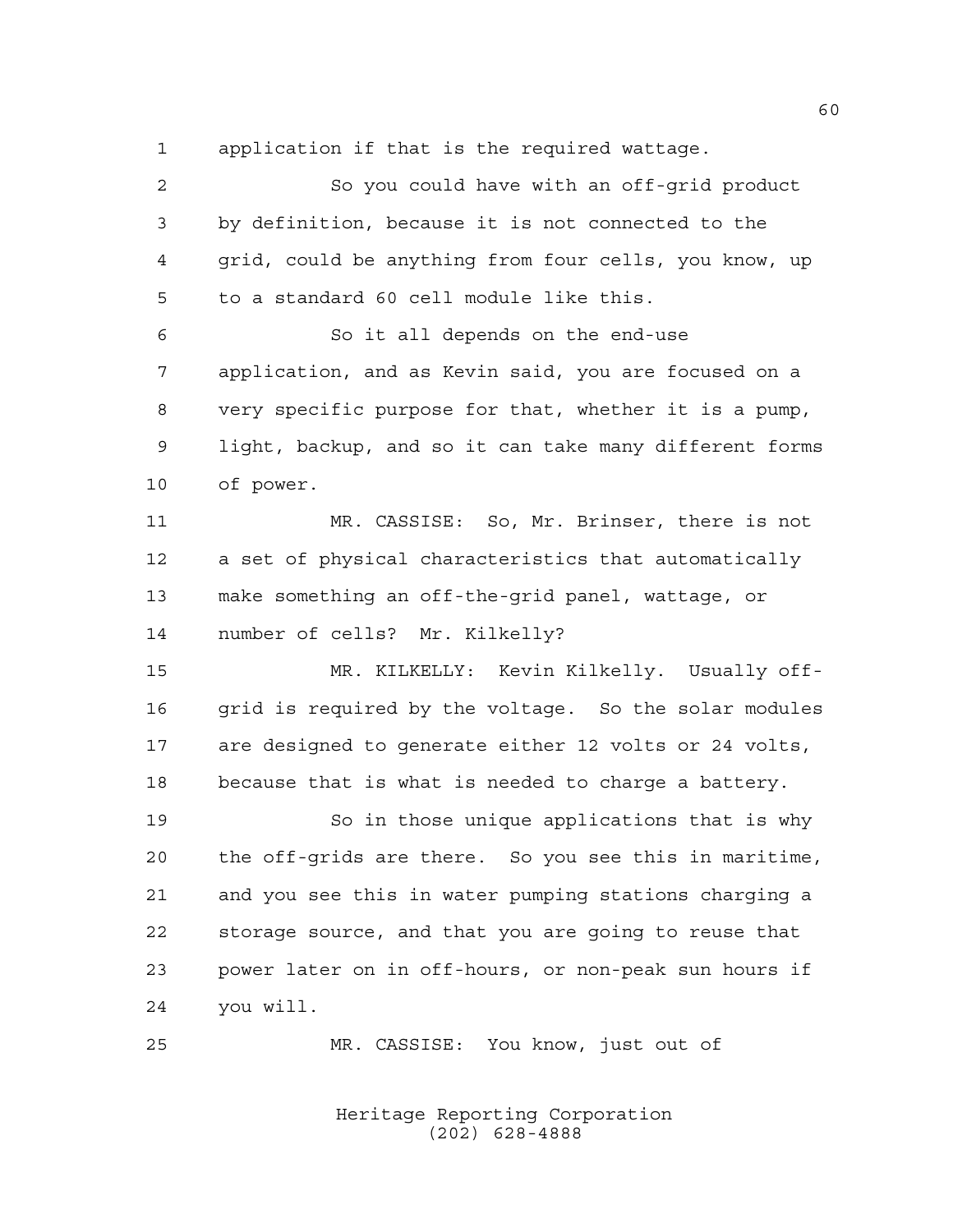application if that is the required wattage.

So you could have with an off-grid product by definition, because it is not connected to the grid, could be anything from four cells, you know, up to a standard 60 cell module like this.

So it all depends on the end-use application, and as Kevin said, you are focused on a very specific purpose for that, whether it is a pump, light, backup, and so it can take many different forms of power.

MR. CASSISE: So, Mr. Brinser, there is not a set of physical characteristics that automatically make something an off-the-grid panel, wattage, or number of cells? Mr. Kilkelly?

MR. KILKELLY: Kevin Kilkelly. Usually off-grid is required by the voltage. So the solar modules are designed to generate either 12 volts or 24 volts, because that is what is needed to charge a battery.

So in those unique applications that is why the off-grids are there. So you see this in maritime, and you see this in water pumping stations charging a storage source, and that you are going to reuse that power later on in off-hours, or non-peak sun hours if you will.

MR. CASSISE: You know, just out of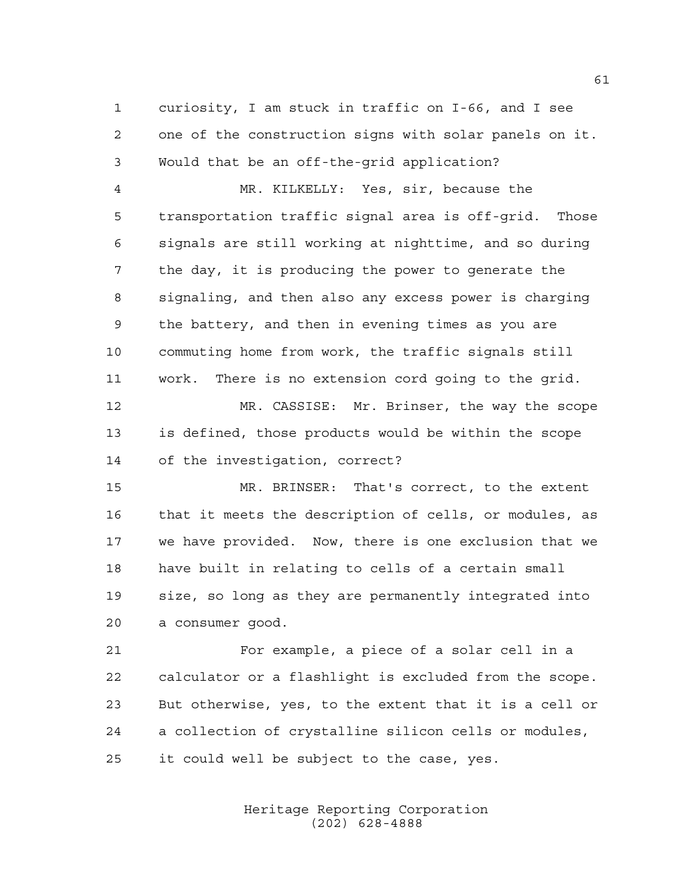curiosity, I am stuck in traffic on I-66, and I see one of the construction signs with solar panels on it. Would that be an off-the-grid application?

MR. KILKELLY: Yes, sir, because the transportation traffic signal area is off-grid. Those signals are still working at nighttime, and so during the day, it is producing the power to generate the signaling, and then also any excess power is charging the battery, and then in evening times as you are commuting home from work, the traffic signals still work. There is no extension cord going to the grid.

MR. CASSISE: Mr. Brinser, the way the scope is defined, those products would be within the scope of the investigation, correct?

MR. BRINSER: That's correct, to the extent that it meets the description of cells, or modules, as we have provided. Now, there is one exclusion that we have built in relating to cells of a certain small size, so long as they are permanently integrated into a consumer good.

For example, a piece of a solar cell in a calculator or a flashlight is excluded from the scope. But otherwise, yes, to the extent that it is a cell or a collection of crystalline silicon cells or modules, it could well be subject to the case, yes.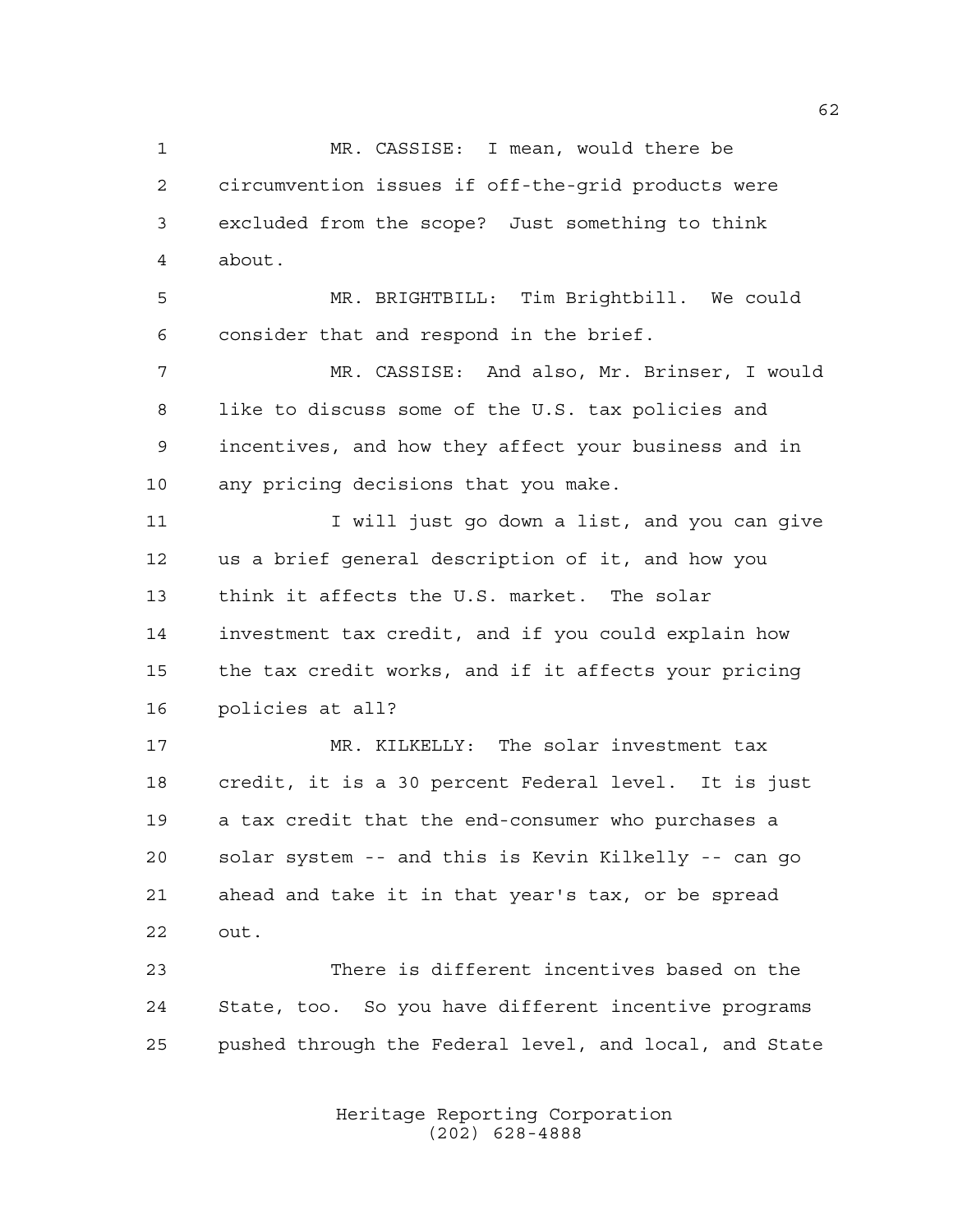MR. CASSISE: I mean, would there be circumvention issues if off-the-grid products were excluded from the scope? Just something to think about.

MR. BRIGHTBILL: Tim Brightbill. We could consider that and respond in the brief.

MR. CASSISE: And also, Mr. Brinser, I would like to discuss some of the U.S. tax policies and incentives, and how they affect your business and in any pricing decisions that you make.

I will just go down a list, and you can give us a brief general description of it, and how you think it affects the U.S. market. The solar investment tax credit, and if you could explain how the tax credit works, and if it affects your pricing policies at all?

MR. KILKELLY: The solar investment tax credit, it is a 30 percent Federal level. It is just a tax credit that the end-consumer who purchases a solar system -- and this is Kevin Kilkelly -- can go ahead and take it in that year's tax, or be spread out.

There is different incentives based on the State, too. So you have different incentive programs pushed through the Federal level, and local, and State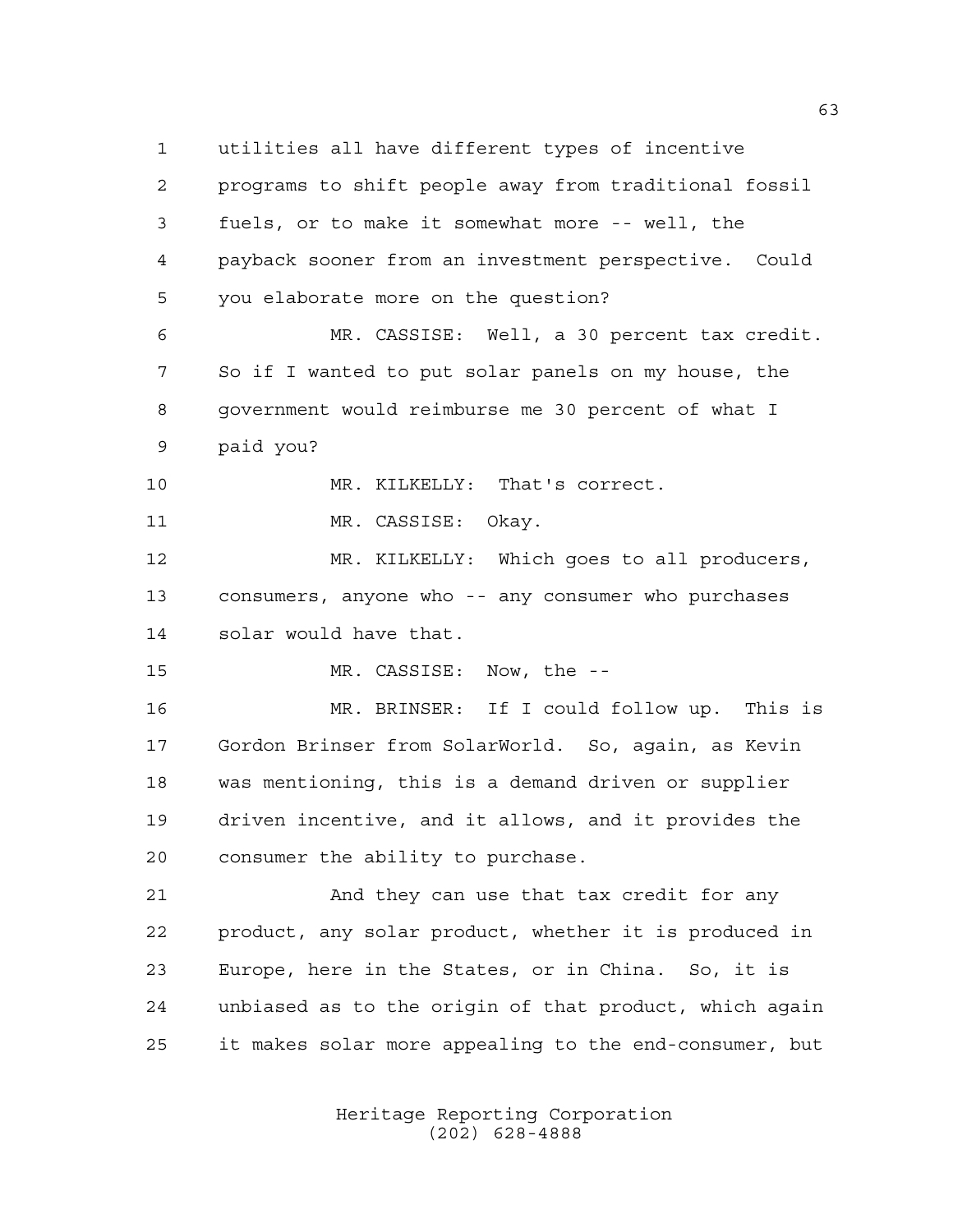utilities all have different types of incentive programs to shift people away from traditional fossil fuels, or to make it somewhat more -- well, the payback sooner from an investment perspective. Could you elaborate more on the question?

MR. CASSISE: Well, a 30 percent tax credit. So if I wanted to put solar panels on my house, the government would reimburse me 30 percent of what I paid you?

MR. KILKELLY: That's correct.

MR. CASSISE: Okay.

MR. KILKELLY: Which goes to all producers, consumers, anyone who -- any consumer who purchases solar would have that.

MR. CASSISE: Now, the --

MR. BRINSER: If I could follow up. This is Gordon Brinser from SolarWorld. So, again, as Kevin was mentioning, this is a demand driven or supplier driven incentive, and it allows, and it provides the consumer the ability to purchase.

And they can use that tax credit for any product, any solar product, whether it is produced in Europe, here in the States, or in China. So, it is unbiased as to the origin of that product, which again it makes solar more appealing to the end-consumer, but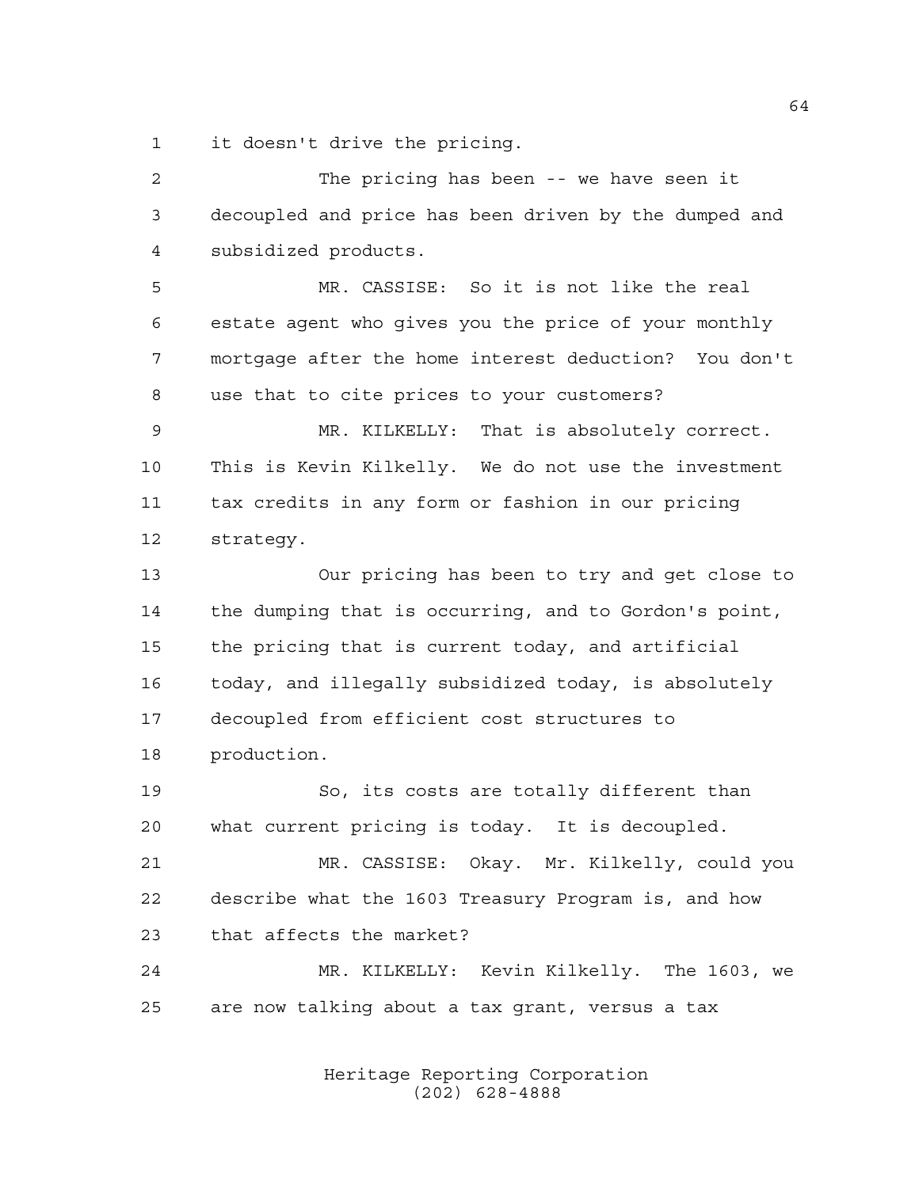it doesn't drive the pricing.

The pricing has been -- we have seen it decoupled and price has been driven by the dumped and subsidized products.

MR. CASSISE: So it is not like the real estate agent who gives you the price of your monthly mortgage after the home interest deduction? You don't use that to cite prices to your customers?

MR. KILKELLY: That is absolutely correct. This is Kevin Kilkelly. We do not use the investment tax credits in any form or fashion in our pricing strategy.

Our pricing has been to try and get close to the dumping that is occurring, and to Gordon's point, the pricing that is current today, and artificial today, and illegally subsidized today, is absolutely decoupled from efficient cost structures to production.

So, its costs are totally different than what current pricing is today. It is decoupled.

MR. CASSISE: Okay. Mr. Kilkelly, could you describe what the 1603 Treasury Program is, and how that affects the market?

MR. KILKELLY: Kevin Kilkelly. The 1603, we are now talking about a tax grant, versus a tax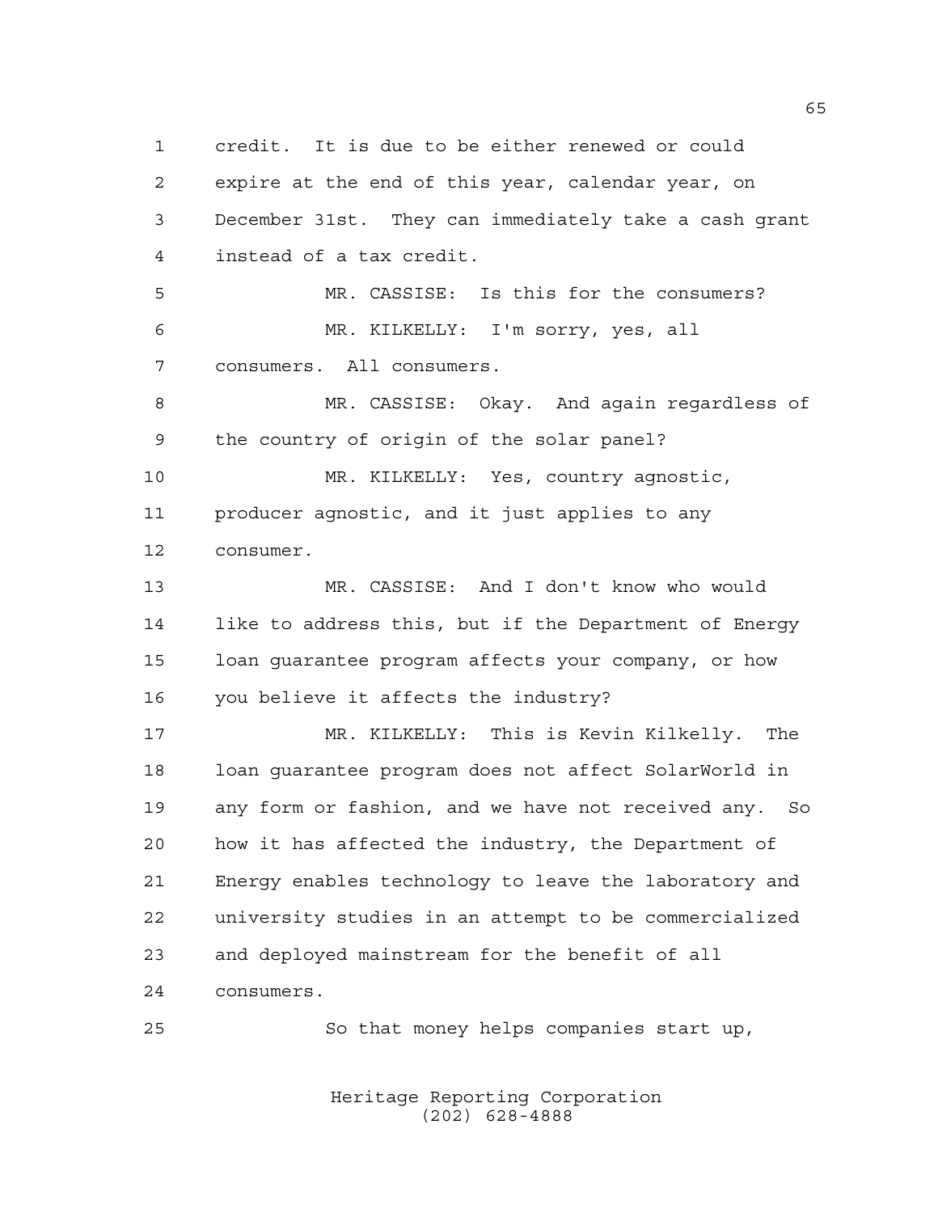credit. It is due to be either renewed or could expire at the end of this year, calendar year, on December 31st. They can immediately take a cash grant instead of a tax credit.

MR. CASSISE: Is this for the consumers?

MR. KILKELLY: I'm sorry, yes, all consumers. All consumers.

MR. CASSISE: Okay. And again regardless of the country of origin of the solar panel?

MR. KILKELLY: Yes, country agnostic, producer agnostic, and it just applies to any consumer.

MR. CASSISE: And I don't know who would like to address this, but if the Department of Energy loan guarantee program affects your company, or how you believe it affects the industry?

MR. KILKELLY: This is Kevin Kilkelly. The loan guarantee program does not affect SolarWorld in any form or fashion, and we have not received any. So how it has affected the industry, the Department of Energy enables technology to leave the laboratory and university studies in an attempt to be commercialized and deployed mainstream for the benefit of all consumers.

So that money helps companies start up,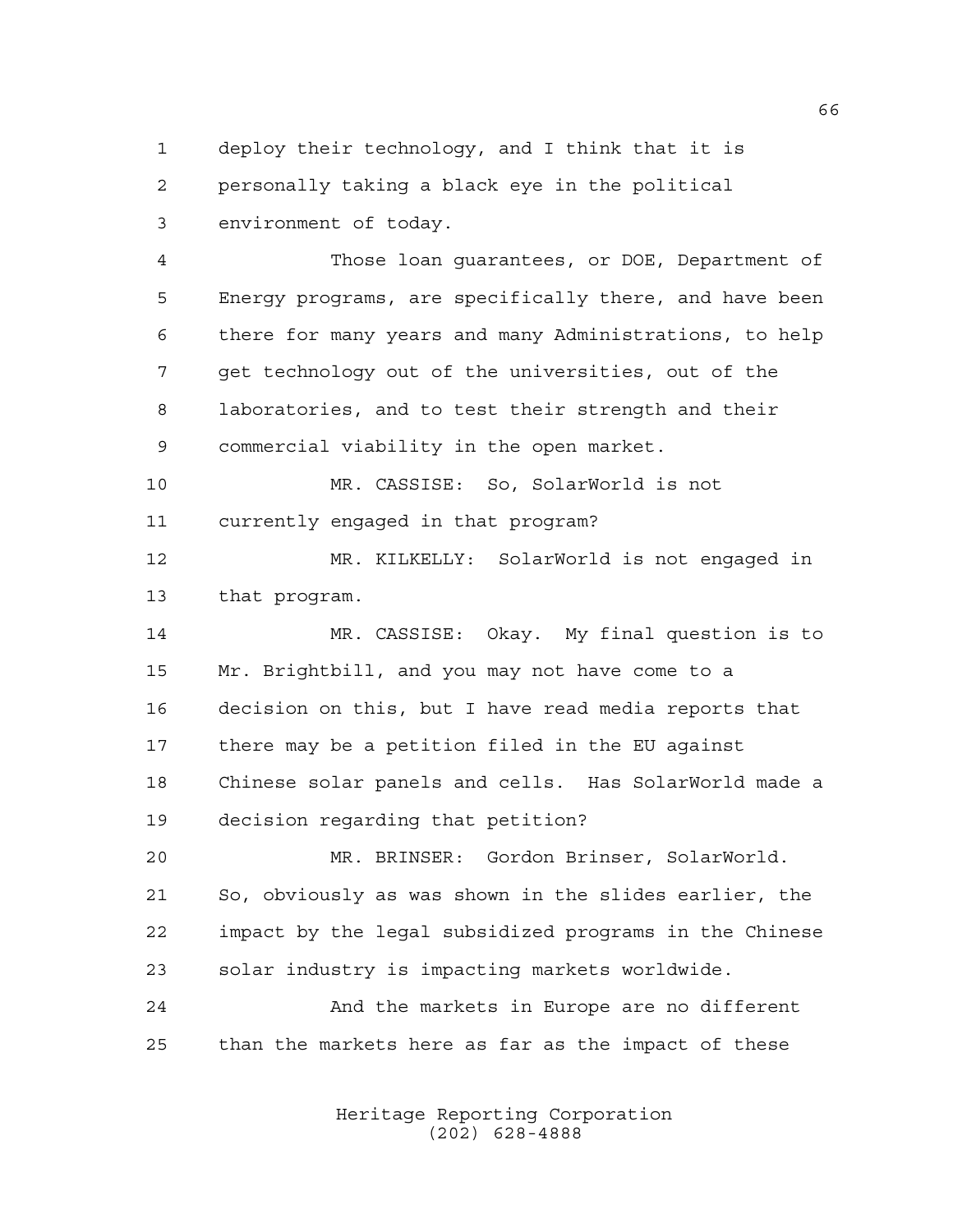deploy their technology, and I think that it is personally taking a black eye in the political environment of today.

Those loan guarantees, or DOE, Department of Energy programs, are specifically there, and have been there for many years and many Administrations, to help get technology out of the universities, out of the laboratories, and to test their strength and their commercial viability in the open market.

MR. CASSISE: So, SolarWorld is not currently engaged in that program?

MR. KILKELLY: SolarWorld is not engaged in that program.

MR. CASSISE: Okay. My final question is to Mr. Brightbill, and you may not have come to a decision on this, but I have read media reports that there may be a petition filed in the EU against Chinese solar panels and cells. Has SolarWorld made a decision regarding that petition?

MR. BRINSER: Gordon Brinser, SolarWorld. So, obviously as was shown in the slides earlier, the impact by the legal subsidized programs in the Chinese solar industry is impacting markets worldwide.

And the markets in Europe are no different than the markets here as far as the impact of these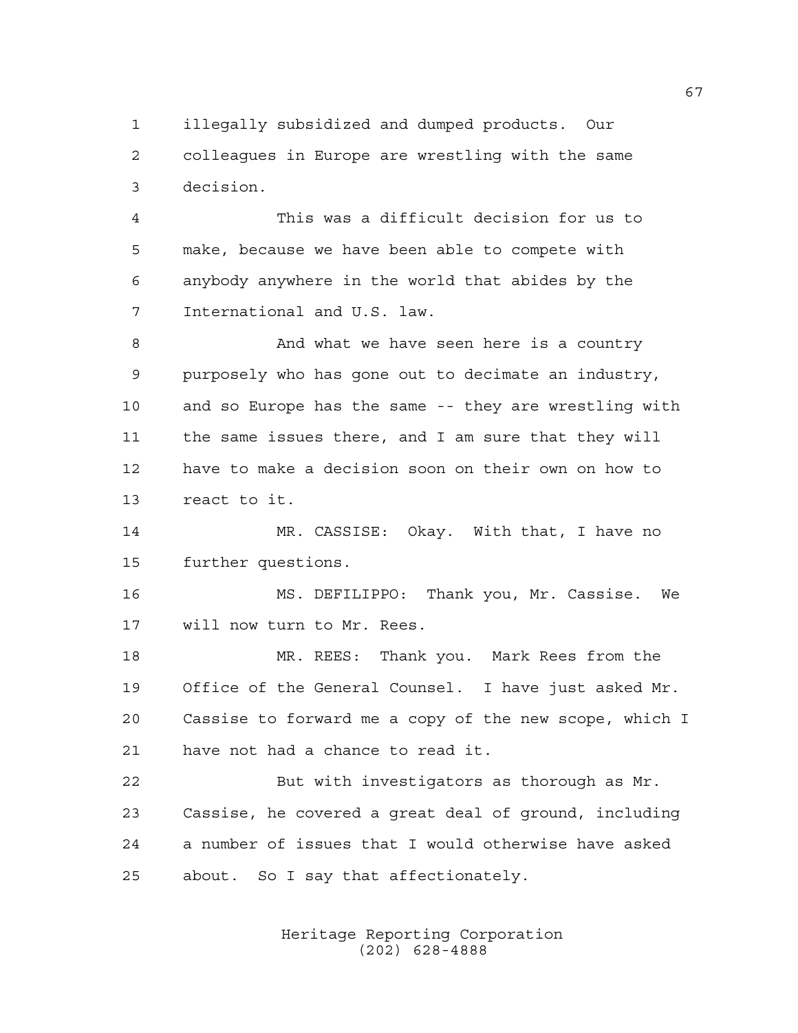illegally subsidized and dumped products. Our colleagues in Europe are wrestling with the same decision.

This was a difficult decision for us to make, because we have been able to compete with anybody anywhere in the world that abides by the International and U.S. law.

And what we have seen here is a country purposely who has gone out to decimate an industry, and so Europe has the same -- they are wrestling with the same issues there, and I am sure that they will have to make a decision soon on their own on how to react to it.

MR. CASSISE: Okay. With that, I have no further questions.

MS. DEFILIPPO: Thank you, Mr. Cassise. We will now turn to Mr. Rees.

MR. REES: Thank you. Mark Rees from the Office of the General Counsel. I have just asked Mr. Cassise to forward me a copy of the new scope, which I have not had a chance to read it.

But with investigators as thorough as Mr. Cassise, he covered a great deal of ground, including a number of issues that I would otherwise have asked about. So I say that affectionately.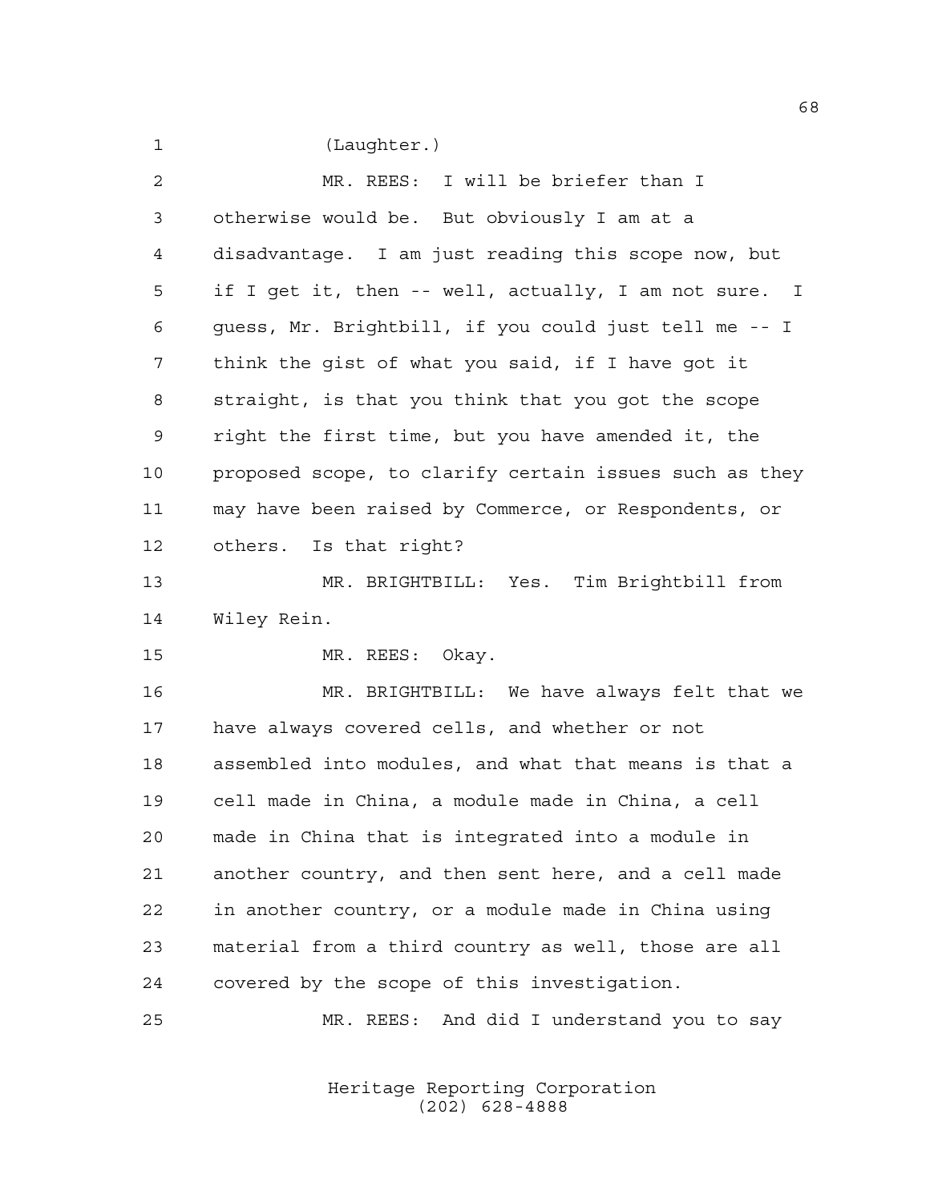(Laughter.)

MR. REES: I will be briefer than I otherwise would be. But obviously I am at a disadvantage. I am just reading this scope now, but if I get it, then -- well, actually, I am not sure. I guess, Mr. Brightbill, if you could just tell me -- I think the gist of what you said, if I have got it straight, is that you think that you got the scope right the first time, but you have amended it, the proposed scope, to clarify certain issues such as they may have been raised by Commerce, or Respondents, or others. Is that right?

MR. BRIGHTBILL: Yes. Tim Brightbill from Wiley Rein.

MR. REES: Okay.

MR. BRIGHTBILL: We have always felt that we have always covered cells, and whether or not assembled into modules, and what that means is that a cell made in China, a module made in China, a cell made in China that is integrated into a module in another country, and then sent here, and a cell made in another country, or a module made in China using material from a third country as well, those are all covered by the scope of this investigation.

MR. REES: And did I understand you to say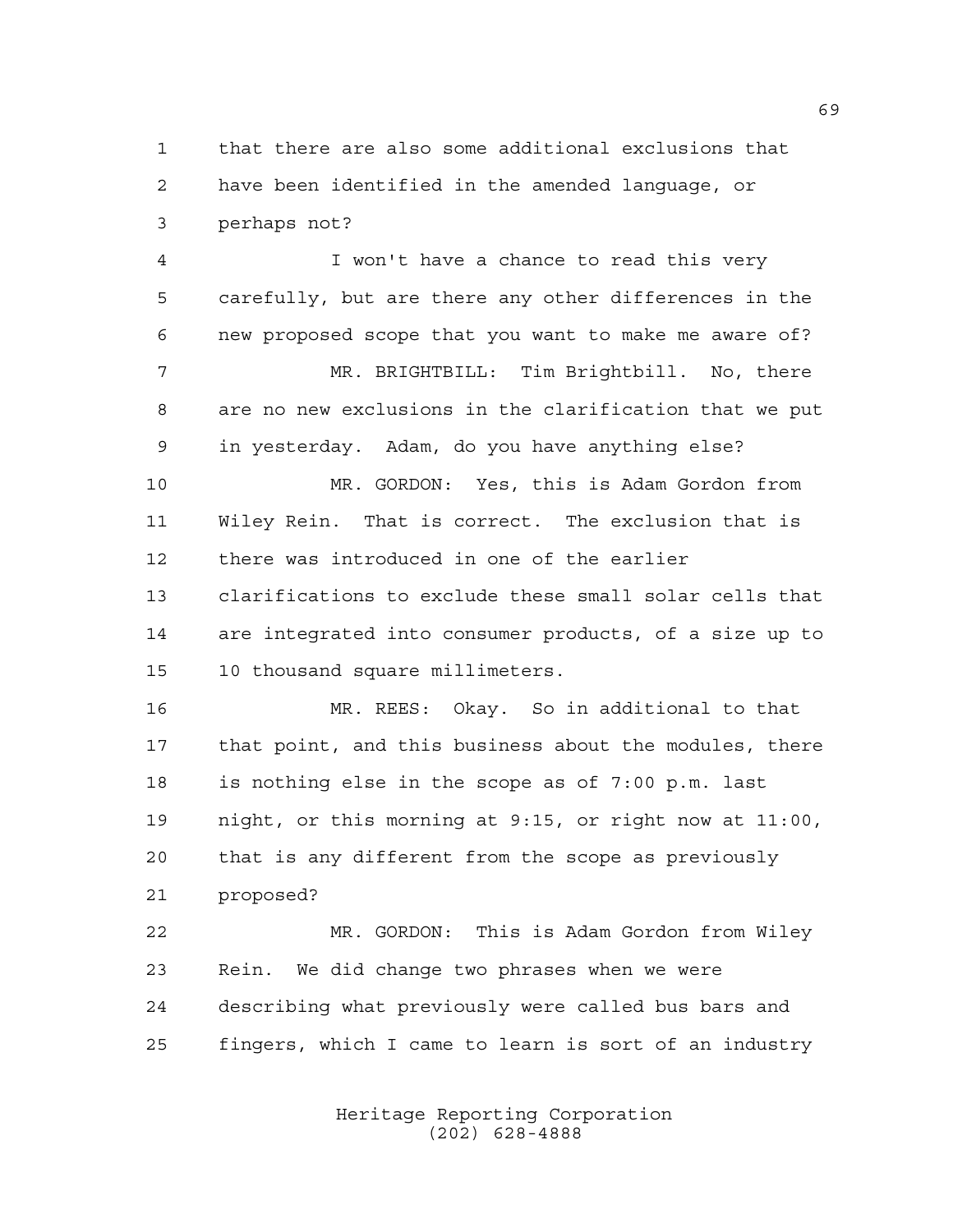that there are also some additional exclusions that have been identified in the amended language, or perhaps not?

I won't have a chance to read this very carefully, but are there any other differences in the new proposed scope that you want to make me aware of?

MR. BRIGHTBILL: Tim Brightbill. No, there are no new exclusions in the clarification that we put in yesterday. Adam, do you have anything else?

MR. GORDON: Yes, this is Adam Gordon from Wiley Rein. That is correct. The exclusion that is there was introduced in one of the earlier clarifications to exclude these small solar cells that are integrated into consumer products, of a size up to 10 thousand square millimeters.

MR. REES: Okay. So in additional to that that point, and this business about the modules, there is nothing else in the scope as of 7:00 p.m. last night, or this morning at 9:15, or right now at 11:00, that is any different from the scope as previously proposed?

MR. GORDON: This is Adam Gordon from Wiley Rein. We did change two phrases when we were describing what previously were called bus bars and fingers, which I came to learn is sort of an industry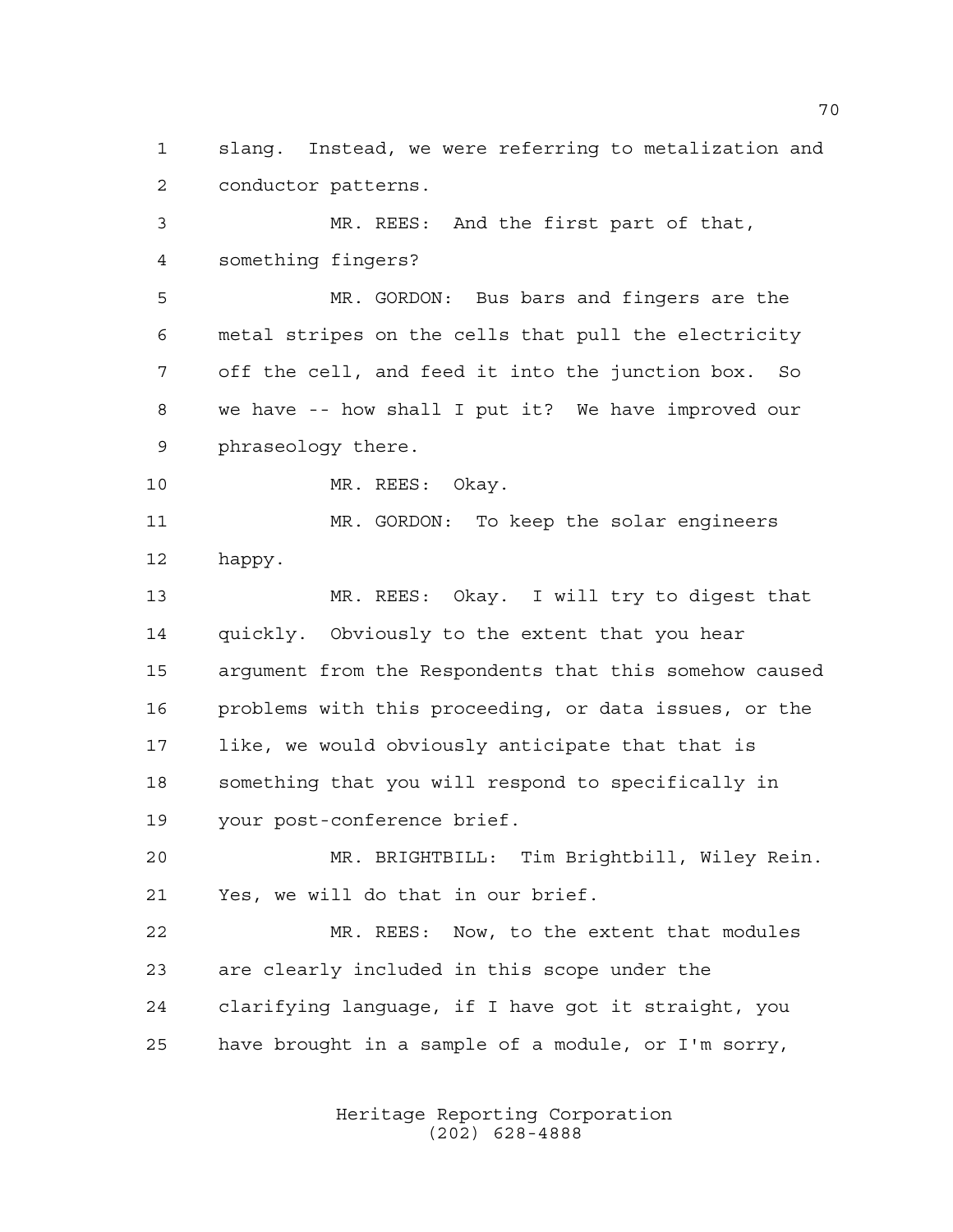slang. Instead, we were referring to metalization and conductor patterns.

MR. REES: And the first part of that, something fingers?

MR. GORDON: Bus bars and fingers are the metal stripes on the cells that pull the electricity off the cell, and feed it into the junction box. So we have -- how shall I put it? We have improved our phraseology there.

MR. REES: Okay.

MR. GORDON: To keep the solar engineers happy.

MR. REES: Okay. I will try to digest that quickly. Obviously to the extent that you hear argument from the Respondents that this somehow caused problems with this proceeding, or data issues, or the like, we would obviously anticipate that that is something that you will respond to specifically in your post-conference brief.

MR. BRIGHTBILL: Tim Brightbill, Wiley Rein. Yes, we will do that in our brief.

MR. REES: Now, to the extent that modules are clearly included in this scope under the clarifying language, if I have got it straight, you have brought in a sample of a module, or I'm sorry,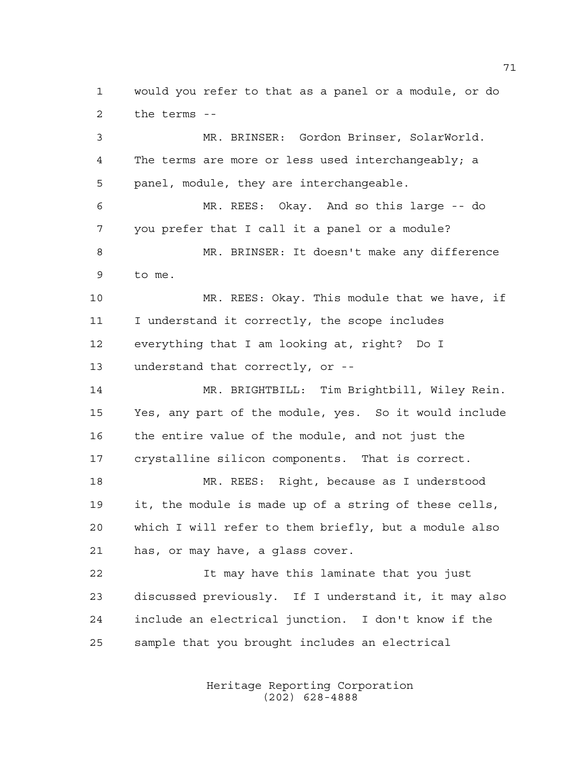would you refer to that as a panel or a module, or do the terms --

MR. BRINSER: Gordon Brinser, SolarWorld. The terms are more or less used interchangeably; a panel, module, they are interchangeable.

MR. REES: Okay. And so this large -- do you prefer that I call it a panel or a module?

MR. BRINSER: It doesn't make any difference to me.

MR. REES: Okay. This module that we have, if I understand it correctly, the scope includes everything that I am looking at, right? Do I understand that correctly, or --

MR. BRIGHTBILL: Tim Brightbill, Wiley Rein. Yes, any part of the module, yes. So it would include the entire value of the module, and not just the crystalline silicon components. That is correct.

MR. REES: Right, because as I understood it, the module is made up of a string of these cells, which I will refer to them briefly, but a module also has, or may have, a glass cover.

It may have this laminate that you just discussed previously. If I understand it, it may also include an electrical junction. I don't know if the sample that you brought includes an electrical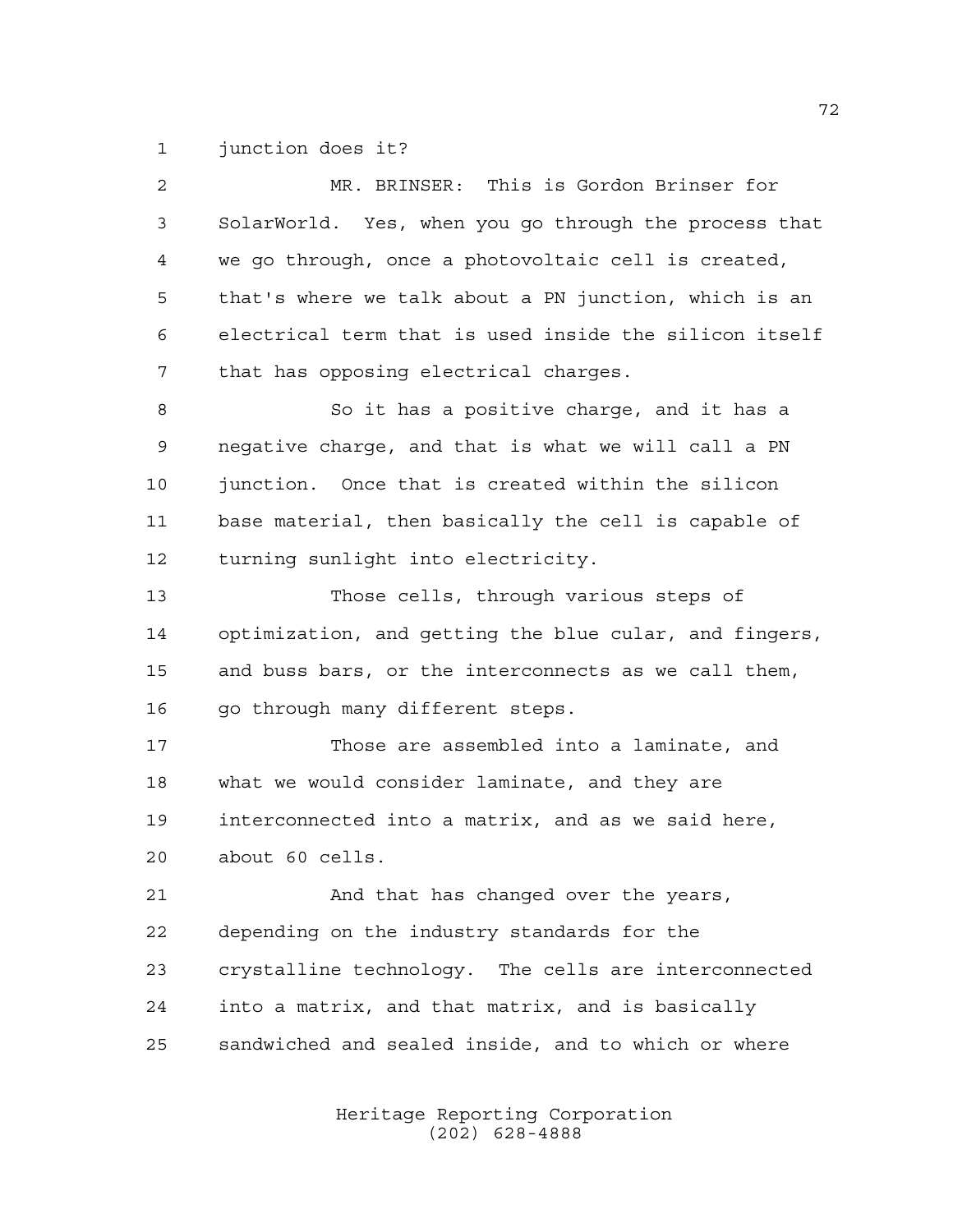junction does it?

MR. BRINSER: This is Gordon Brinser for SolarWorld. Yes, when you go through the process that we go through, once a photovoltaic cell is created, that's where we talk about a PN junction, which is an electrical term that is used inside the silicon itself that has opposing electrical charges.

So it has a positive charge, and it has a negative charge, and that is what we will call a PN junction. Once that is created within the silicon base material, then basically the cell is capable of turning sunlight into electricity.

Those cells, through various steps of optimization, and getting the blue cular, and fingers, and buss bars, or the interconnects as we call them, go through many different steps.

Those are assembled into a laminate, and what we would consider laminate, and they are interconnected into a matrix, and as we said here, about 60 cells.

And that has changed over the years, depending on the industry standards for the crystalline technology. The cells are interconnected into a matrix, and that matrix, and is basically sandwiched and sealed inside, and to which or where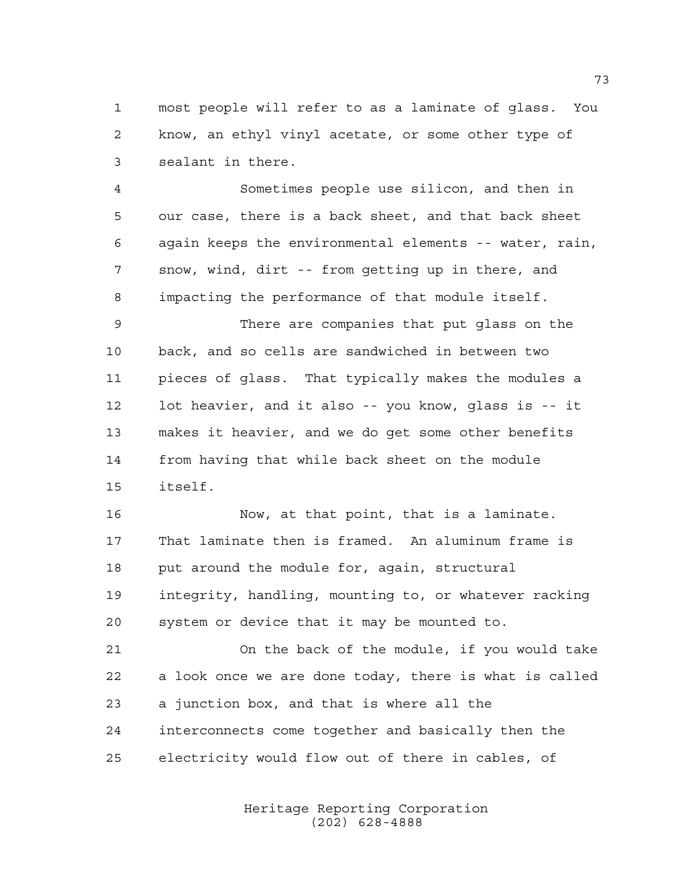most people will refer to as a laminate of glass. You know, an ethyl vinyl acetate, or some other type of sealant in there.

Sometimes people use silicon, and then in our case, there is a back sheet, and that back sheet again keeps the environmental elements -- water, rain, snow, wind, dirt -- from getting up in there, and impacting the performance of that module itself.

There are companies that put glass on the back, and so cells are sandwiched in between two pieces of glass. That typically makes the modules a lot heavier, and it also -- you know, glass is -- it makes it heavier, and we do get some other benefits from having that while back sheet on the module itself.

Now, at that point, that is a laminate. That laminate then is framed. An aluminum frame is put around the module for, again, structural integrity, handling, mounting to, or whatever racking system or device that it may be mounted to.

On the back of the module, if you would take a look once we are done today, there is what is called a junction box, and that is where all the interconnects come together and basically then the electricity would flow out of there in cables, of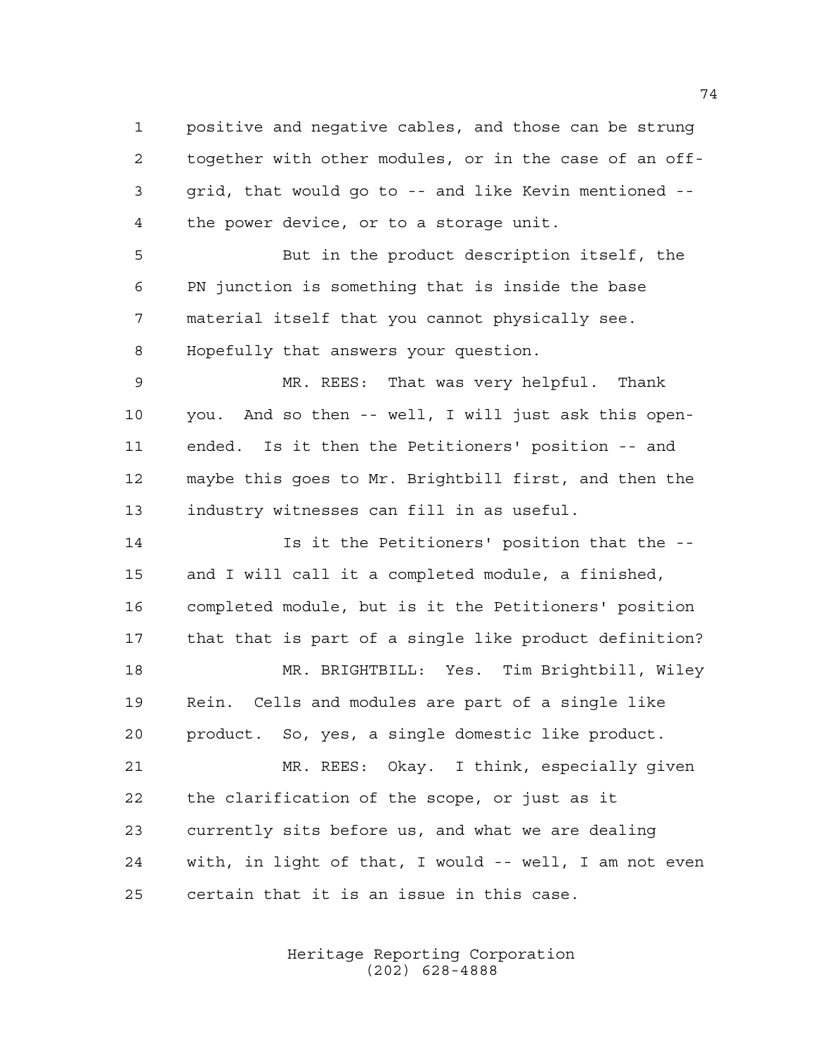positive and negative cables, and those can be strung together with other modules, or in the case of an off-grid, that would go to -- and like Kevin mentioned -- the power device, or to a storage unit.

But in the product description itself, the PN junction is something that is inside the base material itself that you cannot physically see. Hopefully that answers your question.

MR. REES: That was very helpful. Thank you. And so then -- well, I will just ask this open-ended. Is it then the Petitioners' position -- and maybe this goes to Mr. Brightbill first, and then the industry witnesses can fill in as useful.

Is it the Petitioners' position that the -- and I will call it a completed module, a finished, completed module, but is it the Petitioners' position that that is part of a single like product definition?

MR. BRIGHTBILL: Yes. Tim Brightbill, Wiley Rein. Cells and modules are part of a single like product. So, yes, a single domestic like product.

MR. REES: Okay. I think, especially given the clarification of the scope, or just as it currently sits before us, and what we are dealing with, in light of that, I would -- well, I am not even certain that it is an issue in this case.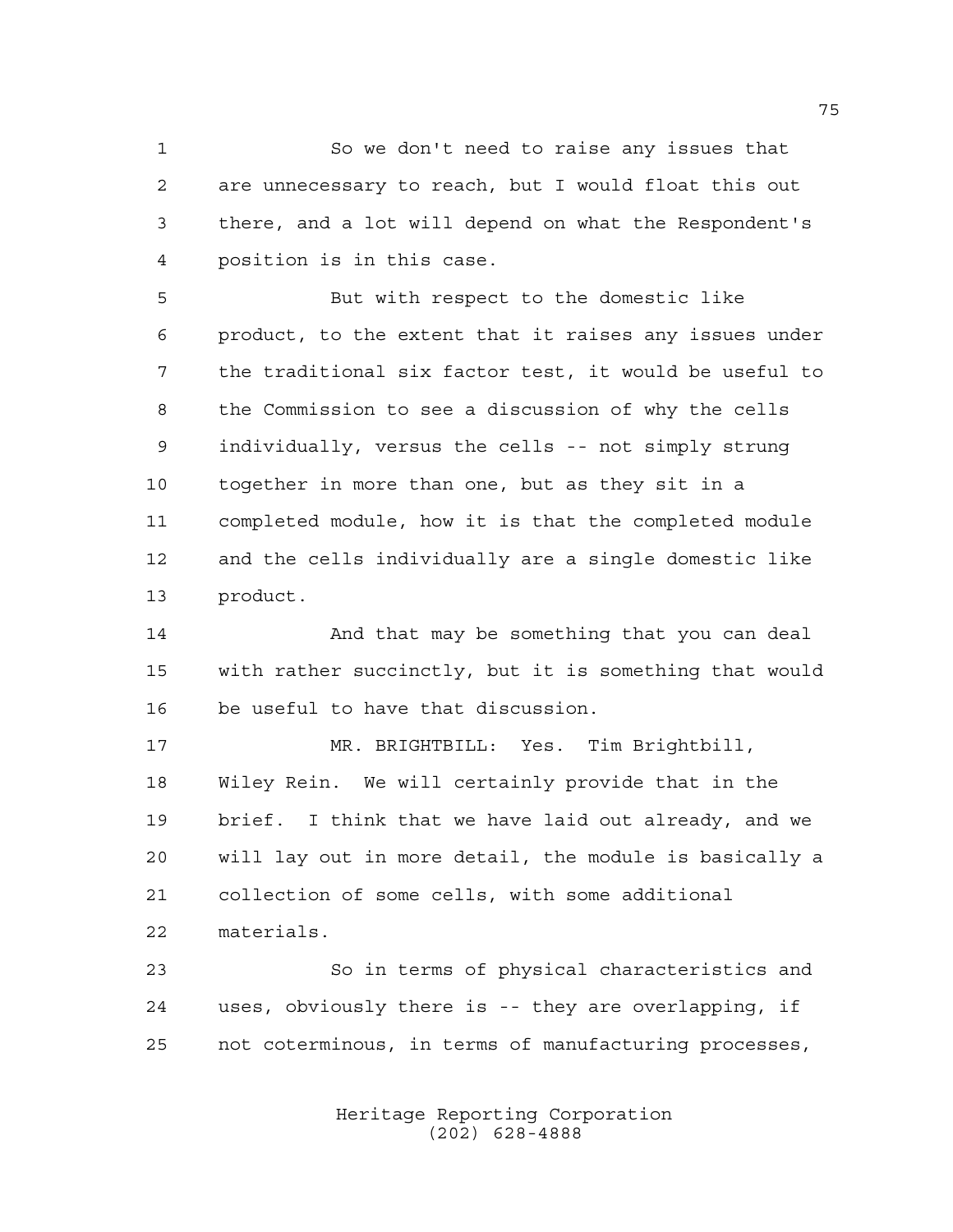So we don't need to raise any issues that are unnecessary to reach, but I would float this out there, and a lot will depend on what the Respondent's position is in this case.

But with respect to the domestic like product, to the extent that it raises any issues under the traditional six factor test, it would be useful to the Commission to see a discussion of why the cells individually, versus the cells -- not simply strung together in more than one, but as they sit in a completed module, how it is that the completed module and the cells individually are a single domestic like product.

And that may be something that you can deal with rather succinctly, but it is something that would be useful to have that discussion.

MR. BRIGHTBILL: Yes. Tim Brightbill, Wiley Rein. We will certainly provide that in the brief. I think that we have laid out already, and we will lay out in more detail, the module is basically a collection of some cells, with some additional materials.

So in terms of physical characteristics and uses, obviously there is -- they are overlapping, if not coterminous, in terms of manufacturing processes,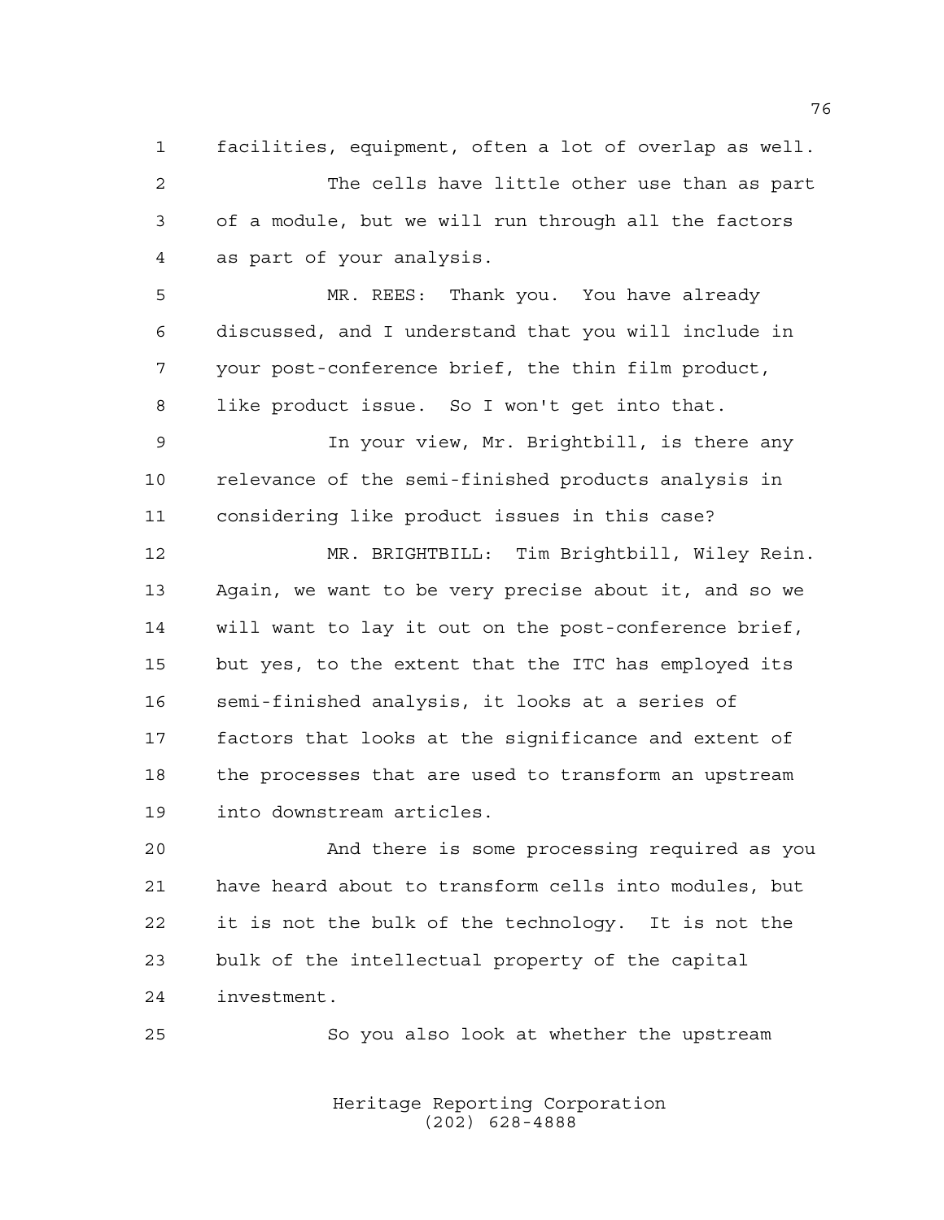facilities, equipment, often a lot of overlap as well.

The cells have little other use than as part of a module, but we will run through all the factors as part of your analysis.

MR. REES: Thank you. You have already discussed, and I understand that you will include in your post-conference brief, the thin film product, like product issue. So I won't get into that.

In your view, Mr. Brightbill, is there any relevance of the semi-finished products analysis in considering like product issues in this case?

MR. BRIGHTBILL: Tim Brightbill, Wiley Rein. Again, we want to be very precise about it, and so we will want to lay it out on the post-conference brief, but yes, to the extent that the ITC has employed its semi-finished analysis, it looks at a series of factors that looks at the significance and extent of the processes that are used to transform an upstream into downstream articles.

And there is some processing required as you have heard about to transform cells into modules, but it is not the bulk of the technology. It is not the bulk of the intellectual property of the capital investment.

So you also look at whether the upstream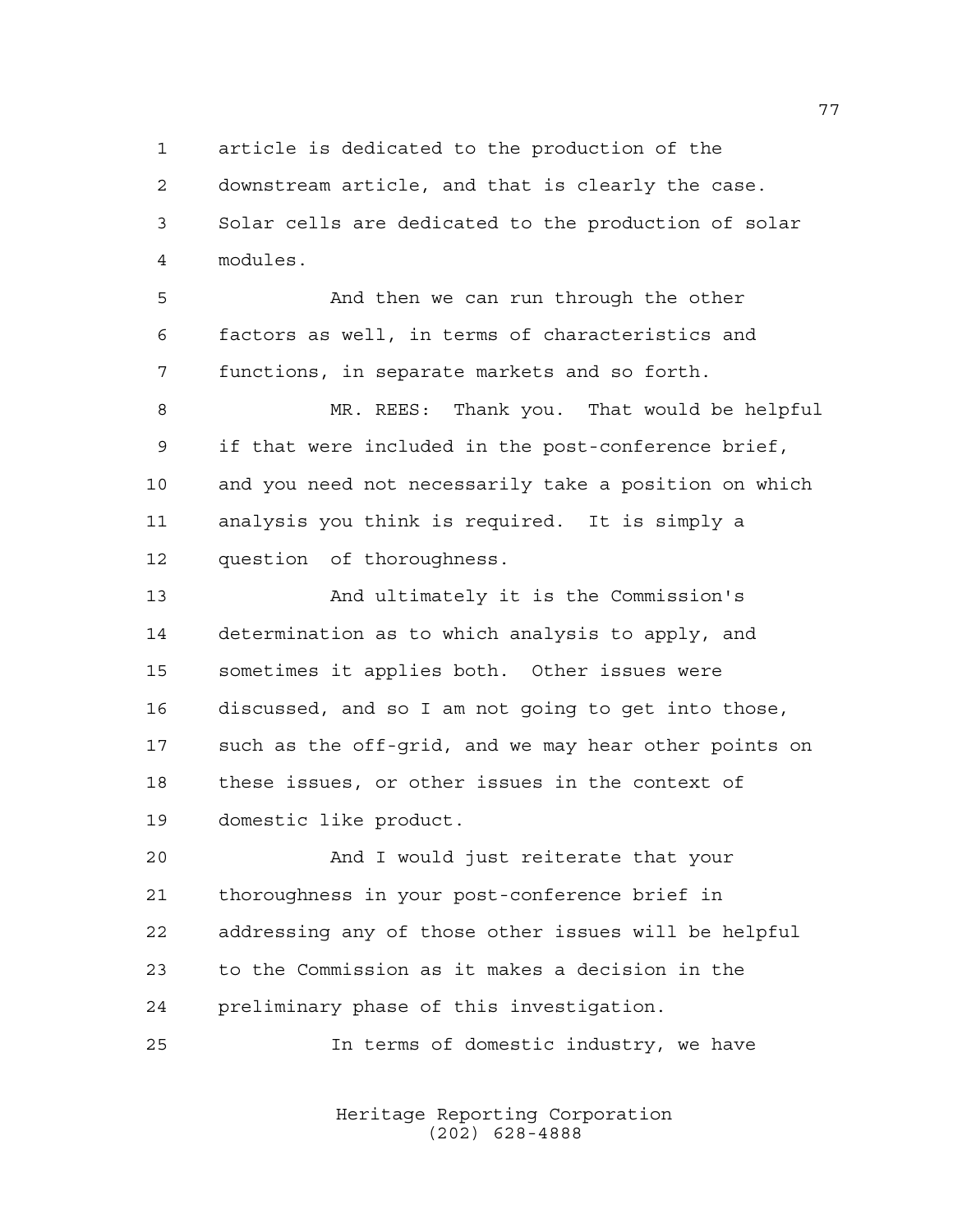article is dedicated to the production of the downstream article, and that is clearly the case. Solar cells are dedicated to the production of solar modules.

And then we can run through the other factors as well, in terms of characteristics and functions, in separate markets and so forth.

MR. REES: Thank you. That would be helpful if that were included in the post-conference brief, and you need not necessarily take a position on which analysis you think is required. It is simply a question of thoroughness.

And ultimately it is the Commission's determination as to which analysis to apply, and sometimes it applies both. Other issues were discussed, and so I am not going to get into those, such as the off-grid, and we may hear other points on these issues, or other issues in the context of domestic like product.

And I would just reiterate that your thoroughness in your post-conference brief in addressing any of those other issues will be helpful to the Commission as it makes a decision in the preliminary phase of this investigation.

In terms of domestic industry, we have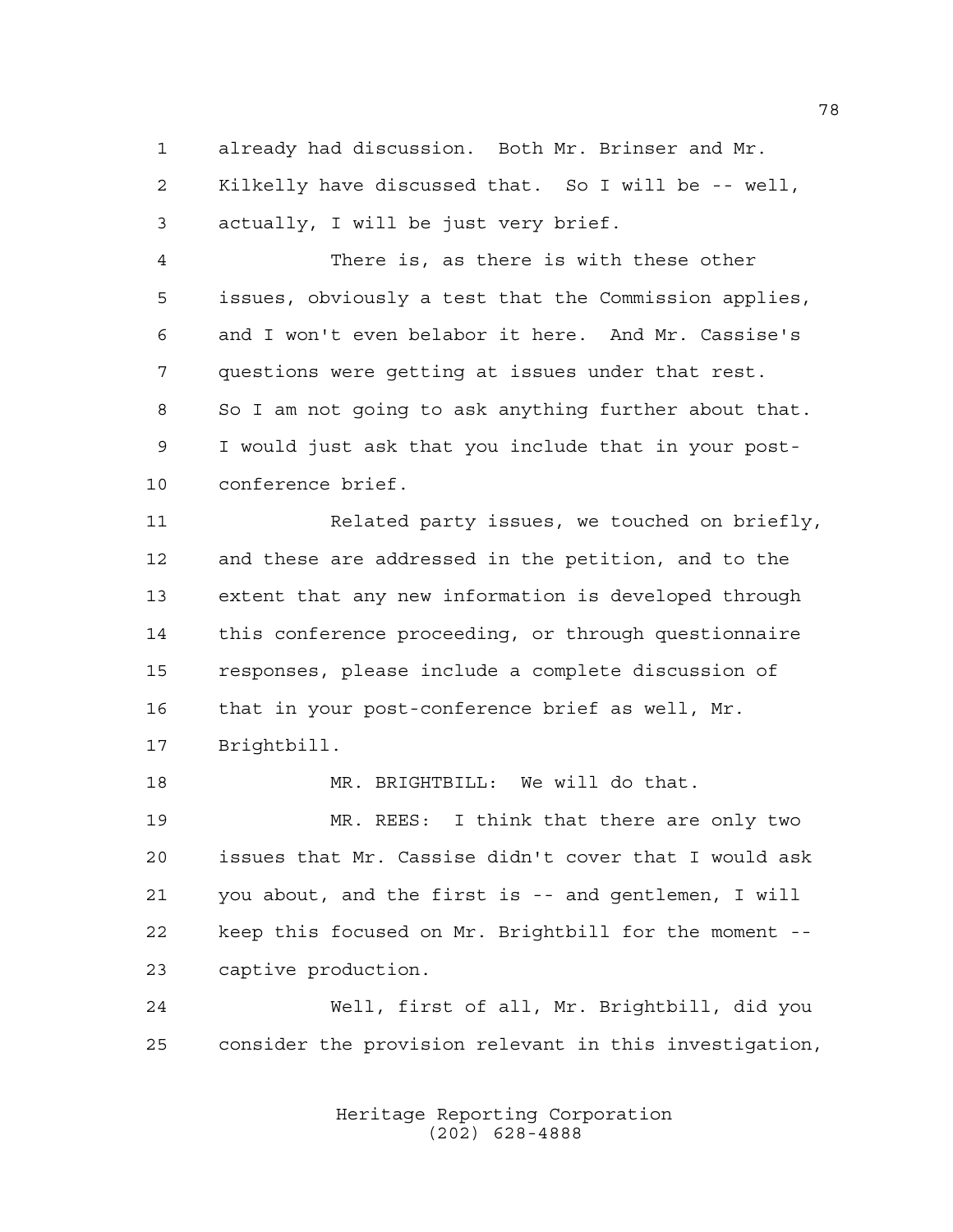already had discussion. Both Mr. Brinser and Mr. Kilkelly have discussed that. So I will be -- well, actually, I will be just very brief.

There is, as there is with these other issues, obviously a test that the Commission applies, and I won't even belabor it here. And Mr. Cassise's questions were getting at issues under that rest. So I am not going to ask anything further about that. I would just ask that you include that in your post-conference brief.

Related party issues, we touched on briefly, and these are addressed in the petition, and to the extent that any new information is developed through this conference proceeding, or through questionnaire responses, please include a complete discussion of that in your post-conference brief as well, Mr. Brightbill.

MR. BRIGHTBILL: We will do that.

MR. REES: I think that there are only two issues that Mr. Cassise didn't cover that I would ask you about, and the first is -- and gentlemen, I will keep this focused on Mr. Brightbill for the moment -- captive production.

Well, first of all, Mr. Brightbill, did you consider the provision relevant in this investigation,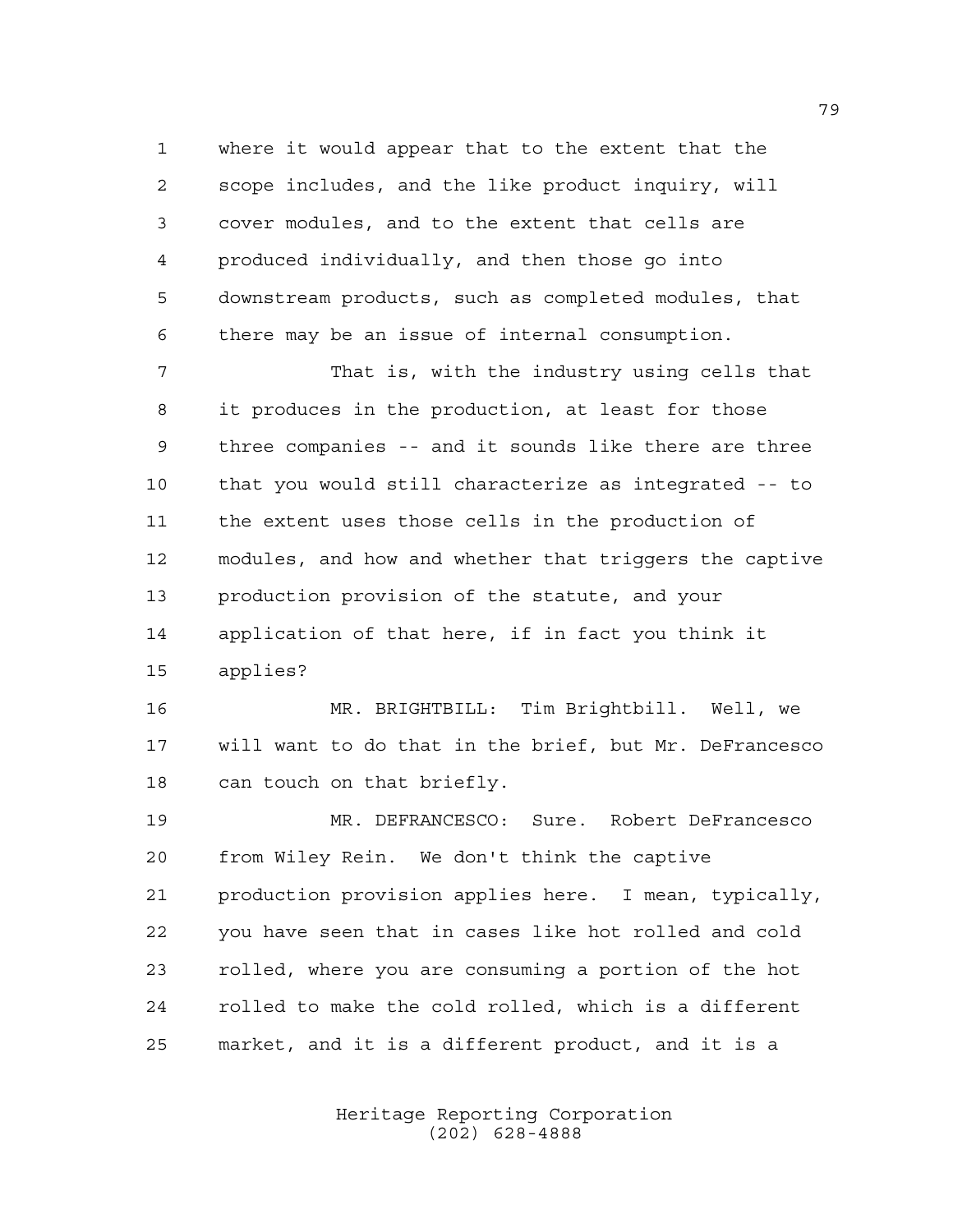where it would appear that to the extent that the scope includes, and the like product inquiry, will cover modules, and to the extent that cells are produced individually, and then those go into downstream products, such as completed modules, that there may be an issue of internal consumption.

That is, with the industry using cells that it produces in the production, at least for those three companies -- and it sounds like there are three that you would still characterize as integrated -- to the extent uses those cells in the production of modules, and how and whether that triggers the captive production provision of the statute, and your application of that here, if in fact you think it applies?

MR. BRIGHTBILL: Tim Brightbill. Well, we will want to do that in the brief, but Mr. DeFrancesco can touch on that briefly.

MR. DEFRANCESCO: Sure. Robert DeFrancesco from Wiley Rein. We don't think the captive production provision applies here. I mean, typically, you have seen that in cases like hot rolled and cold rolled, where you are consuming a portion of the hot rolled to make the cold rolled, which is a different market, and it is a different product, and it is a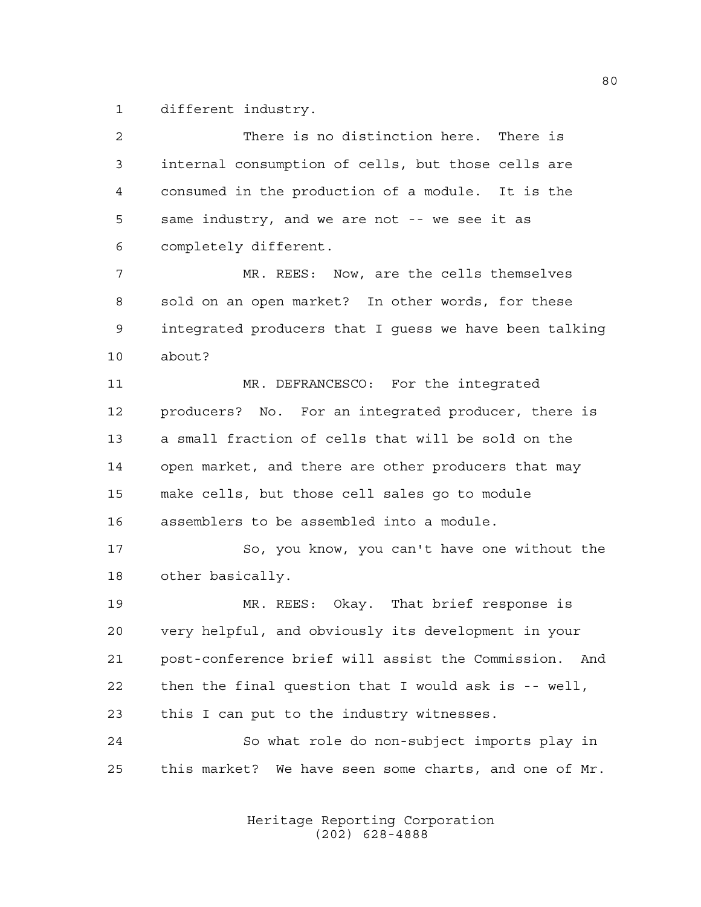different industry.

There is no distinction here. There is internal consumption of cells, but those cells are consumed in the production of a module. It is the same industry, and we are not -- we see it as completely different.

MR. REES: Now, are the cells themselves sold on an open market? In other words, for these integrated producers that I guess we have been talking about?

MR. DEFRANCESCO: For the integrated producers? No. For an integrated producer, there is a small fraction of cells that will be sold on the open market, and there are other producers that may make cells, but those cell sales go to module assemblers to be assembled into a module.

So, you know, you can't have one without the other basically.

MR. REES: Okay. That brief response is very helpful, and obviously its development in your post-conference brief will assist the Commission. And then the final question that I would ask is -- well, this I can put to the industry witnesses.

So what role do non-subject imports play in this market? We have seen some charts, and one of Mr.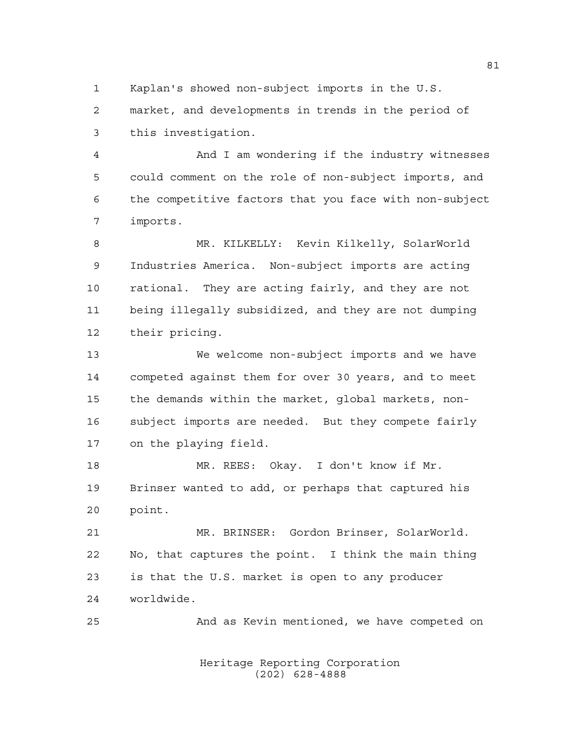Kaplan's showed non-subject imports in the U.S. market, and developments in trends in the period of this investigation.

And I am wondering if the industry witnesses could comment on the role of non-subject imports, and the competitive factors that you face with non-subject imports.

MR. KILKELLY: Kevin Kilkelly, SolarWorld Industries America. Non-subject imports are acting rational. They are acting fairly, and they are not being illegally subsidized, and they are not dumping their pricing.

We welcome non-subject imports and we have competed against them for over 30 years, and to meet the demands within the market, global markets, non-subject imports are needed. But they compete fairly on the playing field.

MR. REES: Okay. I don't know if Mr. Brinser wanted to add, or perhaps that captured his point.

MR. BRINSER: Gordon Brinser, SolarWorld. No, that captures the point. I think the main thing is that the U.S. market is open to any producer worldwide.

And as Kevin mentioned, we have competed on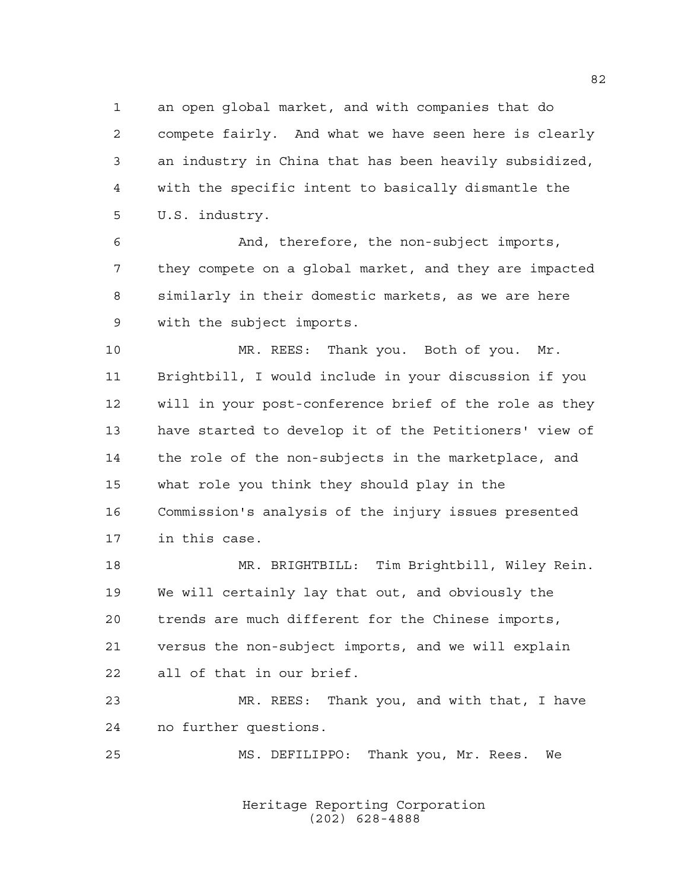an open global market, and with companies that do compete fairly. And what we have seen here is clearly an industry in China that has been heavily subsidized, with the specific intent to basically dismantle the U.S. industry.

And, therefore, the non-subject imports, they compete on a global market, and they are impacted similarly in their domestic markets, as we are here with the subject imports.

MR. REES: Thank you. Both of you. Mr. Brightbill, I would include in your discussion if you will in your post-conference brief of the role as they have started to develop it of the Petitioners' view of the role of the non-subjects in the marketplace, and what role you think they should play in the Commission's analysis of the injury issues presented in this case.

MR. BRIGHTBILL: Tim Brightbill, Wiley Rein. We will certainly lay that out, and obviously the trends are much different for the Chinese imports, versus the non-subject imports, and we will explain all of that in our brief.

MR. REES: Thank you, and with that, I have no further questions.

MS. DEFILIPPO: Thank you, Mr. Rees. We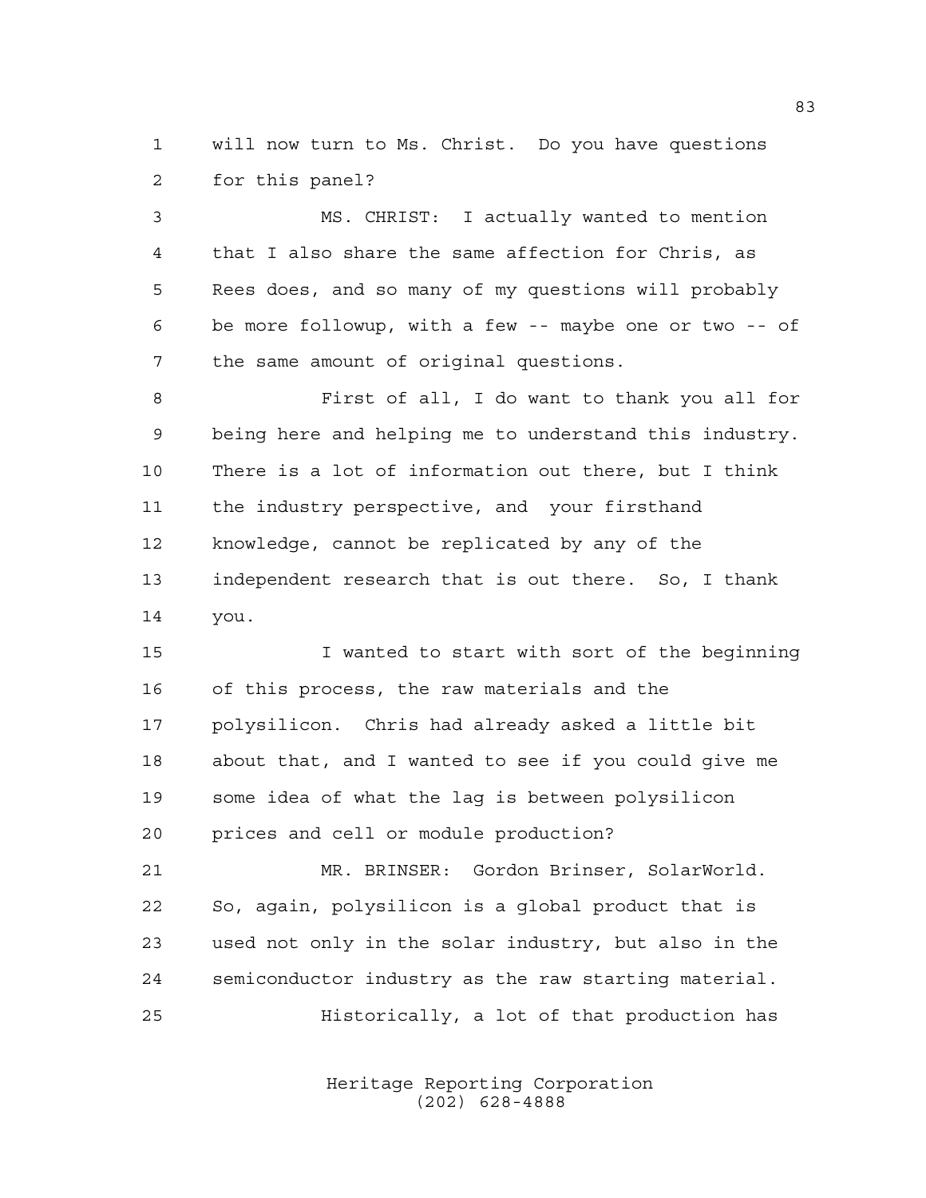will now turn to Ms. Christ. Do you have questions for this panel?

MS. CHRIST: I actually wanted to mention that I also share the same affection for Chris, as Rees does, and so many of my questions will probably be more followup, with a few -- maybe one or two -- of the same amount of original questions.

First of all, I do want to thank you all for being here and helping me to understand this industry. There is a lot of information out there, but I think the industry perspective, and your firsthand knowledge, cannot be replicated by any of the independent research that is out there. So, I thank you.

I wanted to start with sort of the beginning of this process, the raw materials and the polysilicon. Chris had already asked a little bit about that, and I wanted to see if you could give me some idea of what the lag is between polysilicon prices and cell or module production?

MR. BRINSER: Gordon Brinser, SolarWorld. So, again, polysilicon is a global product that is used not only in the solar industry, but also in the semiconductor industry as the raw starting material.

Historically, a lot of that production has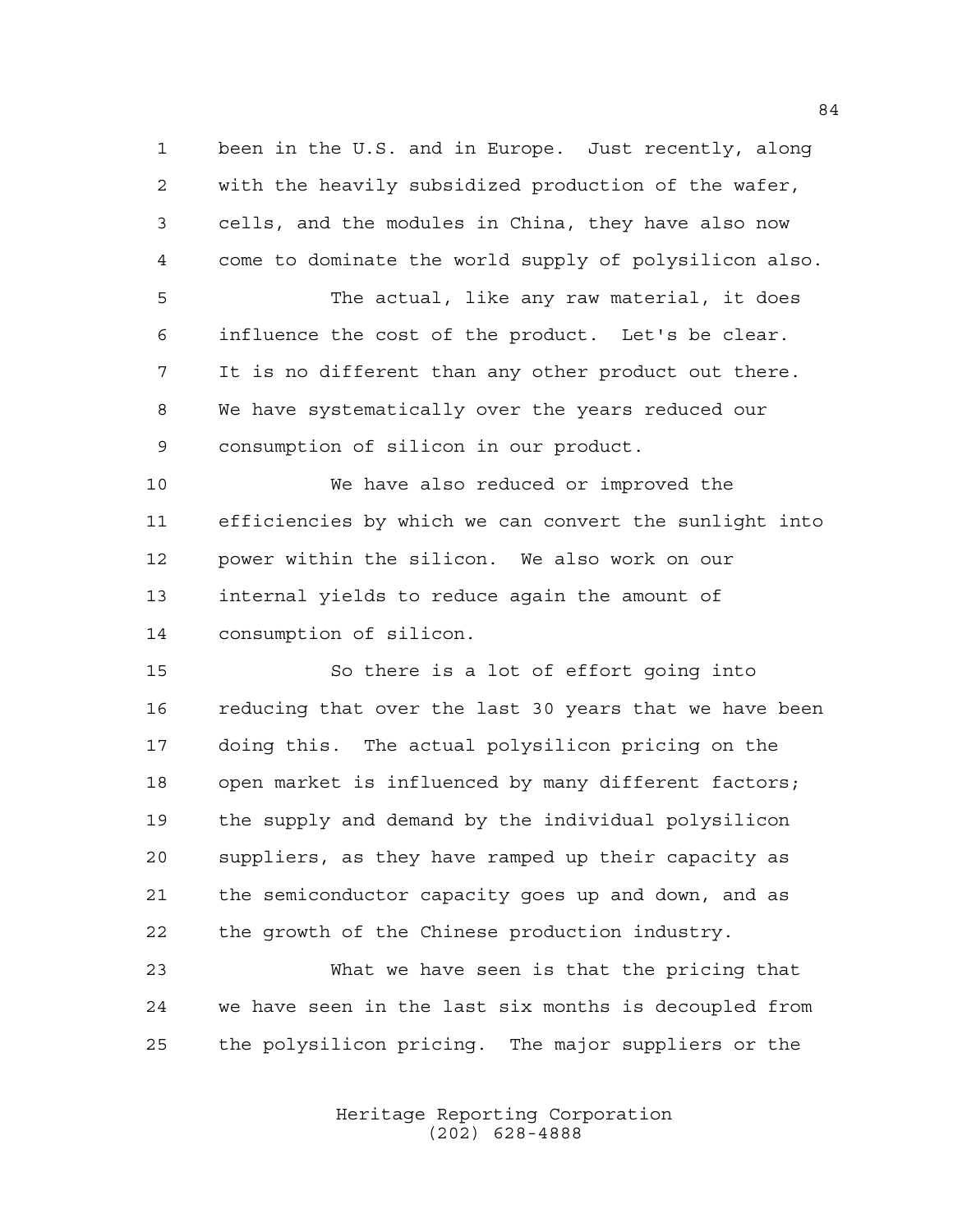been in the U.S. and in Europe. Just recently, along with the heavily subsidized production of the wafer, cells, and the modules in China, they have also now come to dominate the world supply of polysilicon also.

The actual, like any raw material, it does influence the cost of the product. Let's be clear. It is no different than any other product out there. We have systematically over the years reduced our consumption of silicon in our product.

We have also reduced or improved the efficiencies by which we can convert the sunlight into power within the silicon. We also work on our internal yields to reduce again the amount of consumption of silicon.

So there is a lot of effort going into reducing that over the last 30 years that we have been doing this. The actual polysilicon pricing on the open market is influenced by many different factors; the supply and demand by the individual polysilicon suppliers, as they have ramped up their capacity as the semiconductor capacity goes up and down, and as the growth of the Chinese production industry.

What we have seen is that the pricing that we have seen in the last six months is decoupled from the polysilicon pricing. The major suppliers or the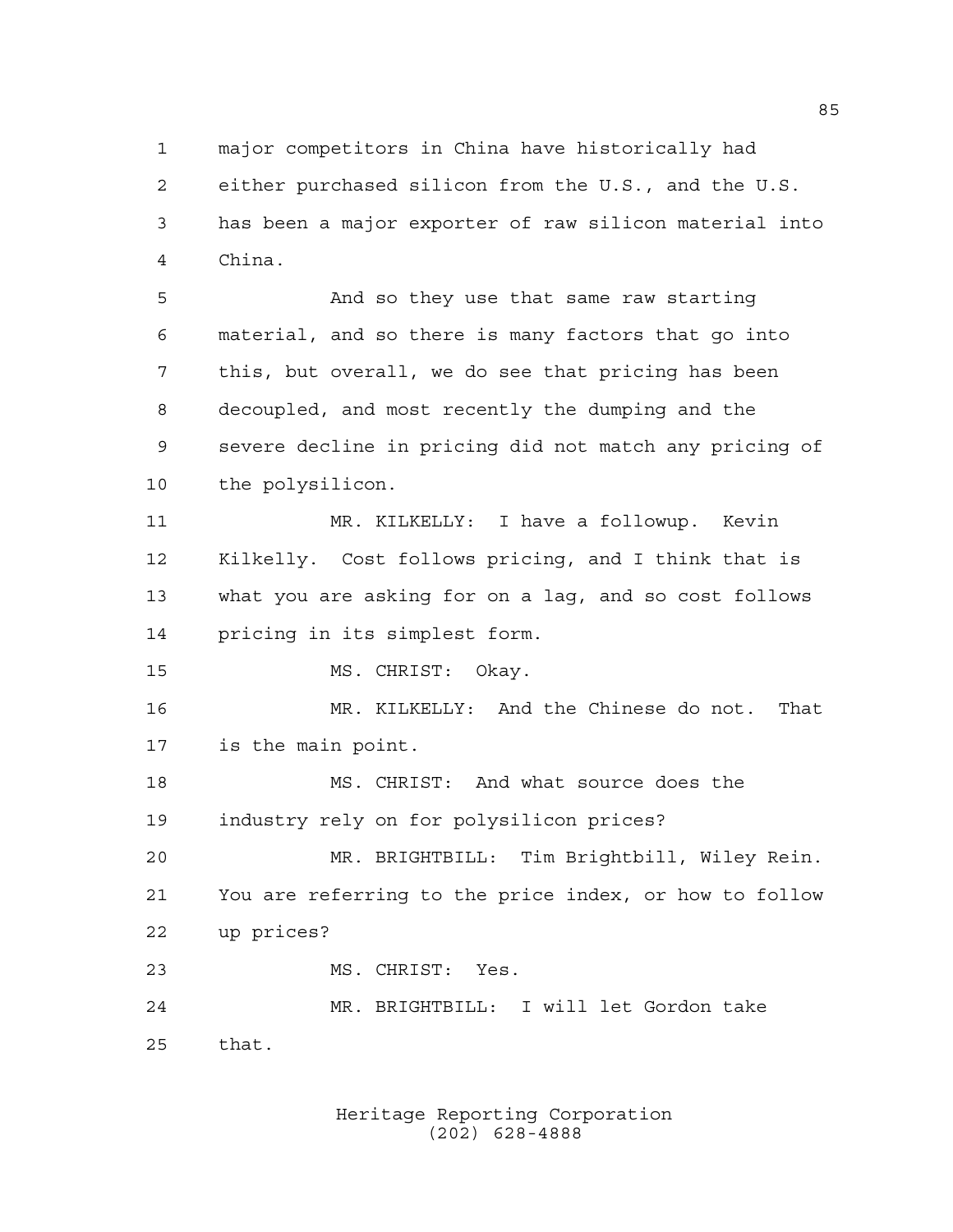major competitors in China have historically had either purchased silicon from the U.S., and the U.S. has been a major exporter of raw silicon material into China.

And so they use that same raw starting material, and so there is many factors that go into this, but overall, we do see that pricing has been decoupled, and most recently the dumping and the severe decline in pricing did not match any pricing of the polysilicon.

MR. KILKELLY: I have a followup. Kevin Kilkelly. Cost follows pricing, and I think that is what you are asking for on a lag, and so cost follows pricing in its simplest form.

MS. CHRIST: Okay.

MR. KILKELLY: And the Chinese do not. That is the main point.

MS. CHRIST: And what source does the industry rely on for polysilicon prices?

MR. BRIGHTBILL: Tim Brightbill, Wiley Rein. You are referring to the price index, or how to follow up prices?

MS. CHRIST: Yes.

MR. BRIGHTBILL: I will let Gordon take that.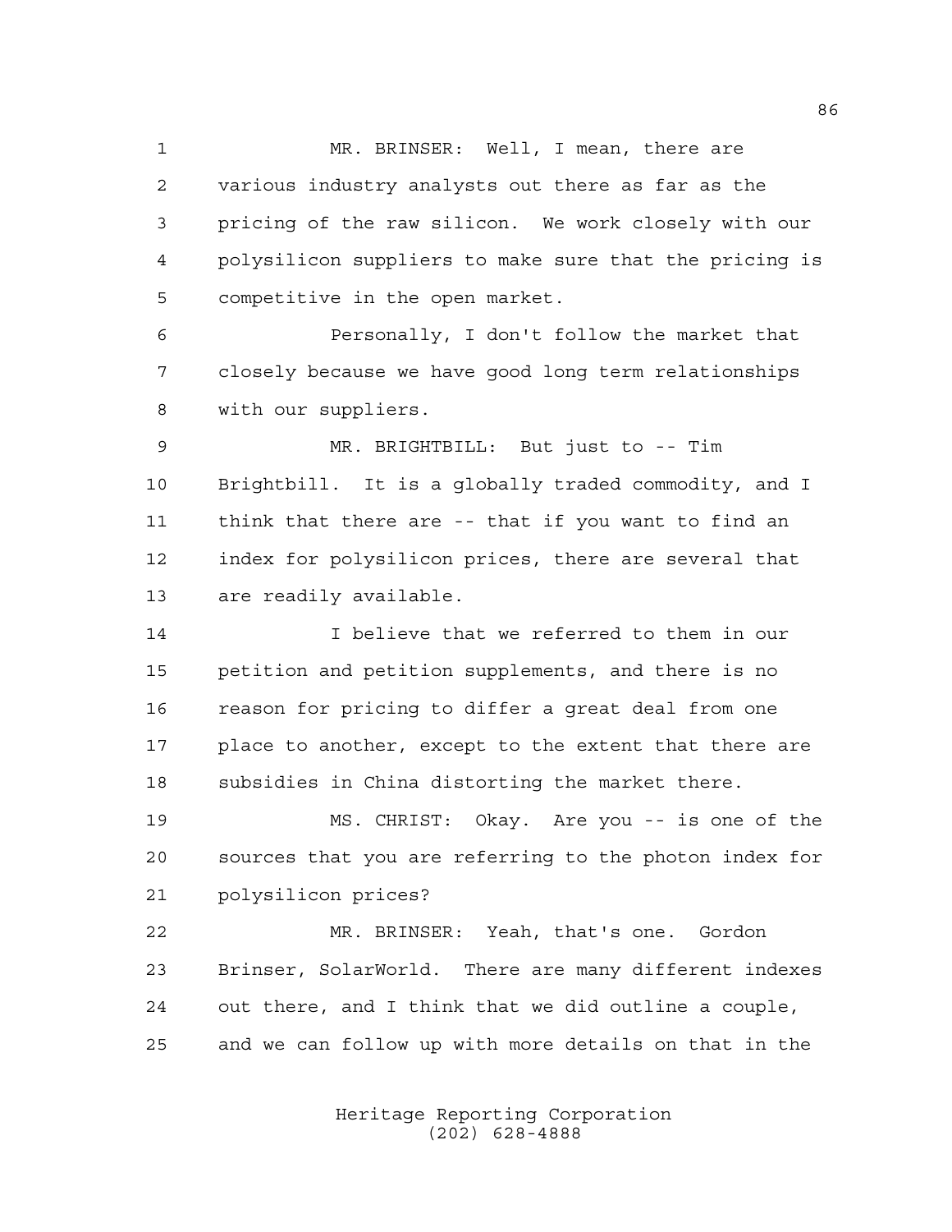MR. BRINSER: Well, I mean, there are various industry analysts out there as far as the pricing of the raw silicon. We work closely with our polysilicon suppliers to make sure that the pricing is competitive in the open market.

Personally, I don't follow the market that closely because we have good long term relationships with our suppliers.

MR. BRIGHTBILL: But just to -- Tim Brightbill. It is a globally traded commodity, and I think that there are -- that if you want to find an index for polysilicon prices, there are several that are readily available.

I believe that we referred to them in our petition and petition supplements, and there is no reason for pricing to differ a great deal from one place to another, except to the extent that there are subsidies in China distorting the market there.

MS. CHRIST: Okay. Are you -- is one of the sources that you are referring to the photon index for polysilicon prices?

MR. BRINSER: Yeah, that's one. Gordon Brinser, SolarWorld. There are many different indexes out there, and I think that we did outline a couple, and we can follow up with more details on that in the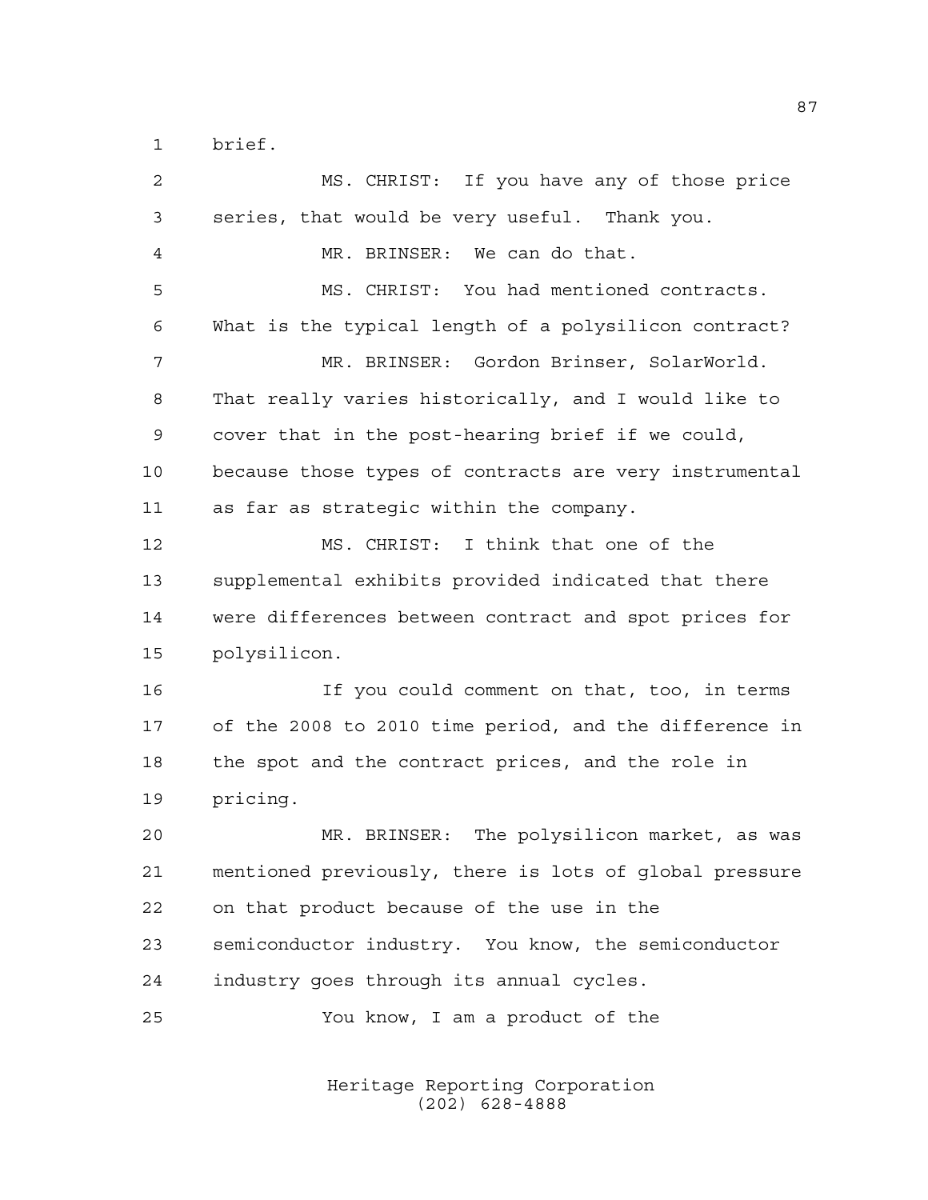brief.

MS. CHRIST: If you have any of those price series, that would be very useful. Thank you.

MR. BRINSER: We can do that.

MS. CHRIST: You had mentioned contracts. What is the typical length of a polysilicon contract?

MR. BRINSER: Gordon Brinser, SolarWorld. That really varies historically, and I would like to cover that in the post-hearing brief if we could, because those types of contracts are very instrumental as far as strategic within the company.

MS. CHRIST: I think that one of the supplemental exhibits provided indicated that there were differences between contract and spot prices for polysilicon.

If you could comment on that, too, in terms of the 2008 to 2010 time period, and the difference in the spot and the contract prices, and the role in pricing.

MR. BRINSER: The polysilicon market, as was mentioned previously, there is lots of global pressure on that product because of the use in the semiconductor industry. You know, the semiconductor industry goes through its annual cycles.

You know, I am a product of the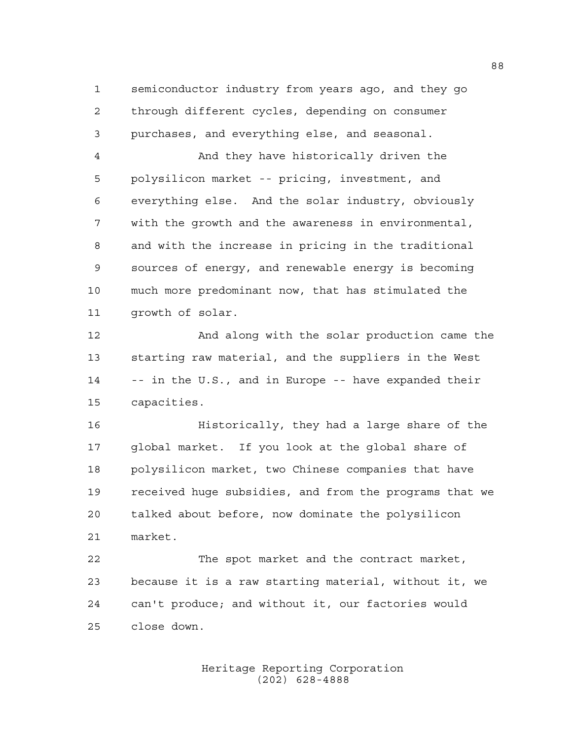semiconductor industry from years ago, and they go through different cycles, depending on consumer purchases, and everything else, and seasonal.

And they have historically driven the polysilicon market -- pricing, investment, and everything else. And the solar industry, obviously with the growth and the awareness in environmental, and with the increase in pricing in the traditional sources of energy, and renewable energy is becoming much more predominant now, that has stimulated the growth of solar.

And along with the solar production came the starting raw material, and the suppliers in the West -- in the U.S., and in Europe -- have expanded their capacities.

Historically, they had a large share of the global market. If you look at the global share of polysilicon market, two Chinese companies that have received huge subsidies, and from the programs that we talked about before, now dominate the polysilicon market.

The spot market and the contract market, because it is a raw starting material, without it, we can't produce; and without it, our factories would close down.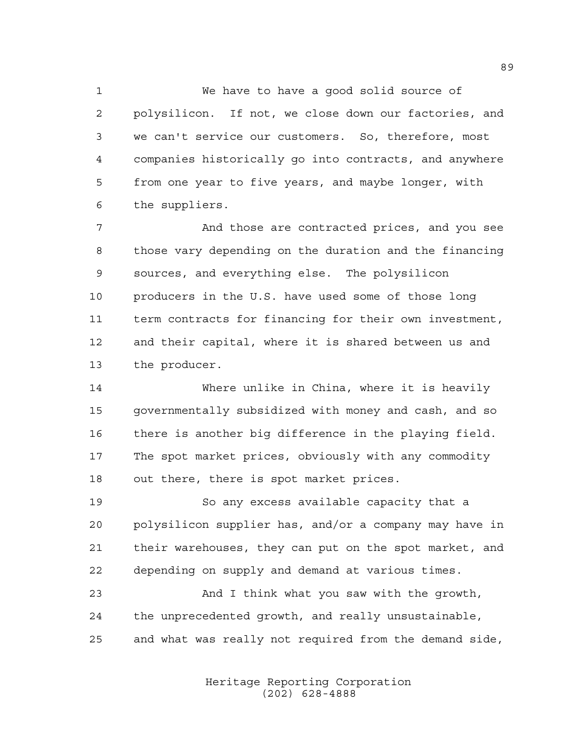We have to have a good solid source of polysilicon. If not, we close down our factories, and we can't service our customers. So, therefore, most companies historically go into contracts, and anywhere from one year to five years, and maybe longer, with the suppliers.

And those are contracted prices, and you see those vary depending on the duration and the financing sources, and everything else. The polysilicon producers in the U.S. have used some of those long term contracts for financing for their own investment, and their capital, where it is shared between us and the producer.

Where unlike in China, where it is heavily governmentally subsidized with money and cash, and so there is another big difference in the playing field. The spot market prices, obviously with any commodity out there, there is spot market prices.

So any excess available capacity that a polysilicon supplier has, and/or a company may have in their warehouses, they can put on the spot market, and depending on supply and demand at various times.

And I think what you saw with the growth, the unprecedented growth, and really unsustainable, and what was really not required from the demand side,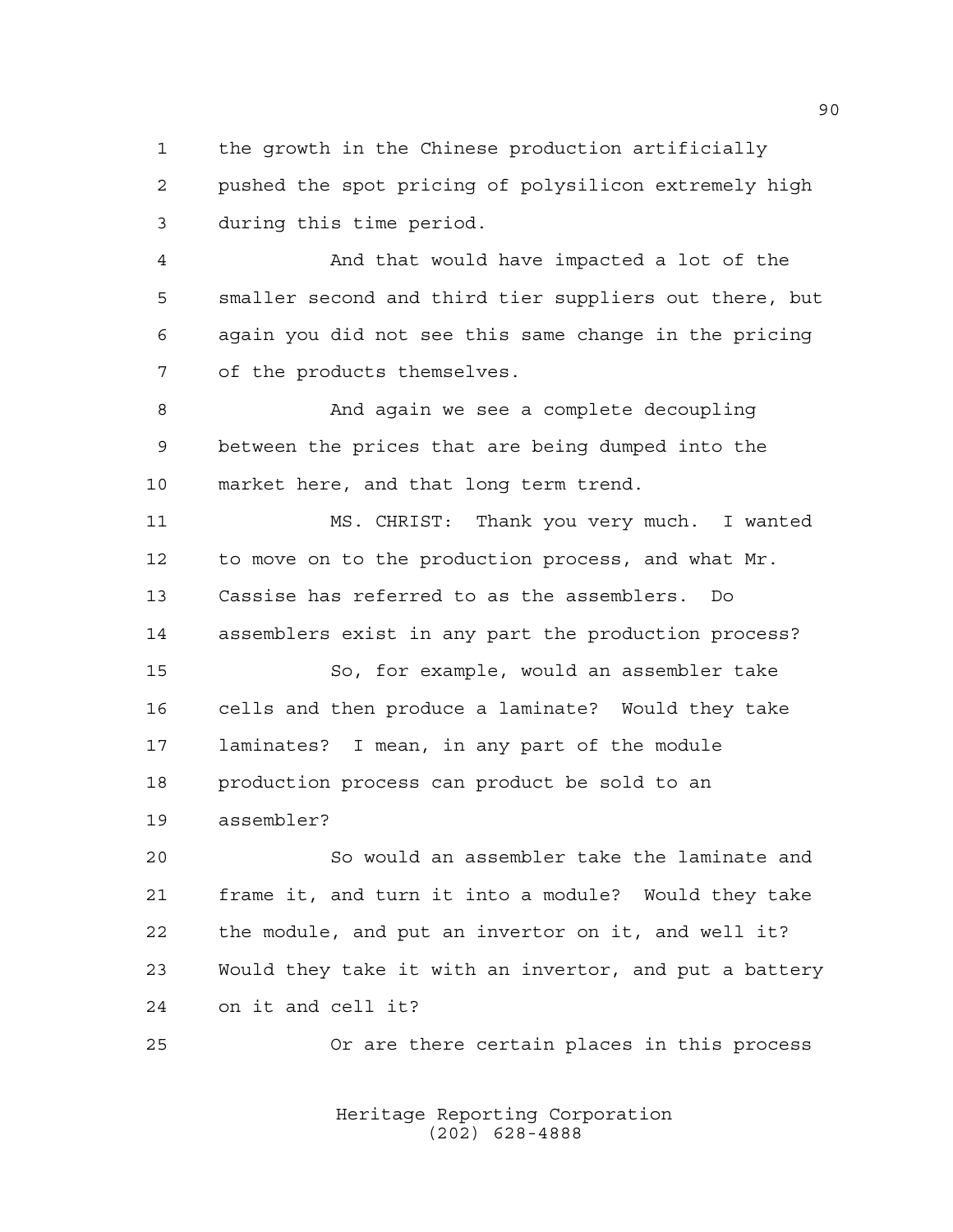the growth in the Chinese production artificially pushed the spot pricing of polysilicon extremely high during this time period.

And that would have impacted a lot of the smaller second and third tier suppliers out there, but again you did not see this same change in the pricing of the products themselves.

And again we see a complete decoupling between the prices that are being dumped into the market here, and that long term trend.

MS. CHRIST: Thank you very much. I wanted to move on to the production process, and what Mr. Cassise has referred to as the assemblers. Do assemblers exist in any part the production process?

So, for example, would an assembler take cells and then produce a laminate? Would they take laminates? I mean, in any part of the module production process can product be sold to an assembler?

So would an assembler take the laminate and frame it, and turn it into a module? Would they take the module, and put an invertor on it, and well it? Would they take it with an invertor, and put a battery on it and cell it?

Or are there certain places in this process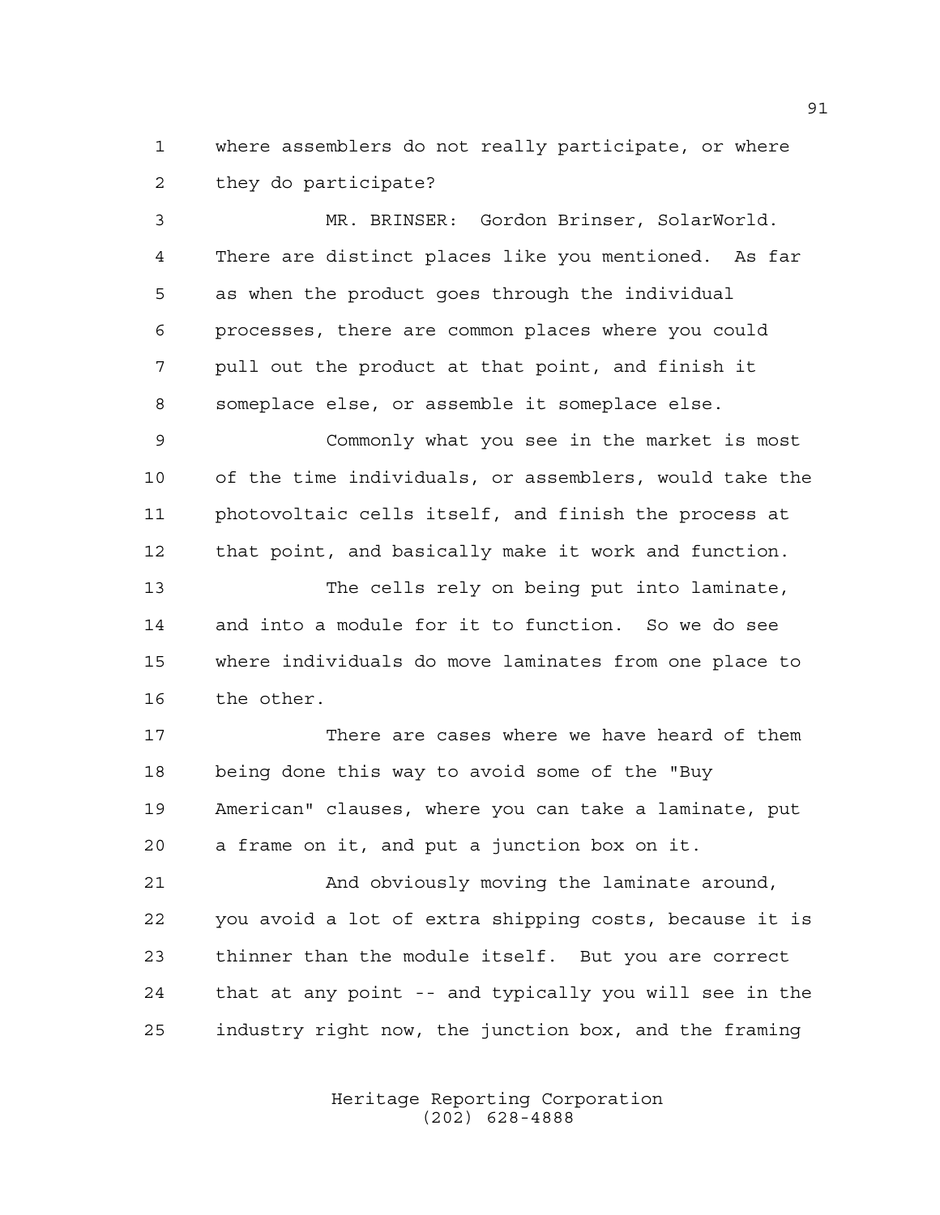where assemblers do not really participate, or where they do participate?

MR. BRINSER: Gordon Brinser, SolarWorld. There are distinct places like you mentioned. As far as when the product goes through the individual processes, there are common places where you could pull out the product at that point, and finish it someplace else, or assemble it someplace else.

Commonly what you see in the market is most of the time individuals, or assemblers, would take the photovoltaic cells itself, and finish the process at that point, and basically make it work and function.

The cells rely on being put into laminate, and into a module for it to function. So we do see where individuals do move laminates from one place to the other.

There are cases where we have heard of them being done this way to avoid some of the "Buy American" clauses, where you can take a laminate, put a frame on it, and put a junction box on it.

And obviously moving the laminate around, you avoid a lot of extra shipping costs, because it is thinner than the module itself. But you are correct that at any point -- and typically you will see in the industry right now, the junction box, and the framing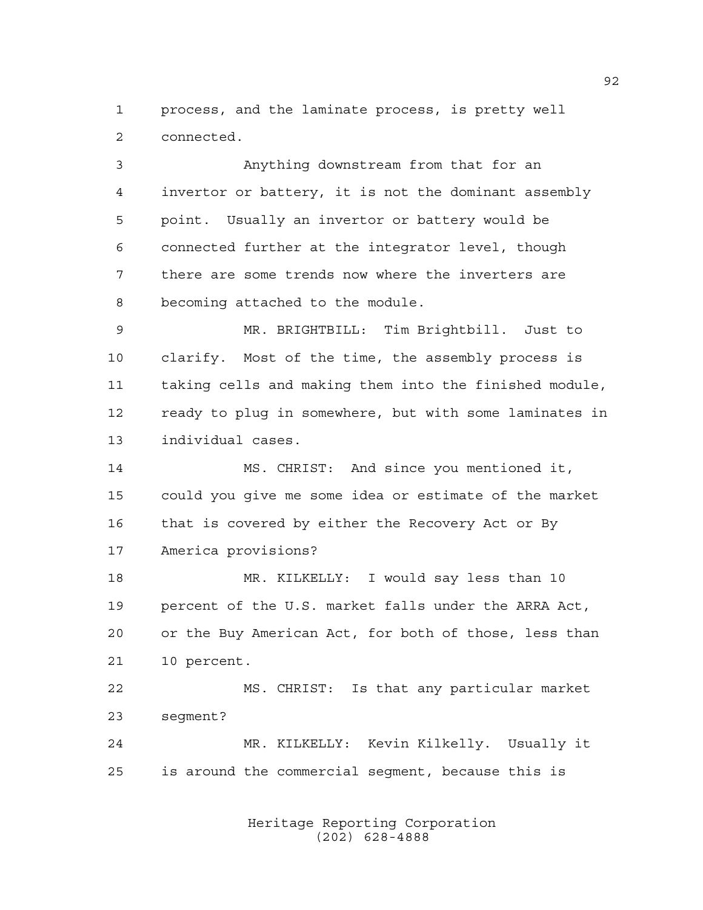process, and the laminate process, is pretty well connected.

Anything downstream from that for an invertor or battery, it is not the dominant assembly point. Usually an invertor or battery would be connected further at the integrator level, though there are some trends now where the inverters are becoming attached to the module.

MR. BRIGHTBILL: Tim Brightbill. Just to clarify. Most of the time, the assembly process is taking cells and making them into the finished module, ready to plug in somewhere, but with some laminates in individual cases.

MS. CHRIST: And since you mentioned it, could you give me some idea or estimate of the market that is covered by either the Recovery Act or By America provisions?

MR. KILKELLY: I would say less than 10 percent of the U.S. market falls under the ARRA Act, or the Buy American Act, for both of those, less than 10 percent.

MS. CHRIST: Is that any particular market segment?

MR. KILKELLY: Kevin Kilkelly. Usually it is around the commercial segment, because this is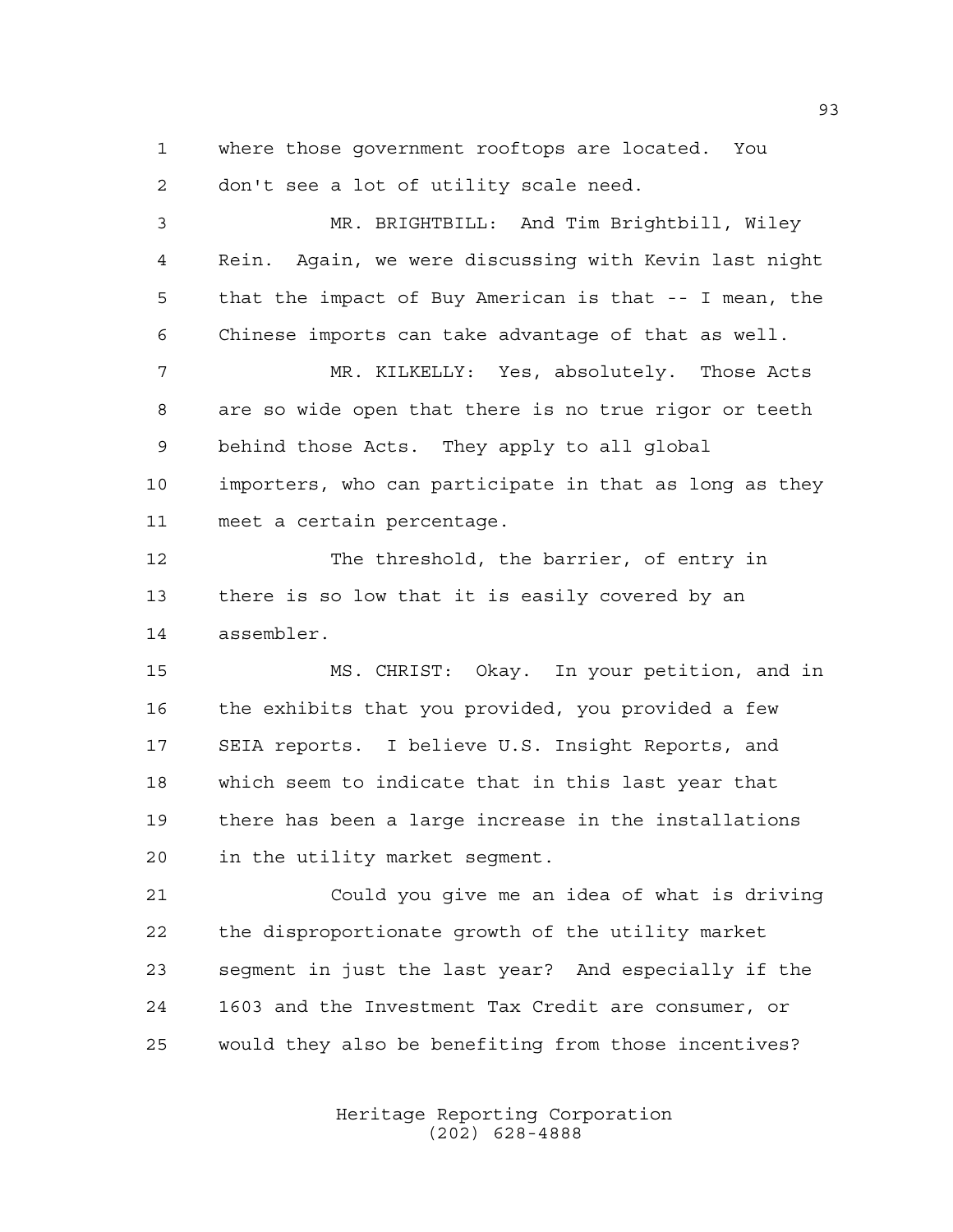where those government rooftops are located. You don't see a lot of utility scale need.

MR. BRIGHTBILL: And Tim Brightbill, Wiley Rein. Again, we were discussing with Kevin last night that the impact of Buy American is that -- I mean, the Chinese imports can take advantage of that as well.

MR. KILKELLY: Yes, absolutely. Those Acts are so wide open that there is no true rigor or teeth behind those Acts. They apply to all global importers, who can participate in that as long as they meet a certain percentage.

The threshold, the barrier, of entry in there is so low that it is easily covered by an assembler.

MS. CHRIST: Okay. In your petition, and in the exhibits that you provided, you provided a few SEIA reports. I believe U.S. Insight Reports, and which seem to indicate that in this last year that there has been a large increase in the installations in the utility market segment.

Could you give me an idea of what is driving the disproportionate growth of the utility market segment in just the last year? And especially if the 1603 and the Investment Tax Credit are consumer, or would they also be benefiting from those incentives?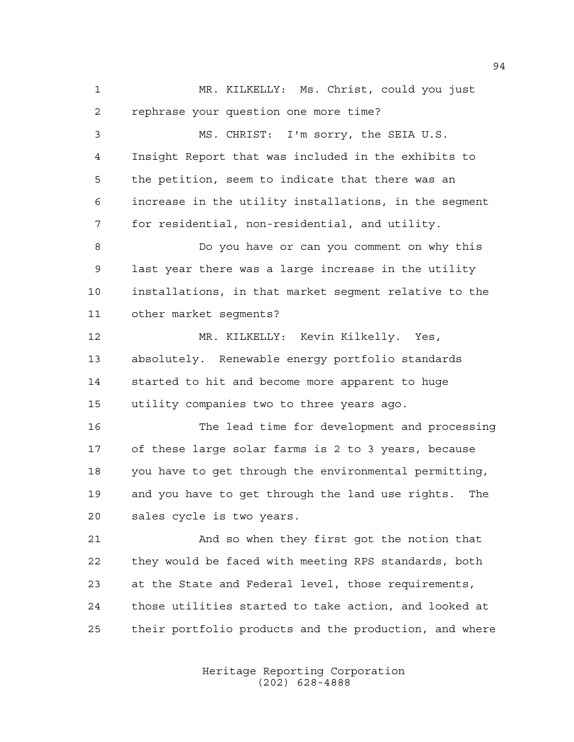MR. KILKELLY: Ms. Christ, could you just rephrase your question one more time?

MS. CHRIST: I'm sorry, the SEIA U.S. Insight Report that was included in the exhibits to the petition, seem to indicate that there was an increase in the utility installations, in the segment for residential, non-residential, and utility.

Do you have or can you comment on why this last year there was a large increase in the utility installations, in that market segment relative to the other market segments?

MR. KILKELLY: Kevin Kilkelly. Yes, absolutely. Renewable energy portfolio standards started to hit and become more apparent to huge utility companies two to three years ago.

The lead time for development and processing of these large solar farms is 2 to 3 years, because you have to get through the environmental permitting, and you have to get through the land use rights. The sales cycle is two years.

And so when they first got the notion that they would be faced with meeting RPS standards, both at the State and Federal level, those requirements, those utilities started to take action, and looked at their portfolio products and the production, and where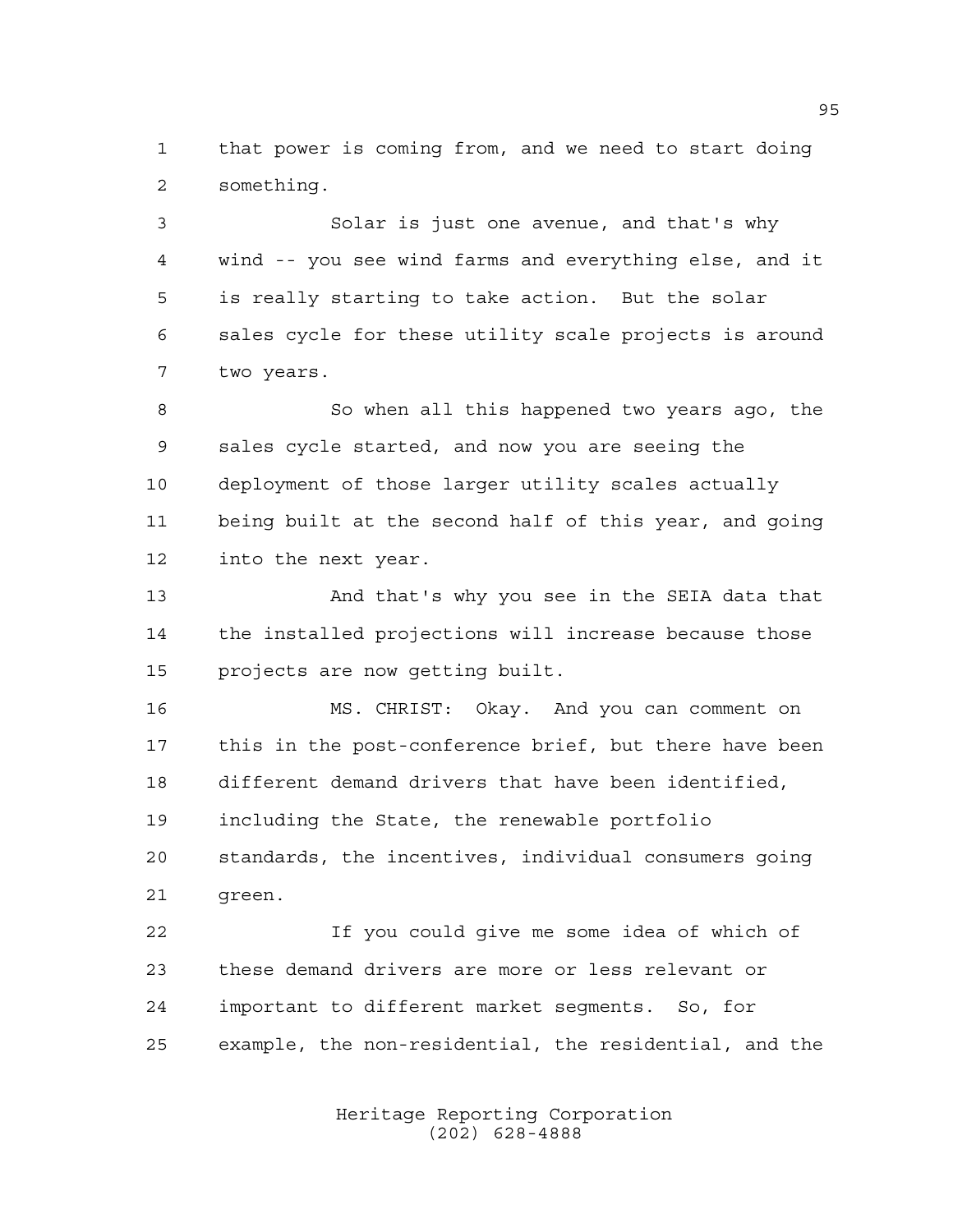that power is coming from, and we need to start doing something.

Solar is just one avenue, and that's why wind -- you see wind farms and everything else, and it is really starting to take action. But the solar sales cycle for these utility scale projects is around two years.

So when all this happened two years ago, the sales cycle started, and now you are seeing the deployment of those larger utility scales actually being built at the second half of this year, and going into the next year.

And that's why you see in the SEIA data that the installed projections will increase because those projects are now getting built.

MS. CHRIST: Okay. And you can comment on this in the post-conference brief, but there have been different demand drivers that have been identified, including the State, the renewable portfolio standards, the incentives, individual consumers going green.

If you could give me some idea of which of these demand drivers are more or less relevant or important to different market segments. So, for example, the non-residential, the residential, and the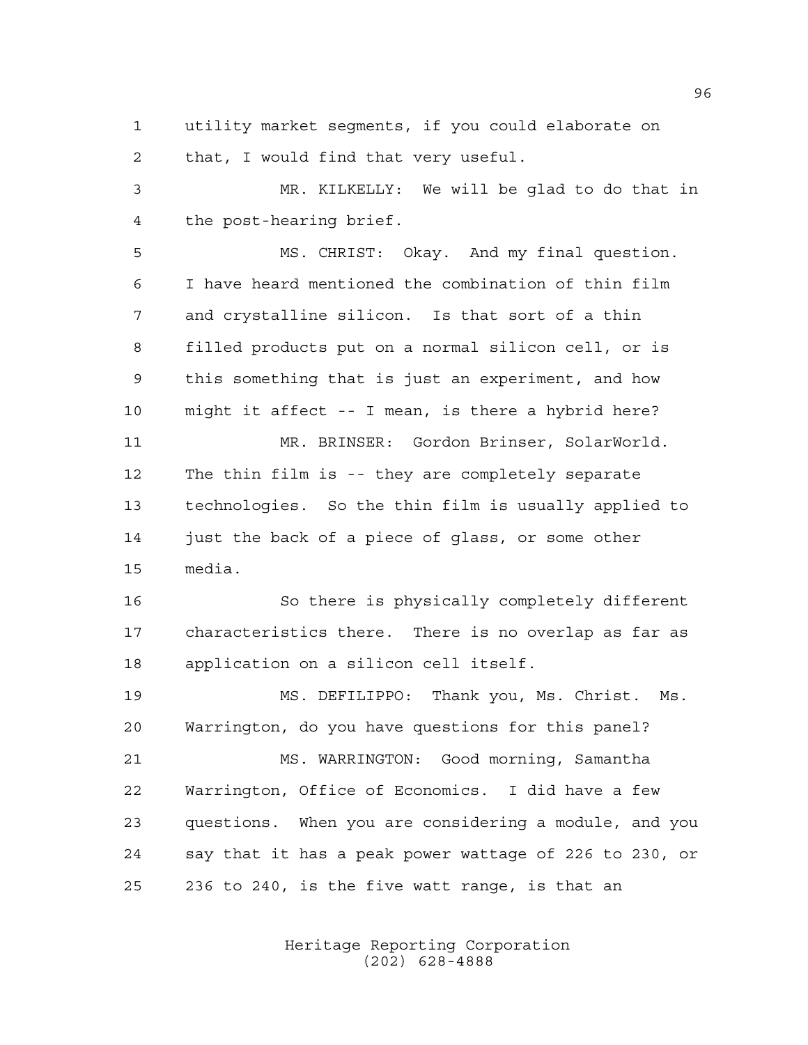utility market segments, if you could elaborate on that, I would find that very useful.

MR. KILKELLY: We will be glad to do that in the post-hearing brief.

MS. CHRIST: Okay. And my final question. I have heard mentioned the combination of thin film and crystalline silicon. Is that sort of a thin filled products put on a normal silicon cell, or is this something that is just an experiment, and how might it affect -- I mean, is there a hybrid here?

MR. BRINSER: Gordon Brinser, SolarWorld. The thin film is -- they are completely separate technologies. So the thin film is usually applied to just the back of a piece of glass, or some other media.

So there is physically completely different characteristics there. There is no overlap as far as application on a silicon cell itself.

MS. DEFILIPPO: Thank you, Ms. Christ. Ms. Warrington, do you have questions for this panel?

MS. WARRINGTON: Good morning, Samantha Warrington, Office of Economics. I did have a few questions. When you are considering a module, and you say that it has a peak power wattage of 226 to 230, or 236 to 240, is the five watt range, is that an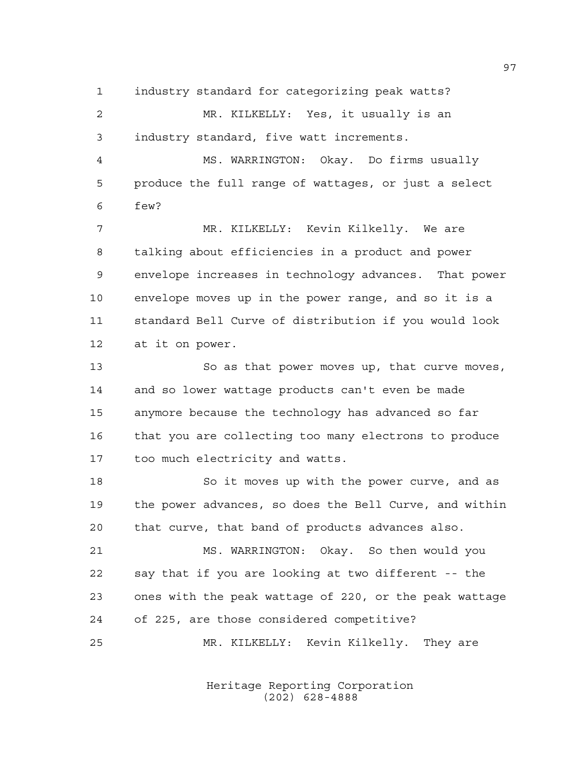industry standard for categorizing peak watts?

MR. KILKELLY: Yes, it usually is an industry standard, five watt increments.

MS. WARRINGTON: Okay. Do firms usually produce the full range of wattages, or just a select few?

MR. KILKELLY: Kevin Kilkelly. We are talking about efficiencies in a product and power envelope increases in technology advances. That power envelope moves up in the power range, and so it is a standard Bell Curve of distribution if you would look at it on power.

So as that power moves up, that curve moves, and so lower wattage products can't even be made anymore because the technology has advanced so far that you are collecting too many electrons to produce too much electricity and watts.

So it moves up with the power curve, and as the power advances, so does the Bell Curve, and within that curve, that band of products advances also.

MS. WARRINGTON: Okay. So then would you say that if you are looking at two different -- the ones with the peak wattage of 220, or the peak wattage of 225, are those considered competitive?

MR. KILKELLY: Kevin Kilkelly. They are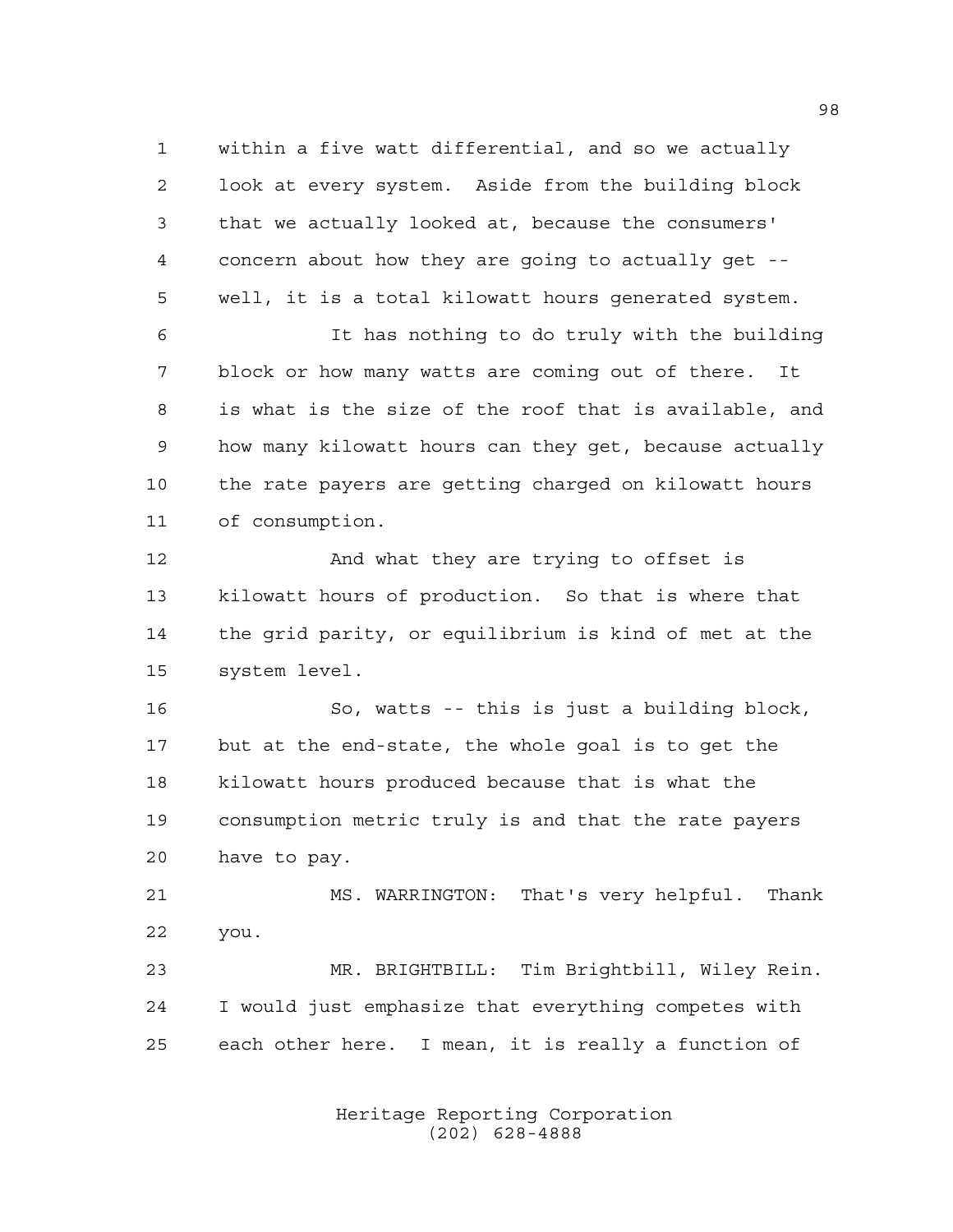within a five watt differential, and so we actually look at every system. Aside from the building block that we actually looked at, because the consumers' concern about how they are going to actually get -- well, it is a total kilowatt hours generated system.

It has nothing to do truly with the building block or how many watts are coming out of there. It is what is the size of the roof that is available, and how many kilowatt hours can they get, because actually the rate payers are getting charged on kilowatt hours of consumption.

And what they are trying to offset is kilowatt hours of production. So that is where that the grid parity, or equilibrium is kind of met at the system level.

So, watts -- this is just a building block, but at the end-state, the whole goal is to get the kilowatt hours produced because that is what the consumption metric truly is and that the rate payers have to pay.

MS. WARRINGTON: That's very helpful. Thank you.

MR. BRIGHTBILL: Tim Brightbill, Wiley Rein. I would just emphasize that everything competes with each other here. I mean, it is really a function of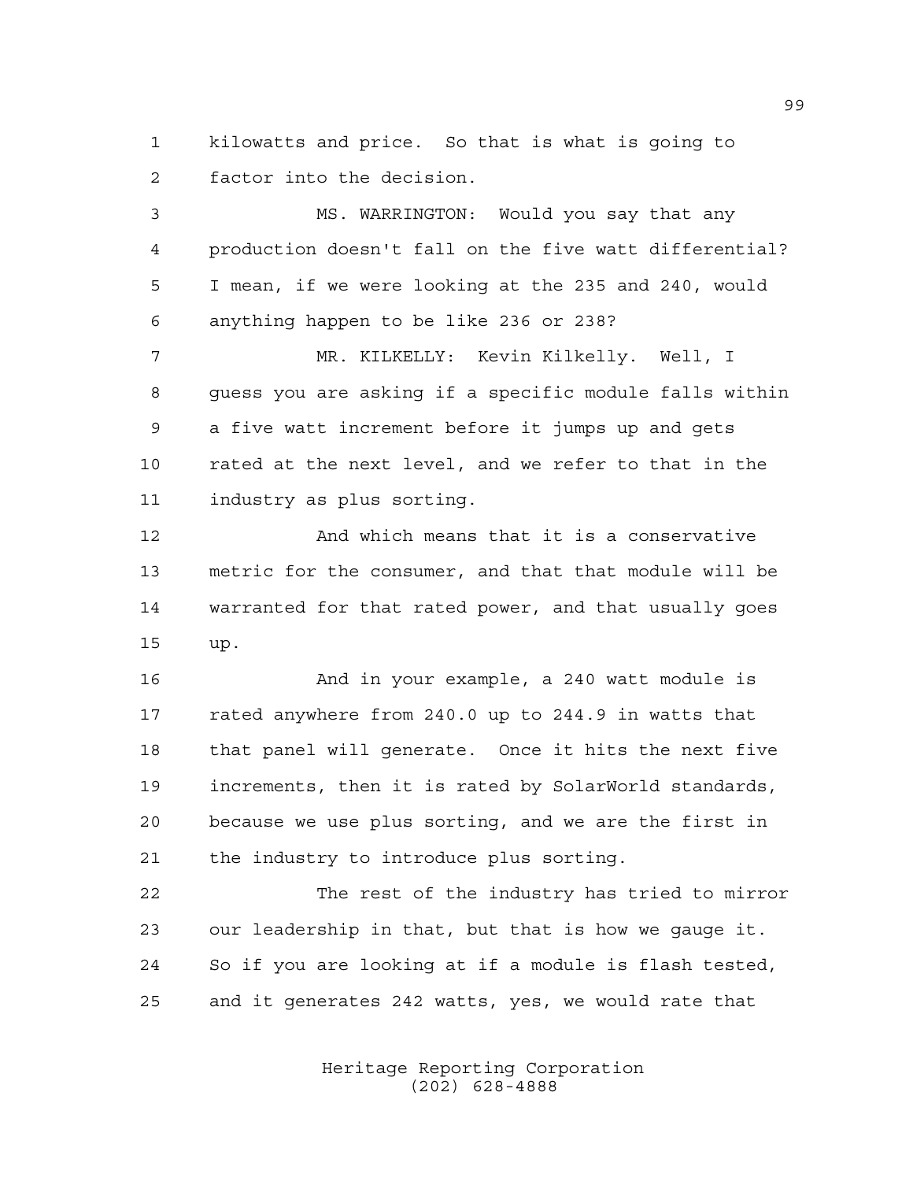kilowatts and price. So that is what is going to factor into the decision.

MS. WARRINGTON: Would you say that any production doesn't fall on the five watt differential? I mean, if we were looking at the 235 and 240, would anything happen to be like 236 or 238?

MR. KILKELLY: Kevin Kilkelly. Well, I guess you are asking if a specific module falls within a five watt increment before it jumps up and gets rated at the next level, and we refer to that in the industry as plus sorting.

And which means that it is a conservative metric for the consumer, and that that module will be warranted for that rated power, and that usually goes up.

And in your example, a 240 watt module is rated anywhere from 240.0 up to 244.9 in watts that that panel will generate. Once it hits the next five increments, then it is rated by SolarWorld standards, because we use plus sorting, and we are the first in the industry to introduce plus sorting.

The rest of the industry has tried to mirror our leadership in that, but that is how we gauge it. So if you are looking at if a module is flash tested, and it generates 242 watts, yes, we would rate that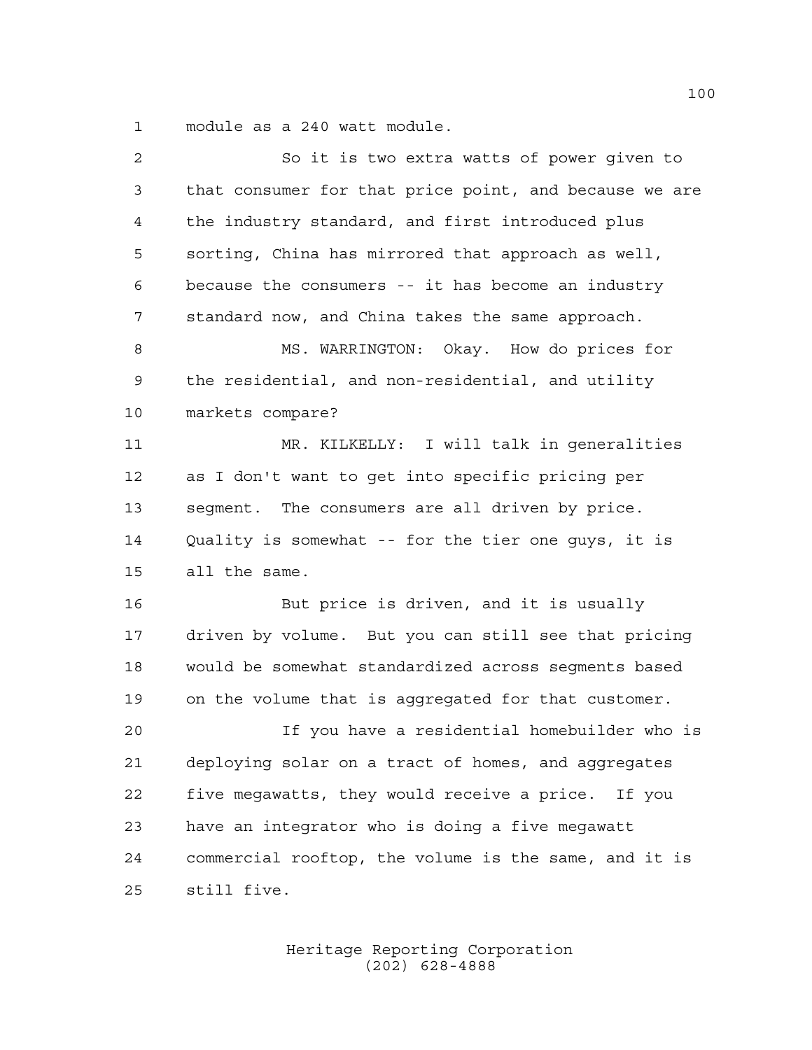module as a 240 watt module.

So it is two extra watts of power given to that consumer for that price point, and because we are the industry standard, and first introduced plus sorting, China has mirrored that approach as well, because the consumers -- it has become an industry standard now, and China takes the same approach.

MS. WARRINGTON: Okay. How do prices for the residential, and non-residential, and utility markets compare?

MR. KILKELLY: I will talk in generalities as I don't want to get into specific pricing per segment. The consumers are all driven by price. Quality is somewhat -- for the tier one guys, it is all the same.

But price is driven, and it is usually driven by volume. But you can still see that pricing would be somewhat standardized across segments based on the volume that is aggregated for that customer.

If you have a residential homebuilder who is deploying solar on a tract of homes, and aggregates five megawatts, they would receive a price. If you have an integrator who is doing a five megawatt commercial rooftop, the volume is the same, and it is still five.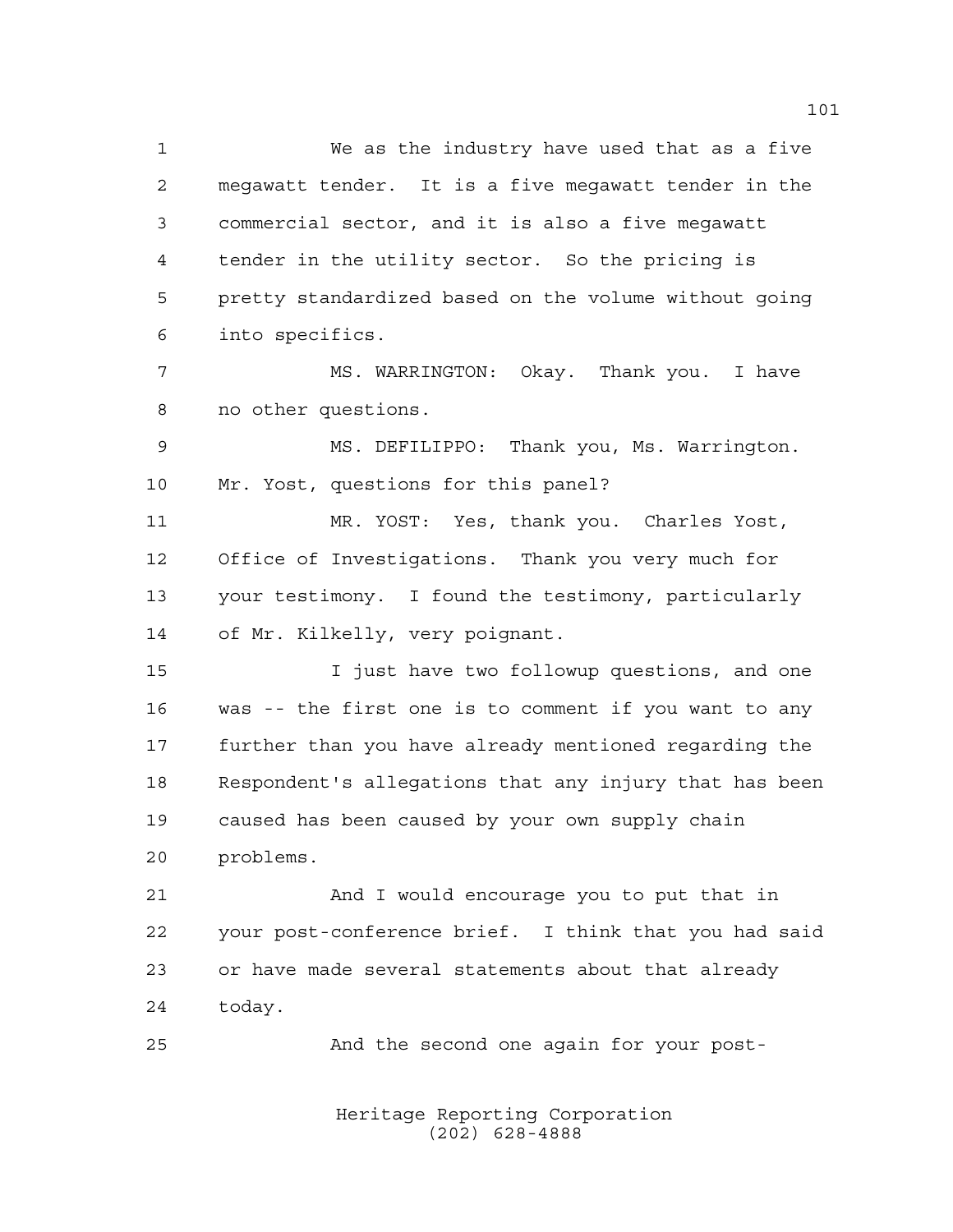We as the industry have used that as a five megawatt tender. It is a five megawatt tender in the commercial sector, and it is also a five megawatt tender in the utility sector. So the pricing is pretty standardized based on the volume without going into specifics.

MS. WARRINGTON: Okay. Thank you. I have no other questions.

MS. DEFILIPPO: Thank you, Ms. Warrington. Mr. Yost, questions for this panel?

MR. YOST: Yes, thank you. Charles Yost, Office of Investigations. Thank you very much for your testimony. I found the testimony, particularly of Mr. Kilkelly, very poignant.

I just have two followup questions, and one was -- the first one is to comment if you want to any further than you have already mentioned regarding the Respondent's allegations that any injury that has been caused has been caused by your own supply chain problems.

And I would encourage you to put that in your post-conference brief. I think that you had said or have made several statements about that already today.

And the second one again for your post-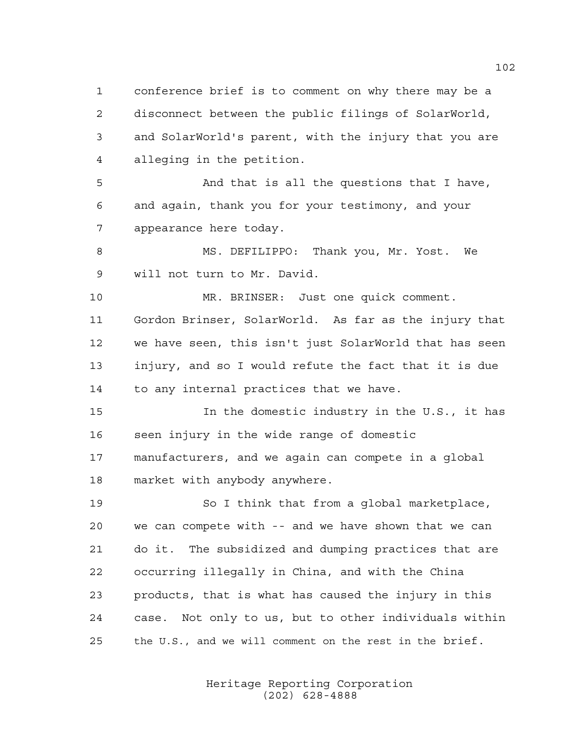conference brief is to comment on why there may be a disconnect between the public filings of SolarWorld, and SolarWorld's parent, with the injury that you are alleging in the petition.

And that is all the questions that I have, and again, thank you for your testimony, and your appearance here today.

MS. DEFILIPPO: Thank you, Mr. Yost. We will not turn to Mr. David.

MR. BRINSER: Just one quick comment. Gordon Brinser, SolarWorld. As far as the injury that we have seen, this isn't just SolarWorld that has seen injury, and so I would refute the fact that it is due to any internal practices that we have.

In the domestic industry in the U.S., it has seen injury in the wide range of domestic manufacturers, and we again can compete in a global market with anybody anywhere.

So I think that from a global marketplace, we can compete with -- and we have shown that we can do it. The subsidized and dumping practices that are occurring illegally in China, and with the China products, that is what has caused the injury in this case. Not only to us, but to other individuals within the U.S., and we will comment on the rest in the brief.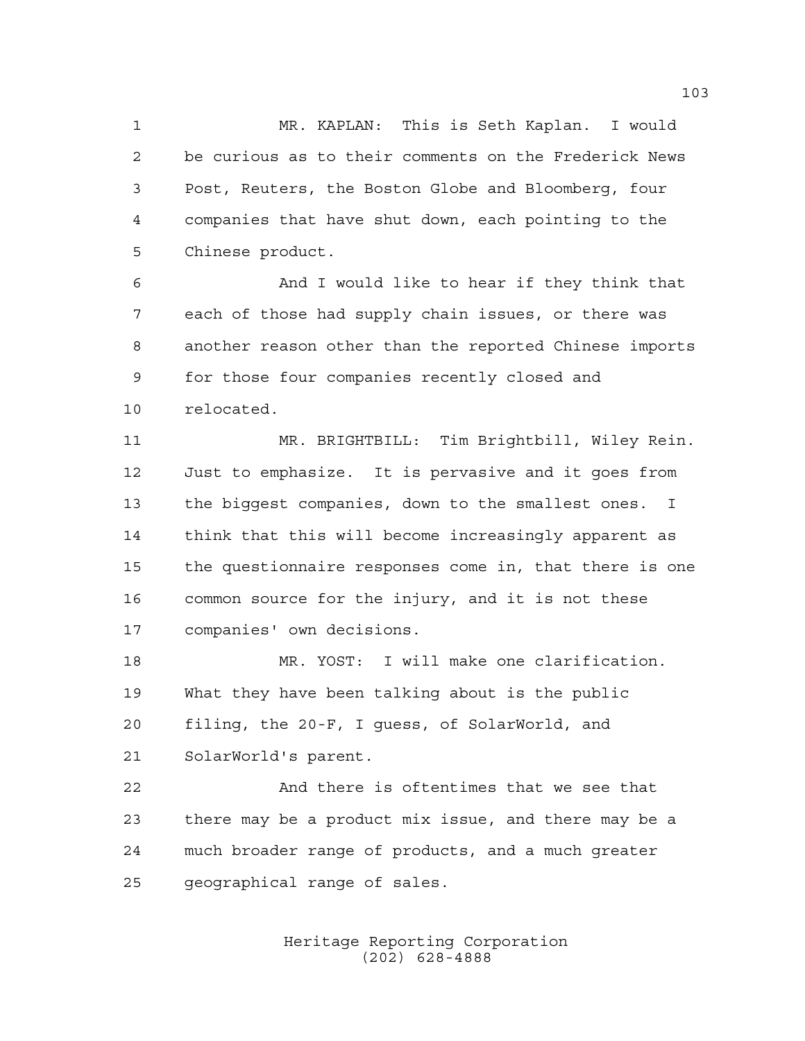MR. KAPLAN: This is Seth Kaplan. I would be curious as to their comments on the Frederick News Post, Reuters, the Boston Globe and Bloomberg, four companies that have shut down, each pointing to the Chinese product.

And I would like to hear if they think that each of those had supply chain issues, or there was another reason other than the reported Chinese imports for those four companies recently closed and relocated.

MR. BRIGHTBILL: Tim Brightbill, Wiley Rein. Just to emphasize. It is pervasive and it goes from the biggest companies, down to the smallest ones. I think that this will become increasingly apparent as the questionnaire responses come in, that there is one common source for the injury, and it is not these companies' own decisions.

MR. YOST: I will make one clarification. What they have been talking about is the public filing, the 20-F, I guess, of SolarWorld, and SolarWorld's parent.

And there is oftentimes that we see that there may be a product mix issue, and there may be a much broader range of products, and a much greater geographical range of sales.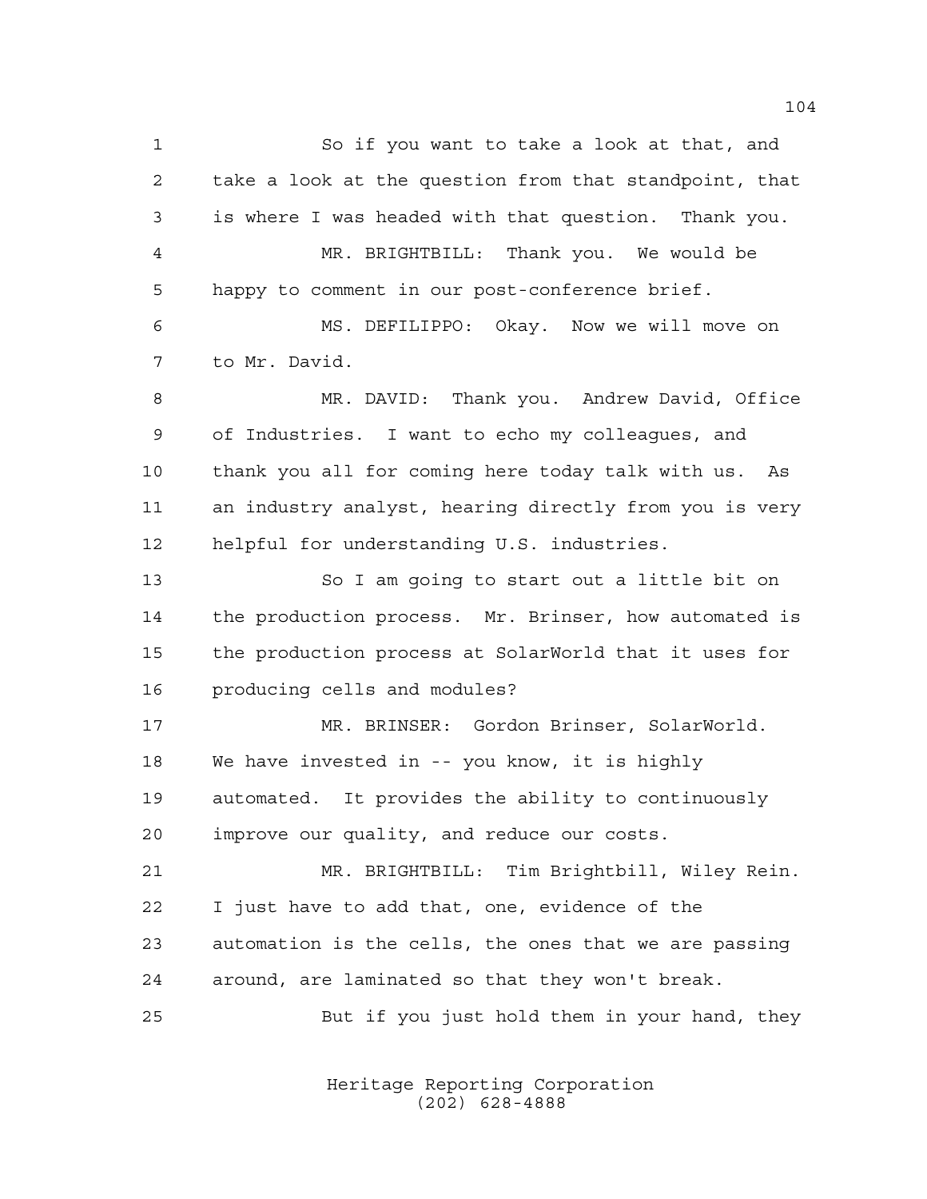So if you want to take a look at that, and take a look at the question from that standpoint, that is where I was headed with that question. Thank you.

MR. BRIGHTBILL: Thank you. We would be happy to comment in our post-conference brief.

MS. DEFILIPPO: Okay. Now we will move on to Mr. David.

MR. DAVID: Thank you. Andrew David, Office of Industries. I want to echo my colleagues, and thank you all for coming here today talk with us. As an industry analyst, hearing directly from you is very helpful for understanding U.S. industries.

So I am going to start out a little bit on the production process. Mr. Brinser, how automated is the production process at SolarWorld that it uses for producing cells and modules?

MR. BRINSER: Gordon Brinser, SolarWorld. We have invested in -- you know, it is highly automated. It provides the ability to continuously improve our quality, and reduce our costs.

MR. BRIGHTBILL: Tim Brightbill, Wiley Rein. I just have to add that, one, evidence of the automation is the cells, the ones that we are passing around, are laminated so that they won't break.

But if you just hold them in your hand, they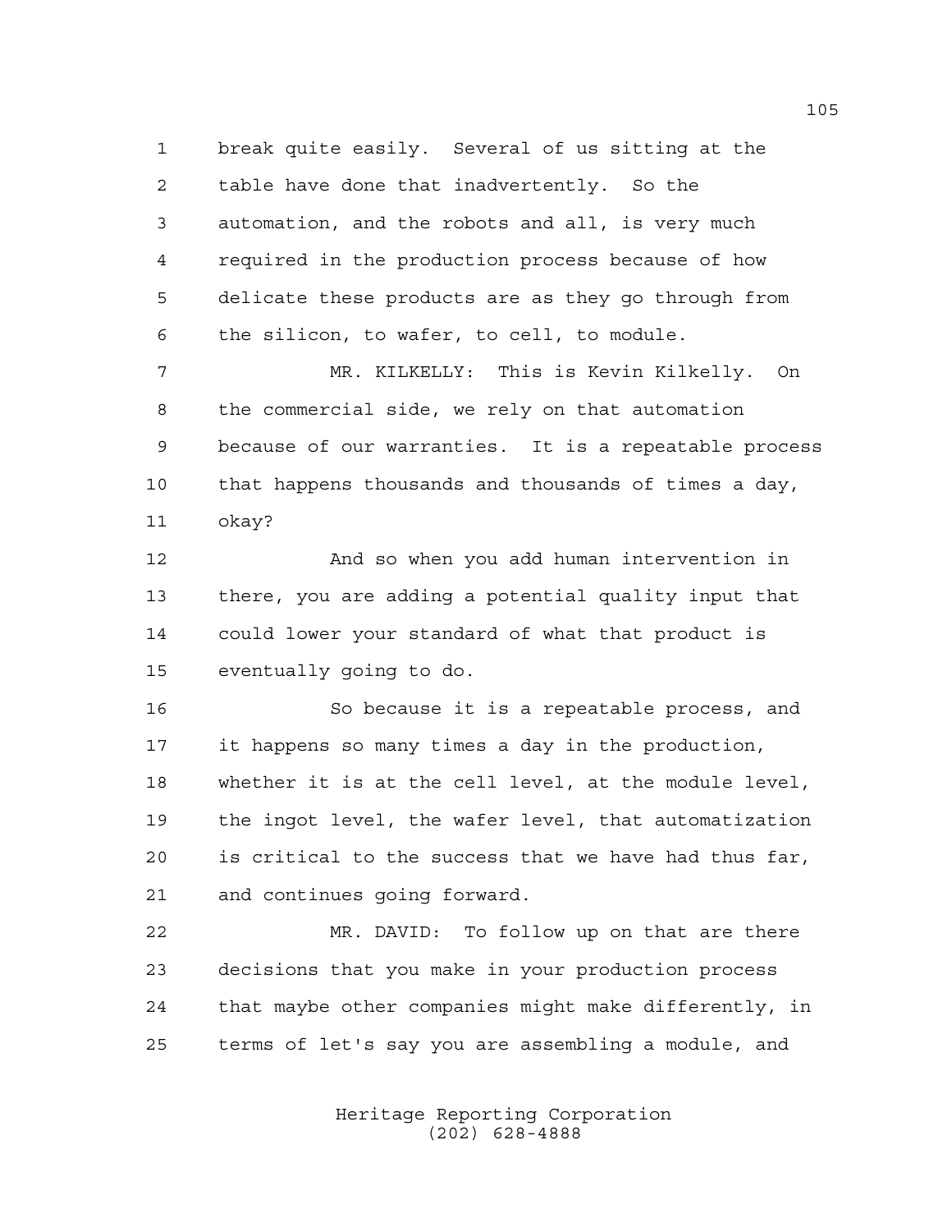break quite easily. Several of us sitting at the table have done that inadvertently. So the automation, and the robots and all, is very much required in the production process because of how delicate these products are as they go through from the silicon, to wafer, to cell, to module.

MR. KILKELLY: This is Kevin Kilkelly. On the commercial side, we rely on that automation because of our warranties. It is a repeatable process that happens thousands and thousands of times a day, okay?

And so when you add human intervention in there, you are adding a potential quality input that could lower your standard of what that product is eventually going to do.

So because it is a repeatable process, and it happens so many times a day in the production, whether it is at the cell level, at the module level, the ingot level, the wafer level, that automatization is critical to the success that we have had thus far, and continues going forward.

MR. DAVID: To follow up on that are there decisions that you make in your production process that maybe other companies might make differently, in terms of let's say you are assembling a module, and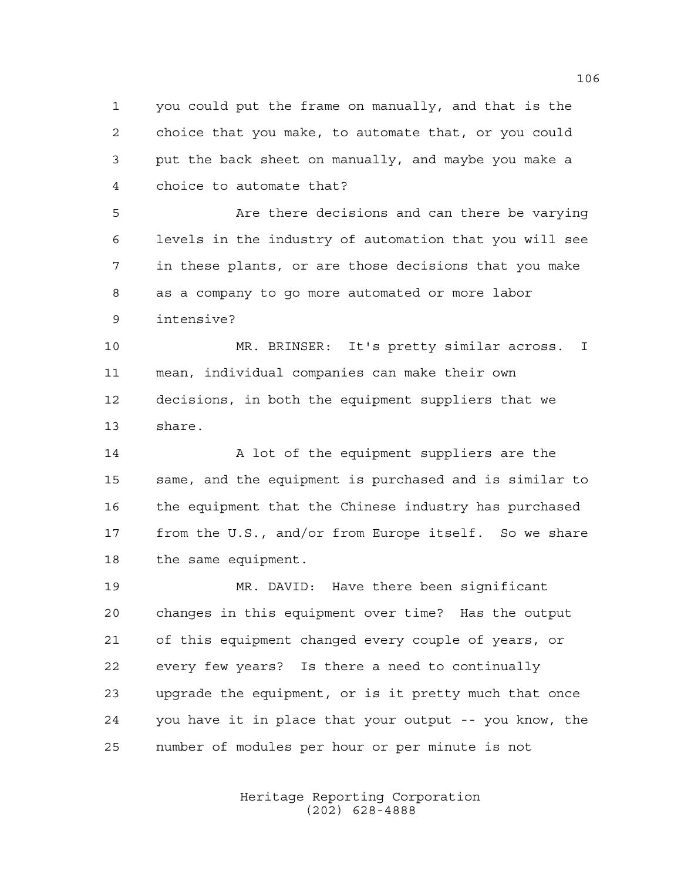you could put the frame on manually, and that is the choice that you make, to automate that, or you could put the back sheet on manually, and maybe you make a choice to automate that?

Are there decisions and can there be varying levels in the industry of automation that you will see in these plants, or are those decisions that you make as a company to go more automated or more labor intensive?

MR. BRINSER: It's pretty similar across. I mean, individual companies can make their own decisions, in both the equipment suppliers that we share.

A lot of the equipment suppliers are the same, and the equipment is purchased and is similar to the equipment that the Chinese industry has purchased from the U.S., and/or from Europe itself. So we share the same equipment.

MR. DAVID: Have there been significant changes in this equipment over time? Has the output of this equipment changed every couple of years, or every few years? Is there a need to continually upgrade the equipment, or is it pretty much that once you have it in place that your output -- you know, the number of modules per hour or per minute is not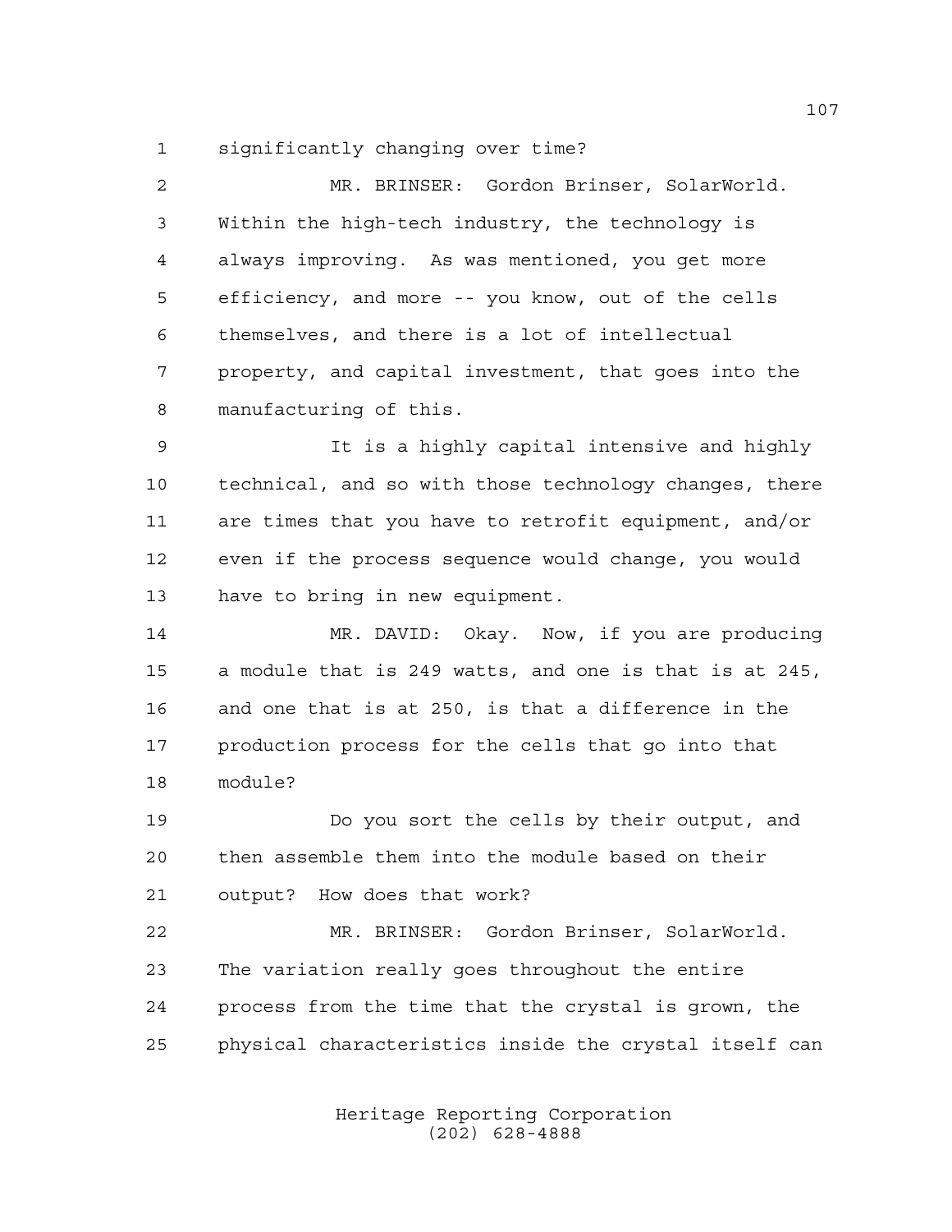significantly changing over time?

MR. BRINSER: Gordon Brinser, SolarWorld. Within the high-tech industry, the technology is always improving. As was mentioned, you get more efficiency, and more -- you know, out of the cells themselves, and there is a lot of intellectual property, and capital investment, that goes into the manufacturing of this.

It is a highly capital intensive and highly technical, and so with those technology changes, there are times that you have to retrofit equipment, and/or even if the process sequence would change, you would have to bring in new equipment.

MR. DAVID: Okay. Now, if you are producing a module that is 249 watts, and one is that is at 245, and one that is at 250, is that a difference in the production process for the cells that go into that module?

Do you sort the cells by their output, and then assemble them into the module based on their output? How does that work?

MR. BRINSER: Gordon Brinser, SolarWorld. The variation really goes throughout the entire process from the time that the crystal is grown, the physical characteristics inside the crystal itself can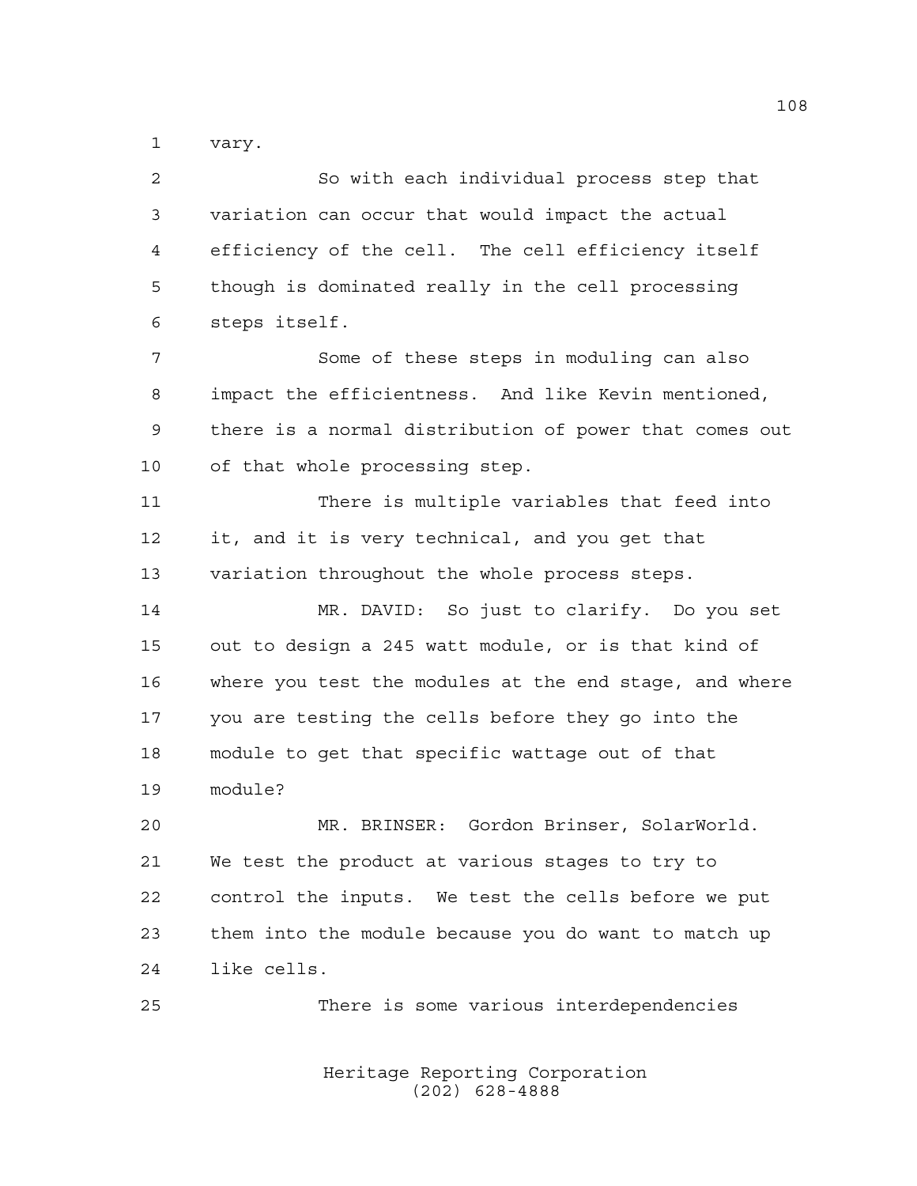vary.

So with each individual process step that variation can occur that would impact the actual efficiency of the cell. The cell efficiency itself though is dominated really in the cell processing steps itself.

Some of these steps in moduling can also impact the efficientness. And like Kevin mentioned, there is a normal distribution of power that comes out of that whole processing step.

There is multiple variables that feed into it, and it is very technical, and you get that variation throughout the whole process steps.

MR. DAVID: So just to clarify. Do you set out to design a 245 watt module, or is that kind of where you test the modules at the end stage, and where you are testing the cells before they go into the module to get that specific wattage out of that module?

MR. BRINSER: Gordon Brinser, SolarWorld. We test the product at various stages to try to control the inputs. We test the cells before we put them into the module because you do want to match up like cells.

There is some various interdependencies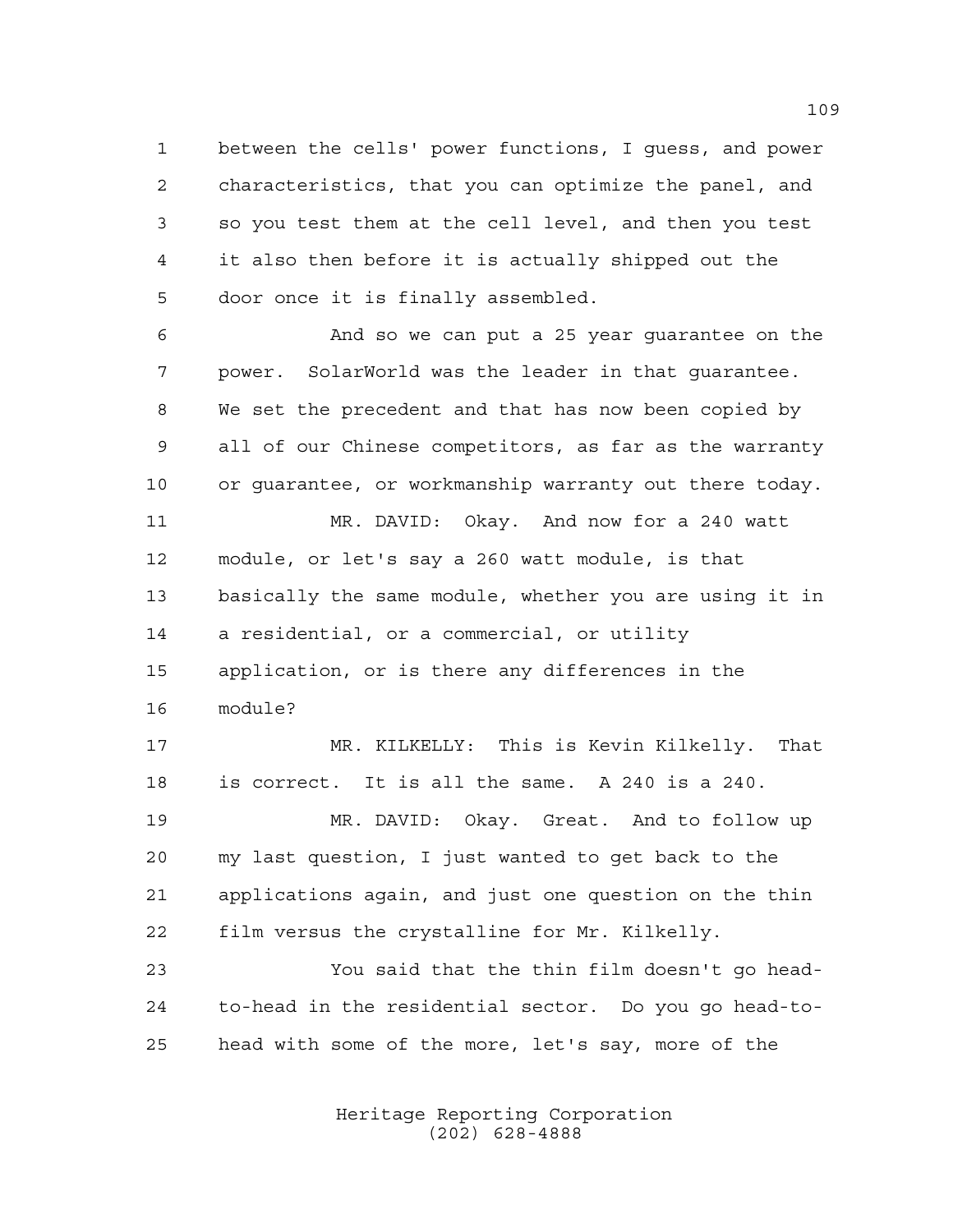between the cells' power functions, I guess, and power characteristics, that you can optimize the panel, and so you test them at the cell level, and then you test it also then before it is actually shipped out the door once it is finally assembled.

And so we can put a 25 year guarantee on the power. SolarWorld was the leader in that guarantee. We set the precedent and that has now been copied by all of our Chinese competitors, as far as the warranty or guarantee, or workmanship warranty out there today.

MR. DAVID: Okay. And now for a 240 watt module, or let's say a 260 watt module, is that basically the same module, whether you are using it in a residential, or a commercial, or utility application, or is there any differences in the module?

MR. KILKELLY: This is Kevin Kilkelly. That is correct. It is all the same. A 240 is a 240.

MR. DAVID: Okay. Great. And to follow up my last question, I just wanted to get back to the applications again, and just one question on the thin film versus the crystalline for Mr. Kilkelly.

You said that the thin film doesn't go head-to-head in the residential sector. Do you go head-to-head with some of the more, let's say, more of the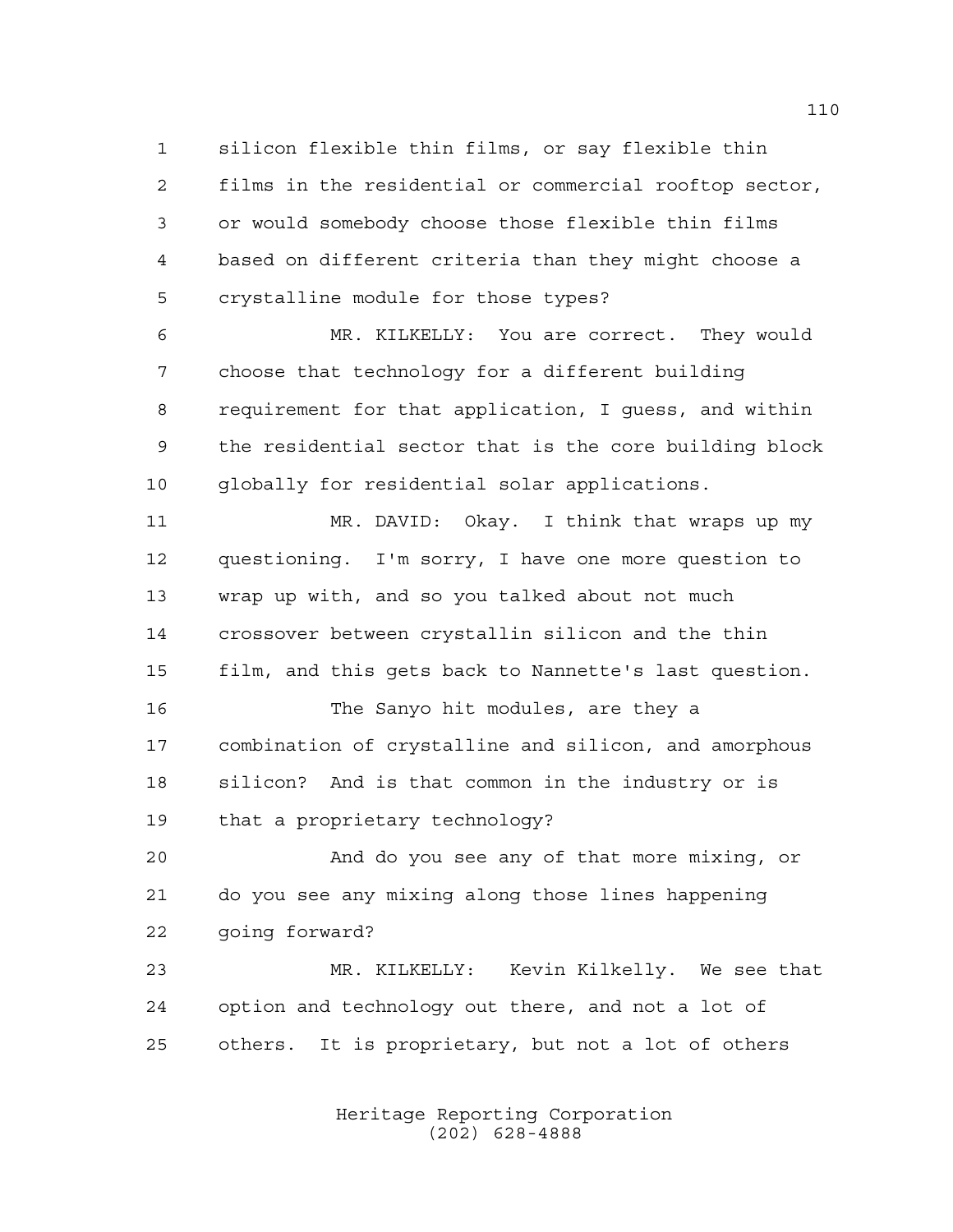1 silicon flexible thin films, or say flexible thin
2 films in the residential or commercial rooftop sector,
3 or would somebody choose those flexible thin films
4 based on different criteria than they might choose a
5 crystalline module for those types?

6 MR. KILKELLY: You are correct. They would
7 choose that technology for a different building
8 requirement for that application, I guess, and within
9 the residential sector that is the core building block
10 globally for residential solar applications.

11 MR. DAVID: Okay. I think that wraps up my
12 questioning. I'm sorry, I have one more question to
13 wrap up with, and so you talked about not much
14 crossover between crystallin silicon and the thin
15 film, and this gets back to Nannette's last question.

16 The Sanyo hit modules, are they a
17 combination of crystalline and silicon, and amorphous
18 silicon? And is that common in the industry or is
19 that a proprietary technology?

20 And do you see any of that more mixing, or
21 do you see any mixing along those lines happening
22 going forward?

23 MR. KILKELLY: Kevin Kilkelly. We see that
24 option and technology out there, and not a lot of
25 others. It is proprietary, but not a lot of others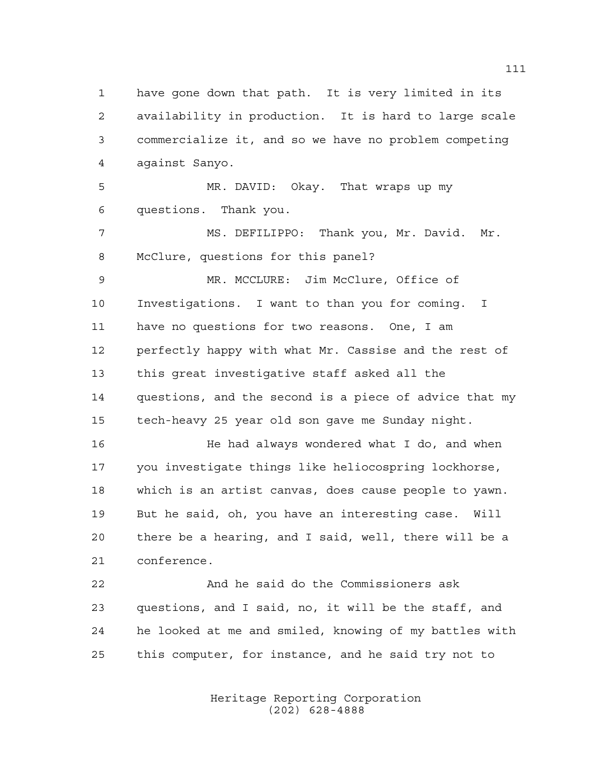1 have gone down that path. It is very limited in its
2 availability in production. It is hard to large scale
3 commercialize it, and so we have no problem competing
4 against Sanyo.

5 MR. DAVID: Okay. That wraps up my
6 questions. Thank you.

7 MS. DEFILIPPO: Thank you, Mr. David. Mr.
8 McClure, questions for this panel?

9 MR. MCCLURE: Jim McClure, Office of
10 Investigations. I want to than you for coming. I
11 have no questions for two reasons. One, I am
12 perfectly happy with what Mr. Cassise and the rest of
13 this great investigative staff asked all the
14 questions, and the second is a piece of advice that my
15 tech-heavy 25 year old son gave me Sunday night.

16 He had always wondered what I do, and when
17 you investigate things like heliocospring lockhorse,
18 which is an artist canvas, does cause people to yawn.
19 But he said, oh, you have an interesting case. Will
20 there be a hearing, and I said, well, there will be a
21 conference.

22 And he said do the Commissioners ask
23 questions, and I said, no, it will be the staff, and
24 he looked at me and smiled, knowing of my battles with
25 this computer, for instance, and he said try not to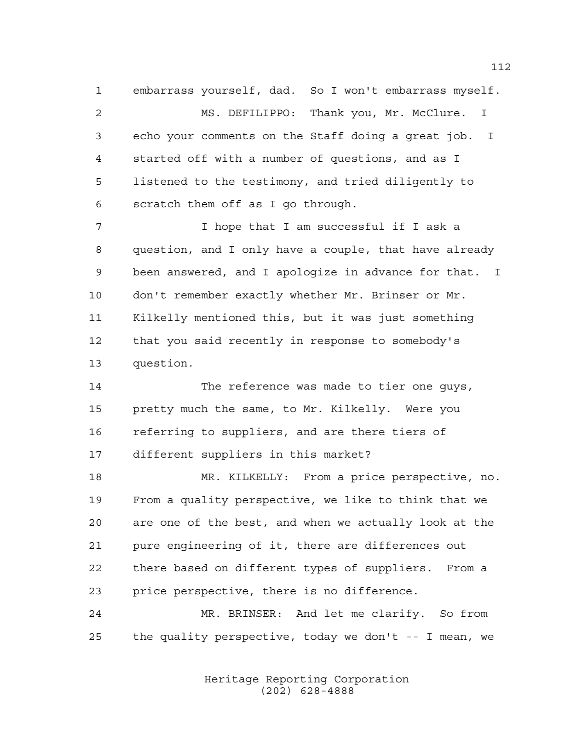embarrass yourself, dad. So I won't embarrass myself.

MS. DEFILIPPO: Thank you, Mr. McClure. I echo your comments on the Staff doing a great job. I started off with a number of questions, and as I listened to the testimony, and tried diligently to scratch them off as I go through.

I hope that I am successful if I ask a question, and I only have a couple, that have already been answered, and I apologize in advance for that. I don't remember exactly whether Mr. Brinser or Mr. Kilkelly mentioned this, but it was just something that you said recently in response to somebody's question.

The reference was made to tier one guys, pretty much the same, to Mr. Kilkelly. Were you referring to suppliers, and are there tiers of different suppliers in this market?

MR. KILKELLY: From a price perspective, no. From a quality perspective, we like to think that we are one of the best, and when we actually look at the pure engineering of it, there are differences out there based on different types of suppliers. From a price perspective, there is no difference.

MR. BRINSER: And let me clarify. So from the quality perspective, today we don't -- I mean, we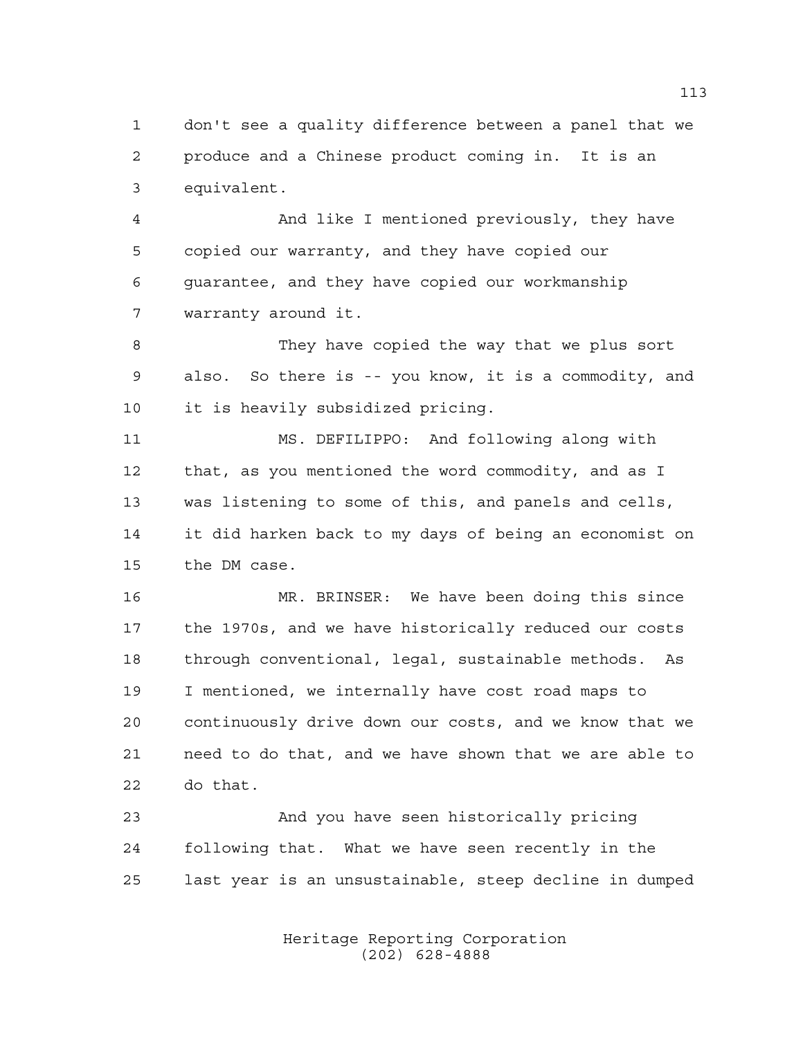don't see a quality difference between a panel that we produce and a Chinese product coming in. It is an equivalent.

And like I mentioned previously, they have copied our warranty, and they have copied our guarantee, and they have copied our workmanship warranty around it.

They have copied the way that we plus sort also. So there is -- you know, it is a commodity, and it is heavily subsidized pricing.

MS. DEFILIPPO: And following along with that, as you mentioned the word commodity, and as I was listening to some of this, and panels and cells, it did harken back to my days of being an economist on the DM case.

MR. BRINSER: We have been doing this since the 1970s, and we have historically reduced our costs through conventional, legal, sustainable methods. As I mentioned, we internally have cost road maps to continuously drive down our costs, and we know that we need to do that, and we have shown that we are able to do that.

And you have seen historically pricing following that. What we have seen recently in the last year is an unsustainable, steep decline in dumped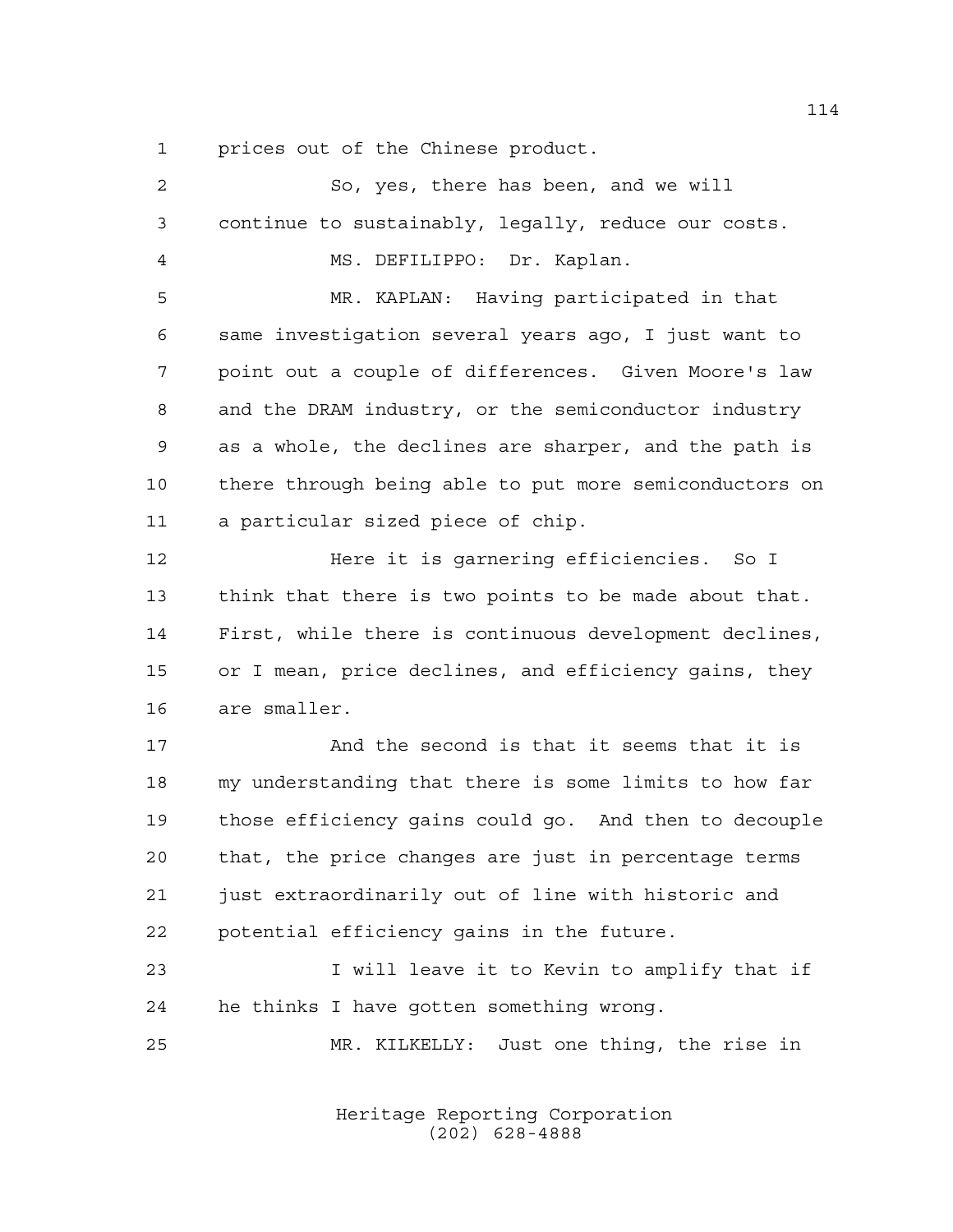prices out of the Chinese product.

So, yes, there has been, and we will continue to sustainably, legally, reduce our costs.

MS. DEFILIPPO: Dr. Kaplan.

MR. KAPLAN: Having participated in that same investigation several years ago, I just want to point out a couple of differences. Given Moore's law and the DRAM industry, or the semiconductor industry as a whole, the declines are sharper, and the path is there through being able to put more semiconductors on a particular sized piece of chip.

Here it is garnering efficiencies. So I think that there is two points to be made about that. First, while there is continuous development declines, or I mean, price declines, and efficiency gains, they are smaller.

And the second is that it seems that it is my understanding that there is some limits to how far those efficiency gains could go. And then to decouple that, the price changes are just in percentage terms just extraordinarily out of line with historic and potential efficiency gains in the future.

I will leave it to Kevin to amplify that if he thinks I have gotten something wrong.

MR. KILKELLY: Just one thing, the rise in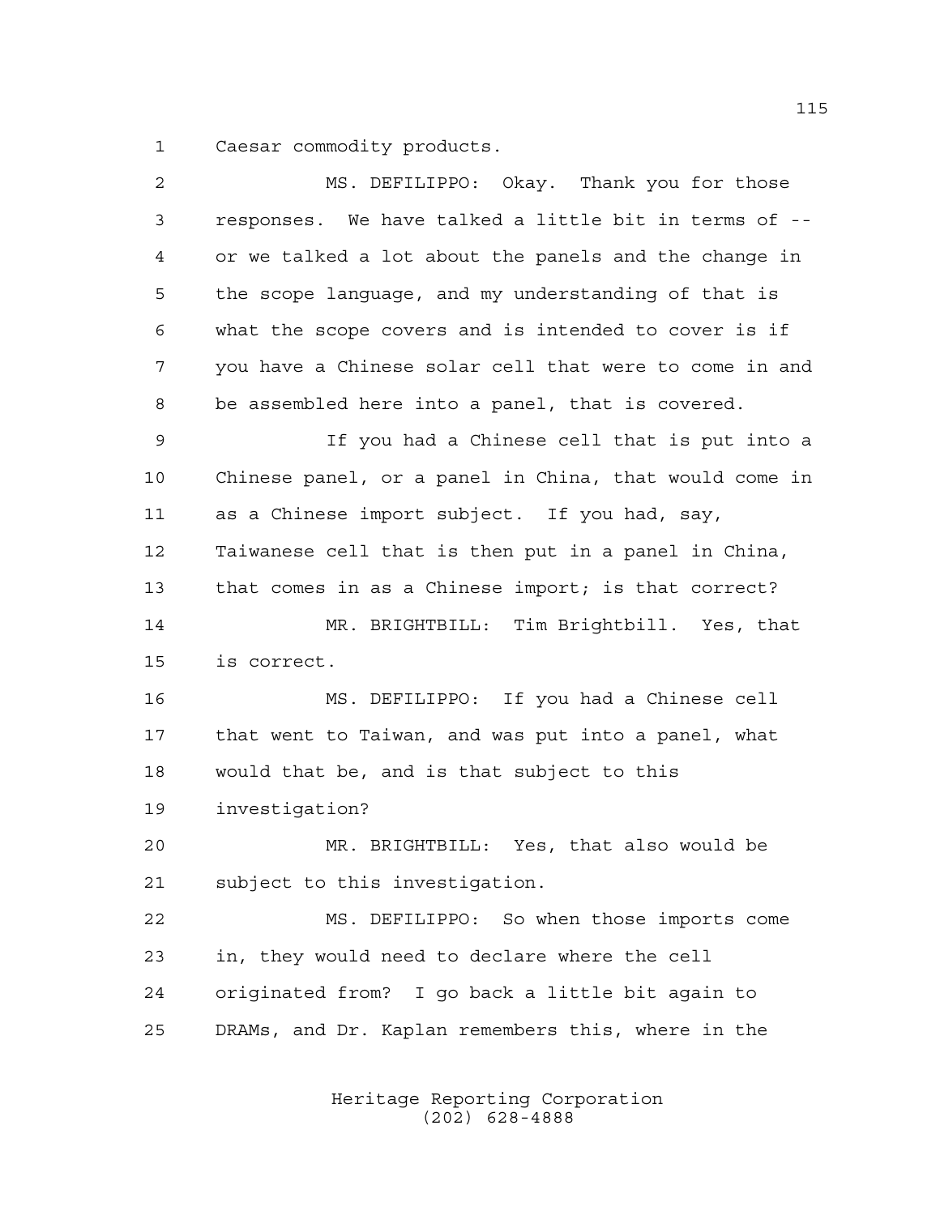Caesar commodity products.

MS. DEFILIPPO: Okay. Thank you for those responses. We have talked a little bit in terms of -- or we talked a lot about the panels and the change in the scope language, and my understanding of that is what the scope covers and is intended to cover is if you have a Chinese solar cell that were to come in and be assembled here into a panel, that is covered.

If you had a Chinese cell that is put into a Chinese panel, or a panel in China, that would come in as a Chinese import subject. If you had, say, Taiwanese cell that is then put in a panel in China, that comes in as a Chinese import; is that correct?

MR. BRIGHTBILL: Tim Brightbill. Yes, that is correct.

MS. DEFILIPPO: If you had a Chinese cell that went to Taiwan, and was put into a panel, what would that be, and is that subject to this investigation?

MR. BRIGHTBILL: Yes, that also would be subject to this investigation.

MS. DEFILIPPO: So when those imports come in, they would need to declare where the cell originated from? I go back a little bit again to DRAMs, and Dr. Kaplan remembers this, where in the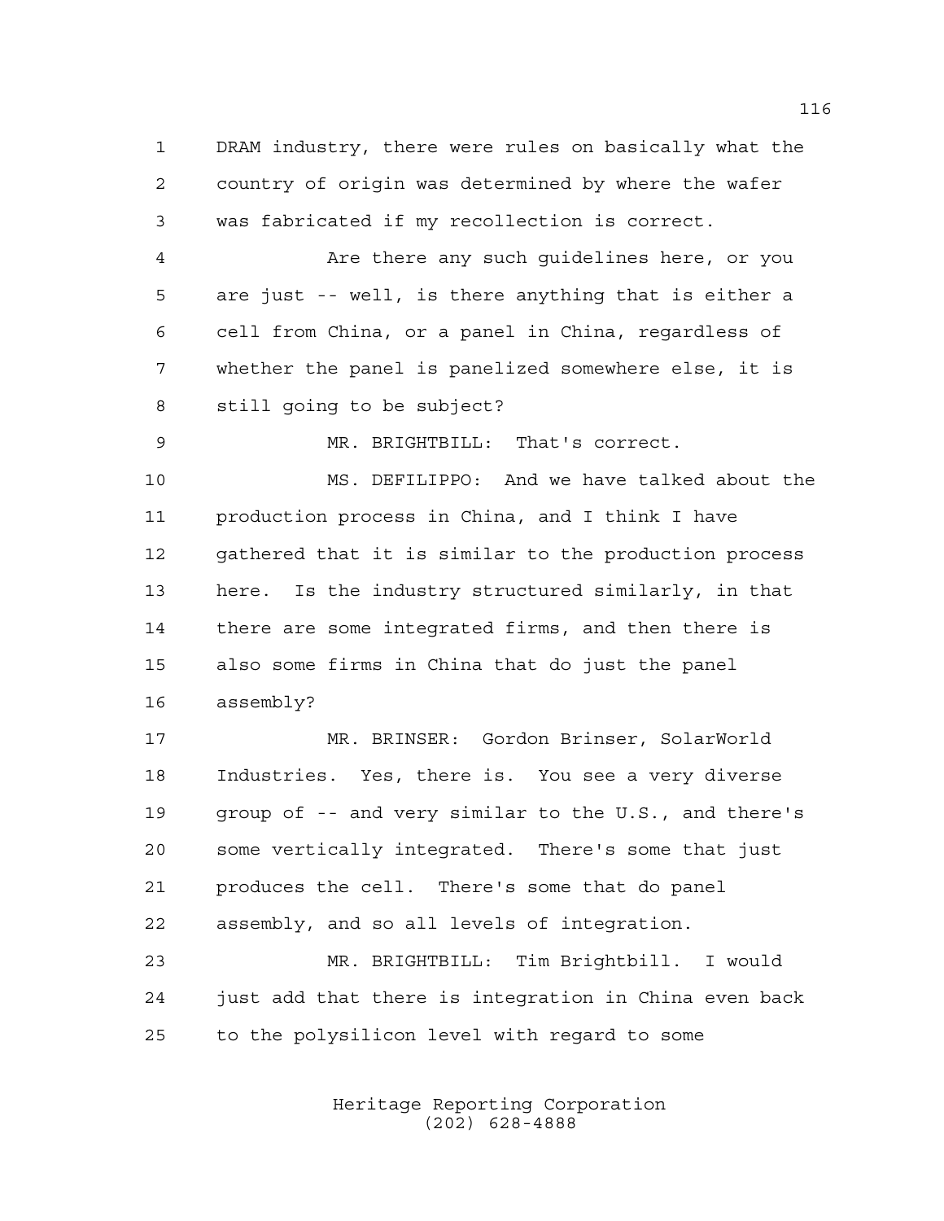DRAM industry, there were rules on basically what the country of origin was determined by where the wafer was fabricated if my recollection is correct.

Are there any such guidelines here, or you are just -- well, is there anything that is either a cell from China, or a panel in China, regardless of whether the panel is panelized somewhere else, it is still going to be subject?

MR. BRIGHTBILL: That's correct.

MS. DEFILIPPO: And we have talked about the production process in China, and I think I have gathered that it is similar to the production process here. Is the industry structured similarly, in that there are some integrated firms, and then there is also some firms in China that do just the panel assembly?

MR. BRINSER: Gordon Brinser, SolarWorld Industries. Yes, there is. You see a very diverse group of -- and very similar to the U.S., and there's some vertically integrated. There's some that just produces the cell. There's some that do panel assembly, and so all levels of integration.

MR. BRIGHTBILL: Tim Brightbill. I would just add that there is integration in China even back to the polysilicon level with regard to some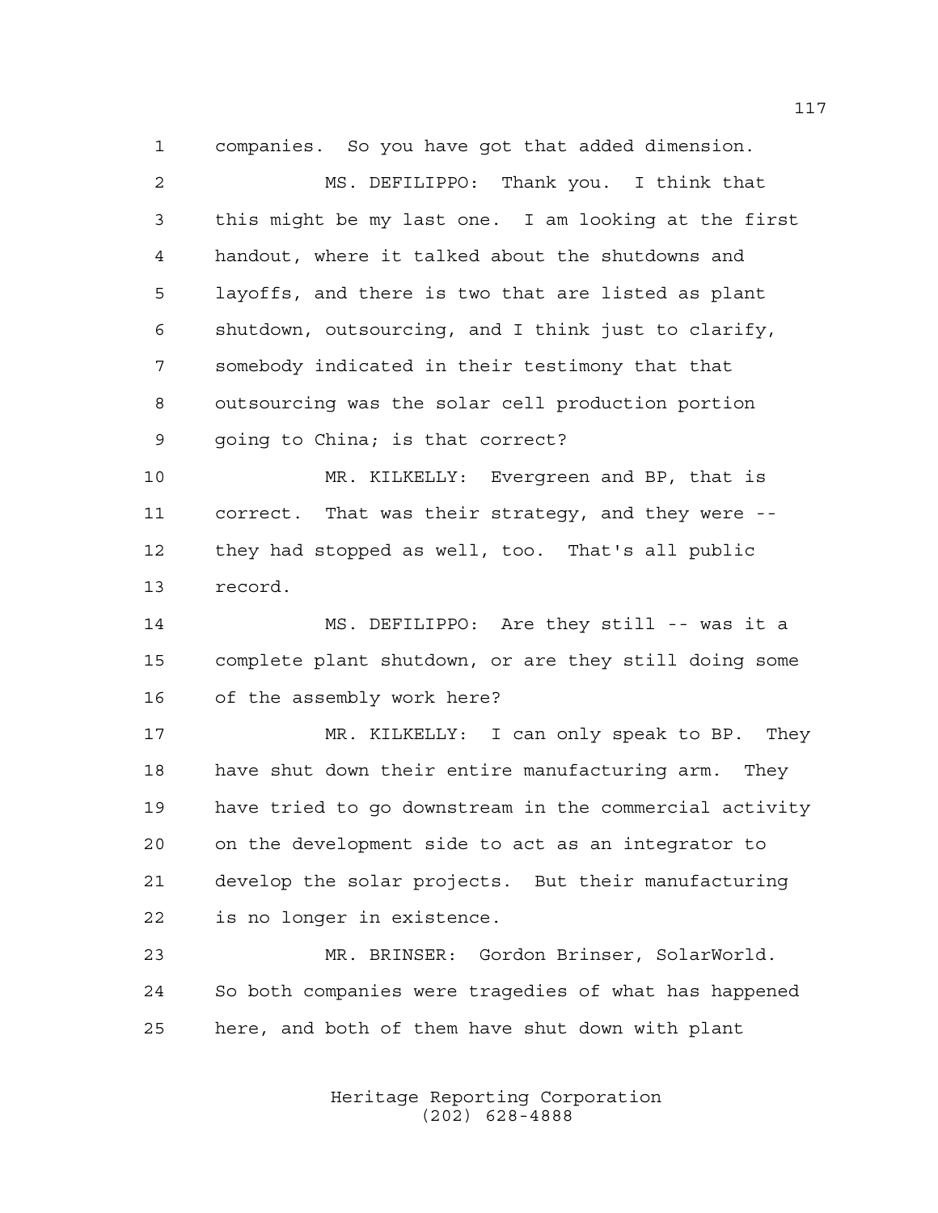companies. So you have got that added dimension.

MS. DEFILIPPO: Thank you. I think that this might be my last one. I am looking at the first handout, where it talked about the shutdowns and layoffs, and there is two that are listed as plant shutdown, outsourcing, and I think just to clarify, somebody indicated in their testimony that that outsourcing was the solar cell production portion going to China; is that correct?

MR. KILKELLY: Evergreen and BP, that is correct. That was their strategy, and they were -- they had stopped as well, too. That's all public record.

MS. DEFILIPPO: Are they still -- was it a complete plant shutdown, or are they still doing some of the assembly work here?

MR. KILKELLY: I can only speak to BP. They have shut down their entire manufacturing arm. They have tried to go downstream in the commercial activity on the development side to act as an integrator to develop the solar projects. But their manufacturing is no longer in existence.

MR. BRINSER: Gordon Brinser, SolarWorld. So both companies were tragedies of what has happened here, and both of them have shut down with plant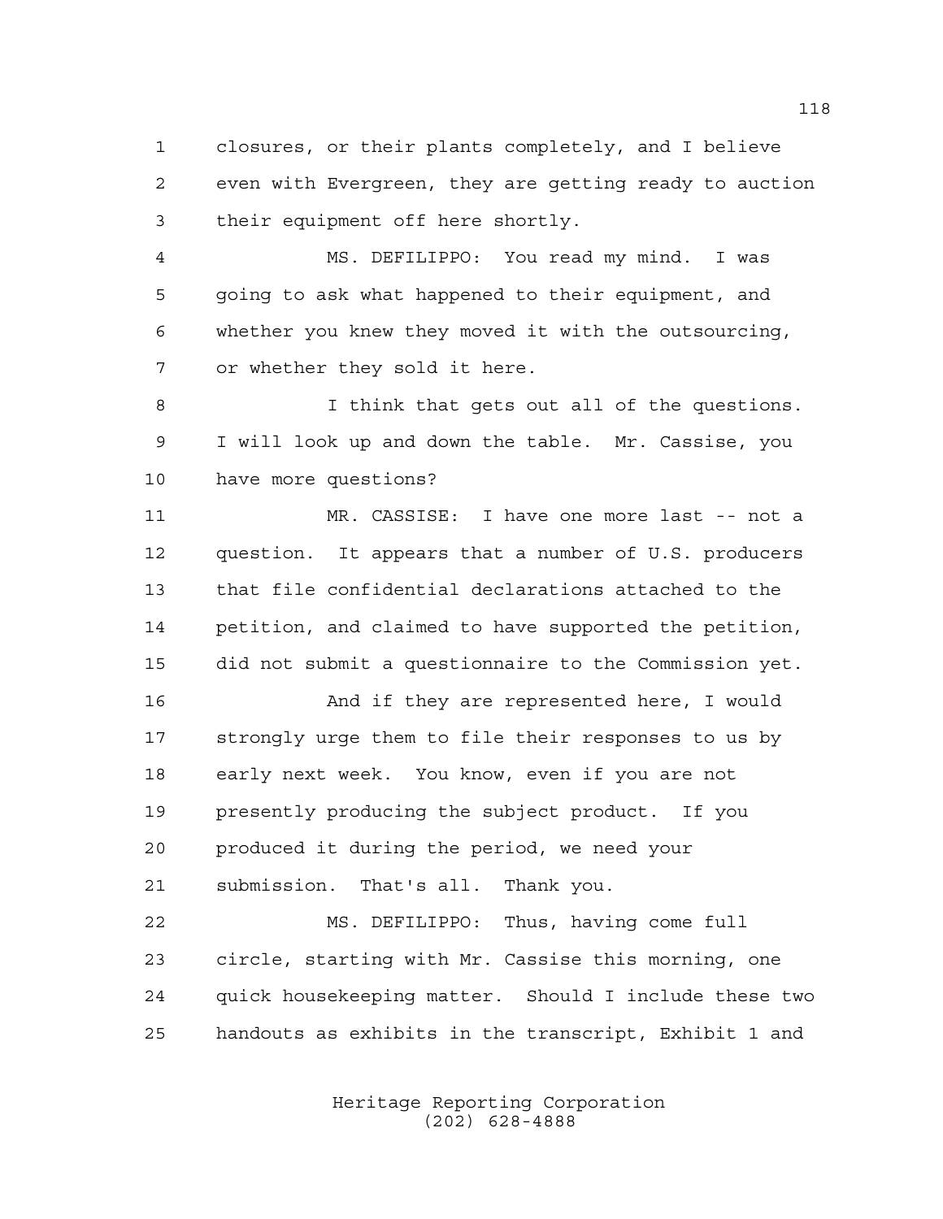closures, or their plants completely, and I believe even with Evergreen, they are getting ready to auction their equipment off here shortly.

MS. DEFILIPPO: You read my mind. I was going to ask what happened to their equipment, and whether you knew they moved it with the outsourcing, or whether they sold it here.

I think that gets out all of the questions. I will look up and down the table. Mr. Cassise, you have more questions?

MR. CASSISE: I have one more last -- not a question. It appears that a number of U.S. producers that file confidential declarations attached to the petition, and claimed to have supported the petition, did not submit a questionnaire to the Commission yet.

And if they are represented here, I would strongly urge them to file their responses to us by early next week. You know, even if you are not presently producing the subject product. If you produced it during the period, we need your submission. That's all. Thank you.

MS. DEFILIPPO: Thus, having come full circle, starting with Mr. Cassise this morning, one quick housekeeping matter. Should I include these two handouts as exhibits in the transcript, Exhibit 1 and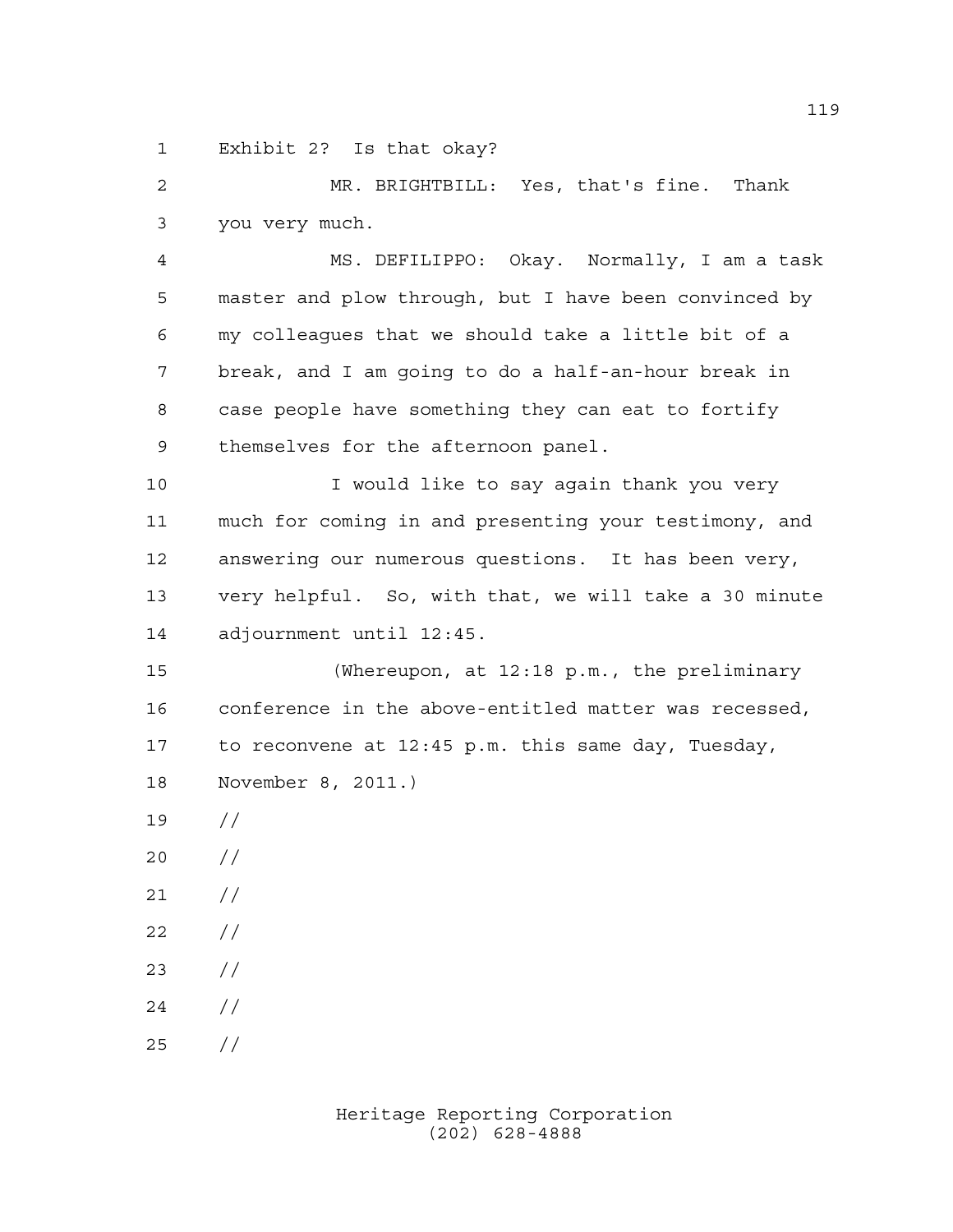Exhibit 2? Is that okay?

MR. BRIGHTBILL: Yes, that's fine. Thank you very much.

MS. DEFILIPPO: Okay. Normally, I am a task master and plow through, but I have been convinced by my colleagues that we should take a little bit of a break, and I am going to do a half-an-hour break in case people have something they can eat to fortify themselves for the afternoon panel.

I would like to say again thank you very much for coming in and presenting your testimony, and answering our numerous questions. It has been very, very helpful. So, with that, we will take a 30 minute adjournment until 12:45.

(Whereupon, at 12:18 p.m., the preliminary conference in the above-entitled matter was recessed, to reconvene at 12:45 p.m. this same day, Tuesday, November 8, 2011.)

//

//

//

//

//

//

//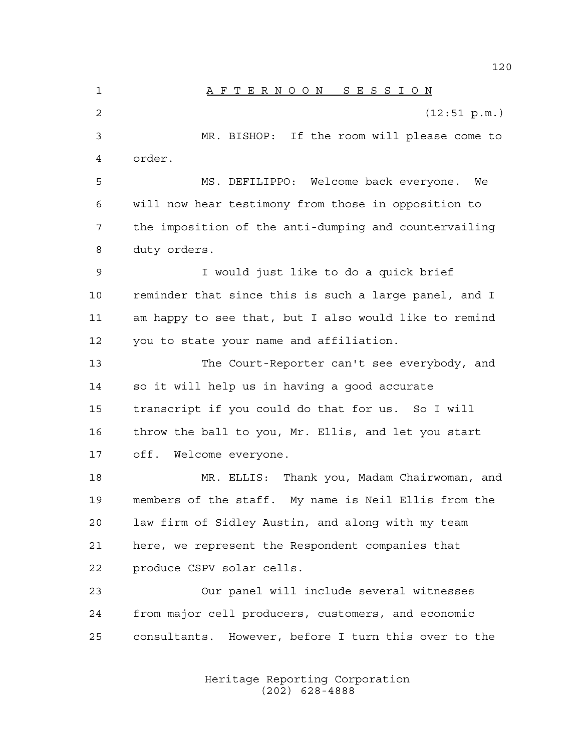# AFTERNOON SESSION

(12:51 p.m.)

MR. BISHOP: If the room will please come to order.

MS. DEFILIPPO: Welcome back everyone. We will now hear testimony from those in opposition to the imposition of the anti-dumping and countervailing duty orders.

I would just like to do a quick brief reminder that since this is such a large panel, and I am happy to see that, but I also would like to remind you to state your name and affiliation.

The Court-Reporter can't see everybody, and so it will help us in having a good accurate transcript if you could do that for us. So I will throw the ball to you, Mr. Ellis, and let you start off. Welcome everyone.

MR. ELLIS: Thank you, Madam Chairwoman, and members of the staff. My name is Neil Ellis from the law firm of Sidley Austin, and along with my team here, we represent the Respondent companies that produce CSPV solar cells.

Our panel will include several witnesses from major cell producers, customers, and economic consultants. However, before I turn this over to the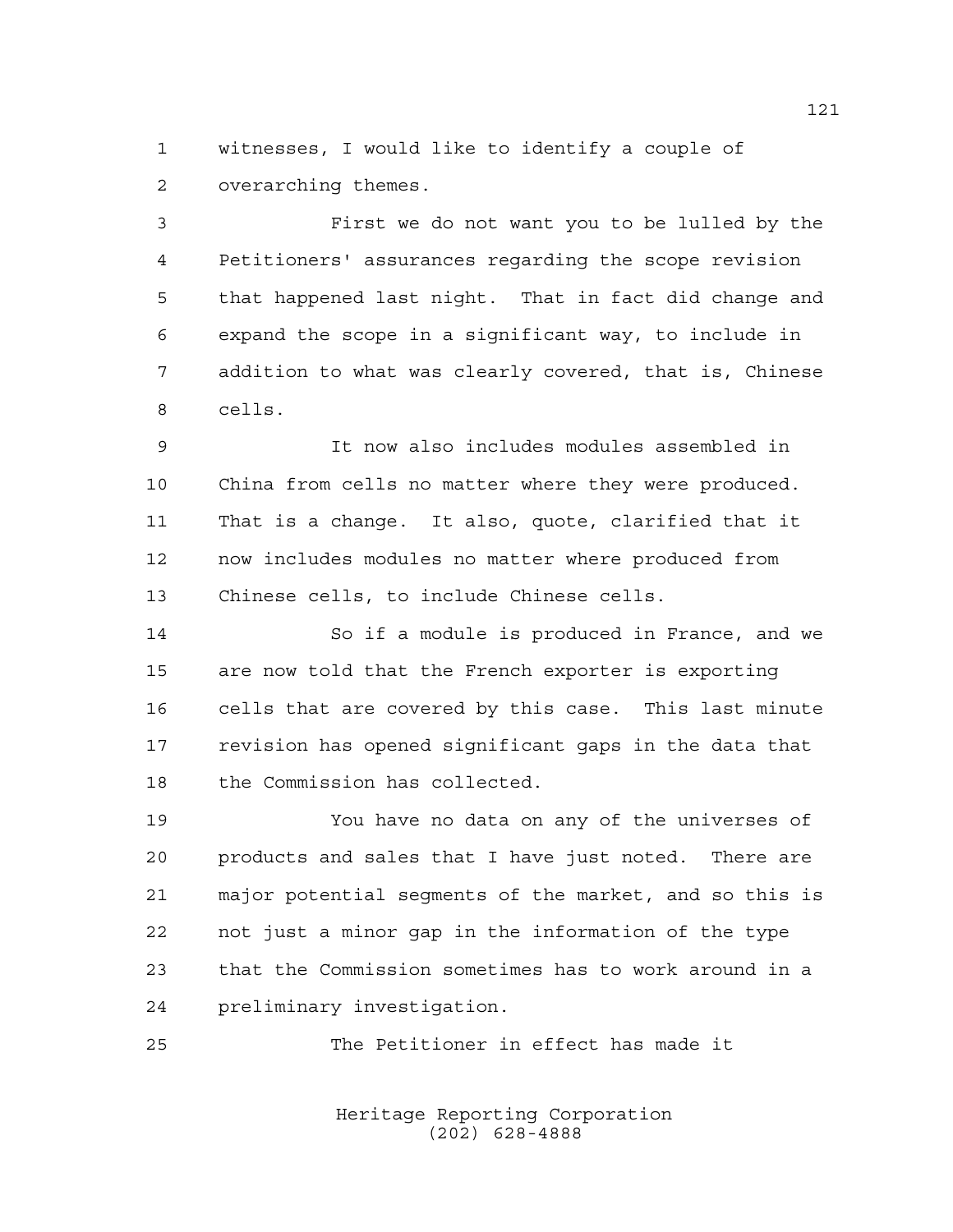witnesses, I would like to identify a couple of overarching themes.

First we do not want you to be lulled by the Petitioners' assurances regarding the scope revision that happened last night. That in fact did change and expand the scope in a significant way, to include in addition to what was clearly covered, that is, Chinese cells.

It now also includes modules assembled in China from cells no matter where they were produced. That is a change. It also, quote, clarified that it now includes modules no matter where produced from Chinese cells, to include Chinese cells.

So if a module is produced in France, and we are now told that the French exporter is exporting cells that are covered by this case. This last minute revision has opened significant gaps in the data that the Commission has collected.

You have no data on any of the universes of products and sales that I have just noted. There are major potential segments of the market, and so this is not just a minor gap in the information of the type that the Commission sometimes has to work around in a preliminary investigation.

The Petitioner in effect has made it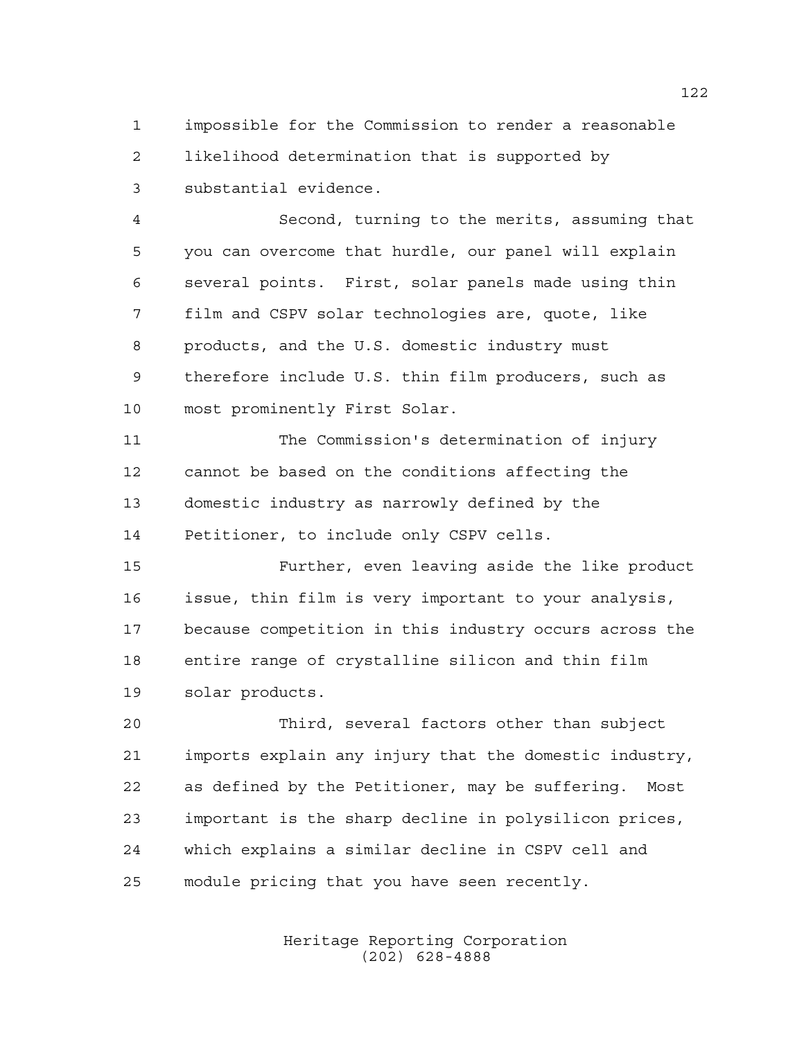impossible for the Commission to render a reasonable likelihood determination that is supported by substantial evidence.

Second, turning to the merits, assuming that you can overcome that hurdle, our panel will explain several points. First, solar panels made using thin film and CSPV solar technologies are, quote, like products, and the U.S. domestic industry must therefore include U.S. thin film producers, such as most prominently First Solar.

The Commission's determination of injury cannot be based on the conditions affecting the domestic industry as narrowly defined by the Petitioner, to include only CSPV cells.

Further, even leaving aside the like product issue, thin film is very important to your analysis, because competition in this industry occurs across the entire range of crystalline silicon and thin film solar products.

Third, several factors other than subject imports explain any injury that the domestic industry, as defined by the Petitioner, may be suffering. Most important is the sharp decline in polysilicon prices, which explains a similar decline in CSPV cell and module pricing that you have seen recently.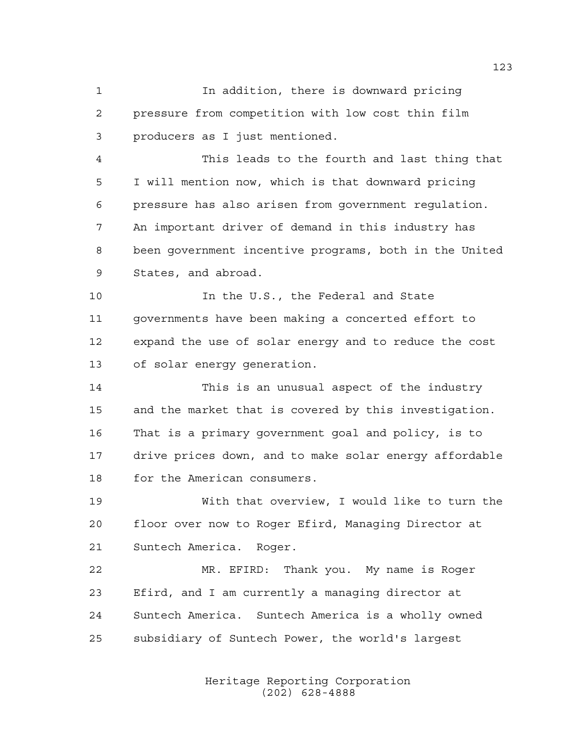In addition, there is downward pricing pressure from competition with low cost thin film producers as I just mentioned.

This leads to the fourth and last thing that I will mention now, which is that downward pricing pressure has also arisen from government regulation. An important driver of demand in this industry has been government incentive programs, both in the United States, and abroad.

In the U.S., the Federal and State governments have been making a concerted effort to expand the use of solar energy and to reduce the cost of solar energy generation.

This is an unusual aspect of the industry and the market that is covered by this investigation. That is a primary government goal and policy, is to drive prices down, and to make solar energy affordable for the American consumers.

With that overview, I would like to turn the floor over now to Roger Efird, Managing Director at Suntech America. Roger.

MR. EFIRD: Thank you. My name is Roger Efird, and I am currently a managing director at Suntech America. Suntech America is a wholly owned subsidiary of Suntech Power, the world's largest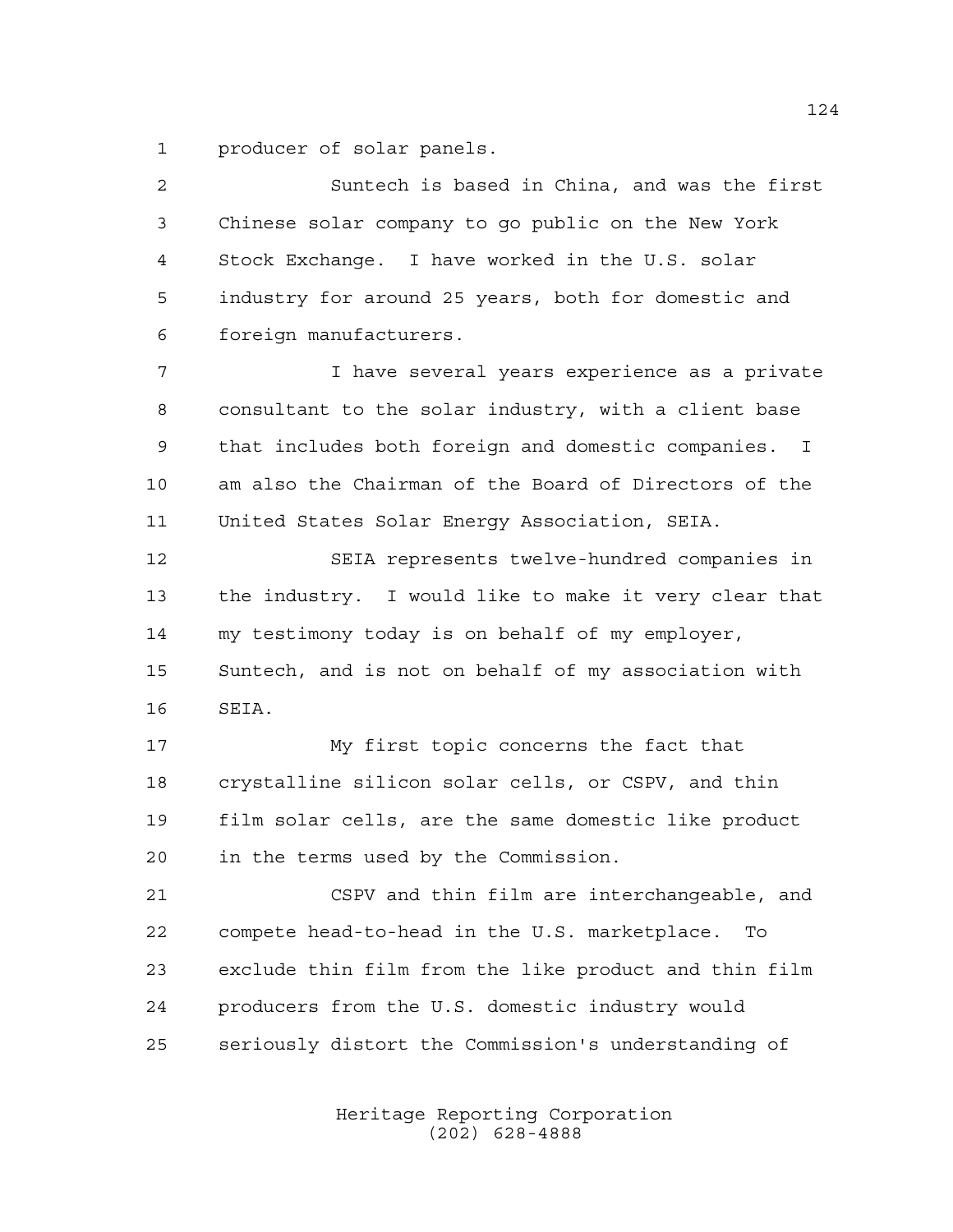producer of solar panels.

Suntech is based in China, and was the first Chinese solar company to go public on the New York Stock Exchange. I have worked in the U.S. solar industry for around 25 years, both for domestic and foreign manufacturers.

I have several years experience as a private consultant to the solar industry, with a client base that includes both foreign and domestic companies. I am also the Chairman of the Board of Directors of the United States Solar Energy Association, SEIA.

SEIA represents twelve-hundred companies in the industry. I would like to make it very clear that my testimony today is on behalf of my employer, Suntech, and is not on behalf of my association with SEIA.

My first topic concerns the fact that crystalline silicon solar cells, or CSPV, and thin film solar cells, are the same domestic like product in the terms used by the Commission.

CSPV and thin film are interchangeable, and compete head-to-head in the U.S. marketplace. To exclude thin film from the like product and thin film producers from the U.S. domestic industry would seriously distort the Commission's understanding of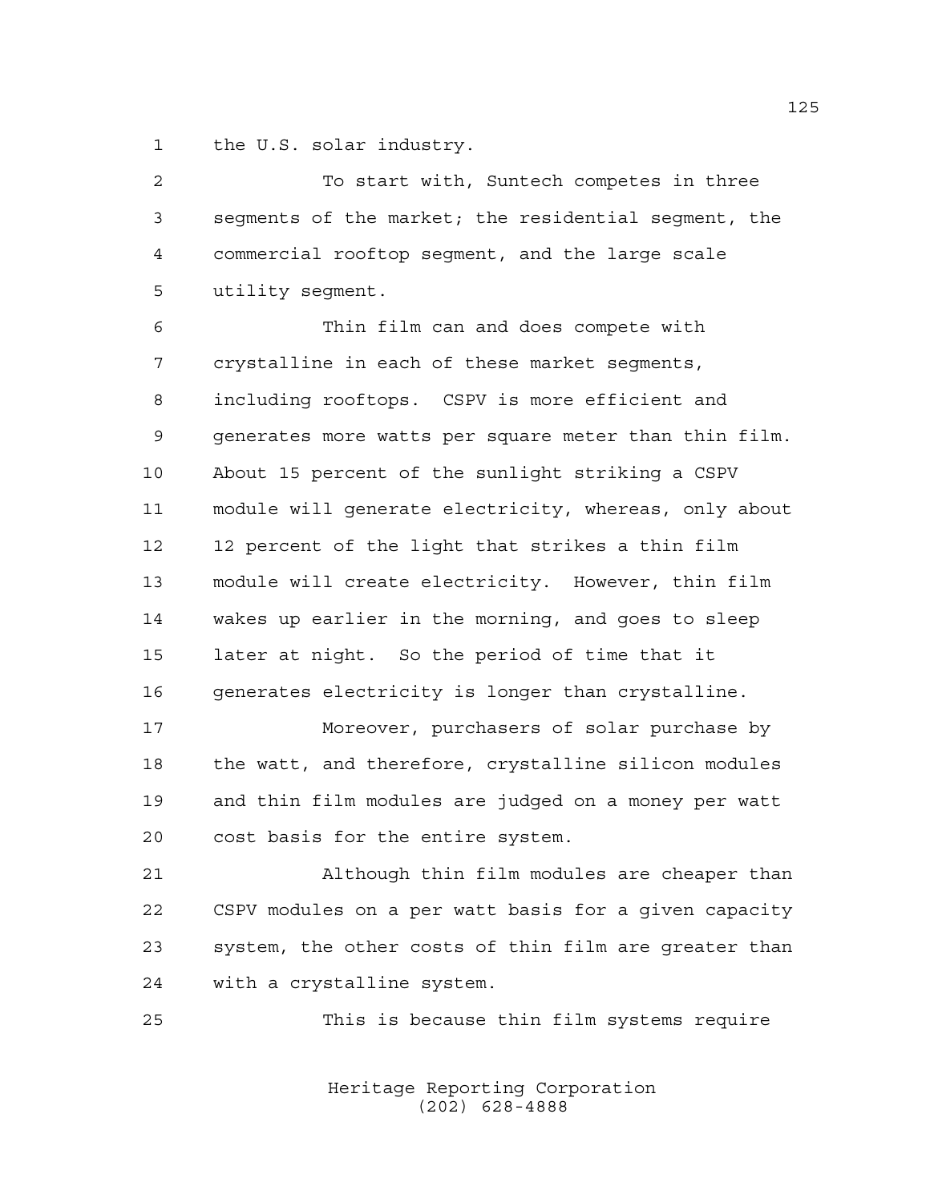the U.S. solar industry.

To start with, Suntech competes in three segments of the market; the residential segment, the commercial rooftop segment, and the large scale utility segment.

Thin film can and does compete with crystalline in each of these market segments, including rooftops. CSPV is more efficient and generates more watts per square meter than thin film. About 15 percent of the sunlight striking a CSPV module will generate electricity, whereas, only about 12 percent of the light that strikes a thin film module will create electricity. However, thin film wakes up earlier in the morning, and goes to sleep later at night. So the period of time that it generates electricity is longer than crystalline.

Moreover, purchasers of solar purchase by the watt, and therefore, crystalline silicon modules and thin film modules are judged on a money per watt cost basis for the entire system.

Although thin film modules are cheaper than CSPV modules on a per watt basis for a given capacity system, the other costs of thin film are greater than with a crystalline system.

This is because thin film systems require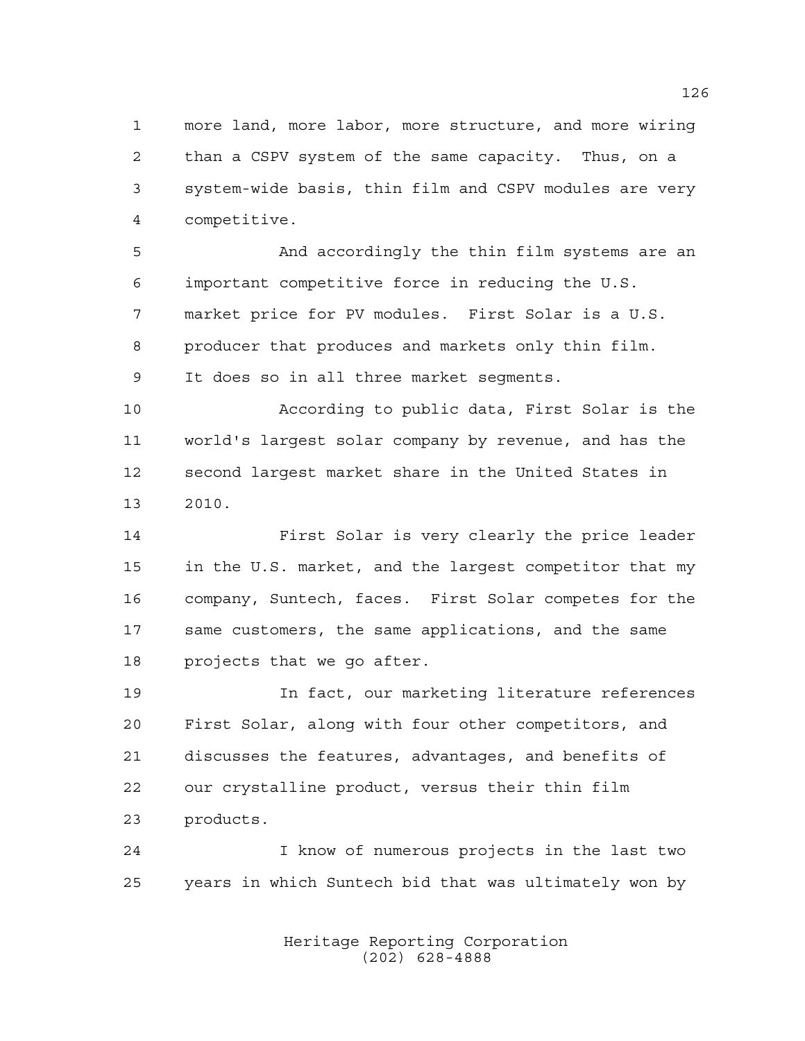more land, more labor, more structure, and more wiring than a CSPV system of the same capacity. Thus, on a system-wide basis, thin film and CSPV modules are very competitive.

And accordingly the thin film systems are an important competitive force in reducing the U.S. market price for PV modules. First Solar is a U.S. producer that produces and markets only thin film. It does so in all three market segments.

According to public data, First Solar is the world's largest solar company by revenue, and has the second largest market share in the United States in 2010.

First Solar is very clearly the price leader in the U.S. market, and the largest competitor that my company, Suntech, faces. First Solar competes for the same customers, the same applications, and the same projects that we go after.

In fact, our marketing literature references First Solar, along with four other competitors, and discusses the features, advantages, and benefits of our crystalline product, versus their thin film products.

I know of numerous projects in the last two years in which Suntech bid that was ultimately won by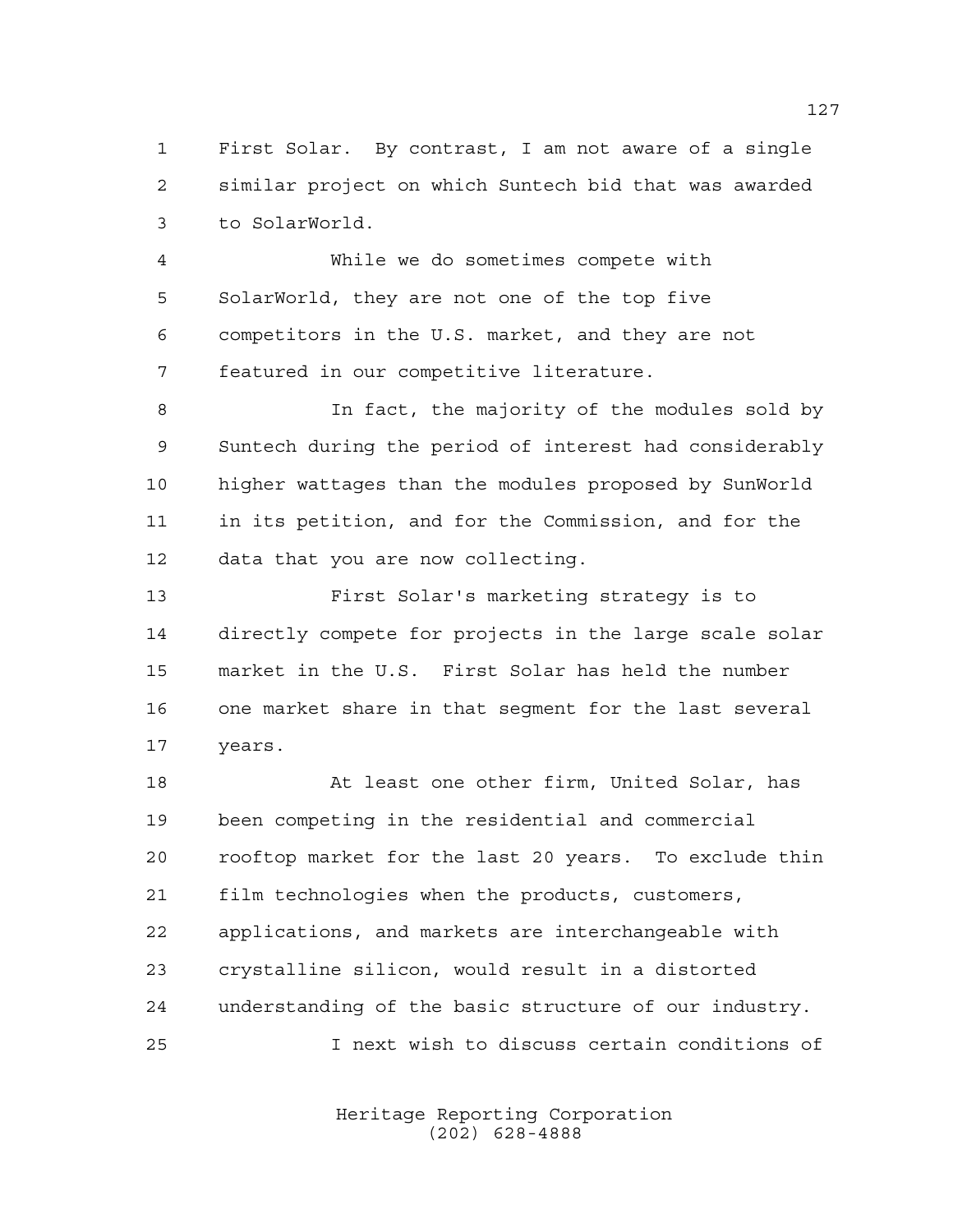First Solar. By contrast, I am not aware of a single similar project on which Suntech bid that was awarded to SolarWorld.

While we do sometimes compete with SolarWorld, they are not one of the top five competitors in the U.S. market, and they are not featured in our competitive literature.

In fact, the majority of the modules sold by Suntech during the period of interest had considerably higher wattages than the modules proposed by SunWorld in its petition, and for the Commission, and for the data that you are now collecting.

First Solar's marketing strategy is to directly compete for projects in the large scale solar market in the U.S. First Solar has held the number one market share in that segment for the last several years.

At least one other firm, United Solar, has been competing in the residential and commercial rooftop market for the last 20 years. To exclude thin film technologies when the products, customers, applications, and markets are interchangeable with crystalline silicon, would result in a distorted understanding of the basic structure of our industry.

I next wish to discuss certain conditions of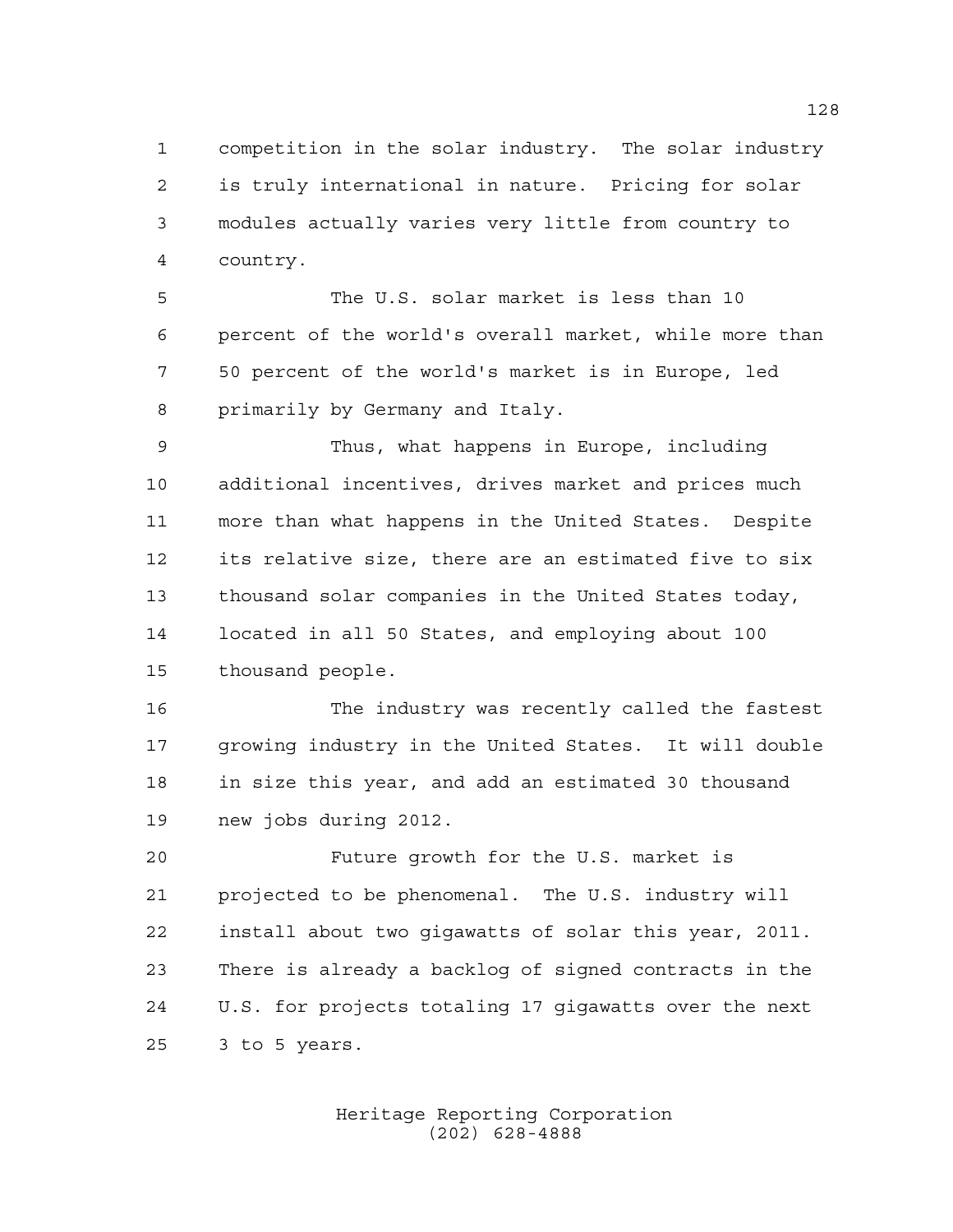competition in the solar industry. The solar industry is truly international in nature. Pricing for solar modules actually varies very little from country to country.

The U.S. solar market is less than 10 percent of the world's overall market, while more than 50 percent of the world's market is in Europe, led primarily by Germany and Italy.

Thus, what happens in Europe, including additional incentives, drives market and prices much more than what happens in the United States. Despite its relative size, there are an estimated five to six thousand solar companies in the United States today, located in all 50 States, and employing about 100 thousand people.

The industry was recently called the fastest growing industry in the United States. It will double in size this year, and add an estimated 30 thousand new jobs during 2012.

Future growth for the U.S. market is projected to be phenomenal. The U.S. industry will install about two gigawatts of solar this year, 2011. There is already a backlog of signed contracts in the U.S. for projects totaling 17 gigawatts over the next 3 to 5 years.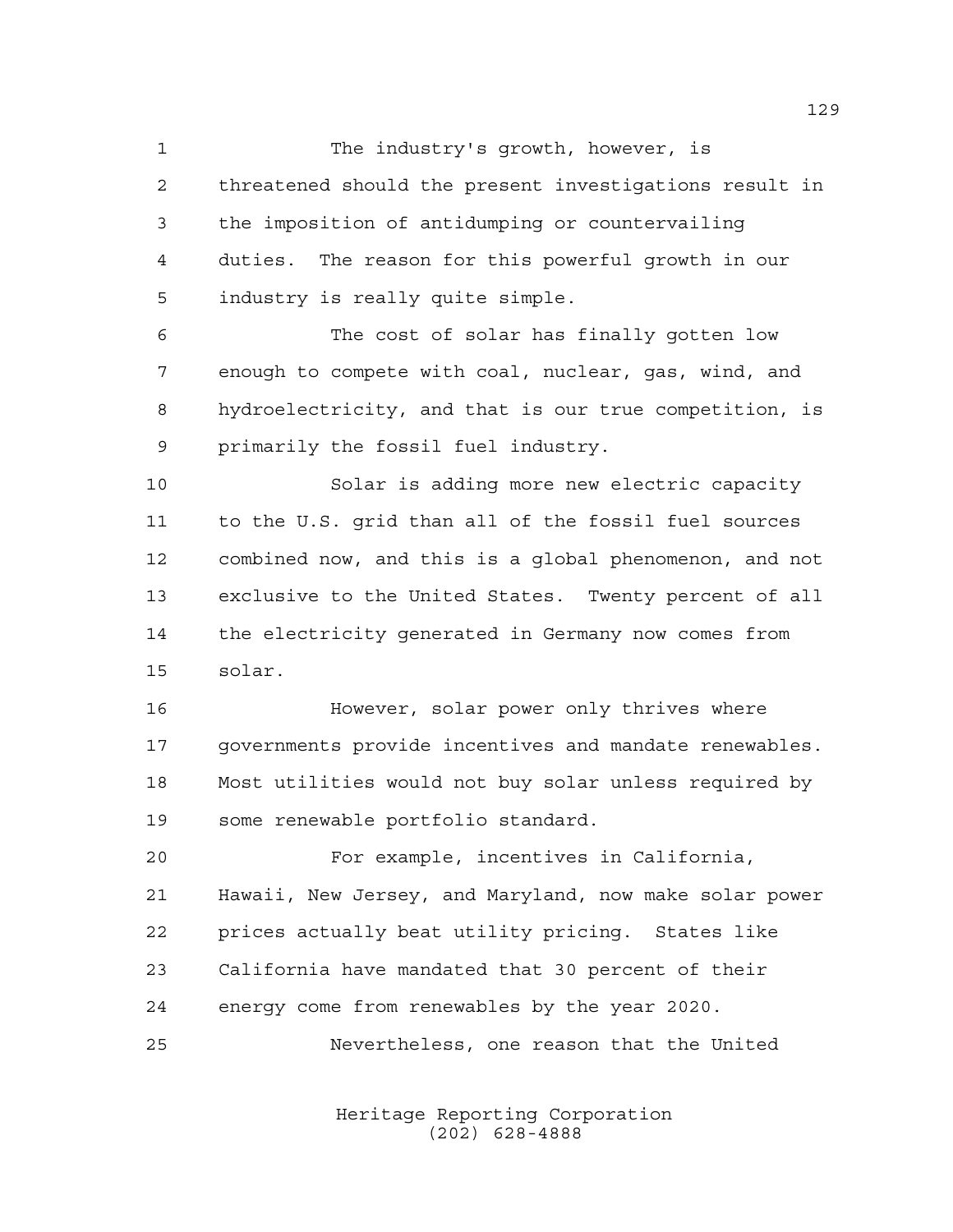The industry's growth, however, is threatened should the present investigations result in the imposition of antidumping or countervailing duties. The reason for this powerful growth in our industry is really quite simple.

The cost of solar has finally gotten low enough to compete with coal, nuclear, gas, wind, and hydroelectricity, and that is our true competition, is primarily the fossil fuel industry.

Solar is adding more new electric capacity to the U.S. grid than all of the fossil fuel sources combined now, and this is a global phenomenon, and not exclusive to the United States. Twenty percent of all the electricity generated in Germany now comes from solar.

However, solar power only thrives where governments provide incentives and mandate renewables. Most utilities would not buy solar unless required by some renewable portfolio standard.

For example, incentives in California, Hawaii, New Jersey, and Maryland, now make solar power prices actually beat utility pricing. States like California have mandated that 30 percent of their energy come from renewables by the year 2020.

Nevertheless, one reason that the United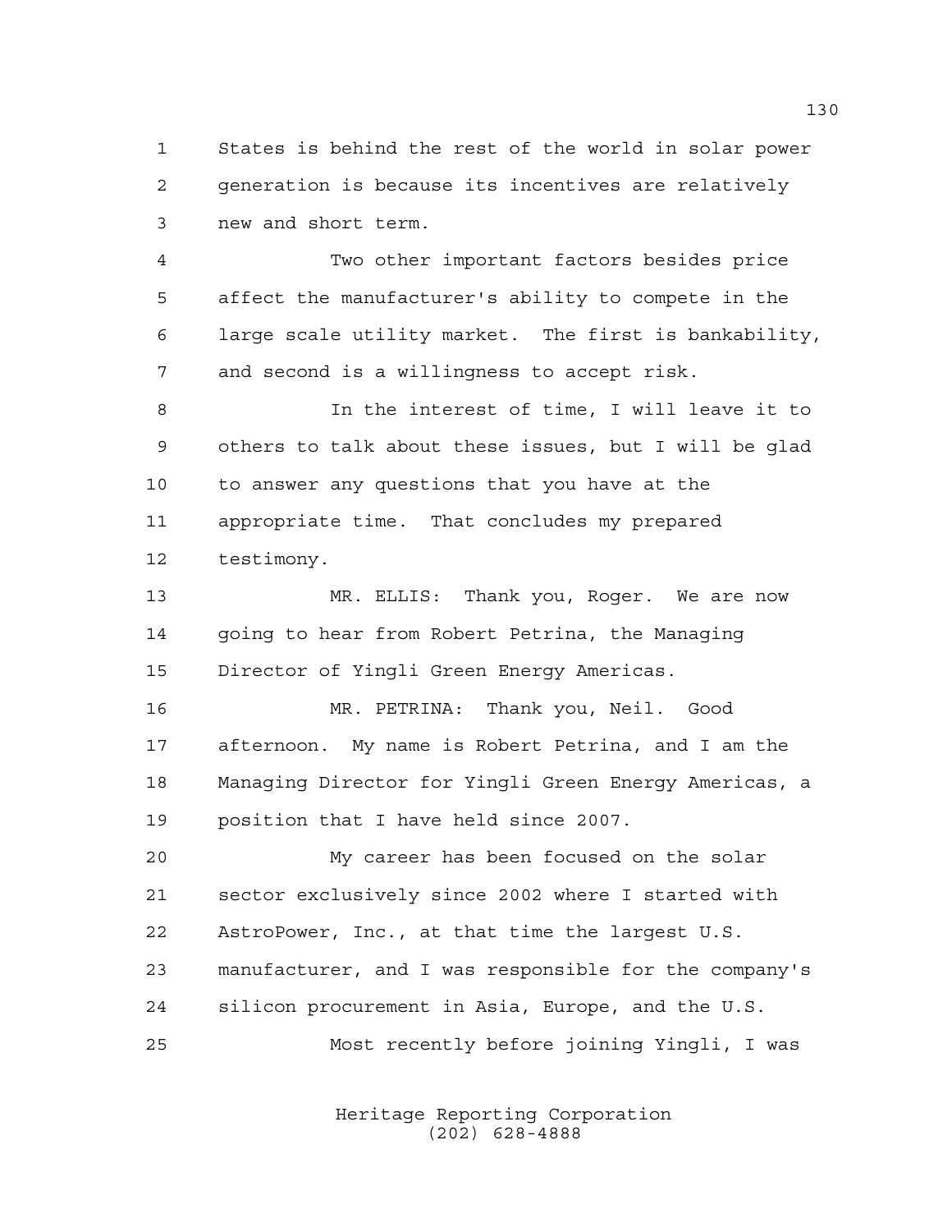States is behind the rest of the world in solar power generation is because its incentives are relatively new and short term.

Two other important factors besides price affect the manufacturer's ability to compete in the large scale utility market. The first is bankability, and second is a willingness to accept risk.

In the interest of time, I will leave it to others to talk about these issues, but I will be glad to answer any questions that you have at the appropriate time. That concludes my prepared testimony.

MR. ELLIS: Thank you, Roger. We are now going to hear from Robert Petrina, the Managing Director of Yingli Green Energy Americas.

MR. PETRINA: Thank you, Neil. Good afternoon. My name is Robert Petrina, and I am the Managing Director for Yingli Green Energy Americas, a position that I have held since 2007.

My career has been focused on the solar sector exclusively since 2002 where I started with AstroPower, Inc., at that time the largest U.S. manufacturer, and I was responsible for the company's silicon procurement in Asia, Europe, and the U.S.

Most recently before joining Yingli, I was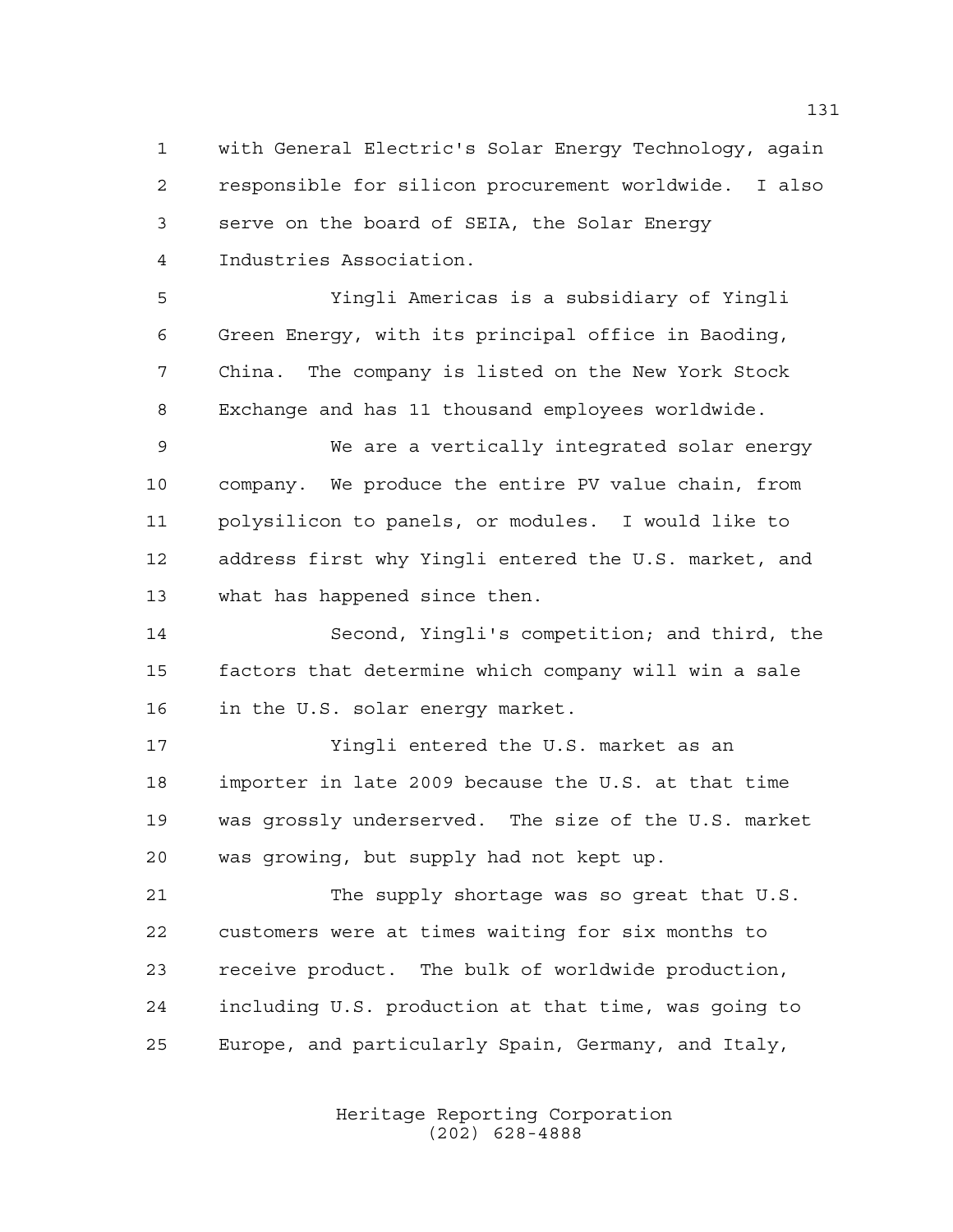with General Electric's Solar Energy Technology, again responsible for silicon procurement worldwide. I also serve on the board of SEIA, the Solar Energy Industries Association.

Yingli Americas is a subsidiary of Yingli Green Energy, with its principal office in Baoding, China. The company is listed on the New York Stock Exchange and has 11 thousand employees worldwide.

We are a vertically integrated solar energy company. We produce the entire PV value chain, from polysilicon to panels, or modules. I would like to address first why Yingli entered the U.S. market, and what has happened since then.

Second, Yingli's competition; and third, the factors that determine which company will win a sale in the U.S. solar energy market.

Yingli entered the U.S. market as an importer in late 2009 because the U.S. at that time was grossly underserved. The size of the U.S. market was growing, but supply had not kept up.

The supply shortage was so great that U.S. customers were at times waiting for six months to receive product. The bulk of worldwide production, including U.S. production at that time, was going to Europe, and particularly Spain, Germany, and Italy,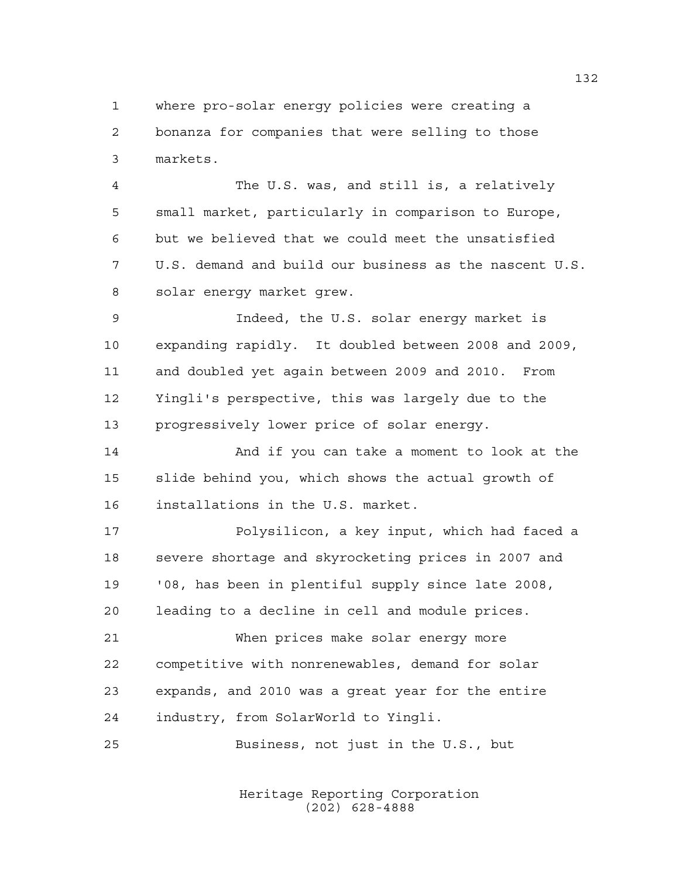where pro-solar energy policies were creating a bonanza for companies that were selling to those markets.

The U.S. was, and still is, a relatively small market, particularly in comparison to Europe, but we believed that we could meet the unsatisfied U.S. demand and build our business as the nascent U.S. solar energy market grew.

Indeed, the U.S. solar energy market is expanding rapidly. It doubled between 2008 and 2009, and doubled yet again between 2009 and 2010. From Yingli's perspective, this was largely due to the progressively lower price of solar energy.

And if you can take a moment to look at the slide behind you, which shows the actual growth of installations in the U.S. market.

Polysilicon, a key input, which had faced a severe shortage and skyrocketing prices in 2007 and '08, has been in plentiful supply since late 2008, leading to a decline in cell and module prices.

When prices make solar energy more competitive with nonrenewables, demand for solar expands, and 2010 was a great year for the entire industry, from SolarWorld to Yingli.

Business, not just in the U.S., but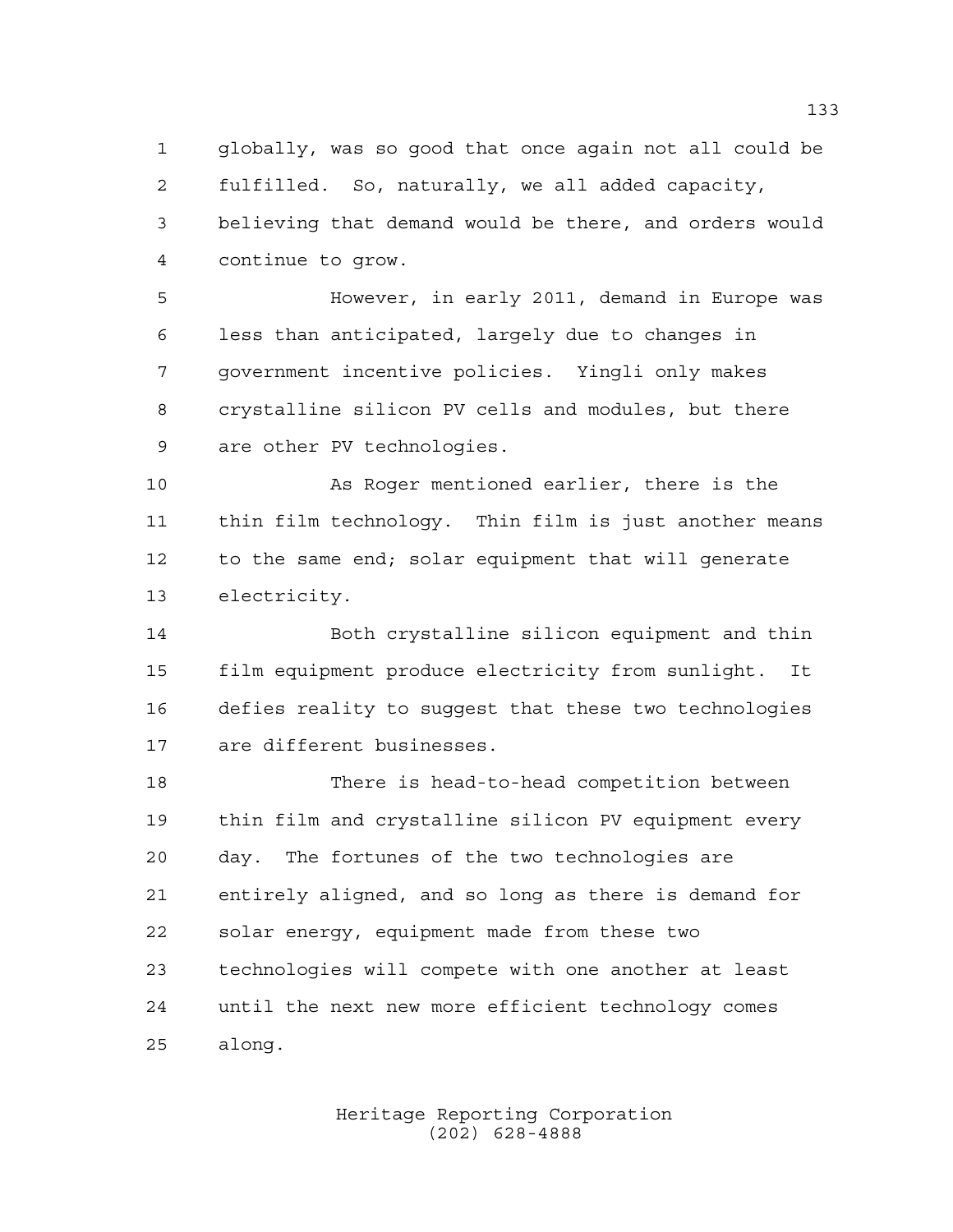globally, was so good that once again not all could be fulfilled. So, naturally, we all added capacity, believing that demand would be there, and orders would continue to grow.

However, in early 2011, demand in Europe was less than anticipated, largely due to changes in government incentive policies. Yingli only makes crystalline silicon PV cells and modules, but there are other PV technologies.

As Roger mentioned earlier, there is the thin film technology. Thin film is just another means to the same end; solar equipment that will generate electricity.

Both crystalline silicon equipment and thin film equipment produce electricity from sunlight. It defies reality to suggest that these two technologies are different businesses.

There is head-to-head competition between thin film and crystalline silicon PV equipment every day. The fortunes of the two technologies are entirely aligned, and so long as there is demand for solar energy, equipment made from these two technologies will compete with one another at least until the next new more efficient technology comes along.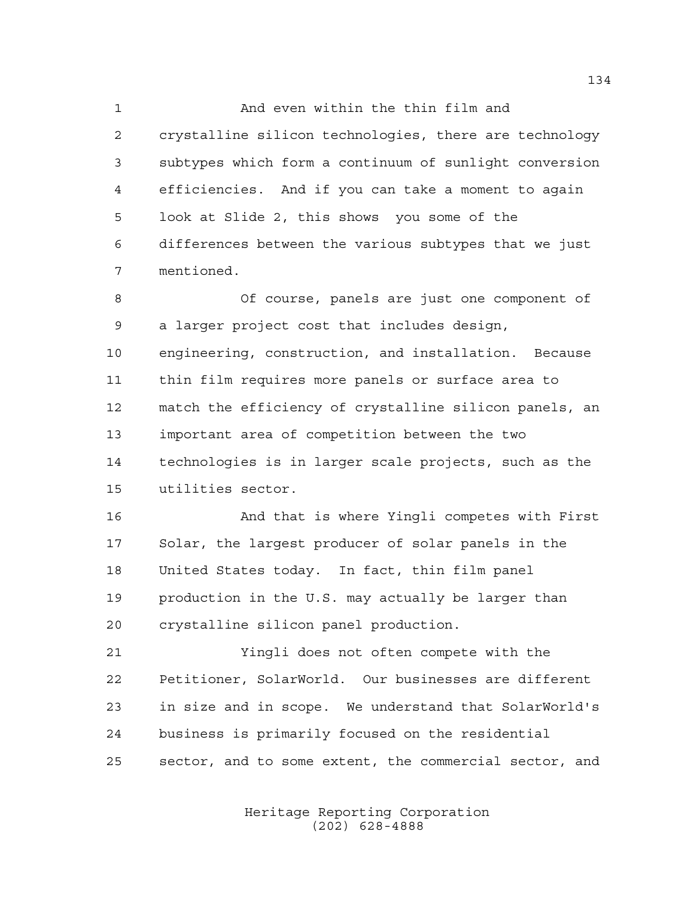And even within the thin film and crystalline silicon technologies, there are technology subtypes which form a continuum of sunlight conversion efficiencies. And if you can take a moment to again look at Slide 2, this shows you some of the differences between the various subtypes that we just mentioned.

Of course, panels are just one component of a larger project cost that includes design, engineering, construction, and installation. Because thin film requires more panels or surface area to match the efficiency of crystalline silicon panels, an important area of competition between the two technologies is in larger scale projects, such as the utilities sector.

And that is where Yingli competes with First Solar, the largest producer of solar panels in the United States today. In fact, thin film panel production in the U.S. may actually be larger than crystalline silicon panel production.

Yingli does not often compete with the Petitioner, SolarWorld. Our businesses are different in size and in scope. We understand that SolarWorld's business is primarily focused on the residential sector, and to some extent, the commercial sector, and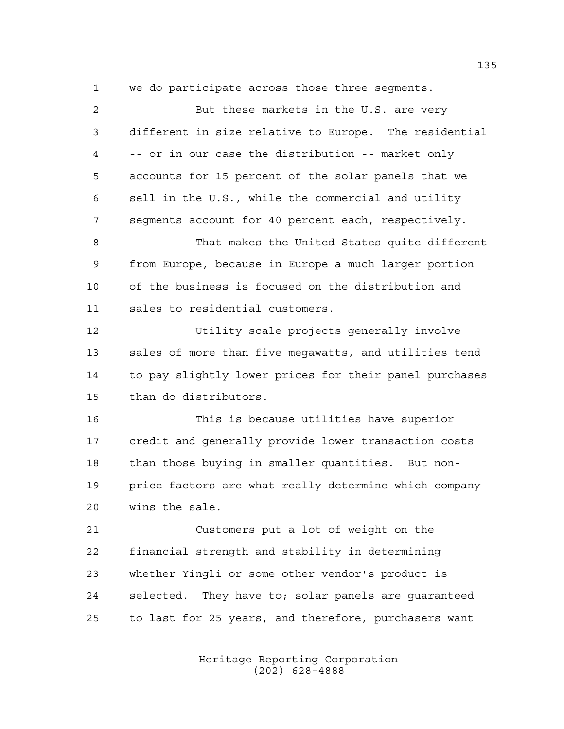we do participate across those three segments.

But these markets in the U.S. are very different in size relative to Europe. The residential -- or in our case the distribution -- market only accounts for 15 percent of the solar panels that we sell in the U.S., while the commercial and utility segments account for 40 percent each, respectively.

That makes the United States quite different from Europe, because in Europe a much larger portion of the business is focused on the distribution and sales to residential customers.

Utility scale projects generally involve sales of more than five megawatts, and utilities tend to pay slightly lower prices for their panel purchases than do distributors.

This is because utilities have superior credit and generally provide lower transaction costs than those buying in smaller quantities. But non-price factors are what really determine which company wins the sale.

Customers put a lot of weight on the financial strength and stability in determining whether Yingli or some other vendor's product is selected. They have to; solar panels are guaranteed to last for 25 years, and therefore, purchasers want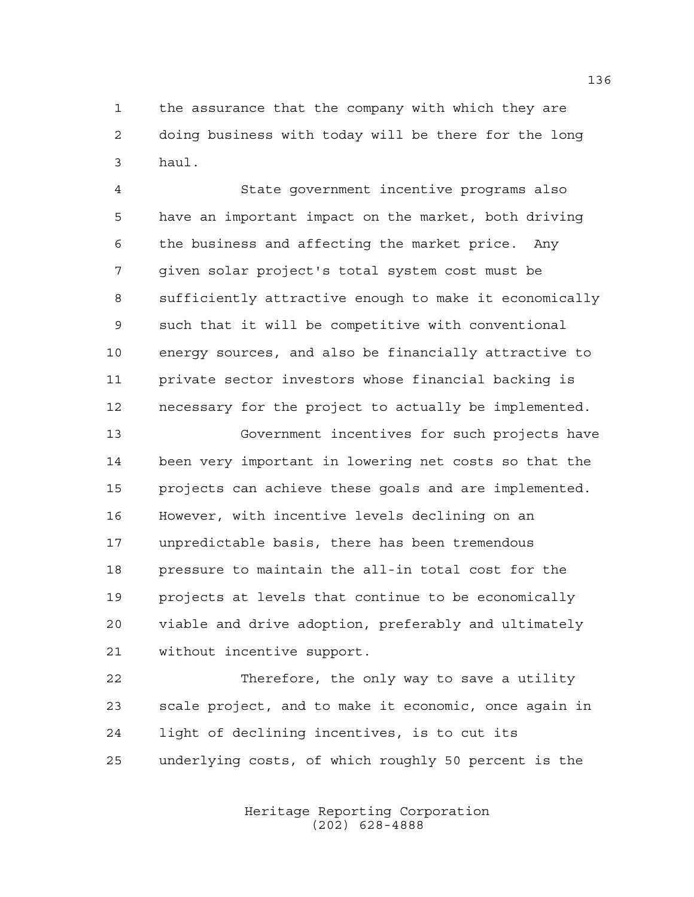the assurance that the company with which they are doing business with today will be there for the long haul.

State government incentive programs also have an important impact on the market, both driving the business and affecting the market price. Any given solar project's total system cost must be sufficiently attractive enough to make it economically such that it will be competitive with conventional energy sources, and also be financially attractive to private sector investors whose financial backing is necessary for the project to actually be implemented.

Government incentives for such projects have been very important in lowering net costs so that the projects can achieve these goals and are implemented. However, with incentive levels declining on an unpredictable basis, there has been tremendous pressure to maintain the all-in total cost for the projects at levels that continue to be economically viable and drive adoption, preferably and ultimately without incentive support.

Therefore, the only way to save a utility scale project, and to make it economic, once again in light of declining incentives, is to cut its underlying costs, of which roughly 50 percent is the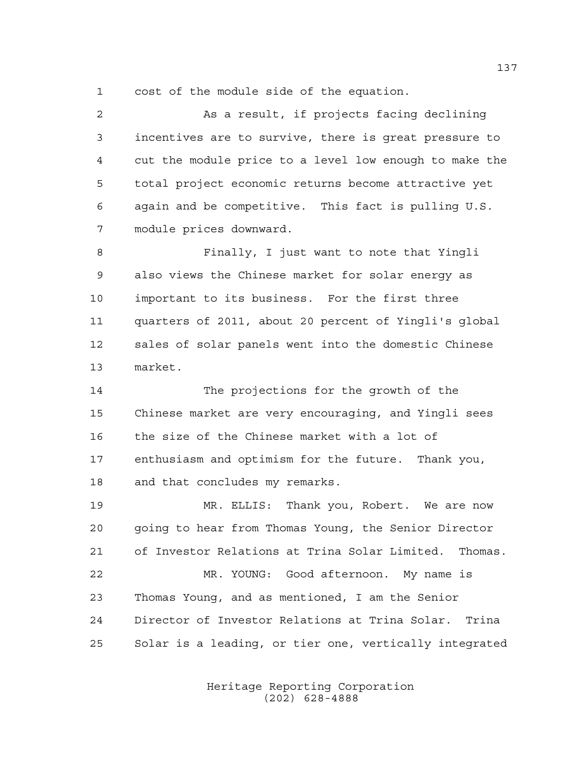cost of the module side of the equation.

As a result, if projects facing declining incentives are to survive, there is great pressure to cut the module price to a level low enough to make the total project economic returns become attractive yet again and be competitive. This fact is pulling U.S. module prices downward.

Finally, I just want to note that Yingli also views the Chinese market for solar energy as important to its business. For the first three quarters of 2011, about 20 percent of Yingli's global sales of solar panels went into the domestic Chinese market.

The projections for the growth of the Chinese market are very encouraging, and Yingli sees the size of the Chinese market with a lot of enthusiasm and optimism for the future. Thank you, and that concludes my remarks.

MR. ELLIS: Thank you, Robert. We are now going to hear from Thomas Young, the Senior Director of Investor Relations at Trina Solar Limited. Thomas.

MR. YOUNG: Good afternoon. My name is Thomas Young, and as mentioned, I am the Senior Director of Investor Relations at Trina Solar. Trina Solar is a leading, or tier one, vertically integrated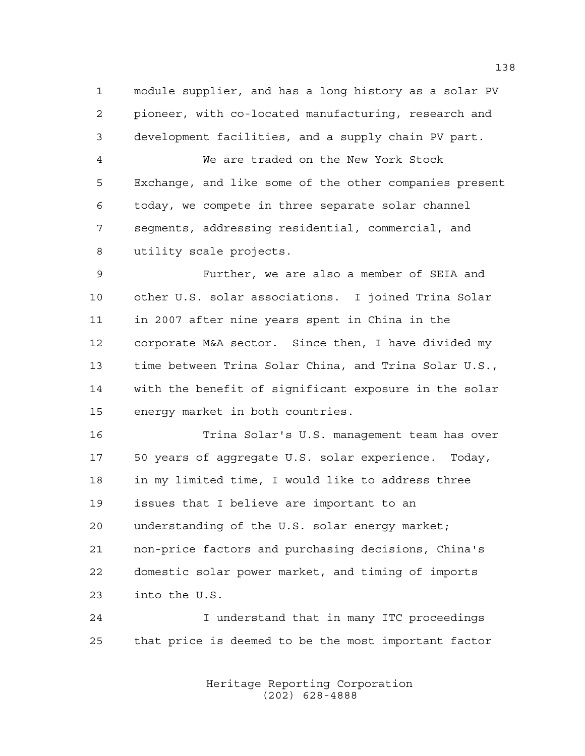module supplier, and has a long history as a solar PV pioneer, with co-located manufacturing, research and development facilities, and a supply chain PV part.

We are traded on the New York Stock Exchange, and like some of the other companies present today, we compete in three separate solar channel segments, addressing residential, commercial, and utility scale projects.

Further, we are also a member of SEIA and other U.S. solar associations. I joined Trina Solar in 2007 after nine years spent in China in the corporate M&A sector. Since then, I have divided my time between Trina Solar China, and Trina Solar U.S., with the benefit of significant exposure in the solar energy market in both countries.

Trina Solar's U.S. management team has over 50 years of aggregate U.S. solar experience. Today, in my limited time, I would like to address three issues that I believe are important to an understanding of the U.S. solar energy market; non-price factors and purchasing decisions, China's domestic solar power market, and timing of imports into the U.S.

I understand that in many ITC proceedings that price is deemed to be the most important factor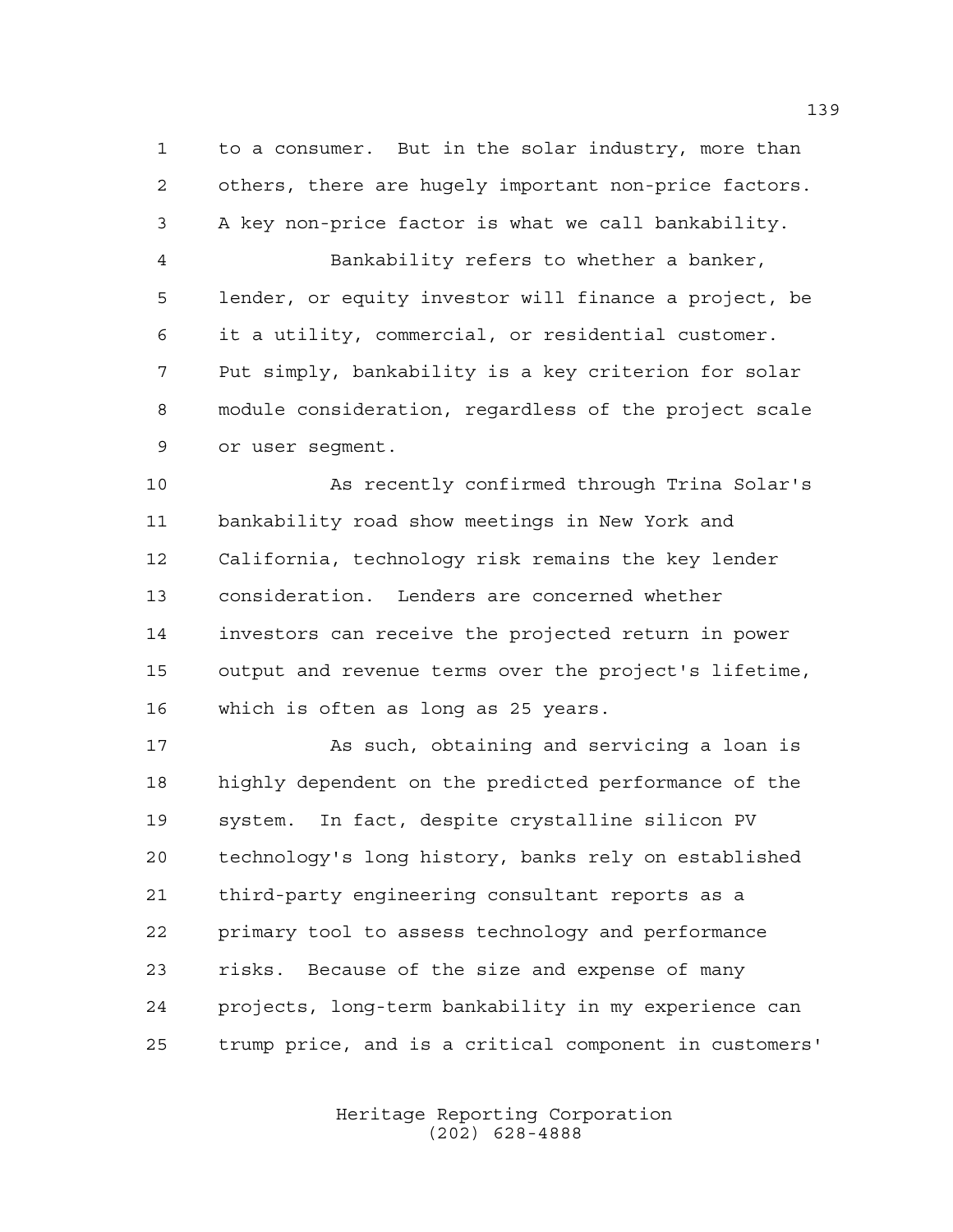to a consumer. But in the solar industry, more than others, there are hugely important non-price factors. A key non-price factor is what we call bankability.

Bankability refers to whether a banker, lender, or equity investor will finance a project, be it a utility, commercial, or residential customer. Put simply, bankability is a key criterion for solar module consideration, regardless of the project scale or user segment.

As recently confirmed through Trina Solar's bankability road show meetings in New York and California, technology risk remains the key lender consideration. Lenders are concerned whether investors can receive the projected return in power output and revenue terms over the project's lifetime, which is often as long as 25 years.

As such, obtaining and servicing a loan is highly dependent on the predicted performance of the system. In fact, despite crystalline silicon PV technology's long history, banks rely on established third-party engineering consultant reports as a primary tool to assess technology and performance risks. Because of the size and expense of many projects, long-term bankability in my experience can trump price, and is a critical component in customers'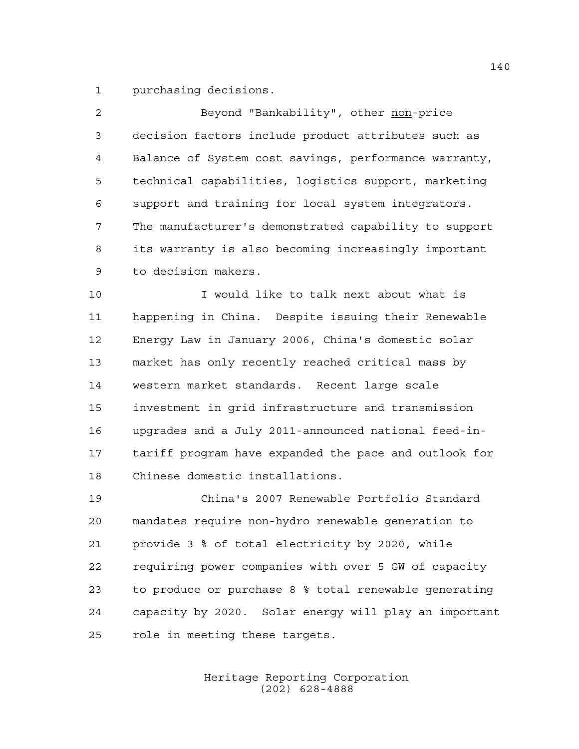purchasing decisions.

Beyond "Bankability", other <u>non</u>-price decision factors include product attributes such as Balance of System cost savings, performance warranty, technical capabilities, logistics support, marketing support and training for local system integrators. The manufacturer's demonstrated capability to support its warranty is also becoming increasingly important to decision makers.

I would like to talk next about what is happening in China. Despite issuing their Renewable Energy Law in January 2006, China's domestic solar market has only recently reached critical mass by western market standards. Recent large scale investment in grid infrastructure and transmission upgrades and a July 2011-announced national feed-in-tariff program have expanded the pace and outlook for Chinese domestic installations.

China's 2007 Renewable Portfolio Standard mandates require non-hydro renewable generation to provide 3 % of total electricity by 2020, while requiring power companies with over 5 GW of capacity to produce or purchase 8 % total renewable generating capacity by 2020. Solar energy will play an important role in meeting these targets.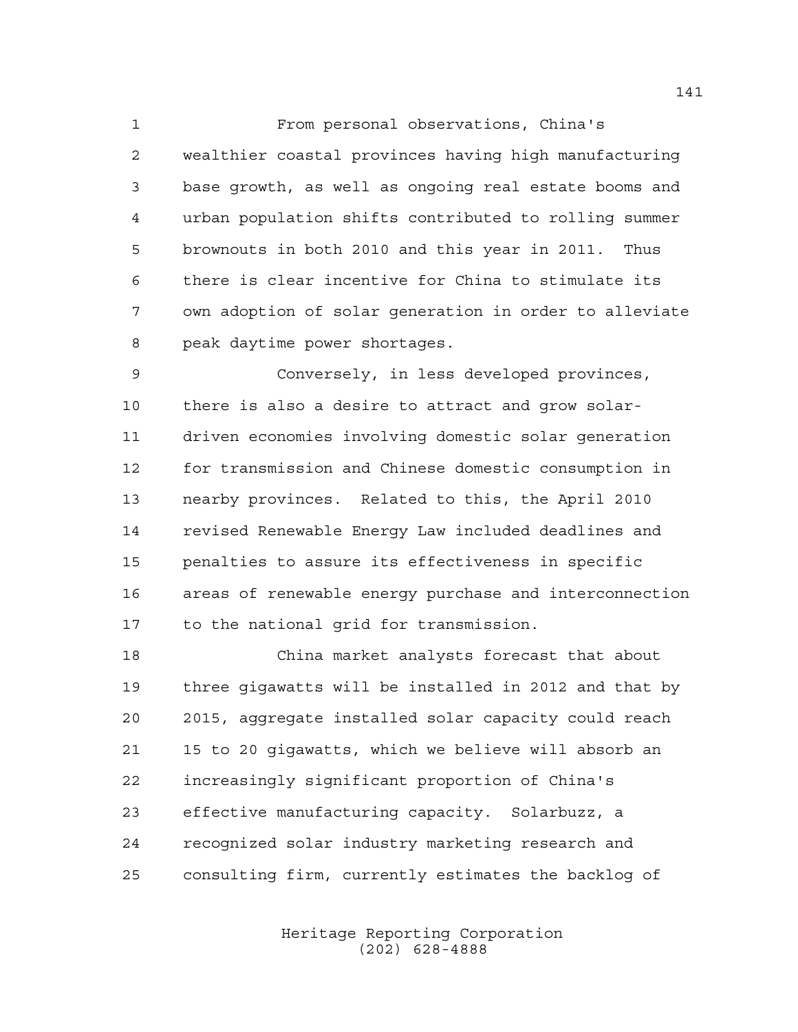From personal observations, China's wealthier coastal provinces having high manufacturing base growth, as well as ongoing real estate booms and urban population shifts contributed to rolling summer brownouts in both 2010 and this year in 2011. Thus there is clear incentive for China to stimulate its own adoption of solar generation in order to alleviate peak daytime power shortages.

Conversely, in less developed provinces, there is also a desire to attract and grow solar-driven economies involving domestic solar generation for transmission and Chinese domestic consumption in nearby provinces. Related to this, the April 2010 revised Renewable Energy Law included deadlines and penalties to assure its effectiveness in specific areas of renewable energy purchase and interconnection to the national grid for transmission.

China market analysts forecast that about three gigawatts will be installed in 2012 and that by 2015, aggregate installed solar capacity could reach 15 to 20 gigawatts, which we believe will absorb an increasingly significant proportion of China's effective manufacturing capacity. Solarbuzz, a recognized solar industry marketing research and consulting firm, currently estimates the backlog of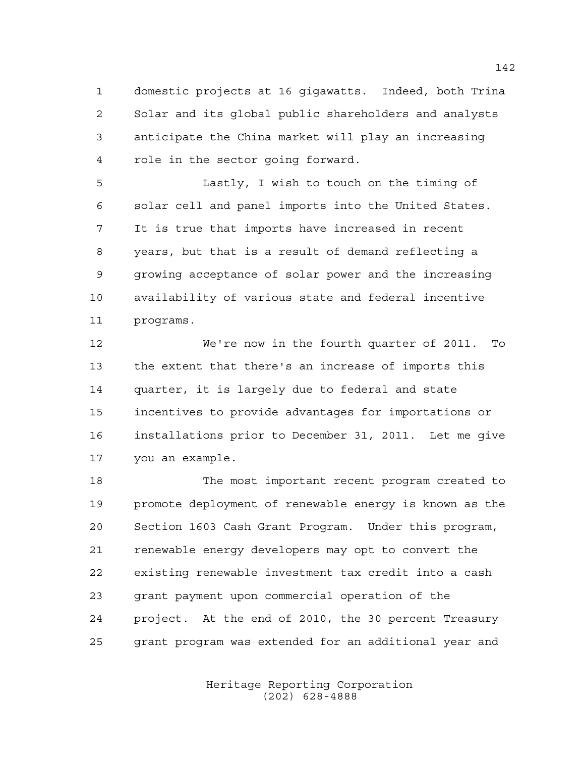domestic projects at 16 gigawatts. Indeed, both Trina Solar and its global public shareholders and analysts anticipate the China market will play an increasing role in the sector going forward.

Lastly, I wish to touch on the timing of solar cell and panel imports into the United States. It is true that imports have increased in recent years, but that is a result of demand reflecting a growing acceptance of solar power and the increasing availability of various state and federal incentive programs.

We're now in the fourth quarter of 2011. To the extent that there's an increase of imports this quarter, it is largely due to federal and state incentives to provide advantages for importations or installations prior to December 31, 2011. Let me give you an example.

The most important recent program created to promote deployment of renewable energy is known as the Section 1603 Cash Grant Program. Under this program, renewable energy developers may opt to convert the existing renewable investment tax credit into a cash grant payment upon commercial operation of the project. At the end of 2010, the 30 percent Treasury grant program was extended for an additional year and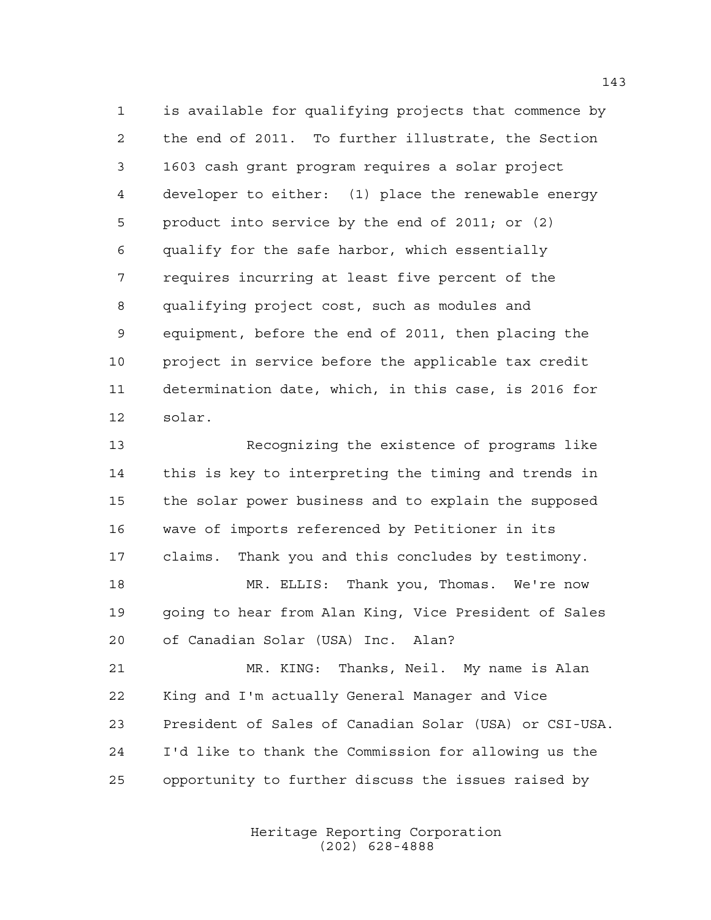is available for qualifying projects that commence by the end of 2011. To further illustrate, the Section 1603 cash grant program requires a solar project developer to either: (1) place the renewable energy product into service by the end of 2011; or (2) qualify for the safe harbor, which essentially requires incurring at least five percent of the qualifying project cost, such as modules and equipment, before the end of 2011, then placing the project in service before the applicable tax credit determination date, which, in this case, is 2016 for solar.

Recognizing the existence of programs like this is key to interpreting the timing and trends in the solar power business and to explain the supposed wave of imports referenced by Petitioner in its claims. Thank you and this concludes by testimony.

MR. ELLIS: Thank you, Thomas. We're now going to hear from Alan King, Vice President of Sales of Canadian Solar (USA) Inc. Alan?

MR. KING: Thanks, Neil. My name is Alan King and I'm actually General Manager and Vice President of Sales of Canadian Solar (USA) or CSI-USA. I'd like to thank the Commission for allowing us the opportunity to further discuss the issues raised by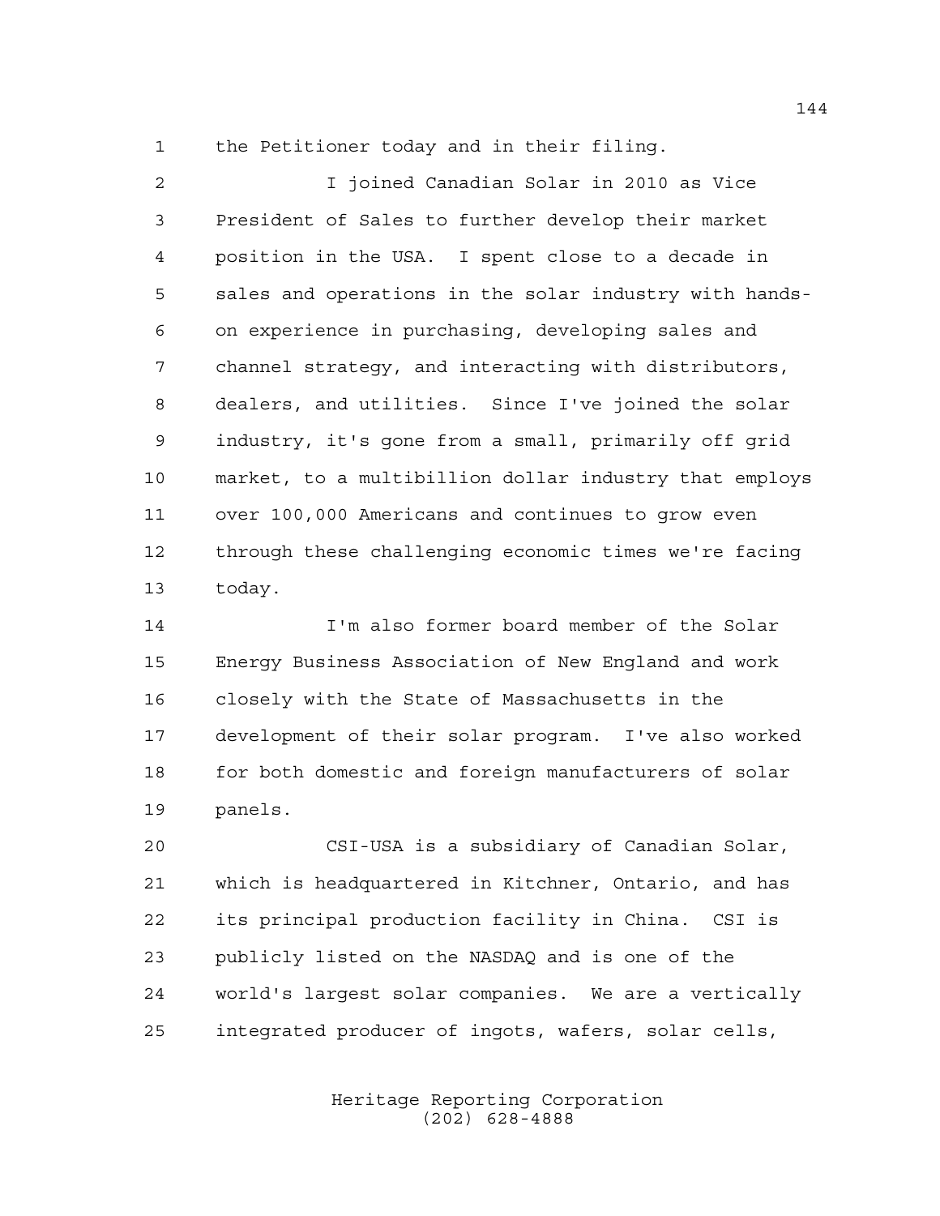the Petitioner today and in their filing.

I joined Canadian Solar in 2010 as Vice President of Sales to further develop their market position in the USA. I spent close to a decade in sales and operations in the solar industry with hands-on experience in purchasing, developing sales and channel strategy, and interacting with distributors, dealers, and utilities. Since I've joined the solar industry, it's gone from a small, primarily off grid market, to a multibillion dollar industry that employs over 100,000 Americans and continues to grow even through these challenging economic times we're facing today.

I'm also former board member of the Solar Energy Business Association of New England and work closely with the State of Massachusetts in the development of their solar program. I've also worked for both domestic and foreign manufacturers of solar panels.

CSI-USA is a subsidiary of Canadian Solar, which is headquartered in Kitchner, Ontario, and has its principal production facility in China. CSI is publicly listed on the NASDAQ and is one of the world's largest solar companies. We are a vertically integrated producer of ingots, wafers, solar cells,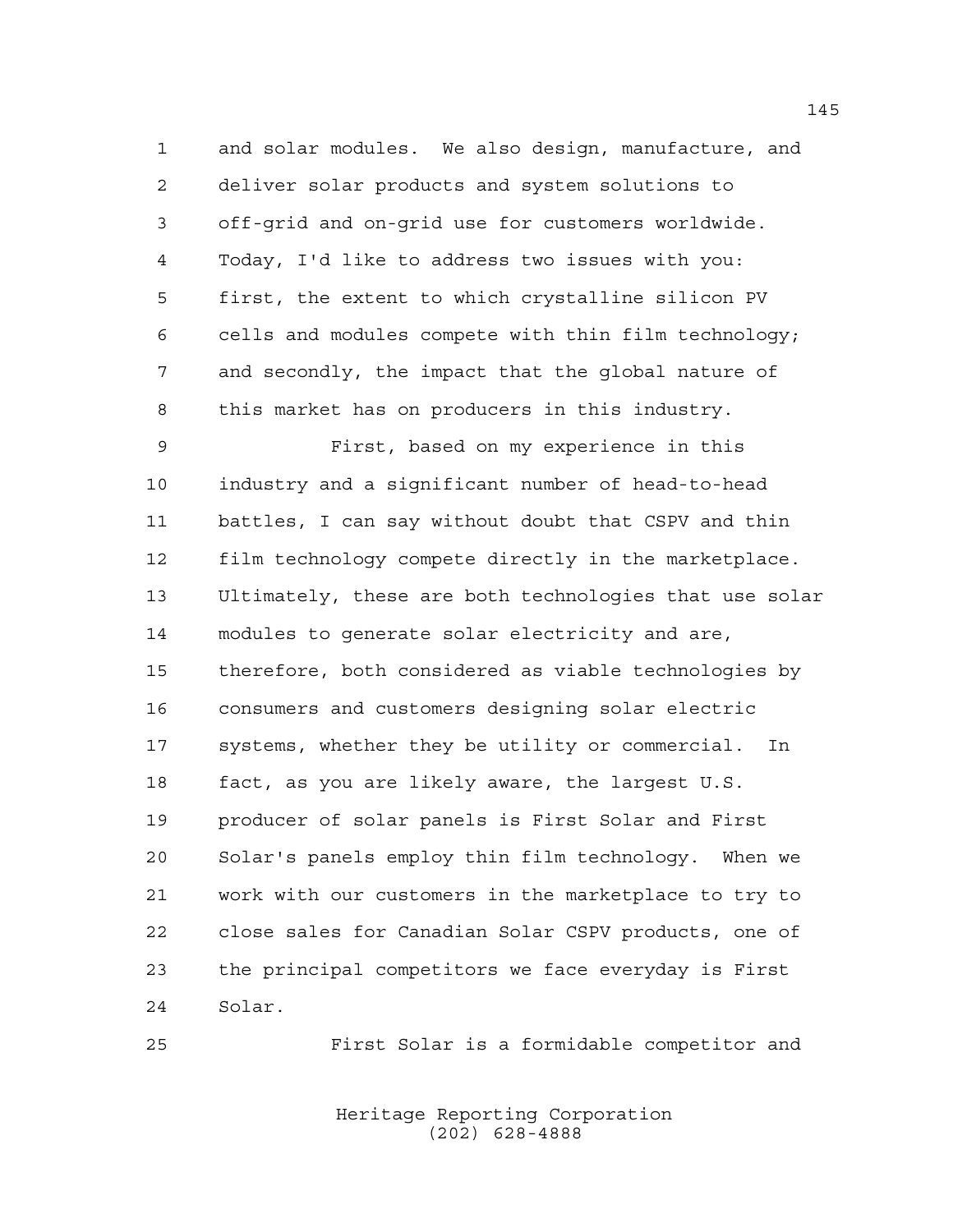and solar modules. We also design, manufacture, and deliver solar products and system solutions to off-grid and on-grid use for customers worldwide. Today, I'd like to address two issues with you: first, the extent to which crystalline silicon PV cells and modules compete with thin film technology; and secondly, the impact that the global nature of this market has on producers in this industry.

First, based on my experience in this industry and a significant number of head-to-head battles, I can say without doubt that CSPV and thin film technology compete directly in the marketplace. Ultimately, these are both technologies that use solar modules to generate solar electricity and are, therefore, both considered as viable technologies by consumers and customers designing solar electric systems, whether they be utility or commercial. In fact, as you are likely aware, the largest U.S. producer of solar panels is First Solar and First Solar's panels employ thin film technology. When we work with our customers in the marketplace to try to close sales for Canadian Solar CSPV products, one of the principal competitors we face everyday is First Solar.

First Solar is a formidable competitor and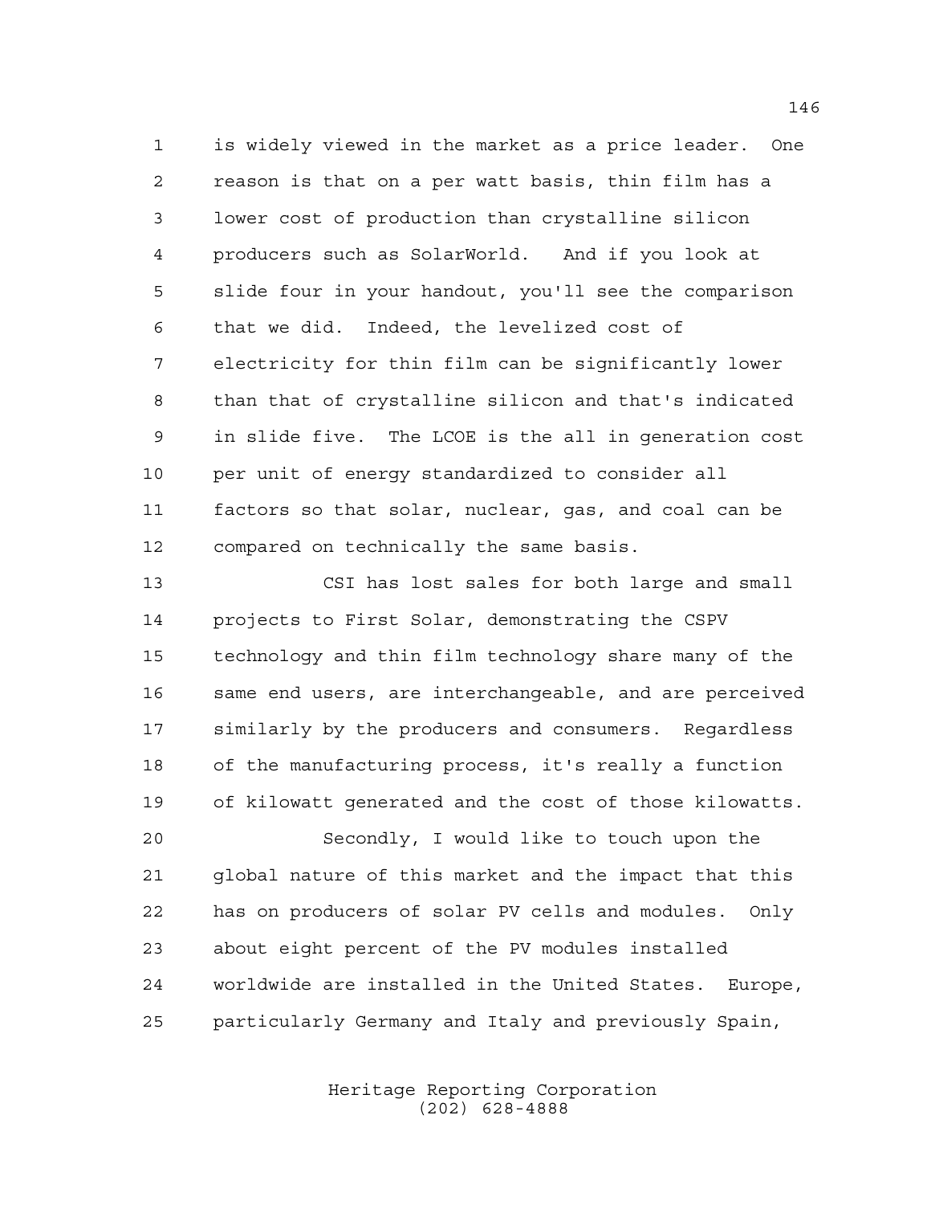is widely viewed in the market as a price leader. One reason is that on a per watt basis, thin film has a lower cost of production than crystalline silicon producers such as SolarWorld. And if you look at slide four in your handout, you'll see the comparison that we did. Indeed, the levelized cost of electricity for thin film can be significantly lower than that of crystalline silicon and that's indicated in slide five. The LCOE is the all in generation cost per unit of energy standardized to consider all factors so that solar, nuclear, gas, and coal can be compared on technically the same basis.

CSI has lost sales for both large and small projects to First Solar, demonstrating the CSPV technology and thin film technology share many of the same end users, are interchangeable, and are perceived similarly by the producers and consumers. Regardless of the manufacturing process, it's really a function of kilowatt generated and the cost of those kilowatts.

Secondly, I would like to touch upon the global nature of this market and the impact that this has on producers of solar PV cells and modules. Only about eight percent of the PV modules installed worldwide are installed in the United States. Europe, particularly Germany and Italy and previously Spain,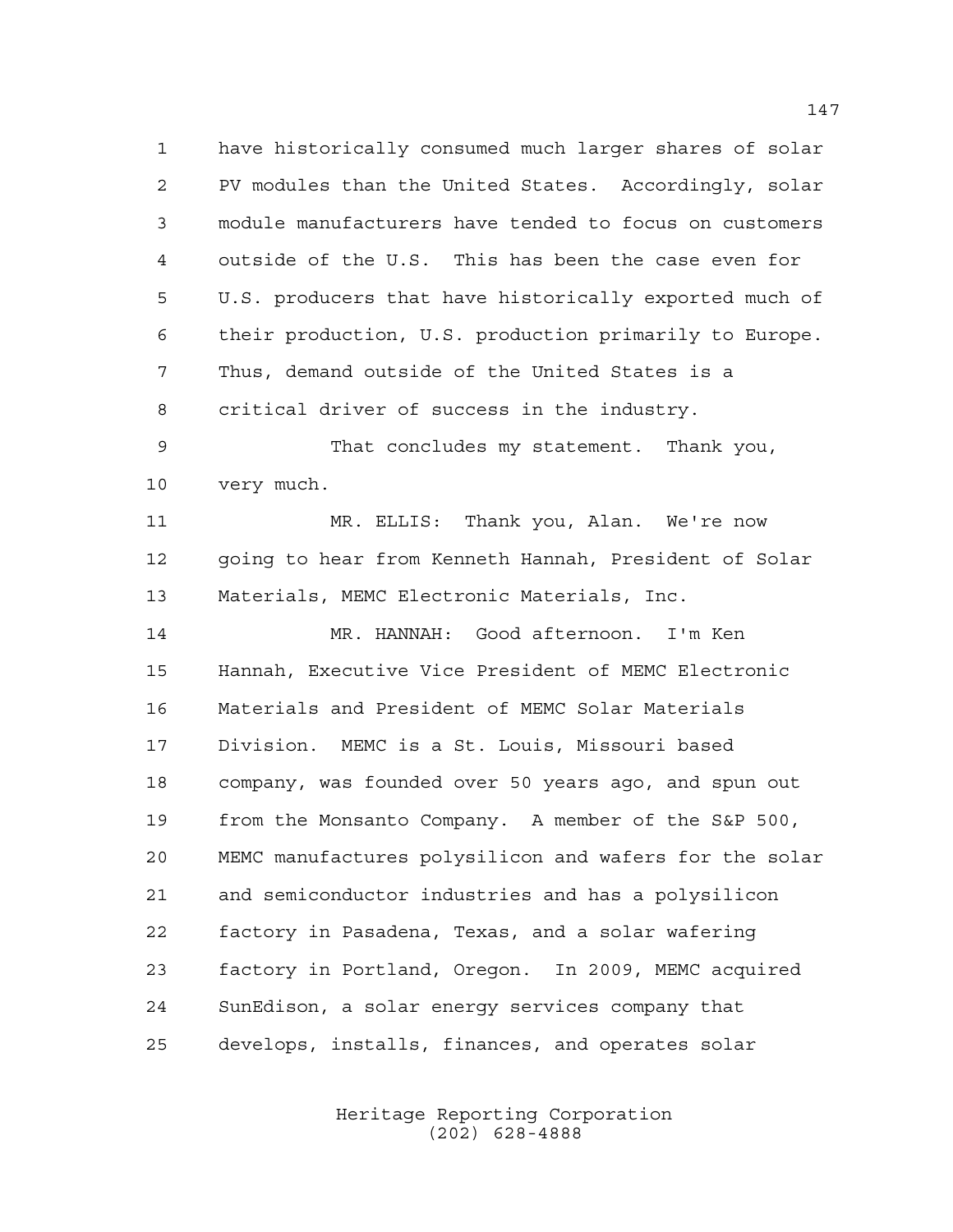have historically consumed much larger shares of solar PV modules than the United States. Accordingly, solar module manufacturers have tended to focus on customers outside of the U.S. This has been the case even for U.S. producers that have historically exported much of their production, U.S. production primarily to Europe. Thus, demand outside of the United States is a critical driver of success in the industry.

That concludes my statement. Thank you, very much.

MR. ELLIS: Thank you, Alan. We're now going to hear from Kenneth Hannah, President of Solar Materials, MEMC Electronic Materials, Inc.

MR. HANNAH: Good afternoon. I'm Ken Hannah, Executive Vice President of MEMC Electronic Materials and President of MEMC Solar Materials Division. MEMC is a St. Louis, Missouri based company, was founded over 50 years ago, and spun out from the Monsanto Company. A member of the S&P 500, MEMC manufactures polysilicon and wafers for the solar and semiconductor industries and has a polysilicon factory in Pasadena, Texas, and a solar wafering factory in Portland, Oregon. In 2009, MEMC acquired SunEdison, a solar energy services company that develops, installs, finances, and operates solar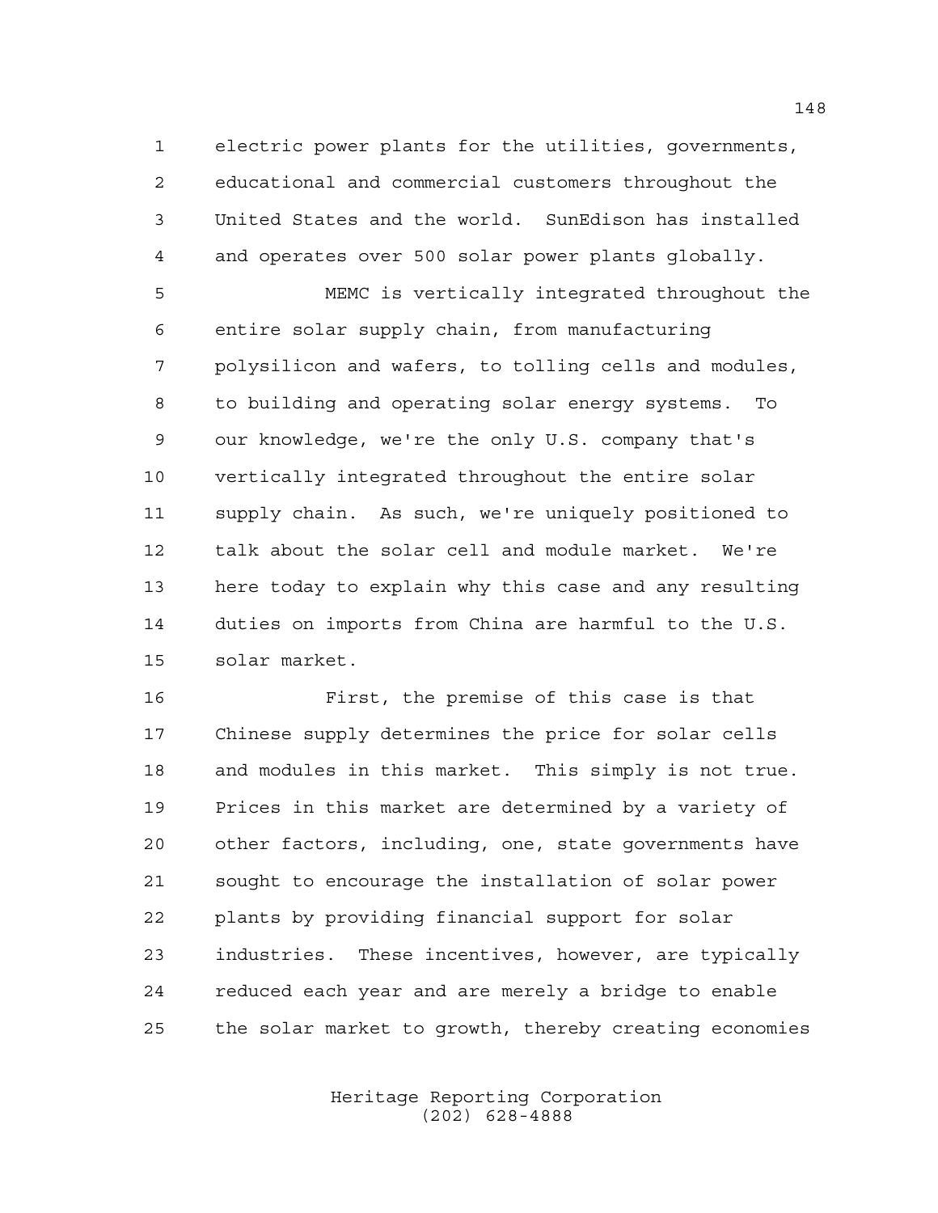electric power plants for the utilities, governments, educational and commercial customers throughout the United States and the world. SunEdison has installed and operates over 500 solar power plants globally.

MEMC is vertically integrated throughout the entire solar supply chain, from manufacturing polysilicon and wafers, to tolling cells and modules, to building and operating solar energy systems. To our knowledge, we're the only U.S. company that's vertically integrated throughout the entire solar supply chain. As such, we're uniquely positioned to talk about the solar cell and module market. We're here today to explain why this case and any resulting duties on imports from China are harmful to the U.S. solar market.

First, the premise of this case is that Chinese supply determines the price for solar cells and modules in this market. This simply is not true. Prices in this market are determined by a variety of other factors, including, one, state governments have sought to encourage the installation of solar power plants by providing financial support for solar industries. These incentives, however, are typically reduced each year and are merely a bridge to enable the solar market to growth, thereby creating economies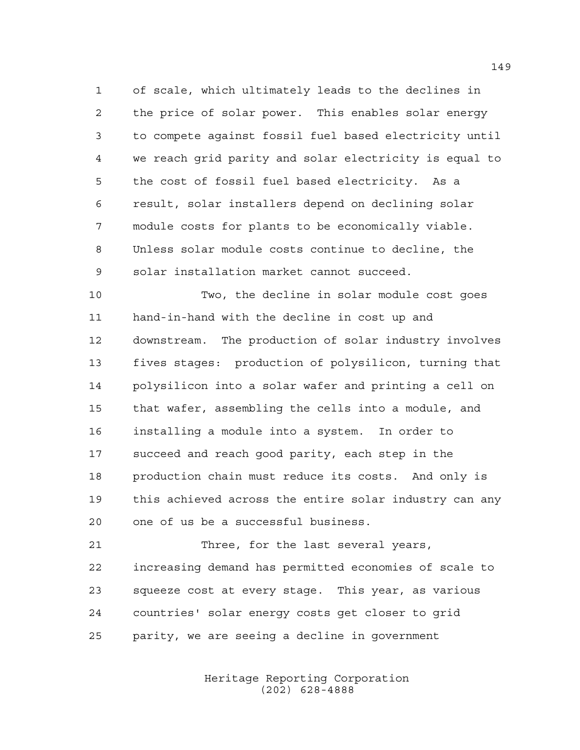of scale, which ultimately leads to the declines in the price of solar power. This enables solar energy to compete against fossil fuel based electricity until we reach grid parity and solar electricity is equal to the cost of fossil fuel based electricity. As a result, solar installers depend on declining solar module costs for plants to be economically viable. Unless solar module costs continue to decline, the solar installation market cannot succeed.

Two, the decline in solar module cost goes hand-in-hand with the decline in cost up and downstream. The production of solar industry involves fives stages: production of polysilicon, turning that polysilicon into a solar wafer and printing a cell on that wafer, assembling the cells into a module, and installing a module into a system. In order to succeed and reach good parity, each step in the production chain must reduce its costs. And only is this achieved across the entire solar industry can any one of us be a successful business.

Three, for the last several years, increasing demand has permitted economies of scale to squeeze cost at every stage. This year, as various countries' solar energy costs get closer to grid parity, we are seeing a decline in government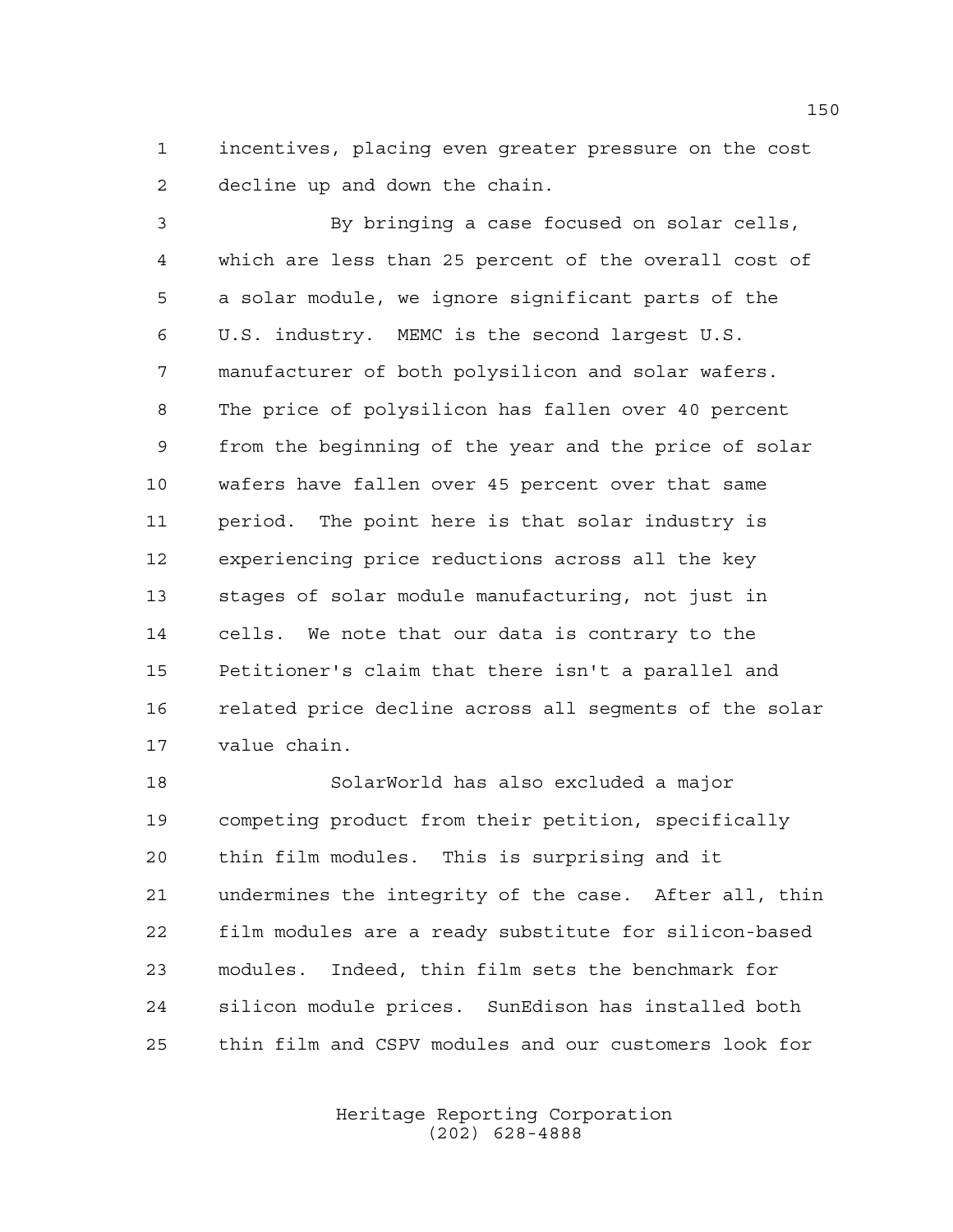incentives, placing even greater pressure on the cost decline up and down the chain.

By bringing a case focused on solar cells, which are less than 25 percent of the overall cost of a solar module, we ignore significant parts of the U.S. industry. MEMC is the second largest U.S. manufacturer of both polysilicon and solar wafers. The price of polysilicon has fallen over 40 percent from the beginning of the year and the price of solar wafers have fallen over 45 percent over that same period. The point here is that solar industry is experiencing price reductions across all the key stages of solar module manufacturing, not just in cells. We note that our data is contrary to the Petitioner's claim that there isn't a parallel and related price decline across all segments of the solar value chain.

SolarWorld has also excluded a major competing product from their petition, specifically thin film modules. This is surprising and it undermines the integrity of the case. After all, thin film modules are a ready substitute for silicon-based modules. Indeed, thin film sets the benchmark for silicon module prices. SunEdison has installed both thin film and CSPV modules and our customers look for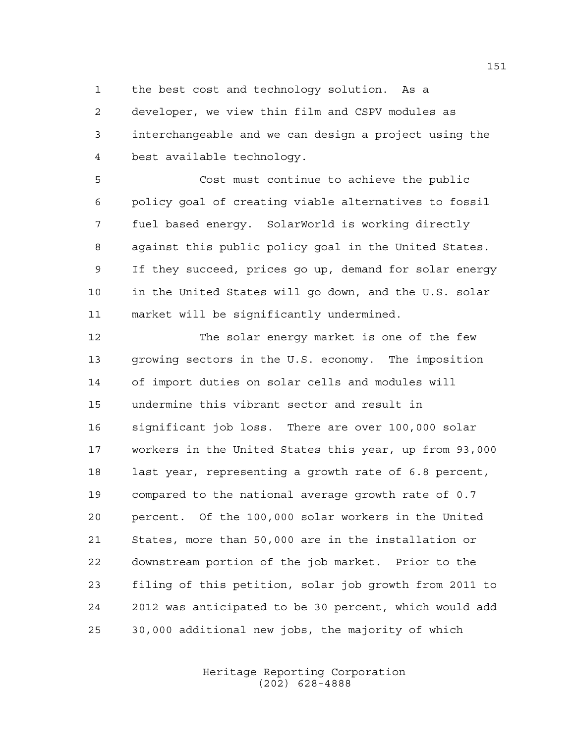the best cost and technology solution. As a developer, we view thin film and CSPV modules as interchangeable and we can design a project using the best available technology.

Cost must continue to achieve the public policy goal of creating viable alternatives to fossil fuel based energy. SolarWorld is working directly against this public policy goal in the United States. If they succeed, prices go up, demand for solar energy in the United States will go down, and the U.S. solar market will be significantly undermined.

The solar energy market is one of the few growing sectors in the U.S. economy. The imposition of import duties on solar cells and modules will undermine this vibrant sector and result in significant job loss. There are over 100,000 solar workers in the United States this year, up from 93,000 last year, representing a growth rate of 6.8 percent, compared to the national average growth rate of 0.7 percent. Of the 100,000 solar workers in the United States, more than 50,000 are in the installation or downstream portion of the job market. Prior to the filing of this petition, solar job growth from 2011 to 2012 was anticipated to be 30 percent, which would add 30,000 additional new jobs, the majority of which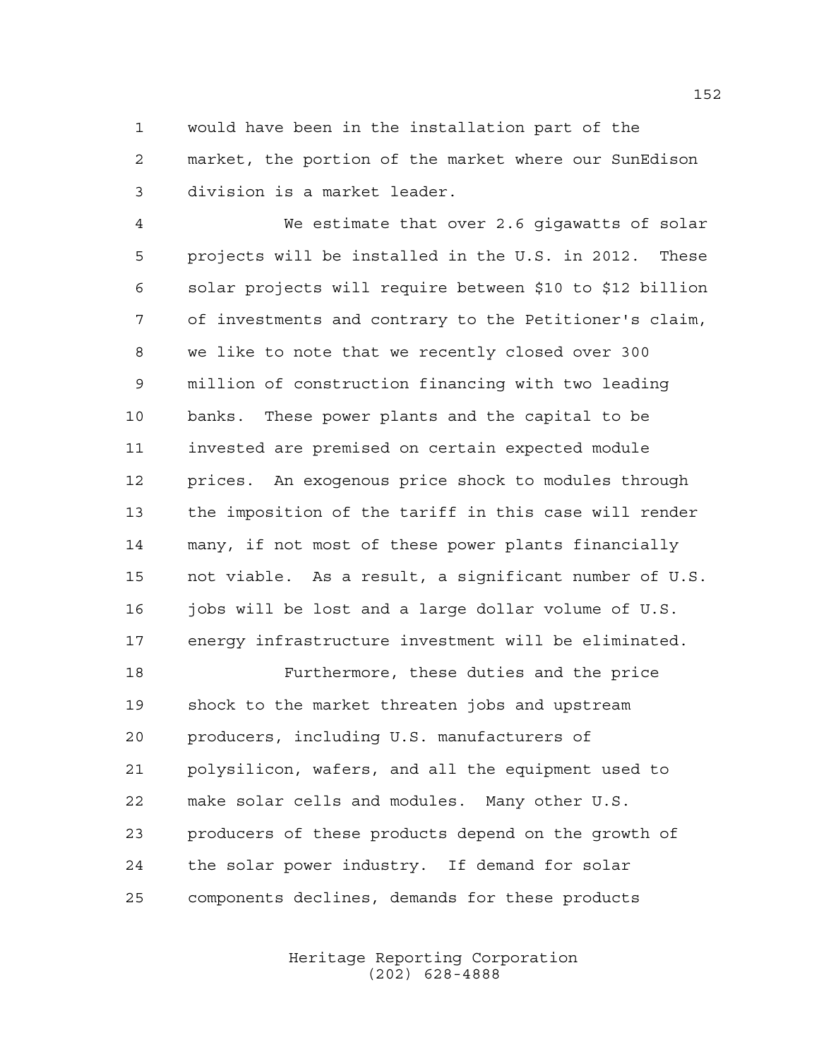would have been in the installation part of the market, the portion of the market where our SunEdison division is a market leader.

We estimate that over 2.6 gigawatts of solar projects will be installed in the U.S. in 2012. These solar projects will require between $10 to $12 billion of investments and contrary to the Petitioner's claim, we like to note that we recently closed over 300 million of construction financing with two leading banks. These power plants and the capital to be invested are premised on certain expected module prices. An exogenous price shock to modules through the imposition of the tariff in this case will render many, if not most of these power plants financially not viable. As a result, a significant number of U.S. jobs will be lost and a large dollar volume of U.S. energy infrastructure investment will be eliminated.

Furthermore, these duties and the price shock to the market threaten jobs and upstream producers, including U.S. manufacturers of polysilicon, wafers, and all the equipment used to make solar cells and modules. Many other U.S. producers of these products depend on the growth of the solar power industry. If demand for solar components declines, demands for these products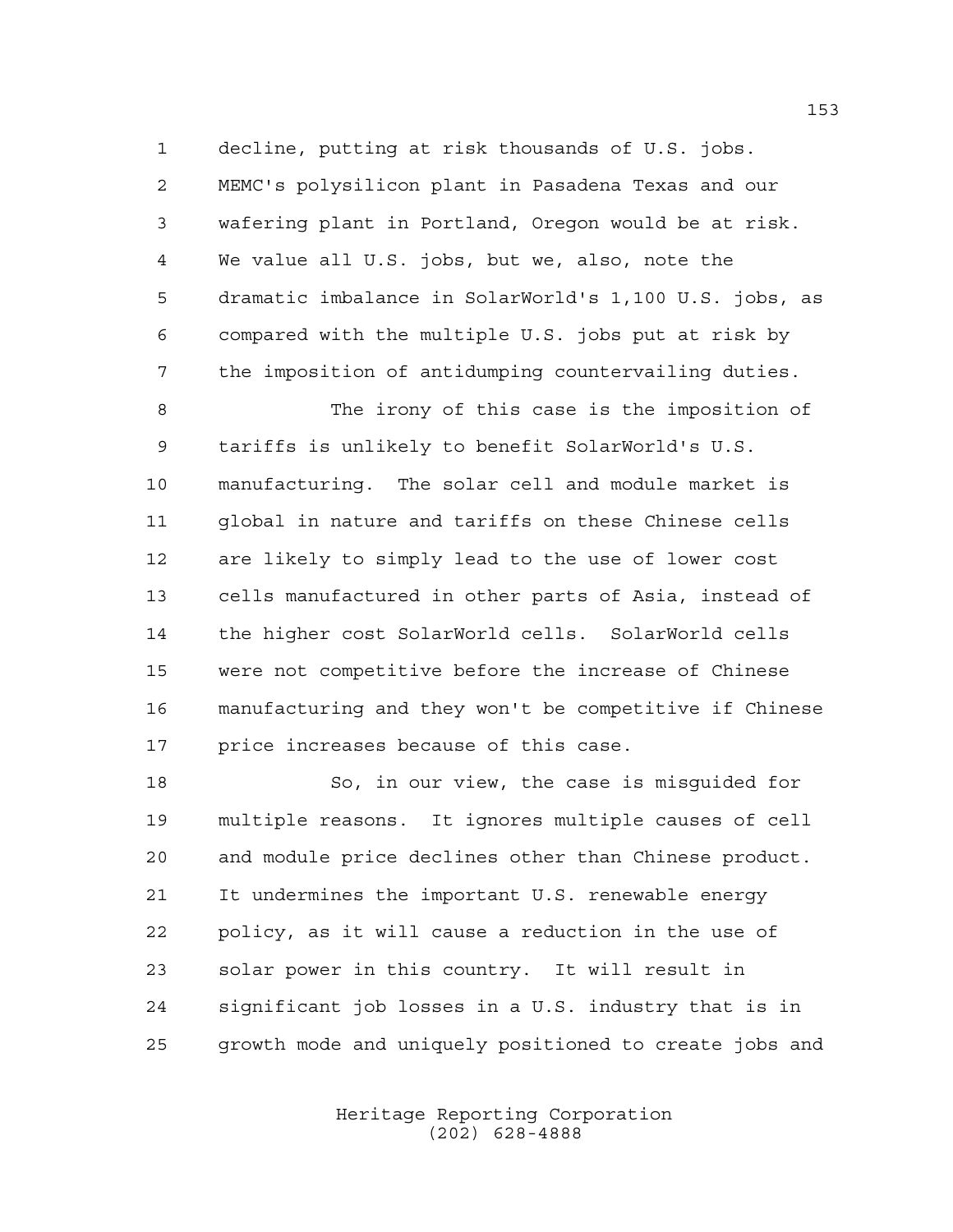decline, putting at risk thousands of U.S. jobs. MEMC's polysilicon plant in Pasadena Texas and our wafering plant in Portland, Oregon would be at risk. We value all U.S. jobs, but we, also, note the dramatic imbalance in SolarWorld's 1,100 U.S. jobs, as compared with the multiple U.S. jobs put at risk by the imposition of antidumping countervailing duties.

The irony of this case is the imposition of tariffs is unlikely to benefit SolarWorld's U.S. manufacturing. The solar cell and module market is global in nature and tariffs on these Chinese cells are likely to simply lead to the use of lower cost cells manufactured in other parts of Asia, instead of the higher cost SolarWorld cells. SolarWorld cells were not competitive before the increase of Chinese manufacturing and they won't be competitive if Chinese price increases because of this case.

So, in our view, the case is misguided for multiple reasons. It ignores multiple causes of cell and module price declines other than Chinese product. It undermines the important U.S. renewable energy policy, as it will cause a reduction in the use of solar power in this country. It will result in significant job losses in a U.S. industry that is in growth mode and uniquely positioned to create jobs and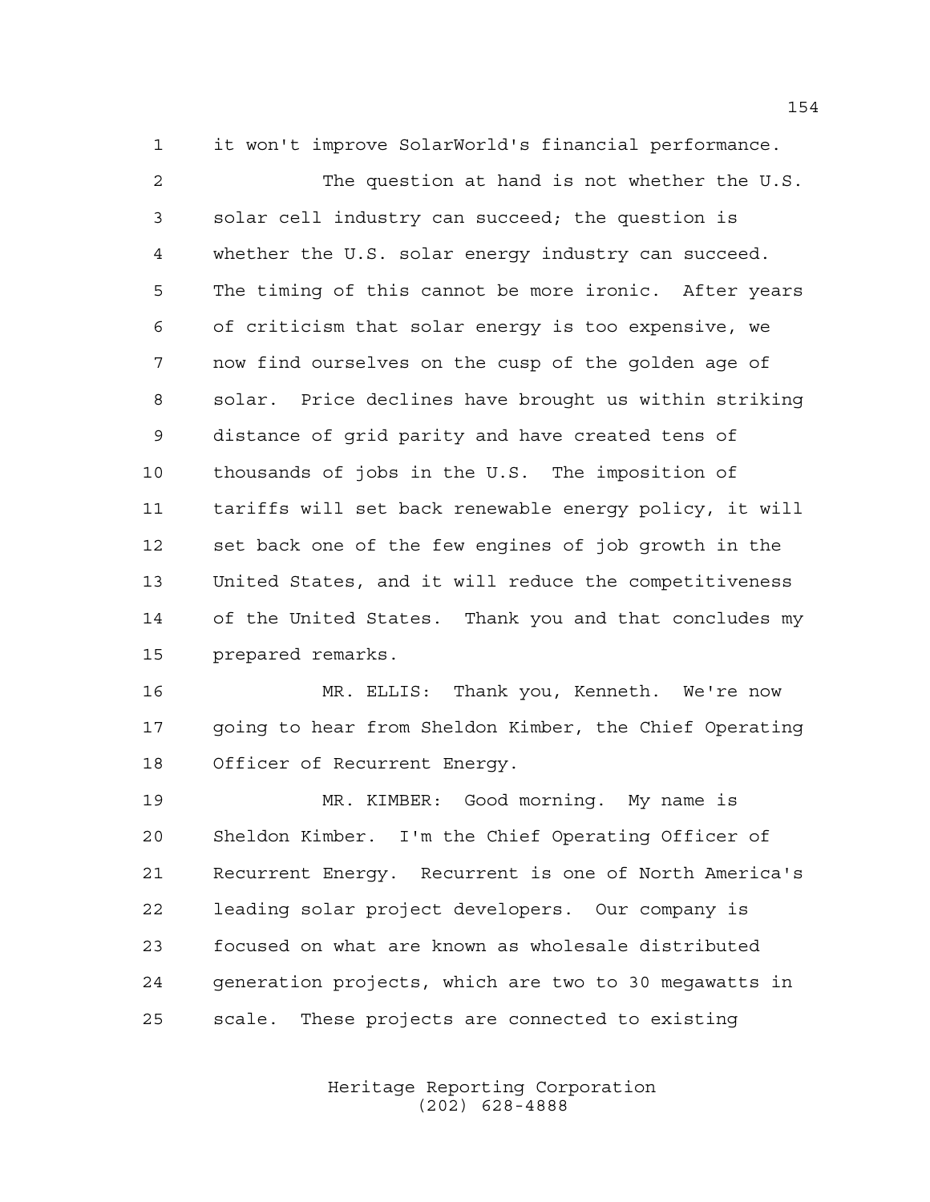it won't improve SolarWorld's financial performance.

The question at hand is not whether the U.S. solar cell industry can succeed; the question is whether the U.S. solar energy industry can succeed. The timing of this cannot be more ironic. After years of criticism that solar energy is too expensive, we now find ourselves on the cusp of the golden age of solar. Price declines have brought us within striking distance of grid parity and have created tens of thousands of jobs in the U.S. The imposition of tariffs will set back renewable energy policy, it will set back one of the few engines of job growth in the United States, and it will reduce the competitiveness of the United States. Thank you and that concludes my prepared remarks.

MR. ELLIS: Thank you, Kenneth. We're now going to hear from Sheldon Kimber, the Chief Operating Officer of Recurrent Energy.

MR. KIMBER: Good morning. My name is Sheldon Kimber. I'm the Chief Operating Officer of Recurrent Energy. Recurrent is one of North America's leading solar project developers. Our company is focused on what are known as wholesale distributed generation projects, which are two to 30 megawatts in scale. These projects are connected to existing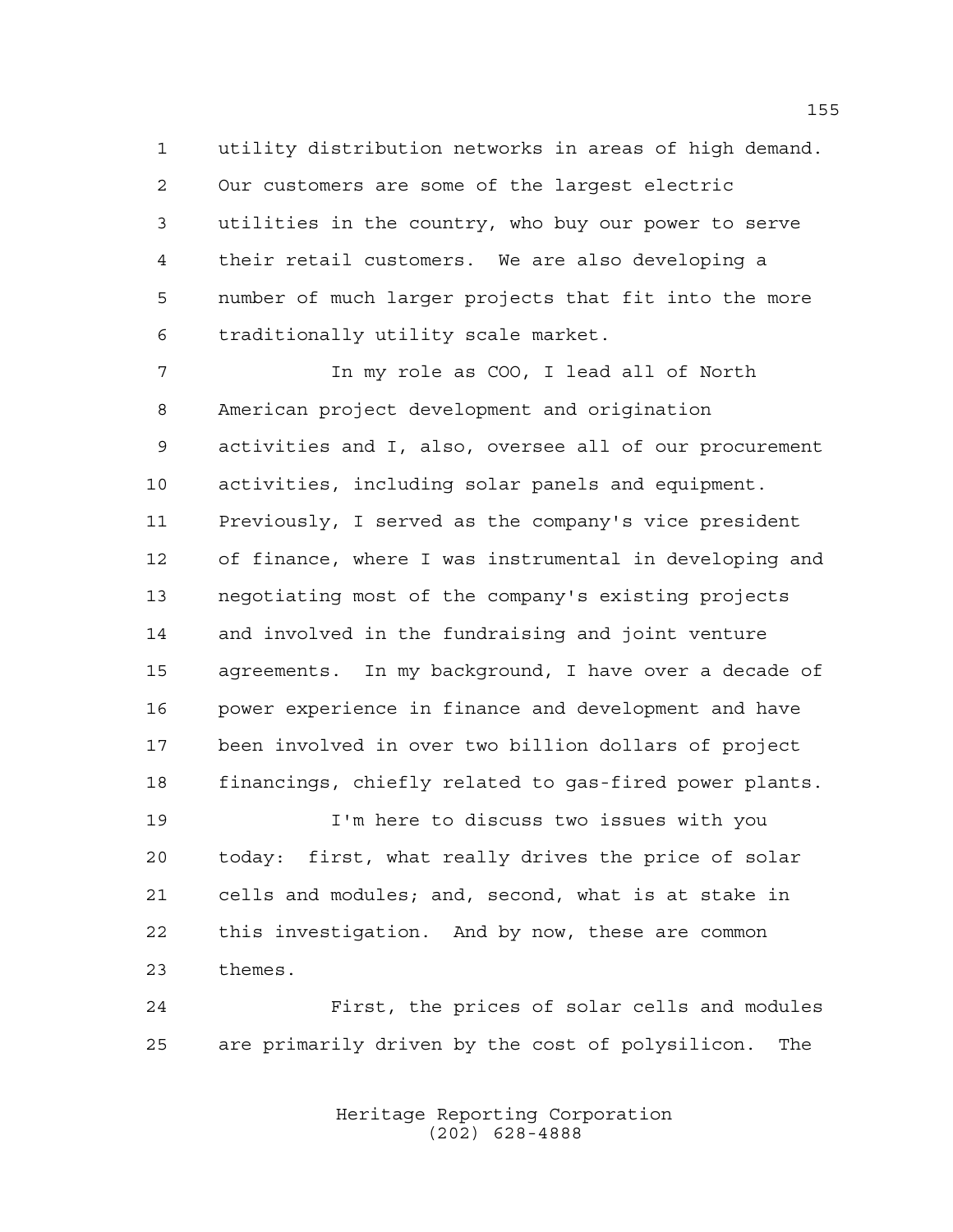utility distribution networks in areas of high demand. Our customers are some of the largest electric utilities in the country, who buy our power to serve their retail customers. We are also developing a number of much larger projects that fit into the more traditionally utility scale market.

In my role as COO, I lead all of North American project development and origination activities and I, also, oversee all of our procurement activities, including solar panels and equipment. Previously, I served as the company's vice president of finance, where I was instrumental in developing and negotiating most of the company's existing projects and involved in the fundraising and joint venture agreements. In my background, I have over a decade of power experience in finance and development and have been involved in over two billion dollars of project financings, chiefly related to gas-fired power plants.

I'm here to discuss two issues with you today: first, what really drives the price of solar cells and modules; and, second, what is at stake in this investigation. And by now, these are common themes.

First, the prices of solar cells and modules are primarily driven by the cost of polysilicon. The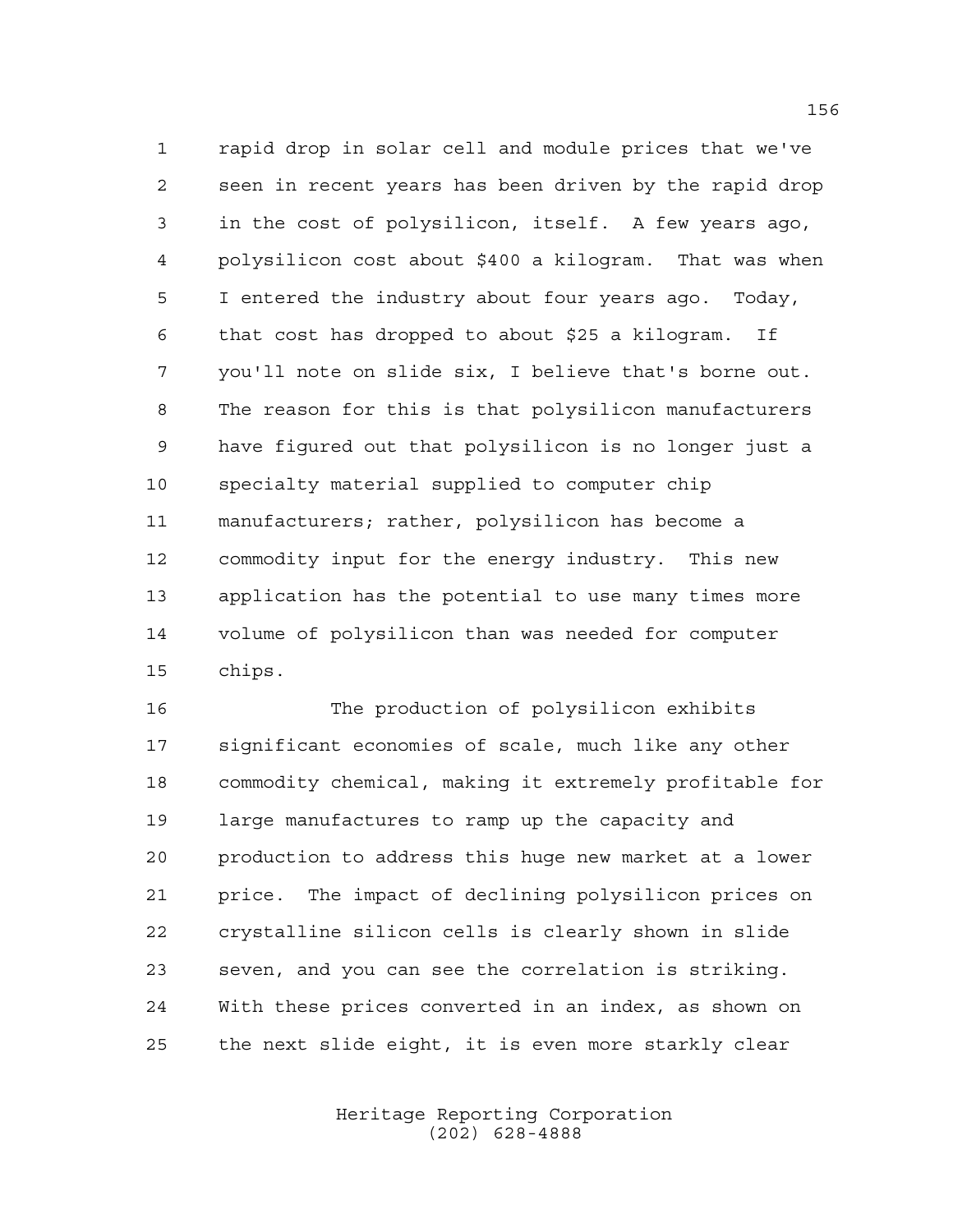rapid drop in solar cell and module prices that we've seen in recent years has been driven by the rapid drop in the cost of polysilicon, itself. A few years ago, polysilicon cost about $400 a kilogram. That was when I entered the industry about four years ago. Today, that cost has dropped to about $25 a kilogram. If you'll note on slide six, I believe that's borne out. The reason for this is that polysilicon manufacturers have figured out that polysilicon is no longer just a specialty material supplied to computer chip manufacturers; rather, polysilicon has become a commodity input for the energy industry. This new application has the potential to use many times more volume of polysilicon than was needed for computer chips.

The production of polysilicon exhibits significant economies of scale, much like any other commodity chemical, making it extremely profitable for large manufactures to ramp up the capacity and production to address this huge new market at a lower price. The impact of declining polysilicon prices on crystalline silicon cells is clearly shown in slide seven, and you can see the correlation is striking. With these prices converted in an index, as shown on the next slide eight, it is even more starkly clear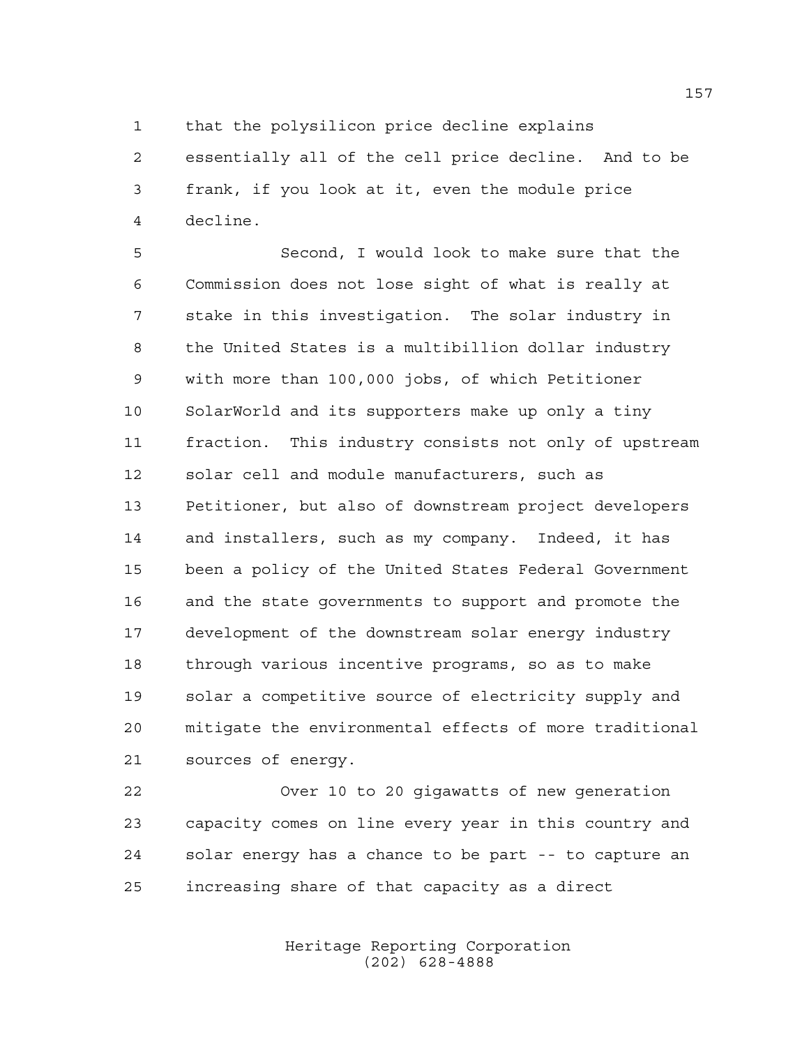that the polysilicon price decline explains essentially all of the cell price decline. And to be frank, if you look at it, even the module price decline.

Second, I would look to make sure that the Commission does not lose sight of what is really at stake in this investigation. The solar industry in the United States is a multibillion dollar industry with more than 100,000 jobs, of which Petitioner SolarWorld and its supporters make up only a tiny fraction. This industry consists not only of upstream solar cell and module manufacturers, such as Petitioner, but also of downstream project developers and installers, such as my company. Indeed, it has been a policy of the United States Federal Government and the state governments to support and promote the development of the downstream solar energy industry through various incentive programs, so as to make solar a competitive source of electricity supply and mitigate the environmental effects of more traditional sources of energy.

Over 10 to 20 gigawatts of new generation capacity comes on line every year in this country and solar energy has a chance to be part -- to capture an increasing share of that capacity as a direct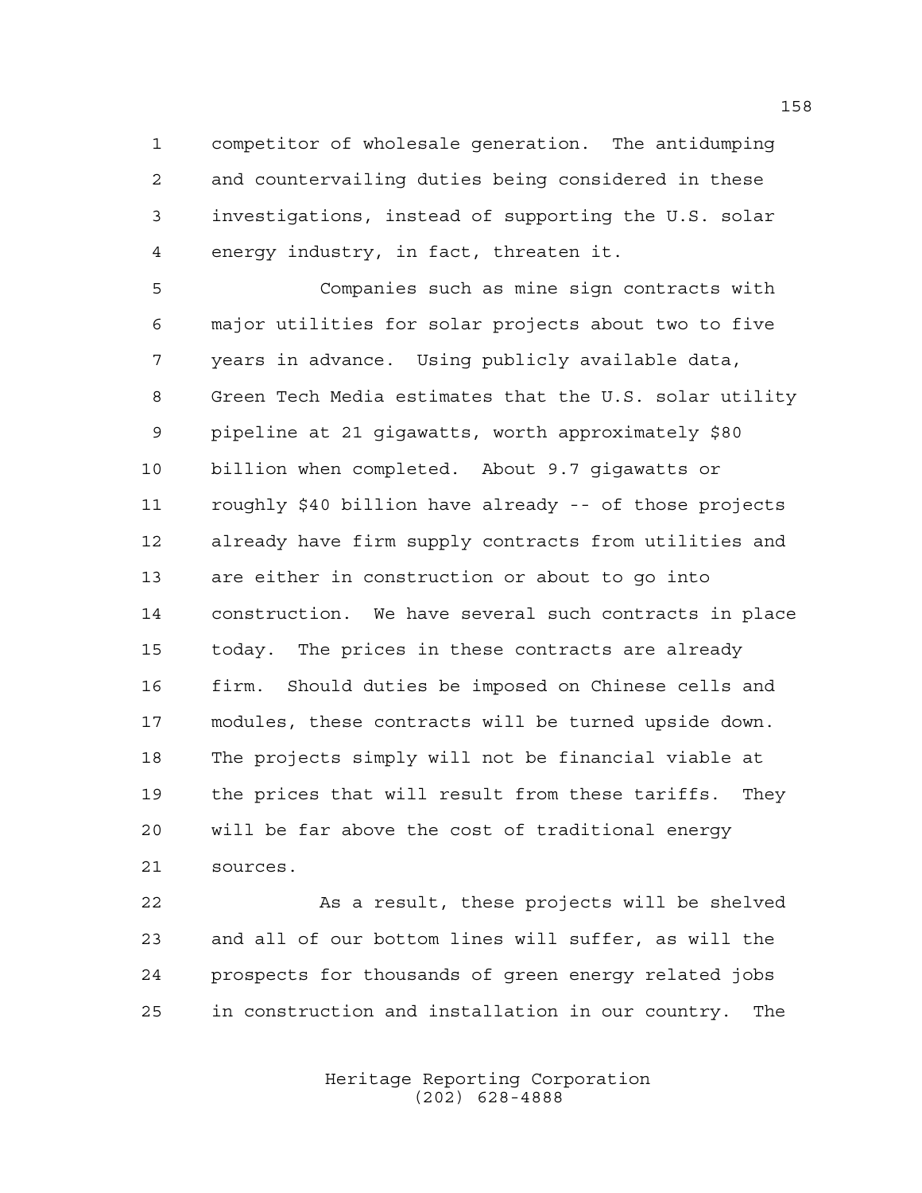competitor of wholesale generation. The antidumping and countervailing duties being considered in these investigations, instead of supporting the U.S. solar energy industry, in fact, threaten it.

Companies such as mine sign contracts with major utilities for solar projects about two to five years in advance. Using publicly available data, Green Tech Media estimates that the U.S. solar utility pipeline at 21 gigawatts, worth approximately $80 billion when completed. About 9.7 gigawatts or roughly $40 billion have already -- of those projects already have firm supply contracts from utilities and are either in construction or about to go into construction. We have several such contracts in place today. The prices in these contracts are already firm. Should duties be imposed on Chinese cells and modules, these contracts will be turned upside down. The projects simply will not be financial viable at the prices that will result from these tariffs. They will be far above the cost of traditional energy sources.

As a result, these projects will be shelved and all of our bottom lines will suffer, as will the prospects for thousands of green energy related jobs in construction and installation in our country. The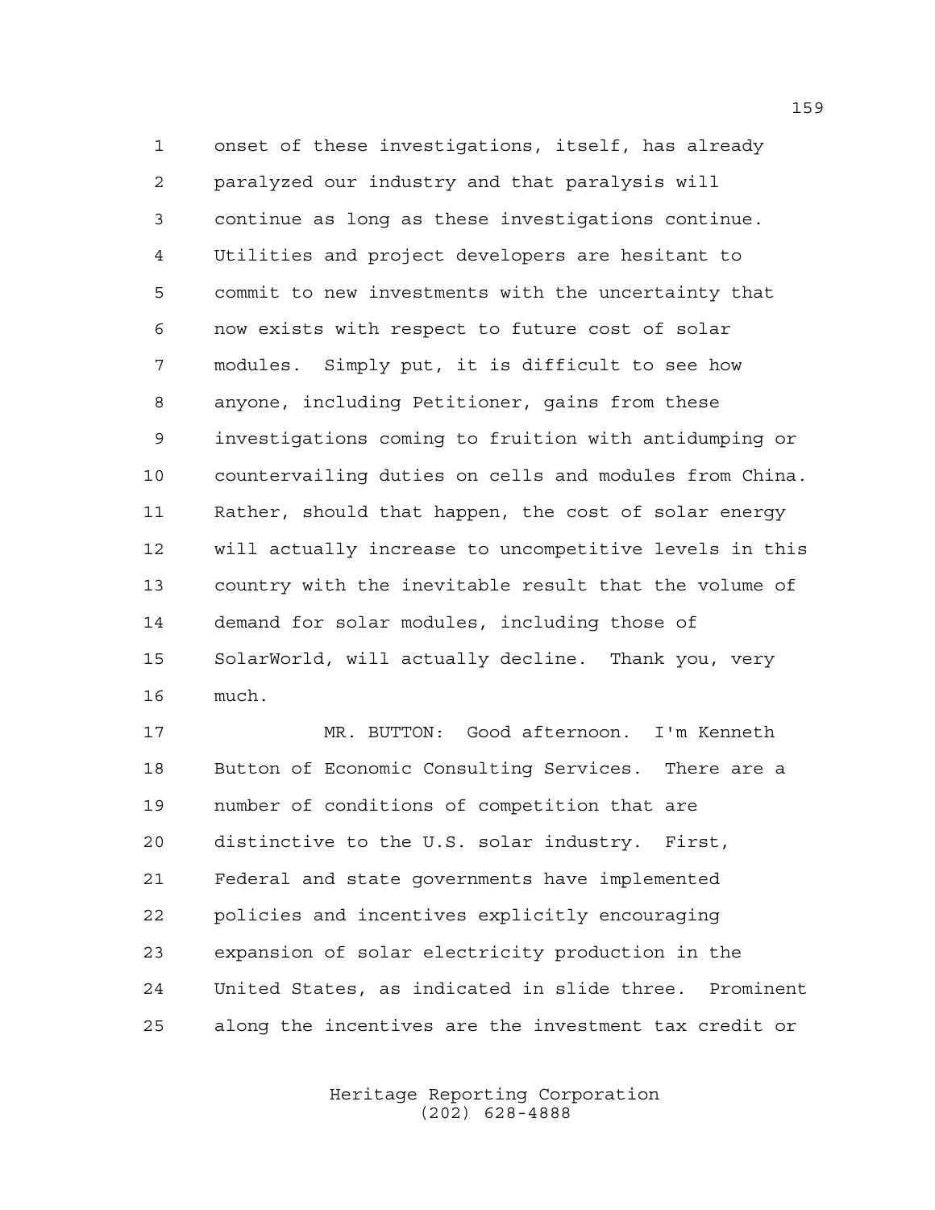onset of these investigations, itself, has already paralyzed our industry and that paralysis will continue as long as these investigations continue. Utilities and project developers are hesitant to commit to new investments with the uncertainty that now exists with respect to future cost of solar modules. Simply put, it is difficult to see how anyone, including Petitioner, gains from these investigations coming to fruition with antidumping or countervailing duties on cells and modules from China. Rather, should that happen, the cost of solar energy will actually increase to uncompetitive levels in this country with the inevitable result that the volume of demand for solar modules, including those of SolarWorld, will actually decline. Thank you, very much.

MR. BUTTON: Good afternoon. I'm Kenneth Button of Economic Consulting Services. There are a number of conditions of competition that are distinctive to the U.S. solar industry. First, Federal and state governments have implemented policies and incentives explicitly encouraging expansion of solar electricity production in the United States, as indicated in slide three. Prominent along the incentives are the investment tax credit or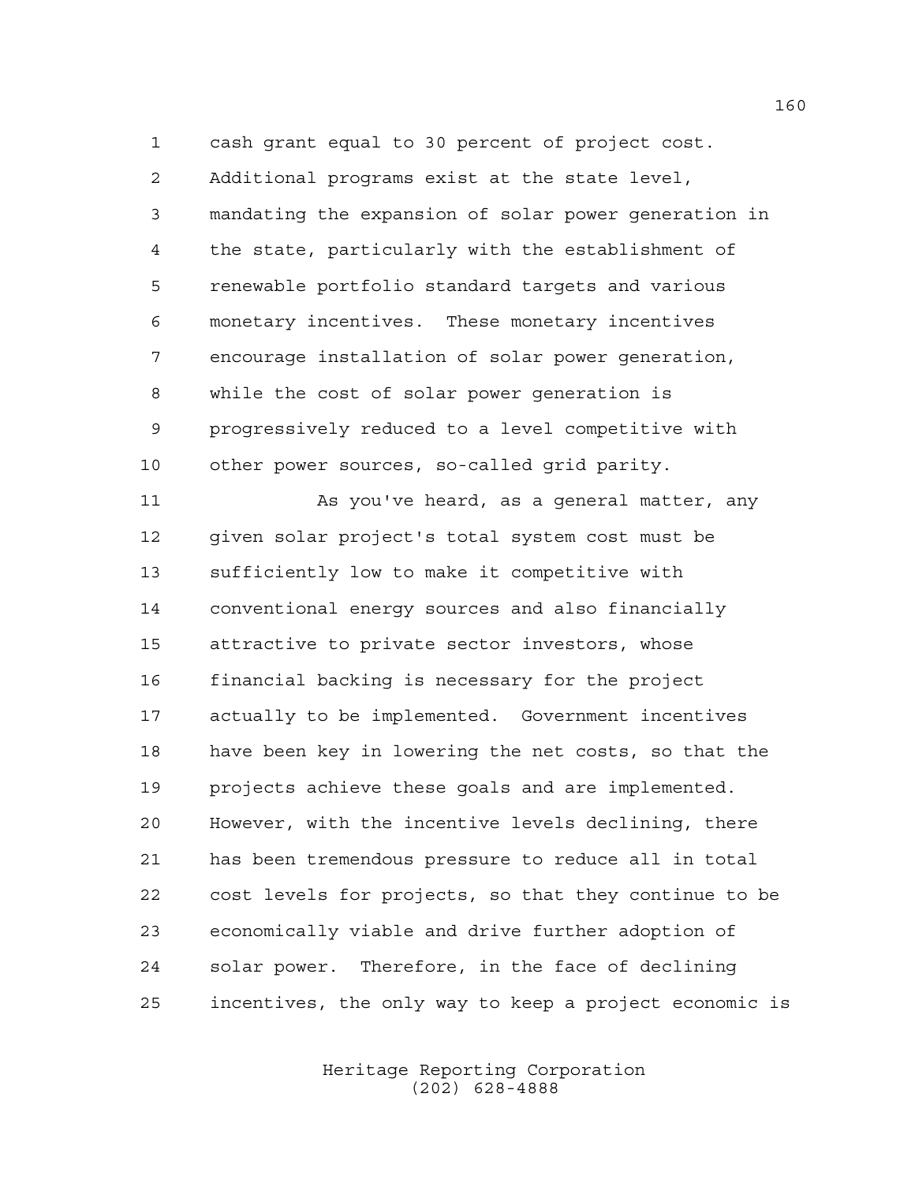cash grant equal to 30 percent of project cost. Additional programs exist at the state level, mandating the expansion of solar power generation in the state, particularly with the establishment of renewable portfolio standard targets and various monetary incentives. These monetary incentives encourage installation of solar power generation, while the cost of solar power generation is progressively reduced to a level competitive with other power sources, so-called grid parity.

As you've heard, as a general matter, any given solar project's total system cost must be sufficiently low to make it competitive with conventional energy sources and also financially attractive to private sector investors, whose financial backing is necessary for the project actually to be implemented. Government incentives have been key in lowering the net costs, so that the projects achieve these goals and are implemented. However, with the incentive levels declining, there has been tremendous pressure to reduce all in total cost levels for projects, so that they continue to be economically viable and drive further adoption of solar power. Therefore, in the face of declining incentives, the only way to keep a project economic is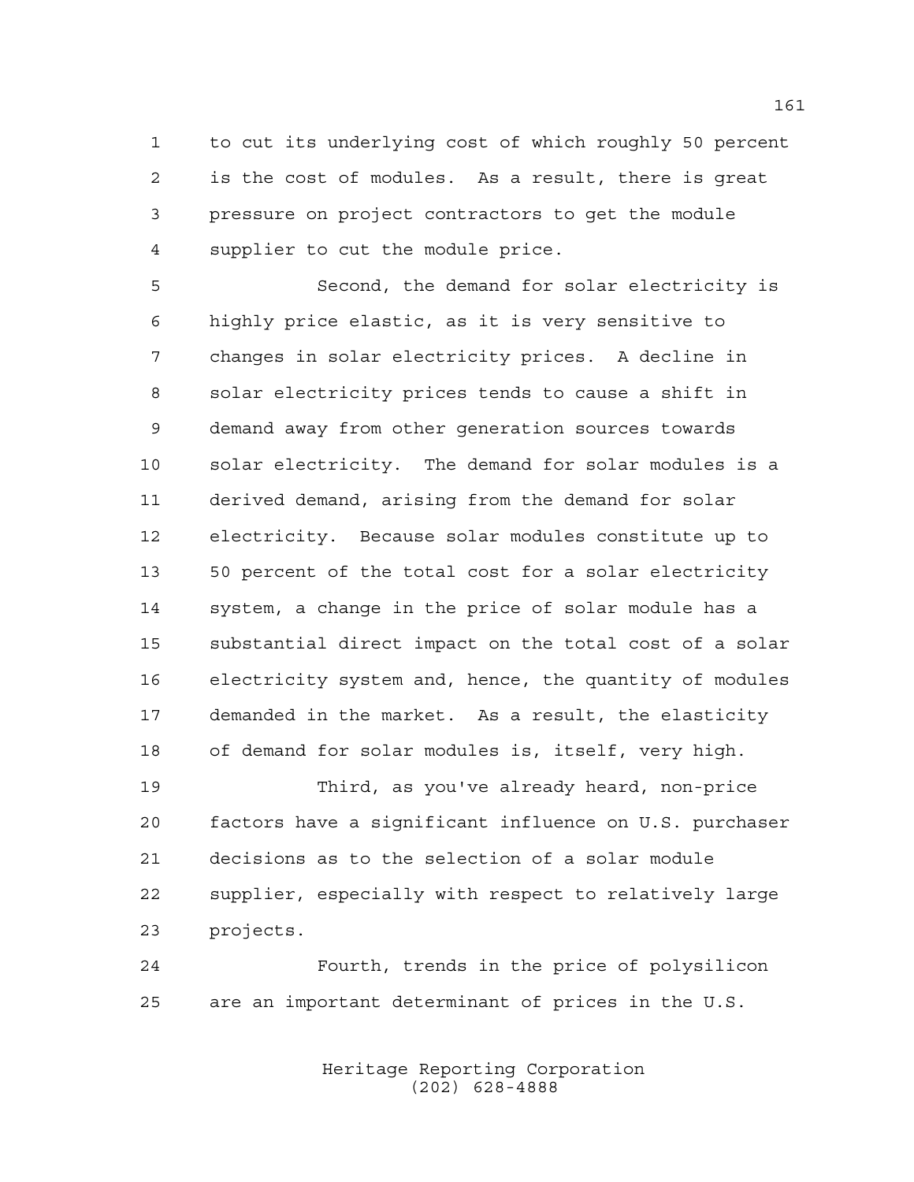to cut its underlying cost of which roughly 50 percent is the cost of modules. As a result, there is great pressure on project contractors to get the module supplier to cut the module price.

Second, the demand for solar electricity is highly price elastic, as it is very sensitive to changes in solar electricity prices. A decline in solar electricity prices tends to cause a shift in demand away from other generation sources towards solar electricity. The demand for solar modules is a derived demand, arising from the demand for solar electricity. Because solar modules constitute up to 50 percent of the total cost for a solar electricity system, a change in the price of solar module has a substantial direct impact on the total cost of a solar electricity system and, hence, the quantity of modules demanded in the market. As a result, the elasticity of demand for solar modules is, itself, very high.

Third, as you've already heard, non-price factors have a significant influence on U.S. purchaser decisions as to the selection of a solar module supplier, especially with respect to relatively large projects.

Fourth, trends in the price of polysilicon are an important determinant of prices in the U.S.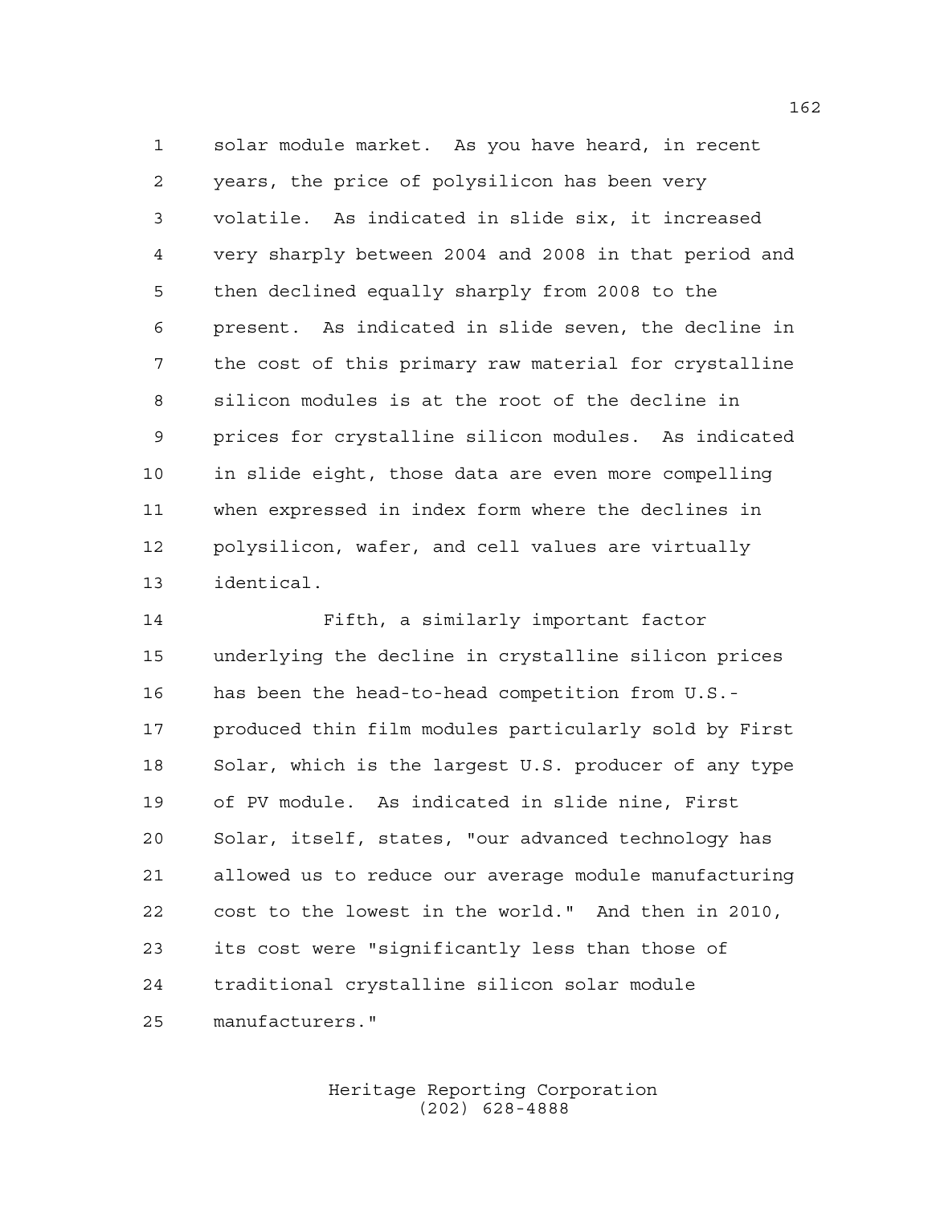solar module market. As you have heard, in recent years, the price of polysilicon has been very volatile. As indicated in slide six, it increased very sharply between 2004 and 2008 in that period and then declined equally sharply from 2008 to the present. As indicated in slide seven, the decline in the cost of this primary raw material for crystalline silicon modules is at the root of the decline in prices for crystalline silicon modules. As indicated in slide eight, those data are even more compelling when expressed in index form where the declines in polysilicon, wafer, and cell values are virtually identical.

Fifth, a similarly important factor underlying the decline in crystalline silicon prices has been the head-to-head competition from U.S.-produced thin film modules particularly sold by First Solar, which is the largest U.S. producer of any type of PV module. As indicated in slide nine, First Solar, itself, states, "our advanced technology has allowed us to reduce our average module manufacturing cost to the lowest in the world." And then in 2010, its cost were "significantly less than those of traditional crystalline silicon solar module manufacturers."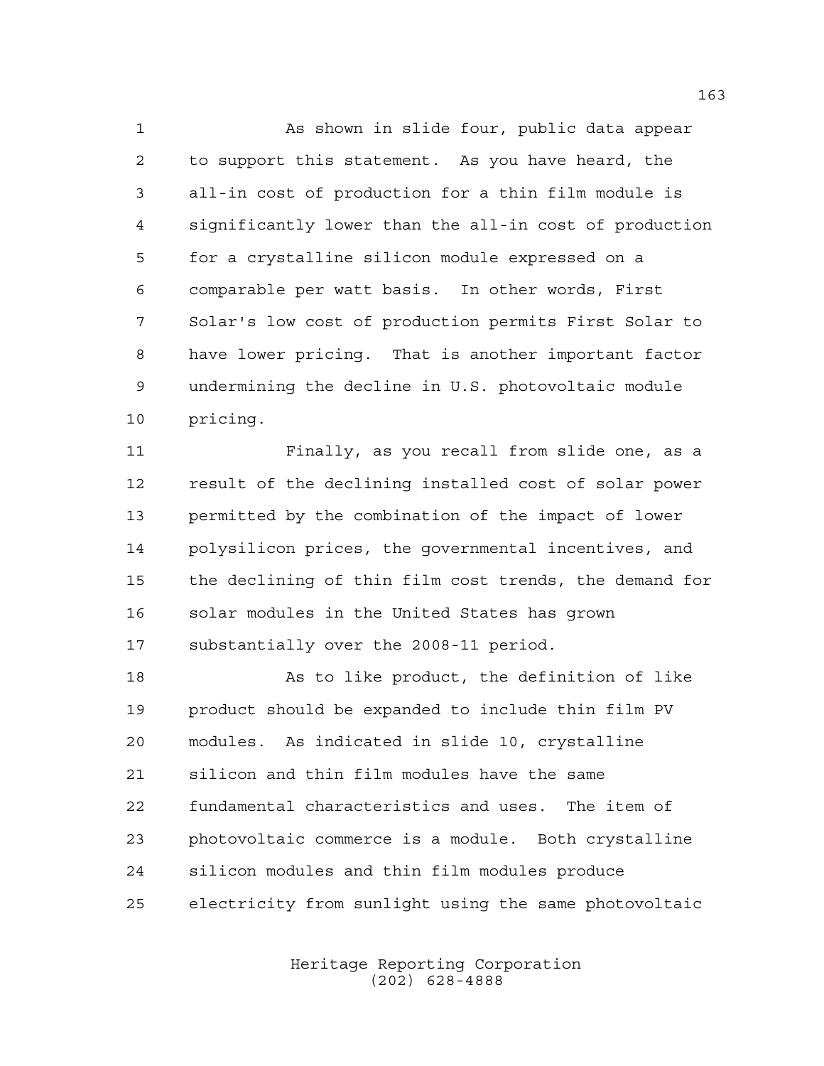As shown in slide four, public data appear to support this statement. As you have heard, the all-in cost of production for a thin film module is significantly lower than the all-in cost of production for a crystalline silicon module expressed on a comparable per watt basis. In other words, First Solar's low cost of production permits First Solar to have lower pricing. That is another important factor undermining the decline in U.S. photovoltaic module pricing.

Finally, as you recall from slide one, as a result of the declining installed cost of solar power permitted by the combination of the impact of lower polysilicon prices, the governmental incentives, and the declining of thin film cost trends, the demand for solar modules in the United States has grown substantially over the 2008-11 period.

As to like product, the definition of like product should be expanded to include thin film PV modules. As indicated in slide 10, crystalline silicon and thin film modules have the same fundamental characteristics and uses. The item of photovoltaic commerce is a module. Both crystalline silicon modules and thin film modules produce electricity from sunlight using the same photovoltaic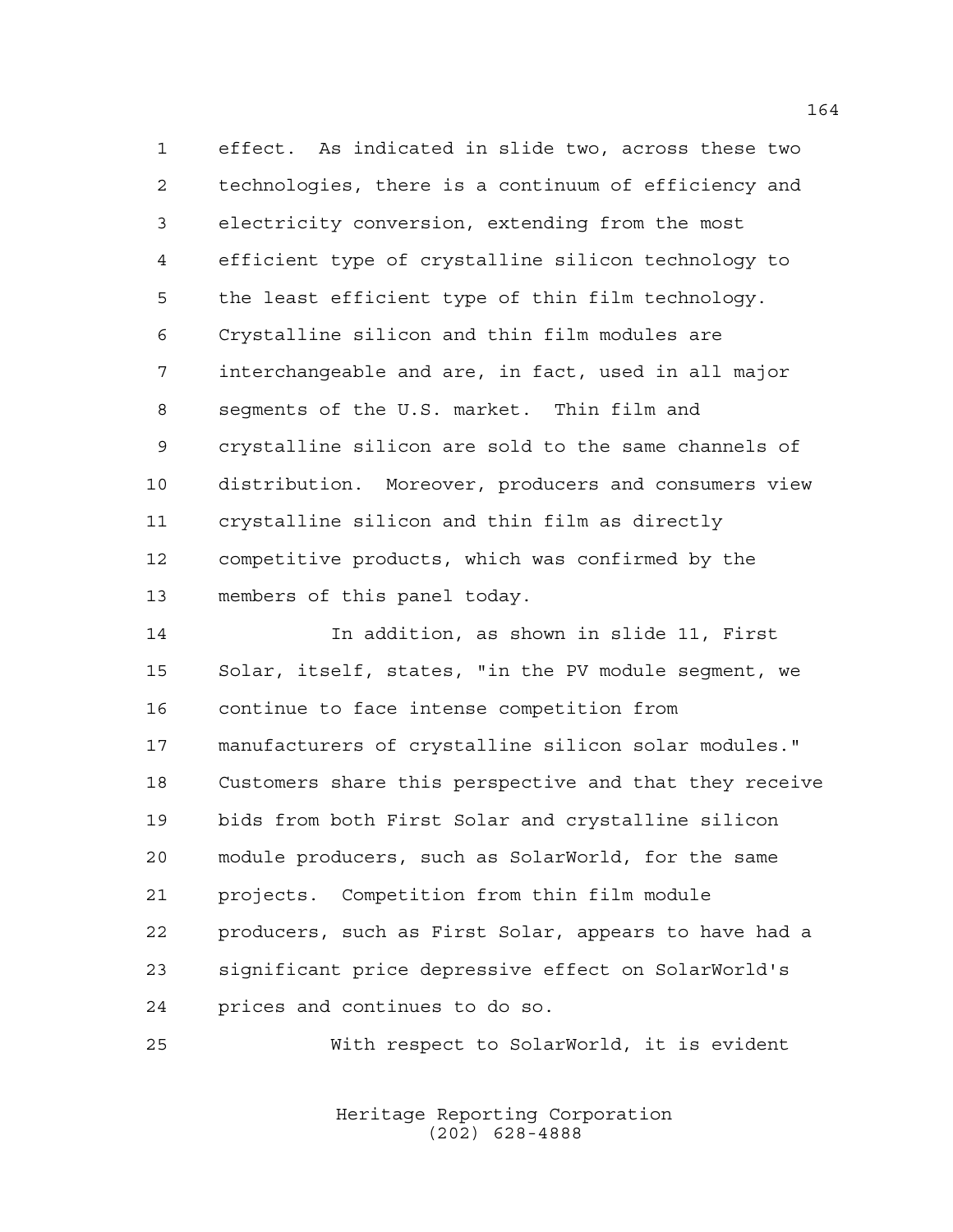effect. As indicated in slide two, across these two technologies, there is a continuum of efficiency and electricity conversion, extending from the most efficient type of crystalline silicon technology to the least efficient type of thin film technology. Crystalline silicon and thin film modules are interchangeable and are, in fact, used in all major segments of the U.S. market. Thin film and crystalline silicon are sold to the same channels of distribution. Moreover, producers and consumers view crystalline silicon and thin film as directly competitive products, which was confirmed by the members of this panel today.

In addition, as shown in slide 11, First Solar, itself, states, "in the PV module segment, we continue to face intense competition from manufacturers of crystalline silicon solar modules." Customers share this perspective and that they receive bids from both First Solar and crystalline silicon module producers, such as SolarWorld, for the same projects. Competition from thin film module producers, such as First Solar, appears to have had a significant price depressive effect on SolarWorld's prices and continues to do so.

With respect to SolarWorld, it is evident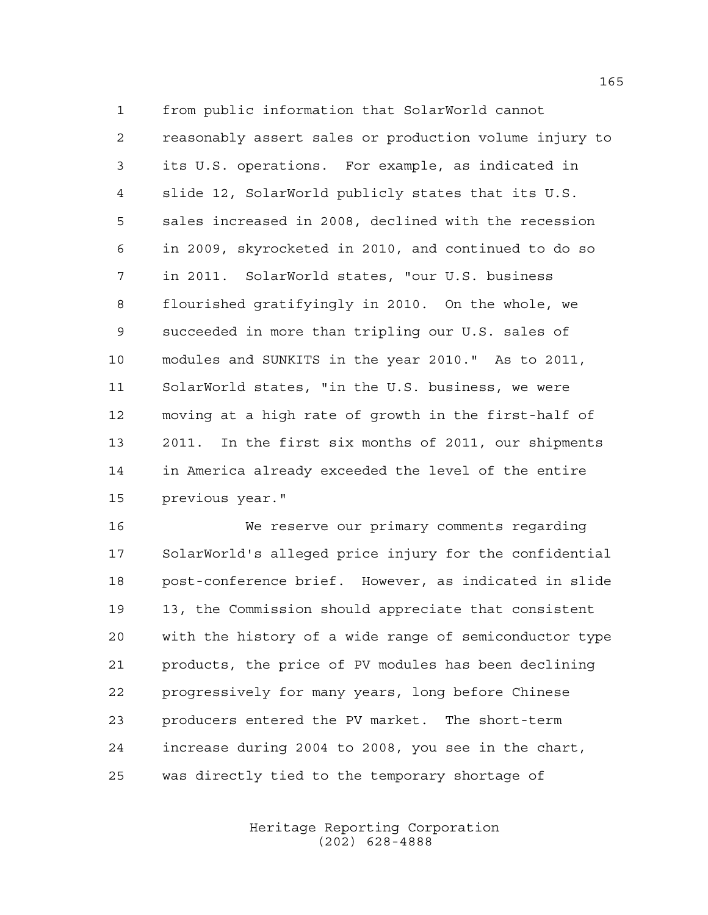from public information that SolarWorld cannot reasonably assert sales or production volume injury to its U.S. operations. For example, as indicated in slide 12, SolarWorld publicly states that its U.S. sales increased in 2008, declined with the recession in 2009, skyrocketed in 2010, and continued to do so in 2011. SolarWorld states, "our U.S. business flourished gratifyingly in 2010. On the whole, we succeeded in more than tripling our U.S. sales of modules and SUNKITS in the year 2010." As to 2011, SolarWorld states, "in the U.S. business, we were moving at a high rate of growth in the first-half of 2011. In the first six months of 2011, our shipments in America already exceeded the level of the entire previous year."

We reserve our primary comments regarding SolarWorld's alleged price injury for the confidential post-conference brief. However, as indicated in slide 13, the Commission should appreciate that consistent with the history of a wide range of semiconductor type products, the price of PV modules has been declining progressively for many years, long before Chinese producers entered the PV market. The short-term increase during 2004 to 2008, you see in the chart, was directly tied to the temporary shortage of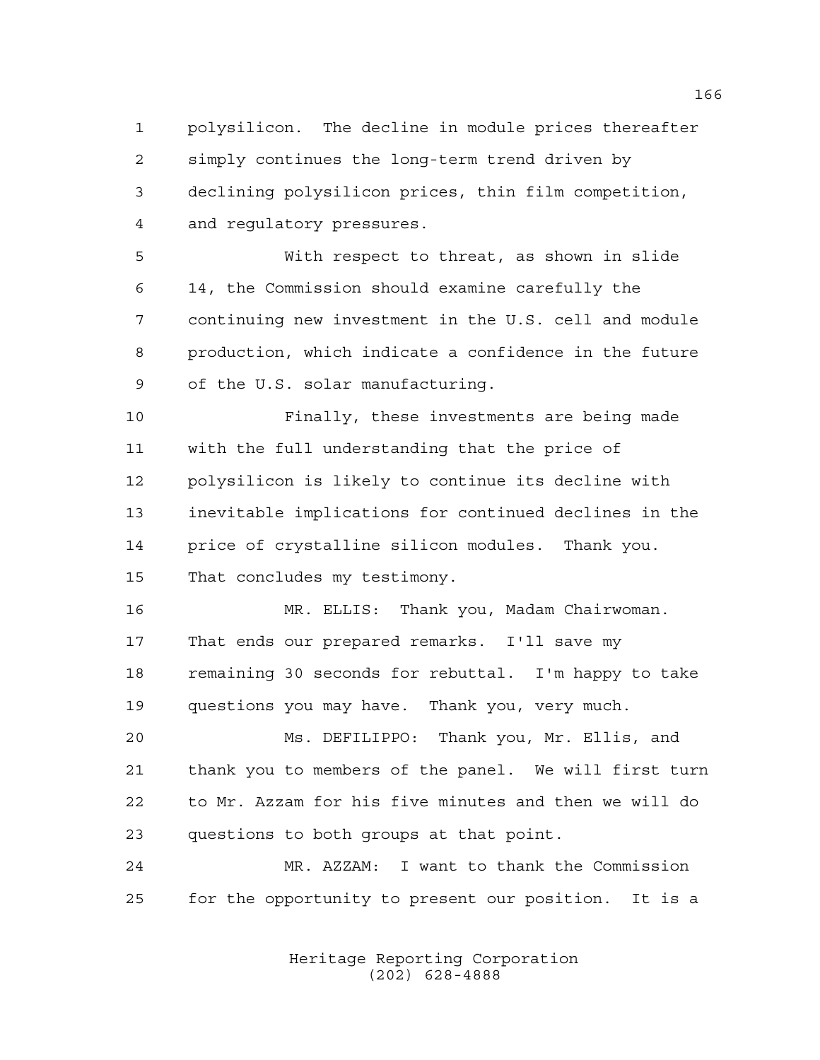polysilicon. The decline in module prices thereafter simply continues the long-term trend driven by declining polysilicon prices, thin film competition, and regulatory pressures.

With respect to threat, as shown in slide 14, the Commission should examine carefully the continuing new investment in the U.S. cell and module production, which indicate a confidence in the future of the U.S. solar manufacturing.

Finally, these investments are being made with the full understanding that the price of polysilicon is likely to continue its decline with inevitable implications for continued declines in the price of crystalline silicon modules. Thank you. That concludes my testimony.

MR. ELLIS: Thank you, Madam Chairwoman. That ends our prepared remarks. I'll save my remaining 30 seconds for rebuttal. I'm happy to take questions you may have. Thank you, very much.

Ms. DEFILIPPO: Thank you, Mr. Ellis, and thank you to members of the panel. We will first turn to Mr. Azzam for his five minutes and then we will do questions to both groups at that point.

MR. AZZAM: I want to thank the Commission for the opportunity to present our position. It is a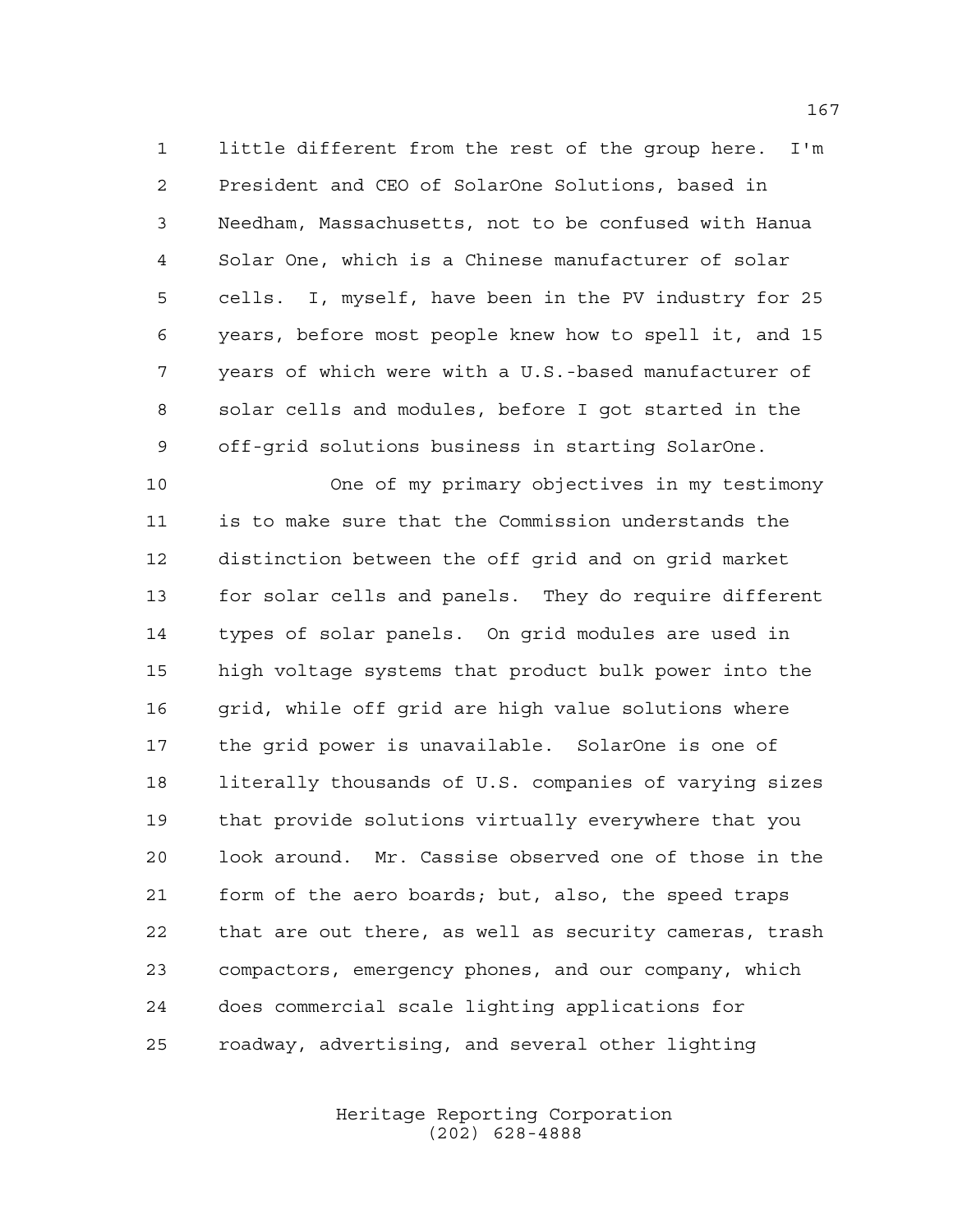little different from the rest of the group here. I'm President and CEO of SolarOne Solutions, based in Needham, Massachusetts, not to be confused with Hanua Solar One, which is a Chinese manufacturer of solar cells. I, myself, have been in the PV industry for 25 years, before most people knew how to spell it, and 15 years of which were with a U.S.-based manufacturer of solar cells and modules, before I got started in the off-grid solutions business in starting SolarOne.

One of my primary objectives in my testimony is to make sure that the Commission understands the distinction between the off grid and on grid market for solar cells and panels. They do require different types of solar panels. On grid modules are used in high voltage systems that product bulk power into the grid, while off grid are high value solutions where the grid power is unavailable. SolarOne is one of literally thousands of U.S. companies of varying sizes that provide solutions virtually everywhere that you look around. Mr. Cassise observed one of those in the form of the aero boards; but, also, the speed traps that are out there, as well as security cameras, trash compactors, emergency phones, and our company, which does commercial scale lighting applications for roadway, advertising, and several other lighting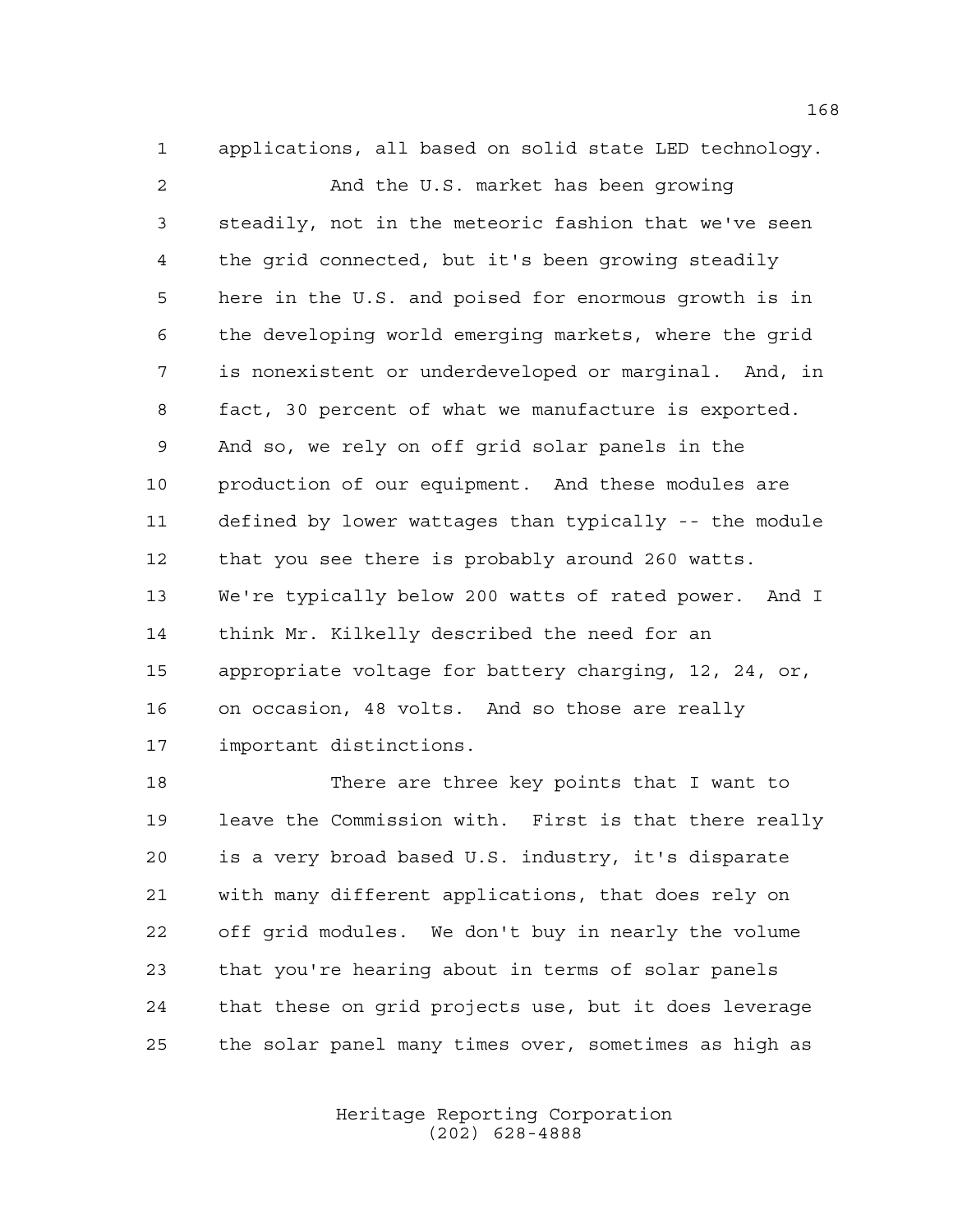applications, all based on solid state LED technology.

And the U.S. market has been growing steadily, not in the meteoric fashion that we've seen the grid connected, but it's been growing steadily here in the U.S. and poised for enormous growth is in the developing world emerging markets, where the grid is nonexistent or underdeveloped or marginal. And, in fact, 30 percent of what we manufacture is exported. And so, we rely on off grid solar panels in the production of our equipment. And these modules are defined by lower wattages than typically -- the module that you see there is probably around 260 watts. We're typically below 200 watts of rated power. And I think Mr. Kilkelly described the need for an appropriate voltage for battery charging, 12, 24, or, on occasion, 48 volts. And so those are really important distinctions.

There are three key points that I want to leave the Commission with. First is that there really is a very broad based U.S. industry, it's disparate with many different applications, that does rely on off grid modules. We don't buy in nearly the volume that you're hearing about in terms of solar panels that these on grid projects use, but it does leverage the solar panel many times over, sometimes as high as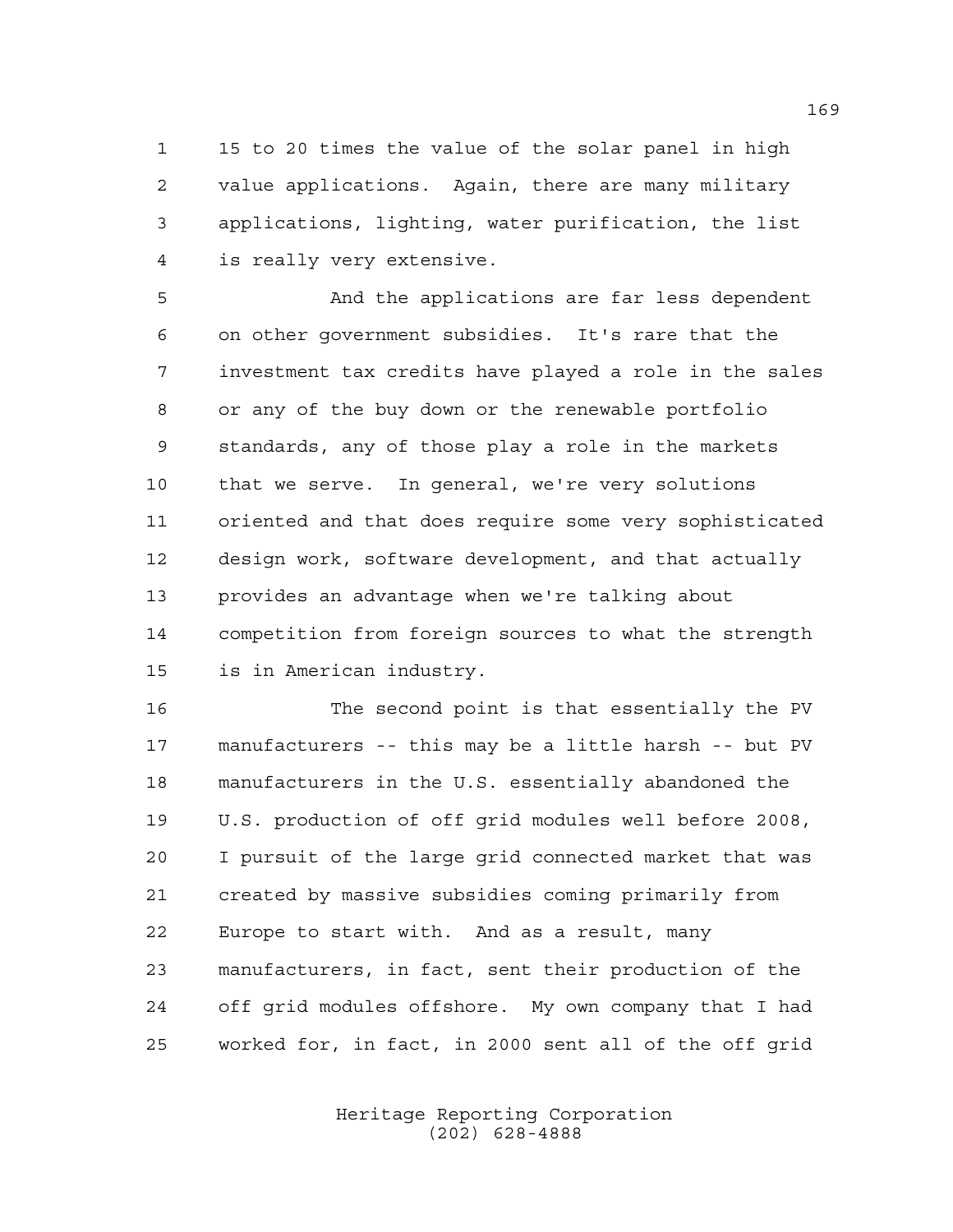15 to 20 times the value of the solar panel in high value applications. Again, there are many military applications, lighting, water purification, the list is really very extensive.

And the applications are far less dependent on other government subsidies. It's rare that the investment tax credits have played a role in the sales or any of the buy down or the renewable portfolio standards, any of those play a role in the markets that we serve. In general, we're very solutions oriented and that does require some very sophisticated design work, software development, and that actually provides an advantage when we're talking about competition from foreign sources to what the strength is in American industry.

The second point is that essentially the PV manufacturers -- this may be a little harsh -- but PV manufacturers in the U.S. essentially abandoned the U.S. production of off grid modules well before 2008, I pursuit of the large grid connected market that was created by massive subsidies coming primarily from Europe to start with. And as a result, many manufacturers, in fact, sent their production of the off grid modules offshore. My own company that I had worked for, in fact, in 2000 sent all of the off grid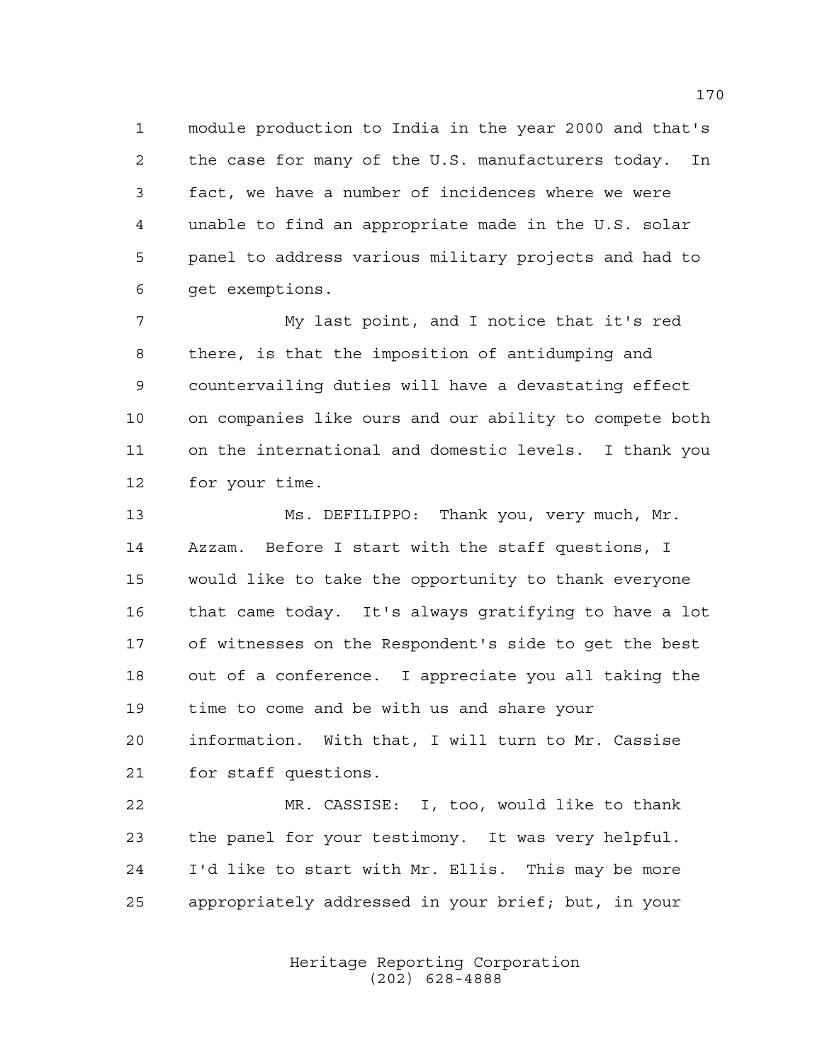module production to India in the year 2000 and that's the case for many of the U.S. manufacturers today. In fact, we have a number of incidences where we were unable to find an appropriate made in the U.S. solar panel to address various military projects and had to get exemptions.

My last point, and I notice that it's red there, is that the imposition of antidumping and countervailing duties will have a devastating effect on companies like ours and our ability to compete both on the international and domestic levels. I thank you for your time.

Ms. DEFILIPPO: Thank you, very much, Mr. Azzam. Before I start with the staff questions, I would like to take the opportunity to thank everyone that came today. It's always gratifying to have a lot of witnesses on the Respondent's side to get the best out of a conference. I appreciate you all taking the time to come and be with us and share your information. With that, I will turn to Mr. Cassise for staff questions.

MR. CASSISE: I, too, would like to thank the panel for your testimony. It was very helpful. I'd like to start with Mr. Ellis. This may be more appropriately addressed in your brief; but, in your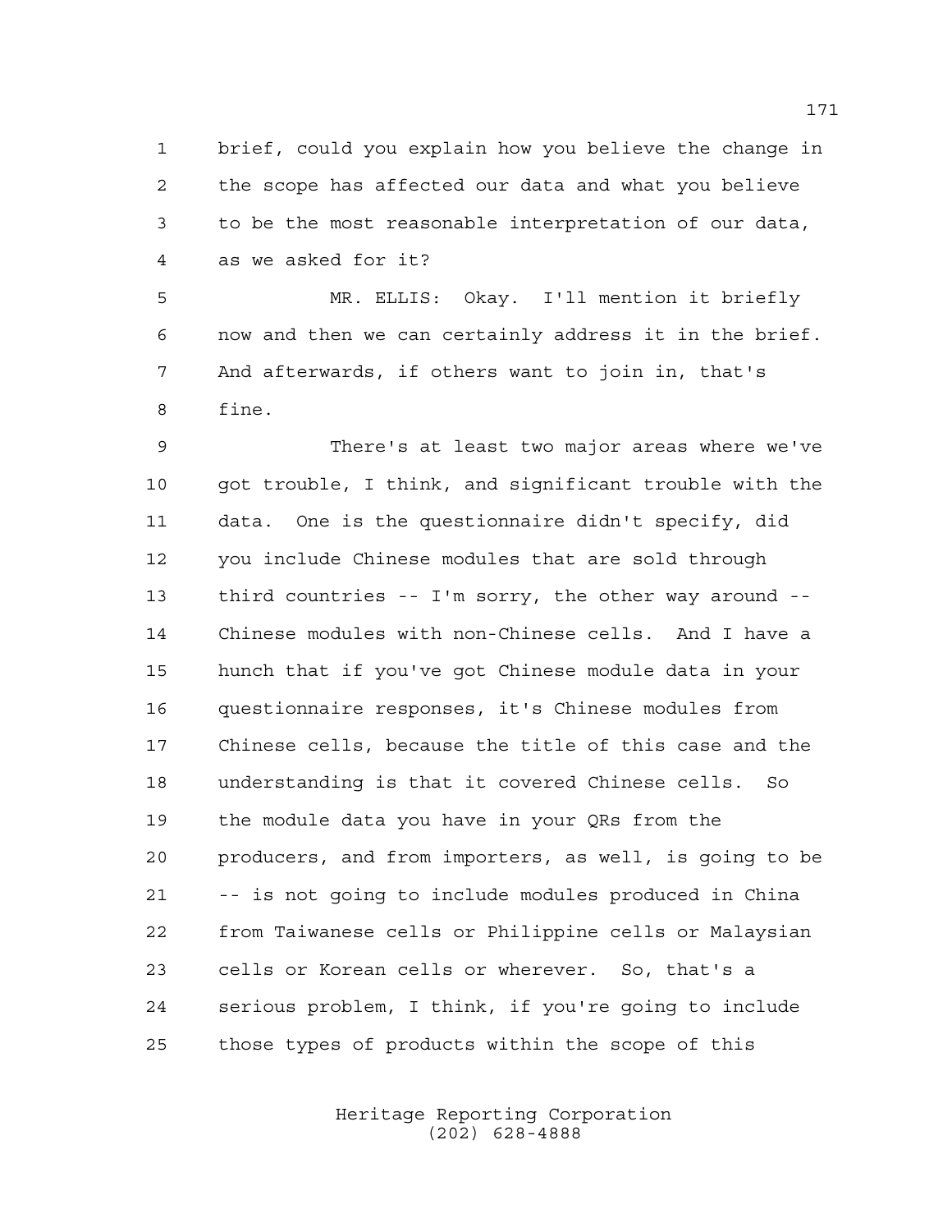brief, could you explain how you believe the change in the scope has affected our data and what you believe to be the most reasonable interpretation of our data, as we asked for it?

MR. ELLIS: Okay. I'll mention it briefly now and then we can certainly address it in the brief. And afterwards, if others want to join in, that's fine.

There's at least two major areas where we've got trouble, I think, and significant trouble with the data. One is the questionnaire didn't specify, did you include Chinese modules that are sold through third countries -- I'm sorry, the other way around -- Chinese modules with non-Chinese cells. And I have a hunch that if you've got Chinese module data in your questionnaire responses, it's Chinese modules from Chinese cells, because the title of this case and the understanding is that it covered Chinese cells. So the module data you have in your QRs from the producers, and from importers, as well, is going to be -- is not going to include modules produced in China from Taiwanese cells or Philippine cells or Malaysian cells or Korean cells or wherever. So, that's a serious problem, I think, if you're going to include those types of products within the scope of this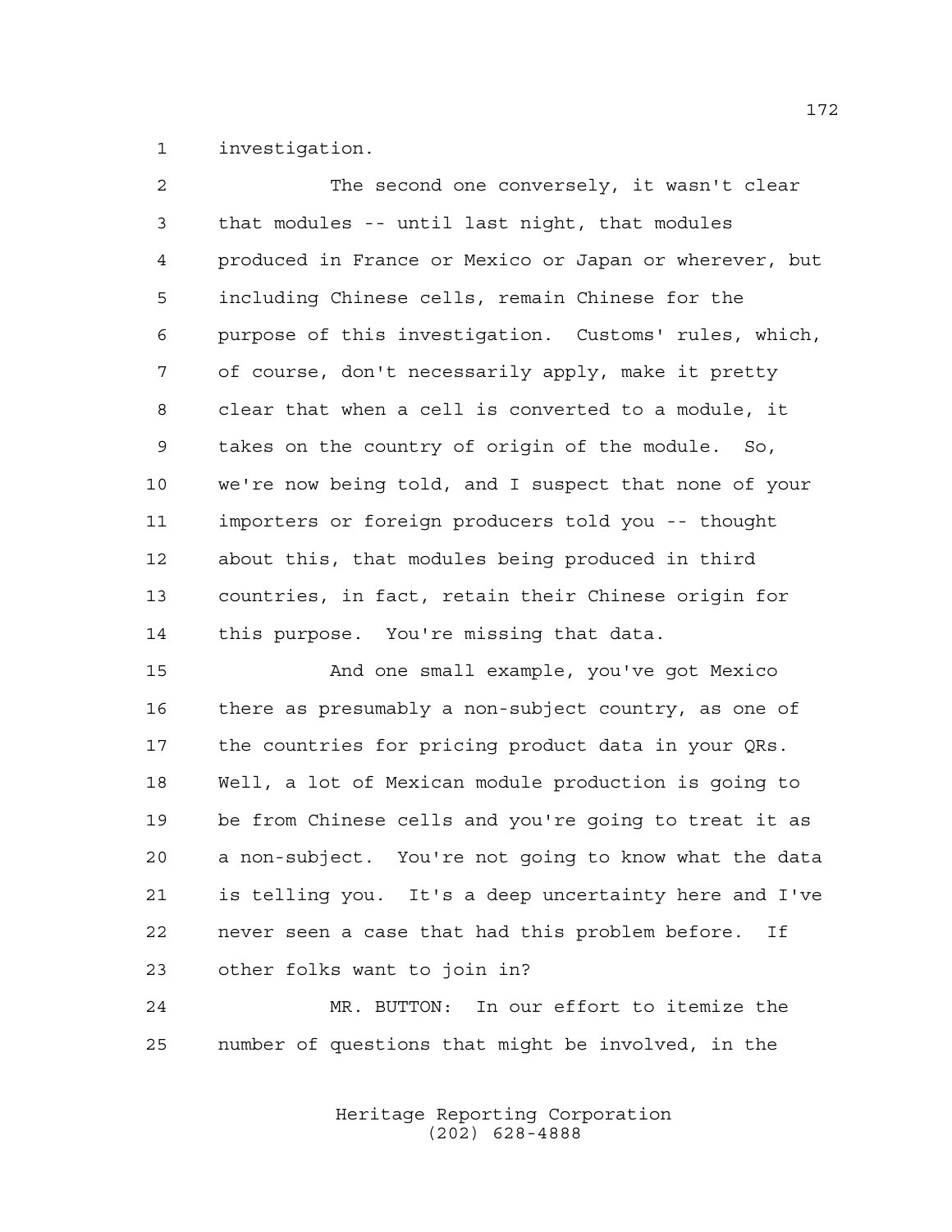investigation.

The second one conversely, it wasn't clear that modules -- until last night, that modules produced in France or Mexico or Japan or wherever, but including Chinese cells, remain Chinese for the purpose of this investigation. Customs' rules, which, of course, don't necessarily apply, make it pretty clear that when a cell is converted to a module, it takes on the country of origin of the module. So, we're now being told, and I suspect that none of your importers or foreign producers told you -- thought about this, that modules being produced in third countries, in fact, retain their Chinese origin for this purpose. You're missing that data.

And one small example, you've got Mexico there as presumably a non-subject country, as one of the countries for pricing product data in your QRs. Well, a lot of Mexican module production is going to be from Chinese cells and you're going to treat it as a non-subject. You're not going to know what the data is telling you. It's a deep uncertainty here and I've never seen a case that had this problem before. If other folks want to join in?

MR. BUTTON: In our effort to itemize the number of questions that might be involved, in the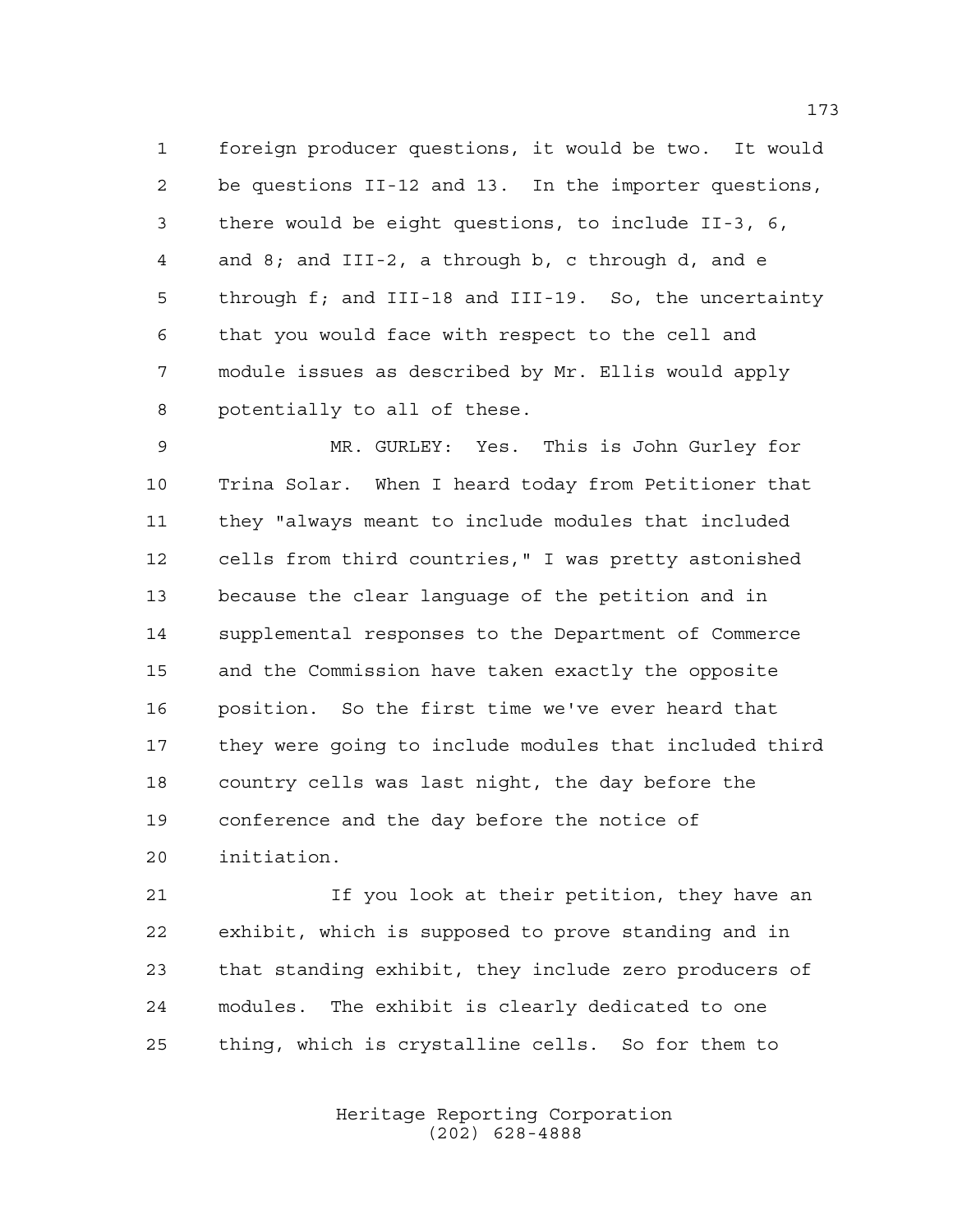foreign producer questions, it would be two. It would be questions II-12 and 13. In the importer questions, there would be eight questions, to include II-3, 6, and 8; and III-2, a through b, c through d, and e through f; and III-18 and III-19. So, the uncertainty that you would face with respect to the cell and module issues as described by Mr. Ellis would apply potentially to all of these.

MR. GURLEY: Yes. This is John Gurley for Trina Solar. When I heard today from Petitioner that they "always meant to include modules that included cells from third countries," I was pretty astonished because the clear language of the petition and in supplemental responses to the Department of Commerce and the Commission have taken exactly the opposite position. So the first time we've ever heard that they were going to include modules that included third country cells was last night, the day before the conference and the day before the notice of initiation.

If you look at their petition, they have an exhibit, which is supposed to prove standing and in that standing exhibit, they include zero producers of modules. The exhibit is clearly dedicated to one thing, which is crystalline cells. So for them to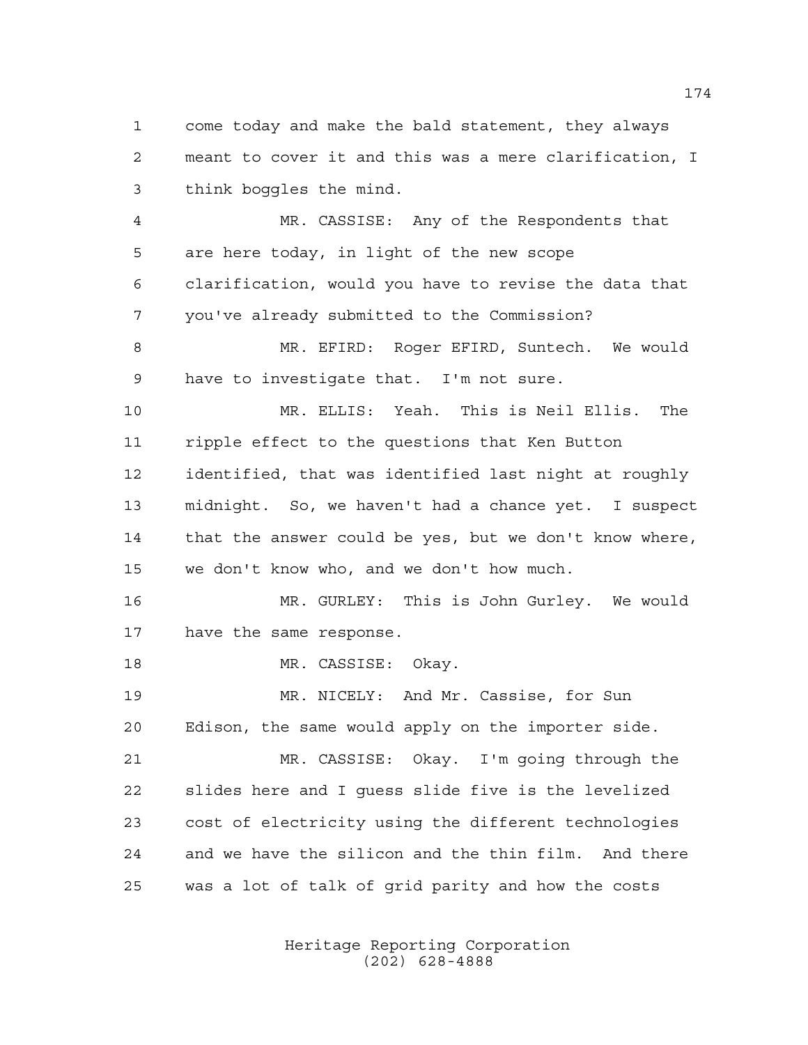come today and make the bald statement, they always meant to cover it and this was a mere clarification, I think boggles the mind.

MR. CASSISE: Any of the Respondents that are here today, in light of the new scope clarification, would you have to revise the data that you've already submitted to the Commission?

MR. EFIRD: Roger EFIRD, Suntech. We would have to investigate that. I'm not sure.

MR. ELLIS: Yeah. This is Neil Ellis. The ripple effect to the questions that Ken Button identified, that was identified last night at roughly midnight. So, we haven't had a chance yet. I suspect that the answer could be yes, but we don't know where, we don't know who, and we don't how much.

MR. GURLEY: This is John Gurley. We would have the same response.

MR. CASSISE: Okay.

MR. NICELY: And Mr. Cassise, for Sun Edison, the same would apply on the importer side.

MR. CASSISE: Okay. I'm going through the slides here and I guess slide five is the levelized cost of electricity using the different technologies and we have the silicon and the thin film. And there was a lot of talk of grid parity and how the costs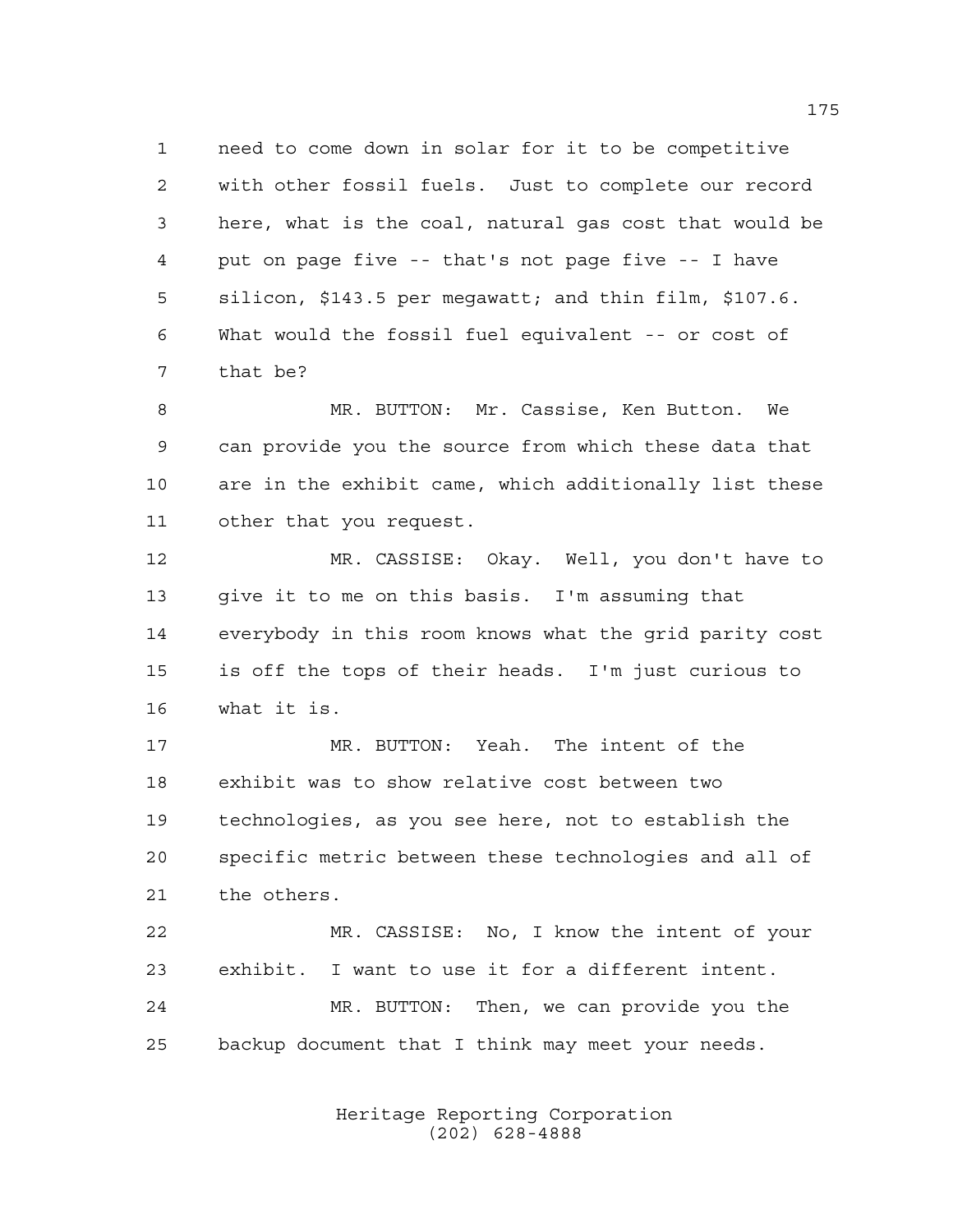need to come down in solar for it to be competitive with other fossil fuels. Just to complete our record here, what is the coal, natural gas cost that would be put on page five -- that's not page five -- I have silicon, $143.5 per megawatt; and thin film, $107.6. What would the fossil fuel equivalent -- or cost of that be?

MR. BUTTON: Mr. Cassise, Ken Button. We can provide you the source from which these data that are in the exhibit came, which additionally list these other that you request.

MR. CASSISE: Okay. Well, you don't have to give it to me on this basis. I'm assuming that everybody in this room knows what the grid parity cost is off the tops of their heads. I'm just curious to what it is.

MR. BUTTON: Yeah. The intent of the exhibit was to show relative cost between two technologies, as you see here, not to establish the specific metric between these technologies and all of the others.

MR. CASSISE: No, I know the intent of your exhibit. I want to use it for a different intent.

MR. BUTTON: Then, we can provide you the backup document that I think may meet your needs.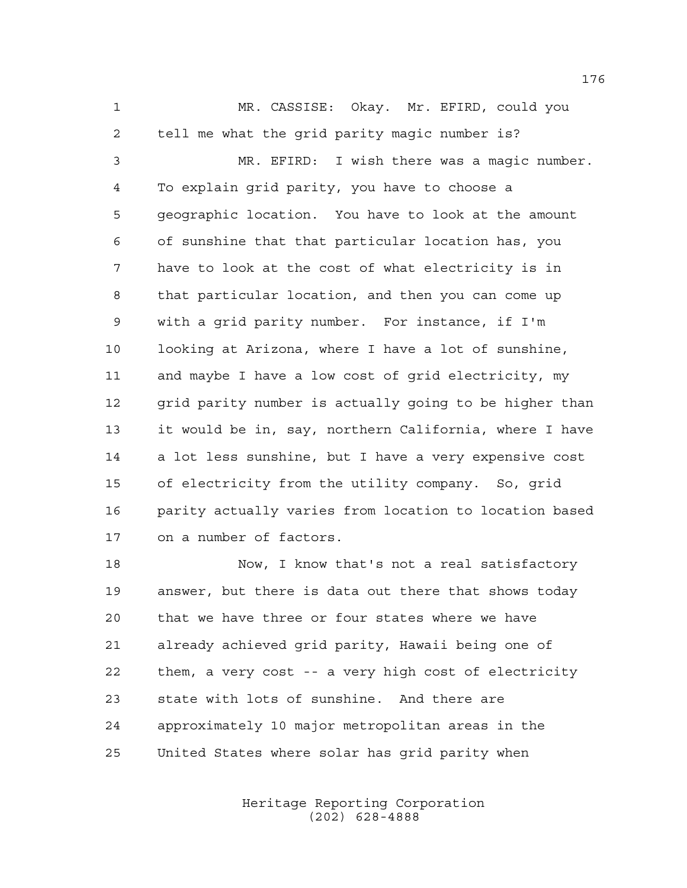MR. CASSISE: Okay. Mr. EFIRD, could you tell me what the grid parity magic number is?

MR. EFIRD: I wish there was a magic number. To explain grid parity, you have to choose a geographic location. You have to look at the amount of sunshine that that particular location has, you have to look at the cost of what electricity is in that particular location, and then you can come up with a grid parity number. For instance, if I'm looking at Arizona, where I have a lot of sunshine, and maybe I have a low cost of grid electricity, my grid parity number is actually going to be higher than it would be in, say, northern California, where I have a lot less sunshine, but I have a very expensive cost of electricity from the utility company. So, grid parity actually varies from location to location based on a number of factors.

Now, I know that's not a real satisfactory answer, but there is data out there that shows today that we have three or four states where we have already achieved grid parity, Hawaii being one of them, a very cost -- a very high cost of electricity state with lots of sunshine. And there are approximately 10 major metropolitan areas in the United States where solar has grid parity when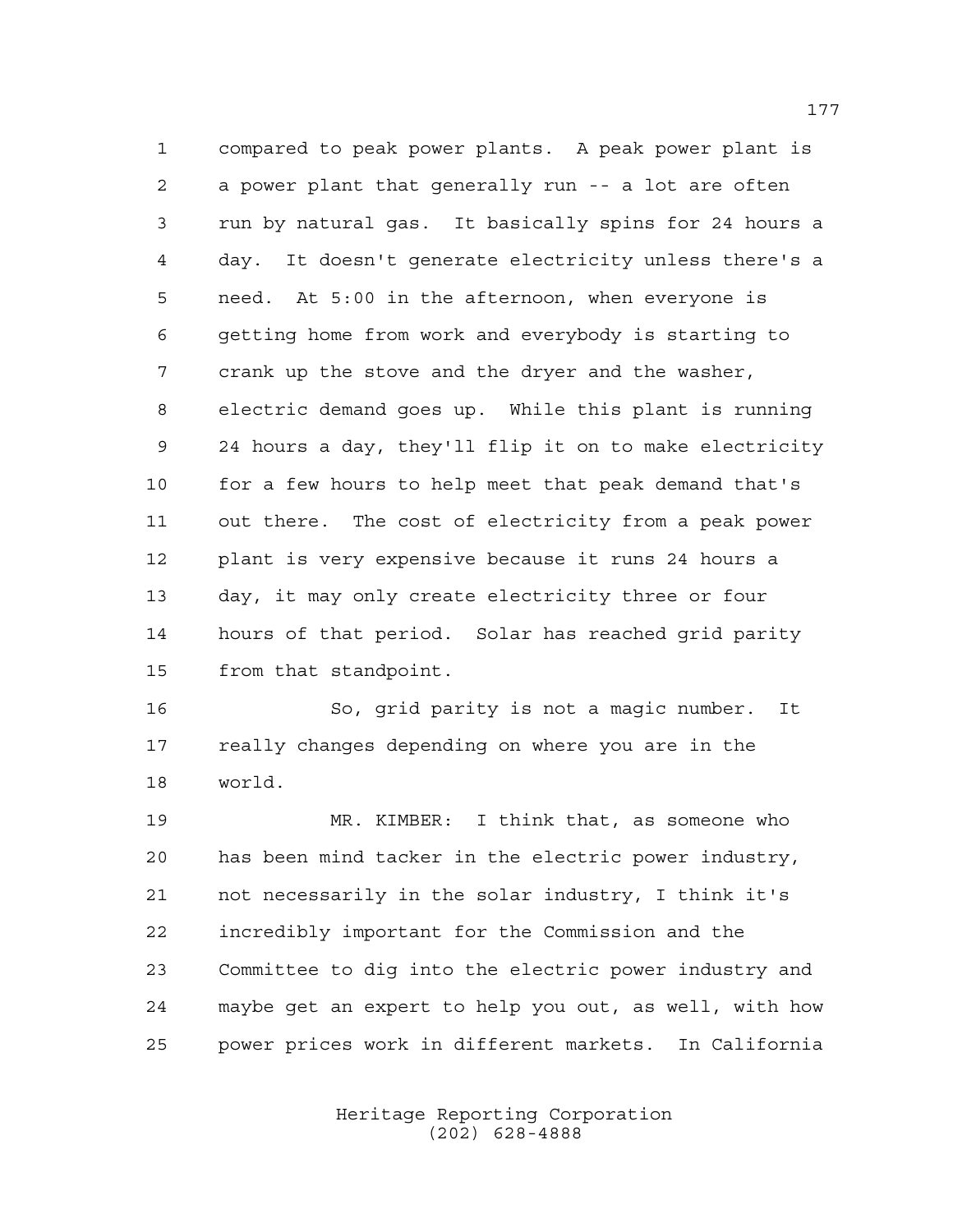compared to peak power plants. A peak power plant is a power plant that generally run -- a lot are often run by natural gas. It basically spins for 24 hours a day. It doesn't generate electricity unless there's a need. At 5:00 in the afternoon, when everyone is getting home from work and everybody is starting to crank up the stove and the dryer and the washer, electric demand goes up. While this plant is running 24 hours a day, they'll flip it on to make electricity for a few hours to help meet that peak demand that's out there. The cost of electricity from a peak power plant is very expensive because it runs 24 hours a day, it may only create electricity three or four hours of that period. Solar has reached grid parity from that standpoint.

So, grid parity is not a magic number. It really changes depending on where you are in the world.

MR. KIMBER: I think that, as someone who has been mind tacker in the electric power industry, not necessarily in the solar industry, I think it's incredibly important for the Commission and the Committee to dig into the electric power industry and maybe get an expert to help you out, as well, with how power prices work in different markets. In California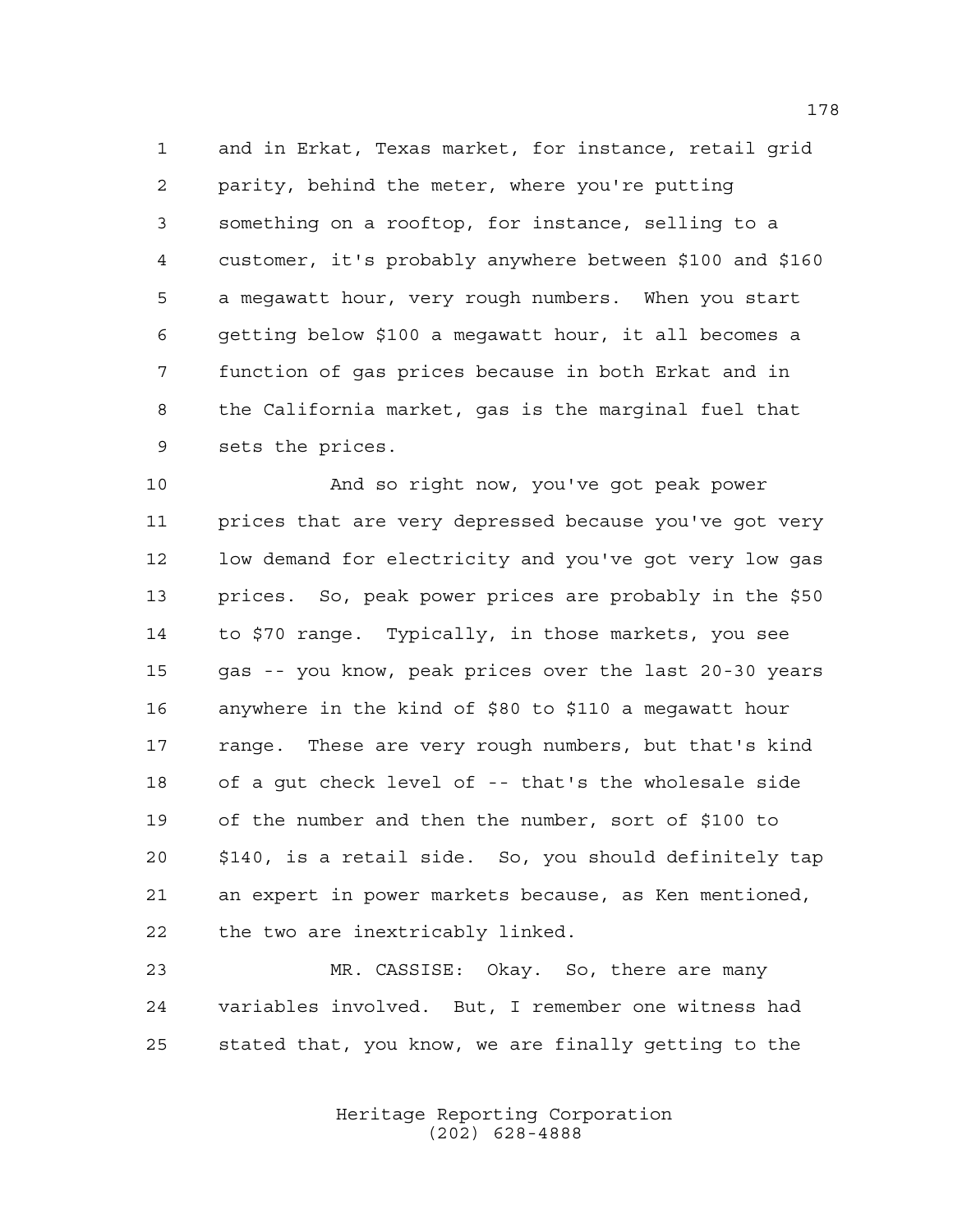and in Erkat, Texas market, for instance, retail grid parity, behind the meter, where you're putting something on a rooftop, for instance, selling to a customer, it's probably anywhere between $100 and $160 a megawatt hour, very rough numbers. When you start getting below $100 a megawatt hour, it all becomes a function of gas prices because in both Erkat and in the California market, gas is the marginal fuel that sets the prices.

And so right now, you've got peak power prices that are very depressed because you've got very low demand for electricity and you've got very low gas prices. So, peak power prices are probably in the $50 to $70 range. Typically, in those markets, you see gas -- you know, peak prices over the last 20-30 years anywhere in the kind of $80 to $110 a megawatt hour range. These are very rough numbers, but that's kind of a gut check level of -- that's the wholesale side of the number and then the number, sort of $100 to $140, is a retail side. So, you should definitely tap an expert in power markets because, as Ken mentioned, the two are inextricably linked.

MR. CASSISE: Okay. So, there are many variables involved. But, I remember one witness had stated that, you know, we are finally getting to the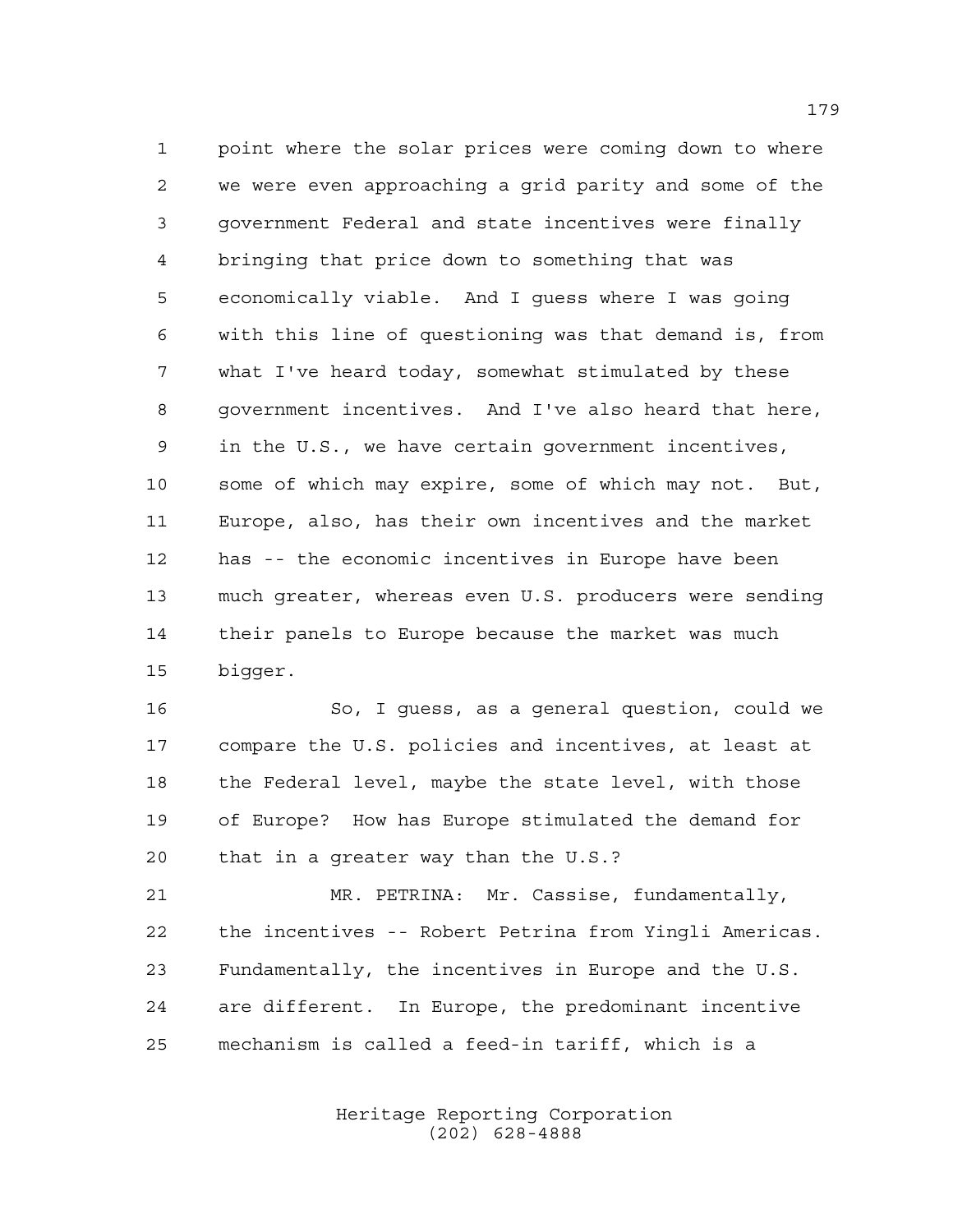point where the solar prices were coming down to where we were even approaching a grid parity and some of the government Federal and state incentives were finally bringing that price down to something that was economically viable. And I guess where I was going with this line of questioning was that demand is, from what I've heard today, somewhat stimulated by these government incentives. And I've also heard that here, in the U.S., we have certain government incentives, some of which may expire, some of which may not. But, Europe, also, has their own incentives and the market has -- the economic incentives in Europe have been much greater, whereas even U.S. producers were sending their panels to Europe because the market was much bigger.

So, I guess, as a general question, could we compare the U.S. policies and incentives, at least at the Federal level, maybe the state level, with those of Europe? How has Europe stimulated the demand for that in a greater way than the U.S.?

MR. PETRINA: Mr. Cassise, fundamentally, the incentives -- Robert Petrina from Yingli Americas. Fundamentally, the incentives in Europe and the U.S. are different. In Europe, the predominant incentive mechanism is called a feed-in tariff, which is a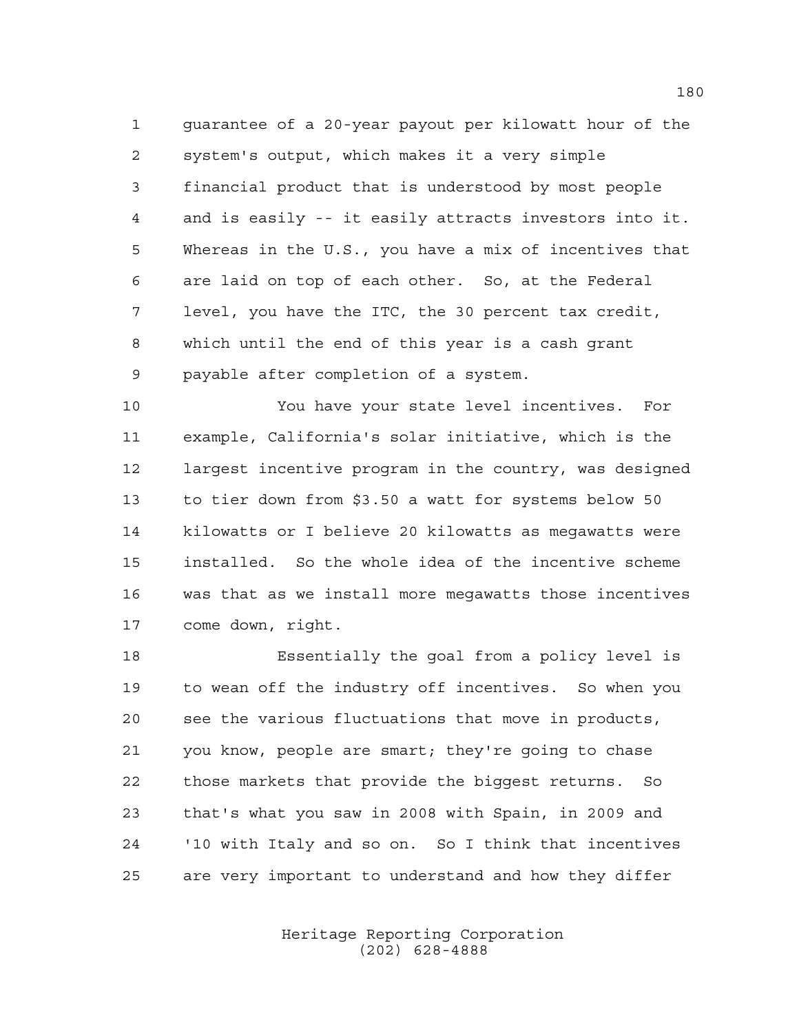guarantee of a 20-year payout per kilowatt hour of the system's output, which makes it a very simple financial product that is understood by most people and is easily -- it easily attracts investors into it. Whereas in the U.S., you have a mix of incentives that are laid on top of each other. So, at the Federal level, you have the ITC, the 30 percent tax credit, which until the end of this year is a cash grant payable after completion of a system.

You have your state level incentives. For example, California's solar initiative, which is the largest incentive program in the country, was designed to tier down from $3.50 a watt for systems below 50 kilowatts or I believe 20 kilowatts as megawatts were installed. So the whole idea of the incentive scheme was that as we install more megawatts those incentives come down, right.

Essentially the goal from a policy level is to wean off the industry off incentives. So when you see the various fluctuations that move in products, you know, people are smart; they're going to chase those markets that provide the biggest returns. So that's what you saw in 2008 with Spain, in 2009 and '10 with Italy and so on. So I think that incentives are very important to understand and how they differ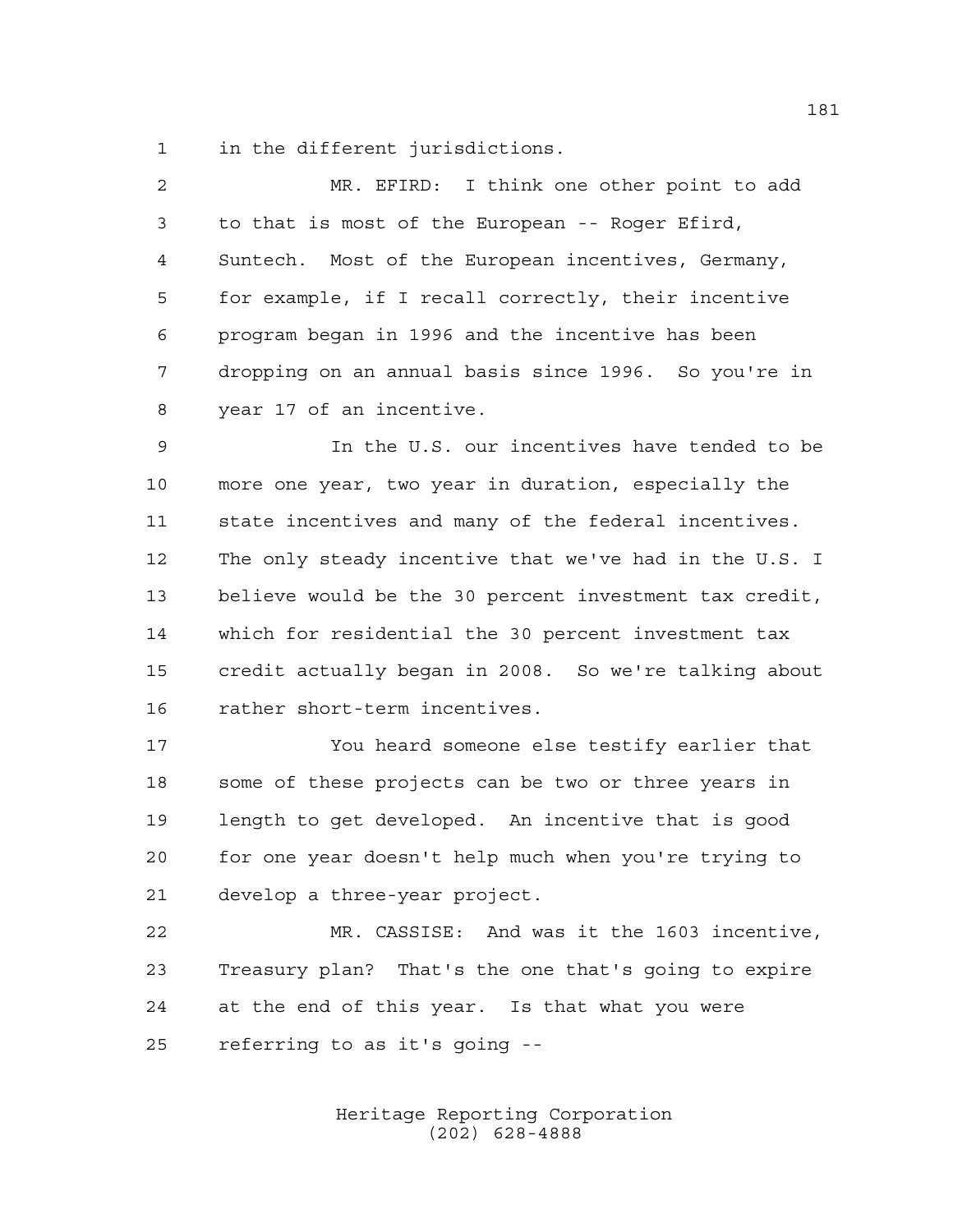in the different jurisdictions.

MR. EFIRD: I think one other point to add to that is most of the European -- Roger Efird, Suntech. Most of the European incentives, Germany, for example, if I recall correctly, their incentive program began in 1996 and the incentive has been dropping on an annual basis since 1996. So you're in year 17 of an incentive.

In the U.S. our incentives have tended to be more one year, two year in duration, especially the state incentives and many of the federal incentives. The only steady incentive that we've had in the U.S. I believe would be the 30 percent investment tax credit, which for residential the 30 percent investment tax credit actually began in 2008. So we're talking about rather short-term incentives.

You heard someone else testify earlier that some of these projects can be two or three years in length to get developed. An incentive that is good for one year doesn't help much when you're trying to develop a three-year project.

MR. CASSISE: And was it the 1603 incentive, Treasury plan? That's the one that's going to expire at the end of this year. Is that what you were referring to as it's going --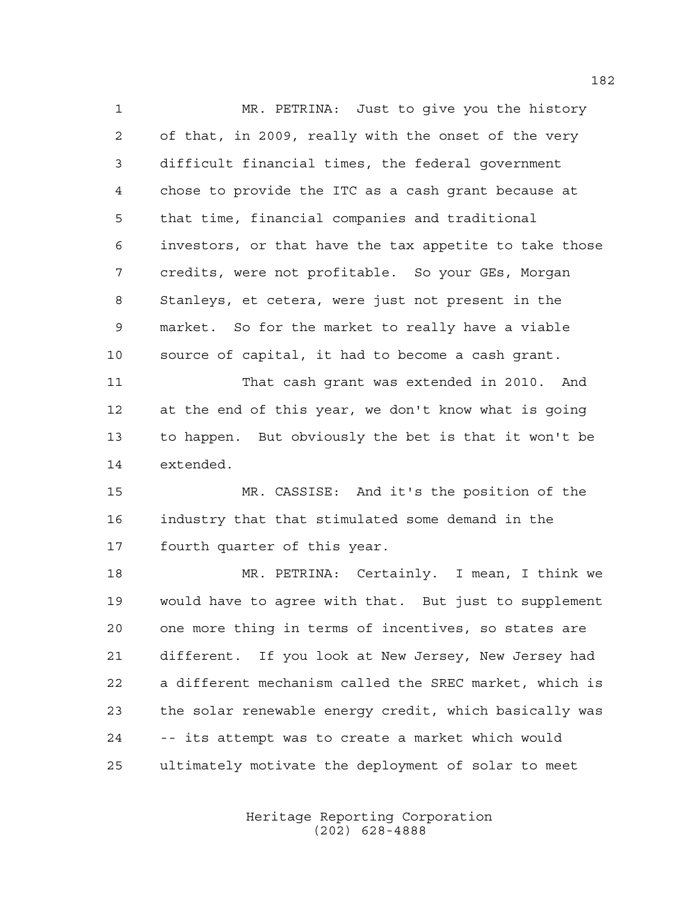MR. PETRINA: Just to give you the history of that, in 2009, really with the onset of the very difficult financial times, the federal government chose to provide the ITC as a cash grant because at that time, financial companies and traditional investors, or that have the tax appetite to take those credits, were not profitable. So your GEs, Morgan Stanleys, et cetera, were just not present in the market. So for the market to really have a viable source of capital, it had to become a cash grant.

That cash grant was extended in 2010. And at the end of this year, we don't know what is going to happen. But obviously the bet is that it won't be extended.

MR. CASSISE: And it's the position of the industry that that stimulated some demand in the fourth quarter of this year.

MR. PETRINA: Certainly. I mean, I think we would have to agree with that. But just to supplement one more thing in terms of incentives, so states are different. If you look at New Jersey, New Jersey had a different mechanism called the SREC market, which is the solar renewable energy credit, which basically was -- its attempt was to create a market which would ultimately motivate the deployment of solar to meet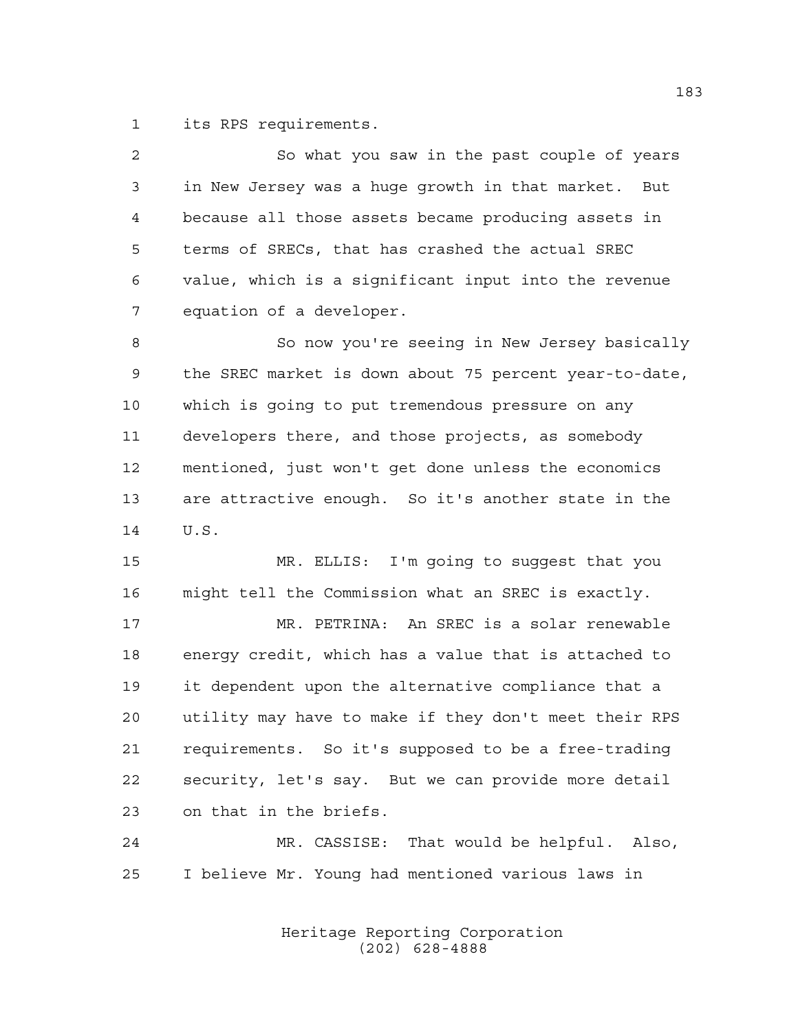its RPS requirements.

So what you saw in the past couple of years in New Jersey was a huge growth in that market. But because all those assets became producing assets in terms of SRECs, that has crashed the actual SREC value, which is a significant input into the revenue equation of a developer.

So now you're seeing in New Jersey basically the SREC market is down about 75 percent year-to-date, which is going to put tremendous pressure on any developers there, and those projects, as somebody mentioned, just won't get done unless the economics are attractive enough. So it's another state in the U.S.

MR. ELLIS: I'm going to suggest that you might tell the Commission what an SREC is exactly.

MR. PETRINA: An SREC is a solar renewable energy credit, which has a value that is attached to it dependent upon the alternative compliance that a utility may have to make if they don't meet their RPS requirements. So it's supposed to be a free-trading security, let's say. But we can provide more detail on that in the briefs.

MR. CASSISE: That would be helpful. Also, I believe Mr. Young had mentioned various laws in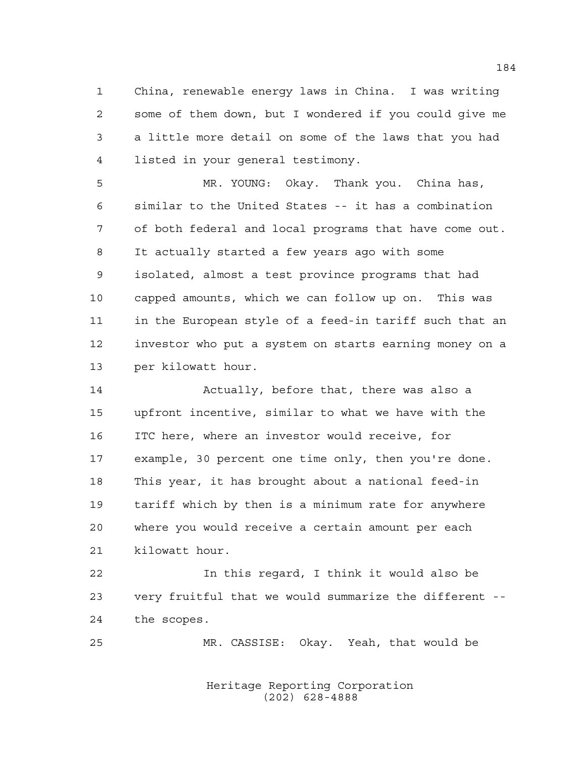China, renewable energy laws in China. I was writing some of them down, but I wondered if you could give me a little more detail on some of the laws that you had listed in your general testimony.

MR. YOUNG: Okay. Thank you. China has, similar to the United States -- it has a combination of both federal and local programs that have come out. It actually started a few years ago with some isolated, almost a test province programs that had capped amounts, which we can follow up on. This was in the European style of a feed-in tariff such that an investor who put a system on starts earning money on a per kilowatt hour.

Actually, before that, there was also a upfront incentive, similar to what we have with the ITC here, where an investor would receive, for example, 30 percent one time only, then you're done. This year, it has brought about a national feed-in tariff which by then is a minimum rate for anywhere where you would receive a certain amount per each kilowatt hour.

In this regard, I think it would also be very fruitful that we would summarize the different -- the scopes.

MR. CASSISE: Okay. Yeah, that would be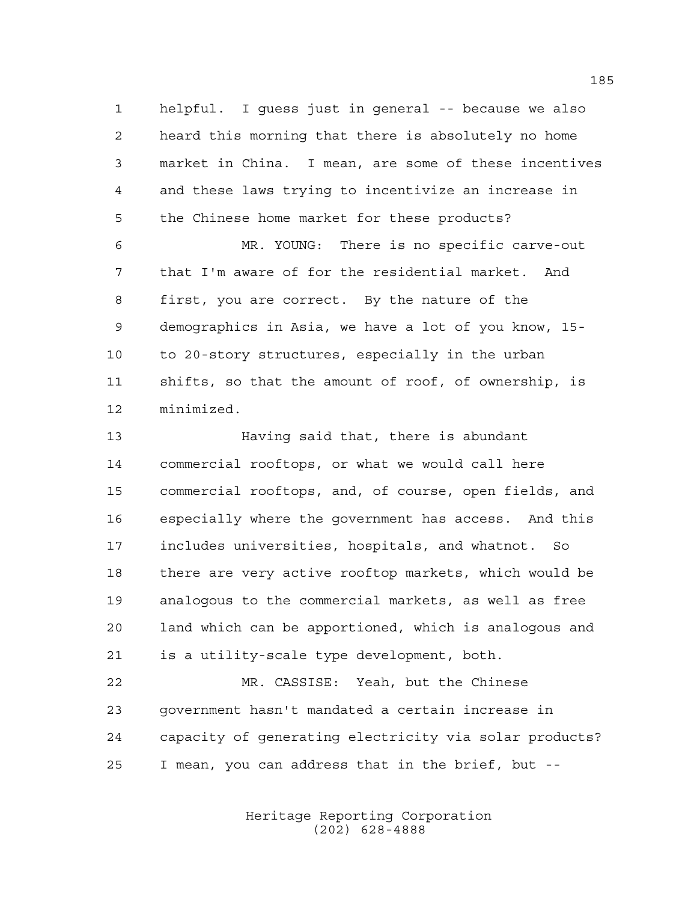helpful. I guess just in general -- because we also heard this morning that there is absolutely no home market in China. I mean, are some of these incentives and these laws trying to incentivize an increase in the Chinese home market for these products?

MR. YOUNG: There is no specific carve-out that I'm aware of for the residential market. And first, you are correct. By the nature of the demographics in Asia, we have a lot of you know, 15- to 20-story structures, especially in the urban shifts, so that the amount of roof, of ownership, is minimized.

Having said that, there is abundant commercial rooftops, or what we would call here commercial rooftops, and, of course, open fields, and especially where the government has access. And this includes universities, hospitals, and whatnot. So there are very active rooftop markets, which would be analogous to the commercial markets, as well as free land which can be apportioned, which is analogous and is a utility-scale type development, both.

MR. CASSISE: Yeah, but the Chinese government hasn't mandated a certain increase in capacity of generating electricity via solar products? I mean, you can address that in the brief, but --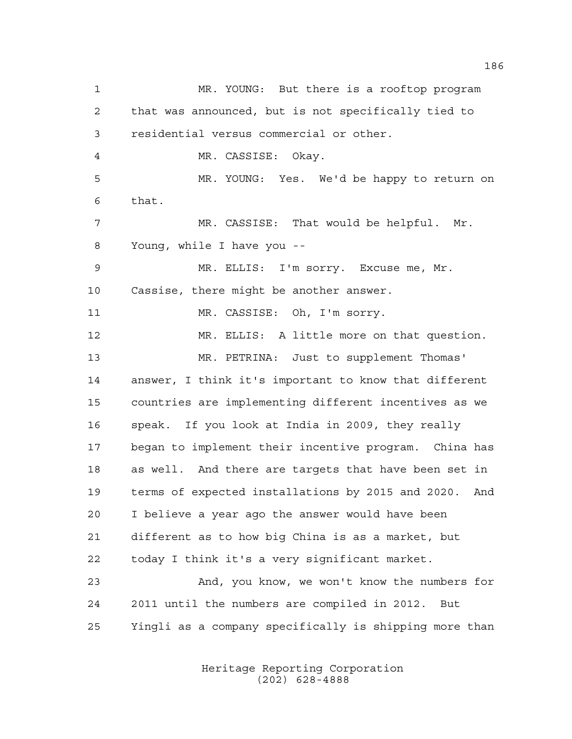MR. YOUNG: But there is a rooftop program that was announced, but is not specifically tied to residential versus commercial or other.

MR. CASSISE: Okay.

MR. YOUNG: Yes. We'd be happy to return on that.

MR. CASSISE: That would be helpful. Mr. Young, while I have you --

MR. ELLIS: I'm sorry. Excuse me, Mr. Cassise, there might be another answer.

MR. CASSISE: Oh, I'm sorry.

MR. ELLIS: A little more on that question.

MR. PETRINA: Just to supplement Thomas' answer, I think it's important to know that different countries are implementing different incentives as we speak. If you look at India in 2009, they really began to implement their incentive program. China has as well. And there are targets that have been set in terms of expected installations by 2015 and 2020. And I believe a year ago the answer would have been different as to how big China is as a market, but today I think it's a very significant market.

And, you know, we won't know the numbers for 2011 until the numbers are compiled in 2012. But Yingli as a company specifically is shipping more than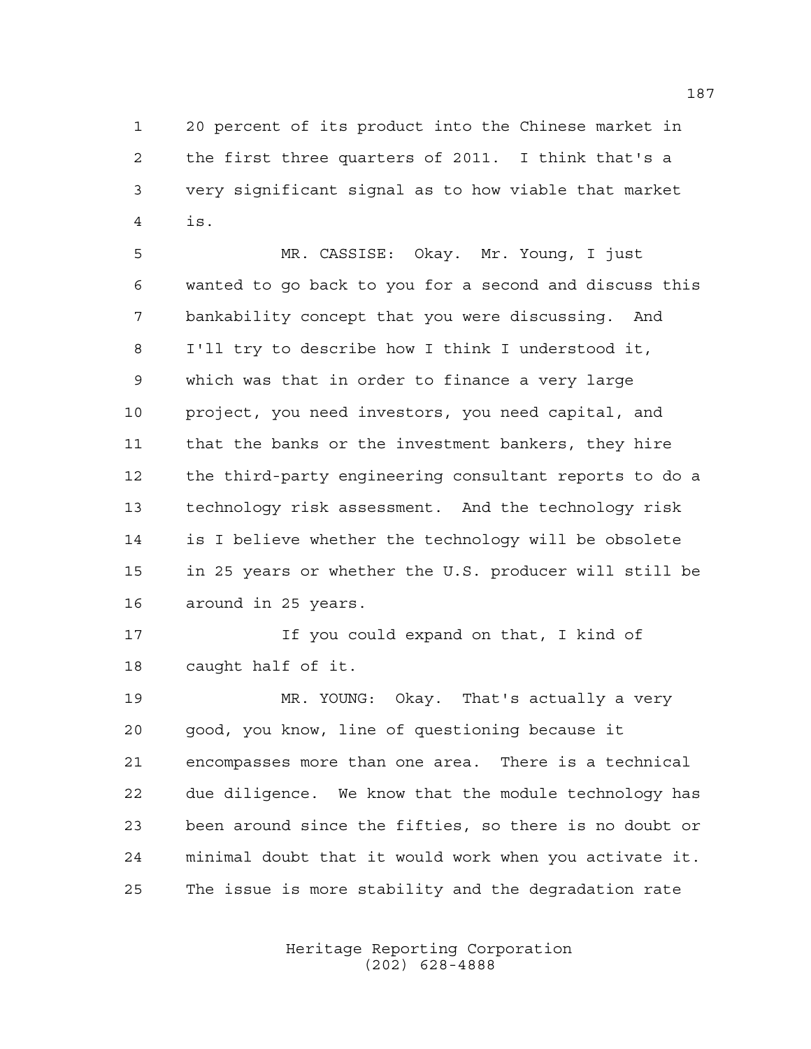20 percent of its product into the Chinese market in the first three quarters of 2011. I think that's a very significant signal as to how viable that market is.

MR. CASSISE: Okay. Mr. Young, I just wanted to go back to you for a second and discuss this bankability concept that you were discussing. And I'll try to describe how I think I understood it, which was that in order to finance a very large project, you need investors, you need capital, and that the banks or the investment bankers, they hire the third-party engineering consultant reports to do a technology risk assessment. And the technology risk is I believe whether the technology will be obsolete in 25 years or whether the U.S. producer will still be around in 25 years.

If you could expand on that, I kind of caught half of it.

MR. YOUNG: Okay. That's actually a very good, you know, line of questioning because it encompasses more than one area. There is a technical due diligence. We know that the module technology has been around since the fifties, so there is no doubt or minimal doubt that it would work when you activate it. The issue is more stability and the degradation rate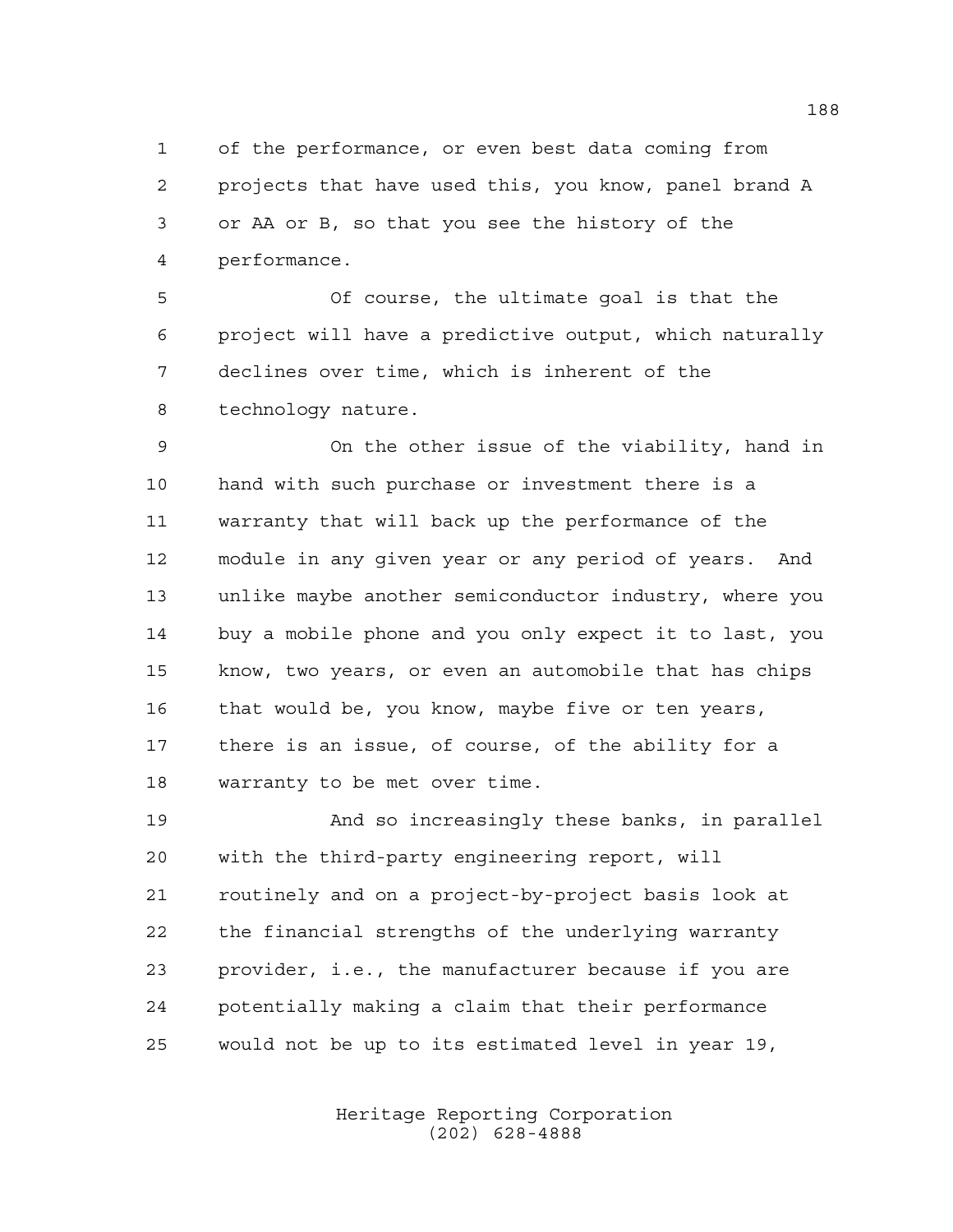of the performance, or even best data coming from projects that have used this, you know, panel brand A or AA or B, so that you see the history of the performance.

Of course, the ultimate goal is that the project will have a predictive output, which naturally declines over time, which is inherent of the technology nature.

On the other issue of the viability, hand in hand with such purchase or investment there is a warranty that will back up the performance of the module in any given year or any period of years. And unlike maybe another semiconductor industry, where you buy a mobile phone and you only expect it to last, you know, two years, or even an automobile that has chips that would be, you know, maybe five or ten years, there is an issue, of course, of the ability for a warranty to be met over time.

And so increasingly these banks, in parallel with the third-party engineering report, will routinely and on a project-by-project basis look at the financial strengths of the underlying warranty provider, i.e., the manufacturer because if you are potentially making a claim that their performance would not be up to its estimated level in year 19,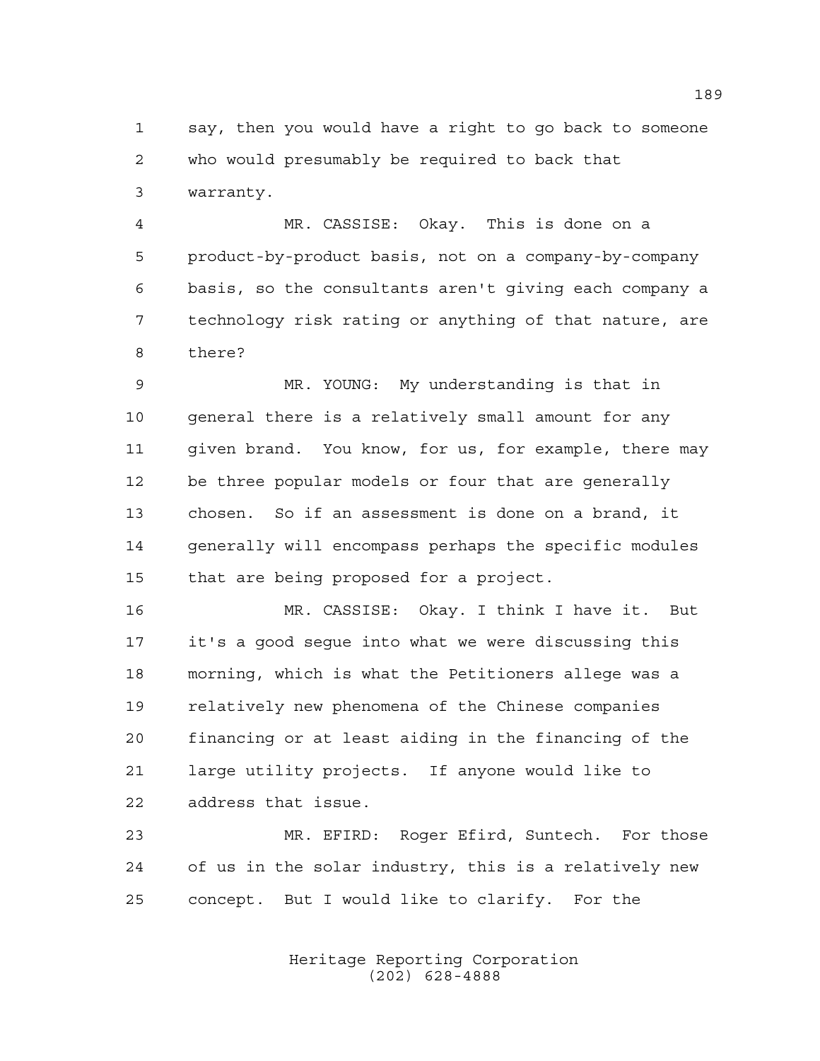say, then you would have a right to go back to someone who would presumably be required to back that warranty.

MR. CASSISE: Okay. This is done on a product-by-product basis, not on a company-by-company basis, so the consultants aren't giving each company a technology risk rating or anything of that nature, are there?

MR. YOUNG: My understanding is that in general there is a relatively small amount for any given brand. You know, for us, for example, there may be three popular models or four that are generally chosen. So if an assessment is done on a brand, it generally will encompass perhaps the specific modules that are being proposed for a project.

MR. CASSISE: Okay. I think I have it. But it's a good segue into what we were discussing this morning, which is what the Petitioners allege was a relatively new phenomena of the Chinese companies financing or at least aiding in the financing of the large utility projects. If anyone would like to address that issue.

MR. EFIRD: Roger Efird, Suntech. For those of us in the solar industry, this is a relatively new concept. But I would like to clarify. For the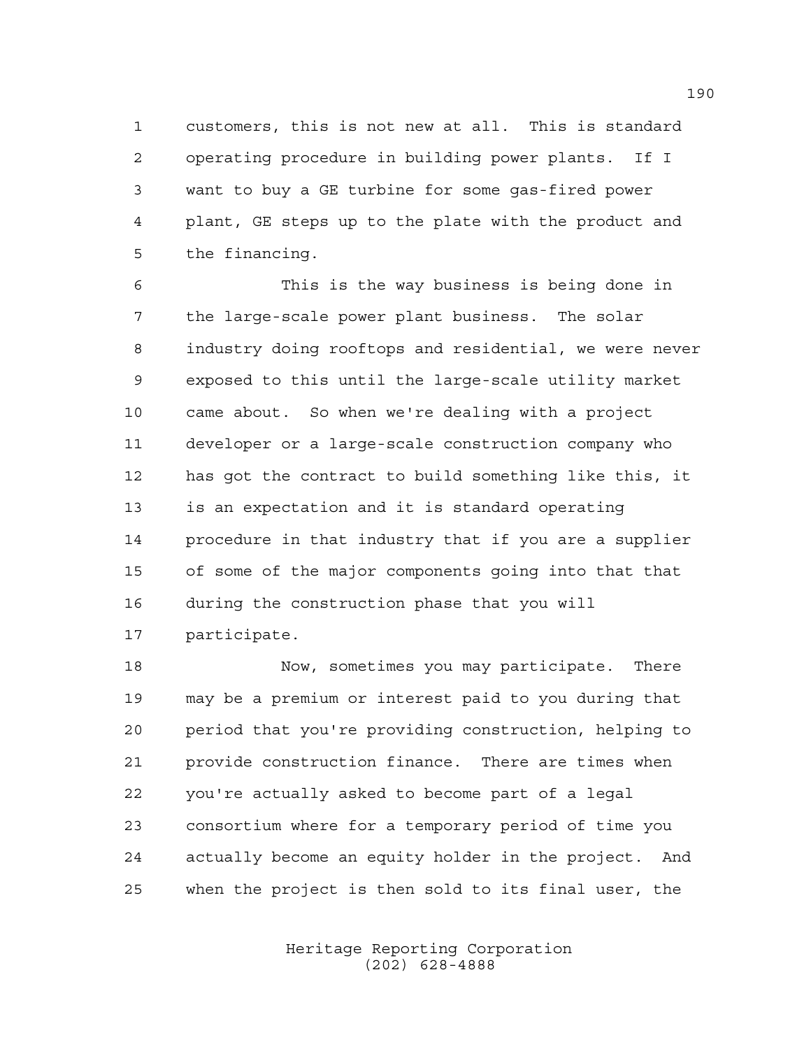customers, this is not new at all. This is standard operating procedure in building power plants. If I want to buy a GE turbine for some gas-fired power plant, GE steps up to the plate with the product and the financing.

This is the way business is being done in the large-scale power plant business. The solar industry doing rooftops and residential, we were never exposed to this until the large-scale utility market came about. So when we're dealing with a project developer or a large-scale construction company who has got the contract to build something like this, it is an expectation and it is standard operating procedure in that industry that if you are a supplier of some of the major components going into that that during the construction phase that you will participate.

Now, sometimes you may participate. There may be a premium or interest paid to you during that period that you're providing construction, helping to provide construction finance. There are times when you're actually asked to become part of a legal consortium where for a temporary period of time you actually become an equity holder in the project. And when the project is then sold to its final user, the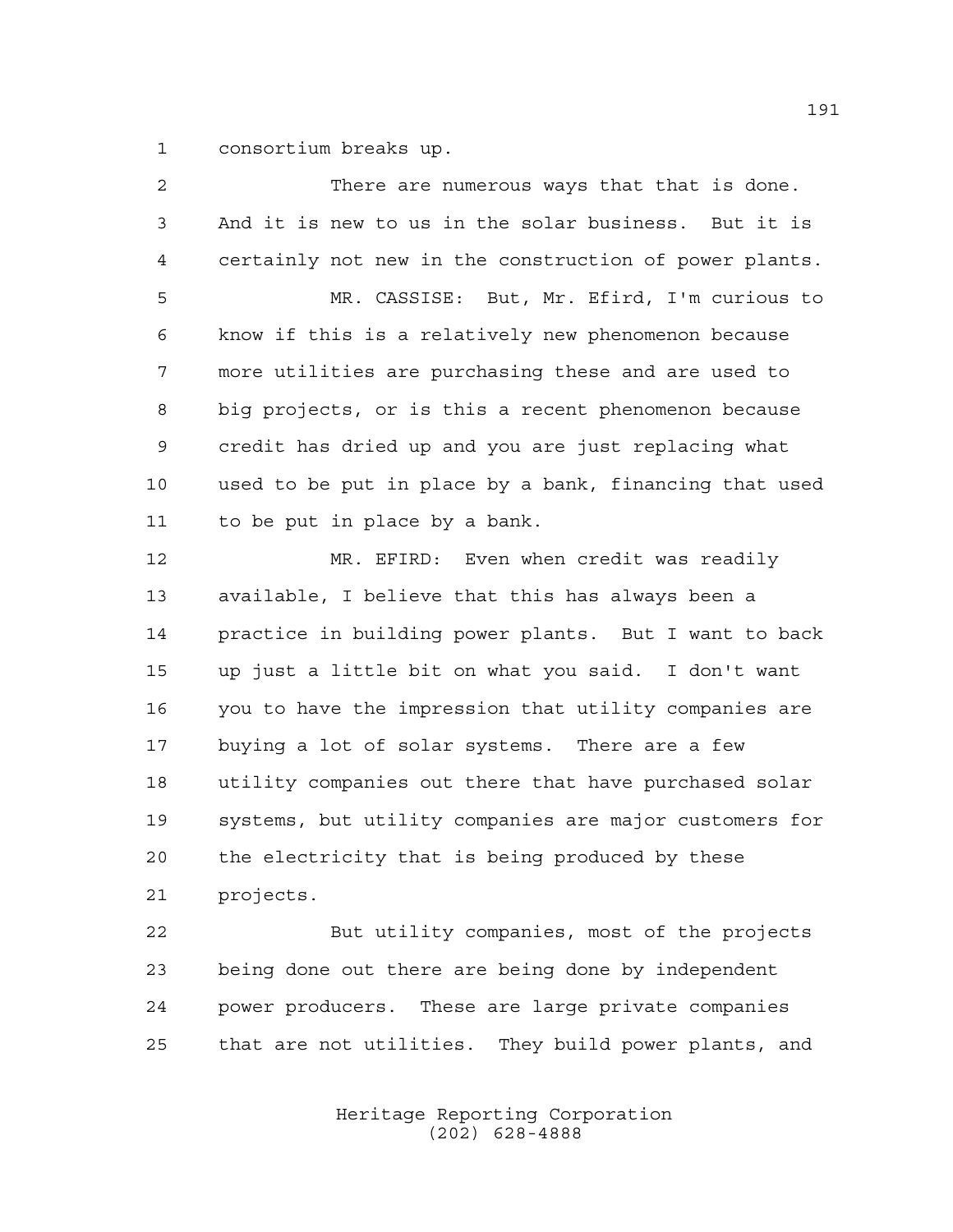consortium breaks up.

There are numerous ways that that is done. And it is new to us in the solar business. But it is certainly not new in the construction of power plants.

MR. CASSISE: But, Mr. Efird, I'm curious to know if this is a relatively new phenomenon because more utilities are purchasing these and are used to big projects, or is this a recent phenomenon because credit has dried up and you are just replacing what used to be put in place by a bank, financing that used to be put in place by a bank.

MR. EFIRD: Even when credit was readily available, I believe that this has always been a practice in building power plants. But I want to back up just a little bit on what you said. I don't want you to have the impression that utility companies are buying a lot of solar systems. There are a few utility companies out there that have purchased solar systems, but utility companies are major customers for the electricity that is being produced by these projects.

But utility companies, most of the projects being done out there are being done by independent power producers. These are large private companies that are not utilities. They build power plants, and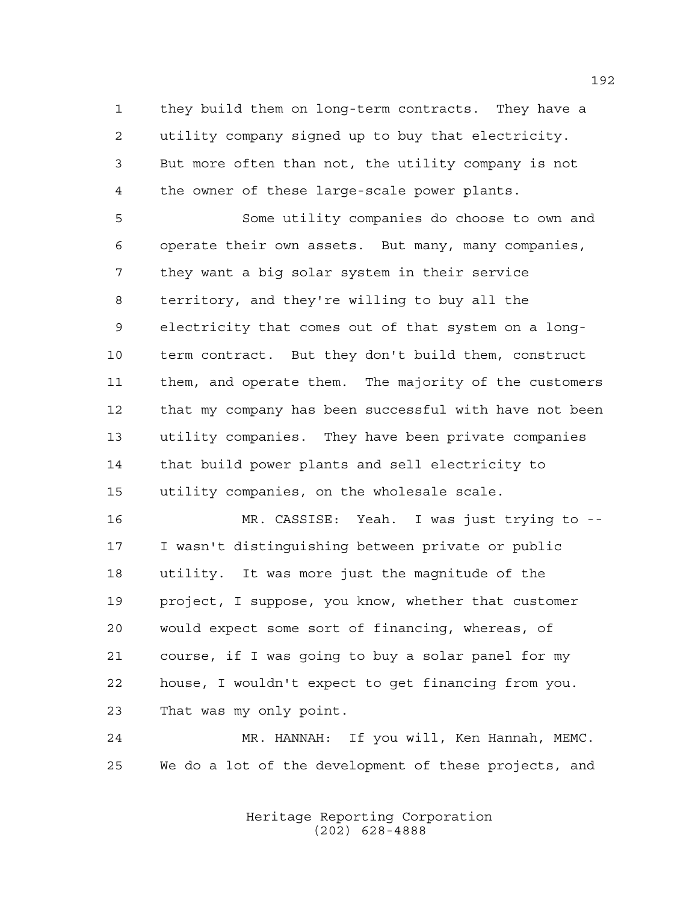they build them on long-term contracts. They have a utility company signed up to buy that electricity. But more often than not, the utility company is not the owner of these large-scale power plants.

Some utility companies do choose to own and operate their own assets. But many, many companies, they want a big solar system in their service territory, and they're willing to buy all the electricity that comes out of that system on a long-term contract. But they don't build them, construct them, and operate them. The majority of the customers that my company has been successful with have not been utility companies. They have been private companies that build power plants and sell electricity to utility companies, on the wholesale scale.

MR. CASSISE: Yeah. I was just trying to -- I wasn't distinguishing between private or public utility. It was more just the magnitude of the project, I suppose, you know, whether that customer would expect some sort of financing, whereas, of course, if I was going to buy a solar panel for my house, I wouldn't expect to get financing from you. That was my only point.

MR. HANNAH: If you will, Ken Hannah, MEMC. We do a lot of the development of these projects, and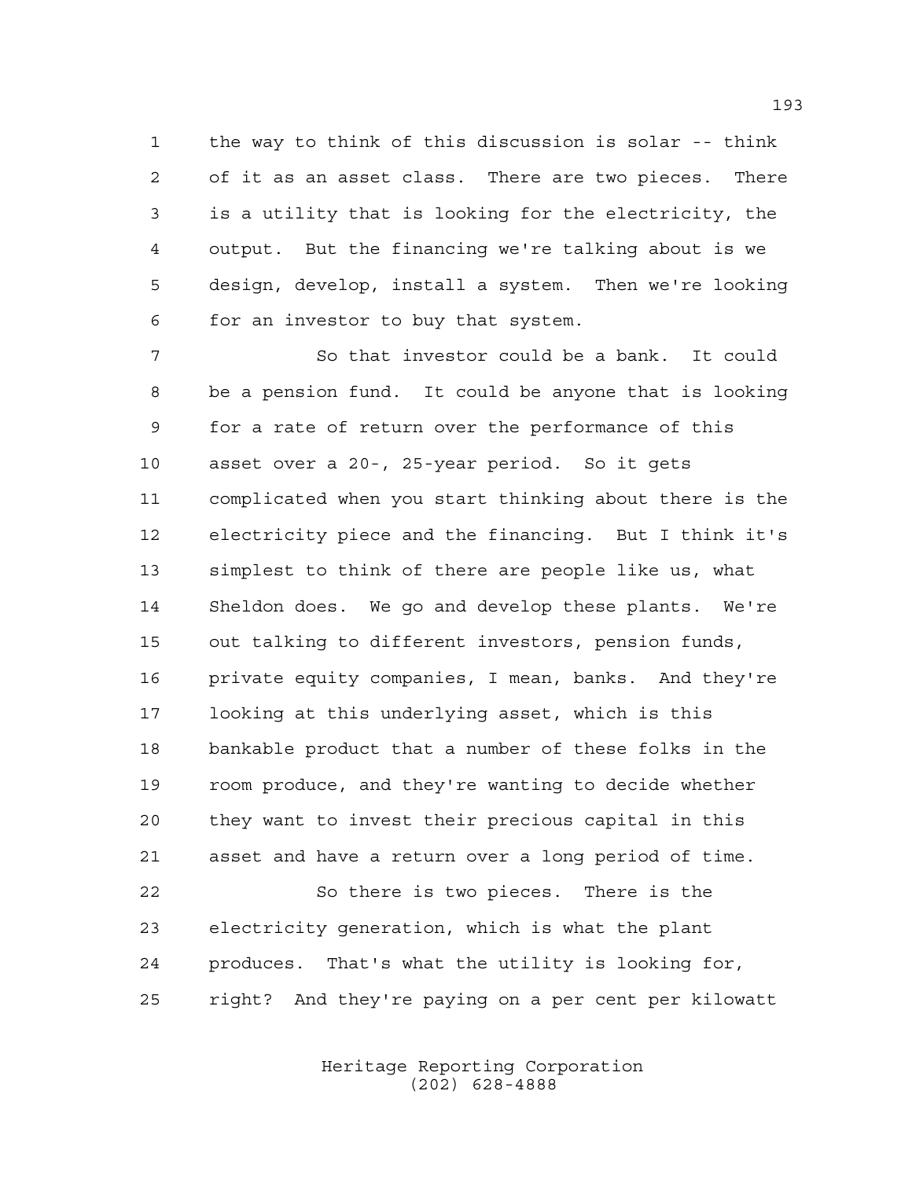the way to think of this discussion is solar -- think of it as an asset class. There are two pieces. There is a utility that is looking for the electricity, the output. But the financing we're talking about is we design, develop, install a system. Then we're looking for an investor to buy that system.

So that investor could be a bank. It could be a pension fund. It could be anyone that is looking for a rate of return over the performance of this asset over a 20-, 25-year period. So it gets complicated when you start thinking about there is the electricity piece and the financing. But I think it's simplest to think of there are people like us, what Sheldon does. We go and develop these plants. We're out talking to different investors, pension funds, private equity companies, I mean, banks. And they're looking at this underlying asset, which is this bankable product that a number of these folks in the room produce, and they're wanting to decide whether they want to invest their precious capital in this asset and have a return over a long period of time.

So there is two pieces. There is the electricity generation, which is what the plant produces. That's what the utility is looking for, right? And they're paying on a per cent per kilowatt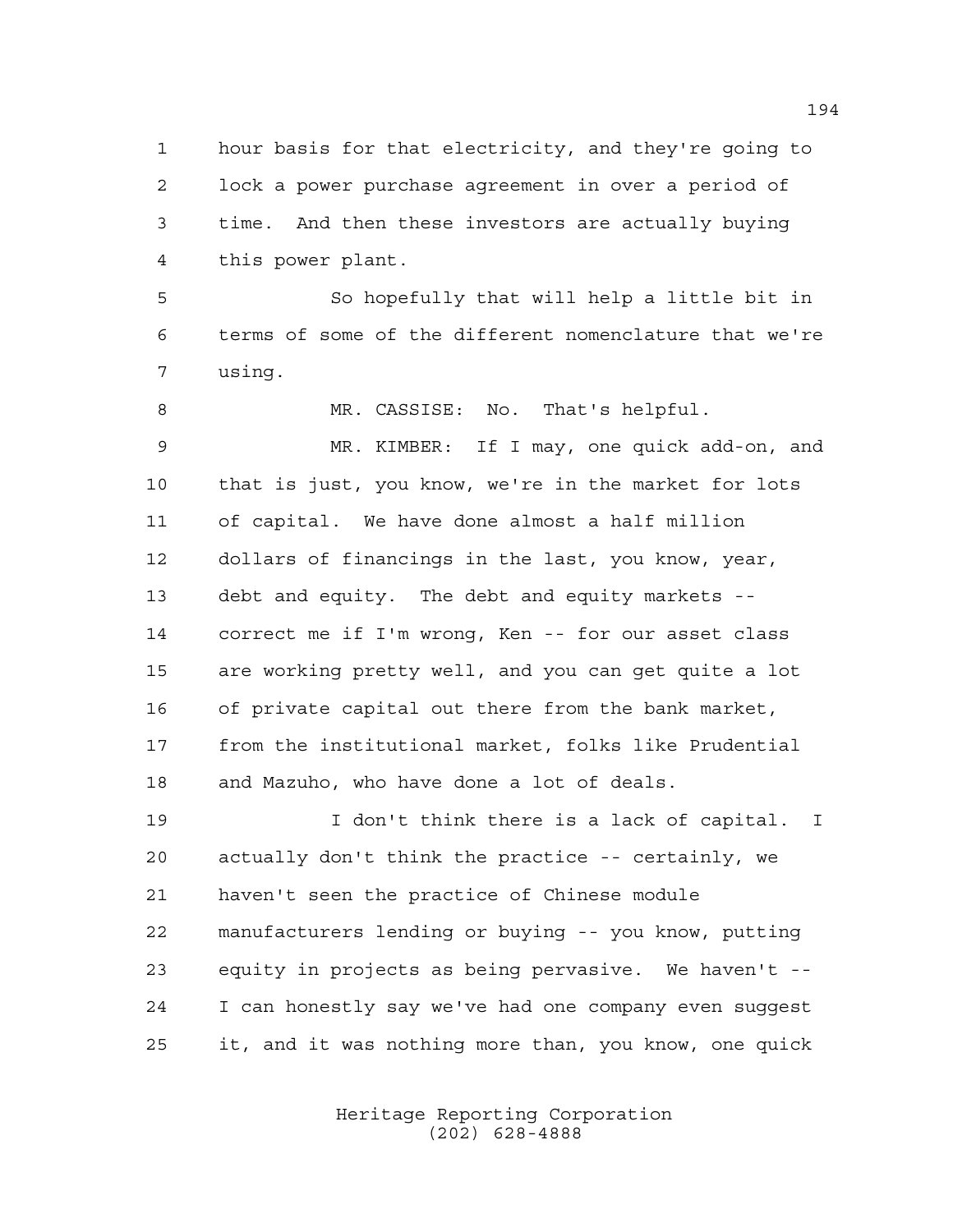hour basis for that electricity, and they're going to lock a power purchase agreement in over a period of time. And then these investors are actually buying this power plant.

So hopefully that will help a little bit in terms of some of the different nomenclature that we're using.

MR. CASSISE: No. That's helpful.

MR. KIMBER: If I may, one quick add-on, and that is just, you know, we're in the market for lots of capital. We have done almost a half million dollars of financings in the last, you know, year, debt and equity. The debt and equity markets -- correct me if I'm wrong, Ken -- for our asset class are working pretty well, and you can get quite a lot of private capital out there from the bank market, from the institutional market, folks like Prudential and Mazuho, who have done a lot of deals.

I don't think there is a lack of capital. I actually don't think the practice -- certainly, we haven't seen the practice of Chinese module manufacturers lending or buying -- you know, putting equity in projects as being pervasive. We haven't -- I can honestly say we've had one company even suggest it, and it was nothing more than, you know, one quick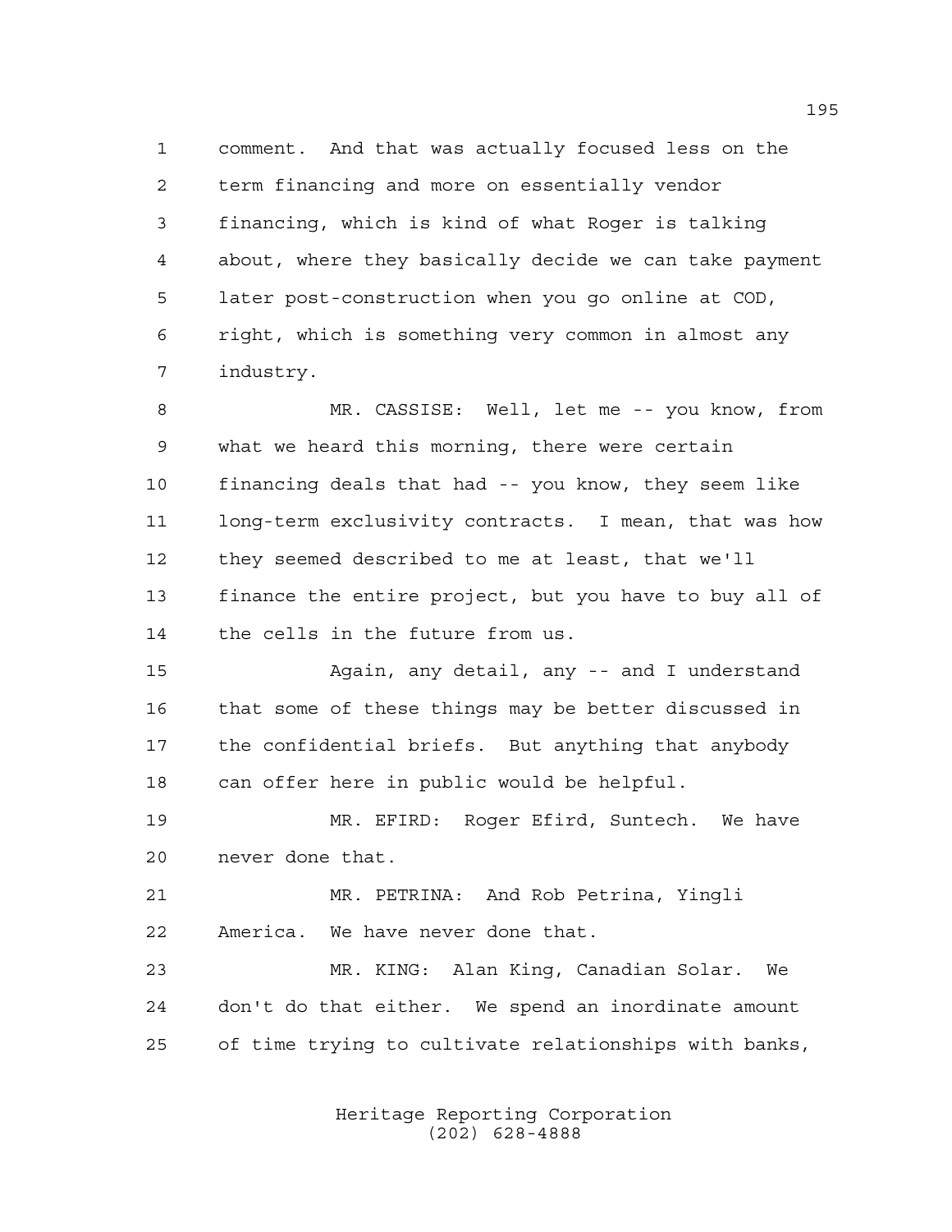comment. And that was actually focused less on the term financing and more on essentially vendor financing, which is kind of what Roger is talking about, where they basically decide we can take payment later post-construction when you go online at COD, right, which is something very common in almost any industry.

MR. CASSISE: Well, let me -- you know, from what we heard this morning, there were certain financing deals that had -- you know, they seem like long-term exclusivity contracts. I mean, that was how they seemed described to me at least, that we'll finance the entire project, but you have to buy all of the cells in the future from us.

Again, any detail, any -- and I understand that some of these things may be better discussed in the confidential briefs. But anything that anybody can offer here in public would be helpful.

MR. EFIRD: Roger Efird, Suntech. We have never done that.

MR. PETRINA: And Rob Petrina, Yingli America. We have never done that.

MR. KING: Alan King, Canadian Solar. We don't do that either. We spend an inordinate amount of time trying to cultivate relationships with banks,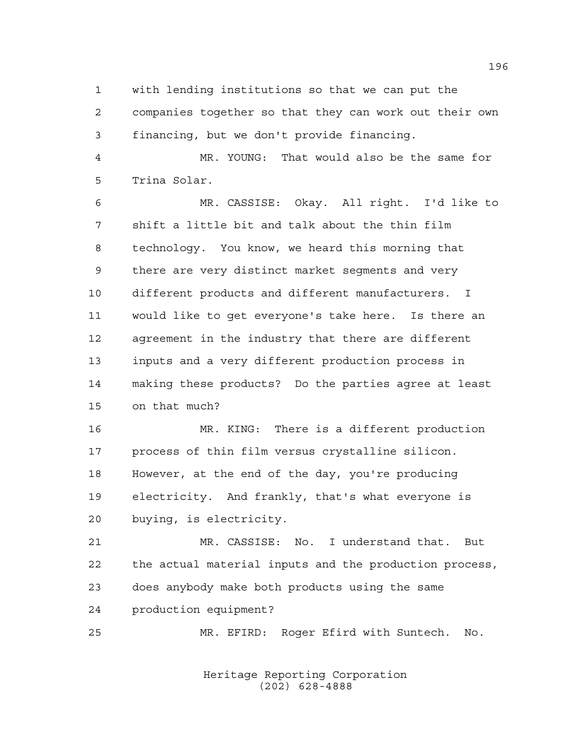1 with lending institutions so that we can put the
2 companies together so that they can work out their own
3 financing, but we don't provide financing.

4 MR. YOUNG: That would also be the same for
5 Trina Solar.

6 MR. CASSISE: Okay. All right. I'd like to
7 shift a little bit and talk about the thin film
8 technology. You know, we heard this morning that
9 there are very distinct market segments and very
10 different products and different manufacturers. I
11 would like to get everyone's take here. Is there an
12 agreement in the industry that there are different
13 inputs and a very different production process in
14 making these products? Do the parties agree at least
15 on that much?

16 MR. KING: There is a different production
17 process of thin film versus crystalline silicon.
18 However, at the end of the day, you're producing
19 electricity. And frankly, that's what everyone is
20 buying, is electricity.

21 MR. CASSISE: No. I understand that. But
22 the actual material inputs and the production process,
23 does anybody make both products using the same
24 production equipment?

25 MR. EFIRD: Roger Efird with Suntech. No.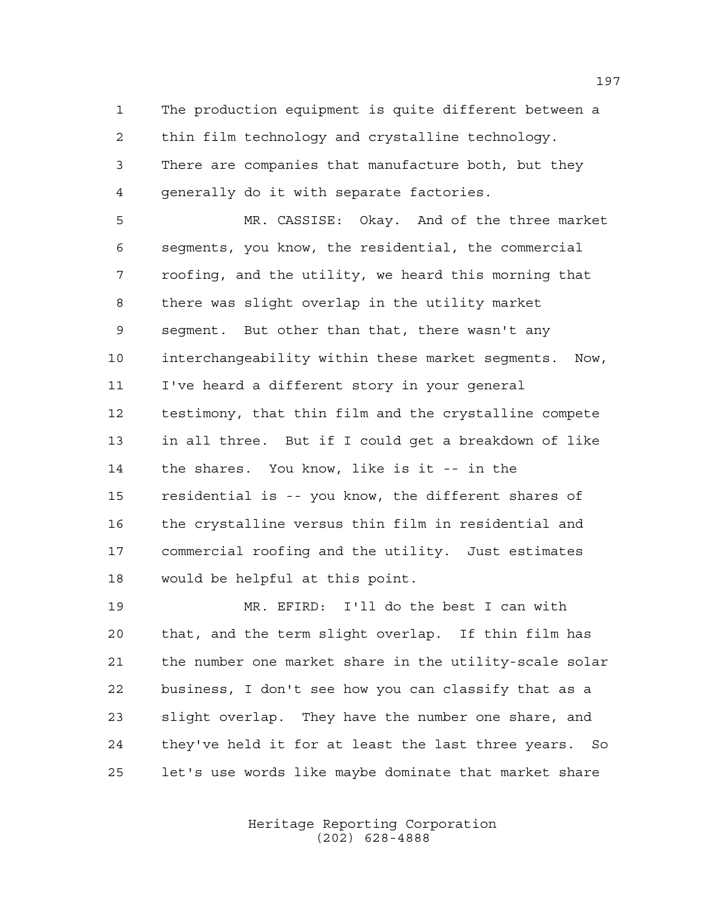The production equipment is quite different between a thin film technology and crystalline technology. There are companies that manufacture both, but they generally do it with separate factories.

MR. CASSISE: Okay. And of the three market segments, you know, the residential, the commercial roofing, and the utility, we heard this morning that there was slight overlap in the utility market segment. But other than that, there wasn't any interchangeability within these market segments. Now, I've heard a different story in your general testimony, that thin film and the crystalline compete in all three. But if I could get a breakdown of like the shares. You know, like is it -- in the residential is -- you know, the different shares of the crystalline versus thin film in residential and commercial roofing and the utility. Just estimates would be helpful at this point.

MR. EFIRD: I'll do the best I can with that, and the term slight overlap. If thin film has the number one market share in the utility-scale solar business, I don't see how you can classify that as a slight overlap. They have the number one share, and they've held it for at least the last three years. So let's use words like maybe dominate that market share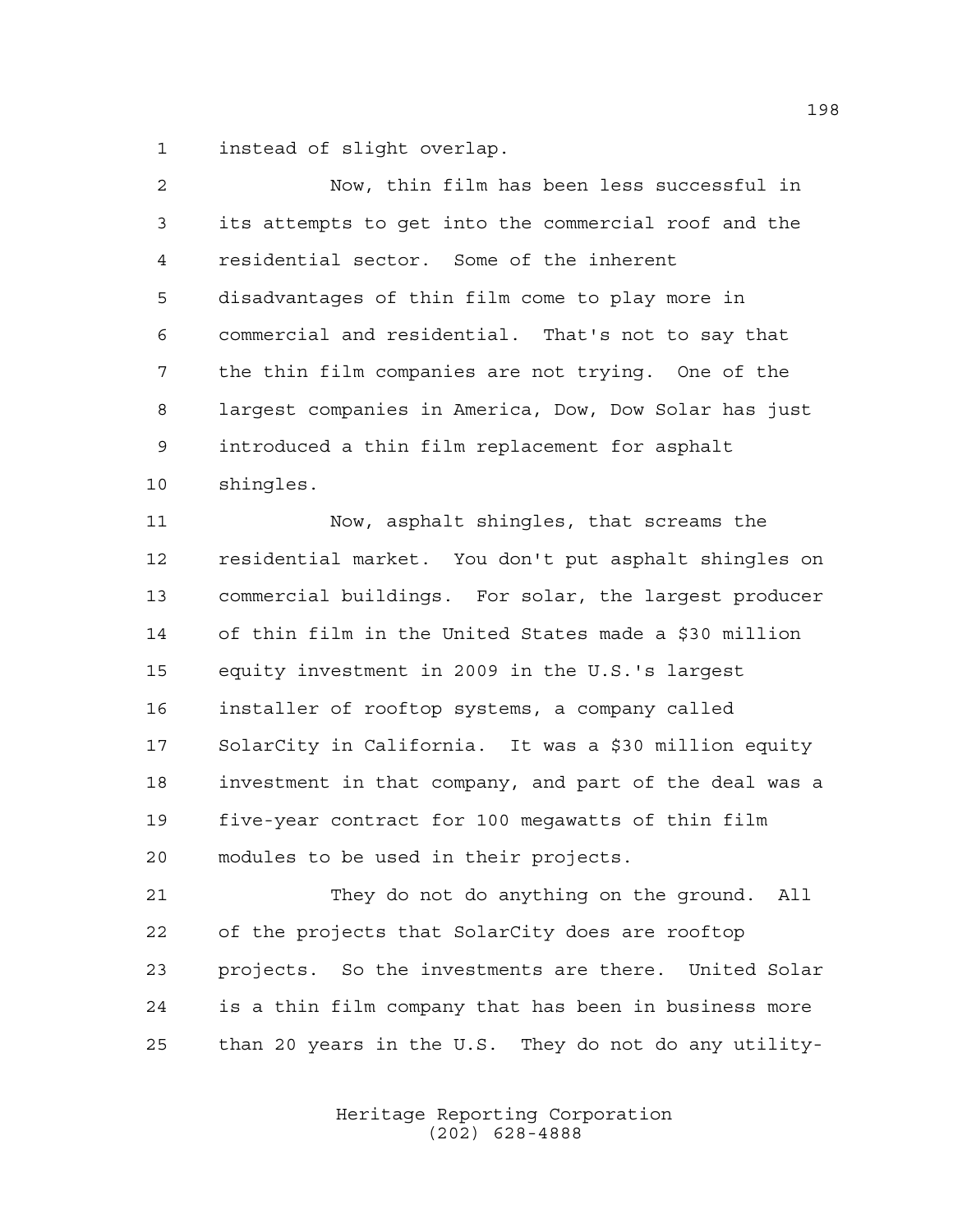instead of slight overlap.

Now, thin film has been less successful in its attempts to get into the commercial roof and the residential sector. Some of the inherent disadvantages of thin film come to play more in commercial and residential. That's not to say that the thin film companies are not trying. One of the largest companies in America, Dow, Dow Solar has just introduced a thin film replacement for asphalt shingles.

Now, asphalt shingles, that screams the residential market. You don't put asphalt shingles on commercial buildings. For solar, the largest producer of thin film in the United States made a $30 million equity investment in 2009 in the U.S.'s largest installer of rooftop systems, a company called SolarCity in California. It was a $30 million equity investment in that company, and part of the deal was a five-year contract for 100 megawatts of thin film modules to be used in their projects.

They do not do anything on the ground. All of the projects that SolarCity does are rooftop projects. So the investments are there. United Solar is a thin film company that has been in business more than 20 years in the U.S. They do not do any utility-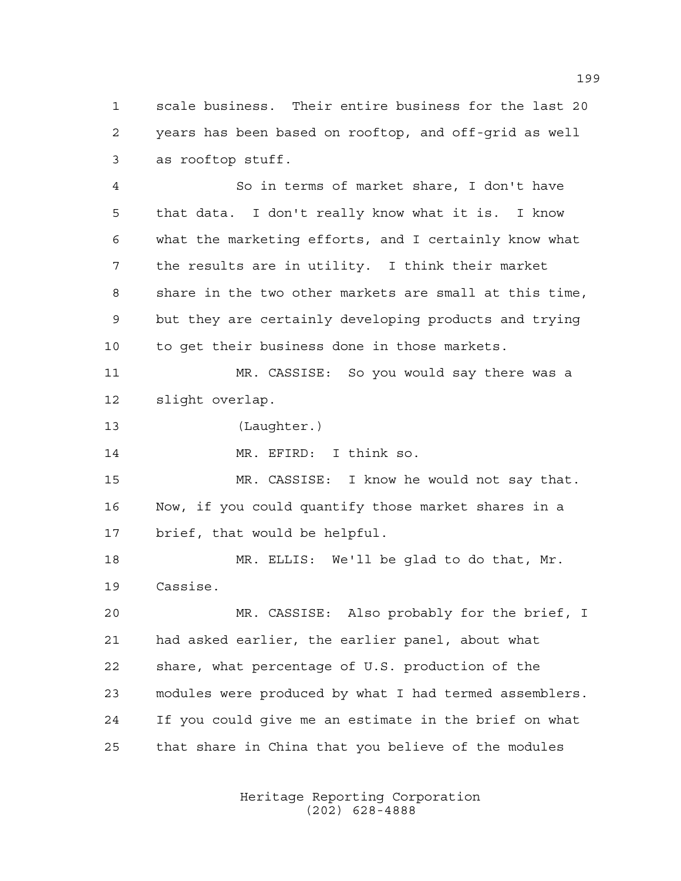scale business. Their entire business for the last 20 years has been based on rooftop, and off-grid as well as rooftop stuff.

So in terms of market share, I don't have that data. I don't really know what it is. I know what the marketing efforts, and I certainly know what the results are in utility. I think their market share in the two other markets are small at this time, but they are certainly developing products and trying to get their business done in those markets.

MR. CASSISE: So you would say there was a slight overlap.

(Laughter.)

MR. EFIRD: I think so.

MR. CASSISE: I know he would not say that. Now, if you could quantify those market shares in a brief, that would be helpful.

MR. ELLIS: We'll be glad to do that, Mr. Cassise.

MR. CASSISE: Also probably for the brief, I had asked earlier, the earlier panel, about what share, what percentage of U.S. production of the modules were produced by what I had termed assemblers. If you could give me an estimate in the brief on what that share in China that you believe of the modules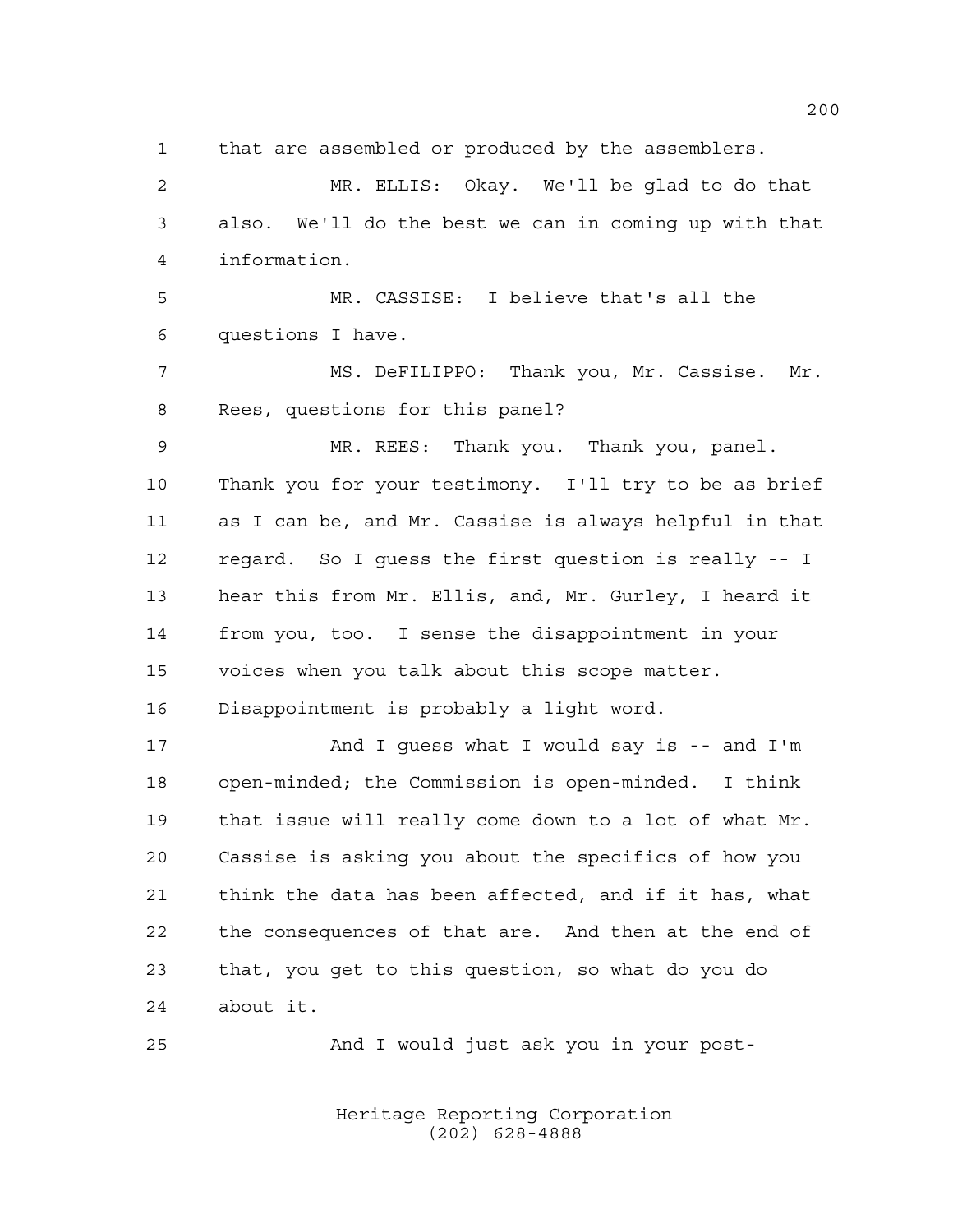that are assembled or produced by the assemblers.

MR. ELLIS: Okay. We'll be glad to do that also. We'll do the best we can in coming up with that information.

MR. CASSISE: I believe that's all the questions I have.

MS. DeFILIPPO: Thank you, Mr. Cassise. Mr. Rees, questions for this panel?

MR. REES: Thank you. Thank you, panel. Thank you for your testimony. I'll try to be as brief as I can be, and Mr. Cassise is always helpful in that regard. So I guess the first question is really -- I hear this from Mr. Ellis, and, Mr. Gurley, I heard it from you, too. I sense the disappointment in your voices when you talk about this scope matter. Disappointment is probably a light word.

And I guess what I would say is -- and I'm open-minded; the Commission is open-minded. I think that issue will really come down to a lot of what Mr. Cassise is asking you about the specifics of how you think the data has been affected, and if it has, what the consequences of that are. And then at the end of that, you get to this question, so what do you do about it.

And I would just ask you in your post-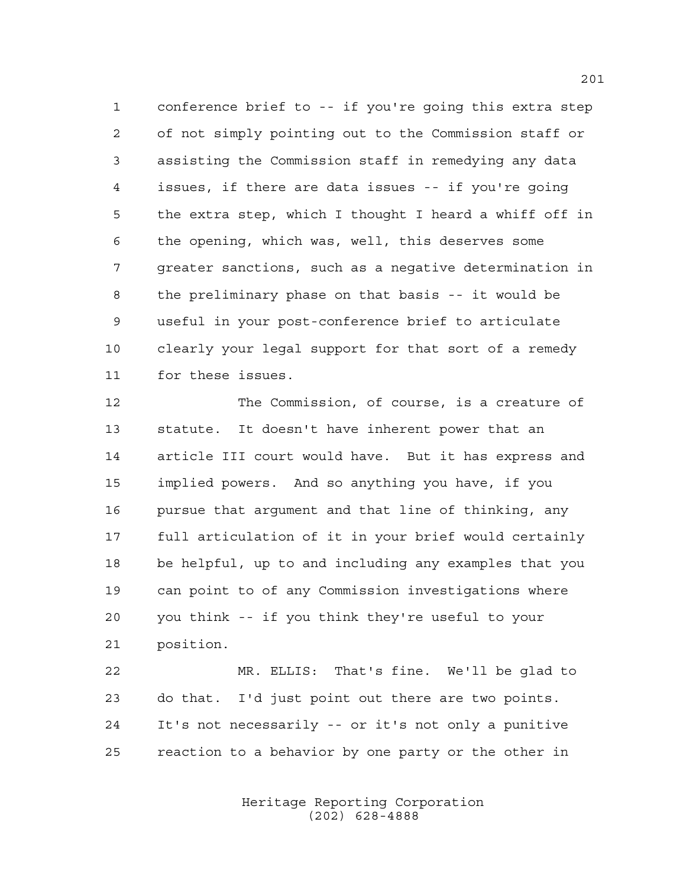conference brief to -- if you're going this extra step of not simply pointing out to the Commission staff or assisting the Commission staff in remedying any data issues, if there are data issues -- if you're going the extra step, which I thought I heard a whiff off in the opening, which was, well, this deserves some greater sanctions, such as a negative determination in the preliminary phase on that basis -- it would be useful in your post-conference brief to articulate clearly your legal support for that sort of a remedy for these issues.

The Commission, of course, is a creature of statute. It doesn't have inherent power that an article III court would have. But it has express and implied powers. And so anything you have, if you pursue that argument and that line of thinking, any full articulation of it in your brief would certainly be helpful, up to and including any examples that you can point to of any Commission investigations where you think -- if you think they're useful to your position.

MR. ELLIS: That's fine. We'll be glad to do that. I'd just point out there are two points. It's not necessarily -- or it's not only a punitive reaction to a behavior by one party or the other in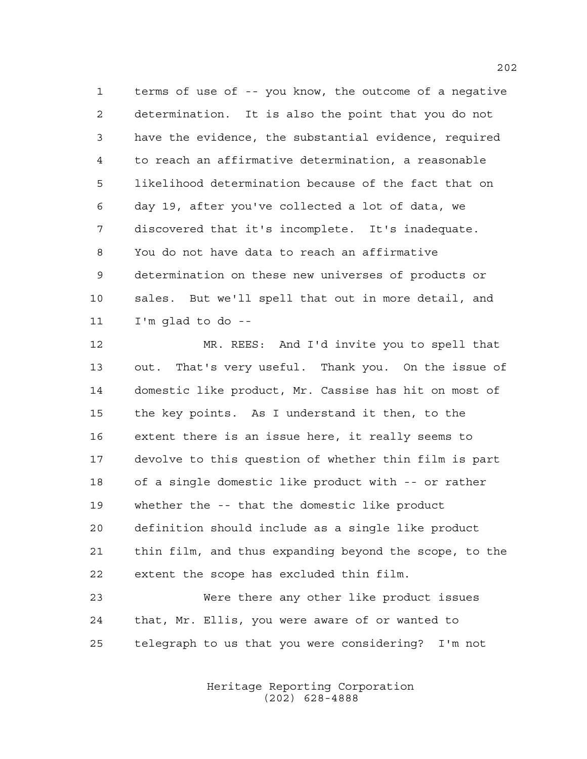terms of use of -- you know, the outcome of a negative determination. It is also the point that you do not have the evidence, the substantial evidence, required to reach an affirmative determination, a reasonable likelihood determination because of the fact that on day 19, after you've collected a lot of data, we discovered that it's incomplete. It's inadequate. You do not have data to reach an affirmative determination on these new universes of products or sales. But we'll spell that out in more detail, and I'm glad to do --

MR. REES: And I'd invite you to spell that out. That's very useful. Thank you. On the issue of domestic like product, Mr. Cassise has hit on most of the key points. As I understand it then, to the extent there is an issue here, it really seems to devolve to this question of whether thin film is part of a single domestic like product with -- or rather whether the -- that the domestic like product definition should include as a single like product thin film, and thus expanding beyond the scope, to the extent the scope has excluded thin film.

Were there any other like product issues that, Mr. Ellis, you were aware of or wanted to telegraph to us that you were considering? I'm not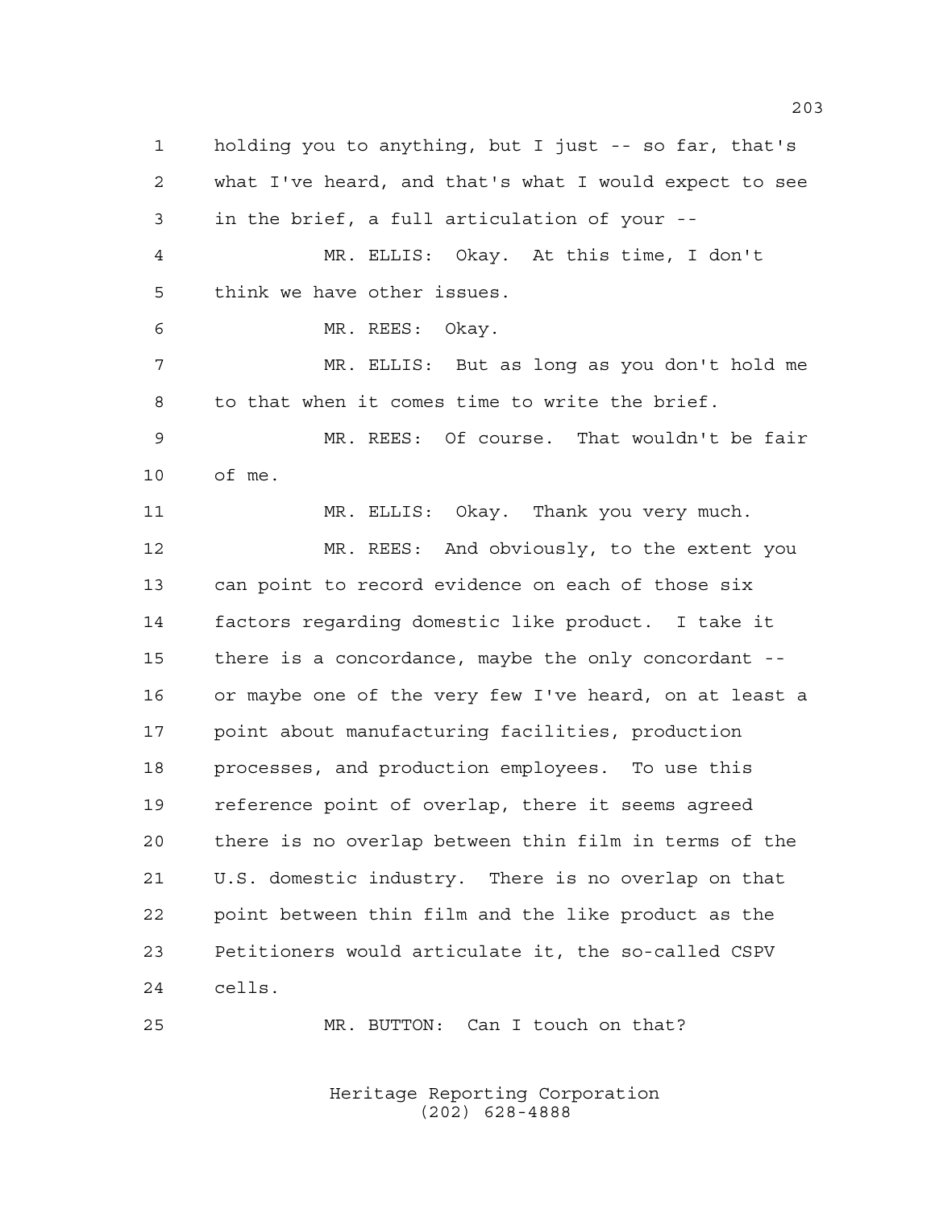holding you to anything, but I just -- so far, that's what I've heard, and that's what I would expect to see in the brief, a full articulation of your --

MR. ELLIS: Okay. At this time, I don't think we have other issues.

MR. REES: Okay.

MR. ELLIS: But as long as you don't hold me to that when it comes time to write the brief.

MR. REES: Of course. That wouldn't be fair of me.

MR. ELLIS: Okay. Thank you very much.

MR. REES: And obviously, to the extent you can point to record evidence on each of those six factors regarding domestic like product. I take it there is a concordance, maybe the only concordant -- or maybe one of the very few I've heard, on at least a point about manufacturing facilities, production processes, and production employees. To use this reference point of overlap, there it seems agreed there is no overlap between thin film in terms of the U.S. domestic industry. There is no overlap on that point between thin film and the like product as the Petitioners would articulate it, the so-called CSPV cells.

MR. BUTTON: Can I touch on that?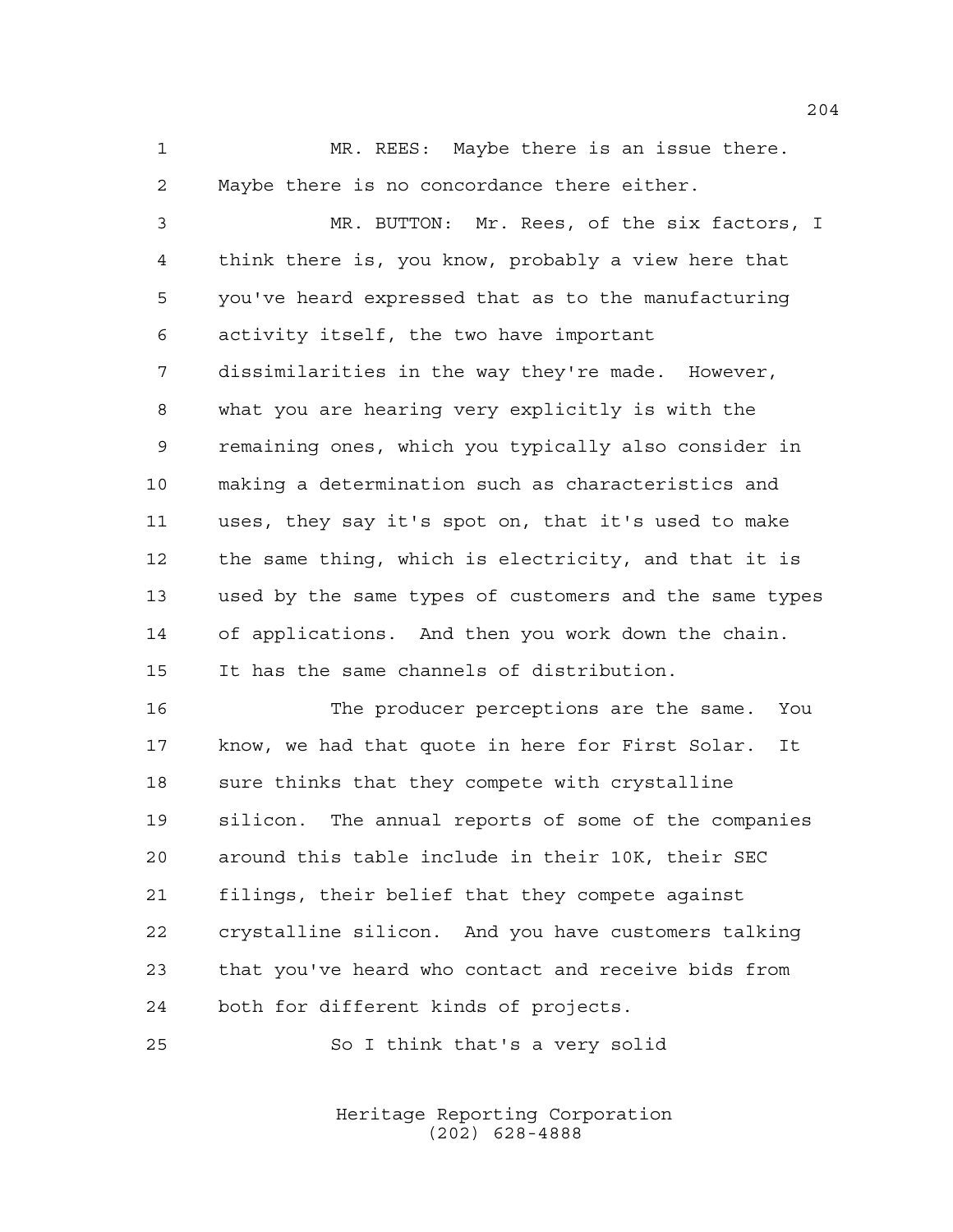MR. REES: Maybe there is an issue there. Maybe there is no concordance there either.

MR. BUTTON: Mr. Rees, of the six factors, I think there is, you know, probably a view here that you've heard expressed that as to the manufacturing activity itself, the two have important dissimilarities in the way they're made. However, what you are hearing very explicitly is with the remaining ones, which you typically also consider in making a determination such as characteristics and uses, they say it's spot on, that it's used to make the same thing, which is electricity, and that it is used by the same types of customers and the same types of applications. And then you work down the chain. It has the same channels of distribution.

The producer perceptions are the same. You know, we had that quote in here for First Solar. It sure thinks that they compete with crystalline silicon. The annual reports of some of the companies around this table include in their 10K, their SEC filings, their belief that they compete against crystalline silicon. And you have customers talking that you've heard who contact and receive bids from both for different kinds of projects.

So I think that's a very solid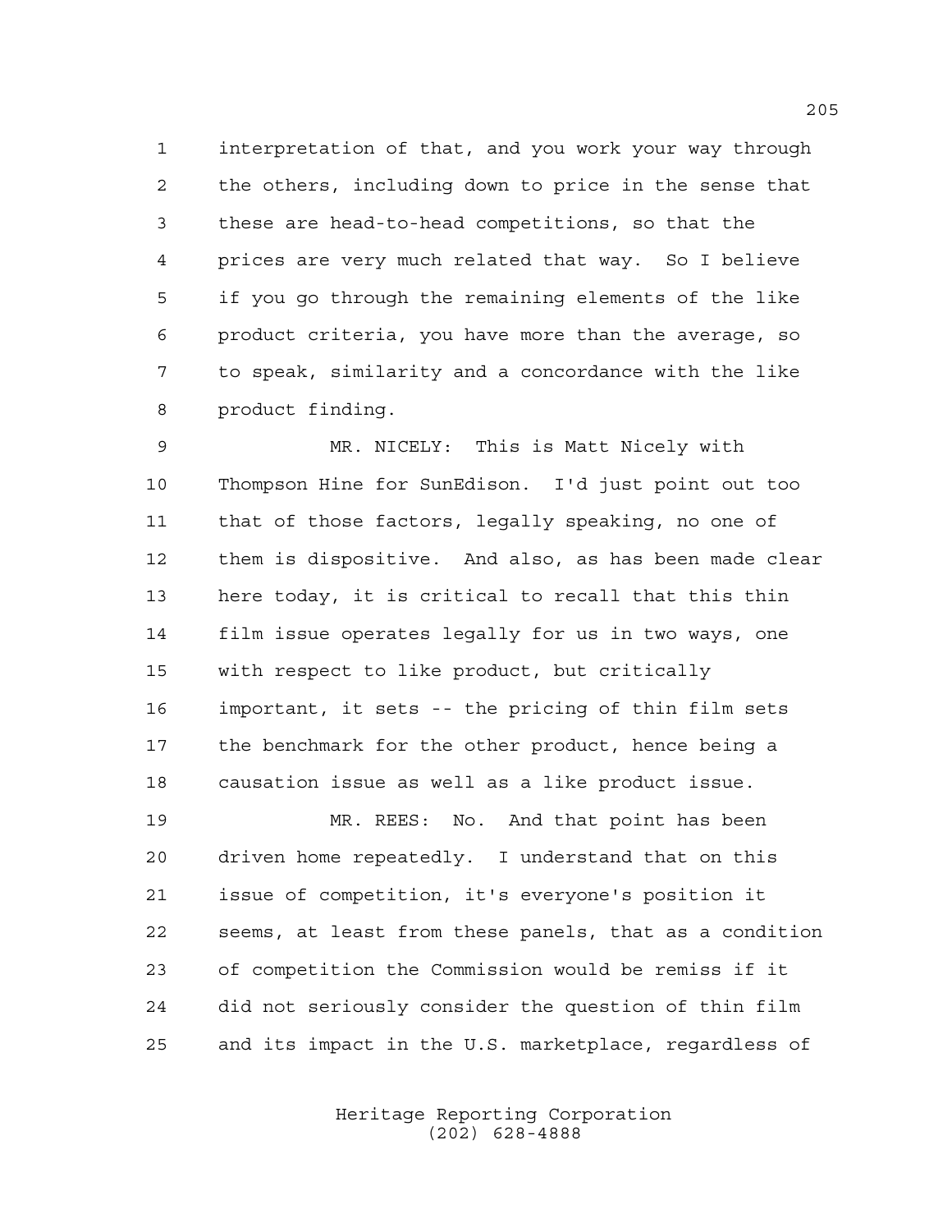interpretation of that, and you work your way through the others, including down to price in the sense that these are head-to-head competitions, so that the prices are very much related that way. So I believe if you go through the remaining elements of the like product criteria, you have more than the average, so to speak, similarity and a concordance with the like product finding.

MR. NICELY: This is Matt Nicely with Thompson Hine for SunEdison. I'd just point out too that of those factors, legally speaking, no one of them is dispositive. And also, as has been made clear here today, it is critical to recall that this thin film issue operates legally for us in two ways, one with respect to like product, but critically important, it sets -- the pricing of thin film sets the benchmark for the other product, hence being a causation issue as well as a like product issue.

MR. REES: No. And that point has been driven home repeatedly. I understand that on this issue of competition, it's everyone's position it seems, at least from these panels, that as a condition of competition the Commission would be remiss if it did not seriously consider the question of thin film and its impact in the U.S. marketplace, regardless of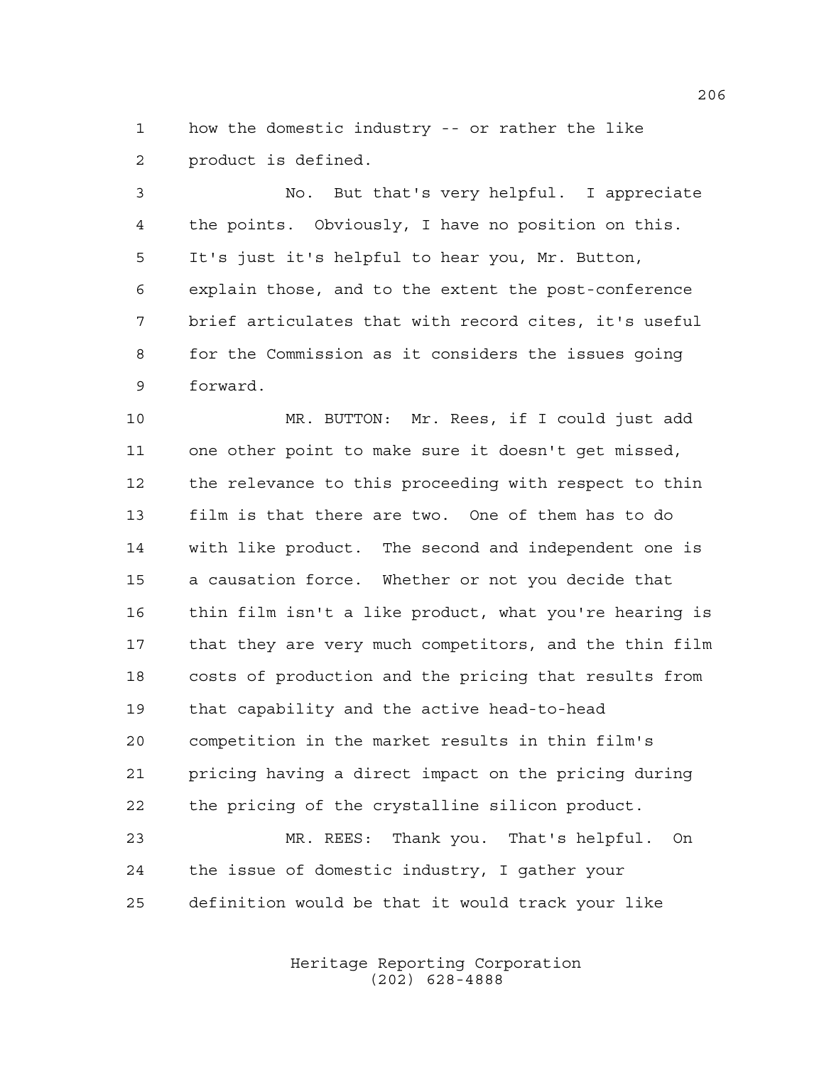how the domestic industry -- or rather the like product is defined.

No. But that's very helpful. I appreciate the points. Obviously, I have no position on this. It's just it's helpful to hear you, Mr. Button, explain those, and to the extent the post-conference brief articulates that with record cites, it's useful for the Commission as it considers the issues going forward.

MR. BUTTON: Mr. Rees, if I could just add one other point to make sure it doesn't get missed, the relevance to this proceeding with respect to thin film is that there are two. One of them has to do with like product. The second and independent one is a causation force. Whether or not you decide that thin film isn't a like product, what you're hearing is that they are very much competitors, and the thin film costs of production and the pricing that results from that capability and the active head-to-head competition in the market results in thin film's pricing having a direct impact on the pricing during the pricing of the crystalline silicon product.

MR. REES: Thank you. That's helpful. On the issue of domestic industry, I gather your definition would be that it would track your like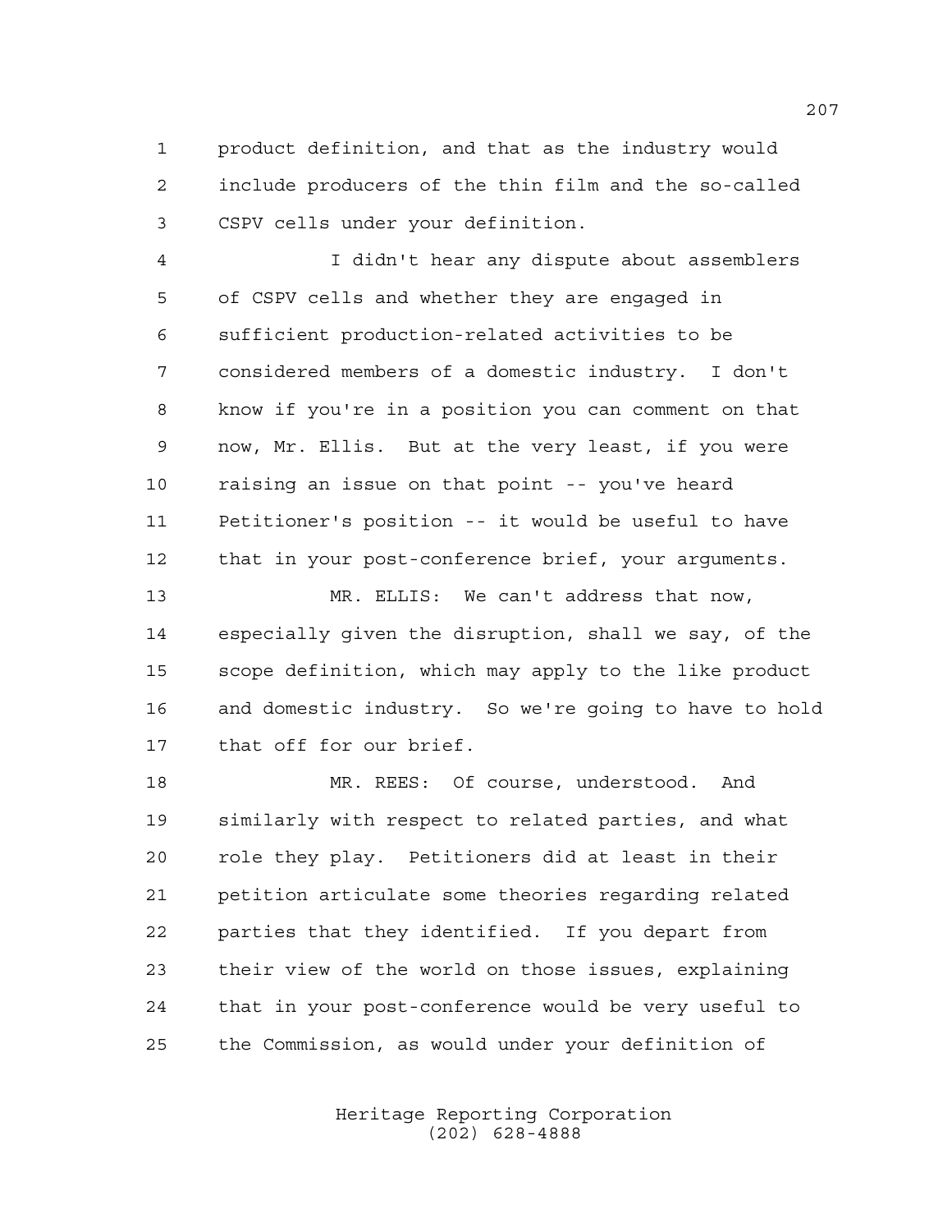product definition, and that as the industry would include producers of the thin film and the so-called CSPV cells under your definition.

I didn't hear any dispute about assemblers of CSPV cells and whether they are engaged in sufficient production-related activities to be considered members of a domestic industry. I don't know if you're in a position you can comment on that now, Mr. Ellis. But at the very least, if you were raising an issue on that point -- you've heard Petitioner's position -- it would be useful to have that in your post-conference brief, your arguments.

MR. ELLIS: We can't address that now, especially given the disruption, shall we say, of the scope definition, which may apply to the like product and domestic industry. So we're going to have to hold that off for our brief.

MR. REES: Of course, understood. And similarly with respect to related parties, and what role they play. Petitioners did at least in their petition articulate some theories regarding related parties that they identified. If you depart from their view of the world on those issues, explaining that in your post-conference would be very useful to the Commission, as would under your definition of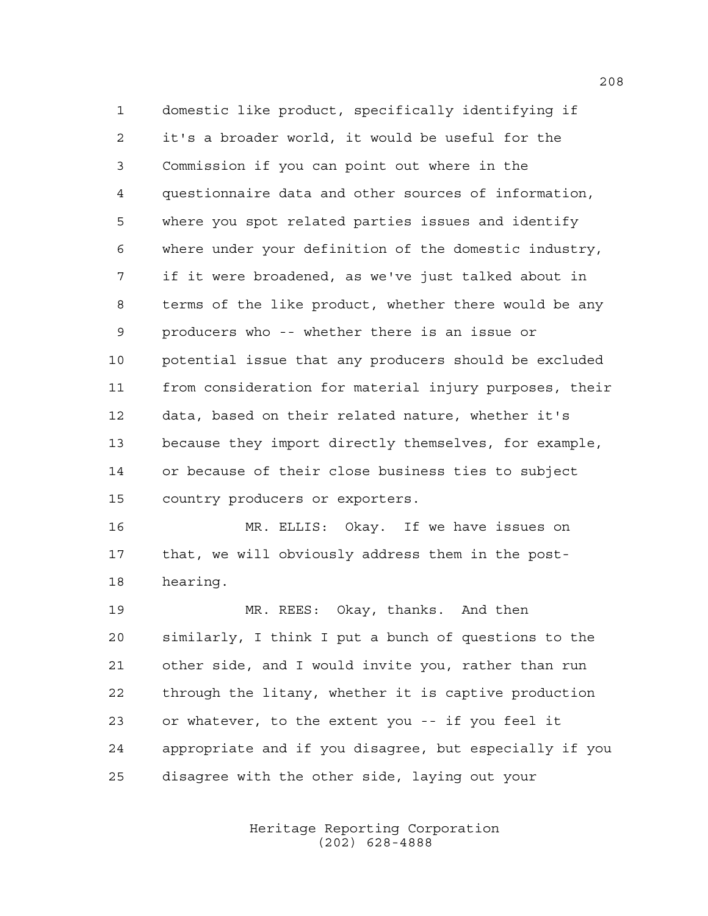domestic like product, specifically identifying if it's a broader world, it would be useful for the Commission if you can point out where in the questionnaire data and other sources of information, where you spot related parties issues and identify where under your definition of the domestic industry, if it were broadened, as we've just talked about in terms of the like product, whether there would be any producers who -- whether there is an issue or potential issue that any producers should be excluded from consideration for material injury purposes, their data, based on their related nature, whether it's because they import directly themselves, for example, or because of their close business ties to subject country producers or exporters.

MR. ELLIS: Okay. If we have issues on that, we will obviously address them in the post-hearing.

MR. REES: Okay, thanks. And then similarly, I think I put a bunch of questions to the other side, and I would invite you, rather than run through the litany, whether it is captive production or whatever, to the extent you -- if you feel it appropriate and if you disagree, but especially if you disagree with the other side, laying out your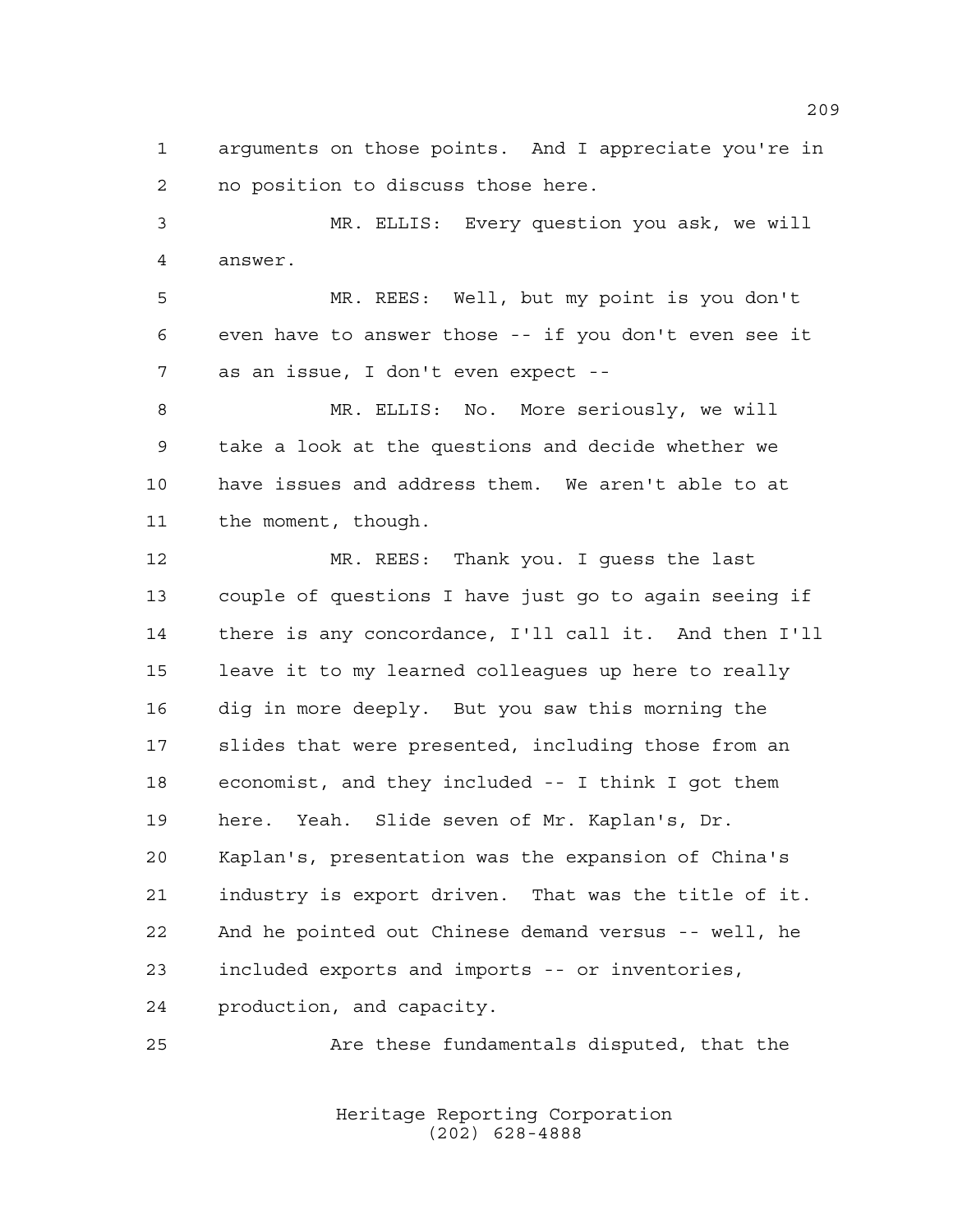1 arguments on those points. And I appreciate you're in
2 no position to discuss those here.

3 MR. ELLIS: Every question you ask, we will
4 answer.

5 MR. REES: Well, but my point is you don't
6 even have to answer those -- if you don't even see it
7 as an issue, I don't even expect --

8 MR. ELLIS: No. More seriously, we will
9 take a look at the questions and decide whether we
10 have issues and address them. We aren't able to at
11 the moment, though.

12 MR. REES: Thank you. I guess the last
13 couple of questions I have just go to again seeing if
14 there is any concordance, I'll call it. And then I'll
15 leave it to my learned colleagues up here to really
16 dig in more deeply. But you saw this morning the
17 slides that were presented, including those from an
18 economist, and they included -- I think I got them
19 here. Yeah. Slide seven of Mr. Kaplan's, Dr.
20 Kaplan's, presentation was the expansion of China's
21 industry is export driven. That was the title of it.
22 And he pointed out Chinese demand versus -- well, he
23 included exports and imports -- or inventories,
24 production, and capacity.

25 Are these fundamentals disputed, that the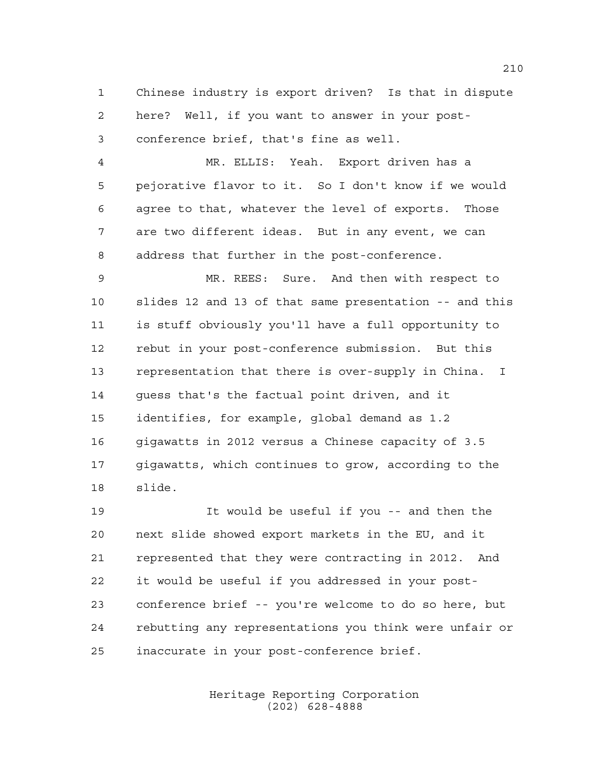Chinese industry is export driven? Is that in dispute here? Well, if you want to answer in your post-conference brief, that's fine as well.

MR. ELLIS: Yeah. Export driven has a pejorative flavor to it. So I don't know if we would agree to that, whatever the level of exports. Those are two different ideas. But in any event, we can address that further in the post-conference.

MR. REES: Sure. And then with respect to slides 12 and 13 of that same presentation -- and this is stuff obviously you'll have a full opportunity to rebut in your post-conference submission. But this representation that there is over-supply in China. I guess that's the factual point driven, and it identifies, for example, global demand as 1.2 gigawatts in 2012 versus a Chinese capacity of 3.5 gigawatts, which continues to grow, according to the slide.

It would be useful if you -- and then the next slide showed export markets in the EU, and it represented that they were contracting in 2012. And it would be useful if you addressed in your post-conference brief -- you're welcome to do so here, but rebutting any representations you think were unfair or inaccurate in your post-conference brief.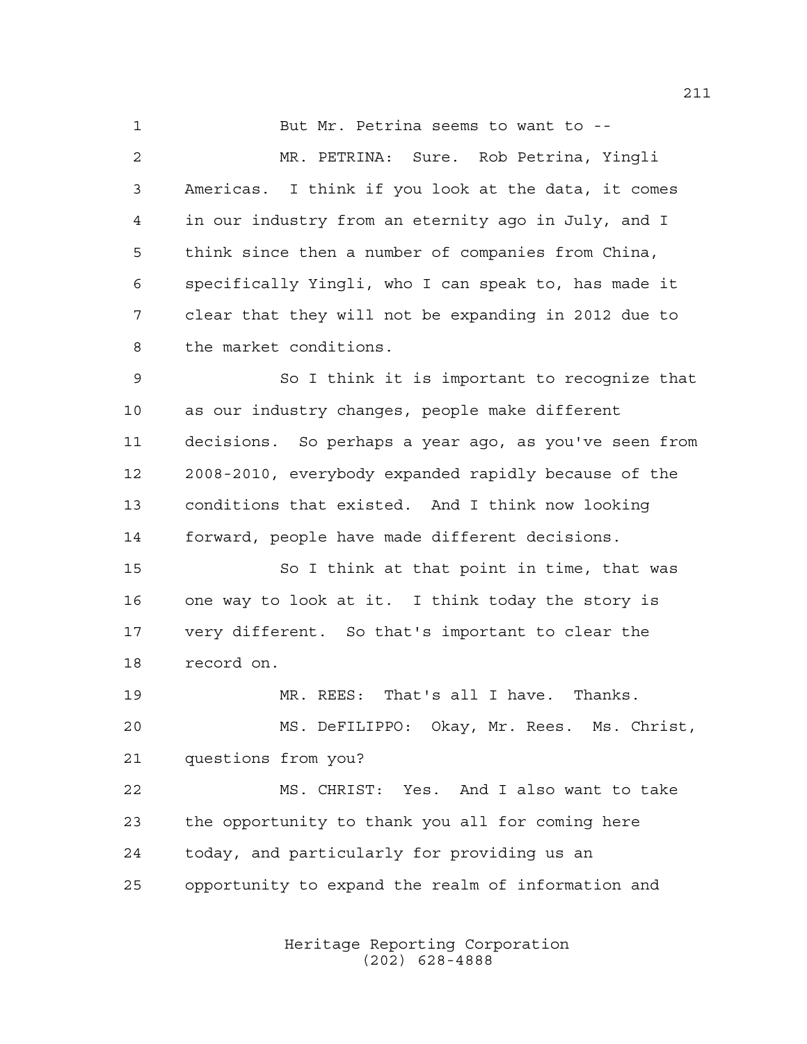But Mr. Petrina seems to want to --

MR. PETRINA: Sure. Rob Petrina, Yingli Americas. I think if you look at the data, it comes in our industry from an eternity ago in July, and I think since then a number of companies from China, specifically Yingli, who I can speak to, has made it clear that they will not be expanding in 2012 due to the market conditions.

So I think it is important to recognize that as our industry changes, people make different decisions. So perhaps a year ago, as you've seen from 2008-2010, everybody expanded rapidly because of the conditions that existed. And I think now looking forward, people have made different decisions.

So I think at that point in time, that was one way to look at it. I think today the story is very different. So that's important to clear the record on.

MR. REES: That's all I have. Thanks.

MS. DeFILIPPO: Okay, Mr. Rees. Ms. Christ, questions from you?

MS. CHRIST: Yes. And I also want to take the opportunity to thank you all for coming here today, and particularly for providing us an opportunity to expand the realm of information and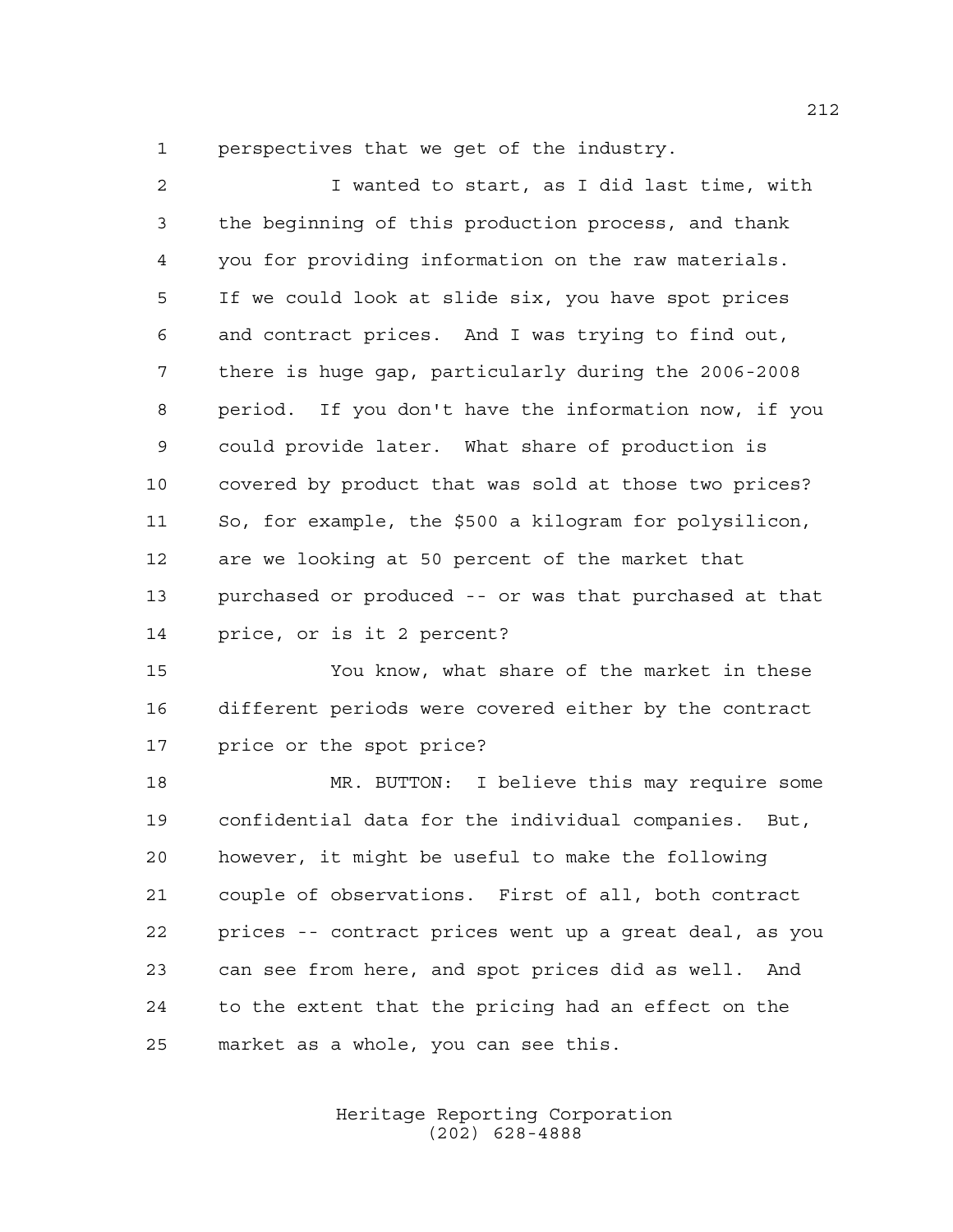perspectives that we get of the industry.

I wanted to start, as I did last time, with the beginning of this production process, and thank you for providing information on the raw materials. If we could look at slide six, you have spot prices and contract prices. And I was trying to find out, there is huge gap, particularly during the 2006-2008 period. If you don't have the information now, if you could provide later. What share of production is covered by product that was sold at those two prices? So, for example, the $500 a kilogram for polysilicon, are we looking at 50 percent of the market that purchased or produced -- or was that purchased at that price, or is it 2 percent?

You know, what share of the market in these different periods were covered either by the contract price or the spot price?

MR. BUTTON: I believe this may require some confidential data for the individual companies. But, however, it might be useful to make the following couple of observations. First of all, both contract prices -- contract prices went up a great deal, as you can see from here, and spot prices did as well. And to the extent that the pricing had an effect on the market as a whole, you can see this.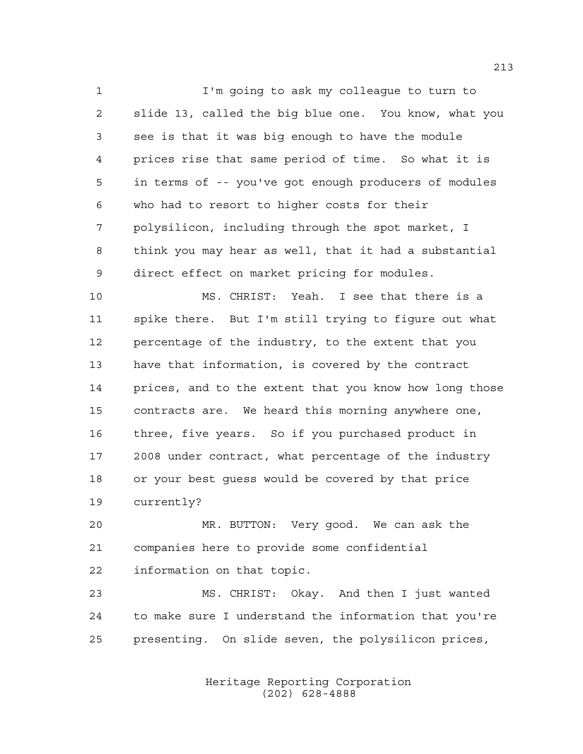I'm going to ask my colleague to turn to slide 13, called the big blue one. You know, what you see is that it was big enough to have the module prices rise that same period of time. So what it is in terms of -- you've got enough producers of modules who had to resort to higher costs for their polysilicon, including through the spot market, I think you may hear as well, that it had a substantial direct effect on market pricing for modules.

MS. CHRIST: Yeah. I see that there is a spike there. But I'm still trying to figure out what percentage of the industry, to the extent that you have that information, is covered by the contract prices, and to the extent that you know how long those contracts are. We heard this morning anywhere one, three, five years. So if you purchased product in 2008 under contract, what percentage of the industry or your best guess would be covered by that price currently?

MR. BUTTON: Very good. We can ask the companies here to provide some confidential information on that topic.

MS. CHRIST: Okay. And then I just wanted to make sure I understand the information that you're presenting. On slide seven, the polysilicon prices,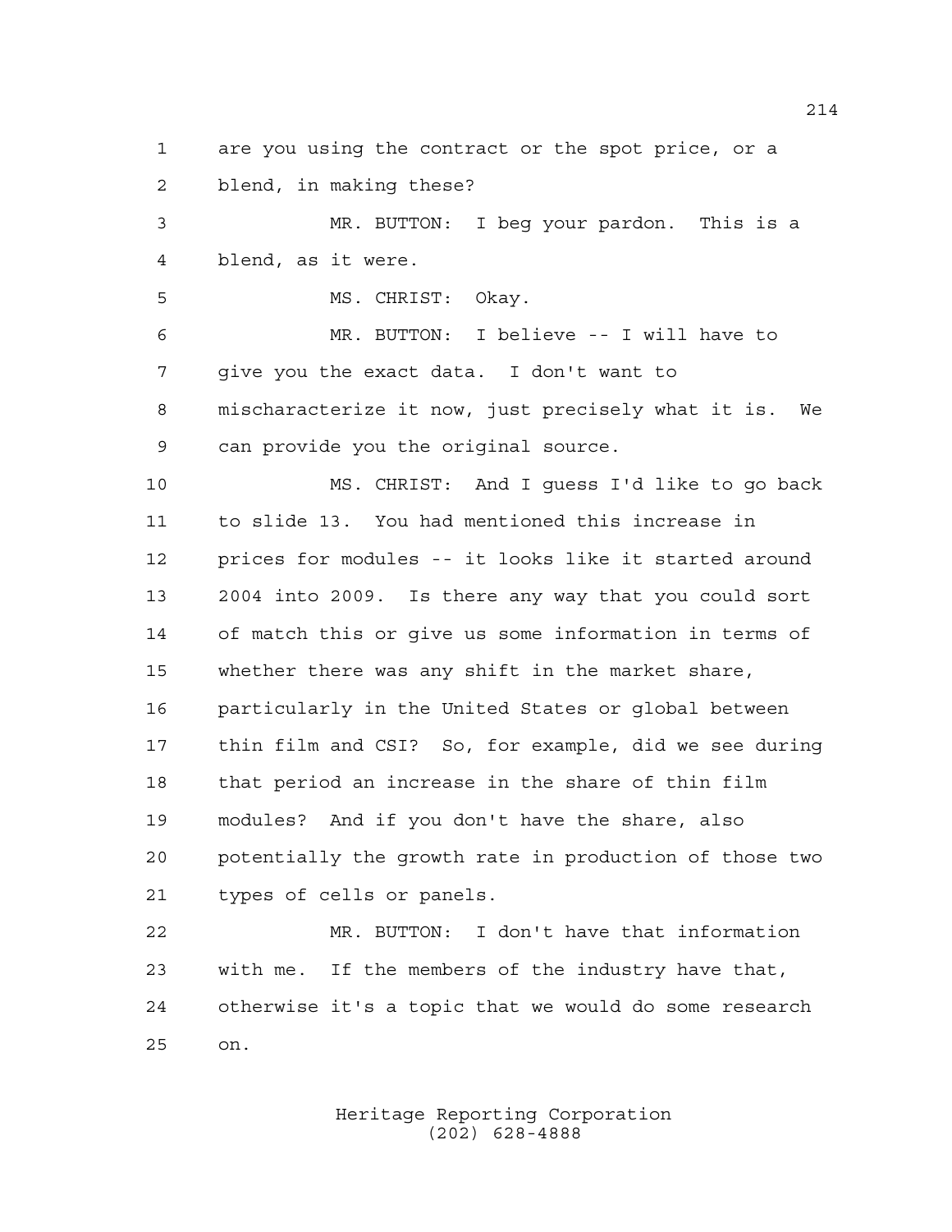are you using the contract or the spot price, or a blend, in making these?

MR. BUTTON: I beg your pardon. This is a blend, as it were.

MS. CHRIST: Okay.

MR. BUTTON: I believe -- I will have to give you the exact data. I don't want to mischaracterize it now, just precisely what it is. We can provide you the original source.

MS. CHRIST: And I guess I'd like to go back to slide 13. You had mentioned this increase in prices for modules -- it looks like it started around 2004 into 2009. Is there any way that you could sort of match this or give us some information in terms of whether there was any shift in the market share, particularly in the United States or global between thin film and CSI? So, for example, did we see during that period an increase in the share of thin film modules? And if you don't have the share, also potentially the growth rate in production of those two types of cells or panels.

MR. BUTTON: I don't have that information with me. If the members of the industry have that, otherwise it's a topic that we would do some research on.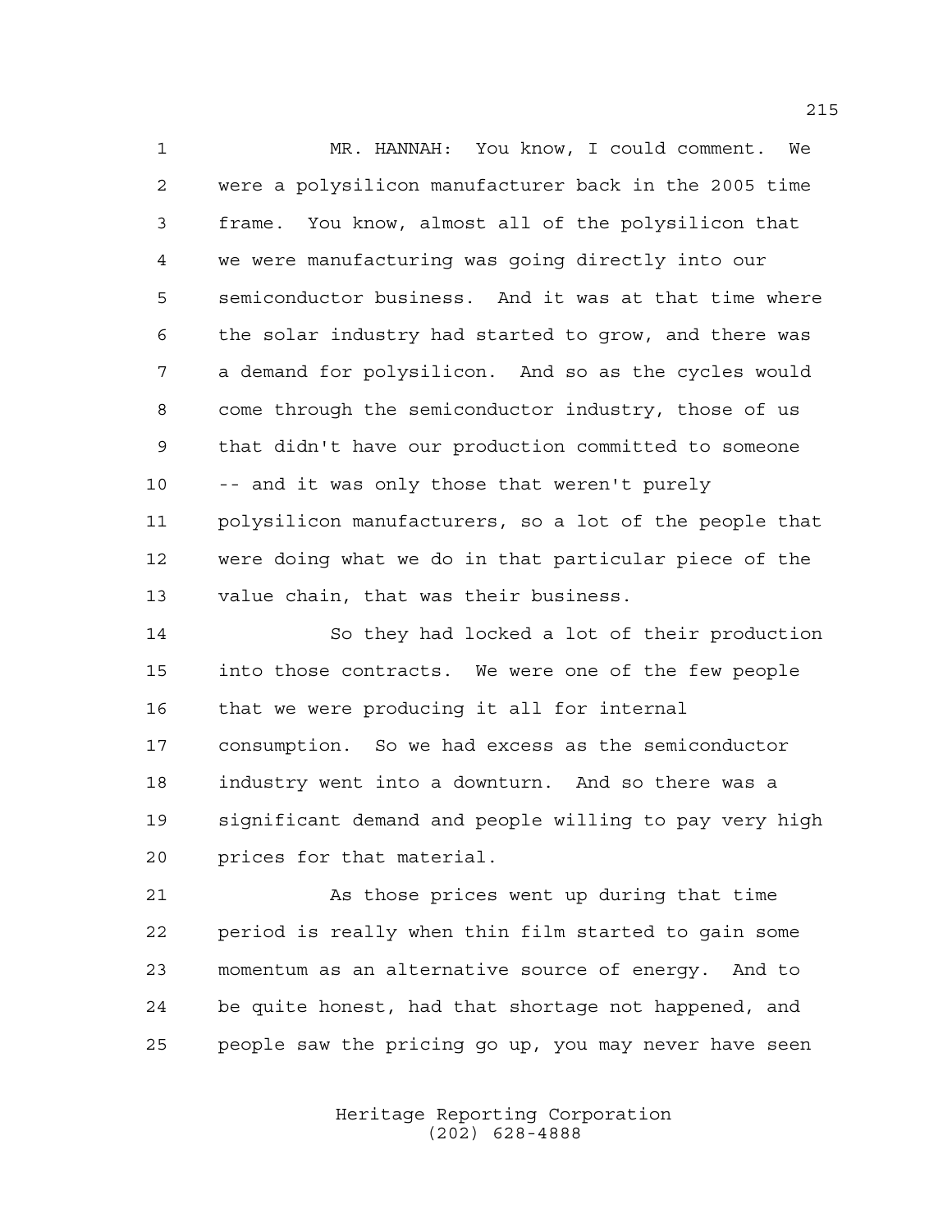MR. HANNAH: You know, I could comment. We were a polysilicon manufacturer back in the 2005 time frame. You know, almost all of the polysilicon that we were manufacturing was going directly into our semiconductor business. And it was at that time where the solar industry had started to grow, and there was a demand for polysilicon. And so as the cycles would come through the semiconductor industry, those of us that didn't have our production committed to someone -- and it was only those that weren't purely polysilicon manufacturers, so a lot of the people that were doing what we do in that particular piece of the value chain, that was their business.

So they had locked a lot of their production into those contracts. We were one of the few people that we were producing it all for internal consumption. So we had excess as the semiconductor industry went into a downturn. And so there was a significant demand and people willing to pay very high prices for that material.

As those prices went up during that time period is really when thin film started to gain some momentum as an alternative source of energy. And to be quite honest, had that shortage not happened, and people saw the pricing go up, you may never have seen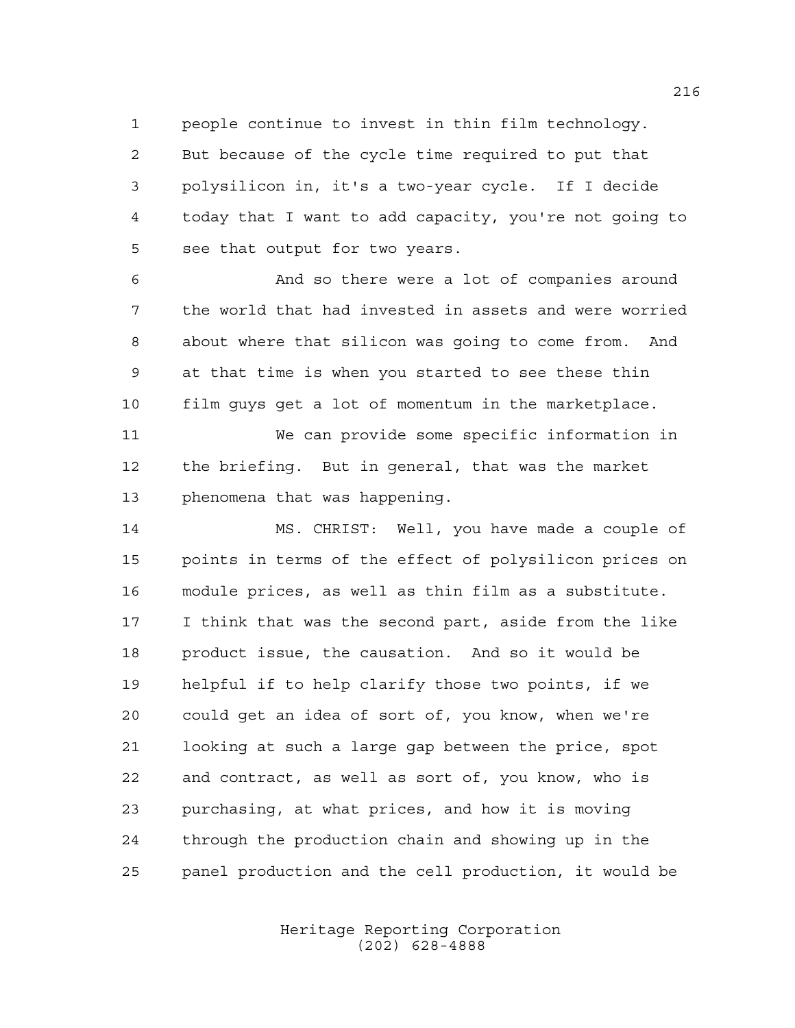people continue to invest in thin film technology. But because of the cycle time required to put that polysilicon in, it's a two-year cycle. If I decide today that I want to add capacity, you're not going to see that output for two years.

And so there were a lot of companies around the world that had invested in assets and were worried about where that silicon was going to come from. And at that time is when you started to see these thin film guys get a lot of momentum in the marketplace.

We can provide some specific information in the briefing. But in general, that was the market phenomena that was happening.

MS. CHRIST: Well, you have made a couple of points in terms of the effect of polysilicon prices on module prices, as well as thin film as a substitute. I think that was the second part, aside from the like product issue, the causation. And so it would be helpful if to help clarify those two points, if we could get an idea of sort of, you know, when we're looking at such a large gap between the price, spot and contract, as well as sort of, you know, who is purchasing, at what prices, and how it is moving through the production chain and showing up in the panel production and the cell production, it would be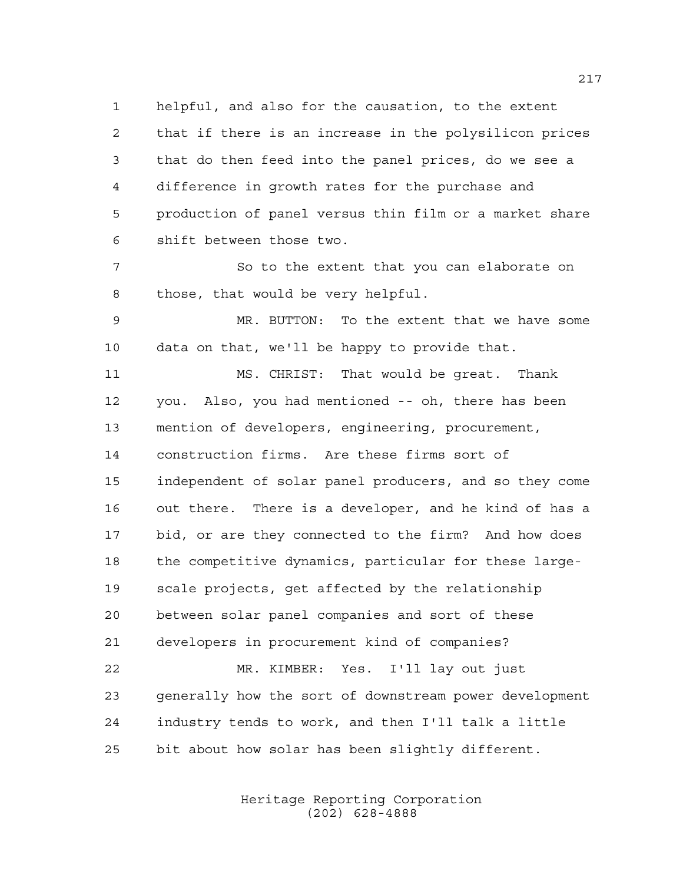helpful, and also for the causation, to the extent that if there is an increase in the polysilicon prices that do then feed into the panel prices, do we see a difference in growth rates for the purchase and production of panel versus thin film or a market share shift between those two.

So to the extent that you can elaborate on those, that would be very helpful.

MR. BUTTON: To the extent that we have some data on that, we'll be happy to provide that.

MS. CHRIST: That would be great. Thank you. Also, you had mentioned -- oh, there has been mention of developers, engineering, procurement, construction firms. Are these firms sort of independent of solar panel producers, and so they come out there. There is a developer, and he kind of has a bid, or are they connected to the firm? And how does the competitive dynamics, particular for these large-scale projects, get affected by the relationship between solar panel companies and sort of these developers in procurement kind of companies?

MR. KIMBER: Yes. I'll lay out just generally how the sort of downstream power development industry tends to work, and then I'll talk a little bit about how solar has been slightly different.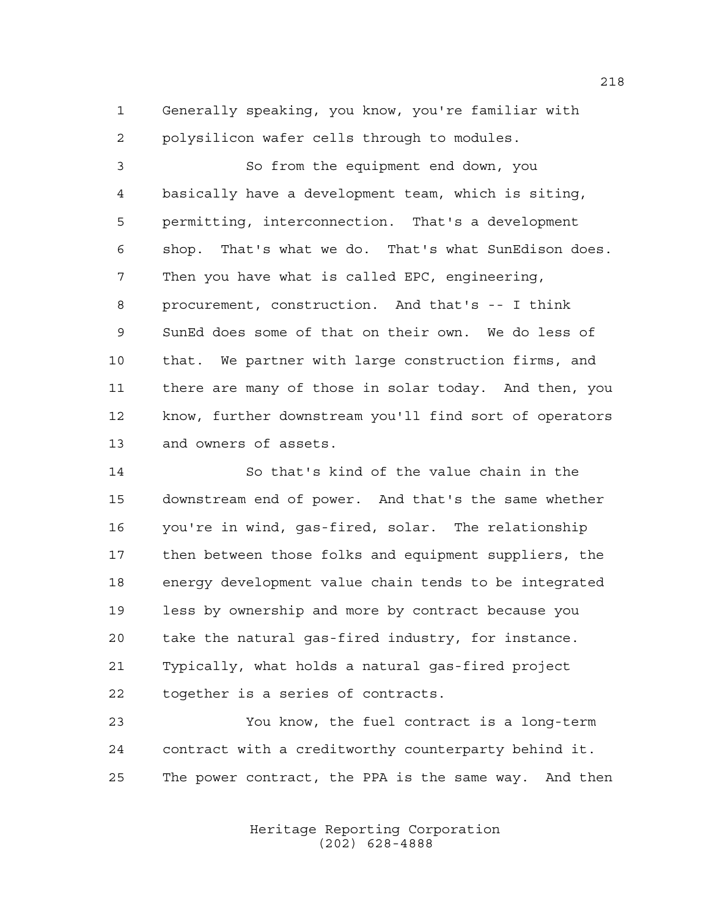Generally speaking, you know, you're familiar with polysilicon wafer cells through to modules.

So from the equipment end down, you basically have a development team, which is siting, permitting, interconnection. That's a development shop. That's what we do. That's what SunEdison does. Then you have what is called EPC, engineering, procurement, construction. And that's -- I think SunEd does some of that on their own. We do less of that. We partner with large construction firms, and there are many of those in solar today. And then, you know, further downstream you'll find sort of operators and owners of assets.

So that's kind of the value chain in the downstream end of power. And that's the same whether you're in wind, gas-fired, solar. The relationship then between those folks and equipment suppliers, the energy development value chain tends to be integrated less by ownership and more by contract because you take the natural gas-fired industry, for instance. Typically, what holds a natural gas-fired project together is a series of contracts.

You know, the fuel contract is a long-term contract with a creditworthy counterparty behind it. The power contract, the PPA is the same way. And then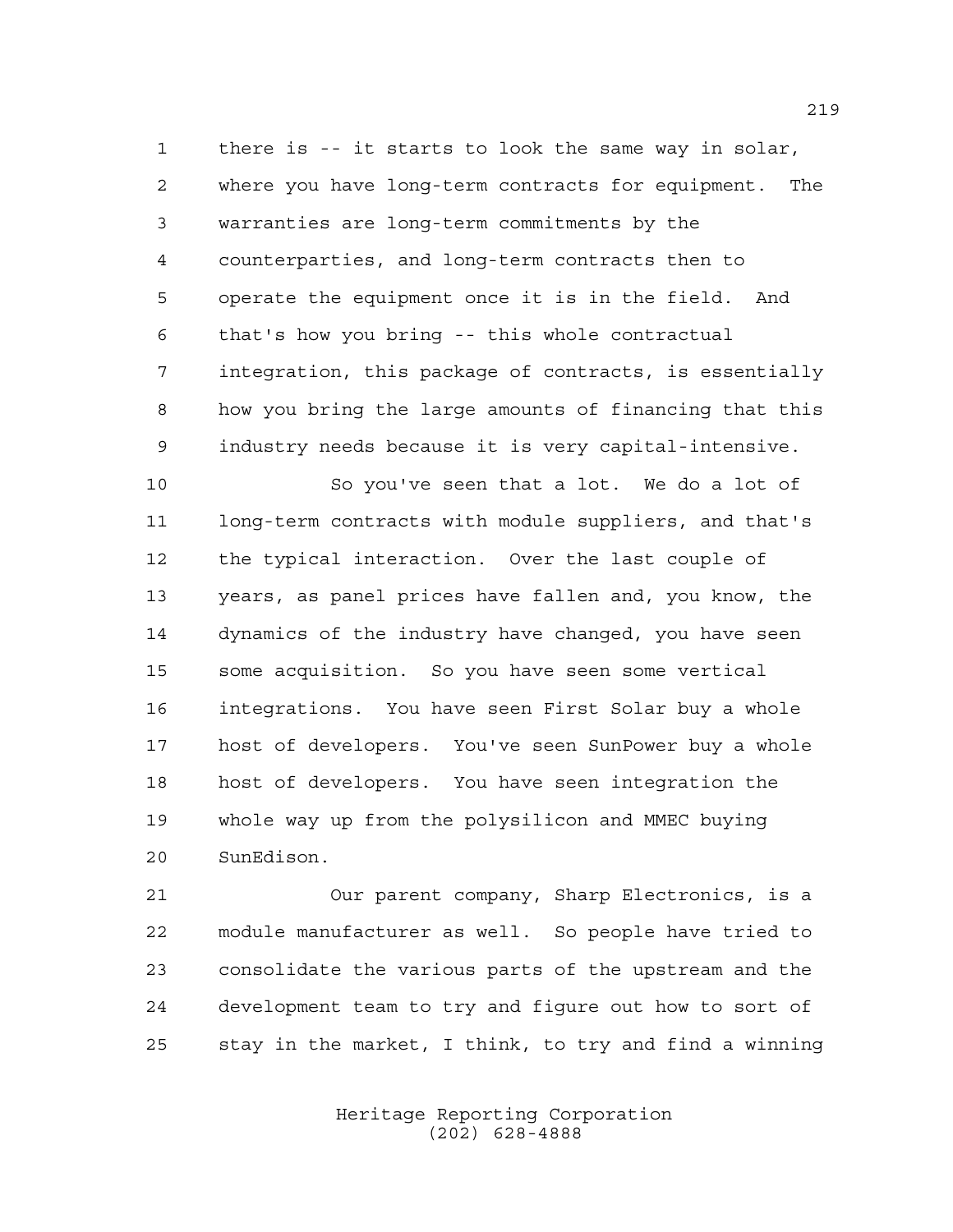there is -- it starts to look the same way in solar, where you have long-term contracts for equipment. The warranties are long-term commitments by the counterparties, and long-term contracts then to operate the equipment once it is in the field. And that's how you bring -- this whole contractual integration, this package of contracts, is essentially how you bring the large amounts of financing that this industry needs because it is very capital-intensive.

So you've seen that a lot. We do a lot of long-term contracts with module suppliers, and that's the typical interaction. Over the last couple of years, as panel prices have fallen and, you know, the dynamics of the industry have changed, you have seen some acquisition. So you have seen some vertical integrations. You have seen First Solar buy a whole host of developers. You've seen SunPower buy a whole host of developers. You have seen integration the whole way up from the polysilicon and MMEC buying SunEdison.

Our parent company, Sharp Electronics, is a module manufacturer as well. So people have tried to consolidate the various parts of the upstream and the development team to try and figure out how to sort of stay in the market, I think, to try and find a winning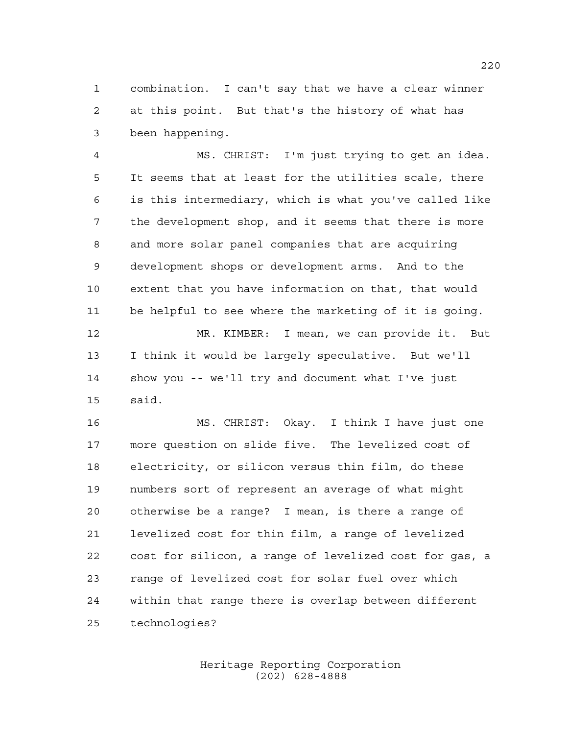combination. I can't say that we have a clear winner at this point. But that's the history of what has been happening.

MS. CHRIST: I'm just trying to get an idea. It seems that at least for the utilities scale, there is this intermediary, which is what you've called like the development shop, and it seems that there is more and more solar panel companies that are acquiring development shops or development arms. And to the extent that you have information on that, that would be helpful to see where the marketing of it is going.

MR. KIMBER: I mean, we can provide it. But I think it would be largely speculative. But we'll show you -- we'll try and document what I've just said.

MS. CHRIST: Okay. I think I have just one more question on slide five. The levelized cost of electricity, or silicon versus thin film, do these numbers sort of represent an average of what might otherwise be a range? I mean, is there a range of levelized cost for thin film, a range of levelized cost for silicon, a range of levelized cost for gas, a range of levelized cost for solar fuel over which within that range there is overlap between different technologies?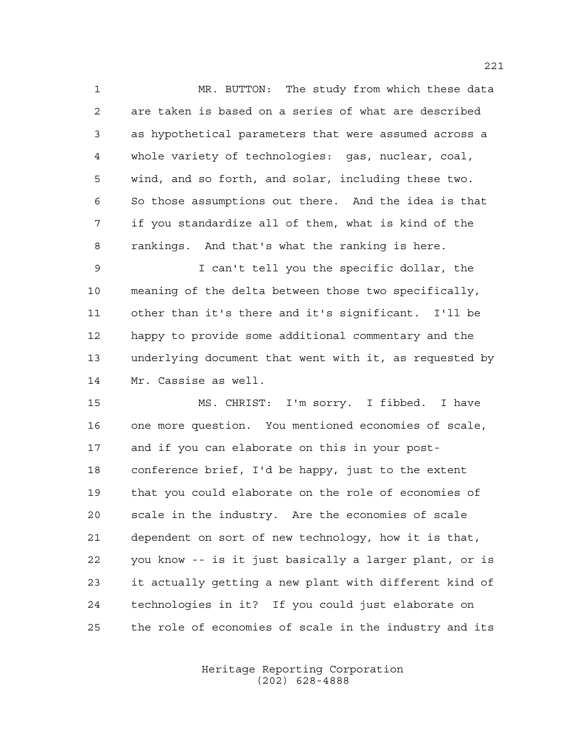MR. BUTTON: The study from which these data are taken is based on a series of what are described as hypothetical parameters that were assumed across a whole variety of technologies: gas, nuclear, coal, wind, and so forth, and solar, including these two. So those assumptions out there. And the idea is that if you standardize all of them, what is kind of the rankings. And that's what the ranking is here.

I can't tell you the specific dollar, the meaning of the delta between those two specifically, other than it's there and it's significant. I'll be happy to provide some additional commentary and the underlying document that went with it, as requested by Mr. Cassise as well.

MS. CHRIST: I'm sorry. I fibbed. I have one more question. You mentioned economies of scale, and if you can elaborate on this in your post-conference brief, I'd be happy, just to the extent that you could elaborate on the role of economies of scale in the industry. Are the economies of scale dependent on sort of new technology, how it is that, you know -- is it just basically a larger plant, or is it actually getting a new plant with different kind of technologies in it? If you could just elaborate on the role of economies of scale in the industry and its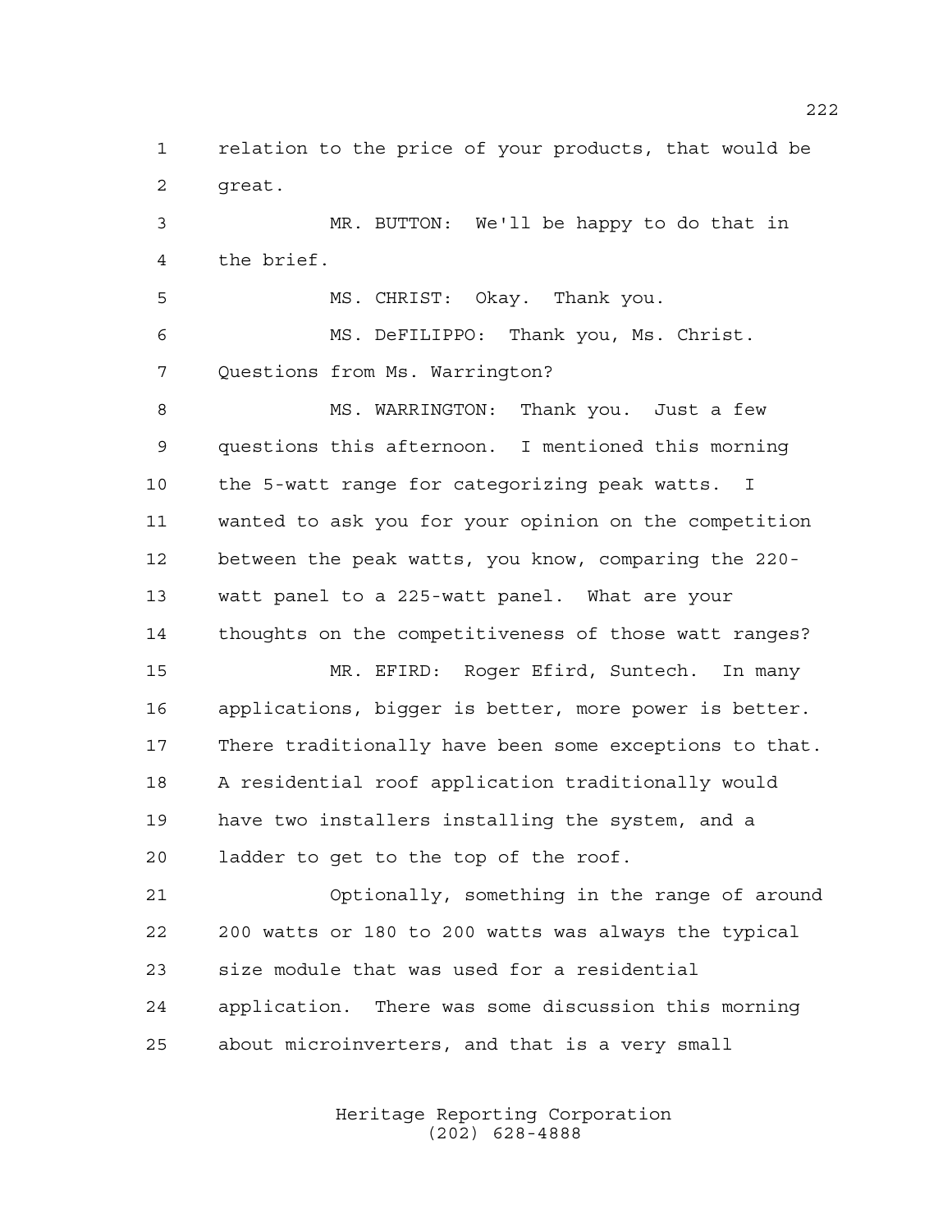relation to the price of your products, that would be great.

MR. BUTTON: We'll be happy to do that in the brief.

MS. CHRIST: Okay. Thank you.

MS. DeFILIPPO: Thank you, Ms. Christ. Questions from Ms. Warrington?

MS. WARRINGTON: Thank you. Just a few questions this afternoon. I mentioned this morning the 5-watt range for categorizing peak watts. I wanted to ask you for your opinion on the competition between the peak watts, you know, comparing the 220-watt panel to a 225-watt panel. What are your thoughts on the competitiveness of those watt ranges?

MR. EFIRD: Roger Efird, Suntech. In many applications, bigger is better, more power is better. There traditionally have been some exceptions to that. A residential roof application traditionally would have two installers installing the system, and a ladder to get to the top of the roof.

Optionally, something in the range of around 200 watts or 180 to 200 watts was always the typical size module that was used for a residential application. There was some discussion this morning about microinverters, and that is a very small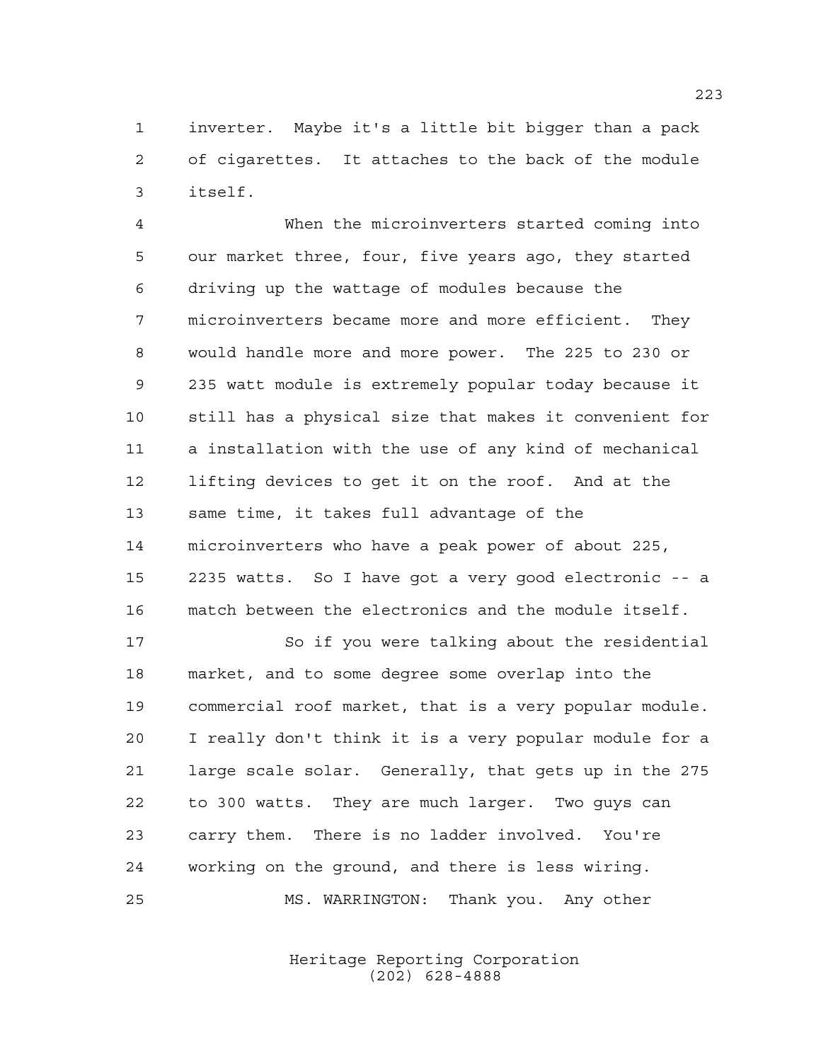inverter. Maybe it's a little bit bigger than a pack of cigarettes. It attaches to the back of the module itself.

When the microinverters started coming into our market three, four, five years ago, they started driving up the wattage of modules because the microinverters became more and more efficient. They would handle more and more power. The 225 to 230 or 235 watt module is extremely popular today because it still has a physical size that makes it convenient for a installation with the use of any kind of mechanical lifting devices to get it on the roof. And at the same time, it takes full advantage of the microinverters who have a peak power of about 225, 2235 watts. So I have got a very good electronic -- a match between the electronics and the module itself.

So if you were talking about the residential market, and to some degree some overlap into the commercial roof market, that is a very popular module. I really don't think it is a very popular module for a large scale solar. Generally, that gets up in the 275 to 300 watts. They are much larger. Two guys can carry them. There is no ladder involved. You're working on the ground, and there is less wiring.

MS. WARRINGTON: Thank you. Any other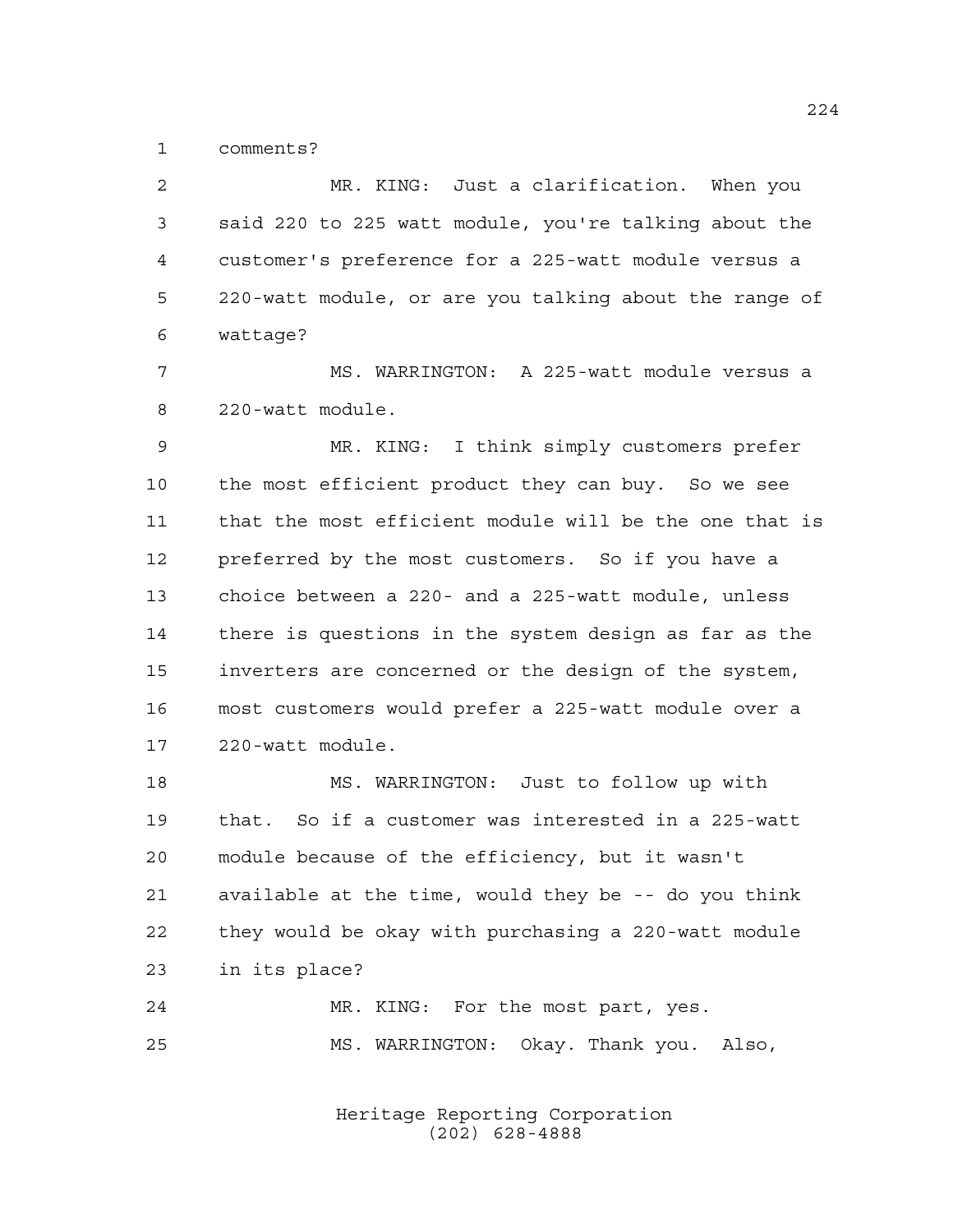comments?

MR. KING: Just a clarification. When you said 220 to 225 watt module, you're talking about the customer's preference for a 225-watt module versus a 220-watt module, or are you talking about the range of wattage?

MS. WARRINGTON: A 225-watt module versus a 220-watt module.

MR. KING: I think simply customers prefer the most efficient product they can buy. So we see that the most efficient module will be the one that is preferred by the most customers. So if you have a choice between a 220- and a 225-watt module, unless there is questions in the system design as far as the inverters are concerned or the design of the system, most customers would prefer a 225-watt module over a 220-watt module.

MS. WARRINGTON: Just to follow up with that. So if a customer was interested in a 225-watt module because of the efficiency, but it wasn't available at the time, would they be -- do you think they would be okay with purchasing a 220-watt module in its place?

MR. KING: For the most part, yes.

MS. WARRINGTON: Okay. Thank you. Also,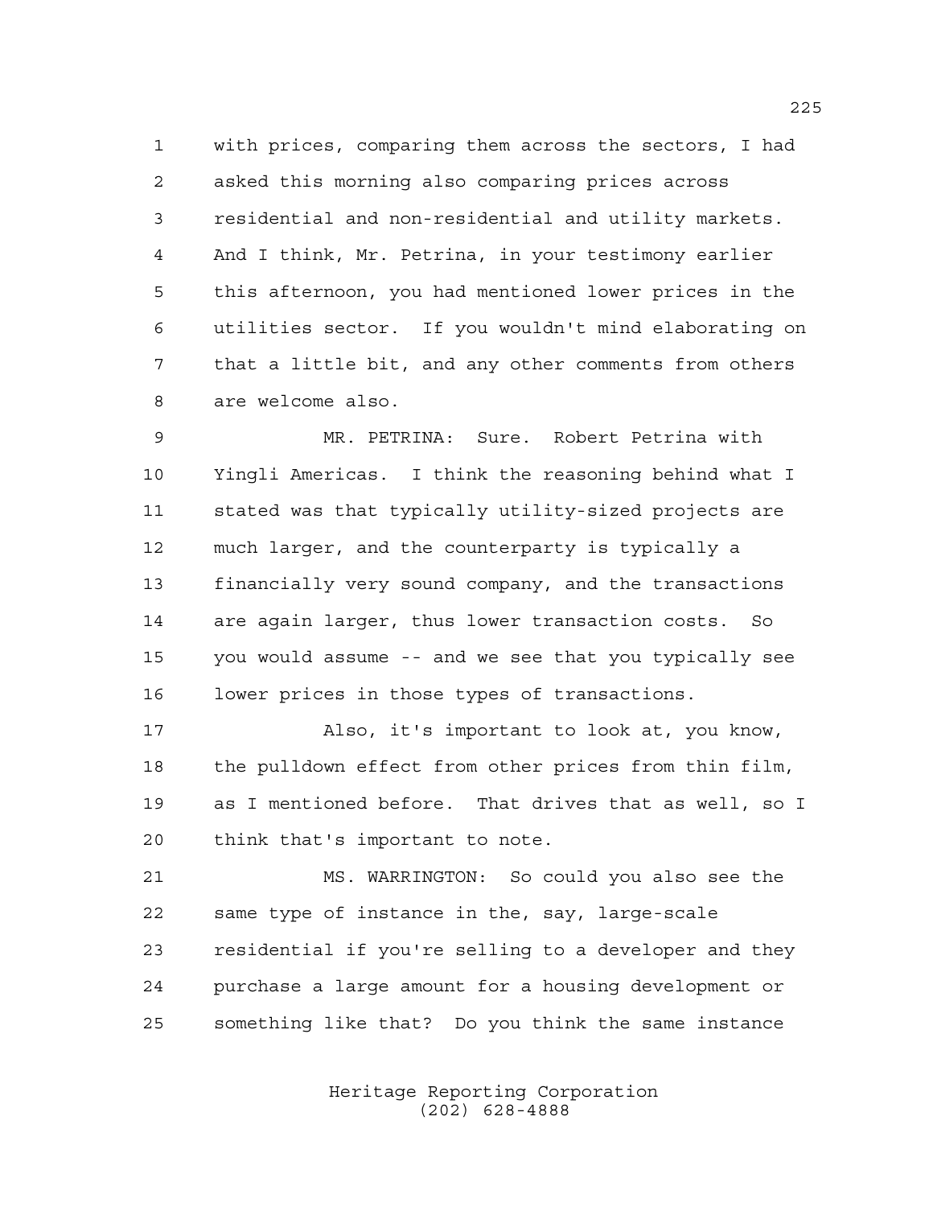with prices, comparing them across the sectors, I had asked this morning also comparing prices across residential and non-residential and utility markets. And I think, Mr. Petrina, in your testimony earlier this afternoon, you had mentioned lower prices in the utilities sector. If you wouldn't mind elaborating on that a little bit, and any other comments from others are welcome also.

MR. PETRINA: Sure. Robert Petrina with Yingli Americas. I think the reasoning behind what I stated was that typically utility-sized projects are much larger, and the counterparty is typically a financially very sound company, and the transactions are again larger, thus lower transaction costs. So you would assume -- and we see that you typically see lower prices in those types of transactions.

Also, it's important to look at, you know, the pulldown effect from other prices from thin film, as I mentioned before. That drives that as well, so I think that's important to note.

MS. WARRINGTON: So could you also see the same type of instance in the, say, large-scale residential if you're selling to a developer and they purchase a large amount for a housing development or something like that? Do you think the same instance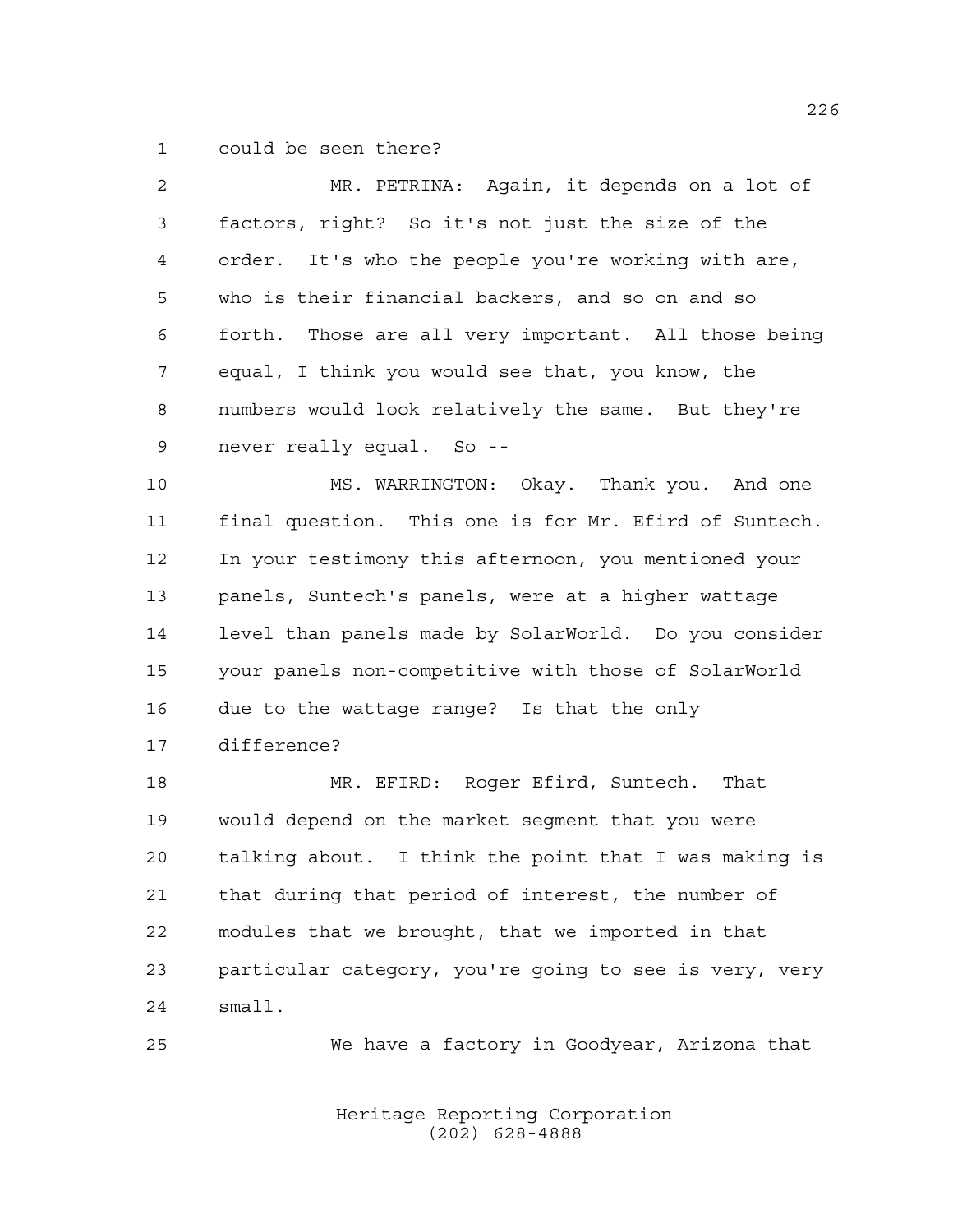could be seen there?

MR. PETRINA: Again, it depends on a lot of factors, right? So it's not just the size of the order. It's who the people you're working with are, who is their financial backers, and so on and so forth. Those are all very important. All those being equal, I think you would see that, you know, the numbers would look relatively the same. But they're never really equal. So --

MS. WARRINGTON: Okay. Thank you. And one final question. This one is for Mr. Efird of Suntech. In your testimony this afternoon, you mentioned your panels, Suntech's panels, were at a higher wattage level than panels made by SolarWorld. Do you consider your panels non-competitive with those of SolarWorld due to the wattage range? Is that the only difference?

MR. EFIRD: Roger Efird, Suntech. That would depend on the market segment that you were talking about. I think the point that I was making is that during that period of interest, the number of modules that we brought, that we imported in that particular category, you're going to see is very, very small.

We have a factory in Goodyear, Arizona that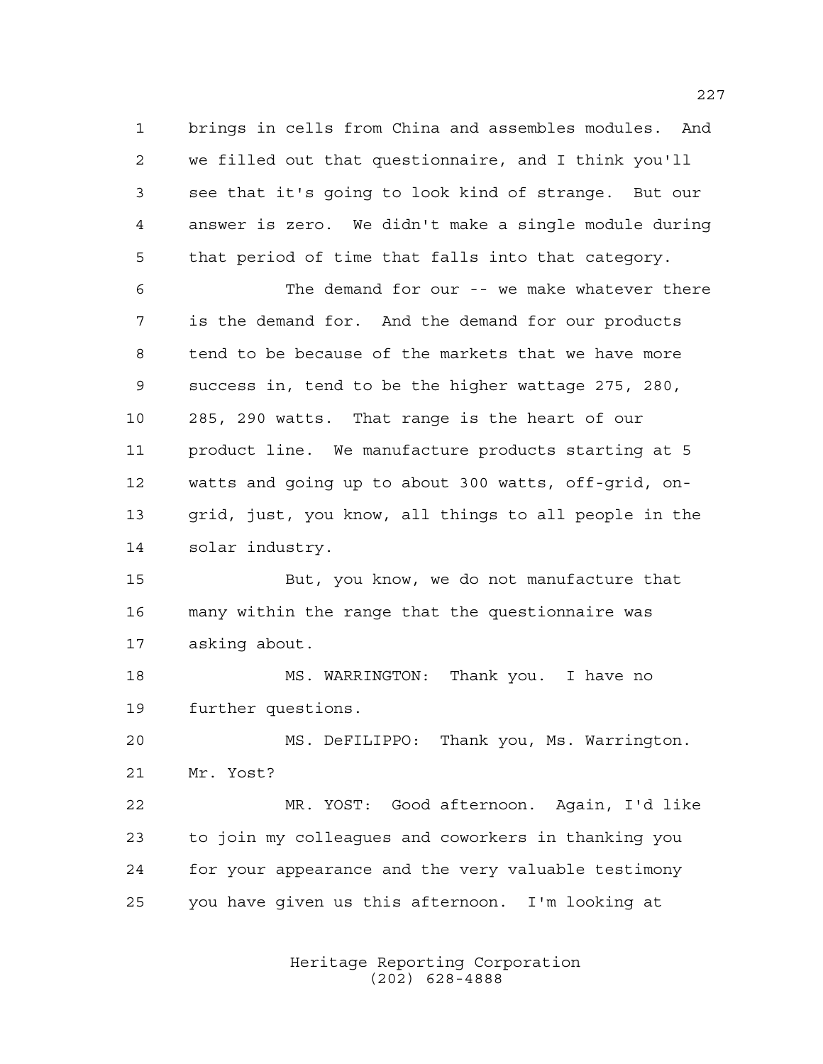brings in cells from China and assembles modules. And we filled out that questionnaire, and I think you'll see that it's going to look kind of strange. But our answer is zero. We didn't make a single module during that period of time that falls into that category.

The demand for our -- we make whatever there is the demand for. And the demand for our products tend to be because of the markets that we have more success in, tend to be the higher wattage 275, 280, 285, 290 watts. That range is the heart of our product line. We manufacture products starting at 5 watts and going up to about 300 watts, off-grid, on-grid, just, you know, all things to all people in the solar industry.

But, you know, we do not manufacture that many within the range that the questionnaire was asking about.

MS. WARRINGTON: Thank you. I have no further questions.

MS. DeFILIPPO: Thank you, Ms. Warrington. Mr. Yost?

MR. YOST: Good afternoon. Again, I'd like to join my colleagues and coworkers in thanking you for your appearance and the very valuable testimony you have given us this afternoon. I'm looking at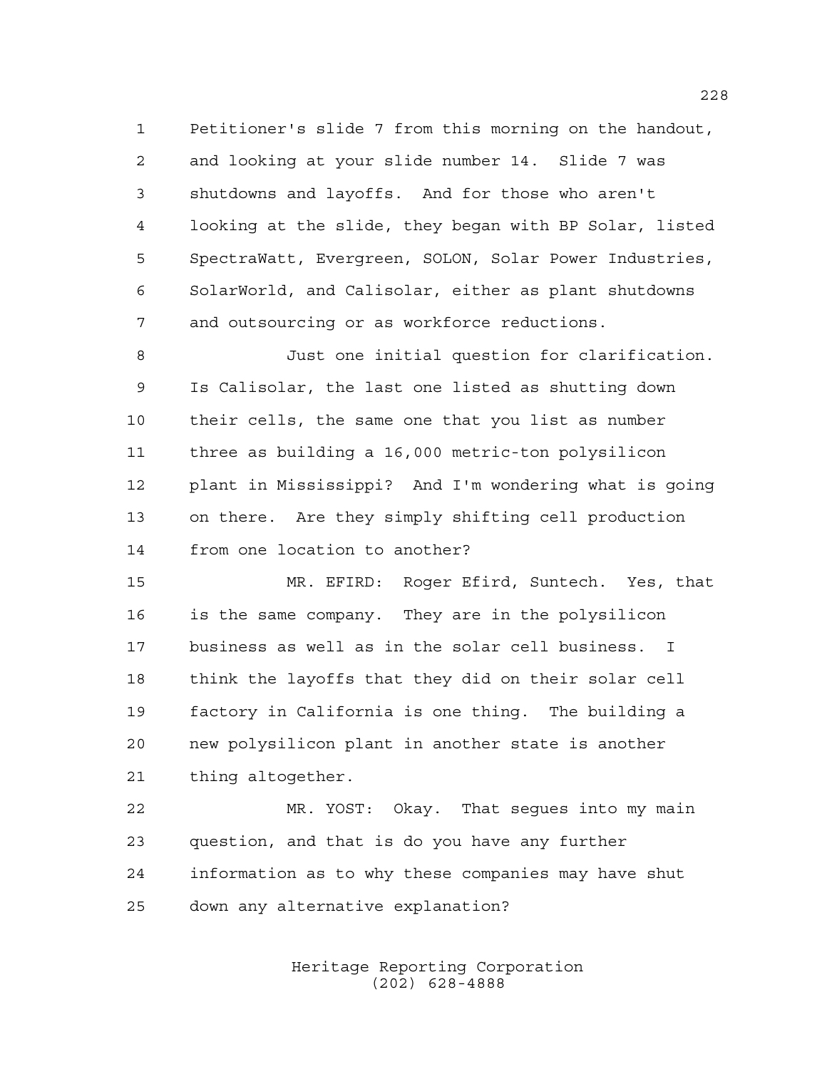Petitioner's slide 7 from this morning on the handout, and looking at your slide number 14. Slide 7 was shutdowns and layoffs. And for those who aren't looking at the slide, they began with BP Solar, listed SpectraWatt, Evergreen, SOLON, Solar Power Industries, SolarWorld, and Calisolar, either as plant shutdowns and outsourcing or as workforce reductions.

Just one initial question for clarification. Is Calisolar, the last one listed as shutting down their cells, the same one that you list as number three as building a 16,000 metric-ton polysilicon plant in Mississippi? And I'm wondering what is going on there. Are they simply shifting cell production from one location to another?

MR. EFIRD: Roger Efird, Suntech. Yes, that is the same company. They are in the polysilicon business as well as in the solar cell business. I think the layoffs that they did on their solar cell factory in California is one thing. The building a new polysilicon plant in another state is another thing altogether.

MR. YOST: Okay. That segues into my main question, and that is do you have any further information as to why these companies may have shut down any alternative explanation?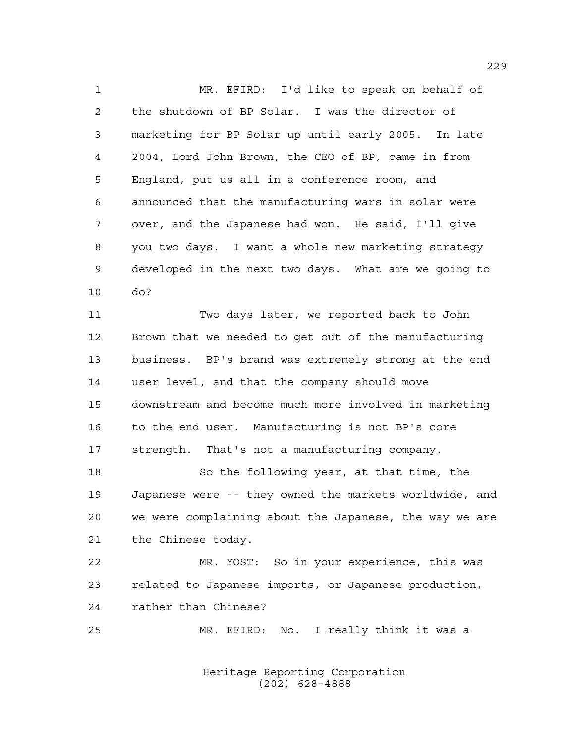MR. EFIRD: I'd like to speak on behalf of the shutdown of BP Solar. I was the director of marketing for BP Solar up until early 2005. In late 2004, Lord John Brown, the CEO of BP, came in from England, put us all in a conference room, and announced that the manufacturing wars in solar were over, and the Japanese had won. He said, I'll give you two days. I want a whole new marketing strategy developed in the next two days. What are we going to do?

Two days later, we reported back to John Brown that we needed to get out of the manufacturing business. BP's brand was extremely strong at the end user level, and that the company should move downstream and become much more involved in marketing to the end user. Manufacturing is not BP's core strength. That's not a manufacturing company.

So the following year, at that time, the Japanese were -- they owned the markets worldwide, and we were complaining about the Japanese, the way we are the Chinese today.

MR. YOST: So in your experience, this was related to Japanese imports, or Japanese production, rather than Chinese?

MR. EFIRD: No. I really think it was a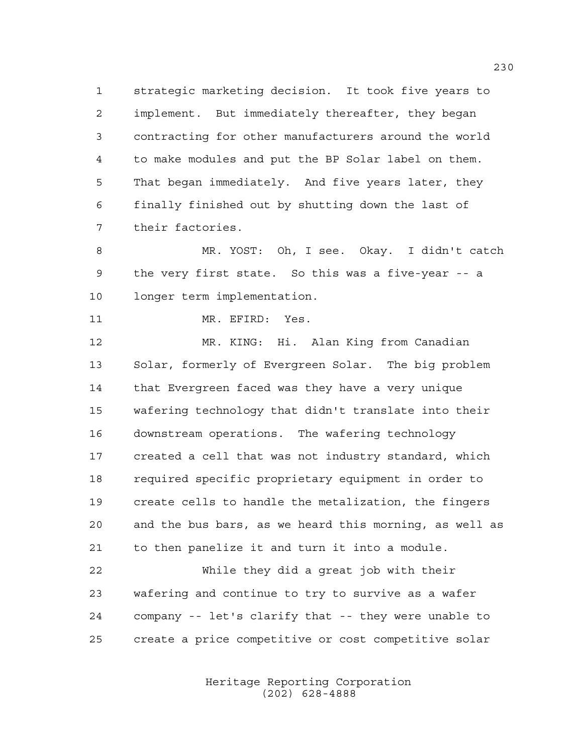strategic marketing decision. It took five years to implement. But immediately thereafter, they began contracting for other manufacturers around the world to make modules and put the BP Solar label on them. That began immediately. And five years later, they finally finished out by shutting down the last of their factories.

MR. YOST: Oh, I see. Okay. I didn't catch the very first state. So this was a five-year -- a longer term implementation.

MR. EFIRD: Yes.

MR. KING: Hi. Alan King from Canadian Solar, formerly of Evergreen Solar. The big problem that Evergreen faced was they have a very unique wafering technology that didn't translate into their downstream operations. The wafering technology created a cell that was not industry standard, which required specific proprietary equipment in order to create cells to handle the metalization, the fingers and the bus bars, as we heard this morning, as well as to then panelize it and turn it into a module.

While they did a great job with their wafering and continue to try to survive as a wafer company -- let's clarify that -- they were unable to create a price competitive or cost competitive solar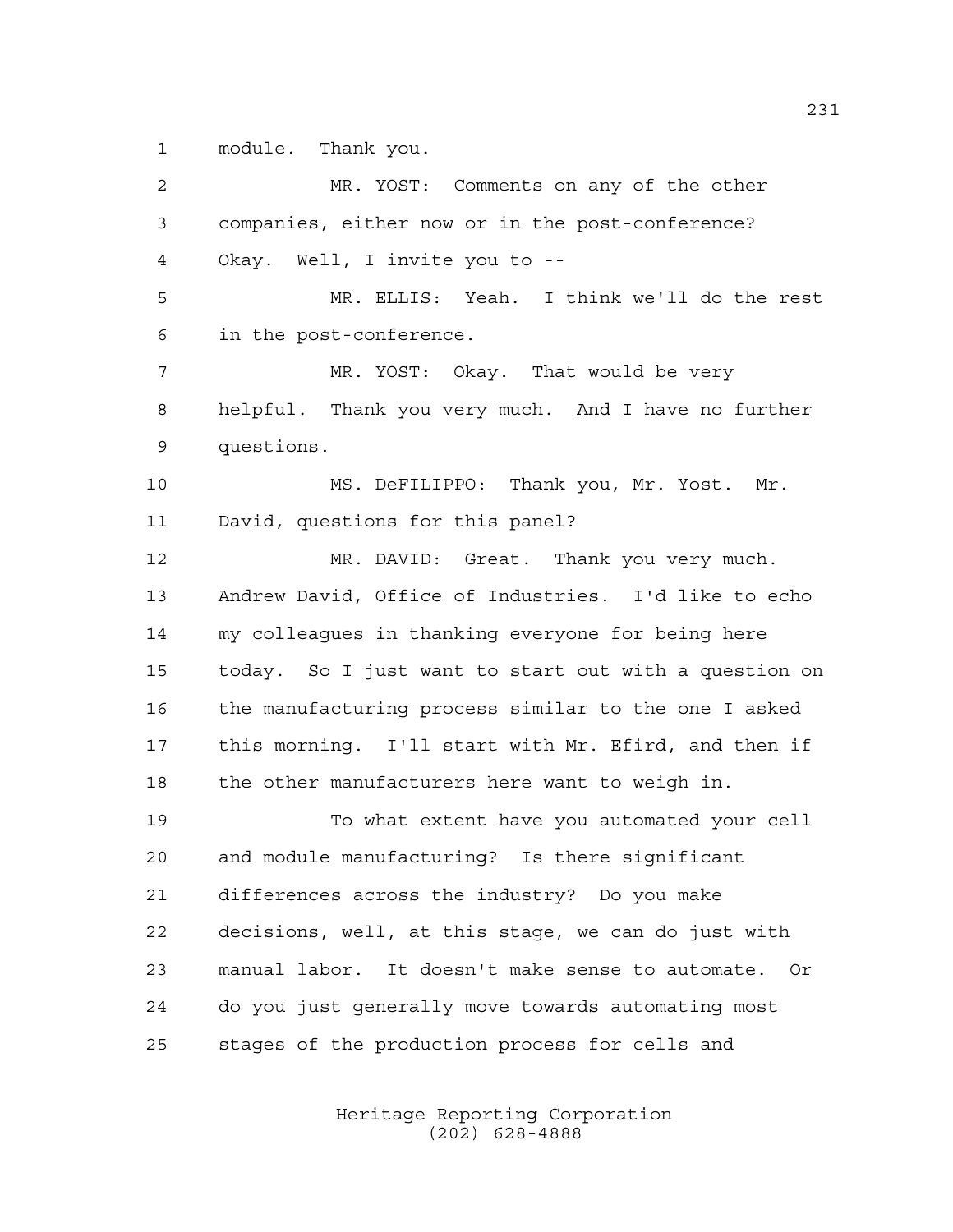module. Thank you.

MR. YOST: Comments on any of the other companies, either now or in the post-conference? Okay. Well, I invite you to --

MR. ELLIS: Yeah. I think we'll do the rest in the post-conference.

MR. YOST: Okay. That would be very helpful. Thank you very much. And I have no further questions.

MS. DeFILIPPO: Thank you, Mr. Yost. Mr. David, questions for this panel?

MR. DAVID: Great. Thank you very much. Andrew David, Office of Industries. I'd like to echo my colleagues in thanking everyone for being here today. So I just want to start out with a question on the manufacturing process similar to the one I asked this morning. I'll start with Mr. Efird, and then if the other manufacturers here want to weigh in.

To what extent have you automated your cell and module manufacturing? Is there significant differences across the industry? Do you make decisions, well, at this stage, we can do just with manual labor. It doesn't make sense to automate. Or do you just generally move towards automating most stages of the production process for cells and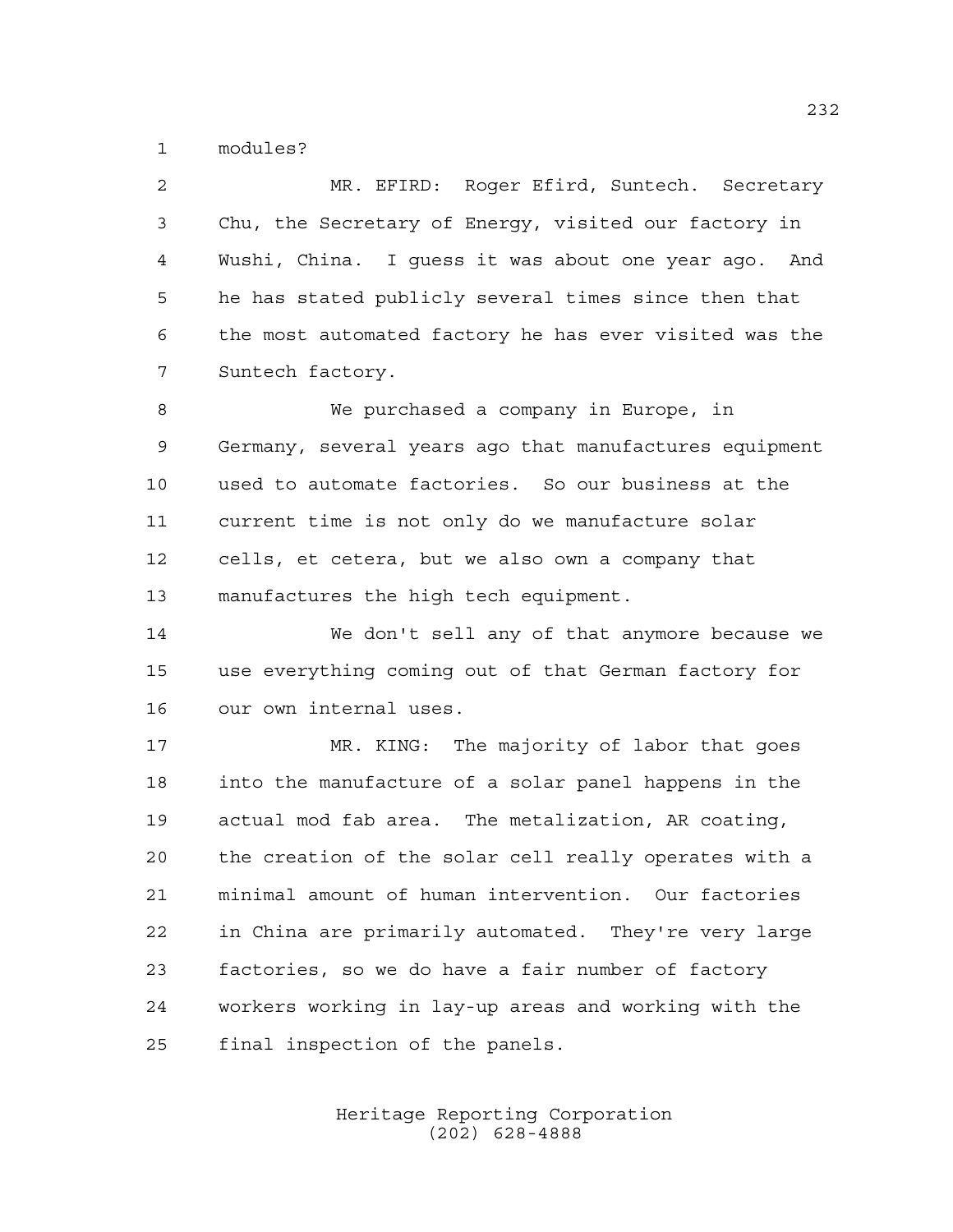modules?

MR. EFIRD: Roger Efird, Suntech. Secretary Chu, the Secretary of Energy, visited our factory in Wushi, China. I guess it was about one year ago. And he has stated publicly several times since then that the most automated factory he has ever visited was the Suntech factory.

We purchased a company in Europe, in Germany, several years ago that manufactures equipment used to automate factories. So our business at the current time is not only do we manufacture solar cells, et cetera, but we also own a company that manufactures the high tech equipment.

We don't sell any of that anymore because we use everything coming out of that German factory for our own internal uses.

MR. KING: The majority of labor that goes into the manufacture of a solar panel happens in the actual mod fab area. The metalization, AR coating, the creation of the solar cell really operates with a minimal amount of human intervention. Our factories in China are primarily automated. They're very large factories, so we do have a fair number of factory workers working in lay-up areas and working with the final inspection of the panels.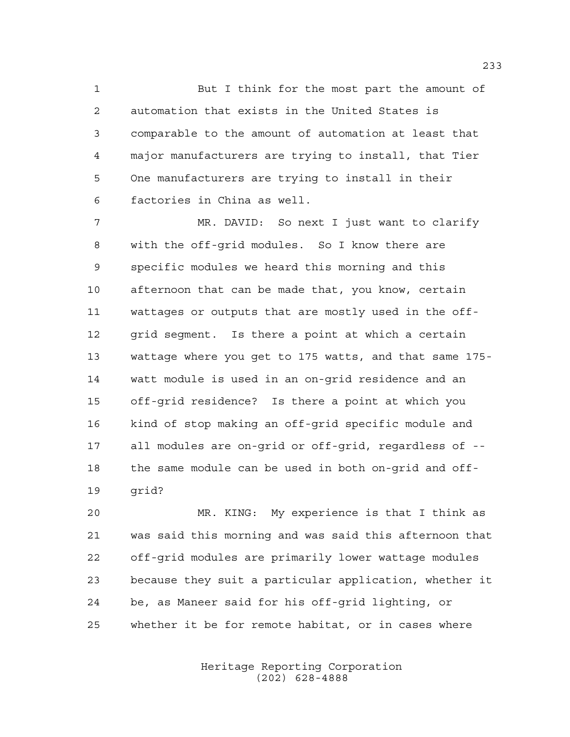But I think for the most part the amount of automation that exists in the United States is comparable to the amount of automation at least that major manufacturers are trying to install, that Tier One manufacturers are trying to install in their factories in China as well.

MR. DAVID: So next I just want to clarify with the off-grid modules. So I know there are specific modules we heard this morning and this afternoon that can be made that, you know, certain wattages or outputs that are mostly used in the off-grid segment. Is there a point at which a certain wattage where you get to 175 watts, and that same 175-watt module is used in an on-grid residence and an off-grid residence? Is there a point at which you kind of stop making an off-grid specific module and all modules are on-grid or off-grid, regardless of -- the same module can be used in both on-grid and off-grid?

MR. KING: My experience is that I think as was said this morning and was said this afternoon that off-grid modules are primarily lower wattage modules because they suit a particular application, whether it be, as Maneer said for his off-grid lighting, or whether it be for remote habitat, or in cases where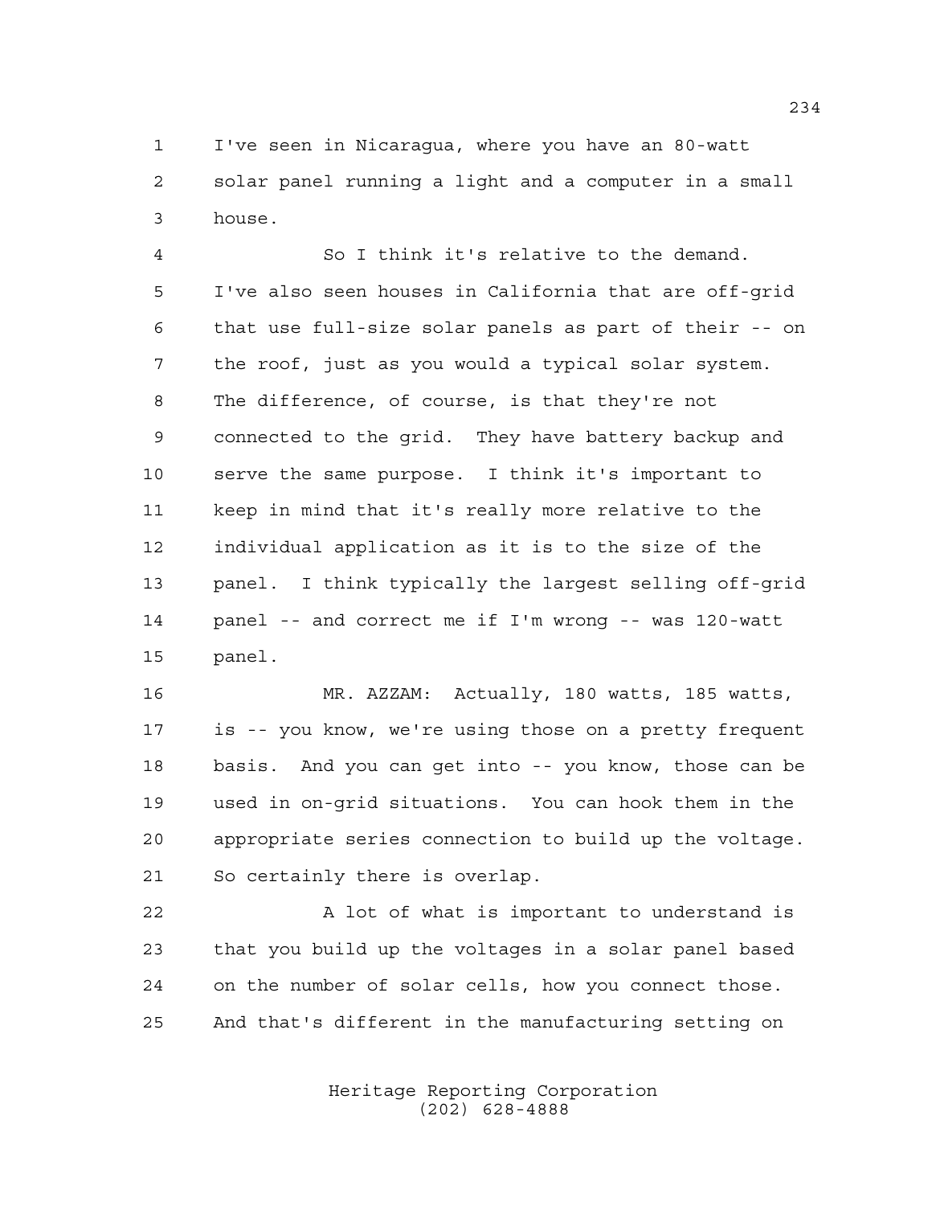I've seen in Nicaragua, where you have an 80-watt solar panel running a light and a computer in a small house.

So I think it's relative to the demand. I've also seen houses in California that are off-grid that use full-size solar panels as part of their -- on the roof, just as you would a typical solar system. The difference, of course, is that they're not connected to the grid. They have battery backup and serve the same purpose. I think it's important to keep in mind that it's really more relative to the individual application as it is to the size of the panel. I think typically the largest selling off-grid panel -- and correct me if I'm wrong -- was 120-watt panel.

MR. AZZAM: Actually, 180 watts, 185 watts, is -- you know, we're using those on a pretty frequent basis. And you can get into -- you know, those can be used in on-grid situations. You can hook them in the appropriate series connection to build up the voltage. So certainly there is overlap.

A lot of what is important to understand is that you build up the voltages in a solar panel based on the number of solar cells, how you connect those. And that's different in the manufacturing setting on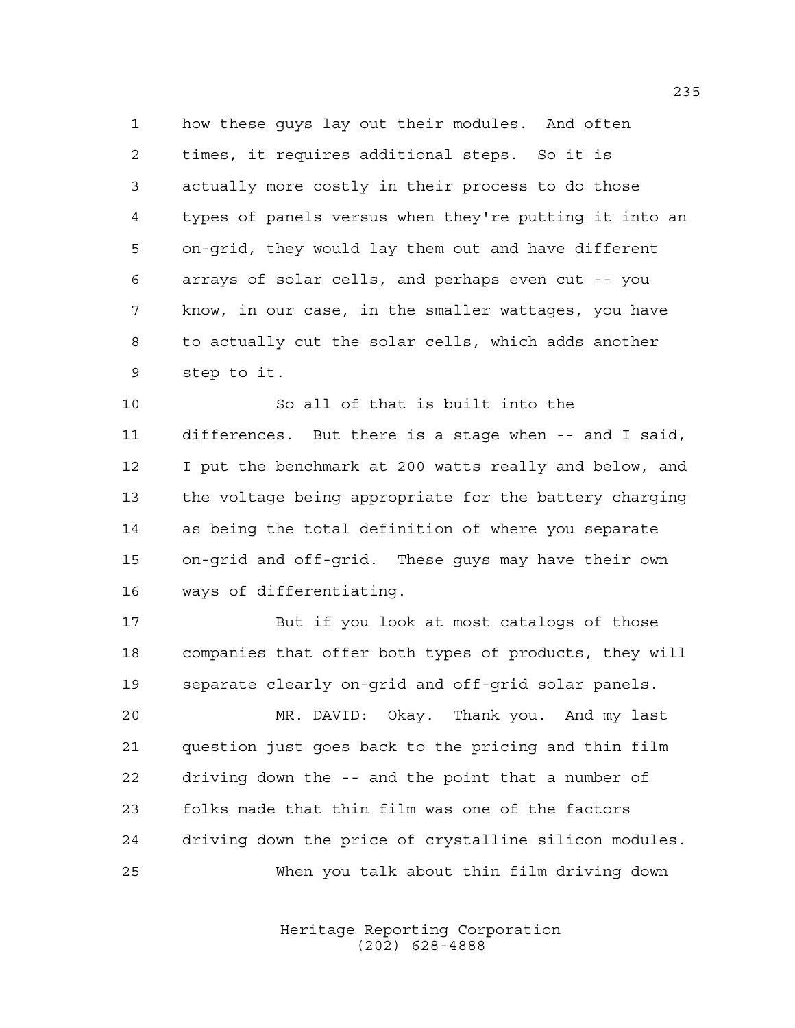how these guys lay out their modules. And often times, it requires additional steps. So it is actually more costly in their process to do those types of panels versus when they're putting it into an on-grid, they would lay them out and have different arrays of solar cells, and perhaps even cut -- you know, in our case, in the smaller wattages, you have to actually cut the solar cells, which adds another step to it.

So all of that is built into the differences. But there is a stage when -- and I said, I put the benchmark at 200 watts really and below, and the voltage being appropriate for the battery charging as being the total definition of where you separate on-grid and off-grid. These guys may have their own ways of differentiating.

But if you look at most catalogs of those companies that offer both types of products, they will separate clearly on-grid and off-grid solar panels.

MR. DAVID: Okay. Thank you. And my last question just goes back to the pricing and thin film driving down the -- and the point that a number of folks made that thin film was one of the factors driving down the price of crystalline silicon modules.

When you talk about thin film driving down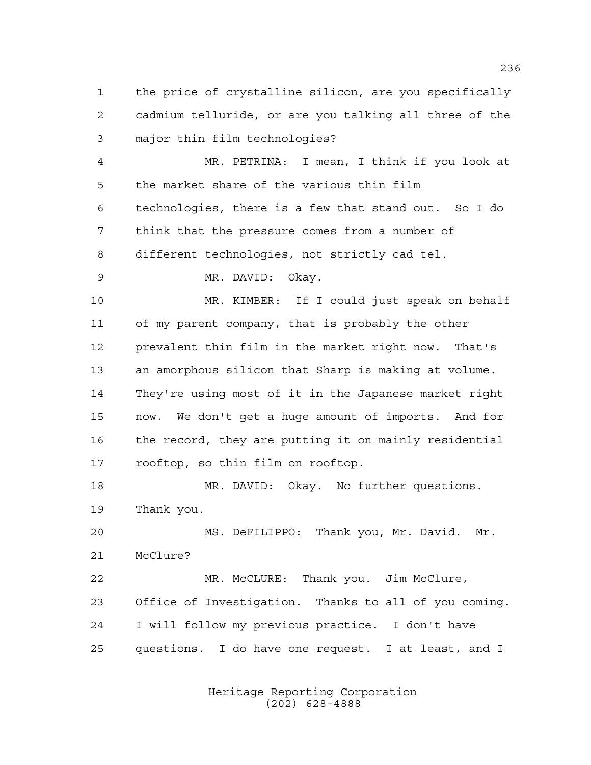the price of crystalline silicon, are you specifically cadmium telluride, or are you talking all three of the major thin film technologies?

MR. PETRINA: I mean, I think if you look at the market share of the various thin film technologies, there is a few that stand out. So I do think that the pressure comes from a number of different technologies, not strictly cad tel.

MR. DAVID: Okay.

MR. KIMBER: If I could just speak on behalf of my parent company, that is probably the other prevalent thin film in the market right now. That's an amorphous silicon that Sharp is making at volume. They're using most of it in the Japanese market right now. We don't get a huge amount of imports. And for the record, they are putting it on mainly residential rooftop, so thin film on rooftop.

MR. DAVID: Okay. No further questions. Thank you.

MS. DeFILIPPO: Thank you, Mr. David. Mr. McClure?

MR. McCLURE: Thank you. Jim McClure, Office of Investigation. Thanks to all of you coming. I will follow my previous practice. I don't have questions. I do have one request. I at least, and I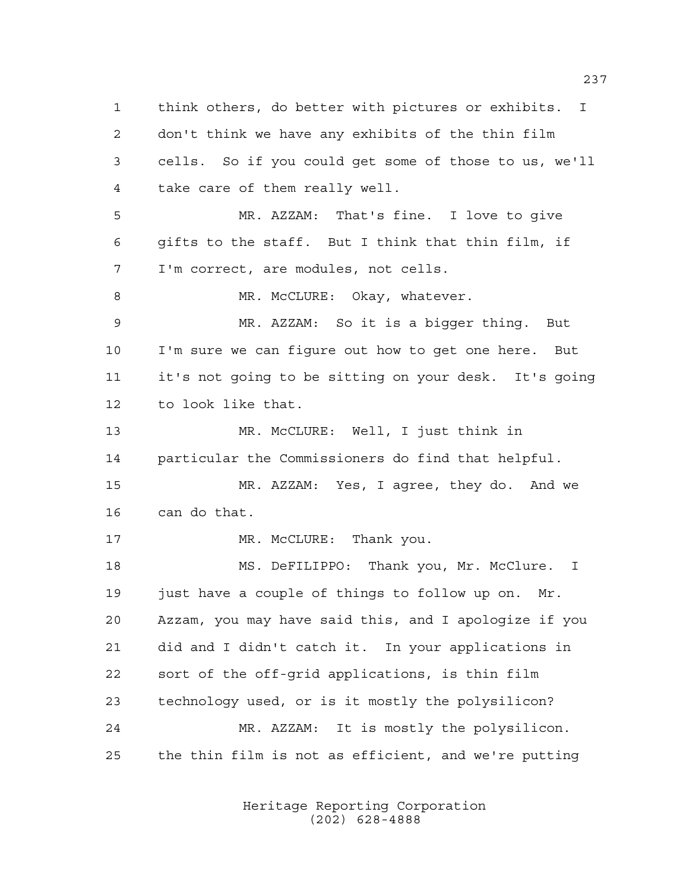1 think others, do better with pictures or exhibits. I
2 don't think we have any exhibits of the thin film
3 cells. So if you could get some of those to us, we'll
4 take care of them really well.

5 MR. AZZAM: That's fine. I love to give
6 gifts to the staff. But I think that thin film, if
7 I'm correct, are modules, not cells.

8 MR. McCLURE: Okay, whatever.

9 MR. AZZAM: So it is a bigger thing. But
10 I'm sure we can figure out how to get one here. But
11 it's not going to be sitting on your desk. It's going
12 to look like that.

13 MR. McCLURE: Well, I just think in
14 particular the Commissioners do find that helpful.

15 MR. AZZAM: Yes, I agree, they do. And we
16 can do that.

17 MR. McCLURE: Thank you.

18 MS. DeFILIPPO: Thank you, Mr. McClure. I
19 just have a couple of things to follow up on. Mr.
20 Azzam, you may have said this, and I apologize if you
21 did and I didn't catch it. In your applications in
22 sort of the off-grid applications, is thin film
23 technology used, or is it mostly the polysilicon?

24 MR. AZZAM: It is mostly the polysilicon.
25 the thin film is not as efficient, and we're putting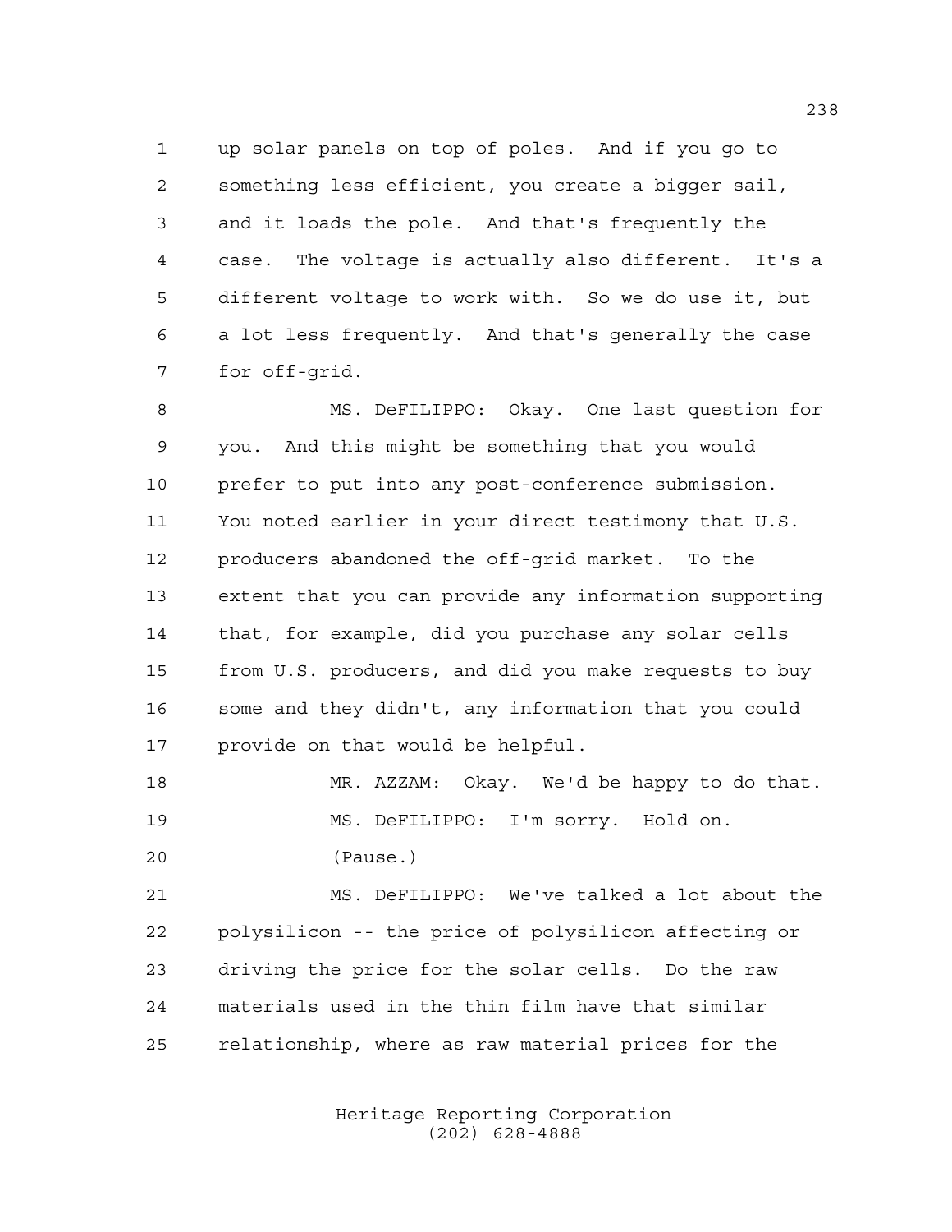up solar panels on top of poles. And if you go to something less efficient, you create a bigger sail, and it loads the pole. And that's frequently the case. The voltage is actually also different. It's a different voltage to work with. So we do use it, but a lot less frequently. And that's generally the case for off-grid.

MS. DeFILIPPO: Okay. One last question for you. And this might be something that you would prefer to put into any post-conference submission. You noted earlier in your direct testimony that U.S. producers abandoned the off-grid market. To the extent that you can provide any information supporting that, for example, did you purchase any solar cells from U.S. producers, and did you make requests to buy some and they didn't, any information that you could provide on that would be helpful.

MR. AZZAM: Okay. We'd be happy to do that.

MS. DeFILIPPO: I'm sorry. Hold on.

(Pause.)

MS. DeFILIPPO: We've talked a lot about the polysilicon -- the price of polysilicon affecting or driving the price for the solar cells. Do the raw materials used in the thin film have that similar relationship, where as raw material prices for the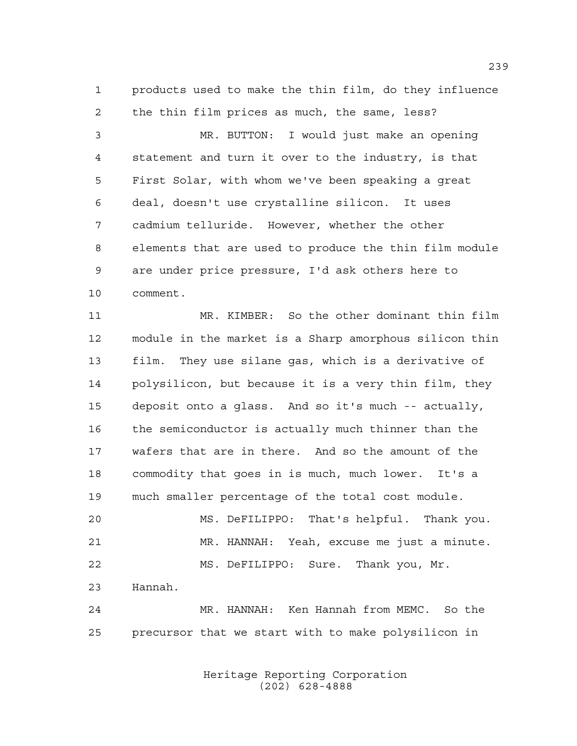products used to make the thin film, do they influence the thin film prices as much, the same, less?

MR. BUTTON: I would just make an opening statement and turn it over to the industry, is that First Solar, with whom we've been speaking a great deal, doesn't use crystalline silicon. It uses cadmium telluride. However, whether the other elements that are used to produce the thin film module are under price pressure, I'd ask others here to comment.

MR. KIMBER: So the other dominant thin film module in the market is a Sharp amorphous silicon thin film. They use silane gas, which is a derivative of polysilicon, but because it is a very thin film, they deposit onto a glass. And so it's much -- actually, the semiconductor is actually much thinner than the wafers that are in there. And so the amount of the commodity that goes in is much, much lower. It's a much smaller percentage of the total cost module.

MS. DeFILIPPO: That's helpful. Thank you.

MR. HANNAH: Yeah, excuse me just a minute.

MS. DeFILIPPO: Sure. Thank you, Mr. Hannah.

MR. HANNAH: Ken Hannah from MEMC. So the precursor that we start with to make polysilicon in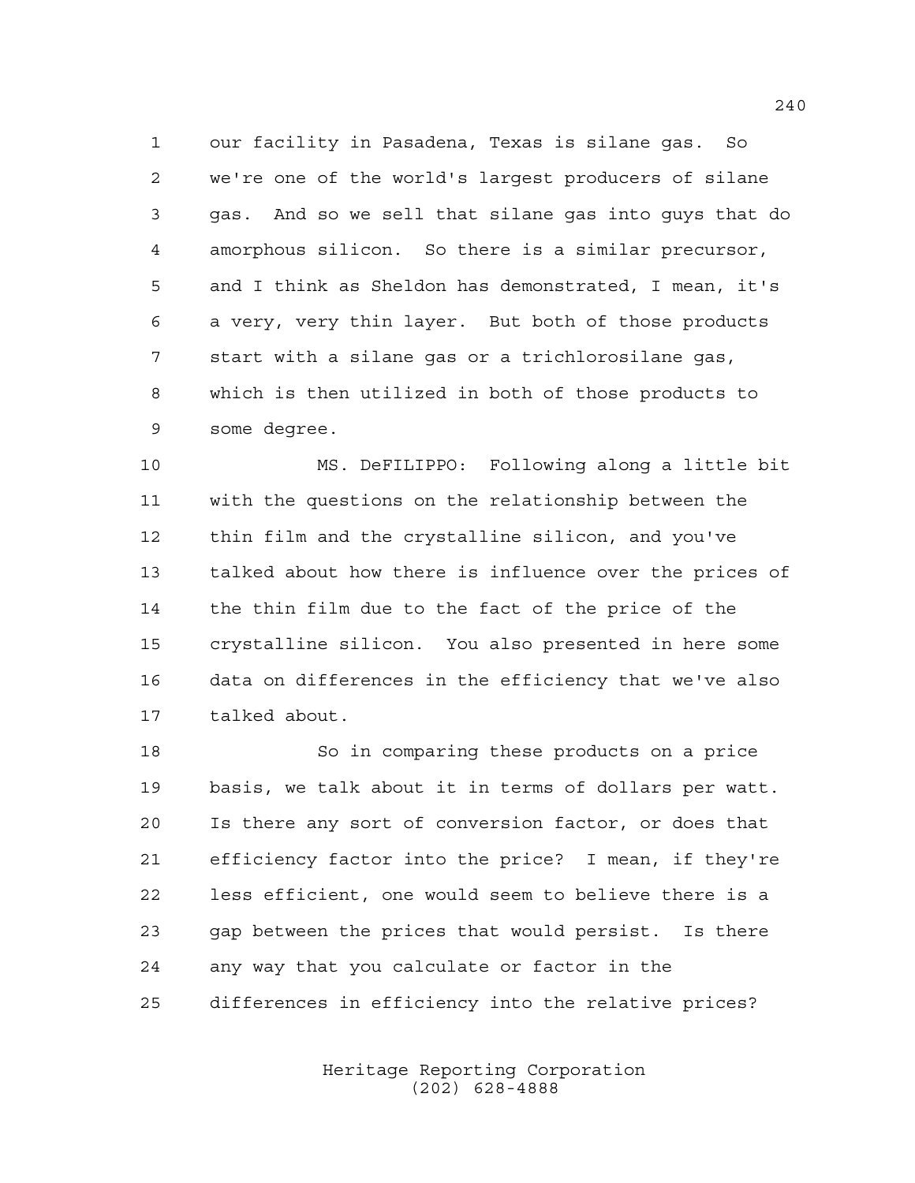our facility in Pasadena, Texas is silane gas. So we're one of the world's largest producers of silane gas. And so we sell that silane gas into guys that do amorphous silicon. So there is a similar precursor, and I think as Sheldon has demonstrated, I mean, it's a very, very thin layer. But both of those products start with a silane gas or a trichlorosilane gas, which is then utilized in both of those products to some degree.

MS. DeFILIPPO: Following along a little bit with the questions on the relationship between the thin film and the crystalline silicon, and you've talked about how there is influence over the prices of the thin film due to the fact of the price of the crystalline silicon. You also presented in here some data on differences in the efficiency that we've also talked about.

So in comparing these products on a price basis, we talk about it in terms of dollars per watt. Is there any sort of conversion factor, or does that efficiency factor into the price? I mean, if they're less efficient, one would seem to believe there is a gap between the prices that would persist. Is there any way that you calculate or factor in the differences in efficiency into the relative prices?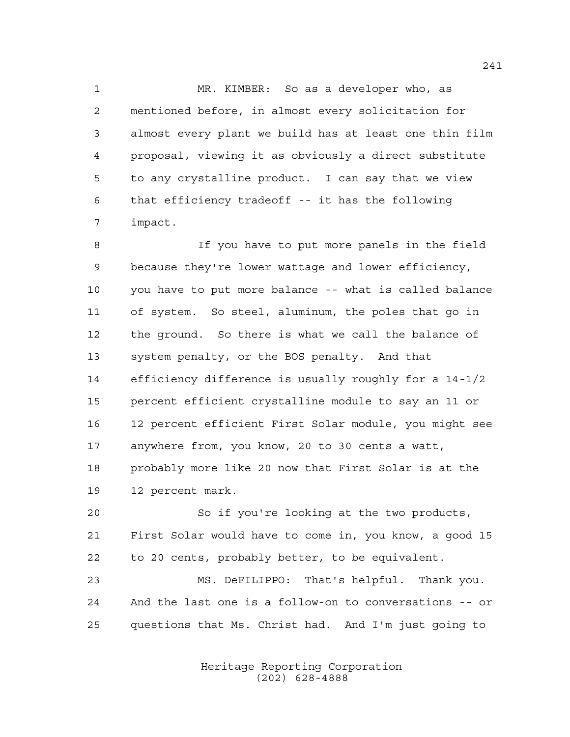MR. KIMBER: So as a developer who, as mentioned before, in almost every solicitation for almost every plant we build has at least one thin film proposal, viewing it as obviously a direct substitute to any crystalline product. I can say that we view that efficiency tradeoff -- it has the following impact.

If you have to put more panels in the field because they're lower wattage and lower efficiency, you have to put more balance -- what is called balance of system. So steel, aluminum, the poles that go in the ground. So there is what we call the balance of system penalty, or the BOS penalty. And that efficiency difference is usually roughly for a 14-1/2 percent efficient crystalline module to say an 11 or 12 percent efficient First Solar module, you might see anywhere from, you know, 20 to 30 cents a watt, probably more like 20 now that First Solar is at the 12 percent mark.

So if you're looking at the two products, First Solar would have to come in, you know, a good 15 to 20 cents, probably better, to be equivalent.

MS. DeFILIPPO: That's helpful. Thank you. And the last one is a follow-on to conversations -- or questions that Ms. Christ had. And I'm just going to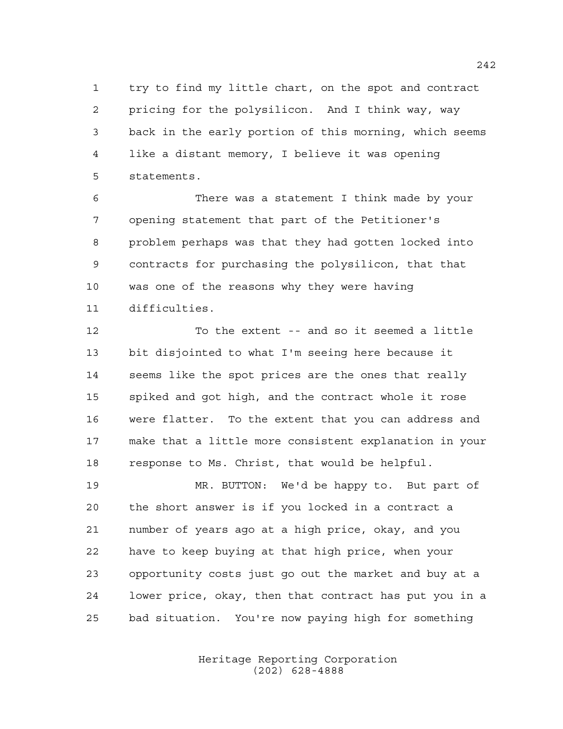try to find my little chart, on the spot and contract pricing for the polysilicon. And I think way, way back in the early portion of this morning, which seems like a distant memory, I believe it was opening statements.

There was a statement I think made by your opening statement that part of the Petitioner's problem perhaps was that they had gotten locked into contracts for purchasing the polysilicon, that that was one of the reasons why they were having difficulties.

To the extent -- and so it seemed a little bit disjointed to what I'm seeing here because it seems like the spot prices are the ones that really spiked and got high, and the contract whole it rose were flatter. To the extent that you can address and make that a little more consistent explanation in your response to Ms. Christ, that would be helpful.

MR. BUTTON: We'd be happy to. But part of the short answer is if you locked in a contract a number of years ago at a high price, okay, and you have to keep buying at that high price, when your opportunity costs just go out the market and buy at a lower price, okay, then that contract has put you in a bad situation. You're now paying high for something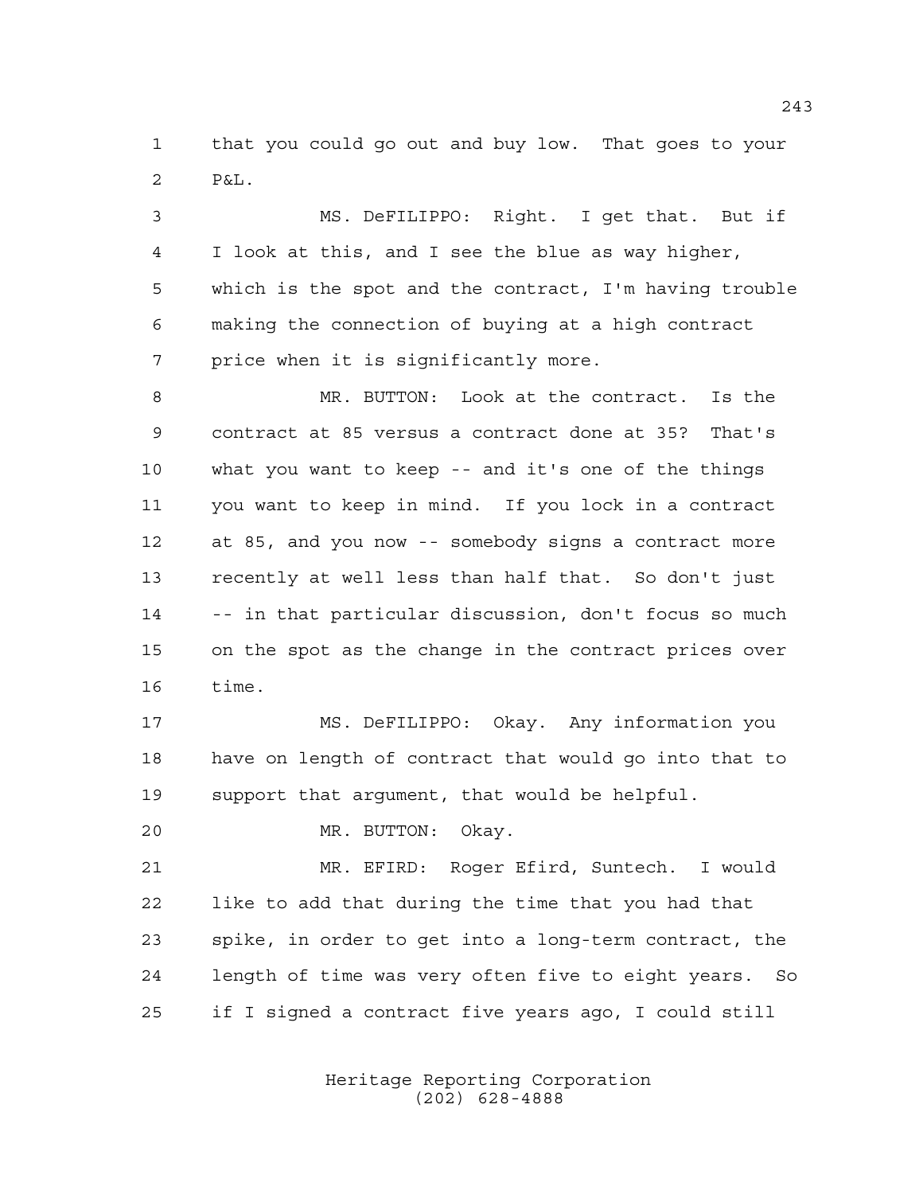that you could go out and buy low. That goes to your P&L.

MS. DeFILIPPO: Right. I get that. But if I look at this, and I see the blue as way higher, which is the spot and the contract, I'm having trouble making the connection of buying at a high contract price when it is significantly more.

MR. BUTTON: Look at the contract. Is the contract at 85 versus a contract done at 35? That's what you want to keep -- and it's one of the things you want to keep in mind. If you lock in a contract at 85, and you now -- somebody signs a contract more recently at well less than half that. So don't just -- in that particular discussion, don't focus so much on the spot as the change in the contract prices over time.

MS. DeFILIPPO: Okay. Any information you have on length of contract that would go into that to support that argument, that would be helpful.

MR. BUTTON: Okay.

MR. EFIRD: Roger Efird, Suntech. I would like to add that during the time that you had that spike, in order to get into a long-term contract, the length of time was very often five to eight years. So if I signed a contract five years ago, I could still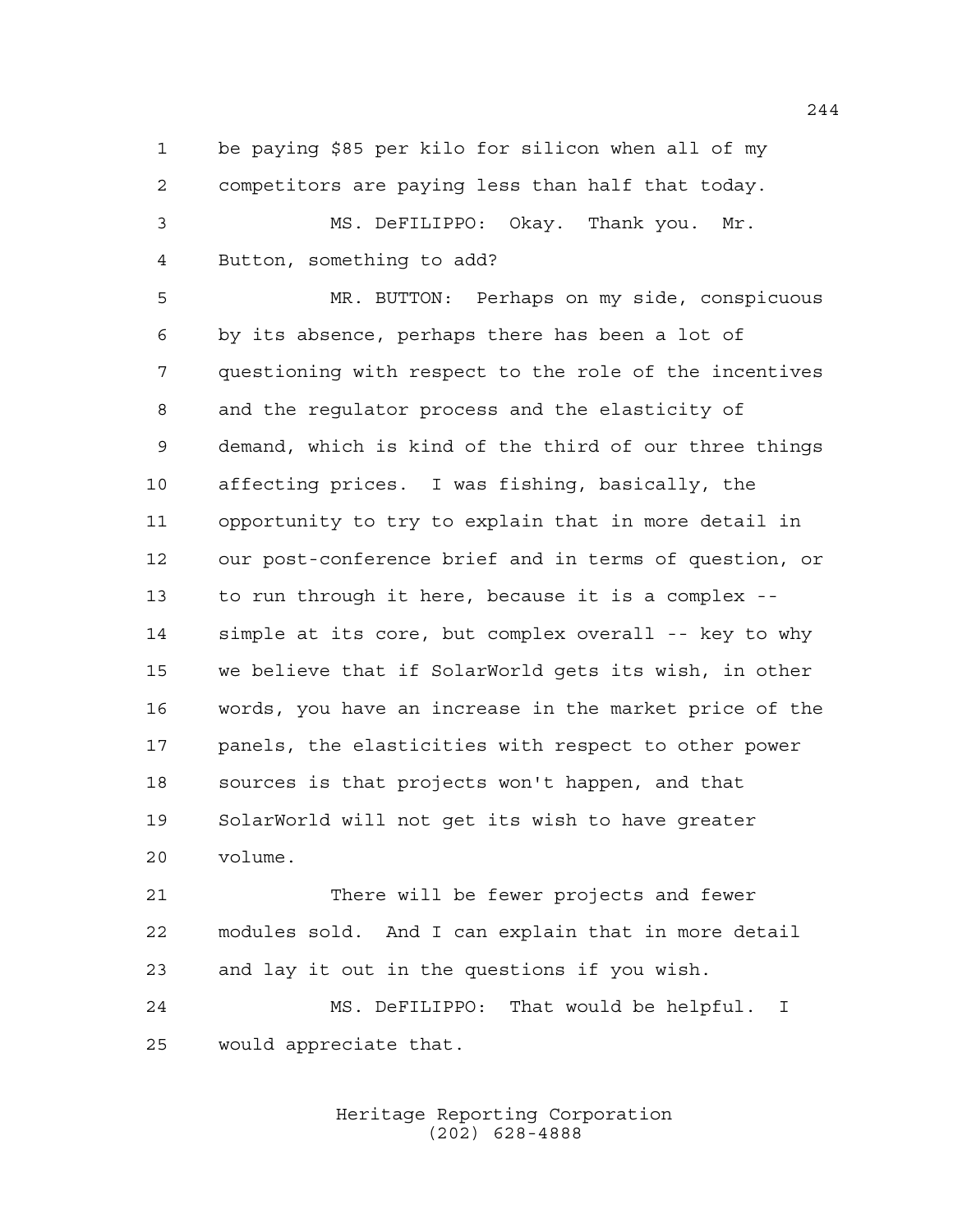be paying $85 per kilo for silicon when all of my competitors are paying less than half that today.

MS. DeFILIPPO: Okay. Thank you. Mr. Button, something to add?

MR. BUTTON: Perhaps on my side, conspicuous by its absence, perhaps there has been a lot of questioning with respect to the role of the incentives and the regulator process and the elasticity of demand, which is kind of the third of our three things affecting prices. I was fishing, basically, the opportunity to try to explain that in more detail in our post-conference brief and in terms of question, or to run through it here, because it is a complex -- simple at its core, but complex overall -- key to why we believe that if SolarWorld gets its wish, in other words, you have an increase in the market price of the panels, the elasticities with respect to other power sources is that projects won't happen, and that SolarWorld will not get its wish to have greater volume.

There will be fewer projects and fewer modules sold. And I can explain that in more detail and lay it out in the questions if you wish.

MS. DeFILIPPO: That would be helpful. I would appreciate that.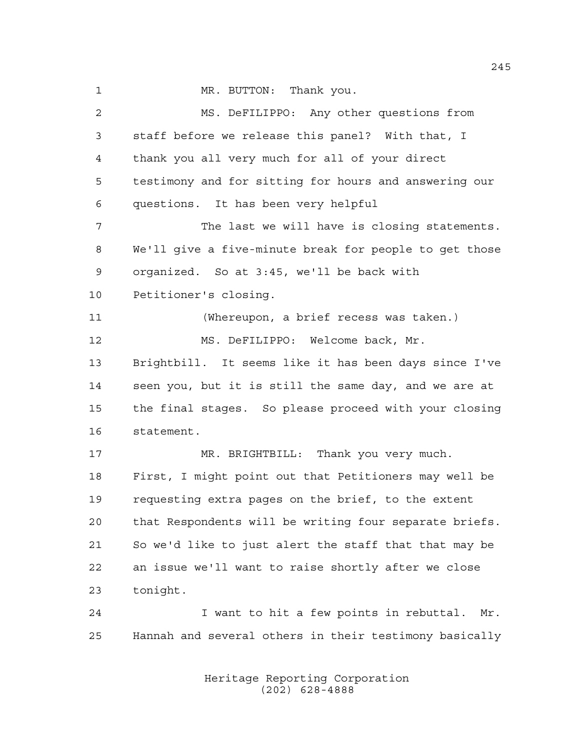MR. BUTTON: Thank you.

MS. DeFILIPPO: Any other questions from staff before we release this panel? With that, I thank you all very much for all of your direct testimony and for sitting for hours and answering our questions. It has been very helpful

The last we will have is closing statements. We'll give a five-minute break for people to get those organized. So at 3:45, we'll be back with Petitioner's closing.

(Whereupon, a brief recess was taken.)

MS. DeFILIPPO: Welcome back, Mr. Brightbill. It seems like it has been days since I've seen you, but it is still the same day, and we are at the final stages. So please proceed with your closing statement.

MR. BRIGHTBILL: Thank you very much. First, I might point out that Petitioners may well be requesting extra pages on the brief, to the extent that Respondents will be writing four separate briefs. So we'd like to just alert the staff that that may be an issue we'll want to raise shortly after we close tonight.

I want to hit a few points in rebuttal. Mr. Hannah and several others in their testimony basically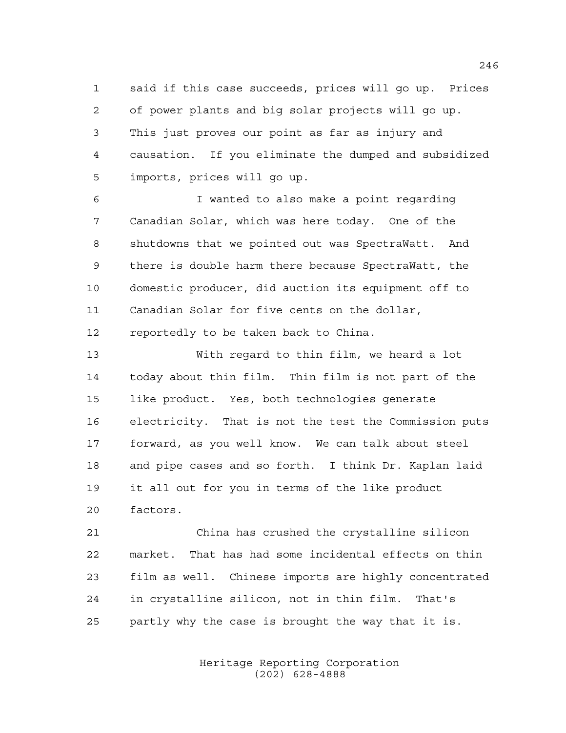said if this case succeeds, prices will go up. Prices of power plants and big solar projects will go up. This just proves our point as far as injury and causation. If you eliminate the dumped and subsidized imports, prices will go up.

I wanted to also make a point regarding Canadian Solar, which was here today. One of the shutdowns that we pointed out was SpectraWatt. And there is double harm there because SpectraWatt, the domestic producer, did auction its equipment off to Canadian Solar for five cents on the dollar, reportedly to be taken back to China.

With regard to thin film, we heard a lot today about thin film. Thin film is not part of the like product. Yes, both technologies generate electricity. That is not the test the Commission puts forward, as you well know. We can talk about steel and pipe cases and so forth. I think Dr. Kaplan laid it all out for you in terms of the like product factors.

China has crushed the crystalline silicon market. That has had some incidental effects on thin film as well. Chinese imports are highly concentrated in crystalline silicon, not in thin film. That's partly why the case is brought the way that it is.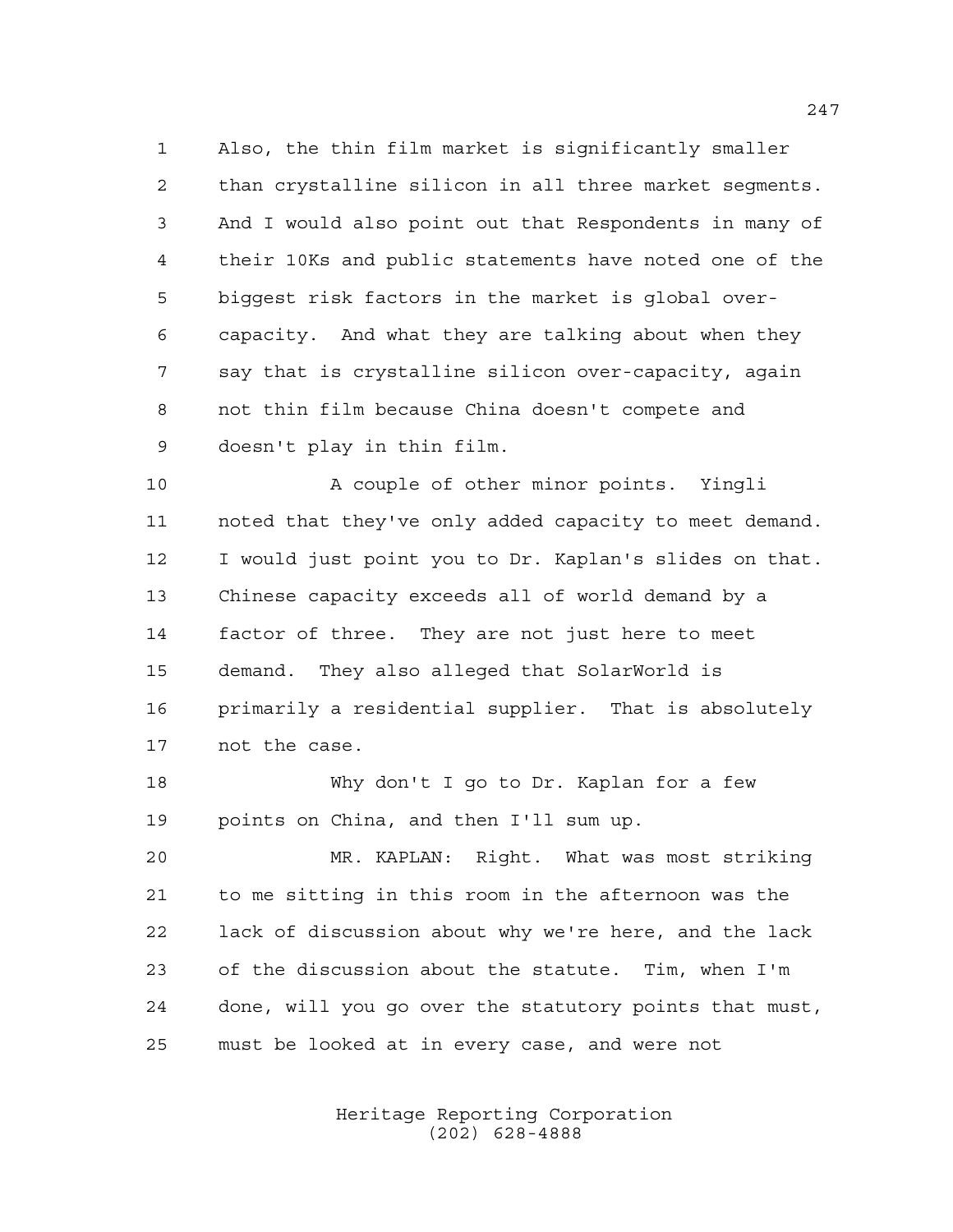Also, the thin film market is significantly smaller than crystalline silicon in all three market segments. And I would also point out that Respondents in many of their 10Ks and public statements have noted one of the biggest risk factors in the market is global over-capacity. And what they are talking about when they say that is crystalline silicon over-capacity, again not thin film because China doesn't compete and doesn't play in thin film.

A couple of other minor points. Yingli noted that they've only added capacity to meet demand. I would just point you to Dr. Kaplan's slides on that. Chinese capacity exceeds all of world demand by a factor of three. They are not just here to meet demand. They also alleged that SolarWorld is primarily a residential supplier. That is absolutely not the case.

Why don't I go to Dr. Kaplan for a few points on China, and then I'll sum up.

MR. KAPLAN: Right. What was most striking to me sitting in this room in the afternoon was the lack of discussion about why we're here, and the lack of the discussion about the statute. Tim, when I'm done, will you go over the statutory points that must, must be looked at in every case, and were not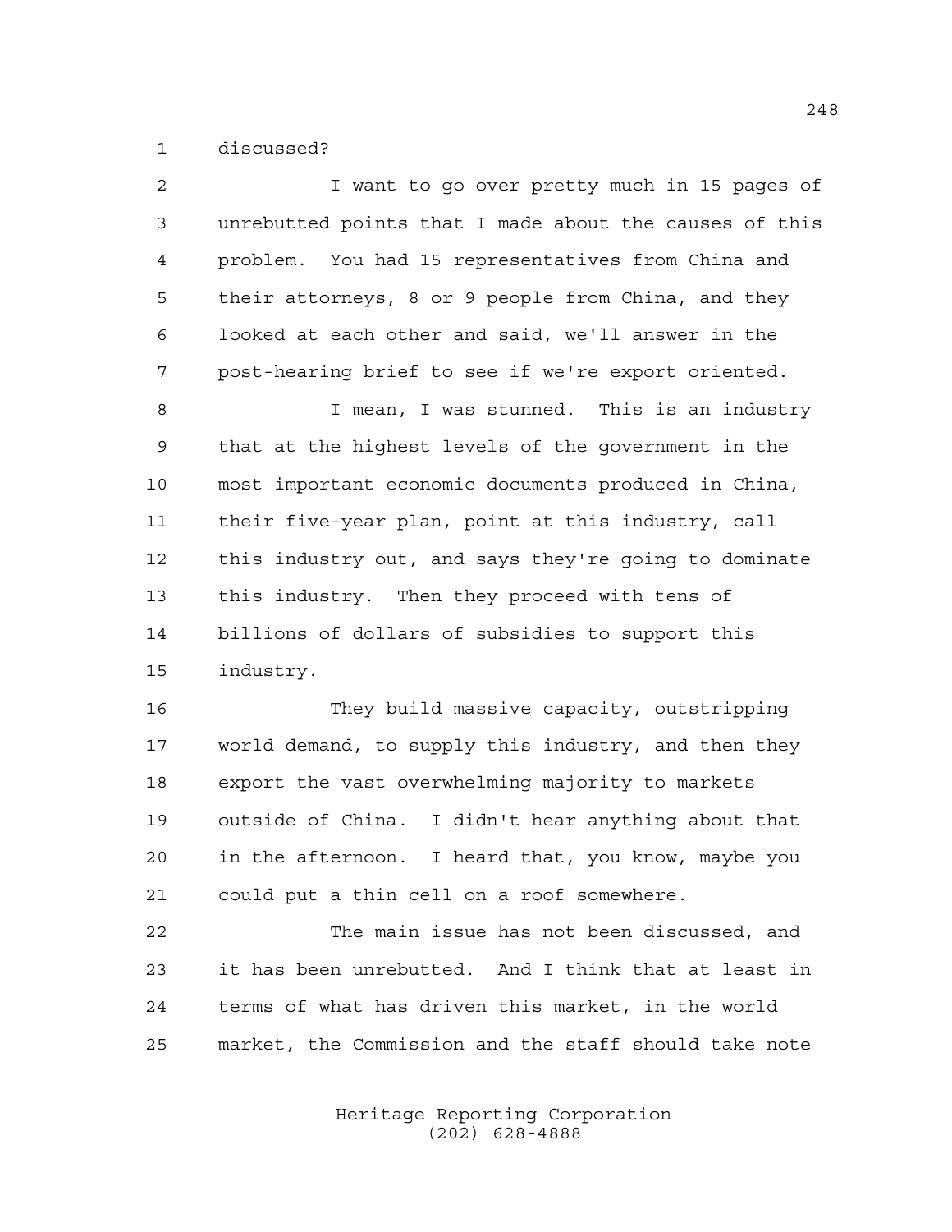discussed?

I want to go over pretty much in 15 pages of unrebutted points that I made about the causes of this problem. You had 15 representatives from China and their attorneys, 8 or 9 people from China, and they looked at each other and said, we'll answer in the post-hearing brief to see if we're export oriented.

I mean, I was stunned. This is an industry that at the highest levels of the government in the most important economic documents produced in China, their five-year plan, point at this industry, call this industry out, and says they're going to dominate this industry. Then they proceed with tens of billions of dollars of subsidies to support this industry.

They build massive capacity, outstripping world demand, to supply this industry, and then they export the vast overwhelming majority to markets outside of China. I didn't hear anything about that in the afternoon. I heard that, you know, maybe you could put a thin cell on a roof somewhere.

The main issue has not been discussed, and it has been unrebutted. And I think that at least in terms of what has driven this market, in the world market, the Commission and the staff should take note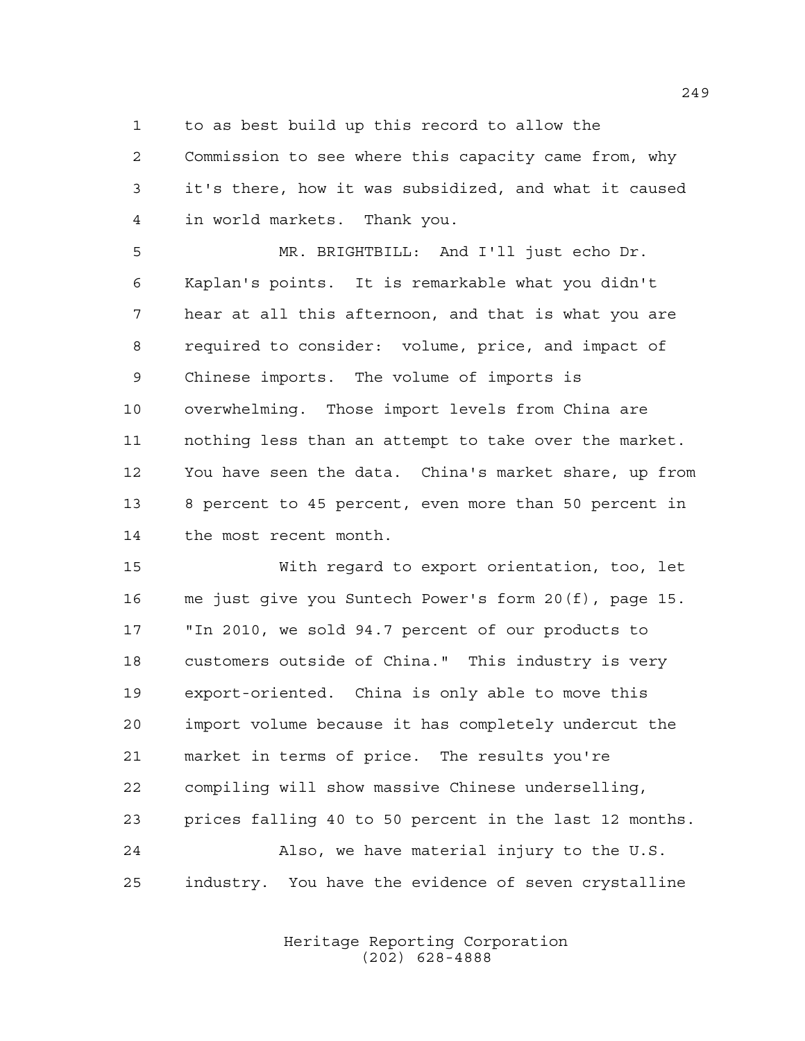to as best build up this record to allow the Commission to see where this capacity came from, why it's there, how it was subsidized, and what it caused in world markets. Thank you.

MR. BRIGHTBILL: And I'll just echo Dr. Kaplan's points. It is remarkable what you didn't hear at all this afternoon, and that is what you are required to consider: volume, price, and impact of Chinese imports. The volume of imports is overwhelming. Those import levels from China are nothing less than an attempt to take over the market. You have seen the data. China's market share, up from 8 percent to 45 percent, even more than 50 percent in the most recent month.

With regard to export orientation, too, let me just give you Suntech Power's form 20(f), page 15. "In 2010, we sold 94.7 percent of our products to customers outside of China." This industry is very export-oriented. China is only able to move this import volume because it has completely undercut the market in terms of price. The results you're compiling will show massive Chinese underselling, prices falling 40 to 50 percent in the last 12 months.

Also, we have material injury to the U.S. industry. You have the evidence of seven crystalline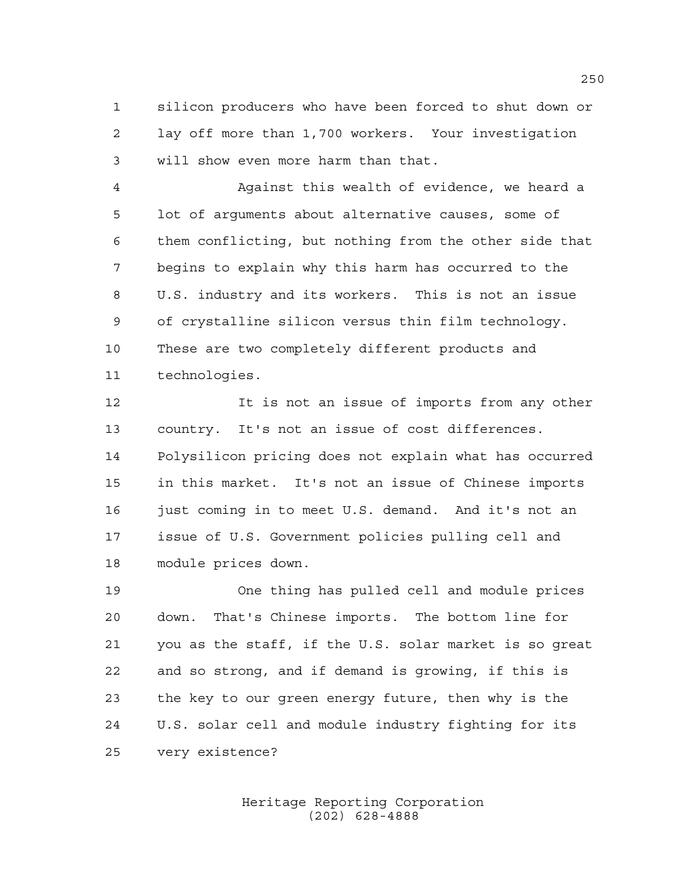silicon producers who have been forced to shut down or lay off more than 1,700 workers. Your investigation will show even more harm than that.

Against this wealth of evidence, we heard a lot of arguments about alternative causes, some of them conflicting, but nothing from the other side that begins to explain why this harm has occurred to the U.S. industry and its workers. This is not an issue of crystalline silicon versus thin film technology. These are two completely different products and technologies.

It is not an issue of imports from any other country. It's not an issue of cost differences. Polysilicon pricing does not explain what has occurred in this market. It's not an issue of Chinese imports just coming in to meet U.S. demand. And it's not an issue of U.S. Government policies pulling cell and module prices down.

One thing has pulled cell and module prices down. That's Chinese imports. The bottom line for you as the staff, if the U.S. solar market is so great and so strong, and if demand is growing, if this is the key to our green energy future, then why is the U.S. solar cell and module industry fighting for its very existence?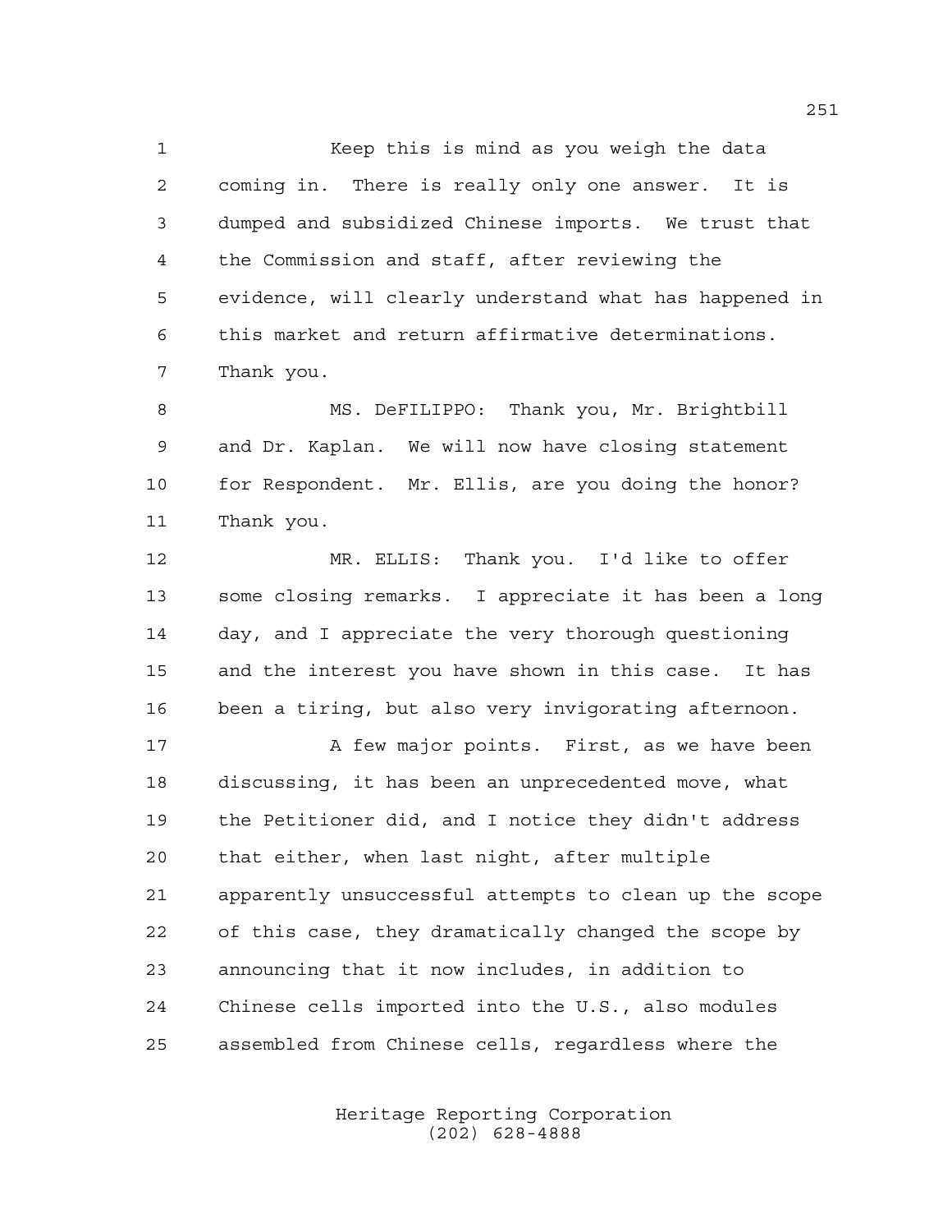Keep this is mind as you weigh the data coming in. There is really only one answer. It is dumped and subsidized Chinese imports. We trust that the Commission and staff, after reviewing the evidence, will clearly understand what has happened in this market and return affirmative determinations. Thank you.

MS. DeFILIPPO: Thank you, Mr. Brightbill and Dr. Kaplan. We will now have closing statement for Respondent. Mr. Ellis, are you doing the honor? Thank you.

MR. ELLIS: Thank you. I'd like to offer some closing remarks. I appreciate it has been a long day, and I appreciate the very thorough questioning and the interest you have shown in this case. It has been a tiring, but also very invigorating afternoon.

A few major points. First, as we have been discussing, it has been an unprecedented move, what the Petitioner did, and I notice they didn't address that either, when last night, after multiple apparently unsuccessful attempts to clean up the scope of this case, they dramatically changed the scope by announcing that it now includes, in addition to Chinese cells imported into the U.S., also modules assembled from Chinese cells, regardless where the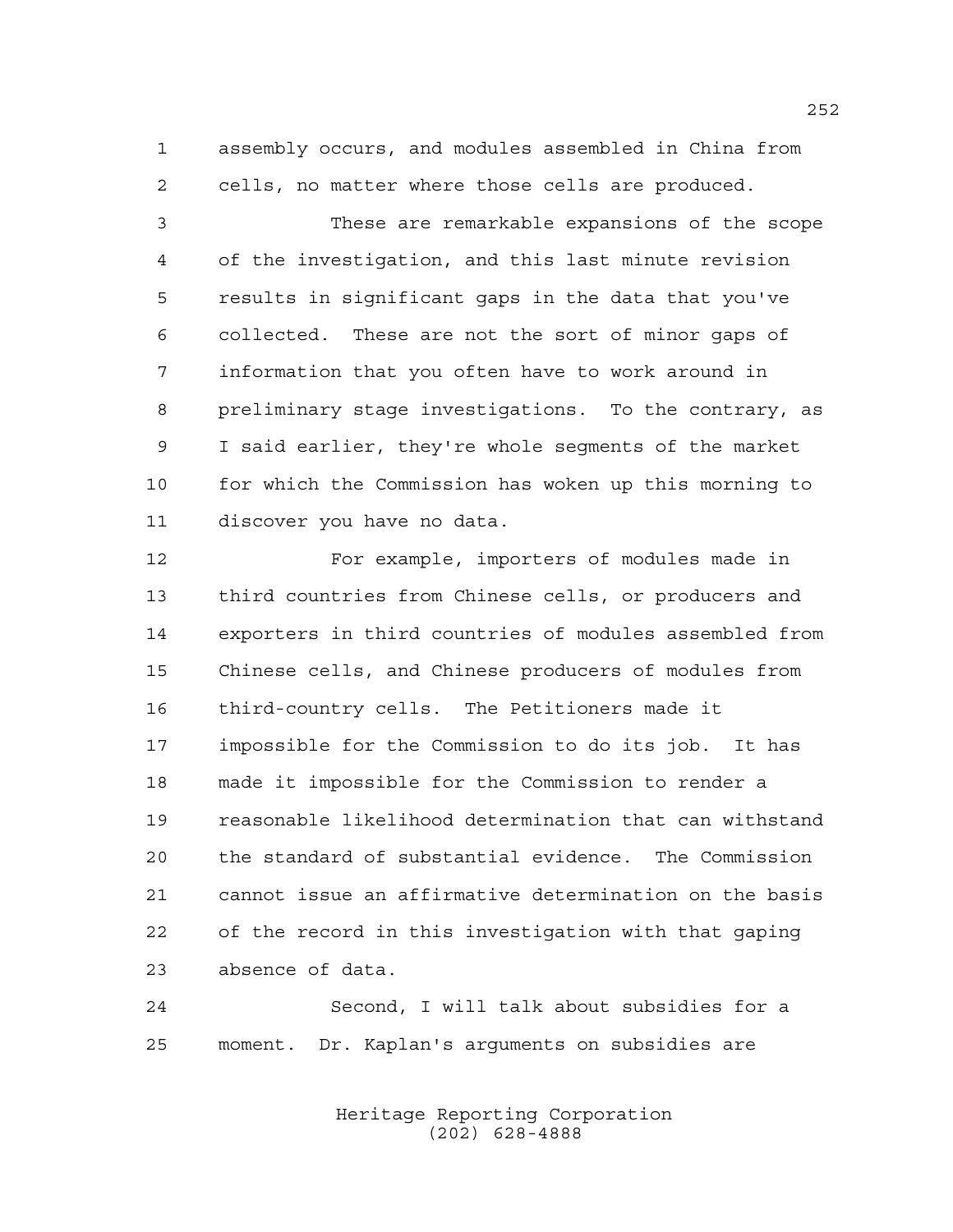assembly occurs, and modules assembled in China from cells, no matter where those cells are produced.

These are remarkable expansions of the scope of the investigation, and this last minute revision results in significant gaps in the data that you've collected. These are not the sort of minor gaps of information that you often have to work around in preliminary stage investigations. To the contrary, as I said earlier, they're whole segments of the market for which the Commission has woken up this morning to discover you have no data.

For example, importers of modules made in third countries from Chinese cells, or producers and exporters in third countries of modules assembled from Chinese cells, and Chinese producers of modules from third-country cells. The Petitioners made it impossible for the Commission to do its job. It has made it impossible for the Commission to render a reasonable likelihood determination that can withstand the standard of substantial evidence. The Commission cannot issue an affirmative determination on the basis of the record in this investigation with that gaping absence of data.

Second, I will talk about subsidies for a moment. Dr. Kaplan's arguments on subsidies are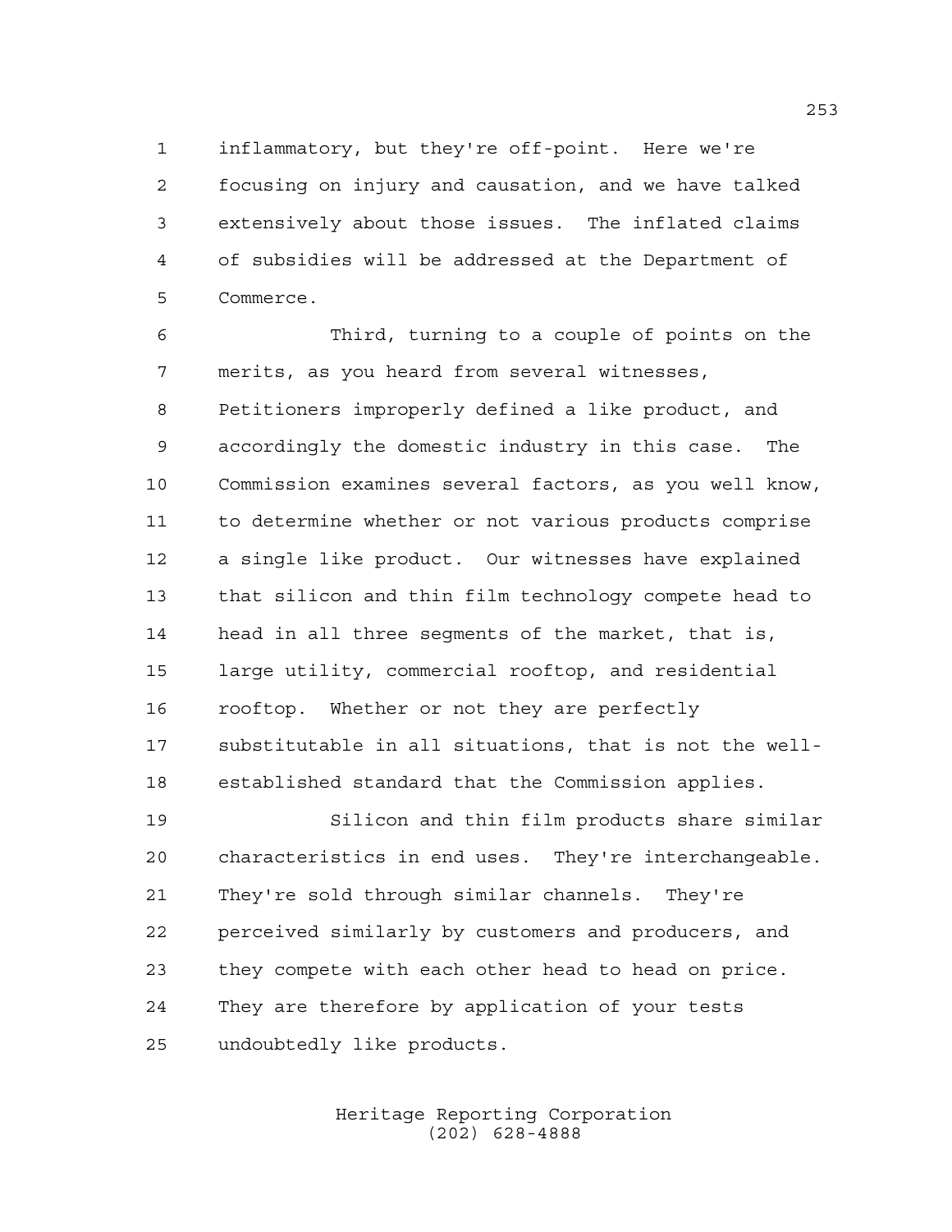inflammatory, but they're off-point. Here we're focusing on injury and causation, and we have talked extensively about those issues. The inflated claims of subsidies will be addressed at the Department of Commerce.

Third, turning to a couple of points on the merits, as you heard from several witnesses, Petitioners improperly defined a like product, and accordingly the domestic industry in this case. The Commission examines several factors, as you well know, to determine whether or not various products comprise a single like product. Our witnesses have explained that silicon and thin film technology compete head to head in all three segments of the market, that is, large utility, commercial rooftop, and residential rooftop. Whether or not they are perfectly substitutable in all situations, that is not the well-established standard that the Commission applies.

Silicon and thin film products share similar characteristics in end uses. They're interchangeable. They're sold through similar channels. They're perceived similarly by customers and producers, and they compete with each other head to head on price. They are therefore by application of your tests undoubtedly like products.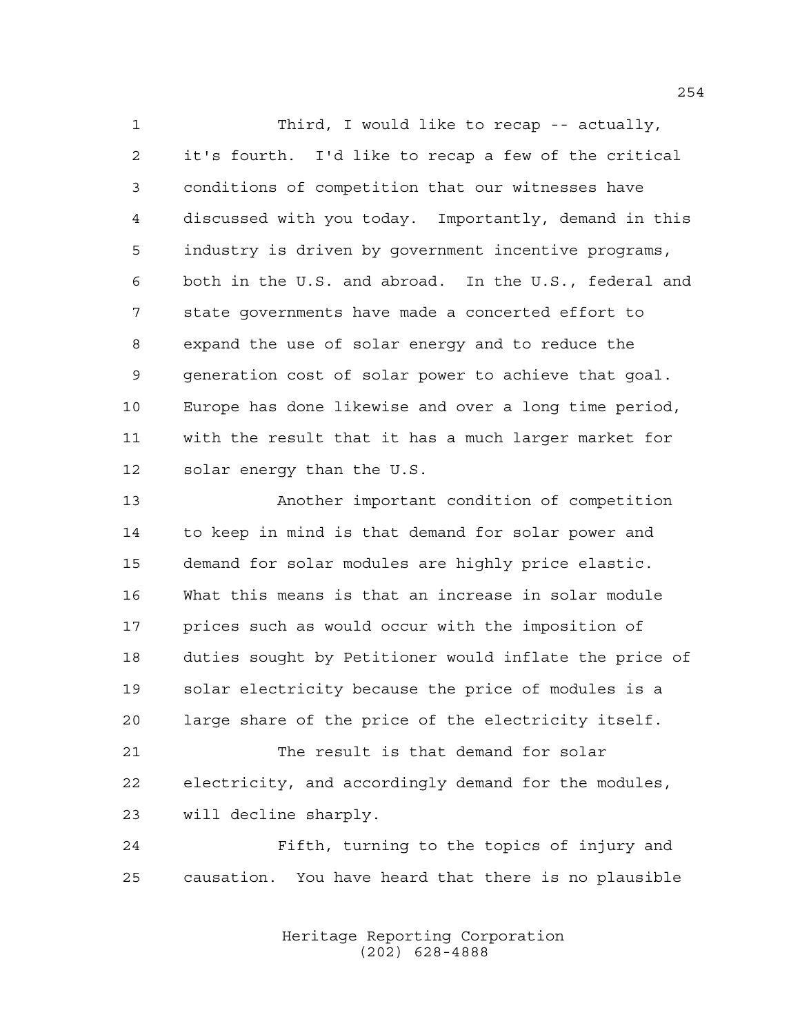Third, I would like to recap -- actually, it's fourth. I'd like to recap a few of the critical conditions of competition that our witnesses have discussed with you today. Importantly, demand in this industry is driven by government incentive programs, both in the U.S. and abroad. In the U.S., federal and state governments have made a concerted effort to expand the use of solar energy and to reduce the generation cost of solar power to achieve that goal. Europe has done likewise and over a long time period, with the result that it has a much larger market for solar energy than the U.S.

Another important condition of competition to keep in mind is that demand for solar power and demand for solar modules are highly price elastic. What this means is that an increase in solar module prices such as would occur with the imposition of duties sought by Petitioner would inflate the price of solar electricity because the price of modules is a large share of the price of the electricity itself.

The result is that demand for solar electricity, and accordingly demand for the modules, will decline sharply.

Fifth, turning to the topics of injury and causation. You have heard that there is no plausible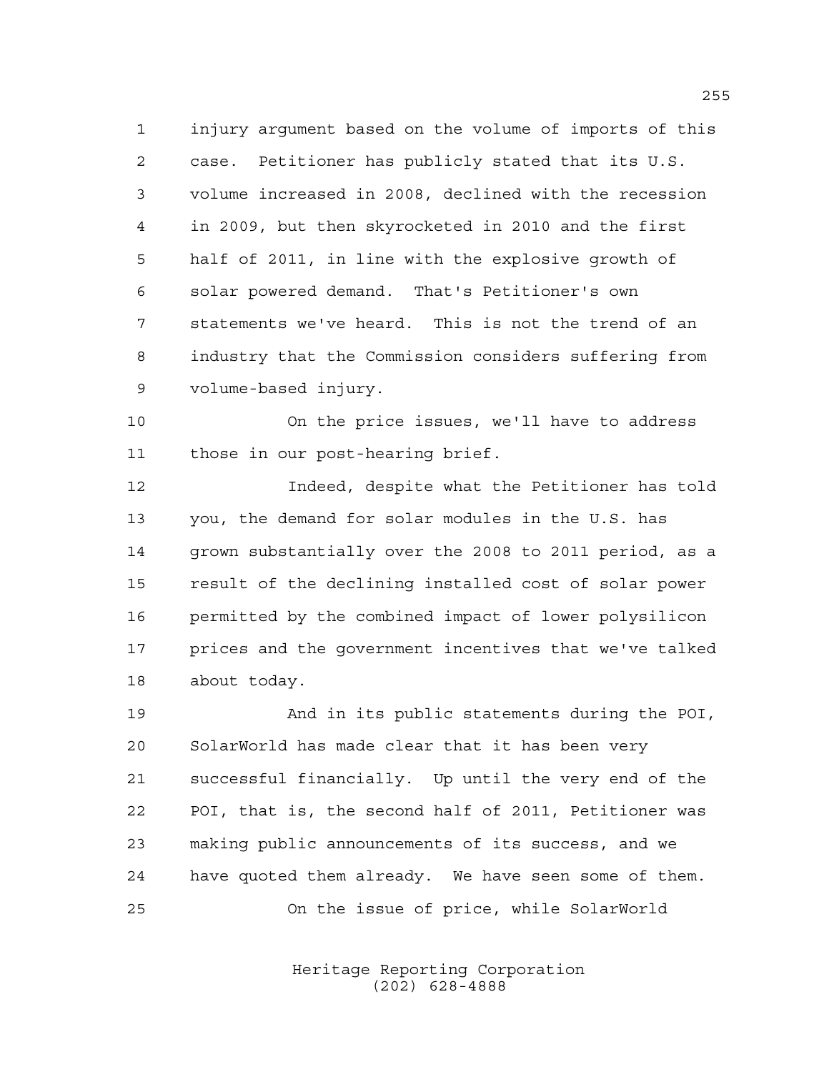injury argument based on the volume of imports of this case. Petitioner has publicly stated that its U.S. volume increased in 2008, declined with the recession in 2009, but then skyrocketed in 2010 and the first half of 2011, in line with the explosive growth of solar powered demand. That's Petitioner's own statements we've heard. This is not the trend of an industry that the Commission considers suffering from volume-based injury.

On the price issues, we'll have to address those in our post-hearing brief.

Indeed, despite what the Petitioner has told you, the demand for solar modules in the U.S. has grown substantially over the 2008 to 2011 period, as a result of the declining installed cost of solar power permitted by the combined impact of lower polysilicon prices and the government incentives that we've talked about today.

And in its public statements during the POI, SolarWorld has made clear that it has been very successful financially. Up until the very end of the POI, that is, the second half of 2011, Petitioner was making public announcements of its success, and we have quoted them already. We have seen some of them.

On the issue of price, while SolarWorld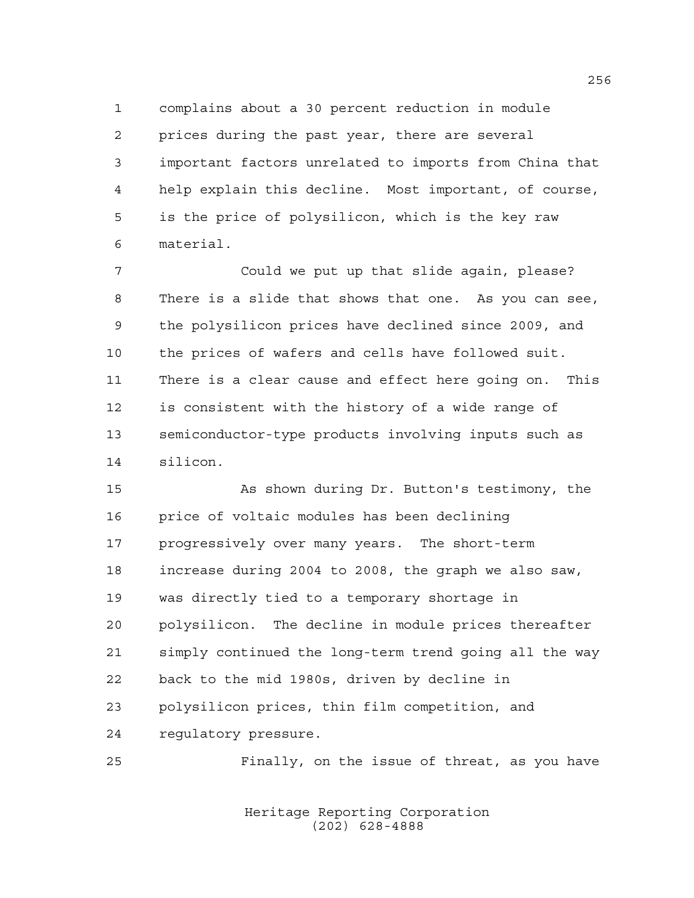complains about a 30 percent reduction in module prices during the past year, there are several important factors unrelated to imports from China that help explain this decline. Most important, of course, is the price of polysilicon, which is the key raw material.

Could we put up that slide again, please? There is a slide that shows that one. As you can see, the polysilicon prices have declined since 2009, and the prices of wafers and cells have followed suit. There is a clear cause and effect here going on. This is consistent with the history of a wide range of semiconductor-type products involving inputs such as silicon.

As shown during Dr. Button's testimony, the price of voltaic modules has been declining progressively over many years. The short-term increase during 2004 to 2008, the graph we also saw, was directly tied to a temporary shortage in polysilicon. The decline in module prices thereafter simply continued the long-term trend going all the way back to the mid 1980s, driven by decline in polysilicon prices, thin film competition, and regulatory pressure.

Finally, on the issue of threat, as you have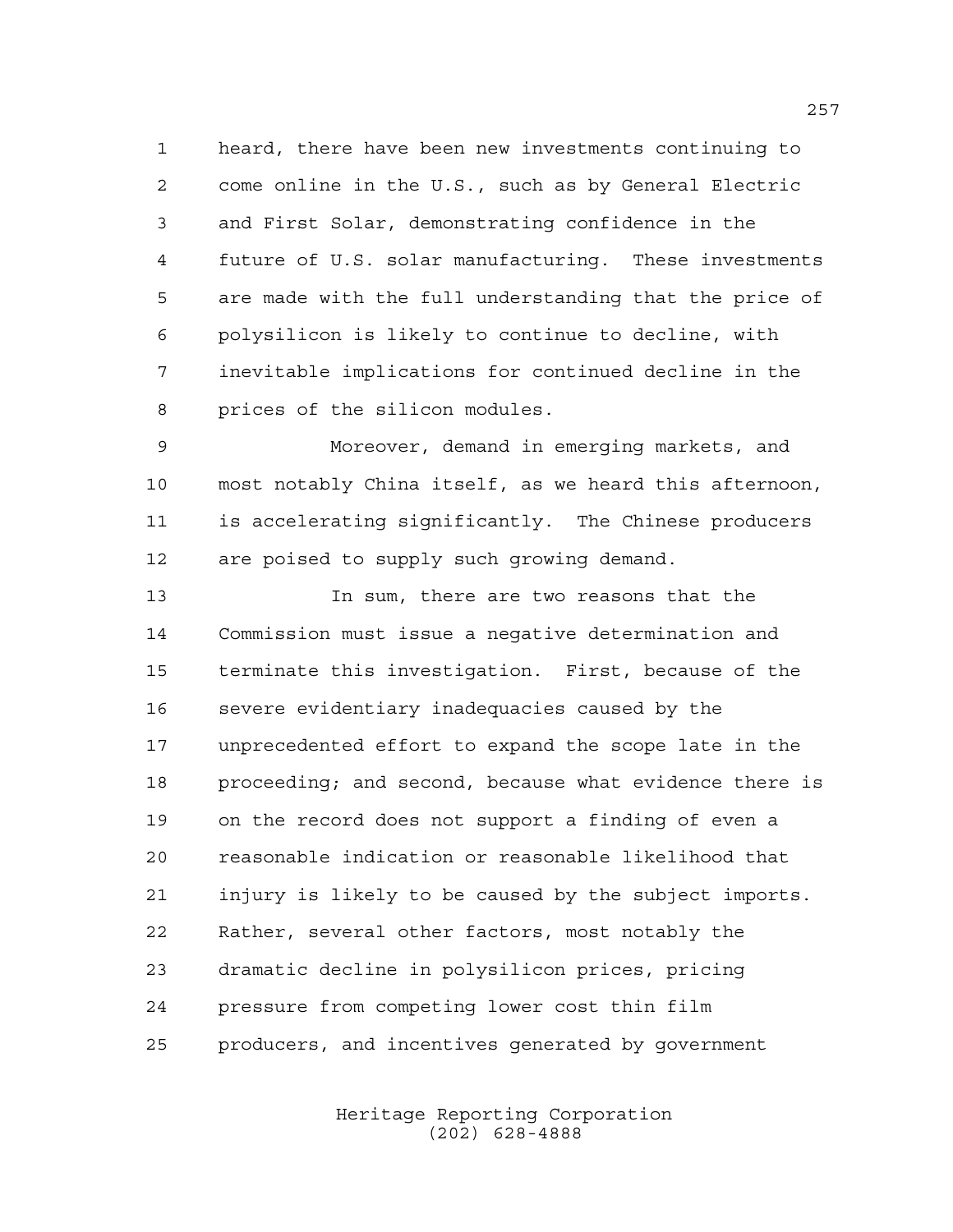heard, there have been new investments continuing to come online in the U.S., such as by General Electric and First Solar, demonstrating confidence in the future of U.S. solar manufacturing. These investments are made with the full understanding that the price of polysilicon is likely to continue to decline, with inevitable implications for continued decline in the prices of the silicon modules.

Moreover, demand in emerging markets, and most notably China itself, as we heard this afternoon, is accelerating significantly. The Chinese producers are poised to supply such growing demand.

In sum, there are two reasons that the Commission must issue a negative determination and terminate this investigation. First, because of the severe evidentiary inadequacies caused by the unprecedented effort to expand the scope late in the proceeding; and second, because what evidence there is on the record does not support a finding of even a reasonable indication or reasonable likelihood that injury is likely to be caused by the subject imports. Rather, several other factors, most notably the dramatic decline in polysilicon prices, pricing pressure from competing lower cost thin film producers, and incentives generated by government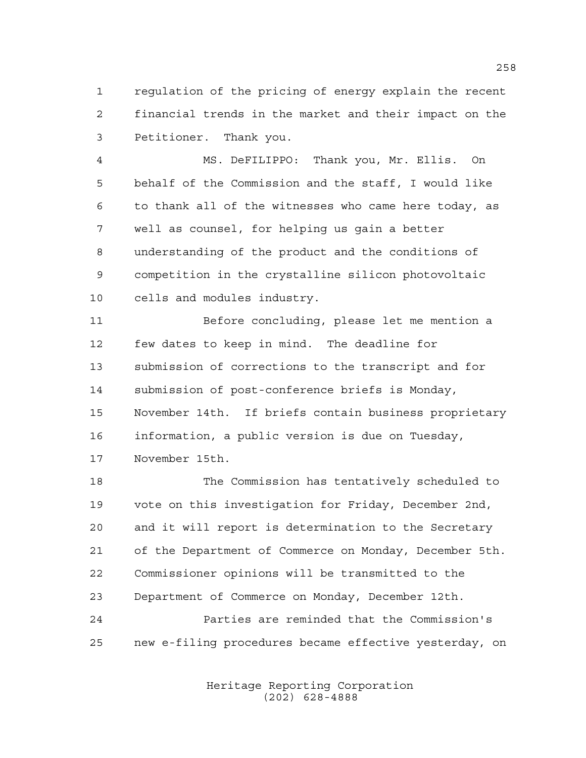regulation of the pricing of energy explain the recent financial trends in the market and their impact on the Petitioner. Thank you.

MS. DeFILIPPO: Thank you, Mr. Ellis. On behalf of the Commission and the staff, I would like to thank all of the witnesses who came here today, as well as counsel, for helping us gain a better understanding of the product and the conditions of competition in the crystalline silicon photovoltaic cells and modules industry.

Before concluding, please let me mention a few dates to keep in mind. The deadline for submission of corrections to the transcript and for submission of post-conference briefs is Monday, November 14th. If briefs contain business proprietary information, a public version is due on Tuesday, November 15th.

The Commission has tentatively scheduled to vote on this investigation for Friday, December 2nd, and it will report is determination to the Secretary of the Department of Commerce on Monday, December 5th. Commissioner opinions will be transmitted to the Department of Commerce on Monday, December 12th.

Parties are reminded that the Commission's new e-filing procedures became effective yesterday, on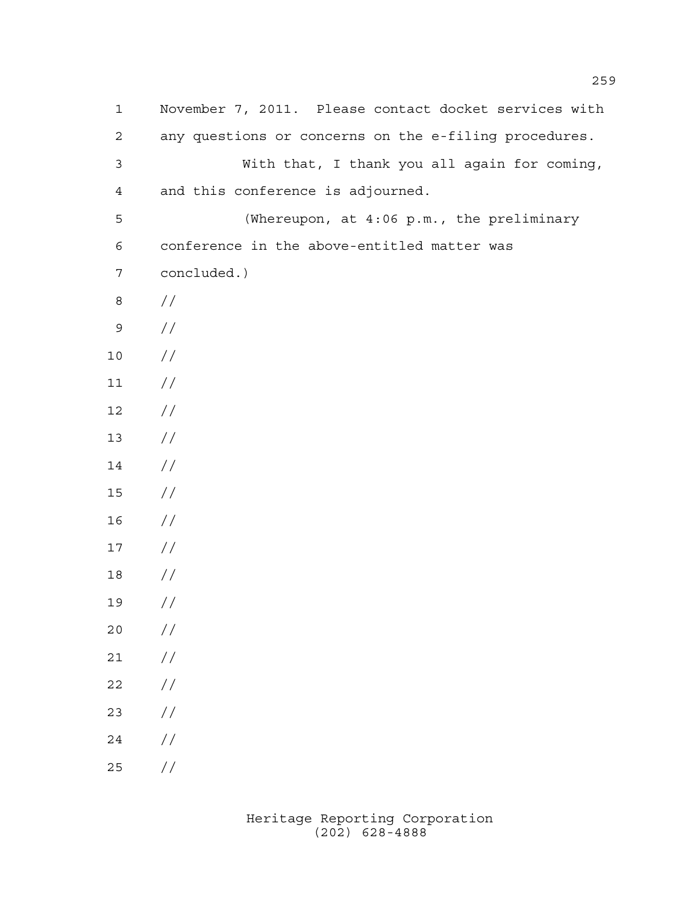November 7, 2011. Please contact docket services with any questions or concerns on the e-filing procedures.

With that, I thank you all again for coming, and this conference is adjourned.

(Whereupon, at 4:06 p.m., the preliminary conference in the above-entitled matter was concluded.)

//

//

//

//

//

//

//

//

//

//

//

//

//

//

//

//

//

//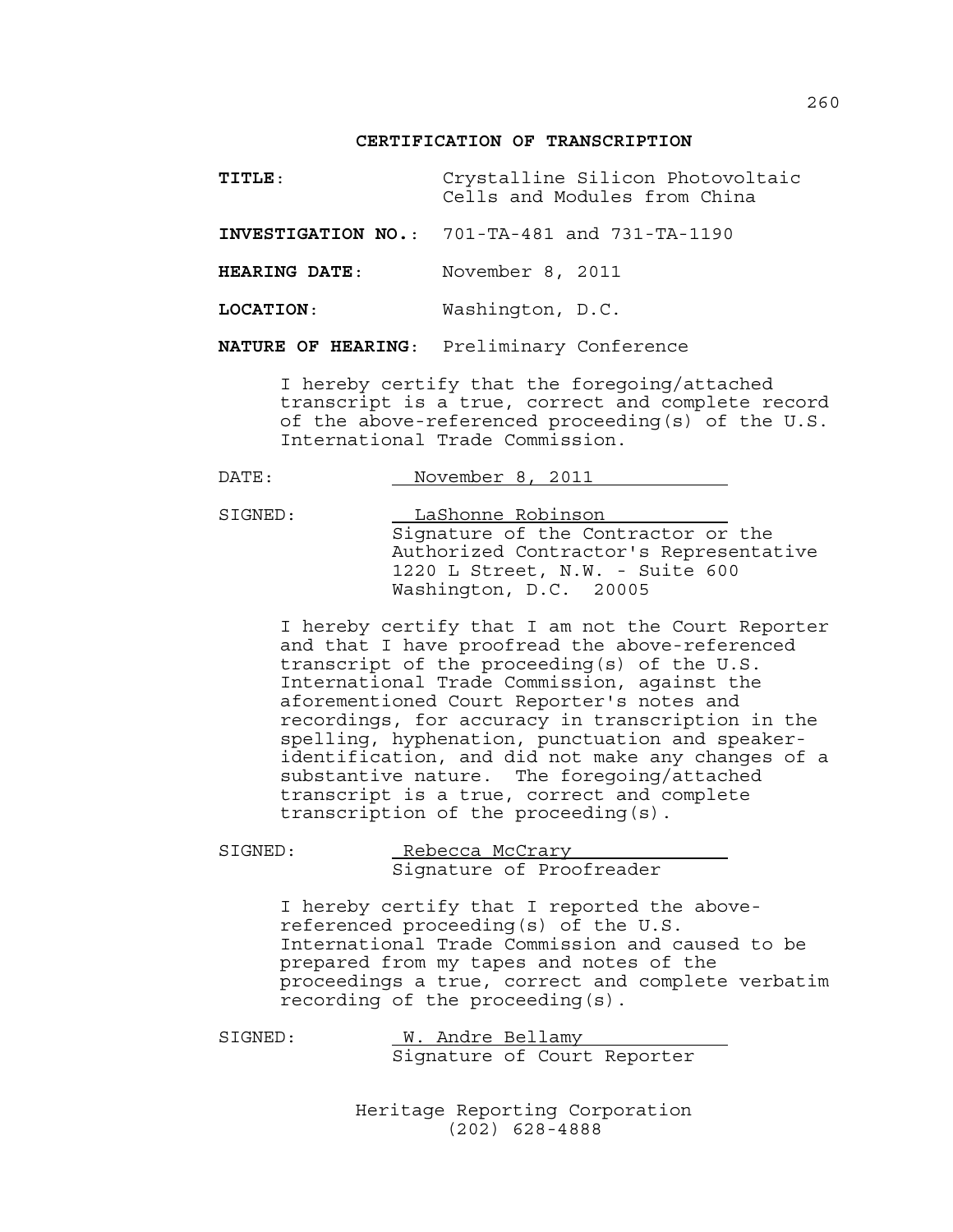## CERTIFICATION OF TRANSCRIPTION

**TITLE**: Crystalline Silicon Photovoltaic Cells and Modules from China

**INVESTIGATION NO.**: 701-TA-481 and 731-TA-1190

**HEARING DATE**: November 8, 2011

**LOCATION**: Washington, D.C.

**NATURE OF HEARING**: Preliminary Conference

I hereby certify that the foregoing/attached transcript is a true, correct and complete record of the above-referenced proceeding(s) of the U.S. International Trade Commission.

DATE: November 8, 2011

SIGNED: LaShonne Robinson
Signature of the Contractor or the Authorized Contractor's Representative
1220 L Street, N.W. - Suite 600
Washington, D.C. 20005

I hereby certify that I am not the Court Reporter and that I have proofread the above-referenced transcript of the proceeding(s) of the U.S. International Trade Commission, against the aforementioned Court Reporter's notes and recordings, for accuracy in transcription in the spelling, hyphenation, punctuation and speaker-identification, and did not make any changes of a substantive nature. The foregoing/attached transcript is a true, correct and complete transcription of the proceeding(s).

SIGNED: Rebecca McCrary
Signature of Proofreader

I hereby certify that I reported the above-referenced proceeding(s) of the U.S. International Trade Commission and caused to be prepared from my tapes and notes of the proceedings a true, correct and complete verbatim recording of the proceeding(s).

SIGNED: W. Andre Bellamy
Signature of Court Reporter